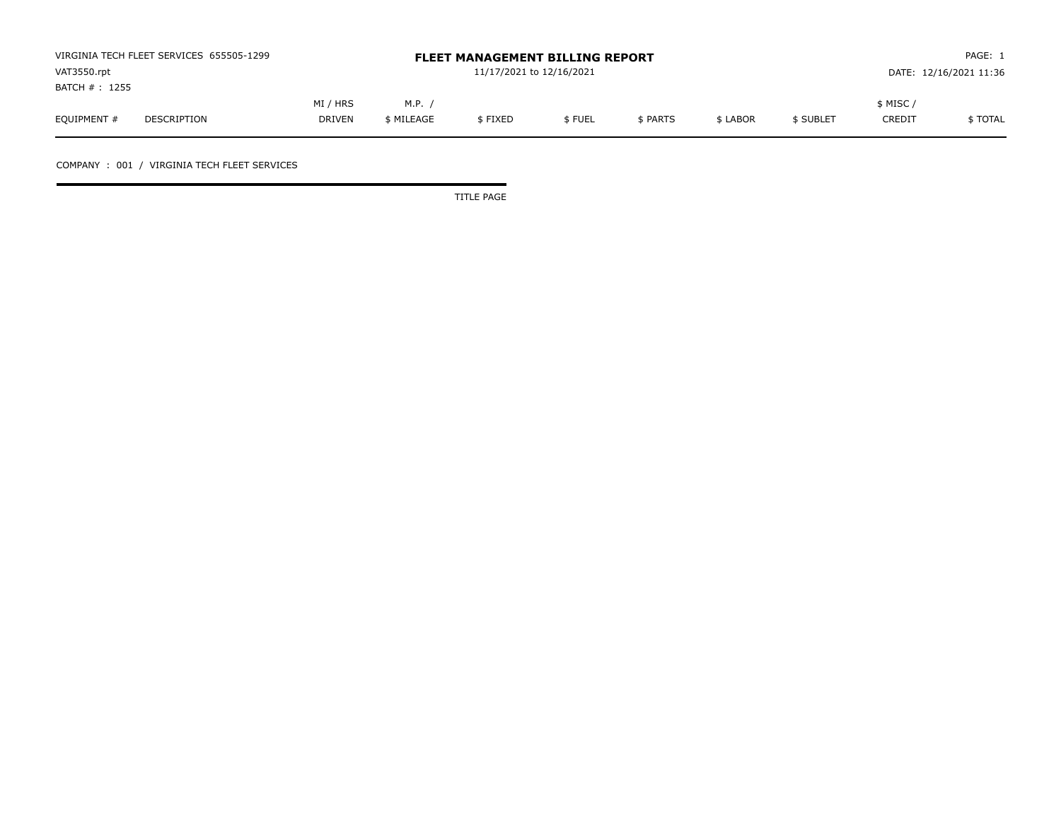VIRGINIA TECH FLEET SERVICES 655505-1299
VAT3550.rpt
BATCH # : 1255

# FLEET MANAGEMENT BILLING REPORT

11/17/2021 to 12/16/2021

PAGE: 1
DATE: 12/16/2021 11:36

| EQUIPMENT # | DESCRIPTION | MI / HRS DRIVEN | M.P. / $ MILEAGE | $ FIXED | $ FUEL | $ PARTS | $ LABOR | $ SUBLET | $ MISC / CREDIT | $ TOTAL |
|---|---|---|---|---|---|---|---|---|---|---|

COMPANY : 001 / VIRGINIA TECH FLEET SERVICES

TITLE PAGE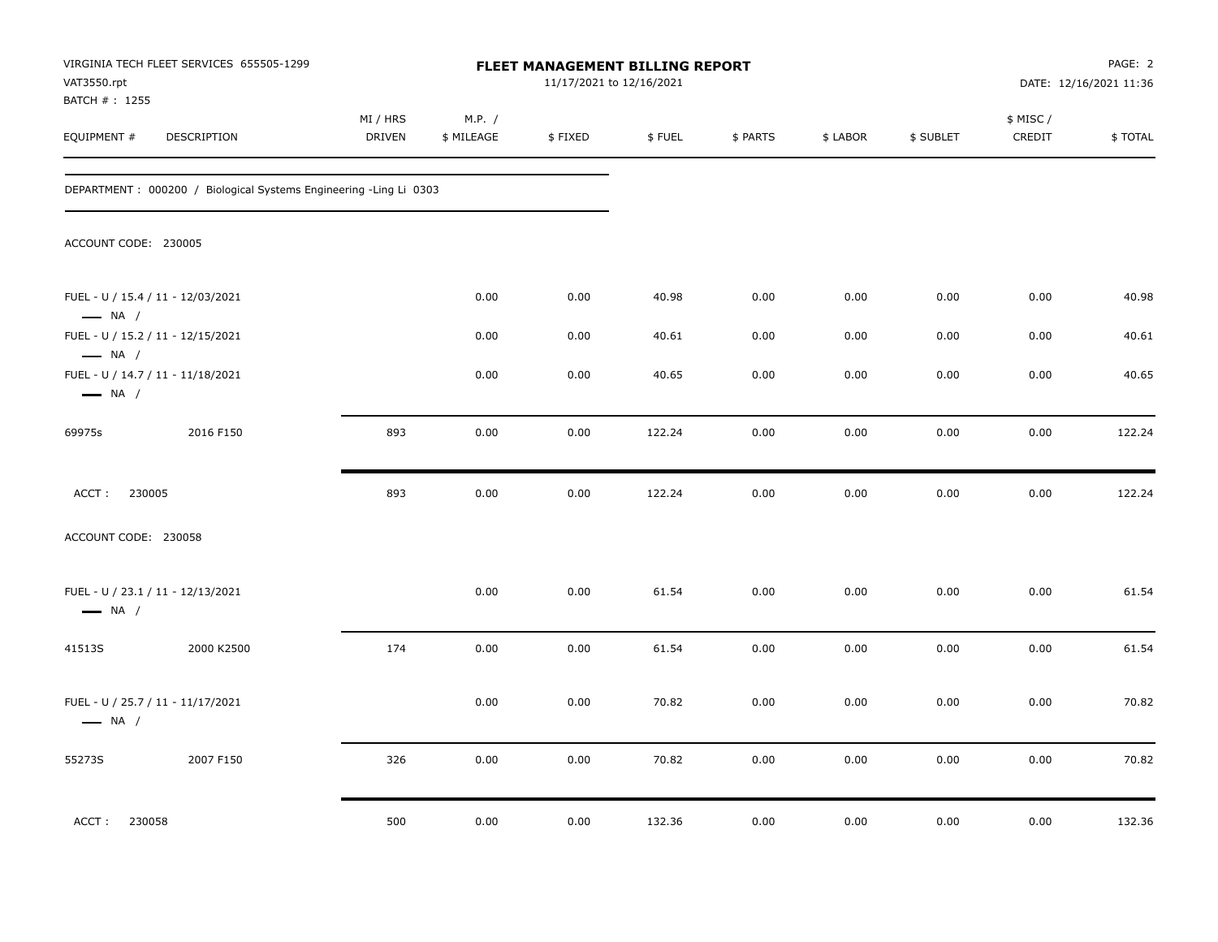VIRGINIA TECH FLEET SERVICES 655505-1299
VAT3550.rpt
BATCH # : 1255

# FLEET MANAGEMENT BILLING REPORT

11/17/2021 to 12/16/2021

PAGE: 2
DATE: 12/16/2021 11:36

| EQUIPMENT # | DESCRIPTION | MI / HRS DRIVEN | M.P. / $ MILEAGE | $ FIXED | $ FUEL | $ PARTS | $ LABOR | $ SUBLET | $ MISC / CREDIT | $ TOTAL |
|---|---|---|---|---|---|---|---|---|---|---|
| DEPARTMENT : 000200 / Biological Systems Engineering -Ling Li 0303 | | | | | | | | | | |
| ACCOUNT CODE: 230005 | | | | | | | | | | |
| FUEL - U / 15.4 / 11 - 12/03/2021 — NA / | | | 0.00 | 0.00 | 40.98 | 0.00 | 0.00 | 0.00 | 0.00 | 40.98 |
| FUEL - U / 15.2 / 11 - 12/15/2021 — NA / | | | 0.00 | 0.00 | 40.61 | 0.00 | 0.00 | 0.00 | 0.00 | 40.61 |
| FUEL - U / 14.7 / 11 - 11/18/2021 — NA / | | | 0.00 | 0.00 | 40.65 | 0.00 | 0.00 | 0.00 | 0.00 | 40.65 |
| 69975s | 2016 F150 | 893 | 0.00 | 0.00 | 122.24 | 0.00 | 0.00 | 0.00 | 0.00 | 122.24 |
| ACCT : 230005 | | 893 | 0.00 | 0.00 | 122.24 | 0.00 | 0.00 | 0.00 | 0.00 | 122.24 |
| ACCOUNT CODE: 230058 | | | | | | | | | | |
| FUEL - U / 23.1 / 11 - 12/13/2021 — NA / | | | 0.00 | 0.00 | 61.54 | 0.00 | 0.00 | 0.00 | 0.00 | 61.54 |
| 41513S | 2000 K2500 | 174 | 0.00 | 0.00 | 61.54 | 0.00 | 0.00 | 0.00 | 0.00 | 61.54 |
| FUEL - U / 25.7 / 11 - 11/17/2021 — NA / | | | 0.00 | 0.00 | 70.82 | 0.00 | 0.00 | 0.00 | 0.00 | 70.82 |
| 55273S | 2007 F150 | 326 | 0.00 | 0.00 | 70.82 | 0.00 | 0.00 | 0.00 | 0.00 | 70.82 |
| ACCT : 230058 | | 500 | 0.00 | 0.00 | 132.36 | 0.00 | 0.00 | 0.00 | 0.00 | 132.36 |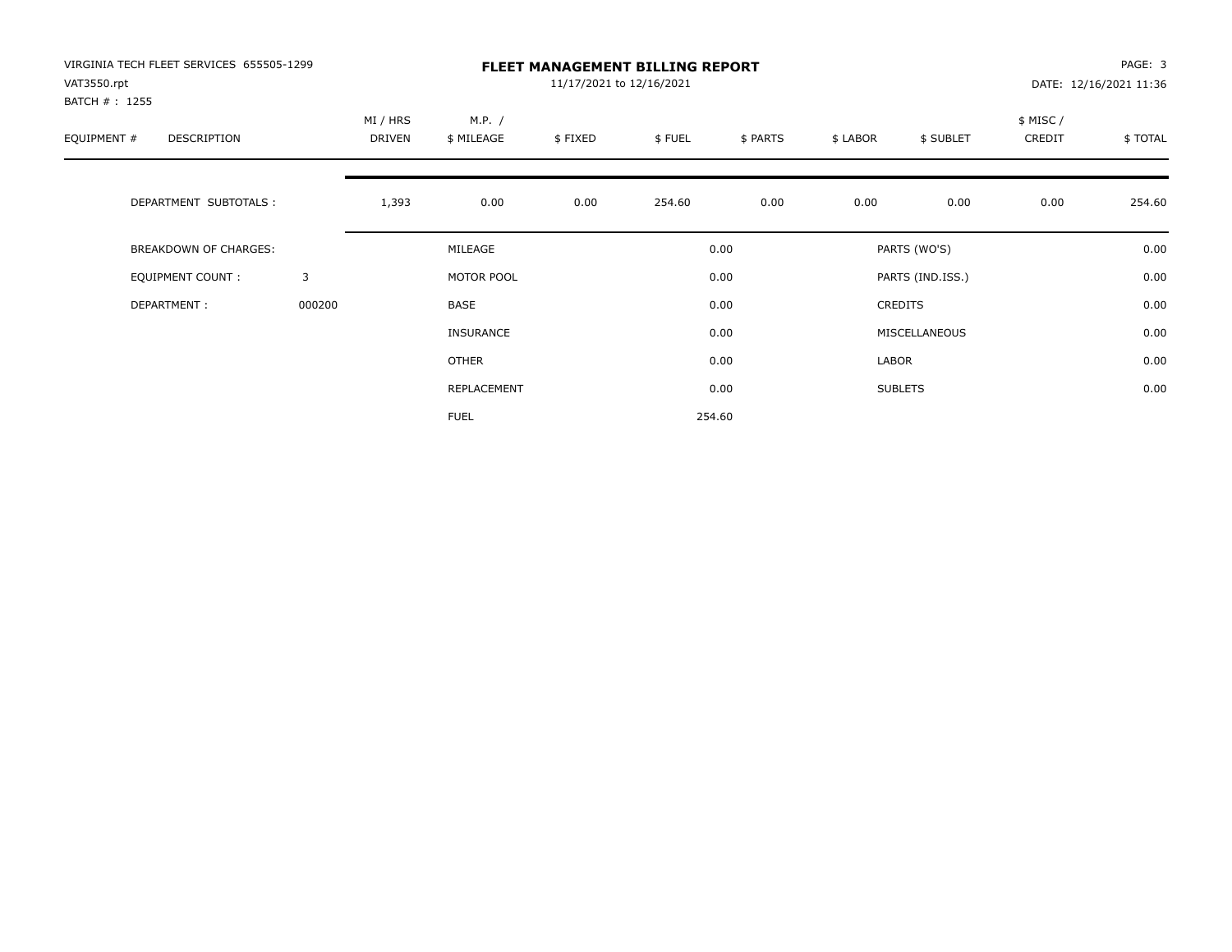VIRGINIA TECH FLEET SERVICES 655505-1299
VAT3550.rpt
BATCH # : 1255

# FLEET MANAGEMENT BILLING REPORT

11/17/2021 to 12/16/2021

DATE: 12/16/2021 11:36

| EQUIPMENT # | DESCRIPTION | MI / HRS DRIVEN | M.P. / $ MILEAGE | $ FIXED | $ FUEL | $ PARTS | $ LABOR | $ SUBLET | $ MISC / CREDIT | $ TOTAL |
|---|---|---|---|---|---|---|---|---|---|---|
| | DEPARTMENT SUBTOTALS : | 1,393 | 0.00 | 0.00 | 254.60 | 0.00 | 0.00 | 0.00 | 0.00 | 254.60 |

| | | | | | |
|---|---|---|---|---|---|
| BREAKDOWN OF CHARGES: | | MILEAGE | 0.00 | PARTS (WO'S) | 0.00 |
| EQUIPMENT COUNT : | 3 | MOTOR POOL | 0.00 | PARTS (IND.ISS.) | 0.00 |
| DEPARTMENT : | 000200 | BASE | 0.00 | CREDITS | 0.00 |
| | | INSURANCE | 0.00 | MISCELLANEOUS | 0.00 |
| | | OTHER | 0.00 | LABOR | 0.00 |
| | | REPLACEMENT | 0.00 | SUBLETS | 0.00 |
| | | FUEL | 254.60 | | |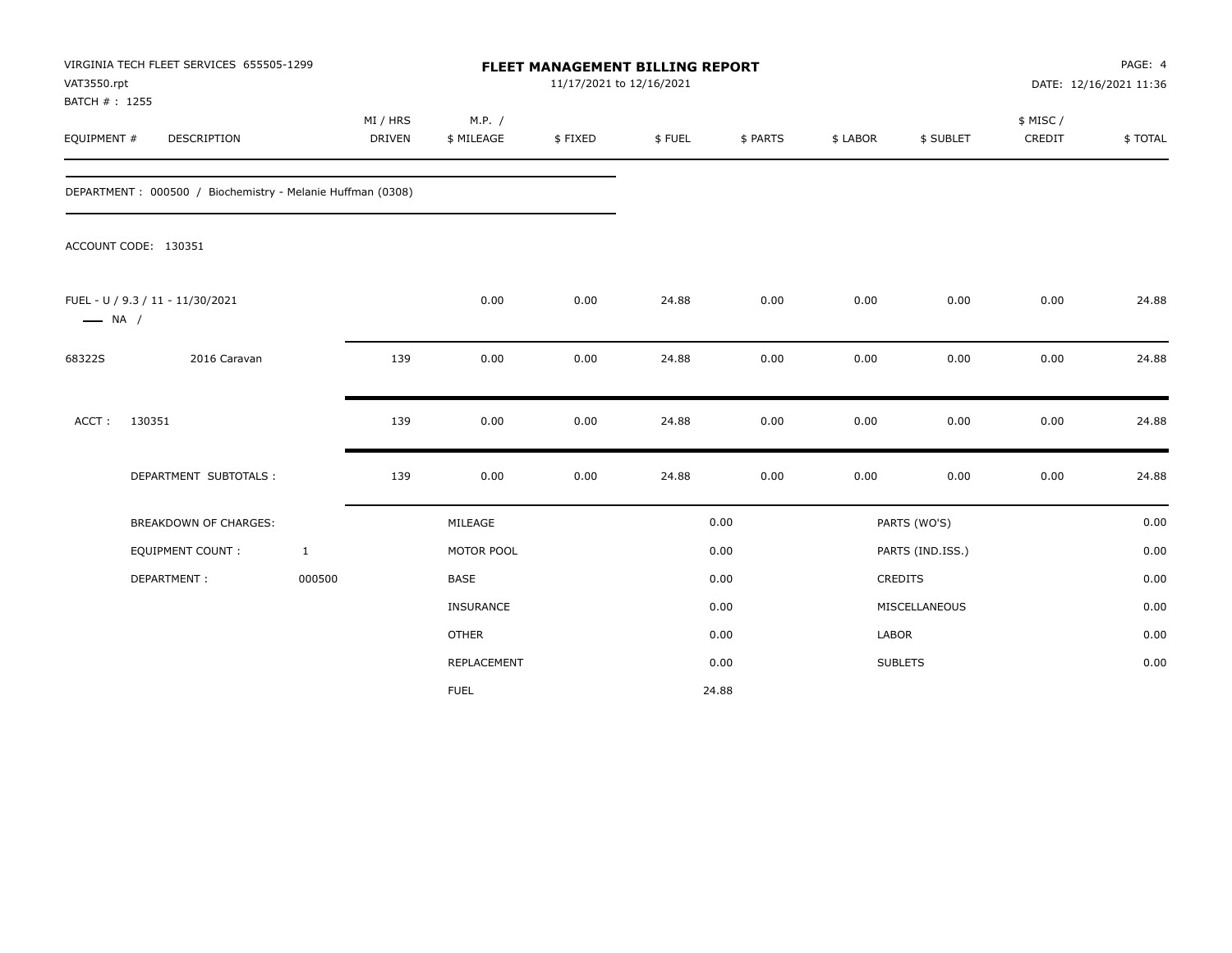VIRGINIA TECH FLEET SERVICES 655505-1299
VAT3550.rpt
BATCH # : 1255

# FLEET MANAGEMENT BILLING REPORT

11/17/2021 to 12/16/2021

PAGE: 4
DATE: 12/16/2021 11:36

| EQUIPMENT # | DESCRIPTION | MI / HRS DRIVEN | M.P. / $ MILEAGE | $ FIXED | $ FUEL | $ PARTS | $ LABOR | $ SUBLET | $ MISC / CREDIT | $ TOTAL |
|---|---|---|---|---|---|---|---|---|---|---|
| DEPARTMENT : 000500 / Biochemistry - Melanie Huffman (0308) | | | | | | | | | | |
| ACCOUNT CODE: 130351 | | | | | | | | | | |
| FUEL - U / 9.3 / 11 - 11/30/2021 —— NA / | | | 0.00 | 0.00 | 24.88 | 0.00 | 0.00 | 0.00 | 0.00 | 24.88 |
| 68322S | 2016 Caravan | 139 | 0.00 | 0.00 | 24.88 | 0.00 | 0.00 | 0.00 | 0.00 | 24.88 |
| ACCT : | 130351 | 139 | 0.00 | 0.00 | 24.88 | 0.00 | 0.00 | 0.00 | 0.00 | 24.88 |
| | DEPARTMENT SUBTOTALS : | 139 | 0.00 | 0.00 | 24.88 | 0.00 | 0.00 | 0.00 | 0.00 | 24.88 |

| BREAKDOWN OF CHARGES: | | | | | |
|---|---|---|---|---|---|
| EQUIPMENT COUNT : | 1 | MILEAGE | 0.00 | PARTS (WO'S) | 0.00 |
| DEPARTMENT : | 000500 | MOTOR POOL | 0.00 | PARTS (IND.ISS.) | 0.00 |
| | | BASE | 0.00 | CREDITS | 0.00 |
| | | INSURANCE | 0.00 | MISCELLANEOUS | 0.00 |
| | | OTHER | 0.00 | LABOR | 0.00 |
| | | REPLACEMENT | 0.00 | SUBLETS | 0.00 |
| | | FUEL | 24.88 | | |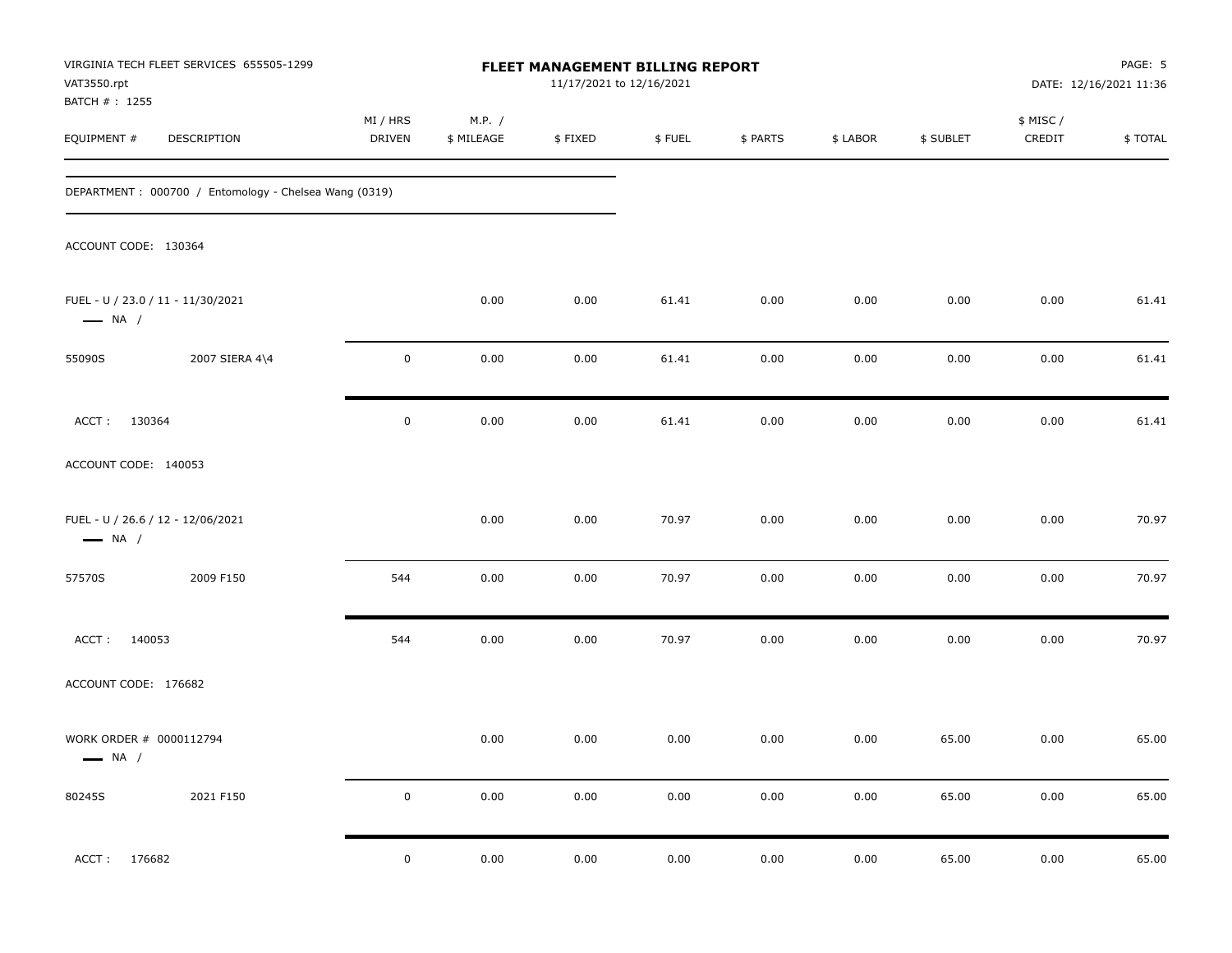VIRGINIA TECH FLEET SERVICES 655505-1299
VAT3550.rpt
BATCH # : 1255

**FLEET MANAGEMENT BILLING REPORT**
11/17/2021 to 12/16/2021

DATE: 12/16/2021 11:36

| EQUIPMENT # | DESCRIPTION | MI / HRS DRIVEN | M.P. / $ MILEAGE | $ FIXED | $ FUEL | $ PARTS | $ LABOR | $ SUBLET | $ MISC / CREDIT | $ TOTAL |
|---|---|---|---|---|---|---|---|---|---|---|
| DEPARTMENT : 000700 / Entomology - Chelsea Wang (0319) | | | | | | | | | | |
| ACCOUNT CODE: 130364 | | | | | | | | | | |
| FUEL - U / 23.0 / 11 - 11/30/2021 — NA / | | | 0.00 | 0.00 | 61.41 | 0.00 | 0.00 | 0.00 | 0.00 | 61.41 |
| 55090S | 2007 SIERA 4\4 | 0 | 0.00 | 0.00 | 61.41 | 0.00 | 0.00 | 0.00 | 0.00 | 61.41 |
| ACCT : 130364 | | 0 | 0.00 | 0.00 | 61.41 | 0.00 | 0.00 | 0.00 | 0.00 | 61.41 |
| ACCOUNT CODE: 140053 | | | | | | | | | | |
| FUEL - U / 26.6 / 12 - 12/06/2021 — NA / | | | 0.00 | 0.00 | 70.97 | 0.00 | 0.00 | 0.00 | 0.00 | 70.97 |
| 57570S | 2009 F150 | 544 | 0.00 | 0.00 | 70.97 | 0.00 | 0.00 | 0.00 | 0.00 | 70.97 |
| ACCT : 140053 | | 544 | 0.00 | 0.00 | 70.97 | 0.00 | 0.00 | 0.00 | 0.00 | 70.97 |
| ACCOUNT CODE: 176682 | | | | | | | | | | |
| WORK ORDER # 0000112794 — NA / | | | 0.00 | 0.00 | 0.00 | 0.00 | 0.00 | 65.00 | 0.00 | 65.00 |
| 80245S | 2021 F150 | 0 | 0.00 | 0.00 | 0.00 | 0.00 | 0.00 | 65.00 | 0.00 | 65.00 |
| ACCT : 176682 | | 0 | 0.00 | 0.00 | 0.00 | 0.00 | 0.00 | 65.00 | 0.00 | 65.00 |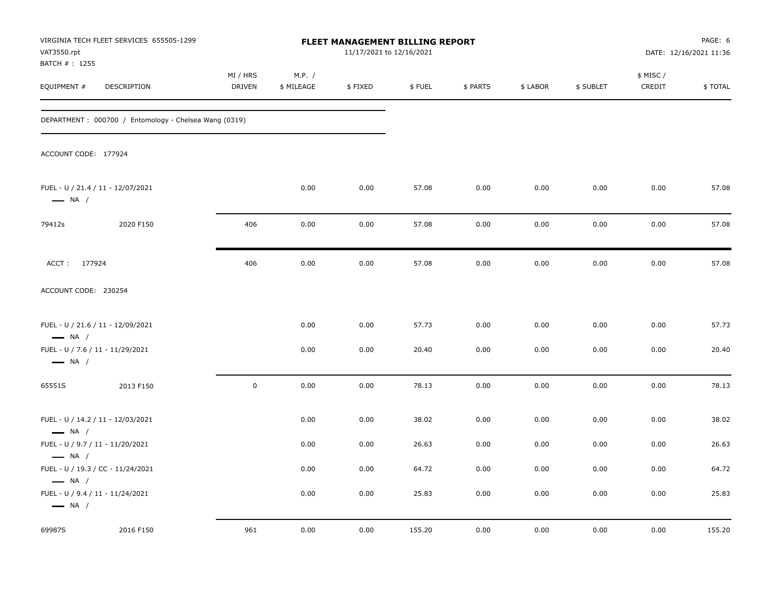VIRGINIA TECH FLEET SERVICES 655505-1299
VAT3550.rpt
BATCH # : 1255

**FLEET MANAGEMENT BILLING REPORT**
11/17/2021 to 12/16/2021

PAGE: 6
DATE: 12/16/2021 11:36

| EQUIPMENT # | DESCRIPTION | MI / HRS DRIVEN | M.P. / $ MILEAGE | $ FIXED | $ FUEL | $ PARTS | $ LABOR | $ SUBLET | $ MISC / CREDIT | $ TOTAL |
|---|---|---|---|---|---|---|---|---|---|---|
| DEPARTMENT : 000700 / Entomology - Chelsea Wang (0319) | | | | | | | | | | |
| ACCOUNT CODE: 177924 | | | | | | | | | | |
| FUEL - U / 21.4 / 11 - 12/07/2021 — NA / | | | 0.00 | 0.00 | 57.08 | 0.00 | 0.00 | 0.00 | 0.00 | 57.08 |
| 79412s | 2020 F150 | 406 | 0.00 | 0.00 | 57.08 | 0.00 | 0.00 | 0.00 | 0.00 | 57.08 |
| ACCT : 177924 | | 406 | 0.00 | 0.00 | 57.08 | 0.00 | 0.00 | 0.00 | 0.00 | 57.08 |
| ACCOUNT CODE: 230254 | | | | | | | | | | |
| FUEL - U / 21.6 / 11 - 12/09/2021 — NA / | | | 0.00 | 0.00 | 57.73 | 0.00 | 0.00 | 0.00 | 0.00 | 57.73 |
| FUEL - U / 7.6 / 11 - 11/29/2021 — NA / | | | 0.00 | 0.00 | 20.40 | 0.00 | 0.00 | 0.00 | 0.00 | 20.40 |
| 65551S | 2013 F150 | 0 | 0.00 | 0.00 | 78.13 | 0.00 | 0.00 | 0.00 | 0.00 | 78.13 |
| FUEL - U / 14.2 / 11 - 12/03/2021 — NA / | | | 0.00 | 0.00 | 38.02 | 0.00 | 0.00 | 0.00 | 0.00 | 38.02 |
| FUEL - U / 9.7 / 11 - 11/20/2021 — NA / | | | 0.00 | 0.00 | 26.63 | 0.00 | 0.00 | 0.00 | 0.00 | 26.63 |
| FUEL - U / 19.3 / CC - 11/24/2021 — NA / | | | 0.00 | 0.00 | 64.72 | 0.00 | 0.00 | 0.00 | 0.00 | 64.72 |
| FUEL - U / 9.4 / 11 - 11/24/2021 — NA / | | | 0.00 | 0.00 | 25.83 | 0.00 | 0.00 | 0.00 | 0.00 | 25.83 |
| 69987S | 2016 F150 | 961 | 0.00 | 0.00 | 155.20 | 0.00 | 0.00 | 0.00 | 0.00 | 155.20 |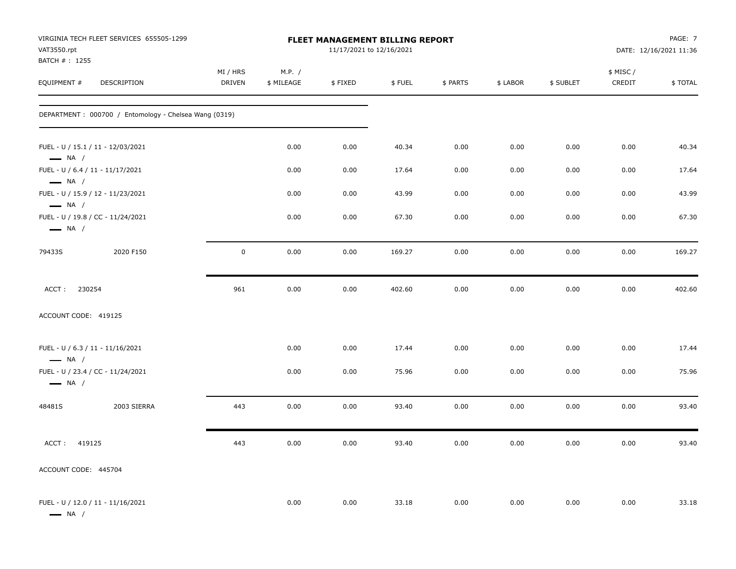VIRGINIA TECH FLEET SERVICES 655505-1299
VAT3550.rpt
BATCH # : 1255

# FLEET MANAGEMENT BILLING REPORT

11/17/2021 to 12/16/2021

PAGE: 7
DATE: 12/16/2021 11:36

| EQUIPMENT # | DESCRIPTION | MI / HRS DRIVEN | M.P. / $ MILEAGE | $ FIXED | $ FUEL | $ PARTS | $ LABOR | $ SUBLET | $ MISC / CREDIT | $ TOTAL |
|---|---|---|---|---|---|---|---|---|---|---|
| DEPARTMENT : 000700 / Entomology - Chelsea Wang (0319) | | | | | | | | | | |
| FUEL - U / 15.1 / 11 - 12/03/2021 NA / | | | 0.00 | 0.00 | 40.34 | 0.00 | 0.00 | 0.00 | 0.00 | 40.34 |
| FUEL - U / 6.4 / 11 - 11/17/2021 NA / | | | 0.00 | 0.00 | 17.64 | 0.00 | 0.00 | 0.00 | 0.00 | 17.64 |
| FUEL - U / 15.9 / 12 - 11/23/2021 NA / | | | 0.00 | 0.00 | 43.99 | 0.00 | 0.00 | 0.00 | 0.00 | 43.99 |
| FUEL - U / 19.8 / CC - 11/24/2021 NA / | | | 0.00 | 0.00 | 67.30 | 0.00 | 0.00 | 0.00 | 0.00 | 67.30 |
| 79433S | 2020 F150 | 0 | 0.00 | 0.00 | 169.27 | 0.00 | 0.00 | 0.00 | 0.00 | 169.27 |
| ACCT : 230254 | | 961 | 0.00 | 0.00 | 402.60 | 0.00 | 0.00 | 0.00 | 0.00 | 402.60 |
| ACCOUNT CODE: 419125 | | | | | | | | | | |
| FUEL - U / 6.3 / 11 - 11/16/2021 NA / | | | 0.00 | 0.00 | 17.44 | 0.00 | 0.00 | 0.00 | 0.00 | 17.44 |
| FUEL - U / 23.4 / CC - 11/24/2021 NA / | | | 0.00 | 0.00 | 75.96 | 0.00 | 0.00 | 0.00 | 0.00 | 75.96 |
| 48481S | 2003 SIERRA | 443 | 0.00 | 0.00 | 93.40 | 0.00 | 0.00 | 0.00 | 0.00 | 93.40 |
| ACCT : 419125 | | 443 | 0.00 | 0.00 | 93.40 | 0.00 | 0.00 | 0.00 | 0.00 | 93.40 |
| ACCOUNT CODE: 445704 | | | | | | | | | | |
| FUEL - U / 12.0 / 11 - 11/16/2021 NA / | | | 0.00 | 0.00 | 33.18 | 0.00 | 0.00 | 0.00 | 0.00 | 33.18 |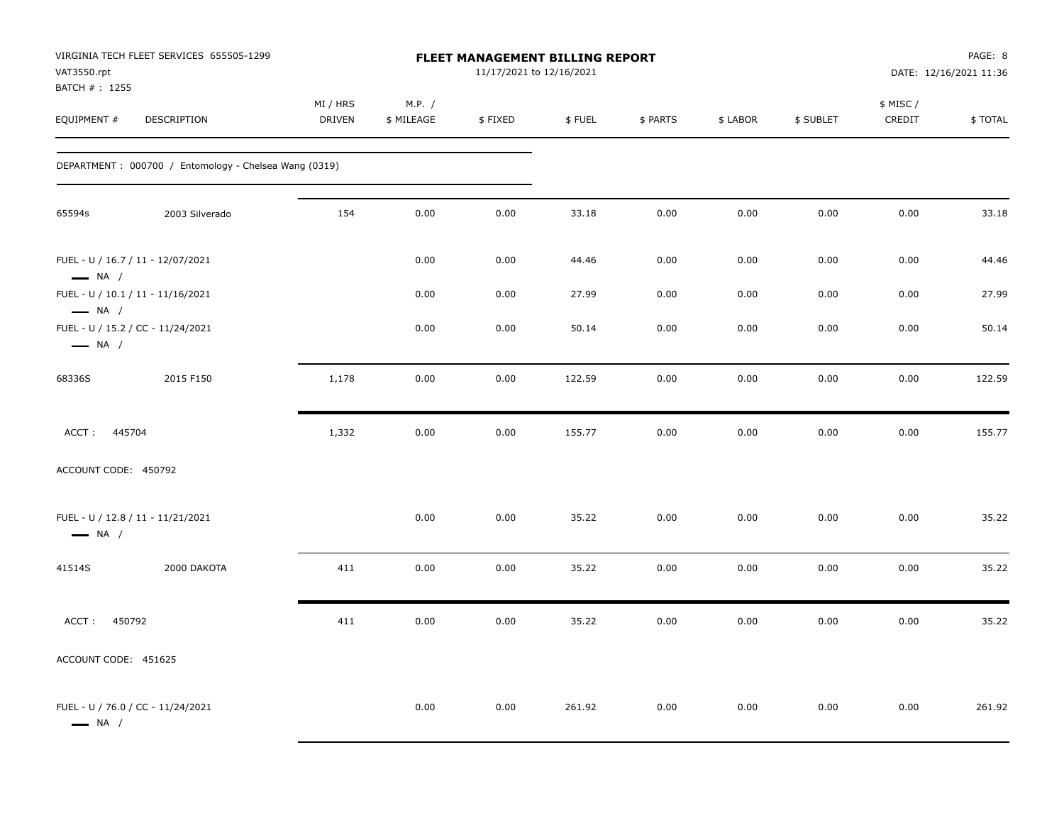VIRGINIA TECH FLEET SERVICES 655505-1299
VAT3550.rpt
BATCH # : 1255

# FLEET MANAGEMENT BILLING REPORT

11/17/2021 to 12/16/2021

PAGE: 8
DATE: 12/16/2021 11:36

| EQUIPMENT # | DESCRIPTION | MI / HRS DRIVEN | M.P. / $ MILEAGE | $ FIXED | $ FUEL | $ PARTS | $ LABOR | $ SUBLET | $ MISC / CREDIT | $ TOTAL |
|---|---|---|---|---|---|---|---|---|---|---|
| DEPARTMENT : 000700 / Entomology - Chelsea Wang (0319) | | | | | | | | | | |
| 65594s | 2003 Silverado | 154 | 0.00 | 0.00 | 33.18 | 0.00 | 0.00 | 0.00 | 0.00 | 33.18 |
| FUEL - U / 16.7 / 11 - 12/07/2021 — NA / | | | 0.00 | 0.00 | 44.46 | 0.00 | 0.00 | 0.00 | 0.00 | 44.46 |
| FUEL - U / 10.1 / 11 - 11/16/2021 — NA / | | | 0.00 | 0.00 | 27.99 | 0.00 | 0.00 | 0.00 | 0.00 | 27.99 |
| FUEL - U / 15.2 / CC - 11/24/2021 — NA / | | | 0.00 | 0.00 | 50.14 | 0.00 | 0.00 | 0.00 | 0.00 | 50.14 |
| 68336S | 2015 F150 | 1,178 | 0.00 | 0.00 | 122.59 | 0.00 | 0.00 | 0.00 | 0.00 | 122.59 |
| ACCT : 445704 | | 1,332 | 0.00 | 0.00 | 155.77 | 0.00 | 0.00 | 0.00 | 0.00 | 155.77 |
| ACCOUNT CODE: 450792 | | | | | | | | | | |
| FUEL - U / 12.8 / 11 - 11/21/2021 — NA / | | | 0.00 | 0.00 | 35.22 | 0.00 | 0.00 | 0.00 | 0.00 | 35.22 |
| 41514S | 2000 DAKOTA | 411 | 0.00 | 0.00 | 35.22 | 0.00 | 0.00 | 0.00 | 0.00 | 35.22 |
| ACCT : 450792 | | 411 | 0.00 | 0.00 | 35.22 | 0.00 | 0.00 | 0.00 | 0.00 | 35.22 |
| ACCOUNT CODE: 451625 | | | | | | | | | | |
| FUEL - U / 76.0 / CC - 11/24/2021 — NA / | | | 0.00 | 0.00 | 261.92 | 0.00 | 0.00 | 0.00 | 0.00 | 261.92 |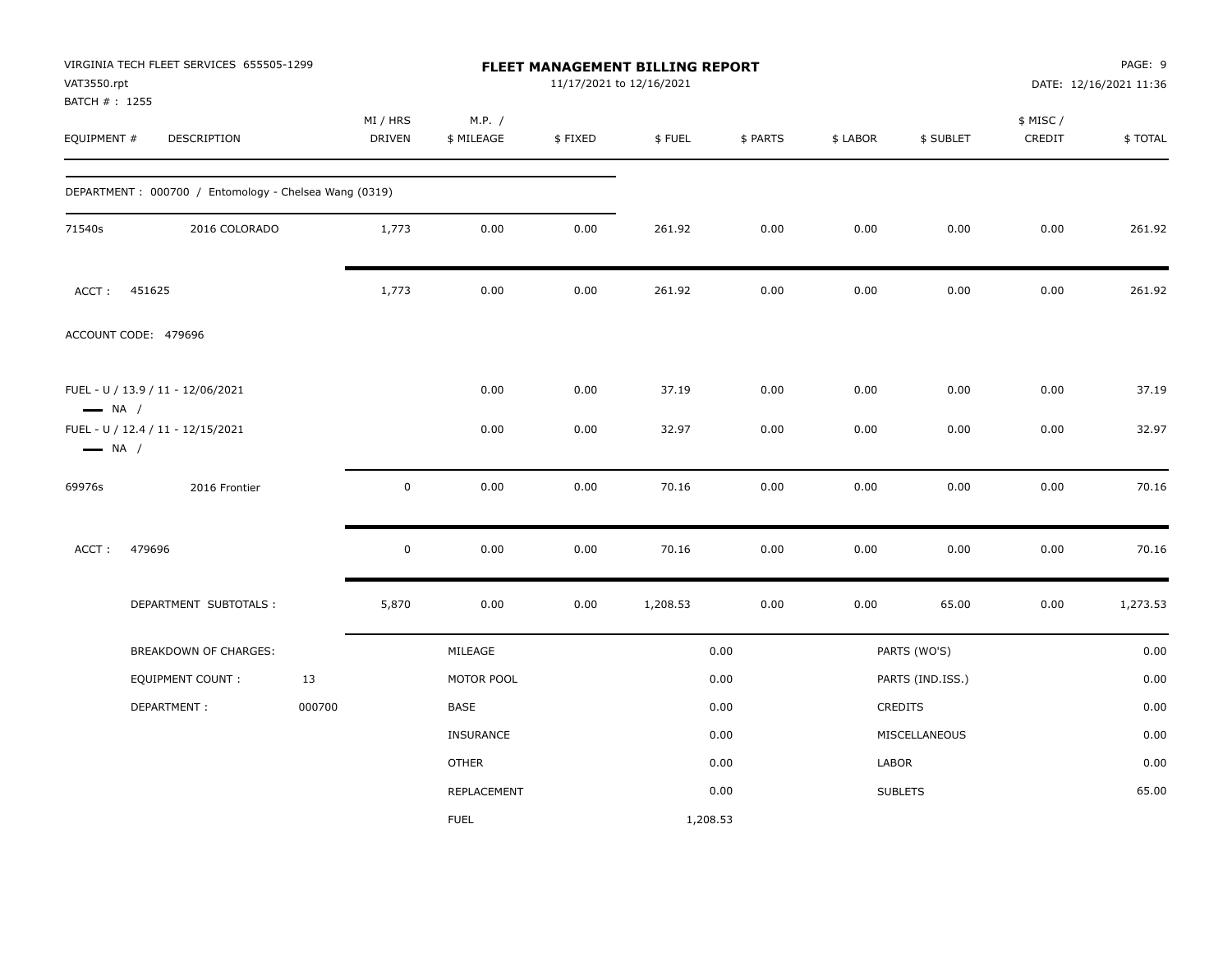VIRGINIA TECH FLEET SERVICES 655505-1299
VAT3550.rpt
BATCH # : 1255

# FLEET MANAGEMENT BILLING REPORT

11/17/2021 to 12/16/2021

DATE: 12/16/2021 11:36

| EQUIPMENT # | DESCRIPTION | MI / HRS DRIVEN | M.P. / $ MILEAGE | $ FIXED | $ FUEL | $ PARTS | $ LABOR | $ SUBLET | $ MISC / CREDIT | $ TOTAL |
|---|---|---|---|---|---|---|---|---|---|---|
| DEPARTMENT : 000700 / Entomology - Chelsea Wang (0319) | | | | | | | | | | |
| 71540s | 2016 COLORADO | 1,773 | 0.00 | 0.00 | 261.92 | 0.00 | 0.00 | 0.00 | 0.00 | 261.92 |
| ACCT : 451625 | | 1,773 | 0.00 | 0.00 | 261.92 | 0.00 | 0.00 | 0.00 | 0.00 | 261.92 |
| ACCOUNT CODE: 479696 | | | | | | | | | | |
| FUEL - U / 13.9 / 11 - 12/06/2021 — NA / | | | 0.00 | 0.00 | 37.19 | 0.00 | 0.00 | 0.00 | 0.00 | 37.19 |
| FUEL - U / 12.4 / 11 - 12/15/2021 — NA / | | | 0.00 | 0.00 | 32.97 | 0.00 | 0.00 | 0.00 | 0.00 | 32.97 |
| 69976s | 2016 Frontier | 0 | 0.00 | 0.00 | 70.16 | 0.00 | 0.00 | 0.00 | 0.00 | 70.16 |
| ACCT : 479696 | | 0 | 0.00 | 0.00 | 70.16 | 0.00 | 0.00 | 0.00 | 0.00 | 70.16 |
| DEPARTMENT SUBTOTALS : | | 5,870 | 0.00 | 0.00 | 1,208.53 | 0.00 | 0.00 | 65.00 | 0.00 | 1,273.53 |

| BREAKDOWN OF CHARGES: | | | | | |
|---|---|---|---|---|---|
| EQUIPMENT COUNT : | 13 | MILEAGE | 0.00 | PARTS (WO'S) | 0.00 |
| DEPARTMENT : | 000700 | MOTOR POOL | 0.00 | PARTS (IND.ISS.) | 0.00 |
| | | BASE | 0.00 | CREDITS | 0.00 |
| | | INSURANCE | 0.00 | MISCELLANEOUS | 0.00 |
| | | OTHER | 0.00 | LABOR | 0.00 |
| | | REPLACEMENT | 0.00 | SUBLETS | 65.00 |
| | | FUEL | 1,208.53 | | |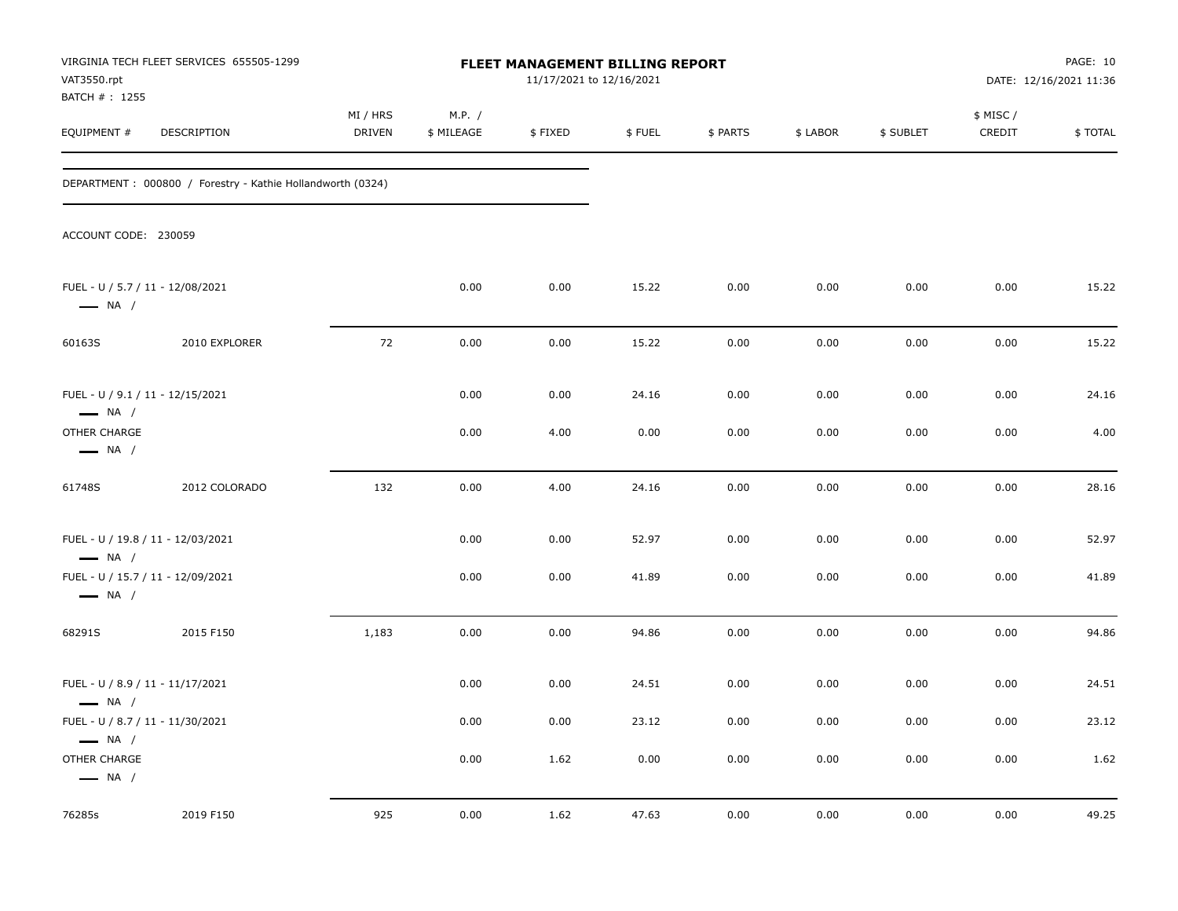VIRGINIA TECH FLEET SERVICES 655505-1299
VAT3550.rpt
BATCH # : 1255

**FLEET MANAGEMENT BILLING REPORT**
11/17/2021 to 12/16/2021

DATE: 12/16/2021 11:36

| EQUIPMENT # | DESCRIPTION | MI / HRS DRIVEN | M.P. / $ MILEAGE | $ FIXED | $ FUEL | $ PARTS | $ LABOR | $ SUBLET | $ MISC / CREDIT | $ TOTAL |
|---|---|---|---|---|---|---|---|---|---|---|

DEPARTMENT : 000800 / Forestry - Kathie Hollandworth (0324)

ACCOUNT CODE: 230059

| EQUIPMENT # | DESCRIPTION | MI / HRS DRIVEN | M.P. / $ MILEAGE | $ FIXED | $ FUEL | $ PARTS | $ LABOR | $ SUBLET | $ MISC / CREDIT | $ TOTAL |
|---|---|---|---|---|---|---|---|---|---|---|
| FUEL - U / 5.7 / 11 - 12/08/2021 — NA / | | | 0.00 | 0.00 | 15.22 | 0.00 | 0.00 | 0.00 | 0.00 | 15.22 |
| 60163S | 2010 EXPLORER | 72 | 0.00 | 0.00 | 15.22 | 0.00 | 0.00 | 0.00 | 0.00 | 15.22 |
| FUEL - U / 9.1 / 11 - 12/15/2021 — NA / | | | 0.00 | 0.00 | 24.16 | 0.00 | 0.00 | 0.00 | 0.00 | 24.16 |
| OTHER CHARGE — NA / | | | 0.00 | 4.00 | 0.00 | 0.00 | 0.00 | 0.00 | 0.00 | 4.00 |
| 61748S | 2012 COLORADO | 132 | 0.00 | 4.00 | 24.16 | 0.00 | 0.00 | 0.00 | 0.00 | 28.16 |
| FUEL - U / 19.8 / 11 - 12/03/2021 — NA / | | | 0.00 | 0.00 | 52.97 | 0.00 | 0.00 | 0.00 | 0.00 | 52.97 |
| FUEL - U / 15.7 / 11 - 12/09/2021 — NA / | | | 0.00 | 0.00 | 41.89 | 0.00 | 0.00 | 0.00 | 0.00 | 41.89 |
| 68291S | 2015 F150 | 1,183 | 0.00 | 0.00 | 94.86 | 0.00 | 0.00 | 0.00 | 0.00 | 94.86 |
| FUEL - U / 8.9 / 11 - 11/17/2021 — NA / | | | 0.00 | 0.00 | 24.51 | 0.00 | 0.00 | 0.00 | 0.00 | 24.51 |
| FUEL - U / 8.7 / 11 - 11/30/2021 — NA / | | | 0.00 | 0.00 | 23.12 | 0.00 | 0.00 | 0.00 | 0.00 | 23.12 |
| OTHER CHARGE — NA / | | | 0.00 | 1.62 | 0.00 | 0.00 | 0.00 | 0.00 | 0.00 | 1.62 |
| 76285s | 2019 F150 | 925 | 0.00 | 1.62 | 47.63 | 0.00 | 0.00 | 0.00 | 0.00 | 49.25 |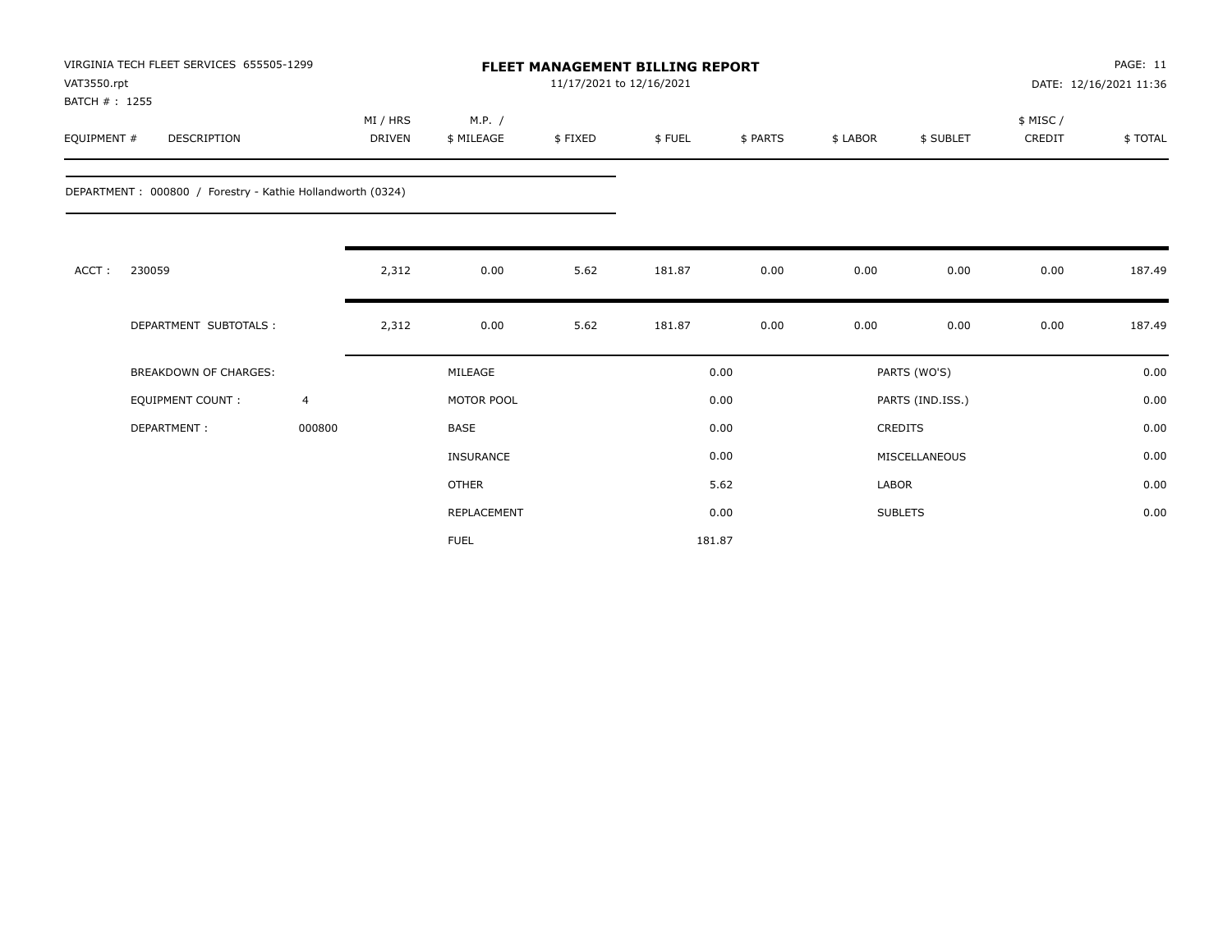VIRGINIA TECH FLEET SERVICES 655505-1299

VAT3550.rpt

BATCH # : 1255

## FLEET MANAGEMENT BILLING REPORT

11/17/2021 to 12/16/2021

DATE: 12/16/2021 11:36

| EQUIPMENT # | DESCRIPTION | MI / HRS DRIVEN | M.P. / $ MILEAGE | $ FIXED | $ FUEL | $ PARTS | $ LABOR | $ SUBLET | $ MISC / CREDIT | $ TOTAL |
|---|---|---|---|---|---|---|---|---|---|---|

DEPARTMENT : 000800 / Forestry - Kathie Hollandworth (0324)

| | | MI / HRS DRIVEN | M.P. / $ MILEAGE | $ FIXED | $ FUEL | $ PARTS | $ LABOR | $ SUBLET | $ MISC / CREDIT | $ TOTAL |
|---|---|---|---|---|---|---|---|---|---|---|
| ACCT : | 230059 | 2,312 | 0.00 | 5.62 | 181.87 | 0.00 | 0.00 | 0.00 | 0.00 | 187.49 |
| | DEPARTMENT SUBTOTALS : | 2,312 | 0.00 | 5.62 | 181.87 | 0.00 | 0.00 | 0.00 | 0.00 | 187.49 |

| BREAKDOWN OF CHARGES: | | | | | |
|---|---|---|---|---|---|
| EQUIPMENT COUNT : | 4 | MILEAGE | 0.00 | PARTS (WO'S) | 0.00 |
| DEPARTMENT : | 000800 | MOTOR POOL | 0.00 | PARTS (IND.ISS.) | 0.00 |
| | | BASE | 0.00 | CREDITS | 0.00 |
| | | INSURANCE | 0.00 | MISCELLANEOUS | 0.00 |
| | | OTHER | 5.62 | LABOR | 0.00 |
| | | REPLACEMENT | 0.00 | SUBLETS | 0.00 |
| | | FUEL | 181.87 | | |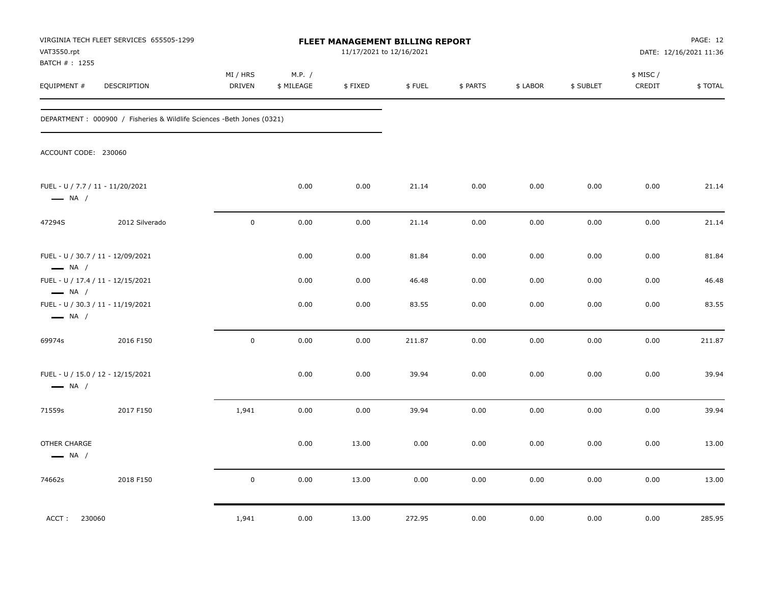VIRGINIA TECH FLEET SERVICES 655505-1299
VAT3550.rpt
BATCH # : 1255

# FLEET MANAGEMENT BILLING REPORT

11/17/2021 to 12/16/2021

PAGE: 12
DATE: 12/16/2021 11:36

DEPARTMENT : 000900 / Fisheries & Wildlife Sciences -Beth Jones (0321)

ACCOUNT CODE: 230060

| EQUIPMENT # | DESCRIPTION | MI / HRS DRIVEN | M.P. / $ MILEAGE | $ FIXED | $ FUEL | $ PARTS | $ LABOR | $ SUBLET | $ MISC / CREDIT | $ TOTAL |
|---|---|---|---|---|---|---|---|---|---|---|
| FUEL - U / 7.7 / 11 - 11/20/2021<br>NA / | | | 0.00 | 0.00 | 21.14 | 0.00 | 0.00 | 0.00 | 0.00 | 21.14 |
| 47294S | 2012 Silverado | 0 | 0.00 | 0.00 | 21.14 | 0.00 | 0.00 | 0.00 | 0.00 | 21.14 |
| FUEL - U / 30.7 / 11 - 12/09/2021<br>NA / | | | 0.00 | 0.00 | 81.84 | 0.00 | 0.00 | 0.00 | 0.00 | 81.84 |
| FUEL - U / 17.4 / 11 - 12/15/2021<br>NA / | | | 0.00 | 0.00 | 46.48 | 0.00 | 0.00 | 0.00 | 0.00 | 46.48 |
| FUEL - U / 30.3 / 11 - 11/19/2021<br>NA / | | | 0.00 | 0.00 | 83.55 | 0.00 | 0.00 | 0.00 | 0.00 | 83.55 |
| 69974s | 2016 F150 | 0 | 0.00 | 0.00 | 211.87 | 0.00 | 0.00 | 0.00 | 0.00 | 211.87 |
| FUEL - U / 15.0 / 12 - 12/15/2021<br>NA / | | | 0.00 | 0.00 | 39.94 | 0.00 | 0.00 | 0.00 | 0.00 | 39.94 |
| 71559s | 2017 F150 | 1,941 | 0.00 | 0.00 | 39.94 | 0.00 | 0.00 | 0.00 | 0.00 | 39.94 |
| OTHER CHARGE<br>NA / | | | 0.00 | 13.00 | 0.00 | 0.00 | 0.00 | 0.00 | 0.00 | 13.00 |
| 74662s | 2018 F150 | 0 | 0.00 | 13.00 | 0.00 | 0.00 | 0.00 | 0.00 | 0.00 | 13.00 |
| ACCT : 230060 | | 1,941 | 0.00 | 13.00 | 272.95 | 0.00 | 0.00 | 0.00 | 0.00 | 285.95 |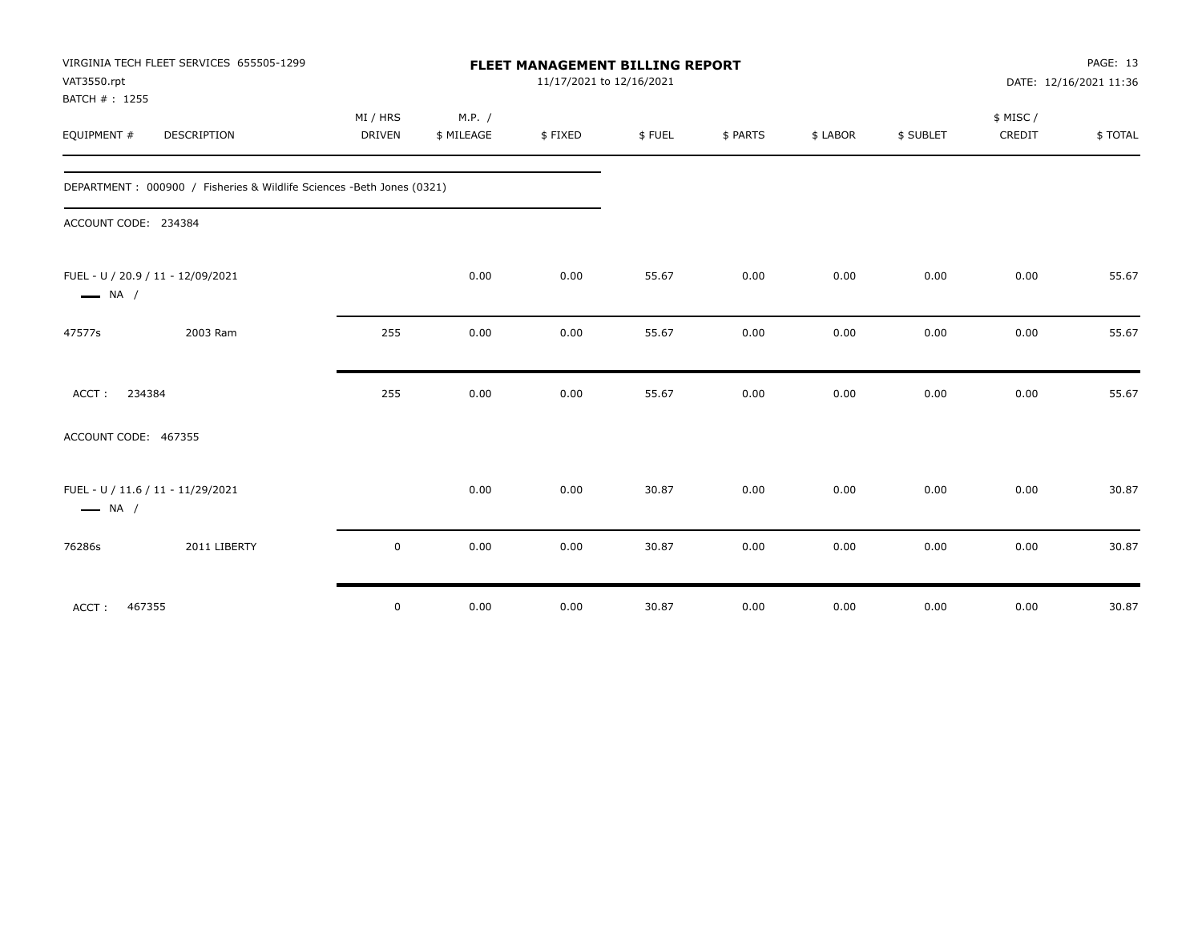VIRGINIA TECH FLEET SERVICES 655505-1299
VAT3550.rpt
BATCH # : 1255

**FLEET MANAGEMENT BILLING REPORT**
11/17/2021 to 12/16/2021

DATE: 12/16/2021 11:36

| EQUIPMENT # | DESCRIPTION | MI / HRS DRIVEN | M.P. / $ MILEAGE | $ FIXED | $ FUEL | $ PARTS | $ LABOR | $ SUBLET | $ MISC / CREDIT | $ TOTAL |
|---|---|---|---|---|---|---|---|---|---|---|
| DEPARTMENT : 000900 / Fisheries & Wildlife Sciences -Beth Jones (0321) | | | | | | | | | | |
| ACCOUNT CODE: 234384 | | | | | | | | | | |
| FUEL - U / 20.9 / 11 - 12/09/2021 — NA / | | | 0.00 | 0.00 | 55.67 | 0.00 | 0.00 | 0.00 | 0.00 | 55.67 |
| 47577s | 2003 Ram | 255 | 0.00 | 0.00 | 55.67 | 0.00 | 0.00 | 0.00 | 0.00 | 55.67 |
| ACCT : 234384 | | 255 | 0.00 | 0.00 | 55.67 | 0.00 | 0.00 | 0.00 | 0.00 | 55.67 |
| ACCOUNT CODE: 467355 | | | | | | | | | | |
| FUEL - U / 11.6 / 11 - 11/29/2021 — NA / | | | 0.00 | 0.00 | 30.87 | 0.00 | 0.00 | 0.00 | 0.00 | 30.87 |
| 76286s | 2011 LIBERTY | 0 | 0.00 | 0.00 | 30.87 | 0.00 | 0.00 | 0.00 | 0.00 | 30.87 |
| ACCT : 467355 | | 0 | 0.00 | 0.00 | 30.87 | 0.00 | 0.00 | 0.00 | 0.00 | 30.87 |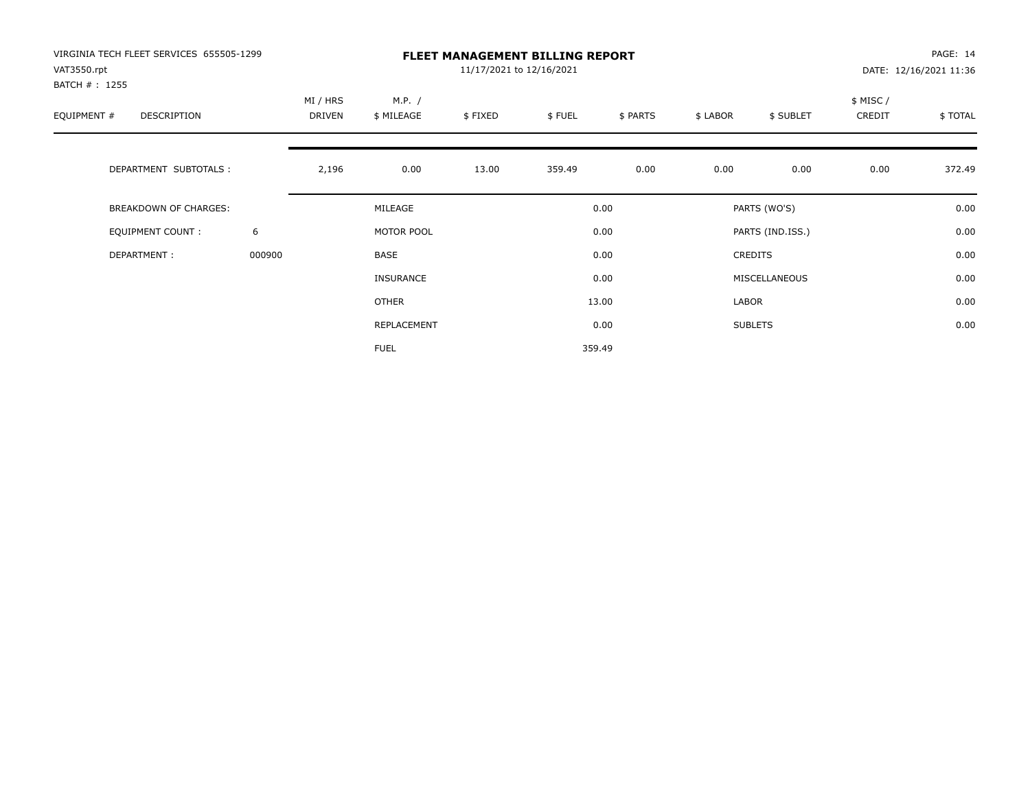VIRGINIA TECH FLEET SERVICES 655505-1299
VAT3550.rpt
BATCH # : 1255

# FLEET MANAGEMENT BILLING REPORT

11/17/2021 to 12/16/2021

DATE: 12/16/2021 11:36

| EQUIPMENT # | DESCRIPTION | MI / HRS DRIVEN | M.P. / $ MILEAGE | $ FIXED | $ FUEL | $ PARTS | $ LABOR | $ SUBLET | $ MISC / CREDIT | $ TOTAL |
|---|---|---|---|---|---|---|---|---|---|---|
| | DEPARTMENT SUBTOTALS : | 2,196 | 0.00 | 13.00 | 359.49 | 0.00 | 0.00 | 0.00 | 0.00 | 372.49 |

| | | | | | |
|---|---|---|---|---|---|
| BREAKDOWN OF CHARGES: | | MILEAGE | 0.00 | PARTS (WO'S) | 0.00 |
| EQUIPMENT COUNT : | 6 | MOTOR POOL | 0.00 | PARTS (IND.ISS.) | 0.00 |
| DEPARTMENT : | 000900 | BASE | 0.00 | CREDITS | 0.00 |
| | | INSURANCE | 0.00 | MISCELLANEOUS | 0.00 |
| | | OTHER | 13.00 | LABOR | 0.00 |
| | | REPLACEMENT | 0.00 | SUBLETS | 0.00 |
| | | FUEL | 359.49 | | |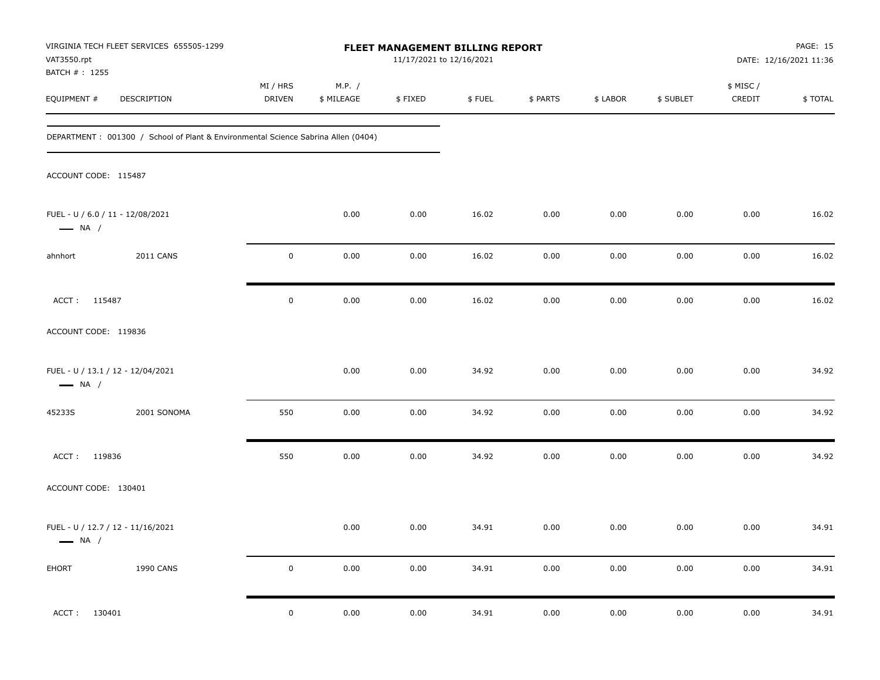VIRGINIA TECH FLEET SERVICES 655505-1299
VAT3550.rpt
BATCH # : 1255

**FLEET MANAGEMENT BILLING REPORT**
11/17/2021 to 12/16/2021

DATE: 12/16/2021 11:36

| EQUIPMENT # | DESCRIPTION | MI / HRS DRIVEN | M.P. / $ MILEAGE | $ FIXED | $ FUEL | $ PARTS | $ LABOR | $ SUBLET | $ MISC / CREDIT | $ TOTAL |
|---|---|---|---|---|---|---|---|---|---|---|
| DEPARTMENT : 001300 / School of Plant & Environmental Science Sabrina Allen (0404) | | | | | | | | | | |
| ACCOUNT CODE: 115487 | | | | | | | | | | |
| FUEL - U / 6.0 / 11 - 12/08/2021 — NA / | | | 0.00 | 0.00 | 16.02 | 0.00 | 0.00 | 0.00 | 0.00 | 16.02 |
| ahnhort | 2011 CANS | 0 | 0.00 | 0.00 | 16.02 | 0.00 | 0.00 | 0.00 | 0.00 | 16.02 |
| ACCT : 115487 | | 0 | 0.00 | 0.00 | 16.02 | 0.00 | 0.00 | 0.00 | 0.00 | 16.02 |
| ACCOUNT CODE: 119836 | | | | | | | | | | |
| FUEL - U / 13.1 / 12 - 12/04/2021 — NA / | | | 0.00 | 0.00 | 34.92 | 0.00 | 0.00 | 0.00 | 0.00 | 34.92 |
| 45233S | 2001 SONOMA | 550 | 0.00 | 0.00 | 34.92 | 0.00 | 0.00 | 0.00 | 0.00 | 34.92 |
| ACCT : 119836 | | 550 | 0.00 | 0.00 | 34.92 | 0.00 | 0.00 | 0.00 | 0.00 | 34.92 |
| ACCOUNT CODE: 130401 | | | | | | | | | | |
| FUEL - U / 12.7 / 12 - 11/16/2021 — NA / | | | 0.00 | 0.00 | 34.91 | 0.00 | 0.00 | 0.00 | 0.00 | 34.91 |
| EHORT | 1990 CANS | 0 | 0.00 | 0.00 | 34.91 | 0.00 | 0.00 | 0.00 | 0.00 | 34.91 |
| ACCT : 130401 | | 0 | 0.00 | 0.00 | 34.91 | 0.00 | 0.00 | 0.00 | 0.00 | 34.91 |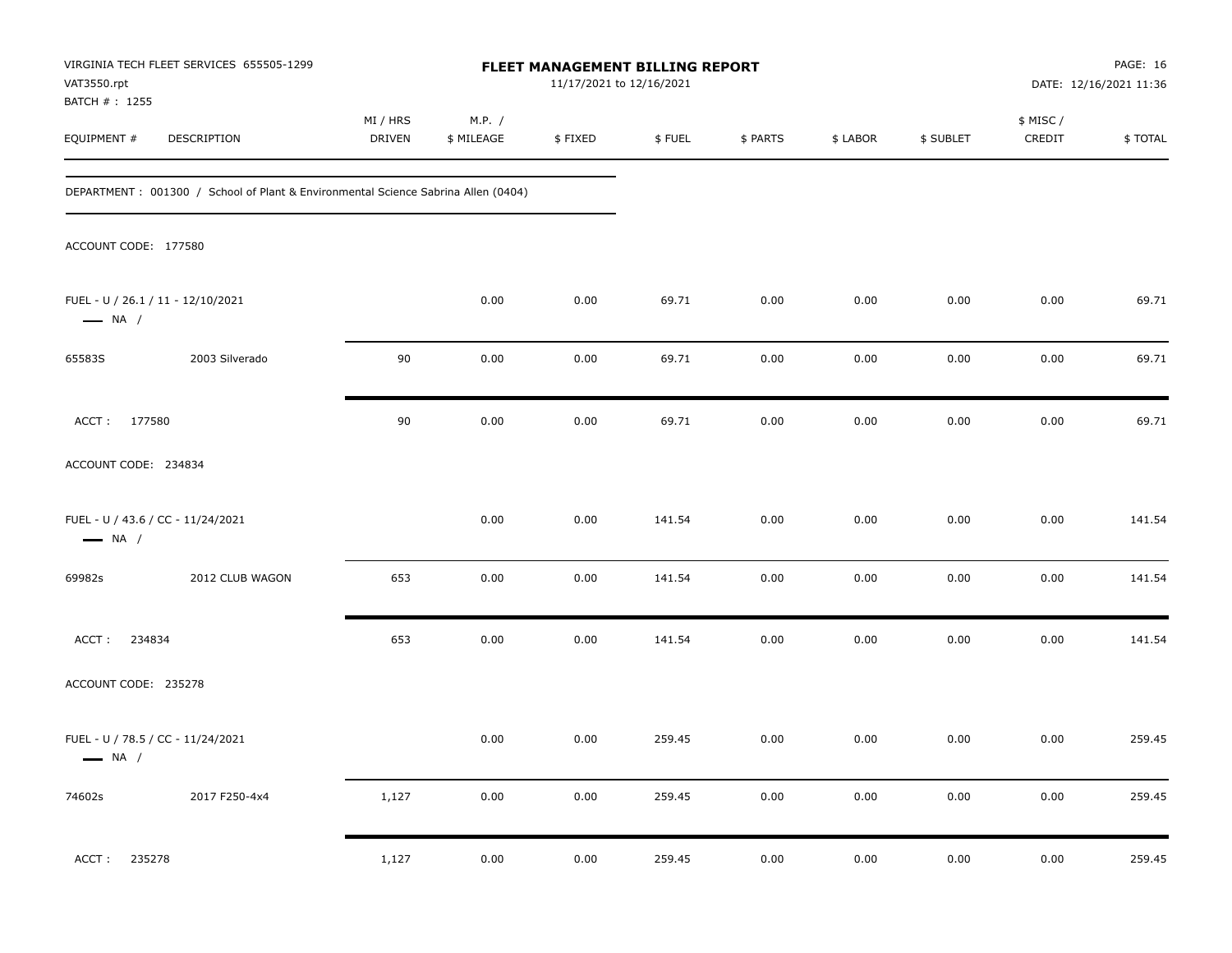VIRGINIA TECH FLEET SERVICES 655505-1299
VAT3550.rpt
BATCH # : 1255

# FLEET MANAGEMENT BILLING REPORT

11/17/2021 to 12/16/2021

DATE: 12/16/2021 11:36

DEPARTMENT : 001300 / School of Plant & Environmental Science Sabrina Allen (0404)

| EQUIPMENT # | DESCRIPTION | MI / HRS DRIVEN | M.P. / $ MILEAGE | $ FIXED | $ FUEL | $ PARTS | $ LABOR | $ SUBLET | $ MISC / CREDIT | $ TOTAL |
|---|---|---|---|---|---|---|---|---|---|---|
| ACCOUNT CODE: 177580 | | | | | | | | | | |
| FUEL - U / 26.1 / 11 - 12/10/2021 — NA / | | | 0.00 | 0.00 | 69.71 | 0.00 | 0.00 | 0.00 | 0.00 | 69.71 |
| 65583S | 2003 Silverado | 90 | 0.00 | 0.00 | 69.71 | 0.00 | 0.00 | 0.00 | 0.00 | 69.71 |
| ACCT : 177580 | | 90 | 0.00 | 0.00 | 69.71 | 0.00 | 0.00 | 0.00 | 0.00 | 69.71 |
| ACCOUNT CODE: 234834 | | | | | | | | | | |
| FUEL - U / 43.6 / CC - 11/24/2021 — NA / | | | 0.00 | 0.00 | 141.54 | 0.00 | 0.00 | 0.00 | 0.00 | 141.54 |
| 69982s | 2012 CLUB WAGON | 653 | 0.00 | 0.00 | 141.54 | 0.00 | 0.00 | 0.00 | 0.00 | 141.54 |
| ACCT : 234834 | | 653 | 0.00 | 0.00 | 141.54 | 0.00 | 0.00 | 0.00 | 0.00 | 141.54 |
| ACCOUNT CODE: 235278 | | | | | | | | | | |
| FUEL - U / 78.5 / CC - 11/24/2021 — NA / | | | 0.00 | 0.00 | 259.45 | 0.00 | 0.00 | 0.00 | 0.00 | 259.45 |
| 74602s | 2017 F250-4x4 | 1,127 | 0.00 | 0.00 | 259.45 | 0.00 | 0.00 | 0.00 | 0.00 | 259.45 |
| ACCT : 235278 | | 1,127 | 0.00 | 0.00 | 259.45 | 0.00 | 0.00 | 0.00 | 0.00 | 259.45 |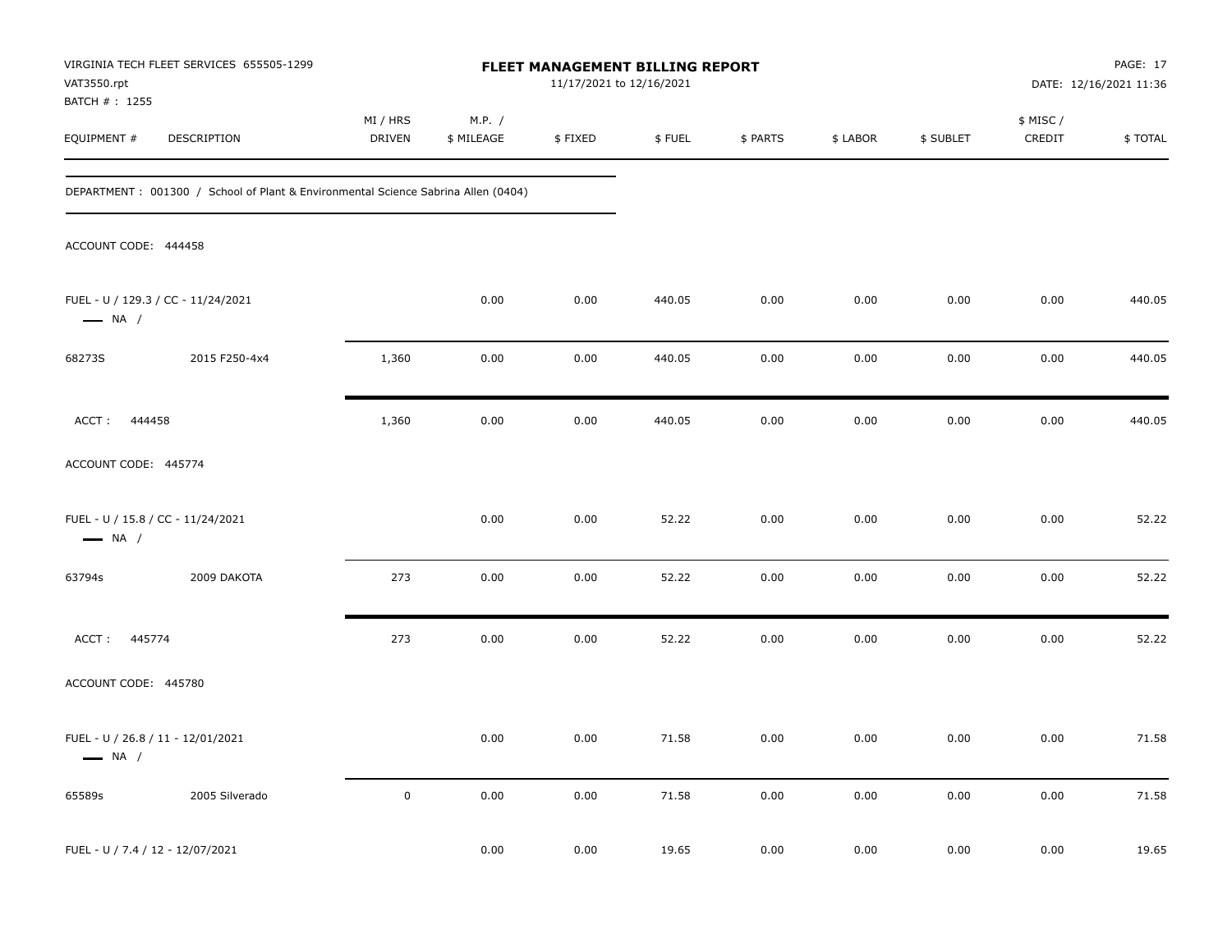VIRGINIA TECH FLEET SERVICES 655505-1299
VAT3550.rpt
BATCH # : 1255

**FLEET MANAGEMENT BILLING REPORT**
11/17/2021 to 12/16/2021

DATE: 12/16/2021 11:36

| EQUIPMENT # | DESCRIPTION | MI / HRS DRIVEN | M.P. / $ MILEAGE | $ FIXED | $ FUEL | $ PARTS | $ LABOR | $ SUBLET | $ MISC / CREDIT | $ TOTAL |
|---|---|---|---|---|---|---|---|---|---|---|
| DEPARTMENT : 001300 / School of Plant & Environmental Science Sabrina Allen (0404) | | | | | | | | | | |
| ACCOUNT CODE: 444458 | | | | | | | | | | |
| FUEL - U / 129.3 / CC - 11/24/2021 — NA / | | | 0.00 | 0.00 | 440.05 | 0.00 | 0.00 | 0.00 | 0.00 | 440.05 |
| 68273S | 2015 F250-4x4 | 1,360 | 0.00 | 0.00 | 440.05 | 0.00 | 0.00 | 0.00 | 0.00 | 440.05 |
| ACCT : 444458 | | 1,360 | 0.00 | 0.00 | 440.05 | 0.00 | 0.00 | 0.00 | 0.00 | 440.05 |
| ACCOUNT CODE: 445774 | | | | | | | | | | |
| FUEL - U / 15.8 / CC - 11/24/2021 — NA / | | | 0.00 | 0.00 | 52.22 | 0.00 | 0.00 | 0.00 | 0.00 | 52.22 |
| 63794s | 2009 DAKOTA | 273 | 0.00 | 0.00 | 52.22 | 0.00 | 0.00 | 0.00 | 0.00 | 52.22 |
| ACCT : 445774 | | 273 | 0.00 | 0.00 | 52.22 | 0.00 | 0.00 | 0.00 | 0.00 | 52.22 |
| ACCOUNT CODE: 445780 | | | | | | | | | | |
| FUEL - U / 26.8 / 11 - 12/01/2021 — NA / | | | 0.00 | 0.00 | 71.58 | 0.00 | 0.00 | 0.00 | 0.00 | 71.58 |
| 65589s | 2005 Silverado | 0 | 0.00 | 0.00 | 71.58 | 0.00 | 0.00 | 0.00 | 0.00 | 71.58 |
| FUEL - U / 7.4 / 12 - 12/07/2021 | | | 0.00 | 0.00 | 19.65 | 0.00 | 0.00 | 0.00 | 0.00 | 19.65 |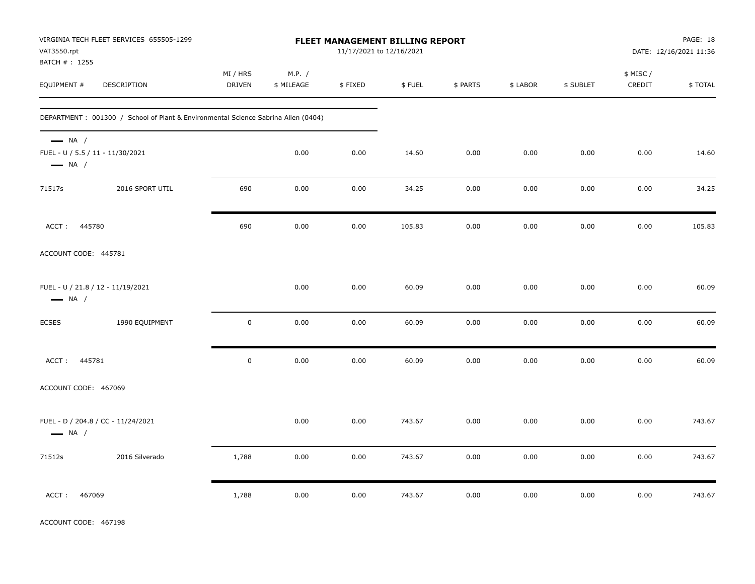VIRGINIA TECH FLEET SERVICES 655505-1299
VAT3550.rpt
BATCH # : 1255

**FLEET MANAGEMENT BILLING REPORT**
11/17/2021 to 12/16/2021

DATE: 12/16/2021 11:36

| EQUIPMENT # | DESCRIPTION | MI / HRS DRIVEN | M.P. / $ MILEAGE | $ FIXED | $ FUEL | $ PARTS | $ LABOR | $ SUBLET | $ MISC / CREDIT | $ TOTAL |
|---|---|---|---|---|---|---|---|---|---|---|
| DEPARTMENT : 001300 / School of Plant & Environmental Science Sabrina Allen (0404) | | | | | | | | | | |
| — NA / | | | | | | | | | | |
| FUEL - U / 5.5 / 11 - 11/30/2021 | | | 0.00 | 0.00 | 14.60 | 0.00 | 0.00 | 0.00 | 0.00 | 14.60 |
| — NA / | | | | | | | | | | |
| 71517s | 2016 SPORT UTIL | 690 | 0.00 | 0.00 | 34.25 | 0.00 | 0.00 | 0.00 | 0.00 | 34.25 |
| ACCT : 445780 | | 690 | 0.00 | 0.00 | 105.83 | 0.00 | 0.00 | 0.00 | 0.00 | 105.83 |
| ACCOUNT CODE: 445781 | | | | | | | | | | |
| FUEL - U / 21.8 / 12 - 11/19/2021 | | | 0.00 | 0.00 | 60.09 | 0.00 | 0.00 | 0.00 | 0.00 | 60.09 |
| — NA / | | | | | | | | | | |
| ECSES | 1990 EQUIPMENT | 0 | 0.00 | 0.00 | 60.09 | 0.00 | 0.00 | 0.00 | 0.00 | 60.09 |
| ACCT : 445781 | | 0 | 0.00 | 0.00 | 60.09 | 0.00 | 0.00 | 0.00 | 0.00 | 60.09 |
| ACCOUNT CODE: 467069 | | | | | | | | | | |
| FUEL - D / 204.8 / CC - 11/24/2021 | | | 0.00 | 0.00 | 743.67 | 0.00 | 0.00 | 0.00 | 0.00 | 743.67 |
| — NA / | | | | | | | | | | |
| 71512s | 2016 Silverado | 1,788 | 0.00 | 0.00 | 743.67 | 0.00 | 0.00 | 0.00 | 0.00 | 743.67 |
| ACCT : 467069 | | 1,788 | 0.00 | 0.00 | 743.67 | 0.00 | 0.00 | 0.00 | 0.00 | 743.67 |

ACCOUNT CODE: 467198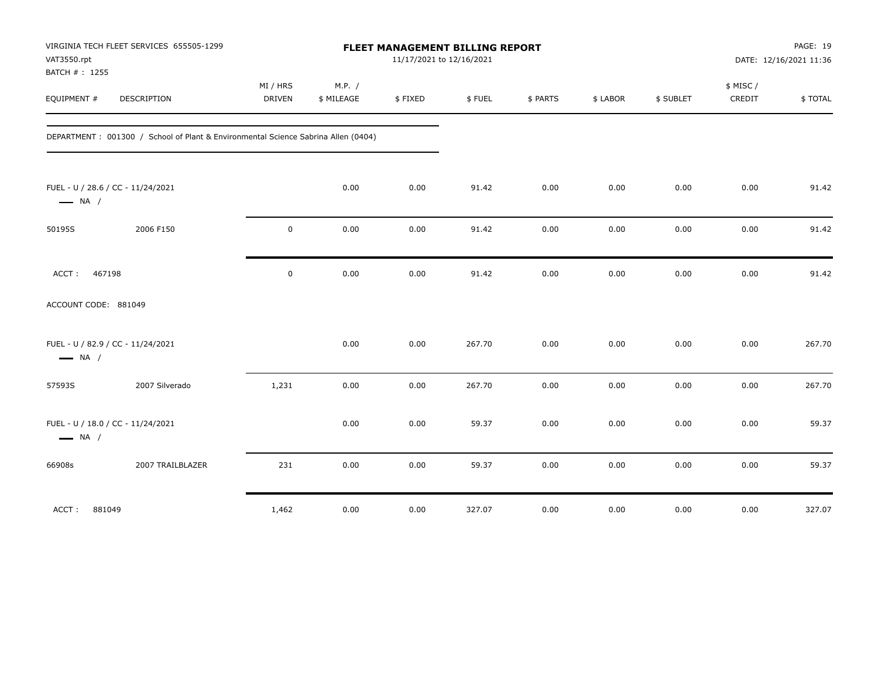VIRGINIA TECH FLEET SERVICES 655505-1299
VAT3550.rpt
BATCH # : 1255

**FLEET MANAGEMENT BILLING REPORT**
11/17/2021 to 12/16/2021

DATE: 12/16/2021 11:36

| EQUIPMENT # | DESCRIPTION | MI / HRS DRIVEN | M.P. / $ MILEAGE | $ FIXED | $ FUEL | $ PARTS | $ LABOR | $ SUBLET | $ MISC / CREDIT | $ TOTAL |
|---|---|---|---|---|---|---|---|---|---|---|
| DEPARTMENT : 001300 / School of Plant & Environmental Science Sabrina Allen (0404) | | | | | | | | | | |
| FUEL - U / 28.6 / CC - 11/24/2021 — NA / | | | 0.00 | 0.00 | 91.42 | 0.00 | 0.00 | 0.00 | 0.00 | 91.42 |
| 50195S | 2006 F150 | 0 | 0.00 | 0.00 | 91.42 | 0.00 | 0.00 | 0.00 | 0.00 | 91.42 |
| ACCT : 467198 | | 0 | 0.00 | 0.00 | 91.42 | 0.00 | 0.00 | 0.00 | 0.00 | 91.42 |
| ACCOUNT CODE: 881049 | | | | | | | | | | |
| FUEL - U / 82.9 / CC - 11/24/2021 — NA / | | | 0.00 | 0.00 | 267.70 | 0.00 | 0.00 | 0.00 | 0.00 | 267.70 |
| 57593S | 2007 Silverado | 1,231 | 0.00 | 0.00 | 267.70 | 0.00 | 0.00 | 0.00 | 0.00 | 267.70 |
| FUEL - U / 18.0 / CC - 11/24/2021 — NA / | | | 0.00 | 0.00 | 59.37 | 0.00 | 0.00 | 0.00 | 0.00 | 59.37 |
| 66908s | 2007 TRAILBLAZER | 231 | 0.00 | 0.00 | 59.37 | 0.00 | 0.00 | 0.00 | 0.00 | 59.37 |
| ACCT : 881049 | | 1,462 | 0.00 | 0.00 | 327.07 | 0.00 | 0.00 | 0.00 | 0.00 | 327.07 |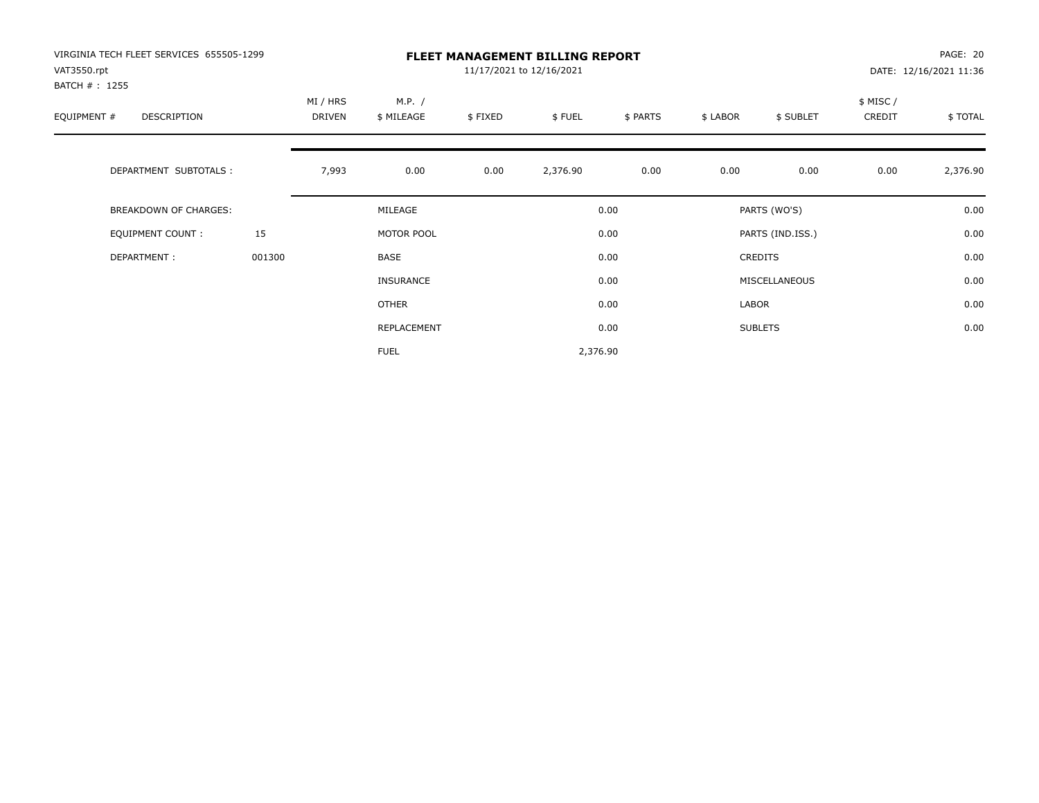VIRGINIA TECH FLEET SERVICES 655505-1299
VAT3550.rpt
BATCH # : 1255

# FLEET MANAGEMENT BILLING REPORT

11/17/2021 to 12/16/2021

DATE: 12/16/2021 11:36

| EQUIPMENT # | DESCRIPTION | MI / HRS DRIVEN | M.P. / $ MILEAGE | $ FIXED | $ FUEL | $ PARTS | $ LABOR | $ SUBLET | $ MISC / CREDIT | $ TOTAL |
|---|---|---|---|---|---|---|---|---|---|---|
| | DEPARTMENT SUBTOTALS : | 7,993 | 0.00 | 0.00 | 2,376.90 | 0.00 | 0.00 | 0.00 | 0.00 | 2,376.90 |

| | | | | | |
|---|---|---|---|---|---|
| BREAKDOWN OF CHARGES: | | MILEAGE | 0.00 | PARTS (WO'S) | 0.00 |
| EQUIPMENT COUNT : | 15 | MOTOR POOL | 0.00 | PARTS (IND.ISS.) | 0.00 |
| DEPARTMENT : | 001300 | BASE | 0.00 | CREDITS | 0.00 |
| | | INSURANCE | 0.00 | MISCELLANEOUS | 0.00 |
| | | OTHER | 0.00 | LABOR | 0.00 |
| | | REPLACEMENT | 0.00 | SUBLETS | 0.00 |
| | | FUEL | 2,376.90 | | |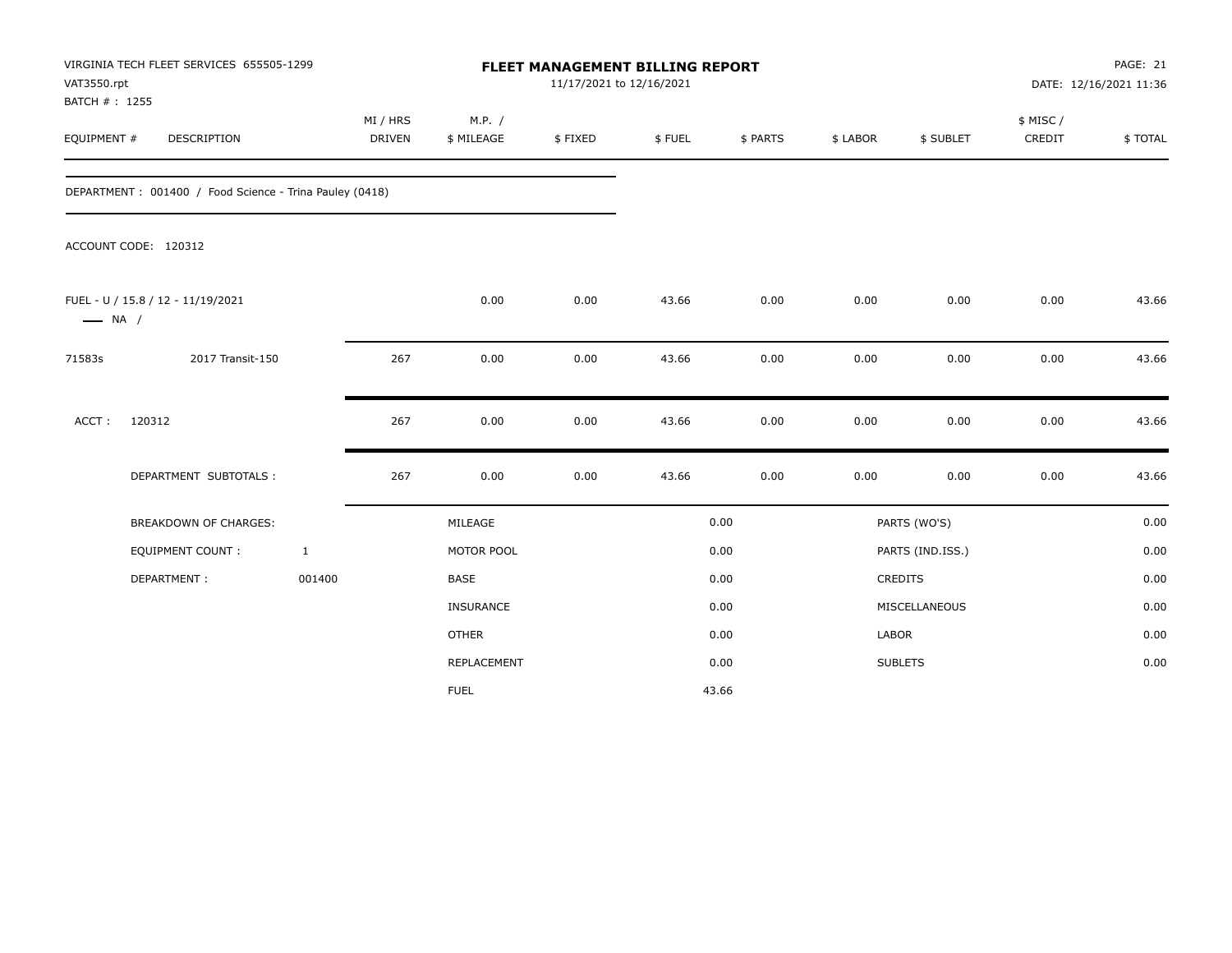VIRGINIA TECH FLEET SERVICES 655505-1299
VAT3550.rpt
BATCH # : 1255

# FLEET MANAGEMENT BILLING REPORT

11/17/2021 to 12/16/2021

PAGE: 21
DATE: 12/16/2021 11:36

| EQUIPMENT # | DESCRIPTION | MI / HRS DRIVEN | M.P. / $ MILEAGE | $ FIXED | $ FUEL | $ PARTS | $ LABOR | $ SUBLET | $ MISC / CREDIT | $ TOTAL |
|---|---|---|---|---|---|---|---|---|---|---|
| DEPARTMENT : 001400 / Food Science - Trina Pauley (0418) | | | | | | | | | | |
| ACCOUNT CODE: 120312 | | | | | | | | | | |
| FUEL - U / 15.8 / 12 - 11/19/2021 — NA / | | | 0.00 | 0.00 | 43.66 | 0.00 | 0.00 | 0.00 | 0.00 | 43.66 |
| 71583s | 2017 Transit-150 | 267 | 0.00 | 0.00 | 43.66 | 0.00 | 0.00 | 0.00 | 0.00 | 43.66 |
| ACCT : | 120312 | 267 | 0.00 | 0.00 | 43.66 | 0.00 | 0.00 | 0.00 | 0.00 | 43.66 |
| | DEPARTMENT SUBTOTALS : | 267 | 0.00 | 0.00 | 43.66 | 0.00 | 0.00 | 0.00 | 0.00 | 43.66 |

| BREAKDOWN OF CHARGES: | | | | | |
|---|---|---|---|---|---|
| | | MILEAGE | 0.00 | PARTS (WO'S) | 0.00 |
| EQUIPMENT COUNT : | 1 | MOTOR POOL | 0.00 | PARTS (IND.ISS.) | 0.00 |
| DEPARTMENT : | 001400 | BASE | 0.00 | CREDITS | 0.00 |
| | | INSURANCE | 0.00 | MISCELLANEOUS | 0.00 |
| | | OTHER | 0.00 | LABOR | 0.00 |
| | | REPLACEMENT | 0.00 | SUBLETS | 0.00 |
| | | FUEL | 43.66 | | |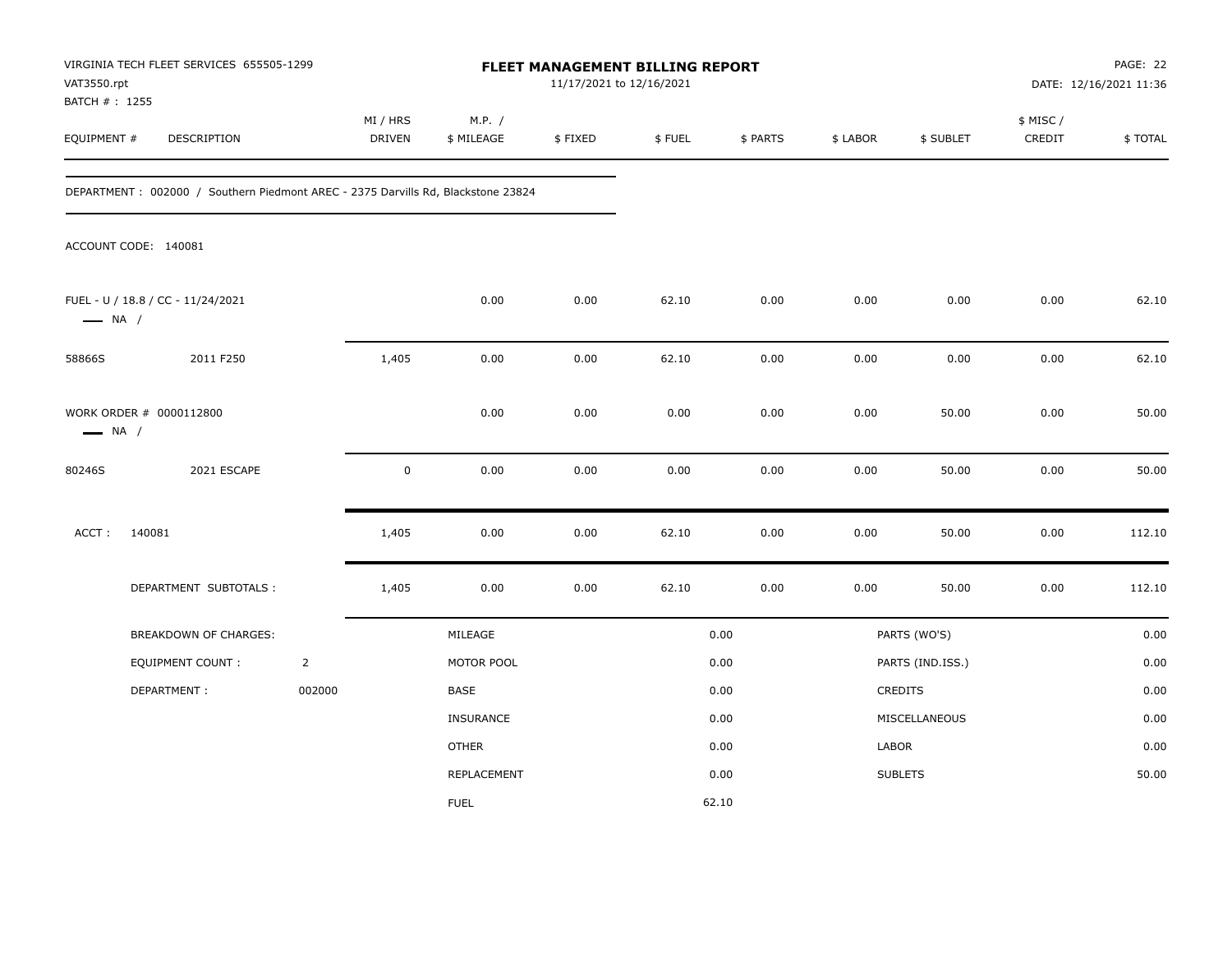VIRGINIA TECH FLEET SERVICES 655505-1299
VAT3550.rpt
BATCH # : 1255

# FLEET MANAGEMENT BILLING REPORT

11/17/2021 to 12/16/2021

DATE: 12/16/2021 11:36

| EQUIPMENT # | DESCRIPTION | MI / HRS DRIVEN | M.P. / $ MILEAGE | $ FIXED | $ FUEL | $ PARTS | $ LABOR | $ SUBLET | $ MISC / CREDIT | $ TOTAL |
|---|---|---|---|---|---|---|---|---|---|---|

DEPARTMENT : 002000 / Southern Piedmont AREC - 2375 Darvills Rd, Blackstone 23824

ACCOUNT CODE: 140081

| EQUIPMENT # | DESCRIPTION | MI / HRS DRIVEN | M.P. / $ MILEAGE | $ FIXED | $ FUEL | $ PARTS | $ LABOR | $ SUBLET | $ MISC / CREDIT | $ TOTAL |
|---|---|---|---|---|---|---|---|---|---|---|
| FUEL - U / 18.8 / CC - 11/24/2021 — NA / | | | 0.00 | 0.00 | 62.10 | 0.00 | 0.00 | 0.00 | 0.00 | 62.10 |
| 58866S | 2011 F250 | 1,405 | 0.00 | 0.00 | 62.10 | 0.00 | 0.00 | 0.00 | 0.00 | 62.10 |
| WORK ORDER # 0000112800 — NA / | | | 0.00 | 0.00 | 0.00 | 0.00 | 0.00 | 50.00 | 0.00 | 50.00 |
| 80246S | 2021 ESCAPE | 0 | 0.00 | 0.00 | 0.00 | 0.00 | 0.00 | 50.00 | 0.00 | 50.00 |
| ACCT : 140081 | | 1,405 | 0.00 | 0.00 | 62.10 | 0.00 | 0.00 | 50.00 | 0.00 | 112.10 |
| DEPARTMENT SUBTOTALS : | | 1,405 | 0.00 | 0.00 | 62.10 | 0.00 | 0.00 | 50.00 | 0.00 | 112.10 |

| BREAKDOWN OF CHARGES: | | | | | |
|---|---|---|---|---|---|
| EQUIPMENT COUNT : | 2 | MILEAGE | 0.00 | PARTS (WO'S) | 0.00 |
| DEPARTMENT : | 002000 | MOTOR POOL | 0.00 | PARTS (IND.ISS.) | 0.00 |
| | | BASE | 0.00 | CREDITS | 0.00 |
| | | INSURANCE | 0.00 | MISCELLANEOUS | 0.00 |
| | | OTHER | 0.00 | LABOR | 0.00 |
| | | REPLACEMENT | 0.00 | SUBLETS | 50.00 |
| | | FUEL | 62.10 | | |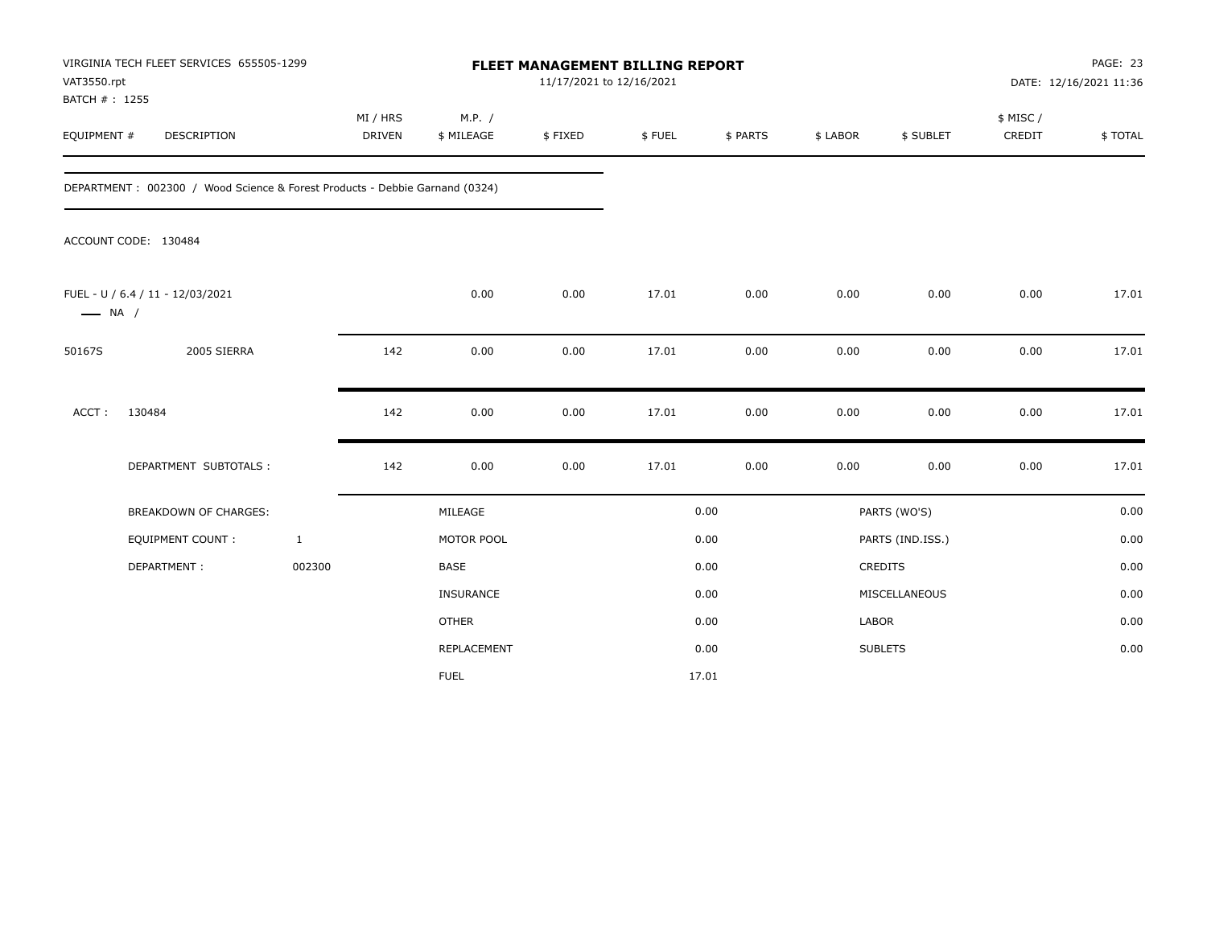VIRGINIA TECH FLEET SERVICES 655505-1299
VAT3550.rpt
BATCH # : 1255

# FLEET MANAGEMENT BILLING REPORT

11/17/2021 to 12/16/2021

PAGE: 23
DATE: 12/16/2021 11:36

| EQUIPMENT # | DESCRIPTION | MI / HRS DRIVEN | M.P. / $ MILEAGE | $ FIXED | $ FUEL | $ PARTS | $ LABOR | $ SUBLET | $ MISC / CREDIT | $ TOTAL |
|---|---|---|---|---|---|---|---|---|---|---|

DEPARTMENT : 002300 / Wood Science & Forest Products - Debbie Garnand (0324)

ACCOUNT CODE: 130484

| EQUIPMENT # | DESCRIPTION | MI / HRS DRIVEN | M.P. / $ MILEAGE | $ FIXED | $ FUEL | $ PARTS | $ LABOR | $ SUBLET | $ MISC / CREDIT | $ TOTAL |
|---|---|---|---|---|---|---|---|---|---|---|
| FUEL - U / 6.4 / 11 - 12/03/2021 —— NA / | | | 0.00 | 0.00 | 17.01 | 0.00 | 0.00 | 0.00 | 0.00 | 17.01 |
| 50167S | 2005 SIERRA | 142 | 0.00 | 0.00 | 17.01 | 0.00 | 0.00 | 0.00 | 0.00 | 17.01 |
| ACCT : | 130484 | 142 | 0.00 | 0.00 | 17.01 | 0.00 | 0.00 | 0.00 | 0.00 | 17.01 |
| | DEPARTMENT SUBTOTALS : | 142 | 0.00 | 0.00 | 17.01 | 0.00 | 0.00 | 0.00 | 0.00 | 17.01 |

| BREAKDOWN OF CHARGES: | | | | | |
|---|---|---|---|---|---|
| EQUIPMENT COUNT : | 1 | MILEAGE | 0.00 | PARTS (WO'S) | 0.00 |
| DEPARTMENT : | 002300 | MOTOR POOL | 0.00 | PARTS (IND.ISS.) | 0.00 |
| | | BASE | 0.00 | CREDITS | 0.00 |
| | | INSURANCE | 0.00 | MISCELLANEOUS | 0.00 |
| | | OTHER | 0.00 | LABOR | 0.00 |
| | | REPLACEMENT | 0.00 | SUBLETS | 0.00 |
| | | FUEL | 17.01 | | |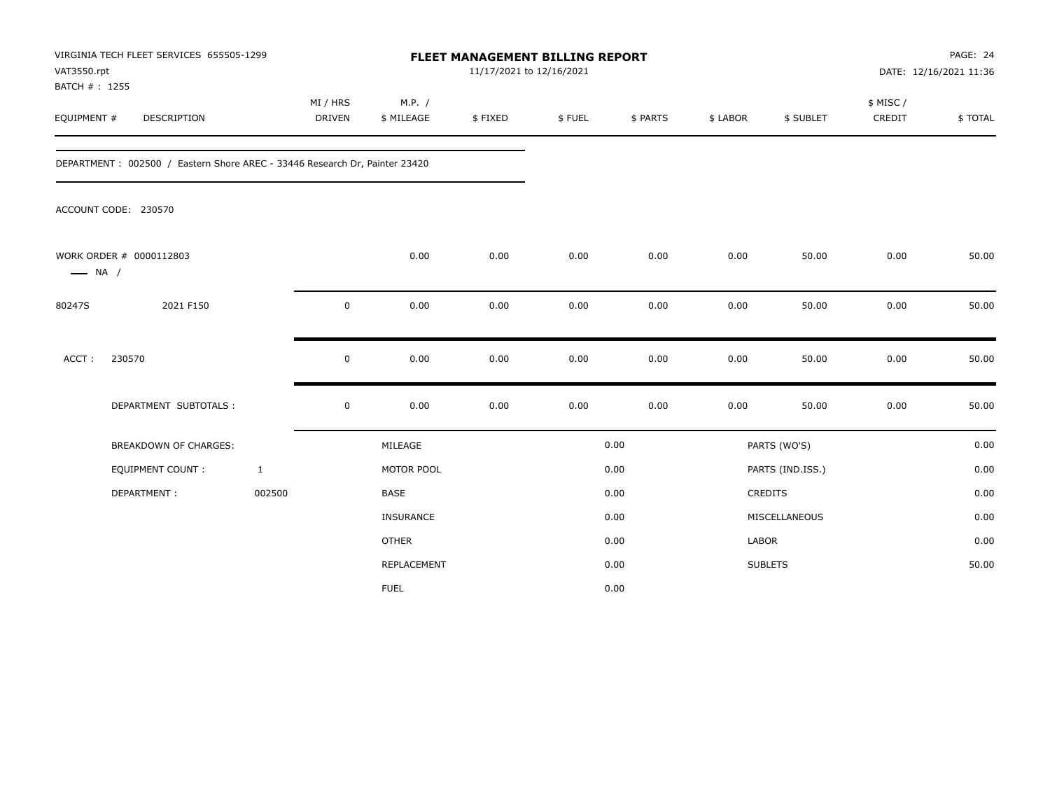VIRGINIA TECH FLEET SERVICES 655505-1299
VAT3550.rpt
BATCH # : 1255

# FLEET MANAGEMENT BILLING REPORT

11/17/2021 to 12/16/2021

DATE: 12/16/2021 11:36

| EQUIPMENT # | DESCRIPTION | MI / HRS DRIVEN | M.P. / $ MILEAGE | $ FIXED | $ FUEL | $ PARTS | $ LABOR | $ SUBLET | $ MISC / CREDIT | $ TOTAL |
|---|---|---|---|---|---|---|---|---|---|---|

DEPARTMENT : 002500 / Eastern Shore AREC - 33446 Research Dr, Painter 23420

ACCOUNT CODE: 230570

| EQUIPMENT # | DESCRIPTION | MI / HRS DRIVEN | M.P. / $ MILEAGE | $ FIXED | $ FUEL | $ PARTS | $ LABOR | $ SUBLET | $ MISC / CREDIT | $ TOTAL |
|---|---|---|---|---|---|---|---|---|---|---|
| WORK ORDER # 0000112803 — NA / | | | 0.00 | 0.00 | 0.00 | 0.00 | 0.00 | 50.00 | 0.00 | 50.00 |
| 80247S | 2021 F150 | 0 | 0.00 | 0.00 | 0.00 | 0.00 | 0.00 | 50.00 | 0.00 | 50.00 |
| ACCT : | 230570 | 0 | 0.00 | 0.00 | 0.00 | 0.00 | 0.00 | 50.00 | 0.00 | 50.00 |
| | DEPARTMENT SUBTOTALS : | 0 | 0.00 | 0.00 | 0.00 | 0.00 | 0.00 | 50.00 | 0.00 | 50.00 |

| BREAKDOWN OF CHARGES: | | | | | |
|---|---|---|---|---|---|
| EQUIPMENT COUNT : | 1 | MILEAGE | 0.00 | PARTS (WO'S) | 0.00 |
| DEPARTMENT : | 002500 | MOTOR POOL | 0.00 | PARTS (IND.ISS.) | 0.00 |
| | | BASE | 0.00 | CREDITS | 0.00 |
| | | INSURANCE | 0.00 | MISCELLANEOUS | 0.00 |
| | | OTHER | 0.00 | LABOR | 0.00 |
| | | REPLACEMENT | 0.00 | SUBLETS | 50.00 |
| | | FUEL | 0.00 | | |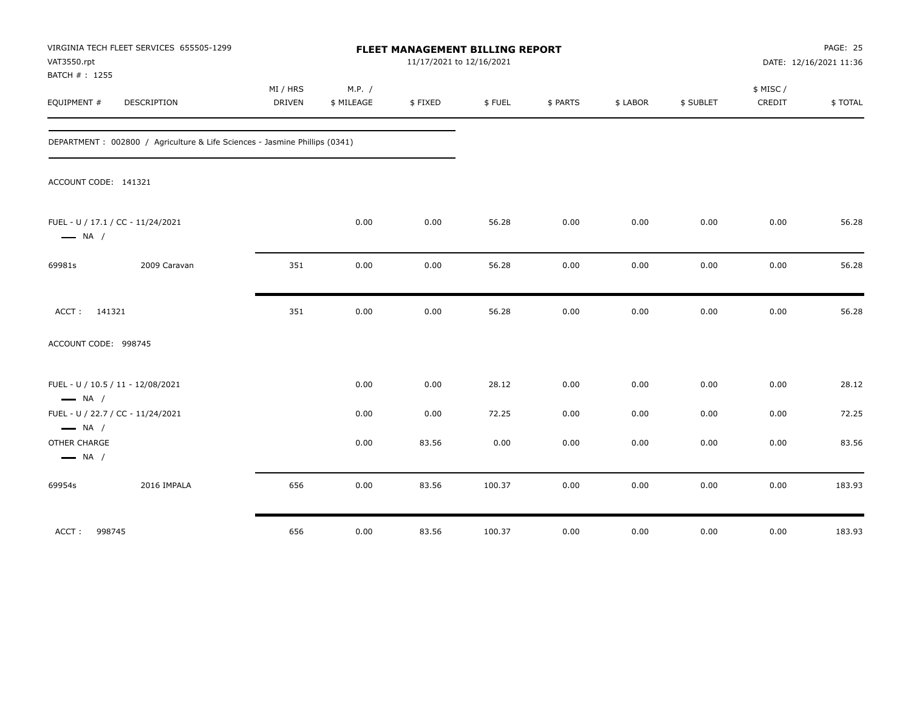VIRGINIA TECH FLEET SERVICES 655505-1299
VAT3550.rpt
BATCH # : 1255

**FLEET MANAGEMENT BILLING REPORT**
11/17/2021 to 12/16/2021

DATE: 12/16/2021 11:36

| EQUIPMENT # | DESCRIPTION | MI / HRS DRIVEN | M.P. / $ MILEAGE | $ FIXED | $ FUEL | $ PARTS | $ LABOR | $ SUBLET | $ MISC / CREDIT | $ TOTAL |
|---|---|---|---|---|---|---|---|---|---|---|
| DEPARTMENT : 002800 / Agriculture & Life Sciences - Jasmine Phillips (0341) | | | | | | | | | | |
| ACCOUNT CODE: 141321 | | | | | | | | | | |
| FUEL - U / 17.1 / CC - 11/24/2021 — NA / | | | 0.00 | 0.00 | 56.28 | 0.00 | 0.00 | 0.00 | 0.00 | 56.28 |
| 69981s | 2009 Caravan | 351 | 0.00 | 0.00 | 56.28 | 0.00 | 0.00 | 0.00 | 0.00 | 56.28 |
| ACCT : 141321 | | 351 | 0.00 | 0.00 | 56.28 | 0.00 | 0.00 | 0.00 | 0.00 | 56.28 |
| ACCOUNT CODE: 998745 | | | | | | | | | | |
| FUEL - U / 10.5 / 11 - 12/08/2021 — NA / | | | 0.00 | 0.00 | 28.12 | 0.00 | 0.00 | 0.00 | 0.00 | 28.12 |
| FUEL - U / 22.7 / CC - 11/24/2021 — NA / | | | 0.00 | 0.00 | 72.25 | 0.00 | 0.00 | 0.00 | 0.00 | 72.25 |
| OTHER CHARGE — NA / | | | 0.00 | 83.56 | 0.00 | 0.00 | 0.00 | 0.00 | 0.00 | 83.56 |
| 69954s | 2016 IMPALA | 656 | 0.00 | 83.56 | 100.37 | 0.00 | 0.00 | 0.00 | 0.00 | 183.93 |
| ACCT : 998745 | | 656 | 0.00 | 83.56 | 100.37 | 0.00 | 0.00 | 0.00 | 0.00 | 183.93 |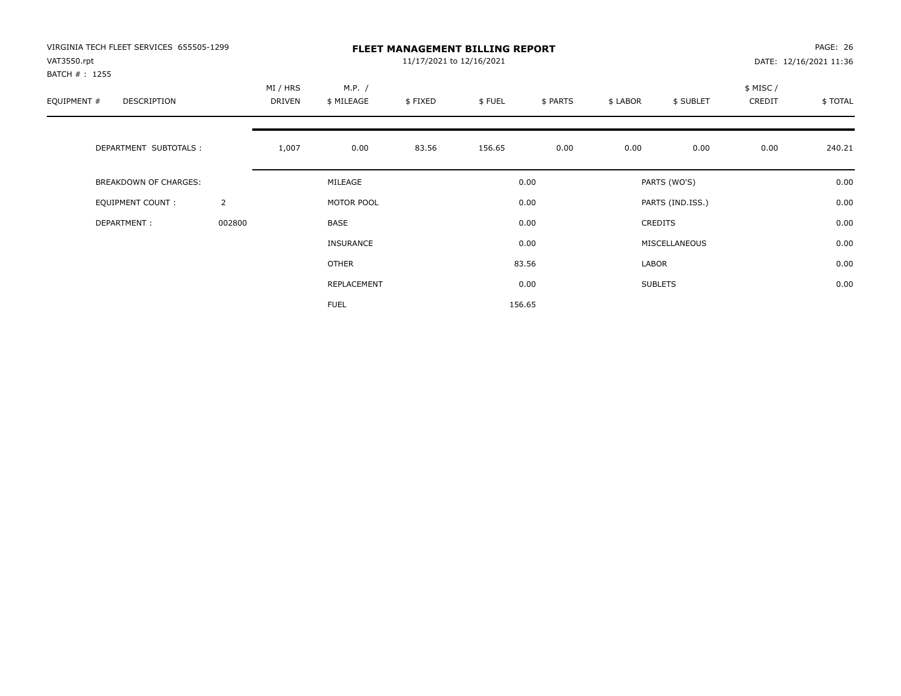VIRGINIA TECH FLEET SERVICES 655505-1299
VAT3550.rpt
BATCH # : 1255

# FLEET MANAGEMENT BILLING REPORT

11/17/2021 to 12/16/2021

PAGE: 26
DATE: 12/16/2021 11:36

| EQUIPMENT # | DESCRIPTION | MI / HRS DRIVEN | M.P. / $ MILEAGE | $ FIXED | $ FUEL | $ PARTS | $ LABOR | $ SUBLET | $ MISC / CREDIT | $ TOTAL |
|---|---|---|---|---|---|---|---|---|---|---|
| | DEPARTMENT SUBTOTALS : | 1,007 | 0.00 | 83.56 | 156.65 | 0.00 | 0.00 | 0.00 | 0.00 | 240.21 |

| | | | | | |
|---|---|---|---|---|---|
| BREAKDOWN OF CHARGES: | | MILEAGE | 0.00 | PARTS (WO'S) | 0.00 |
| EQUIPMENT COUNT : | 2 | MOTOR POOL | 0.00 | PARTS (IND.ISS.) | 0.00 |
| DEPARTMENT : | 002800 | BASE | 0.00 | CREDITS | 0.00 |
| | | INSURANCE | 0.00 | MISCELLANEOUS | 0.00 |
| | | OTHER | 83.56 | LABOR | 0.00 |
| | | REPLACEMENT | 0.00 | SUBLETS | 0.00 |
| | | FUEL | 156.65 | | |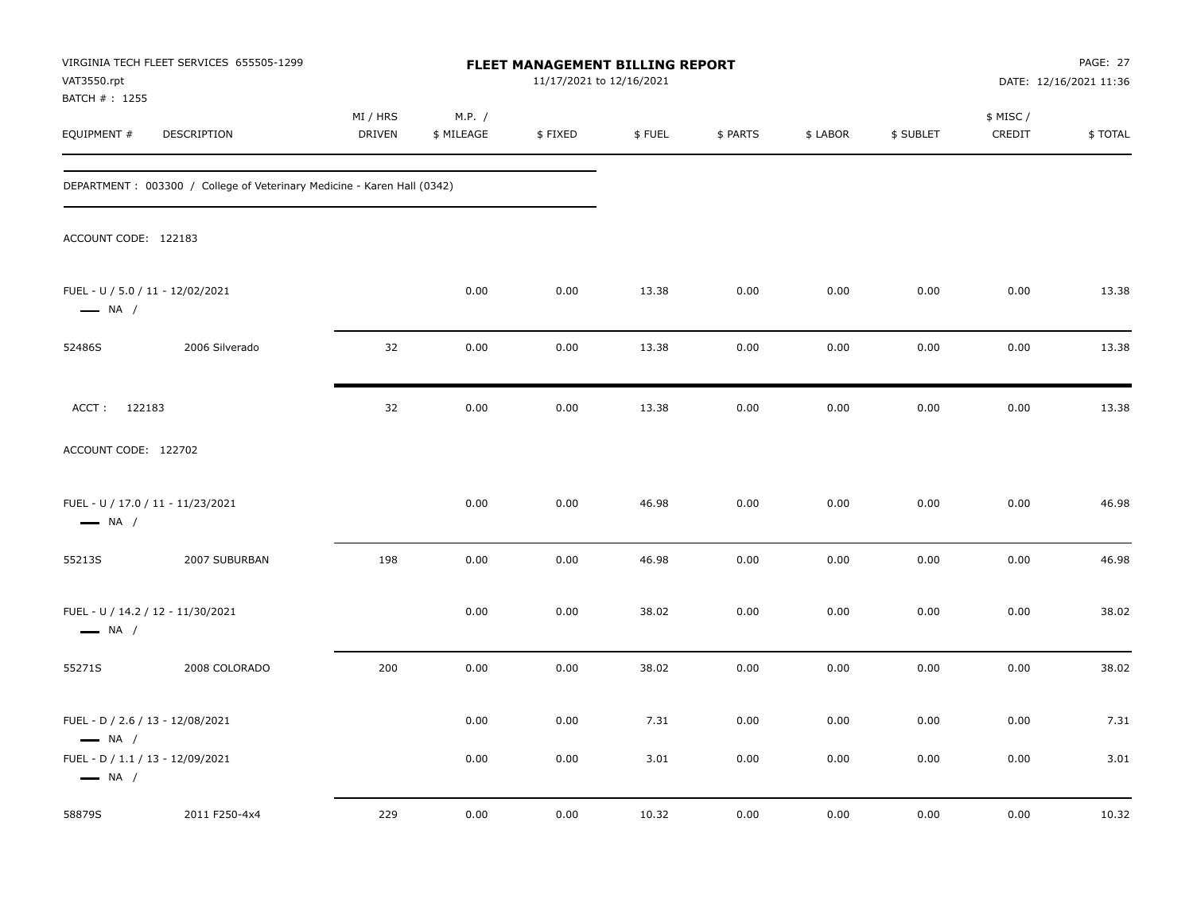VIRGINIA TECH FLEET SERVICES 655505-1299
VAT3550.rpt
BATCH # : 1255

# FLEET MANAGEMENT BILLING REPORT

11/17/2021 to 12/16/2021

DATE: 12/16/2021 11:36

| EQUIPMENT # | DESCRIPTION | MI / HRS DRIVEN | M.P. / $ MILEAGE | $ FIXED | $ FUEL | $ PARTS | $ LABOR | $ SUBLET | $ MISC / CREDIT | $ TOTAL |
|---|---|---|---|---|---|---|---|---|---|---|
| DEPARTMENT : 003300 / College of Veterinary Medicine - Karen Hall (0342) | | | | | | | | | | |
| ACCOUNT CODE: 122183 | | | | | | | | | | |
| FUEL - U / 5.0 / 11 - 12/02/2021 — NA / | | | 0.00 | 0.00 | 13.38 | 0.00 | 0.00 | 0.00 | 0.00 | 13.38 |
| 52486S | 2006 Silverado | 32 | 0.00 | 0.00 | 13.38 | 0.00 | 0.00 | 0.00 | 0.00 | 13.38 |
| ACCT : 122183 | | 32 | 0.00 | 0.00 | 13.38 | 0.00 | 0.00 | 0.00 | 0.00 | 13.38 |
| ACCOUNT CODE: 122702 | | | | | | | | | | |
| FUEL - U / 17.0 / 11 - 11/23/2021 — NA / | | | 0.00 | 0.00 | 46.98 | 0.00 | 0.00 | 0.00 | 0.00 | 46.98 |
| 55213S | 2007 SUBURBAN | 198 | 0.00 | 0.00 | 46.98 | 0.00 | 0.00 | 0.00 | 0.00 | 46.98 |
| FUEL - U / 14.2 / 12 - 11/30/2021 — NA / | | | 0.00 | 0.00 | 38.02 | 0.00 | 0.00 | 0.00 | 0.00 | 38.02 |
| 55271S | 2008 COLORADO | 200 | 0.00 | 0.00 | 38.02 | 0.00 | 0.00 | 0.00 | 0.00 | 38.02 |
| FUEL - D / 2.6 / 13 - 12/08/2021 — NA / | | | 0.00 | 0.00 | 7.31 | 0.00 | 0.00 | 0.00 | 0.00 | 7.31 |
| FUEL - D / 1.1 / 13 - 12/09/2021 — NA / | | | 0.00 | 0.00 | 3.01 | 0.00 | 0.00 | 0.00 | 0.00 | 3.01 |
| 58879S | 2011 F250-4x4 | 229 | 0.00 | 0.00 | 10.32 | 0.00 | 0.00 | 0.00 | 0.00 | 10.32 |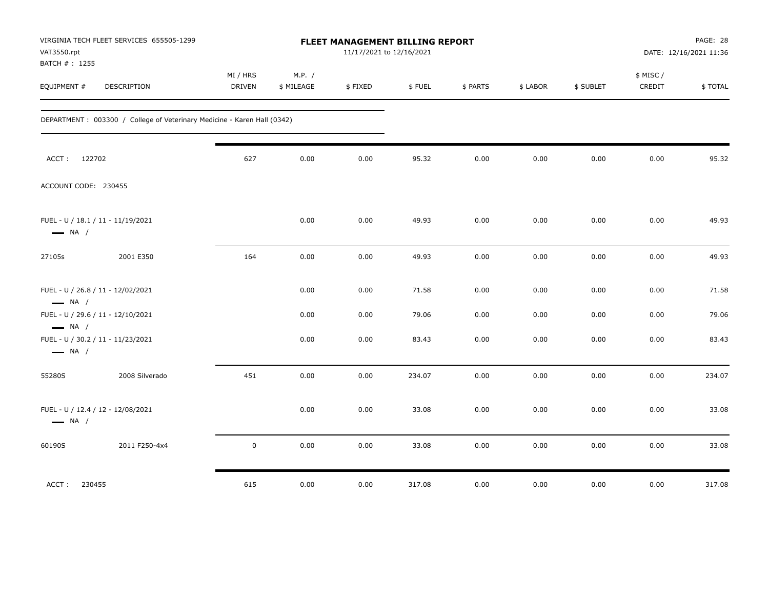VIRGINIA TECH FLEET SERVICES 655505-1299
VAT3550.rpt
BATCH # : 1255

**FLEET MANAGEMENT BILLING REPORT**
11/17/2021 to 12/16/2021

PAGE: 28
DATE: 12/16/2021 11:36

DEPARTMENT : 003300 / College of Veterinary Medicine - Karen Hall (0342)

| EQUIPMENT # | DESCRIPTION | MI / HRS DRIVEN | M.P. / $ MILEAGE | $ FIXED | $ FUEL | $ PARTS | $ LABOR | $ SUBLET | $ MISC / CREDIT | $ TOTAL |
|---|---|---|---|---|---|---|---|---|---|---|
| ACCT : 122702 | | 627 | 0.00 | 0.00 | 95.32 | 0.00 | 0.00 | 0.00 | 0.00 | 95.32 |
| ACCOUNT CODE: 230455 | | | | | | | | | | |
| FUEL - U / 18.1 / 11 - 11/19/2021 — NA / | | | 0.00 | 0.00 | 49.93 | 0.00 | 0.00 | 0.00 | 0.00 | 49.93 |
| 27105s | 2001 E350 | 164 | 0.00 | 0.00 | 49.93 | 0.00 | 0.00 | 0.00 | 0.00 | 49.93 |
| FUEL - U / 26.8 / 11 - 12/02/2021 — NA / | | | 0.00 | 0.00 | 71.58 | 0.00 | 0.00 | 0.00 | 0.00 | 71.58 |
| FUEL - U / 29.6 / 11 - 12/10/2021 — NA / | | | 0.00 | 0.00 | 79.06 | 0.00 | 0.00 | 0.00 | 0.00 | 79.06 |
| FUEL - U / 30.2 / 11 - 11/23/2021 — NA / | | | 0.00 | 0.00 | 83.43 | 0.00 | 0.00 | 0.00 | 0.00 | 83.43 |
| 55280S | 2008 Silverado | 451 | 0.00 | 0.00 | 234.07 | 0.00 | 0.00 | 0.00 | 0.00 | 234.07 |
| FUEL - U / 12.4 / 12 - 12/08/2021 — NA / | | | 0.00 | 0.00 | 33.08 | 0.00 | 0.00 | 0.00 | 0.00 | 33.08 |
| 60190S | 2011 F250-4x4 | 0 | 0.00 | 0.00 | 33.08 | 0.00 | 0.00 | 0.00 | 0.00 | 33.08 |
| ACCT : 230455 | | 615 | 0.00 | 0.00 | 317.08 | 0.00 | 0.00 | 0.00 | 0.00 | 317.08 |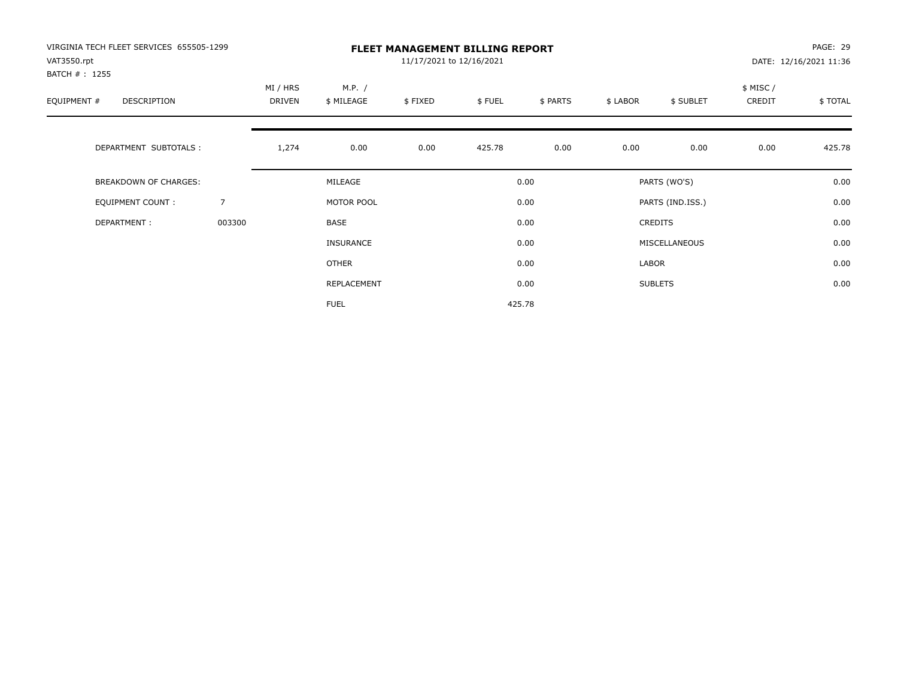VIRGINIA TECH FLEET SERVICES 655505-1299
VAT3550.rpt
BATCH # : 1255

# FLEET MANAGEMENT BILLING REPORT

11/17/2021 to 12/16/2021

DATE: 12/16/2021 11:36

| EQUIPMENT # | DESCRIPTION | MI / HRS DRIVEN | M.P. / $ MILEAGE | $ FIXED | $ FUEL | $ PARTS | $ LABOR | $ SUBLET | $ MISC / CREDIT | $ TOTAL |
|---|---|---|---|---|---|---|---|---|---|---|
| | DEPARTMENT SUBTOTALS : | 1,274 | 0.00 | 0.00 | 425.78 | 0.00 | 0.00 | 0.00 | 0.00 | 425.78 |

| | | | | | |
|---|---|---|---|---|---|
| BREAKDOWN OF CHARGES: | | MILEAGE | 0.00 | PARTS (WO'S) | 0.00 |
| EQUIPMENT COUNT : | 7 | MOTOR POOL | 0.00 | PARTS (IND.ISS.) | 0.00 |
| DEPARTMENT : | 003300 | BASE | 0.00 | CREDITS | 0.00 |
| | | INSURANCE | 0.00 | MISCELLANEOUS | 0.00 |
| | | OTHER | 0.00 | LABOR | 0.00 |
| | | REPLACEMENT | 0.00 | SUBLETS | 0.00 |
| | | FUEL | 425.78 | | |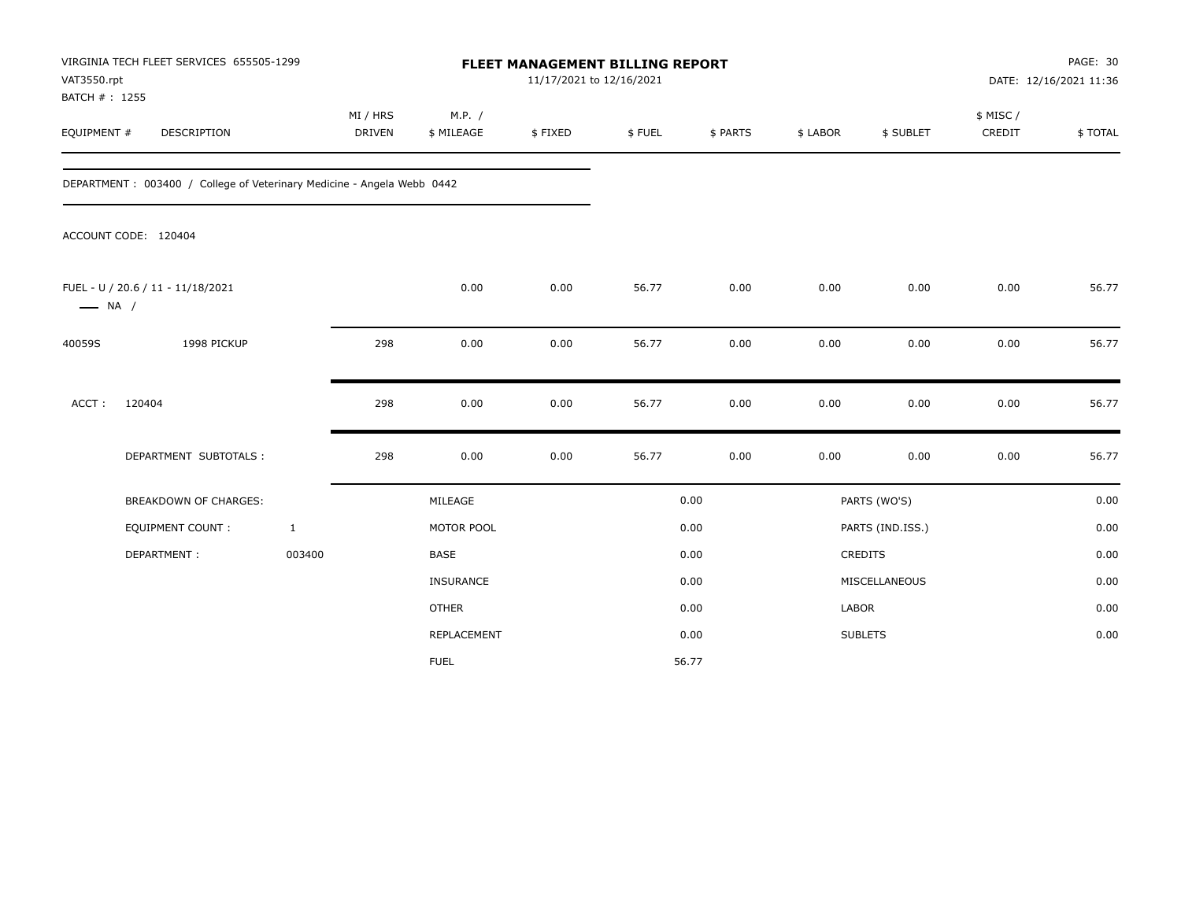VIRGINIA TECH FLEET SERVICES 655505-1299
VAT3550.rpt
BATCH # : 1255

# FLEET MANAGEMENT BILLING REPORT

11/17/2021 to 12/16/2021

PAGE: 30
DATE: 12/16/2021 11:36

| EQUIPMENT # | DESCRIPTION | MI / HRS DRIVEN | M.P. / $ MILEAGE | $ FIXED | $ FUEL | $ PARTS | $ LABOR | $ SUBLET | $ MISC / CREDIT | $ TOTAL |
|---|---|---|---|---|---|---|---|---|---|---|

DEPARTMENT : 003400 / College of Veterinary Medicine - Angela Webb 0442

ACCOUNT CODE: 120404

| EQUIPMENT # | DESCRIPTION | MI / HRS DRIVEN | M.P. / $ MILEAGE | $ FIXED | $ FUEL | $ PARTS | $ LABOR | $ SUBLET | $ MISC / CREDIT | $ TOTAL |
|---|---|---|---|---|---|---|---|---|---|---|
| FUEL - U / 20.6 / 11 - 11/18/2021 —— NA / | | | 0.00 | 0.00 | 56.77 | 0.00 | 0.00 | 0.00 | 0.00 | 56.77 |
| 40059S | 1998 PICKUP | 298 | 0.00 | 0.00 | 56.77 | 0.00 | 0.00 | 0.00 | 0.00 | 56.77 |
| ACCT : | 120404 | 298 | 0.00 | 0.00 | 56.77 | 0.00 | 0.00 | 0.00 | 0.00 | 56.77 |
| | DEPARTMENT SUBTOTALS : | 298 | 0.00 | 0.00 | 56.77 | 0.00 | 0.00 | 0.00 | 0.00 | 56.77 |

| | | | | | |
|---|---|---|---|---|---|
| BREAKDOWN OF CHARGES: | | MILEAGE | 0.00 | PARTS (WO'S) | 0.00 |
| EQUIPMENT COUNT : | 1 | MOTOR POOL | 0.00 | PARTS (IND.ISS.) | 0.00 |
| DEPARTMENT : | 003400 | BASE | 0.00 | CREDITS | 0.00 |
| | | INSURANCE | 0.00 | MISCELLANEOUS | 0.00 |
| | | OTHER | 0.00 | LABOR | 0.00 |
| | | REPLACEMENT | 0.00 | SUBLETS | 0.00 |
| | | FUEL | 56.77 | | |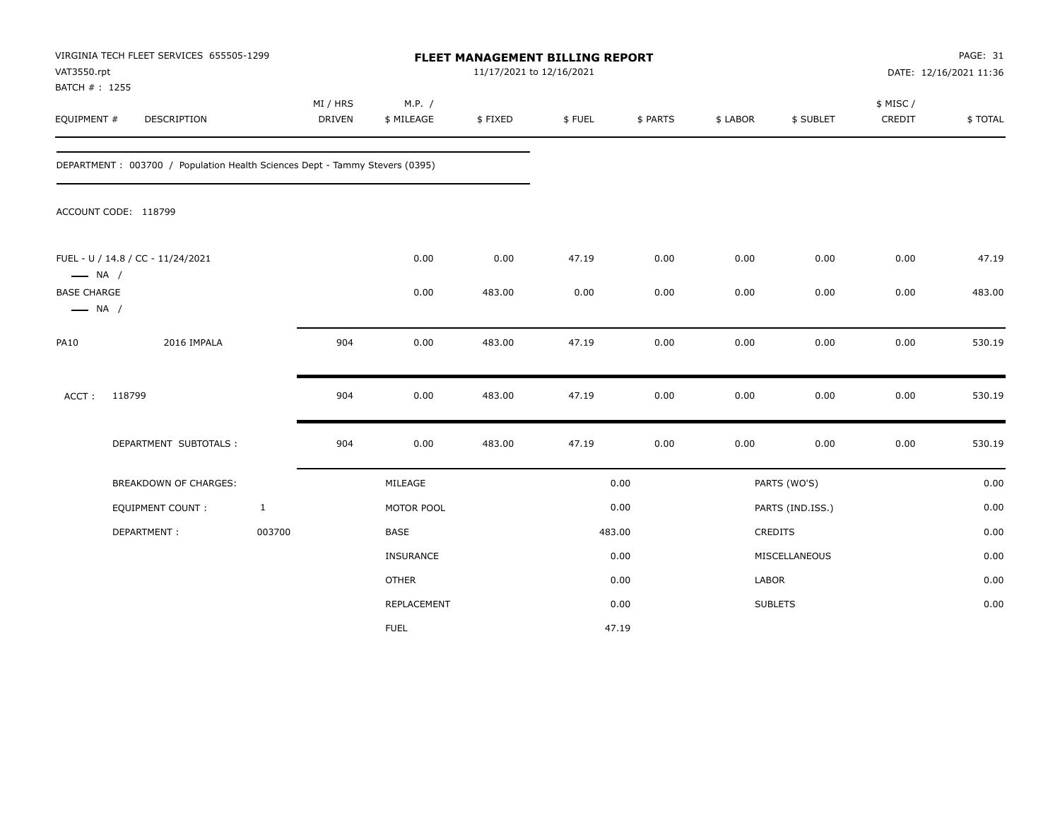VIRGINIA TECH FLEET SERVICES 655505-1299
VAT3550.rpt
BATCH # : 1255

# FLEET MANAGEMENT BILLING REPORT

11/17/2021 to 12/16/2021

PAGE: 31
DATE: 12/16/2021 11:36

| EQUIPMENT # | DESCRIPTION | MI / HRS DRIVEN | M.P. / $ MILEAGE | $ FIXED | $ FUEL | $ PARTS | $ LABOR | $ SUBLET | $ MISC / CREDIT | $ TOTAL |
|---|---|---|---|---|---|---|---|---|---|---|

DEPARTMENT : 003700 / Population Health Sciences Dept - Tammy Stevers (0395)

ACCOUNT CODE: 118799

| EQUIPMENT # | DESCRIPTION | MI / HRS DRIVEN | M.P. / $ MILEAGE | $ FIXED | $ FUEL | $ PARTS | $ LABOR | $ SUBLET | $ MISC / CREDIT | $ TOTAL |
|---|---|---|---|---|---|---|---|---|---|---|
| FUEL - U / 14.8 / CC - 11/24/2021 —— NA / | | | 0.00 | 0.00 | 47.19 | 0.00 | 0.00 | 0.00 | 0.00 | 47.19 |
| BASE CHARGE —— NA / | | | 0.00 | 483.00 | 0.00 | 0.00 | 0.00 | 0.00 | 0.00 | 483.00 |
| PA10 | 2016 IMPALA | 904 | 0.00 | 483.00 | 47.19 | 0.00 | 0.00 | 0.00 | 0.00 | 530.19 |
| ACCT : | 118799 | 904 | 0.00 | 483.00 | 47.19 | 0.00 | 0.00 | 0.00 | 0.00 | 530.19 |
| | DEPARTMENT SUBTOTALS : | 904 | 0.00 | 483.00 | 47.19 | 0.00 | 0.00 | 0.00 | 0.00 | 530.19 |

| BREAKDOWN OF CHARGES: | | | | | |
|---|---|---|---|---|---|
| EQUIPMENT COUNT : | 1 | MILEAGE | 0.00 | PARTS (WO'S) | 0.00 |
| DEPARTMENT : | 003700 | MOTOR POOL | 0.00 | PARTS (IND.ISS.) | 0.00 |
| | | BASE | 483.00 | CREDITS | 0.00 |
| | | INSURANCE | 0.00 | MISCELLANEOUS | 0.00 |
| | | OTHER | 0.00 | LABOR | 0.00 |
| | | REPLACEMENT | 0.00 | SUBLETS | 0.00 |
| | | FUEL | 47.19 | | |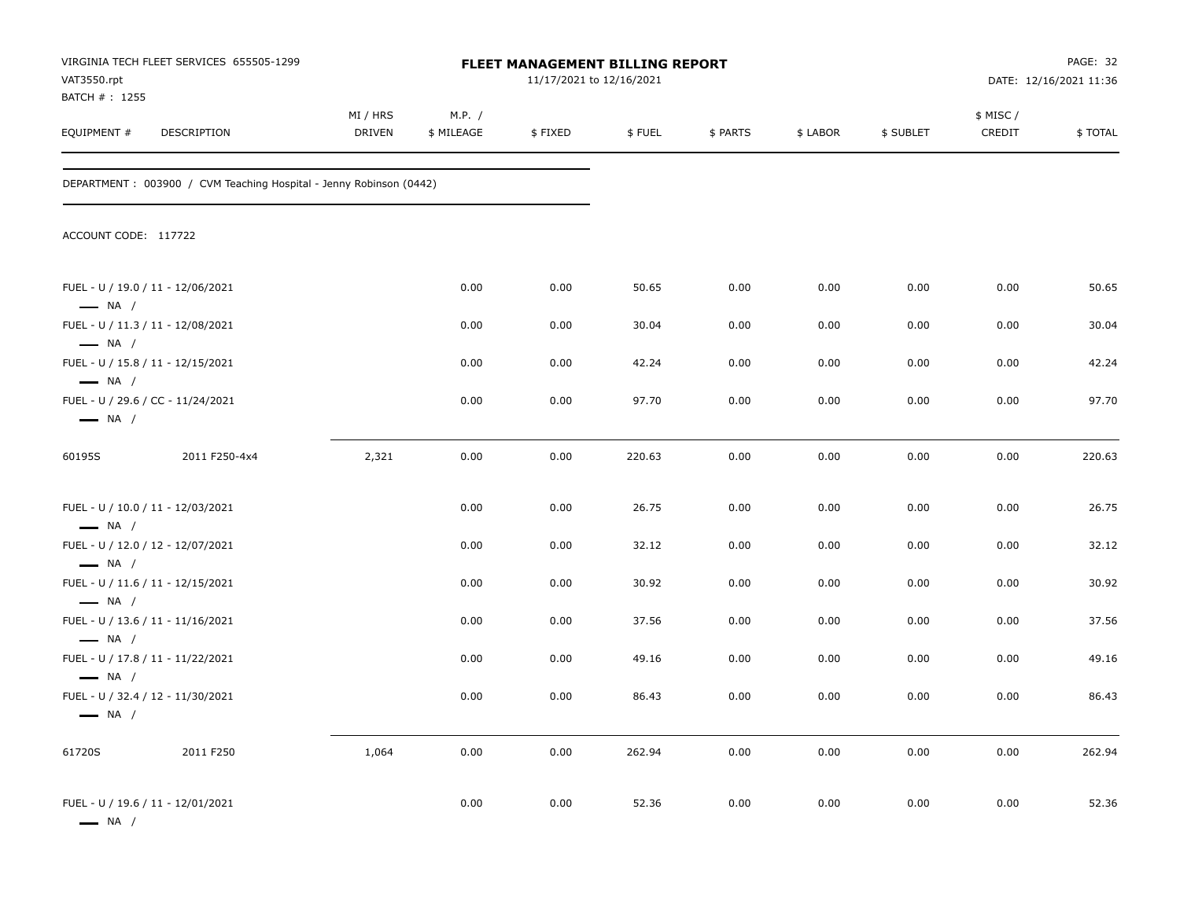VIRGINIA TECH FLEET SERVICES 655505-1299
VAT3550.rpt
BATCH # : 1255

**FLEET MANAGEMENT BILLING REPORT**
11/17/2021 to 12/16/2021

DATE: 12/16/2021 11:36

| EQUIPMENT # | DESCRIPTION | MI / HRS DRIVEN | M.P. / $ MILEAGE | $ FIXED | $ FUEL | $ PARTS | $ LABOR | $ SUBLET | $ MISC / CREDIT | $ TOTAL |
|---|---|---|---|---|---|---|---|---|---|---|

DEPARTMENT : 003900 / CVM Teaching Hospital - Jenny Robinson (0442)

ACCOUNT CODE: 117722

| EQUIPMENT # | DESCRIPTION | MI / HRS DRIVEN | M.P. / $ MILEAGE | $ FIXED | $ FUEL | $ PARTS | $ LABOR | $ SUBLET | $ MISC / CREDIT | $ TOTAL |
|---|---|---|---|---|---|---|---|---|---|---|
| FUEL - U / 19.0 / 11 - 12/06/2021 — NA / | | | 0.00 | 0.00 | 50.65 | 0.00 | 0.00 | 0.00 | 0.00 | 50.65 |
| FUEL - U / 11.3 / 11 - 12/08/2021 — NA / | | | 0.00 | 0.00 | 30.04 | 0.00 | 0.00 | 0.00 | 0.00 | 30.04 |
| FUEL - U / 15.8 / 11 - 12/15/2021 — NA / | | | 0.00 | 0.00 | 42.24 | 0.00 | 0.00 | 0.00 | 0.00 | 42.24 |
| FUEL - U / 29.6 / CC - 11/24/2021 — NA / | | | 0.00 | 0.00 | 97.70 | 0.00 | 0.00 | 0.00 | 0.00 | 97.70 |
| 60195S | 2011 F250-4x4 | 2,321 | 0.00 | 0.00 | 220.63 | 0.00 | 0.00 | 0.00 | 0.00 | 220.63 |
| FUEL - U / 10.0 / 11 - 12/03/2021 — NA / | | | 0.00 | 0.00 | 26.75 | 0.00 | 0.00 | 0.00 | 0.00 | 26.75 |
| FUEL - U / 12.0 / 12 - 12/07/2021 — NA / | | | 0.00 | 0.00 | 32.12 | 0.00 | 0.00 | 0.00 | 0.00 | 32.12 |
| FUEL - U / 11.6 / 11 - 12/15/2021 — NA / | | | 0.00 | 0.00 | 30.92 | 0.00 | 0.00 | 0.00 | 0.00 | 30.92 |
| FUEL - U / 13.6 / 11 - 11/16/2021 — NA / | | | 0.00 | 0.00 | 37.56 | 0.00 | 0.00 | 0.00 | 0.00 | 37.56 |
| FUEL - U / 17.8 / 11 - 11/22/2021 — NA / | | | 0.00 | 0.00 | 49.16 | 0.00 | 0.00 | 0.00 | 0.00 | 49.16 |
| FUEL - U / 32.4 / 12 - 11/30/2021 — NA / | | | 0.00 | 0.00 | 86.43 | 0.00 | 0.00 | 0.00 | 0.00 | 86.43 |
| 61720S | 2011 F250 | 1,064 | 0.00 | 0.00 | 262.94 | 0.00 | 0.00 | 0.00 | 0.00 | 262.94 |
| FUEL - U / 19.6 / 11 - 12/01/2021 — NA / | | | 0.00 | 0.00 | 52.36 | 0.00 | 0.00 | 0.00 | 0.00 | 52.36 |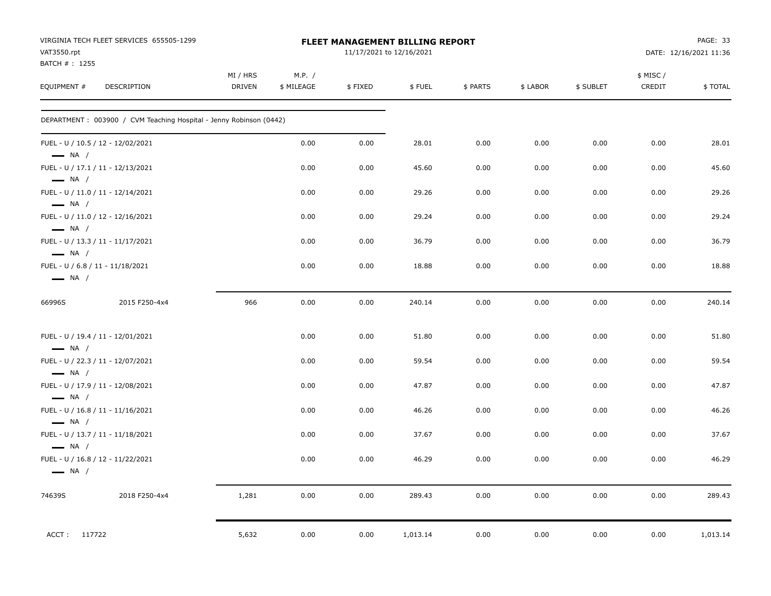VIRGINIA TECH FLEET SERVICES 655505-1299
VAT3550.rpt
BATCH # : 1255

**FLEET MANAGEMENT BILLING REPORT**
11/17/2021 to 12/16/2021

PAGE: 33
DATE: 12/16/2021 11:36

| EQUIPMENT # | DESCRIPTION | MI / HRS DRIVEN | M.P. / $ MILEAGE | $ FIXED | $ FUEL | $ PARTS | $ LABOR | $ SUBLET | $ MISC / CREDIT | $ TOTAL |
|---|---|---|---|---|---|---|---|---|---|---|
| DEPARTMENT : 003900 / CVM Teaching Hospital - Jenny Robinson (0442) | | | | | | | | | | |
| FUEL - U / 10.5 / 12 - 12/02/2021 — NA / | | | 0.00 | 0.00 | 28.01 | 0.00 | 0.00 | 0.00 | 0.00 | 28.01 |
| FUEL - U / 17.1 / 11 - 12/13/2021 — NA / | | | 0.00 | 0.00 | 45.60 | 0.00 | 0.00 | 0.00 | 0.00 | 45.60 |
| FUEL - U / 11.0 / 11 - 12/14/2021 — NA / | | | 0.00 | 0.00 | 29.26 | 0.00 | 0.00 | 0.00 | 0.00 | 29.26 |
| FUEL - U / 11.0 / 12 - 12/16/2021 — NA / | | | 0.00 | 0.00 | 29.24 | 0.00 | 0.00 | 0.00 | 0.00 | 29.24 |
| FUEL - U / 13.3 / 11 - 11/17/2021 — NA / | | | 0.00 | 0.00 | 36.79 | 0.00 | 0.00 | 0.00 | 0.00 | 36.79 |
| FUEL - U / 6.8 / 11 - 11/18/2021 — NA / | | | 0.00 | 0.00 | 18.88 | 0.00 | 0.00 | 0.00 | 0.00 | 18.88 |
| 66996S | 2015 F250-4x4 | 966 | 0.00 | 0.00 | 240.14 | 0.00 | 0.00 | 0.00 | 0.00 | 240.14 |
| FUEL - U / 19.4 / 11 - 12/01/2021 — NA / | | | 0.00 | 0.00 | 51.80 | 0.00 | 0.00 | 0.00 | 0.00 | 51.80 |
| FUEL - U / 22.3 / 11 - 12/07/2021 — NA / | | | 0.00 | 0.00 | 59.54 | 0.00 | 0.00 | 0.00 | 0.00 | 59.54 |
| FUEL - U / 17.9 / 11 - 12/08/2021 — NA / | | | 0.00 | 0.00 | 47.87 | 0.00 | 0.00 | 0.00 | 0.00 | 47.87 |
| FUEL - U / 16.8 / 11 - 11/16/2021 — NA / | | | 0.00 | 0.00 | 46.26 | 0.00 | 0.00 | 0.00 | 0.00 | 46.26 |
| FUEL - U / 13.7 / 11 - 11/18/2021 — NA / | | | 0.00 | 0.00 | 37.67 | 0.00 | 0.00 | 0.00 | 0.00 | 37.67 |
| FUEL - U / 16.8 / 12 - 11/22/2021 — NA / | | | 0.00 | 0.00 | 46.29 | 0.00 | 0.00 | 0.00 | 0.00 | 46.29 |
| 74639S | 2018 F250-4x4 | 1,281 | 0.00 | 0.00 | 289.43 | 0.00 | 0.00 | 0.00 | 0.00 | 289.43 |
| ACCT : 117722 | | 5,632 | 0.00 | 0.00 | 1,013.14 | 0.00 | 0.00 | 0.00 | 0.00 | 1,013.14 |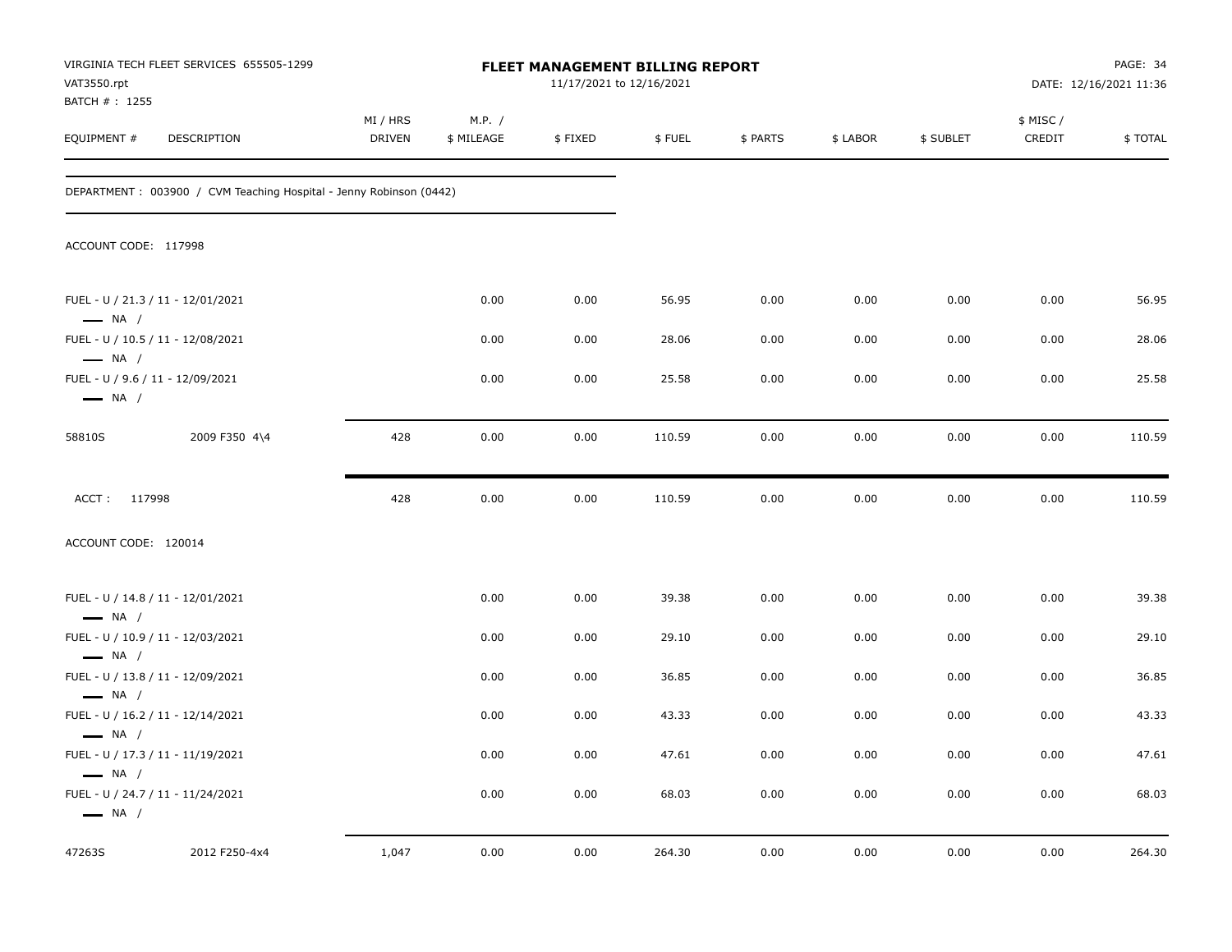VIRGINIA TECH FLEET SERVICES 655505-1299
VAT3550.rpt
BATCH # : 1255

**FLEET MANAGEMENT BILLING REPORT**
11/17/2021 to 12/16/2021

DATE: 12/16/2021 11:36

| EQUIPMENT # | DESCRIPTION | MI / HRS DRIVEN | M.P. / $ MILEAGE | $ FIXED | $ FUEL | $ PARTS | $ LABOR | $ SUBLET | $ MISC / CREDIT | $ TOTAL |
|---|---|---|---|---|---|---|---|---|---|---|

DEPARTMENT : 003900 / CVM Teaching Hospital - Jenny Robinson (0442)

ACCOUNT CODE: 117998

| EQUIPMENT # | DESCRIPTION | MI / HRS DRIVEN | M.P. / $ MILEAGE | $ FIXED | $ FUEL | $ PARTS | $ LABOR | $ SUBLET | $ MISC / CREDIT | $ TOTAL |
|---|---|---|---|---|---|---|---|---|---|---|
| FUEL - U / 21.3 / 11 - 12/01/2021 — NA / | | | 0.00 | 0.00 | 56.95 | 0.00 | 0.00 | 0.00 | 0.00 | 56.95 |
| FUEL - U / 10.5 / 11 - 12/08/2021 — NA / | | | 0.00 | 0.00 | 28.06 | 0.00 | 0.00 | 0.00 | 0.00 | 28.06 |
| FUEL - U / 9.6 / 11 - 12/09/2021 — NA / | | | 0.00 | 0.00 | 25.58 | 0.00 | 0.00 | 0.00 | 0.00 | 25.58 |
| 58810S | 2009 F350 4\4 | 428 | 0.00 | 0.00 | 110.59 | 0.00 | 0.00 | 0.00 | 0.00 | 110.59 |
| ACCT : 117998 | | 428 | 0.00 | 0.00 | 110.59 | 0.00 | 0.00 | 0.00 | 0.00 | 110.59 |

ACCOUNT CODE: 120014

| EQUIPMENT # | DESCRIPTION | MI / HRS DRIVEN | M.P. / $ MILEAGE | $ FIXED | $ FUEL | $ PARTS | $ LABOR | $ SUBLET | $ MISC / CREDIT | $ TOTAL |
|---|---|---|---|---|---|---|---|---|---|---|
| FUEL - U / 14.8 / 11 - 12/01/2021 — NA / | | | 0.00 | 0.00 | 39.38 | 0.00 | 0.00 | 0.00 | 0.00 | 39.38 |
| FUEL - U / 10.9 / 11 - 12/03/2021 — NA / | | | 0.00 | 0.00 | 29.10 | 0.00 | 0.00 | 0.00 | 0.00 | 29.10 |
| FUEL - U / 13.8 / 11 - 12/09/2021 — NA / | | | 0.00 | 0.00 | 36.85 | 0.00 | 0.00 | 0.00 | 0.00 | 36.85 |
| FUEL - U / 16.2 / 11 - 12/14/2021 — NA / | | | 0.00 | 0.00 | 43.33 | 0.00 | 0.00 | 0.00 | 0.00 | 43.33 |
| FUEL - U / 17.3 / 11 - 11/19/2021 — NA / | | | 0.00 | 0.00 | 47.61 | 0.00 | 0.00 | 0.00 | 0.00 | 47.61 |
| FUEL - U / 24.7 / 11 - 11/24/2021 — NA / | | | 0.00 | 0.00 | 68.03 | 0.00 | 0.00 | 0.00 | 0.00 | 68.03 |
| 47263S | 2012 F250-4x4 | 1,047 | 0.00 | 0.00 | 264.30 | 0.00 | 0.00 | 0.00 | 0.00 | 264.30 |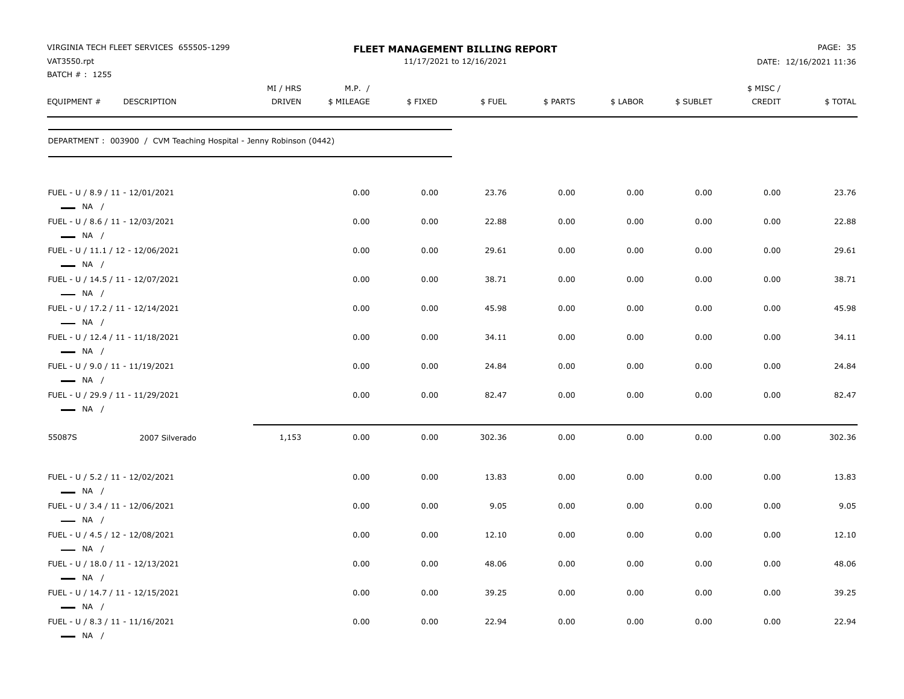VIRGINIA TECH FLEET SERVICES 655505-1299
VAT3550.rpt
BATCH # : 1255

**FLEET MANAGEMENT BILLING REPORT**
11/17/2021 to 12/16/2021

DATE: 12/16/2021 11:36

DEPARTMENT : 003900 / CVM Teaching Hospital - Jenny Robinson (0442)

| EQUIPMENT # | DESCRIPTION | MI / HRS DRIVEN | M.P. / $ MILEAGE | $ FIXED | $ FUEL | $ PARTS | $ LABOR | $ SUBLET | $ MISC / CREDIT | $ TOTAL |
|---|---|---|---|---|---|---|---|---|---|---|
| FUEL - U / 8.9 / 11 - 12/01/2021 — NA / | | | 0.00 | 0.00 | 23.76 | 0.00 | 0.00 | 0.00 | 0.00 | 23.76 |
| FUEL - U / 8.6 / 11 - 12/03/2021 — NA / | | | 0.00 | 0.00 | 22.88 | 0.00 | 0.00 | 0.00 | 0.00 | 22.88 |
| FUEL - U / 11.1 / 12 - 12/06/2021 — NA / | | | 0.00 | 0.00 | 29.61 | 0.00 | 0.00 | 0.00 | 0.00 | 29.61 |
| FUEL - U / 14.5 / 11 - 12/07/2021 — NA / | | | 0.00 | 0.00 | 38.71 | 0.00 | 0.00 | 0.00 | 0.00 | 38.71 |
| FUEL - U / 17.2 / 11 - 12/14/2021 — NA / | | | 0.00 | 0.00 | 45.98 | 0.00 | 0.00 | 0.00 | 0.00 | 45.98 |
| FUEL - U / 12.4 / 11 - 11/18/2021 — NA / | | | 0.00 | 0.00 | 34.11 | 0.00 | 0.00 | 0.00 | 0.00 | 34.11 |
| FUEL - U / 9.0 / 11 - 11/19/2021 — NA / | | | 0.00 | 0.00 | 24.84 | 0.00 | 0.00 | 0.00 | 0.00 | 24.84 |
| FUEL - U / 29.9 / 11 - 11/29/2021 — NA / | | | 0.00 | 0.00 | 82.47 | 0.00 | 0.00 | 0.00 | 0.00 | 82.47 |
| 55087S | 2007 Silverado | 1,153 | 0.00 | 0.00 | 302.36 | 0.00 | 0.00 | 0.00 | 0.00 | 302.36 |
| FUEL - U / 5.2 / 11 - 12/02/2021 — NA / | | | 0.00 | 0.00 | 13.83 | 0.00 | 0.00 | 0.00 | 0.00 | 13.83 |
| FUEL - U / 3.4 / 11 - 12/06/2021 — NA / | | | 0.00 | 0.00 | 9.05 | 0.00 | 0.00 | 0.00 | 0.00 | 9.05 |
| FUEL - U / 4.5 / 12 - 12/08/2021 — NA / | | | 0.00 | 0.00 | 12.10 | 0.00 | 0.00 | 0.00 | 0.00 | 12.10 |
| FUEL - U / 18.0 / 11 - 12/13/2021 — NA / | | | 0.00 | 0.00 | 48.06 | 0.00 | 0.00 | 0.00 | 0.00 | 48.06 |
| FUEL - U / 14.7 / 11 - 12/15/2021 — NA / | | | 0.00 | 0.00 | 39.25 | 0.00 | 0.00 | 0.00 | 0.00 | 39.25 |
| FUEL - U / 8.3 / 11 - 11/16/2021 — NA / | | | 0.00 | 0.00 | 22.94 | 0.00 | 0.00 | 0.00 | 0.00 | 22.94 |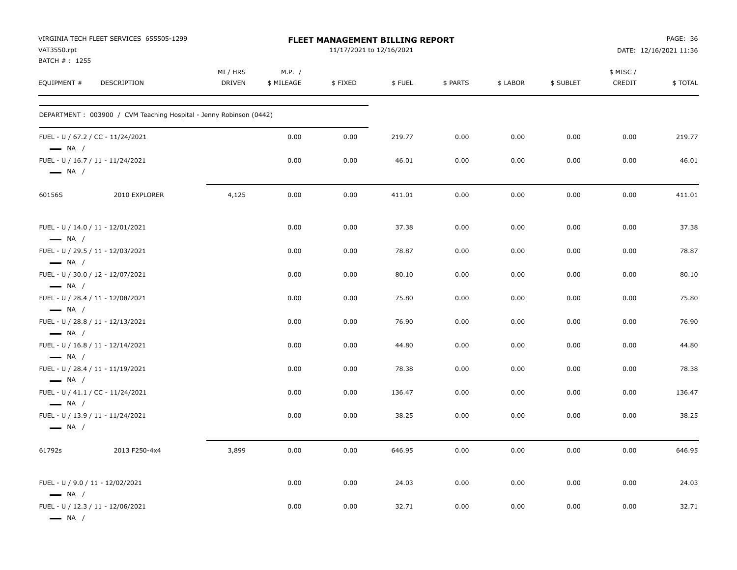VIRGINIA TECH FLEET SERVICES 655505-1299
VAT3550.rpt
BATCH # : 1255

**FLEET MANAGEMENT BILLING REPORT**
11/17/2021 to 12/16/2021

PAGE: 36
DATE: 12/16/2021 11:36

| EQUIPMENT # | DESCRIPTION | MI / HRS DRIVEN | M.P. / $ MILEAGE | $ FIXED | $ FUEL | $ PARTS | $ LABOR | $ SUBLET | $ MISC / CREDIT | $ TOTAL |
|---|---|---|---|---|---|---|---|---|---|---|
| DEPARTMENT : 003900 / CVM Teaching Hospital - Jenny Robinson (0442) | | | | | | | | | | |
| FUEL - U / 67.2 / CC - 11/24/2021 — NA / | | | 0.00 | 0.00 | 219.77 | 0.00 | 0.00 | 0.00 | 0.00 | 219.77 |
| FUEL - U / 16.7 / 11 - 11/24/2021 — NA / | | | 0.00 | 0.00 | 46.01 | 0.00 | 0.00 | 0.00 | 0.00 | 46.01 |
| 60156S | 2010 EXPLORER | 4,125 | 0.00 | 0.00 | 411.01 | 0.00 | 0.00 | 0.00 | 0.00 | 411.01 |
| FUEL - U / 14.0 / 11 - 12/01/2021 — NA / | | | 0.00 | 0.00 | 37.38 | 0.00 | 0.00 | 0.00 | 0.00 | 37.38 |
| FUEL - U / 29.5 / 11 - 12/03/2021 — NA / | | | 0.00 | 0.00 | 78.87 | 0.00 | 0.00 | 0.00 | 0.00 | 78.87 |
| FUEL - U / 30.0 / 12 - 12/07/2021 — NA / | | | 0.00 | 0.00 | 80.10 | 0.00 | 0.00 | 0.00 | 0.00 | 80.10 |
| FUEL - U / 28.4 / 11 - 12/08/2021 — NA / | | | 0.00 | 0.00 | 75.80 | 0.00 | 0.00 | 0.00 | 0.00 | 75.80 |
| FUEL - U / 28.8 / 11 - 12/13/2021 — NA / | | | 0.00 | 0.00 | 76.90 | 0.00 | 0.00 | 0.00 | 0.00 | 76.90 |
| FUEL - U / 16.8 / 11 - 12/14/2021 — NA / | | | 0.00 | 0.00 | 44.80 | 0.00 | 0.00 | 0.00 | 0.00 | 44.80 |
| FUEL - U / 28.4 / 11 - 11/19/2021 — NA / | | | 0.00 | 0.00 | 78.38 | 0.00 | 0.00 | 0.00 | 0.00 | 78.38 |
| FUEL - U / 41.1 / CC - 11/24/2021 — NA / | | | 0.00 | 0.00 | 136.47 | 0.00 | 0.00 | 0.00 | 0.00 | 136.47 |
| FUEL - U / 13.9 / 11 - 11/24/2021 — NA / | | | 0.00 | 0.00 | 38.25 | 0.00 | 0.00 | 0.00 | 0.00 | 38.25 |
| 61792s | 2013 F250-4x4 | 3,899 | 0.00 | 0.00 | 646.95 | 0.00 | 0.00 | 0.00 | 0.00 | 646.95 |
| FUEL - U / 9.0 / 11 - 12/02/2021 — NA / | | | 0.00 | 0.00 | 24.03 | 0.00 | 0.00 | 0.00 | 0.00 | 24.03 |
| FUEL - U / 12.3 / 11 - 12/06/2021 — NA / | | | 0.00 | 0.00 | 32.71 | 0.00 | 0.00 | 0.00 | 0.00 | 32.71 |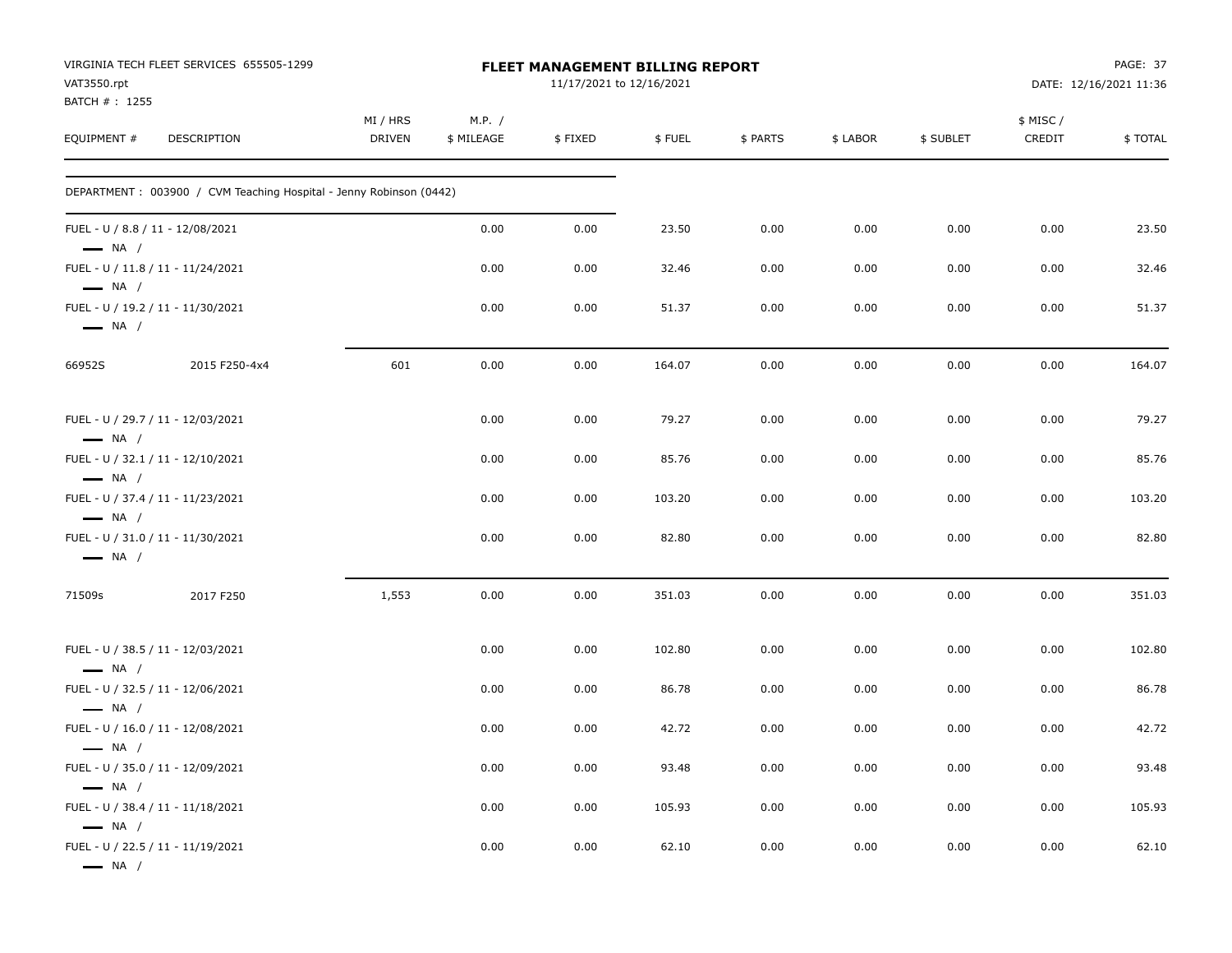VIRGINIA TECH FLEET SERVICES 655505-1299
VAT3550.rpt
BATCH # : 1255

# FLEET MANAGEMENT BILLING REPORT

11/17/2021 to 12/16/2021

DATE: 12/16/2021 11:36

| EQUIPMENT # | DESCRIPTION | MI / HRS DRIVEN | M.P. / $ MILEAGE | $ FIXED | $ FUEL | $ PARTS | $ LABOR | $ SUBLET | $ MISC / CREDIT | $ TOTAL |
|---|---|---|---|---|---|---|---|---|---|---|
| DEPARTMENT : 003900 / CVM Teaching Hospital - Jenny Robinson (0442) | | | | | | | | | | |
| FUEL - U / 8.8 / 11 - 12/08/2021 — NA / | | | 0.00 | 0.00 | 23.50 | 0.00 | 0.00 | 0.00 | 0.00 | 23.50 |
| FUEL - U / 11.8 / 11 - 11/24/2021 — NA / | | | 0.00 | 0.00 | 32.46 | 0.00 | 0.00 | 0.00 | 0.00 | 32.46 |
| FUEL - U / 19.2 / 11 - 11/30/2021 — NA / | | | 0.00 | 0.00 | 51.37 | 0.00 | 0.00 | 0.00 | 0.00 | 51.37 |
| 66952S | 2015 F250-4x4 | 601 | 0.00 | 0.00 | 164.07 | 0.00 | 0.00 | 0.00 | 0.00 | 164.07 |
| FUEL - U / 29.7 / 11 - 12/03/2021 — NA / | | | 0.00 | 0.00 | 79.27 | 0.00 | 0.00 | 0.00 | 0.00 | 79.27 |
| FUEL - U / 32.1 / 11 - 12/10/2021 — NA / | | | 0.00 | 0.00 | 85.76 | 0.00 | 0.00 | 0.00 | 0.00 | 85.76 |
| FUEL - U / 37.4 / 11 - 11/23/2021 — NA / | | | 0.00 | 0.00 | 103.20 | 0.00 | 0.00 | 0.00 | 0.00 | 103.20 |
| FUEL - U / 31.0 / 11 - 11/30/2021 — NA / | | | 0.00 | 0.00 | 82.80 | 0.00 | 0.00 | 0.00 | 0.00 | 82.80 |
| 71509s | 2017 F250 | 1,553 | 0.00 | 0.00 | 351.03 | 0.00 | 0.00 | 0.00 | 0.00 | 351.03 |
| FUEL - U / 38.5 / 11 - 12/03/2021 — NA / | | | 0.00 | 0.00 | 102.80 | 0.00 | 0.00 | 0.00 | 0.00 | 102.80 |
| FUEL - U / 32.5 / 11 - 12/06/2021 — NA / | | | 0.00 | 0.00 | 86.78 | 0.00 | 0.00 | 0.00 | 0.00 | 86.78 |
| FUEL - U / 16.0 / 11 - 12/08/2021 — NA / | | | 0.00 | 0.00 | 42.72 | 0.00 | 0.00 | 0.00 | 0.00 | 42.72 |
| FUEL - U / 35.0 / 11 - 12/09/2021 — NA / | | | 0.00 | 0.00 | 93.48 | 0.00 | 0.00 | 0.00 | 0.00 | 93.48 |
| FUEL - U / 38.4 / 11 - 11/18/2021 — NA / | | | 0.00 | 0.00 | 105.93 | 0.00 | 0.00 | 0.00 | 0.00 | 105.93 |
| FUEL - U / 22.5 / 11 - 11/19/2021 — NA / | | | 0.00 | 0.00 | 62.10 | 0.00 | 0.00 | 0.00 | 0.00 | 62.10 |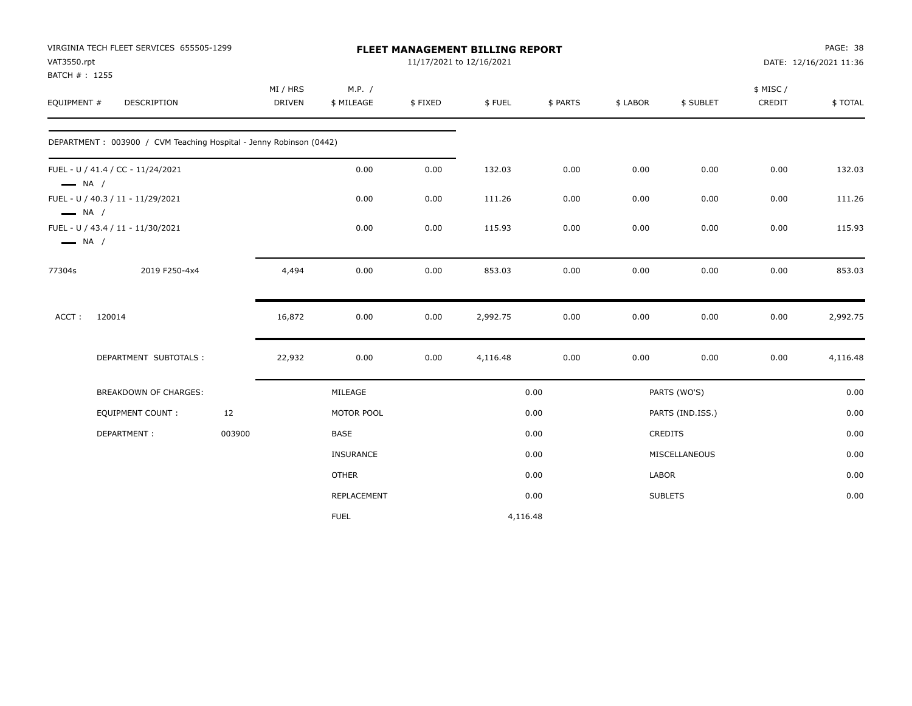VIRGINIA TECH FLEET SERVICES 655505-1299
VAT3550.rpt
BATCH # : 1255

**FLEET MANAGEMENT BILLING REPORT**
11/17/2021 to 12/16/2021

DATE: 12/16/2021 11:36

| EQUIPMENT # | DESCRIPTION | MI / HRS DRIVEN | M.P. / $ MILEAGE | $ FIXED | $ FUEL | $ PARTS | $ LABOR | $ SUBLET | $ MISC / CREDIT | $ TOTAL |
|---|---|---|---|---|---|---|---|---|---|---|
| DEPARTMENT : 003900 / CVM Teaching Hospital - Jenny Robinson (0442) | | | | | | | | | | |
| FUEL - U / 41.4 / CC - 11/24/2021 — NA / | | | 0.00 | 0.00 | 132.03 | 0.00 | 0.00 | 0.00 | 0.00 | 132.03 |
| FUEL - U / 40.3 / 11 - 11/29/2021 — NA / | | | 0.00 | 0.00 | 111.26 | 0.00 | 0.00 | 0.00 | 0.00 | 111.26 |
| FUEL - U / 43.4 / 11 - 11/30/2021 — NA / | | | 0.00 | 0.00 | 115.93 | 0.00 | 0.00 | 0.00 | 0.00 | 115.93 |
| 77304s | 2019 F250-4x4 | 4,494 | 0.00 | 0.00 | 853.03 | 0.00 | 0.00 | 0.00 | 0.00 | 853.03 |
| ACCT : 120014 | | 16,872 | 0.00 | 0.00 | 2,992.75 | 0.00 | 0.00 | 0.00 | 0.00 | 2,992.75 |
| DEPARTMENT SUBTOTALS : | | 22,932 | 0.00 | 0.00 | 4,116.48 | 0.00 | 0.00 | 0.00 | 0.00 | 4,116.48 |

| BREAKDOWN OF CHARGES: | | | | | |
|---|---|---|---|---|---|
| EQUIPMENT COUNT : | 12 | MILEAGE | 0.00 | PARTS (WO'S) | 0.00 |
| DEPARTMENT : | 003900 | MOTOR POOL | 0.00 | PARTS (IND.ISS.) | 0.00 |
| | | BASE | 0.00 | CREDITS | 0.00 |
| | | INSURANCE | 0.00 | MISCELLANEOUS | 0.00 |
| | | OTHER | 0.00 | LABOR | 0.00 |
| | | REPLACEMENT | 0.00 | SUBLETS | 0.00 |
| | | FUEL | 4,116.48 | | |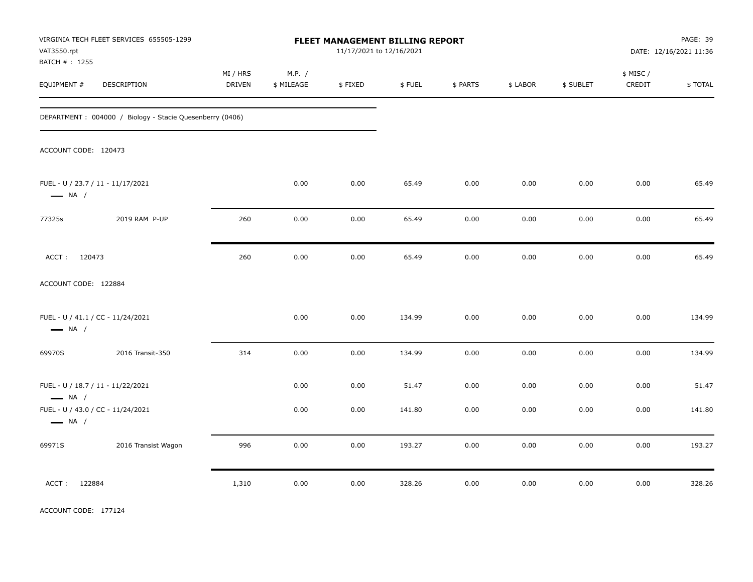VIRGINIA TECH FLEET SERVICES 655505-1299
VAT3550.rpt
BATCH # : 1255

# FLEET MANAGEMENT BILLING REPORT

11/17/2021 to 12/16/2021

DATE: 12/16/2021 11:36

| EQUIPMENT # | DESCRIPTION | MI / HRS DRIVEN | M.P. / $ MILEAGE | $ FIXED | $ FUEL | $ PARTS | $ LABOR | $ SUBLET | $ MISC / CREDIT | $ TOTAL |
|---|---|---|---|---|---|---|---|---|---|---|
| DEPARTMENT : 004000 / Biology - Stacie Quesenberry (0406) | | | | | | | | | | |
| ACCOUNT CODE: 120473 | | | | | | | | | | |
| FUEL - U / 23.7 / 11 - 11/17/2021 — NA / | | | 0.00 | 0.00 | 65.49 | 0.00 | 0.00 | 0.00 | 0.00 | 65.49 |
| 77325s | 2019 RAM P-UP | 260 | 0.00 | 0.00 | 65.49 | 0.00 | 0.00 | 0.00 | 0.00 | 65.49 |
| ACCT : 120473 | | 260 | 0.00 | 0.00 | 65.49 | 0.00 | 0.00 | 0.00 | 0.00 | 65.49 |
| ACCOUNT CODE: 122884 | | | | | | | | | | |
| FUEL - U / 41.1 / CC - 11/24/2021 — NA / | | | 0.00 | 0.00 | 134.99 | 0.00 | 0.00 | 0.00 | 0.00 | 134.99 |
| 69970S | 2016 Transit-350 | 314 | 0.00 | 0.00 | 134.99 | 0.00 | 0.00 | 0.00 | 0.00 | 134.99 |
| FUEL - U / 18.7 / 11 - 11/22/2021 — NA / | | | 0.00 | 0.00 | 51.47 | 0.00 | 0.00 | 0.00 | 0.00 | 51.47 |
| FUEL - U / 43.0 / CC - 11/24/2021 — NA / | | | 0.00 | 0.00 | 141.80 | 0.00 | 0.00 | 0.00 | 0.00 | 141.80 |
| 69971S | 2016 Transist Wagon | 996 | 0.00 | 0.00 | 193.27 | 0.00 | 0.00 | 0.00 | 0.00 | 193.27 |
| ACCT : 122884 | | 1,310 | 0.00 | 0.00 | 328.26 | 0.00 | 0.00 | 0.00 | 0.00 | 328.26 |
| ACCOUNT CODE: 177124 | | | | | | | | | | |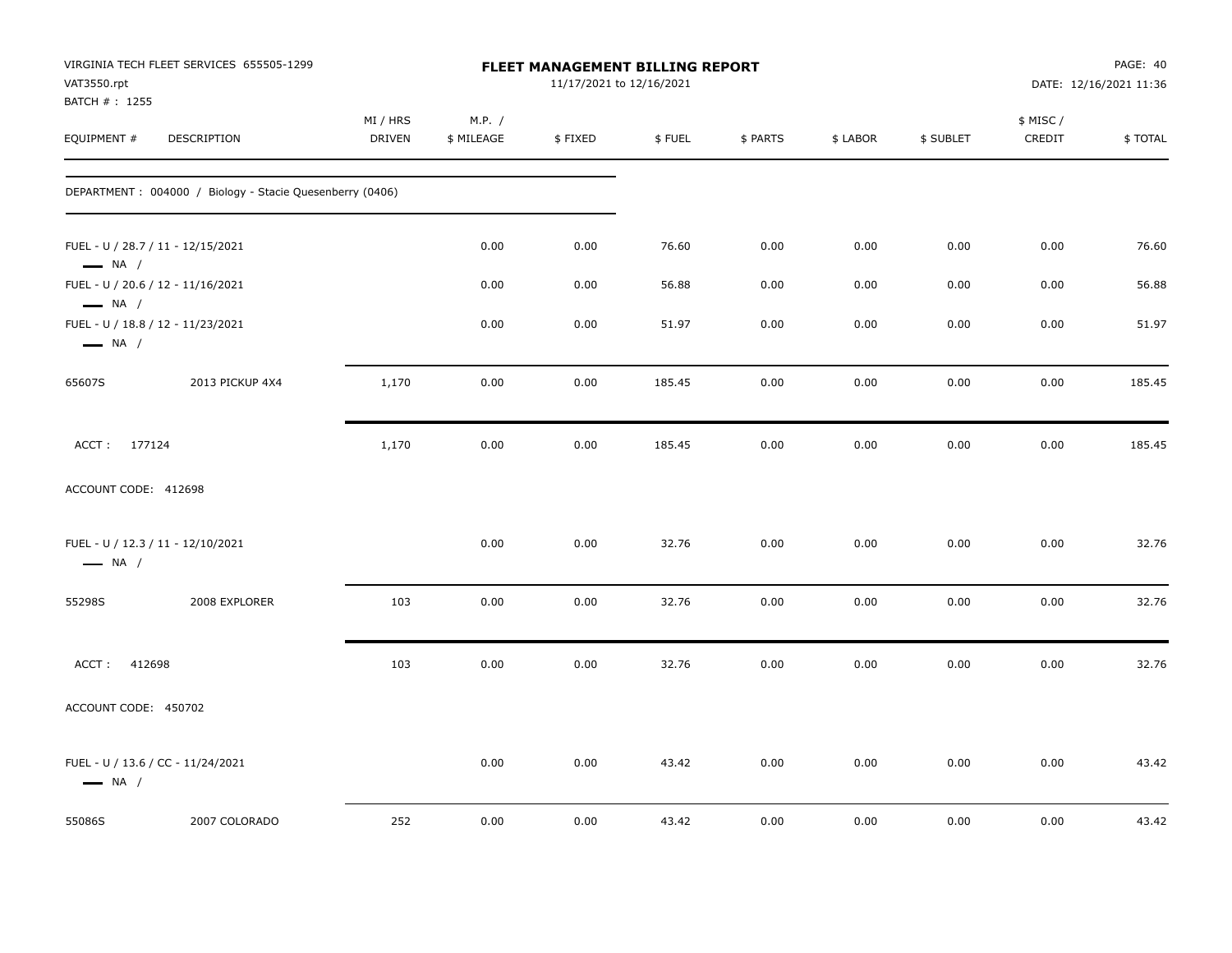VIRGINIA TECH FLEET SERVICES 655505-1299
VAT3550.rpt
BATCH # : 1255

**FLEET MANAGEMENT BILLING REPORT**
11/17/2021 to 12/16/2021

PAGE: 40
DATE: 12/16/2021 11:36

| EQUIPMENT # | DESCRIPTION | MI / HRS DRIVEN | M.P. / $ MILEAGE | $ FIXED | $ FUEL | $ PARTS | $ LABOR | $ SUBLET | $ MISC / CREDIT | $ TOTAL |
|---|---|---|---|---|---|---|---|---|---|---|
| DEPARTMENT : 004000 / Biology - Stacie Quesenberry (0406) | | | | | | | | | | |
| FUEL - U / 28.7 / 11 - 12/15/2021 — NA / | | | 0.00 | 0.00 | 76.60 | 0.00 | 0.00 | 0.00 | 0.00 | 76.60 |
| FUEL - U / 20.6 / 12 - 11/16/2021 — NA / | | | 0.00 | 0.00 | 56.88 | 0.00 | 0.00 | 0.00 | 0.00 | 56.88 |
| FUEL - U / 18.8 / 12 - 11/23/2021 — NA / | | | 0.00 | 0.00 | 51.97 | 0.00 | 0.00 | 0.00 | 0.00 | 51.97 |
| 65607S | 2013 PICKUP 4X4 | 1,170 | 0.00 | 0.00 | 185.45 | 0.00 | 0.00 | 0.00 | 0.00 | 185.45 |
| ACCT : 177124 | | 1,170 | 0.00 | 0.00 | 185.45 | 0.00 | 0.00 | 0.00 | 0.00 | 185.45 |
| ACCOUNT CODE: 412698 | | | | | | | | | | |
| FUEL - U / 12.3 / 11 - 12/10/2021 — NA / | | | 0.00 | 0.00 | 32.76 | 0.00 | 0.00 | 0.00 | 0.00 | 32.76 |
| 55298S | 2008 EXPLORER | 103 | 0.00 | 0.00 | 32.76 | 0.00 | 0.00 | 0.00 | 0.00 | 32.76 |
| ACCT : 412698 | | 103 | 0.00 | 0.00 | 32.76 | 0.00 | 0.00 | 0.00 | 0.00 | 32.76 |
| ACCOUNT CODE: 450702 | | | | | | | | | | |
| FUEL - U / 13.6 / CC - 11/24/2021 — NA / | | | 0.00 | 0.00 | 43.42 | 0.00 | 0.00 | 0.00 | 0.00 | 43.42 |
| 55086S | 2007 COLORADO | 252 | 0.00 | 0.00 | 43.42 | 0.00 | 0.00 | 0.00 | 0.00 | 43.42 |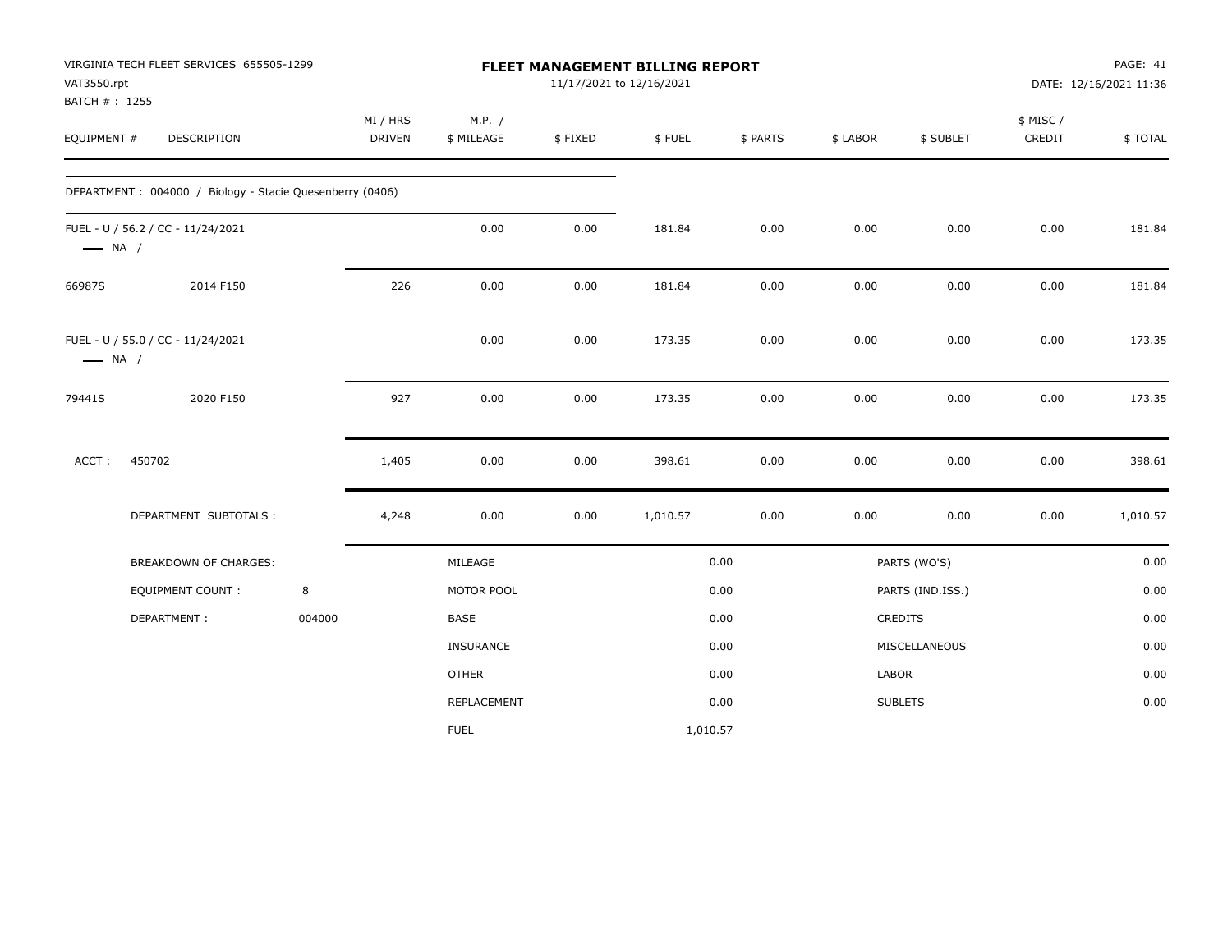VIRGINIA TECH FLEET SERVICES 655505-1299
VAT3550.rpt
BATCH # : 1255

# FLEET MANAGEMENT BILLING REPORT

11/17/2021 to 12/16/2021

PAGE: 41
DATE: 12/16/2021 11:36

| EQUIPMENT # | DESCRIPTION | MI / HRS DRIVEN | M.P. / $ MILEAGE | $ FIXED | $ FUEL | $ PARTS | $ LABOR | $ SUBLET | $ MISC / CREDIT | $ TOTAL |
|---|---|---|---|---|---|---|---|---|---|---|
| DEPARTMENT : 004000 / Biology - Stacie Quesenberry (0406) | | | | | | | | | | |
| FUEL - U / 56.2 / CC - 11/24/2021 — NA / | | | 0.00 | 0.00 | 181.84 | 0.00 | 0.00 | 0.00 | 0.00 | 181.84 |
| 66987S | 2014 F150 | 226 | 0.00 | 0.00 | 181.84 | 0.00 | 0.00 | 0.00 | 0.00 | 181.84 |
| FUEL - U / 55.0 / CC - 11/24/2021 — NA / | | | 0.00 | 0.00 | 173.35 | 0.00 | 0.00 | 0.00 | 0.00 | 173.35 |
| 79441S | 2020 F150 | 927 | 0.00 | 0.00 | 173.35 | 0.00 | 0.00 | 0.00 | 0.00 | 173.35 |
| ACCT : | 450702 | 1,405 | 0.00 | 0.00 | 398.61 | 0.00 | 0.00 | 0.00 | 0.00 | 398.61 |
| | DEPARTMENT SUBTOTALS : | 4,248 | 0.00 | 0.00 | 1,010.57 | 0.00 | 0.00 | 0.00 | 0.00 | 1,010.57 |

| | | | | | |
|---|---|---|---|---|---|
| BREAKDOWN OF CHARGES: | | MILEAGE | 0.00 | PARTS (WO'S) | 0.00 |
| EQUIPMENT COUNT : | 8 | MOTOR POOL | 0.00 | PARTS (IND.ISS.) | 0.00 |
| DEPARTMENT : | 004000 | BASE | 0.00 | CREDITS | 0.00 |
| | | INSURANCE | 0.00 | MISCELLANEOUS | 0.00 |
| | | OTHER | 0.00 | LABOR | 0.00 |
| | | REPLACEMENT | 0.00 | SUBLETS | 0.00 |
| | | FUEL | 1,010.57 | | |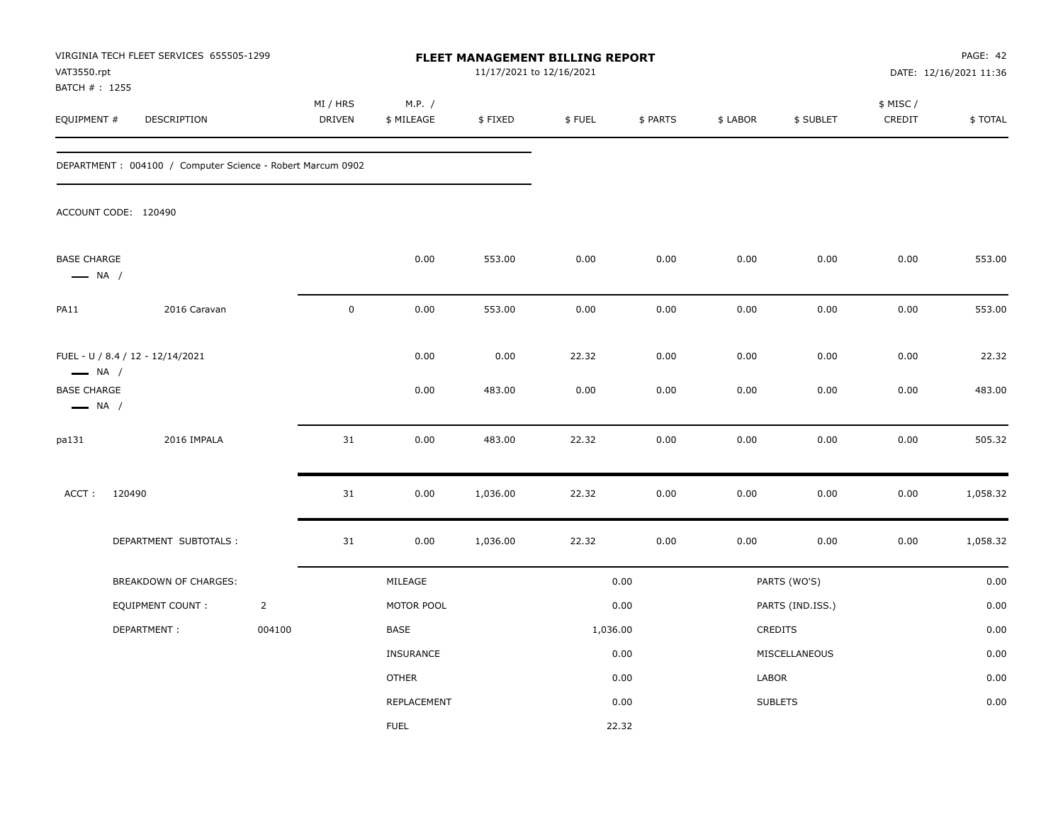VIRGINIA TECH FLEET SERVICES 655505-1299
VAT3550.rpt
BATCH # : 1255

# FLEET MANAGEMENT BILLING REPORT

11/17/2021 to 12/16/2021

PAGE: 42
DATE: 12/16/2021 11:36

| EQUIPMENT # | DESCRIPTION | MI / HRS DRIVEN | M.P. / $ MILEAGE | $ FIXED | $ FUEL | $ PARTS | $ LABOR | $ SUBLET | $ MISC / CREDIT | $ TOTAL |
|---|---|---|---|---|---|---|---|---|---|---|

DEPARTMENT : 004100 / Computer Science - Robert Marcum 0902

ACCOUNT CODE: 120490

| EQUIPMENT # | DESCRIPTION | MI / HRS DRIVEN | M.P. / $ MILEAGE | $ FIXED | $ FUEL | $ PARTS | $ LABOR | $ SUBLET | $ MISC / CREDIT | $ TOTAL |
|---|---|---|---|---|---|---|---|---|---|---|
| BASE CHARGE — NA / | | | 0.00 | 553.00 | 0.00 | 0.00 | 0.00 | 0.00 | 0.00 | 553.00 |
| PA11 | 2016 Caravan | 0 | 0.00 | 553.00 | 0.00 | 0.00 | 0.00 | 0.00 | 0.00 | 553.00 |
| FUEL - U / 8.4 / 12 - 12/14/2021 — NA / | | | 0.00 | 0.00 | 22.32 | 0.00 | 0.00 | 0.00 | 0.00 | 22.32 |
| BASE CHARGE — NA / | | | 0.00 | 483.00 | 0.00 | 0.00 | 0.00 | 0.00 | 0.00 | 483.00 |
| pa131 | 2016 IMPALA | 31 | 0.00 | 483.00 | 22.32 | 0.00 | 0.00 | 0.00 | 0.00 | 505.32 |
| ACCT : 120490 | | 31 | 0.00 | 1,036.00 | 22.32 | 0.00 | 0.00 | 0.00 | 0.00 | 1,058.32 |
| | DEPARTMENT SUBTOTALS : | 31 | 0.00 | 1,036.00 | 22.32 | 0.00 | 0.00 | 0.00 | 0.00 | 1,058.32 |

| BREAKDOWN OF CHARGES: | | | | | |
|---|---|---|---|---|---|
| | | MILEAGE | 0.00 | PARTS (WO'S) | 0.00 |
| EQUIPMENT COUNT : | 2 | MOTOR POOL | 0.00 | PARTS (IND.ISS.) | 0.00 |
| DEPARTMENT : | 004100 | BASE | 1,036.00 | CREDITS | 0.00 |
| | | INSURANCE | 0.00 | MISCELLANEOUS | 0.00 |
| | | OTHER | 0.00 | LABOR | 0.00 |
| | | REPLACEMENT | 0.00 | SUBLETS | 0.00 |
| | | FUEL | 22.32 | | |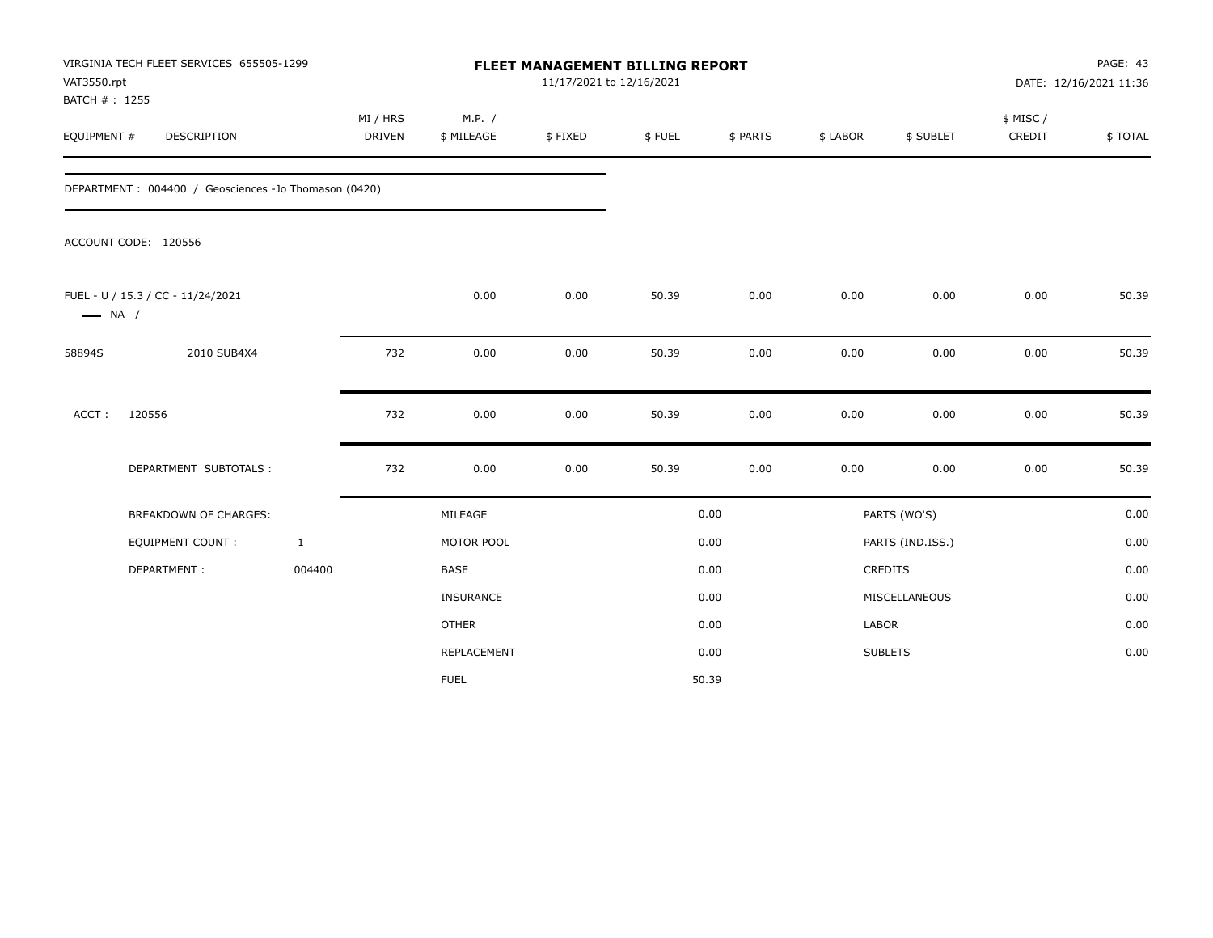VIRGINIA TECH FLEET SERVICES 655505-1299
VAT3550.rpt
BATCH # : 1255

**FLEET MANAGEMENT BILLING REPORT**
11/17/2021 to 12/16/2021

PAGE: 43
DATE: 12/16/2021 11:36

| EQUIPMENT # | DESCRIPTION | MI / HRS DRIVEN | M.P. / $ MILEAGE | $ FIXED | $ FUEL | $ PARTS | $ LABOR | $ SUBLET | $ MISC / CREDIT | $ TOTAL |
|---|---|---|---|---|---|---|---|---|---|---|
| DEPARTMENT : 004400 / Geosciences -Jo Thomason (0420) | | | | | | | | | | |
| ACCOUNT CODE: 120556 | | | | | | | | | | |
| FUEL - U / 15.3 / CC - 11/24/2021 ___ NA / | | | 0.00 | 0.00 | 50.39 | 0.00 | 0.00 | 0.00 | 0.00 | 50.39 |
| 58894S | 2010 SUB4X4 | 732 | 0.00 | 0.00 | 50.39 | 0.00 | 0.00 | 0.00 | 0.00 | 50.39 |
| ACCT : | 120556 | 732 | 0.00 | 0.00 | 50.39 | 0.00 | 0.00 | 0.00 | 0.00 | 50.39 |
| | DEPARTMENT SUBTOTALS : | 732 | 0.00 | 0.00 | 50.39 | 0.00 | 0.00 | 0.00 | 0.00 | 50.39 |

| | | | | | |
|---|---|---|---|---|---|
| BREAKDOWN OF CHARGES: | | MILEAGE | 0.00 | PARTS (WO'S) | 0.00 |
| EQUIPMENT COUNT : | 1 | MOTOR POOL | 0.00 | PARTS (IND.ISS.) | 0.00 |
| DEPARTMENT : | 004400 | BASE | 0.00 | CREDITS | 0.00 |
| | | INSURANCE | 0.00 | MISCELLANEOUS | 0.00 |
| | | OTHER | 0.00 | LABOR | 0.00 |
| | | REPLACEMENT | 0.00 | SUBLETS | 0.00 |
| | | FUEL | 50.39 | | |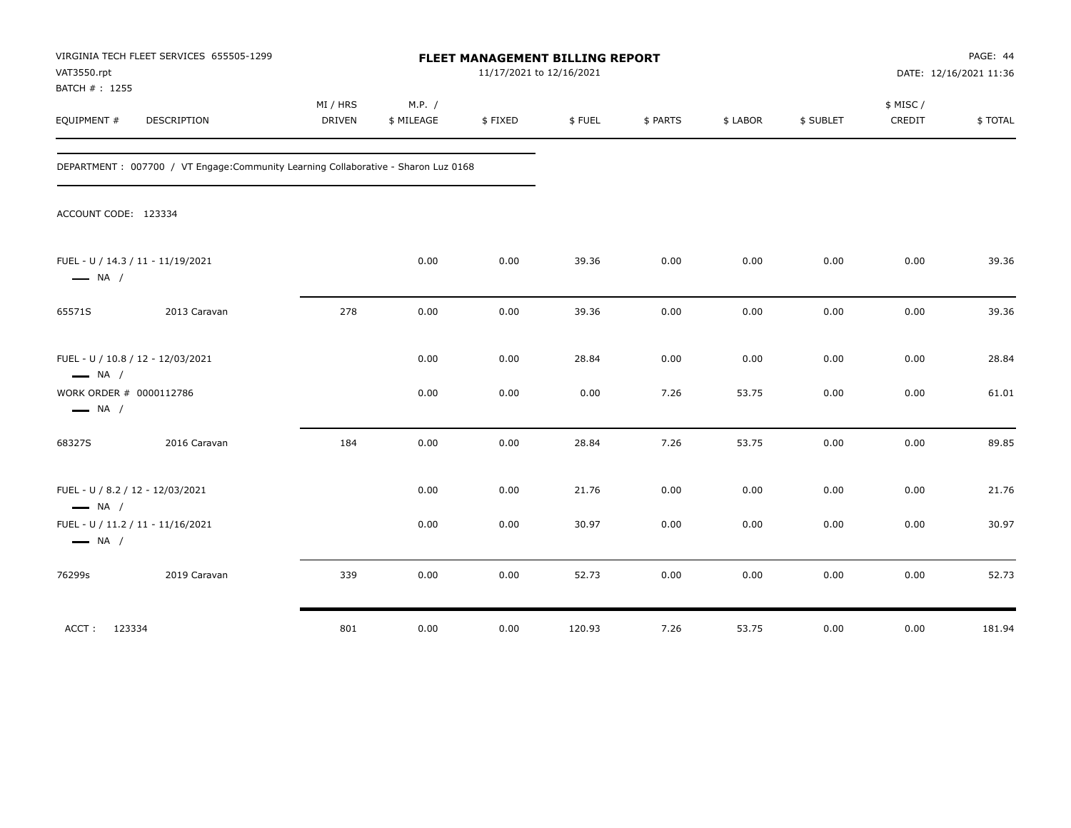VIRGINIA TECH FLEET SERVICES 655505-1299
VAT3550.rpt
BATCH # : 1255

**FLEET MANAGEMENT BILLING REPORT**
11/17/2021 to 12/16/2021

DATE: 12/16/2021 11:36

| EQUIPMENT # | DESCRIPTION | MI / HRS DRIVEN | M.P. / $ MILEAGE | $ FIXED | $ FUEL | $ PARTS | $ LABOR | $ SUBLET | $ MISC / CREDIT | $ TOTAL |
|---|---|---|---|---|---|---|---|---|---|---|

DEPARTMENT : 007700 / VT Engage:Community Learning Collaborative - Sharon Luz 0168

ACCOUNT CODE: 123334

| EQUIPMENT # | DESCRIPTION | MI / HRS DRIVEN | M.P. / $ MILEAGE | $ FIXED | $ FUEL | $ PARTS | $ LABOR | $ SUBLET | $ MISC / CREDIT | $ TOTAL |
|---|---|---|---|---|---|---|---|---|---|---|
| FUEL - U / 14.3 / 11 - 11/19/2021 — NA / | | | 0.00 | 0.00 | 39.36 | 0.00 | 0.00 | 0.00 | 0.00 | 39.36 |
| 65571S | 2013 Caravan | 278 | 0.00 | 0.00 | 39.36 | 0.00 | 0.00 | 0.00 | 0.00 | 39.36 |
| FUEL - U / 10.8 / 12 - 12/03/2021 — NA / | | | 0.00 | 0.00 | 28.84 | 0.00 | 0.00 | 0.00 | 0.00 | 28.84 |
| WORK ORDER # 0000112786 — NA / | | | 0.00 | 0.00 | 0.00 | 7.26 | 53.75 | 0.00 | 0.00 | 61.01 |
| 68327S | 2016 Caravan | 184 | 0.00 | 0.00 | 28.84 | 7.26 | 53.75 | 0.00 | 0.00 | 89.85 |
| FUEL - U / 8.2 / 12 - 12/03/2021 — NA / | | | 0.00 | 0.00 | 21.76 | 0.00 | 0.00 | 0.00 | 0.00 | 21.76 |
| FUEL - U / 11.2 / 11 - 11/16/2021 — NA / | | | 0.00 | 0.00 | 30.97 | 0.00 | 0.00 | 0.00 | 0.00 | 30.97 |
| 76299s | 2019 Caravan | 339 | 0.00 | 0.00 | 52.73 | 0.00 | 0.00 | 0.00 | 0.00 | 52.73 |
| ACCT : 123334 | | 801 | 0.00 | 0.00 | 120.93 | 7.26 | 53.75 | 0.00 | 0.00 | 181.94 |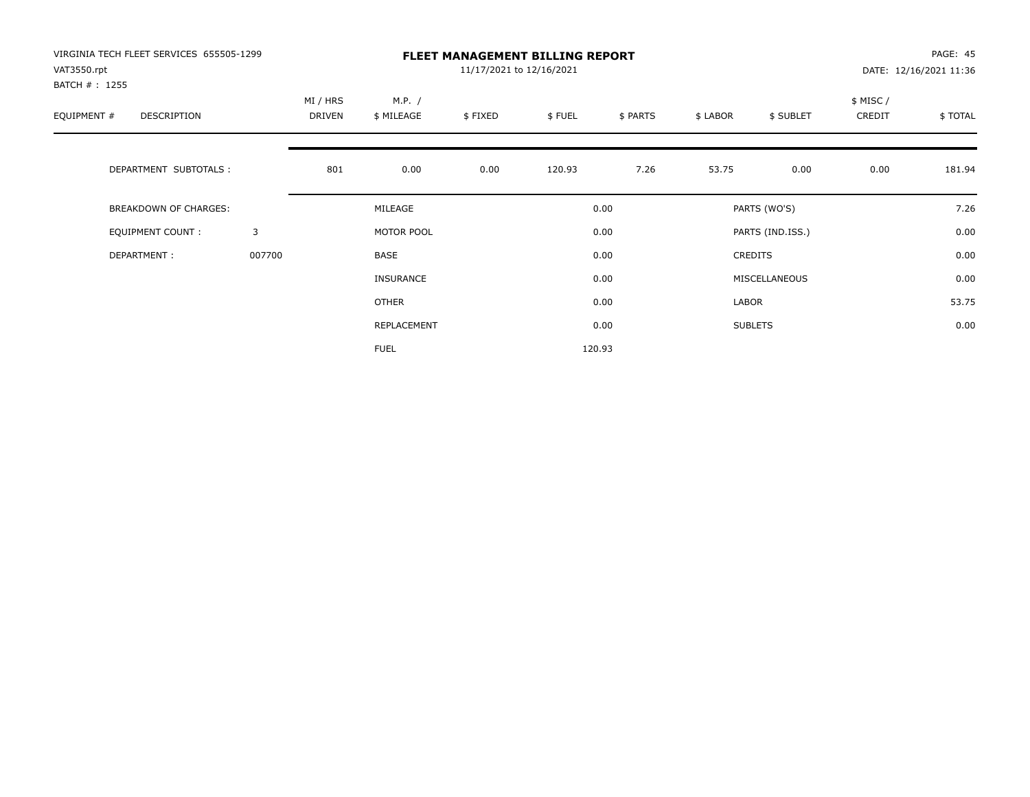VIRGINIA TECH FLEET SERVICES 655505-1299
VAT3550.rpt
BATCH # : 1255

**FLEET MANAGEMENT BILLING REPORT**
11/17/2021 to 12/16/2021

PAGE: 45
DATE: 12/16/2021 11:36

| EQUIPMENT # | DESCRIPTION | MI / HRS DRIVEN | M.P. / $ MILEAGE | $ FIXED | $ FUEL | $ PARTS | $ LABOR | $ SUBLET | $ MISC / CREDIT | $ TOTAL |
|---|---|---|---|---|---|---|---|---|---|---|
| | DEPARTMENT SUBTOTALS : | 801 | 0.00 | 0.00 | 120.93 | 7.26 | 53.75 | 0.00 | 0.00 | 181.94 |

| | | | | | |
|---|---|---|---|---|---|
| BREAKDOWN OF CHARGES: | | MILEAGE | 0.00 | PARTS (WO'S) | 7.26 |
| EQUIPMENT COUNT : | 3 | MOTOR POOL | 0.00 | PARTS (IND.ISS.) | 0.00 |
| DEPARTMENT : | 007700 | BASE | 0.00 | CREDITS | 0.00 |
| | | INSURANCE | 0.00 | MISCELLANEOUS | 0.00 |
| | | OTHER | 0.00 | LABOR | 53.75 |
| | | REPLACEMENT | 0.00 | SUBLETS | 0.00 |
| | | FUEL | 120.93 | | |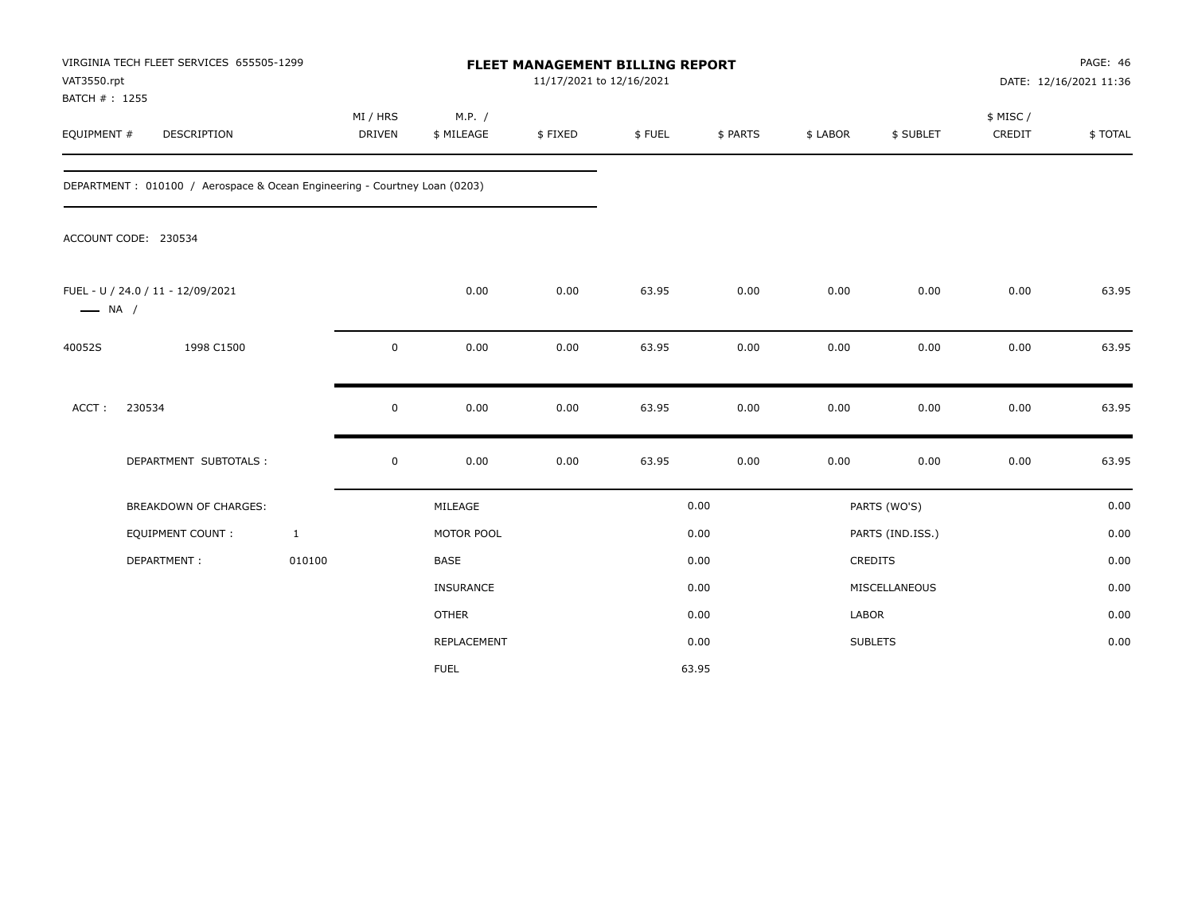VIRGINIA TECH FLEET SERVICES 655505-1299
VAT3550.rpt
BATCH # : 1255

# FLEET MANAGEMENT BILLING REPORT

11/17/2021 to 12/16/2021

DATE: 12/16/2021 11:36

| EQUIPMENT # | DESCRIPTION | MI / HRS DRIVEN | M.P. / $ MILEAGE | $ FIXED | $ FUEL | $ PARTS | $ LABOR | $ SUBLET | $ MISC / CREDIT | $ TOTAL |
|---|---|---|---|---|---|---|---|---|---|---|
| DEPARTMENT : 010100 / Aerospace & Ocean Engineering - Courtney Loan (0203) | | | | | | | | | | |
| ACCOUNT CODE: 230534 | | | | | | | | | | |
| FUEL - U / 24.0 / 11 - 12/09/2021 — NA / | | | 0.00 | 0.00 | 63.95 | 0.00 | 0.00 | 0.00 | 0.00 | 63.95 |
| 40052S | 1998 C1500 | 0 | 0.00 | 0.00 | 63.95 | 0.00 | 0.00 | 0.00 | 0.00 | 63.95 |
| ACCT : | 230534 | 0 | 0.00 | 0.00 | 63.95 | 0.00 | 0.00 | 0.00 | 0.00 | 63.95 |
| | DEPARTMENT SUBTOTALS : | 0 | 0.00 | 0.00 | 63.95 | 0.00 | 0.00 | 0.00 | 0.00 | 63.95 |

| BREAKDOWN OF CHARGES: | | | | | |
|---|---|---|---|---|---|
| EQUIPMENT COUNT : | 1 | MILEAGE | 0.00 | PARTS (WO'S) | 0.00 |
| DEPARTMENT : | 010100 | MOTOR POOL | 0.00 | PARTS (IND.ISS.) | 0.00 |
| | | BASE | 0.00 | CREDITS | 0.00 |
| | | INSURANCE | 0.00 | MISCELLANEOUS | 0.00 |
| | | OTHER | 0.00 | LABOR | 0.00 |
| | | REPLACEMENT | 0.00 | SUBLETS | 0.00 |
| | | FUEL | 63.95 | | |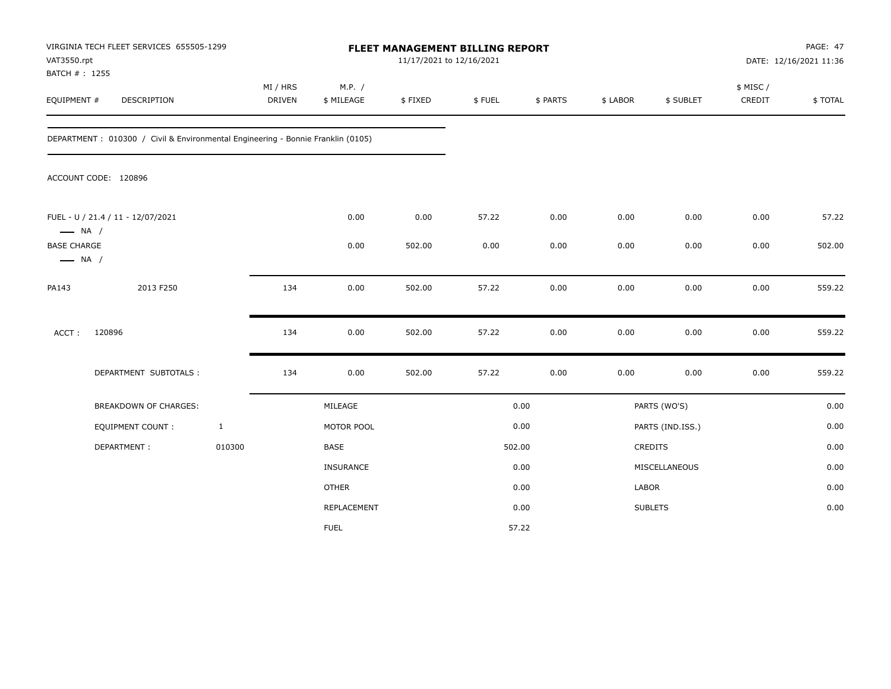VIRGINIA TECH FLEET SERVICES 655505-1299
VAT3550.rpt
BATCH # : 1255

# FLEET MANAGEMENT BILLING REPORT

11/17/2021 to 12/16/2021

PAGE: 47
DATE: 12/16/2021 11:36

| EQUIPMENT # | DESCRIPTION | MI / HRS DRIVEN | M.P. / $ MILEAGE | $ FIXED | $ FUEL | $ PARTS | $ LABOR | $ SUBLET | $ MISC / CREDIT | $ TOTAL |
|---|---|---|---|---|---|---|---|---|---|---|

DEPARTMENT : 010300 / Civil & Environmental Engineering - Bonnie Franklin (0105)

ACCOUNT CODE: 120896

| EQUIPMENT # | DESCRIPTION | MI / HRS DRIVEN | M.P. / $ MILEAGE | $ FIXED | $ FUEL | $ PARTS | $ LABOR | $ SUBLET | $ MISC / CREDIT | $ TOTAL |
|---|---|---|---|---|---|---|---|---|---|---|
| FUEL - U / 21.4 / 11 - 12/07/2021 —— NA / | | | 0.00 | 0.00 | 57.22 | 0.00 | 0.00 | 0.00 | 0.00 | 57.22 |
| BASE CHARGE —— NA / | | | 0.00 | 502.00 | 0.00 | 0.00 | 0.00 | 0.00 | 0.00 | 502.00 |
| PA143 | 2013 F250 | 134 | 0.00 | 502.00 | 57.22 | 0.00 | 0.00 | 0.00 | 0.00 | 559.22 |
| ACCT : | 120896 | 134 | 0.00 | 502.00 | 57.22 | 0.00 | 0.00 | 0.00 | 0.00 | 559.22 |
| | DEPARTMENT SUBTOTALS : | 134 | 0.00 | 502.00 | 57.22 | 0.00 | 0.00 | 0.00 | 0.00 | 559.22 |

| BREAKDOWN OF CHARGES: | | | | | |
|---|---|---|---|---|---|
| EQUIPMENT COUNT : | 1 | MILEAGE | 0.00 | PARTS (WO'S) | 0.00 |
| DEPARTMENT : | 010300 | MOTOR POOL | 0.00 | PARTS (IND.ISS.) | 0.00 |
| | | BASE | 502.00 | CREDITS | 0.00 |
| | | INSURANCE | 0.00 | MISCELLANEOUS | 0.00 |
| | | OTHER | 0.00 | LABOR | 0.00 |
| | | REPLACEMENT | 0.00 | SUBLETS | 0.00 |
| | | FUEL | 57.22 | | |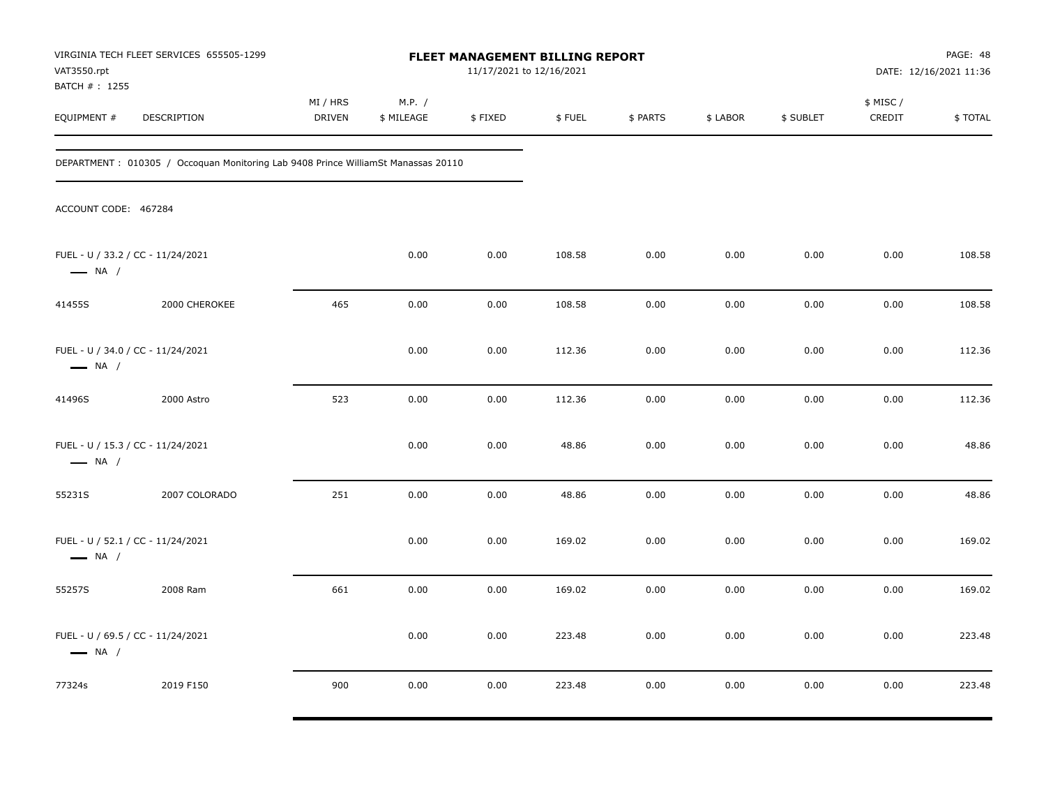VIRGINIA TECH FLEET SERVICES 655505-1299
VAT3550.rpt
BATCH # : 1255

**FLEET MANAGEMENT BILLING REPORT**
11/17/2021 to 12/16/2021

DATE: 12/16/2021 11:36

| EQUIPMENT # | DESCRIPTION | MI / HRS DRIVEN | M.P. / $ MILEAGE | $ FIXED | $ FUEL | $ PARTS | $ LABOR | $ SUBLET | $ MISC / CREDIT | $ TOTAL |
|---|---|---|---|---|---|---|---|---|---|---|

DEPARTMENT : 010305 / Occoquan Monitoring Lab 9408 Prince WilliamSt Manassas 20110

ACCOUNT CODE: 467284

| EQUIPMENT # | DESCRIPTION | MI / HRS DRIVEN | M.P. / $ MILEAGE | $ FIXED | $ FUEL | $ PARTS | $ LABOR | $ SUBLET | $ MISC / CREDIT | $ TOTAL |
|---|---|---|---|---|---|---|---|---|---|---|
| FUEL - U / 33.2 / CC - 11/24/2021 — NA / | | | 0.00 | 0.00 | 108.58 | 0.00 | 0.00 | 0.00 | 0.00 | 108.58 |
| 41455S | 2000 CHEROKEE | 465 | 0.00 | 0.00 | 108.58 | 0.00 | 0.00 | 0.00 | 0.00 | 108.58 |
| FUEL - U / 34.0 / CC - 11/24/2021 — NA / | | | 0.00 | 0.00 | 112.36 | 0.00 | 0.00 | 0.00 | 0.00 | 112.36 |
| 41496S | 2000 Astro | 523 | 0.00 | 0.00 | 112.36 | 0.00 | 0.00 | 0.00 | 0.00 | 112.36 |
| FUEL - U / 15.3 / CC - 11/24/2021 — NA / | | | 0.00 | 0.00 | 48.86 | 0.00 | 0.00 | 0.00 | 0.00 | 48.86 |
| 55231S | 2007 COLORADO | 251 | 0.00 | 0.00 | 48.86 | 0.00 | 0.00 | 0.00 | 0.00 | 48.86 |
| FUEL - U / 52.1 / CC - 11/24/2021 — NA / | | | 0.00 | 0.00 | 169.02 | 0.00 | 0.00 | 0.00 | 0.00 | 169.02 |
| 55257S | 2008 Ram | 661 | 0.00 | 0.00 | 169.02 | 0.00 | 0.00 | 0.00 | 0.00 | 169.02 |
| FUEL - U / 69.5 / CC - 11/24/2021 — NA / | | | 0.00 | 0.00 | 223.48 | 0.00 | 0.00 | 0.00 | 0.00 | 223.48 |
| 77324s | 2019 F150 | 900 | 0.00 | 0.00 | 223.48 | 0.00 | 0.00 | 0.00 | 0.00 | 223.48 |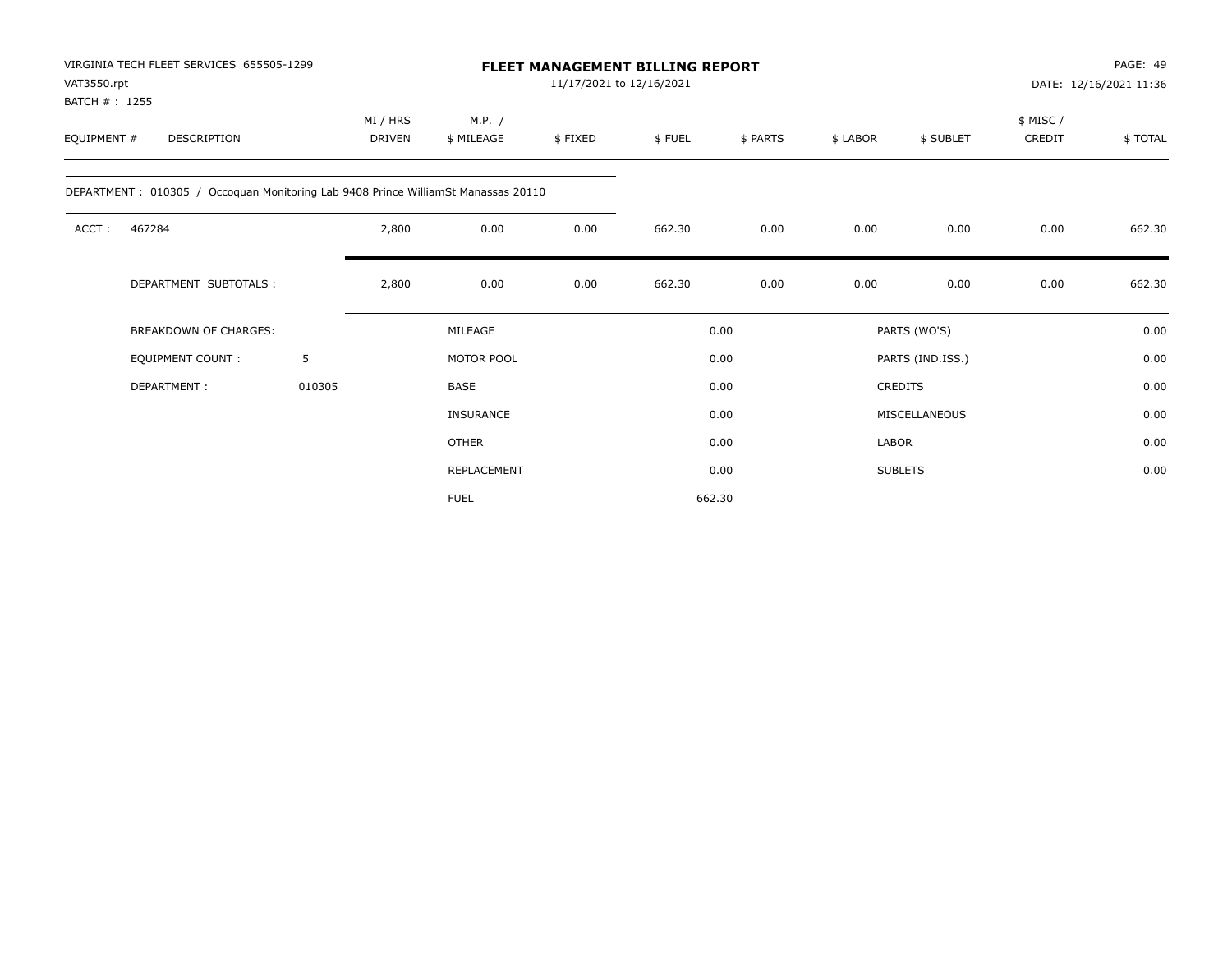VIRGINIA TECH FLEET SERVICES 655505-1299
VAT3550.rpt
BATCH # : 1255

# FLEET MANAGEMENT BILLING REPORT

11/17/2021 to 12/16/2021

PAGE: 49
DATE: 12/16/2021 11:36

| EQUIPMENT # | DESCRIPTION | MI / HRS DRIVEN | M.P. / $ MILEAGE | $ FIXED | $ FUEL | $ PARTS | $ LABOR | $ SUBLET | $ MISC / CREDIT | $ TOTAL |
|---|---|---|---|---|---|---|---|---|---|---|
| DEPARTMENT : 010305 / Occoquan Monitoring Lab 9408 Prince WilliamSt Manassas 20110 | | | | | | | | | | |
| ACCT : | 467284 | 2,800 | 0.00 | 0.00 | 662.30 | 0.00 | 0.00 | 0.00 | 0.00 | 662.30 |
| | DEPARTMENT SUBTOTALS : | 2,800 | 0.00 | 0.00 | 662.30 | 0.00 | 0.00 | 0.00 | 0.00 | 662.30 |

| | | | | | |
|---|---|---|---|---|---|
| BREAKDOWN OF CHARGES: | | MILEAGE | 0.00 | PARTS (WO'S) | 0.00 |
| EQUIPMENT COUNT : | 5 | MOTOR POOL | 0.00 | PARTS (IND.ISS.) | 0.00 |
| DEPARTMENT : | 010305 | BASE | 0.00 | CREDITS | 0.00 |
| | | INSURANCE | 0.00 | MISCELLANEOUS | 0.00 |
| | | OTHER | 0.00 | LABOR | 0.00 |
| | | REPLACEMENT | 0.00 | SUBLETS | 0.00 |
| | | FUEL | 662.30 | | |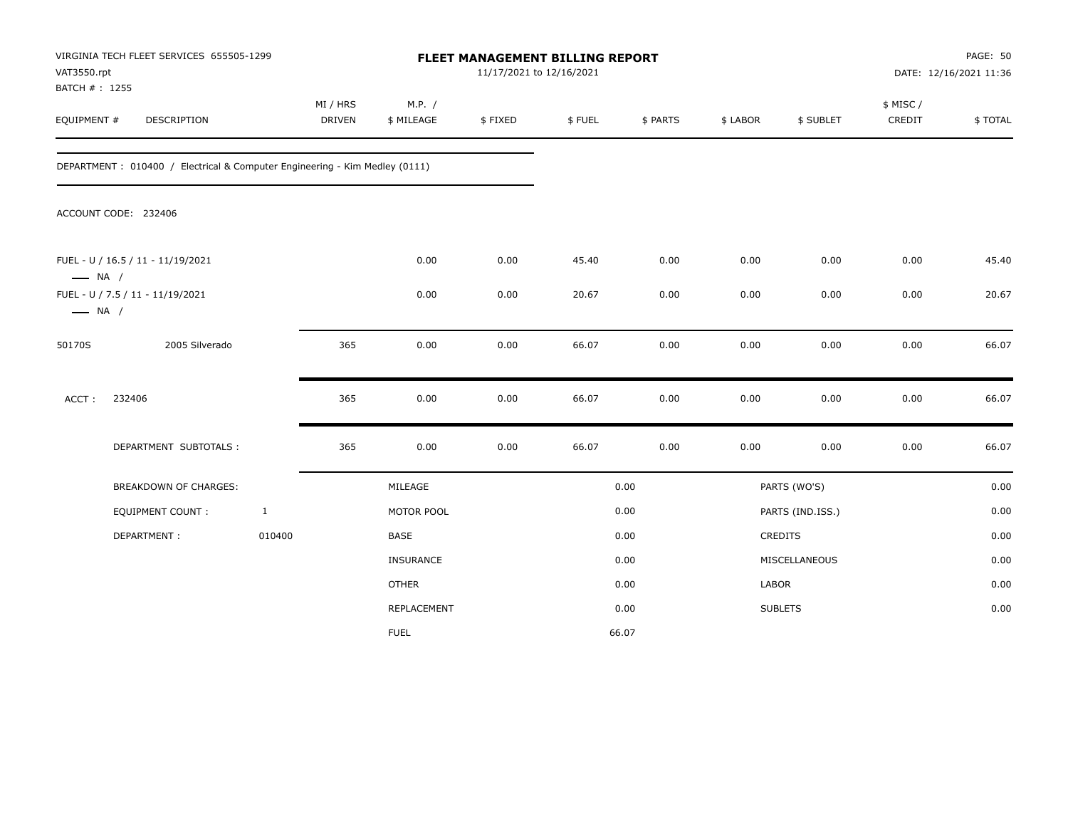VIRGINIA TECH FLEET SERVICES 655505-1299
VAT3550.rpt
BATCH # : 1255

# FLEET MANAGEMENT BILLING REPORT

11/17/2021 to 12/16/2021

DATE: 12/16/2021 11:36

| EQUIPMENT # | DESCRIPTION | MI / HRS DRIVEN | M.P. / $ MILEAGE | $ FIXED | $ FUEL | $ PARTS | $ LABOR | $ SUBLET | $ MISC / CREDIT | $ TOTAL |
|---|---|---|---|---|---|---|---|---|---|---|

DEPARTMENT : 010400 / Electrical & Computer Engineering - Kim Medley (0111)

ACCOUNT CODE: 232406

| EQUIPMENT # | DESCRIPTION | MI / HRS DRIVEN | M.P. / $ MILEAGE | $ FIXED | $ FUEL | $ PARTS | $ LABOR | $ SUBLET | $ MISC / CREDIT | $ TOTAL |
|---|---|---|---|---|---|---|---|---|---|---|
| FUEL - U / 16.5 / 11 - 11/19/2021 — NA / | | | 0.00 | 0.00 | 45.40 | 0.00 | 0.00 | 0.00 | 0.00 | 45.40 |
| FUEL - U / 7.5 / 11 - 11/19/2021 — NA / | | | 0.00 | 0.00 | 20.67 | 0.00 | 0.00 | 0.00 | 0.00 | 20.67 |
| 50170S | 2005 Silverado | 365 | 0.00 | 0.00 | 66.07 | 0.00 | 0.00 | 0.00 | 0.00 | 66.07 |
| ACCT : | 232406 | 365 | 0.00 | 0.00 | 66.07 | 0.00 | 0.00 | 0.00 | 0.00 | 66.07 |
| | DEPARTMENT SUBTOTALS : | 365 | 0.00 | 0.00 | 66.07 | 0.00 | 0.00 | 0.00 | 0.00 | 66.07 |

| BREAKDOWN OF CHARGES: | | | | | |
|---|---|---|---|---|---|
| EQUIPMENT COUNT : | 1 | MILEAGE | 0.00 | PARTS (WO'S) | 0.00 |
| DEPARTMENT : | 010400 | MOTOR POOL | 0.00 | PARTS (IND.ISS.) | 0.00 |
| | | BASE | 0.00 | CREDITS | 0.00 |
| | | INSURANCE | 0.00 | MISCELLANEOUS | 0.00 |
| | | OTHER | 0.00 | LABOR | 0.00 |
| | | REPLACEMENT | 0.00 | SUBLETS | 0.00 |
| | | FUEL | 66.07 | | |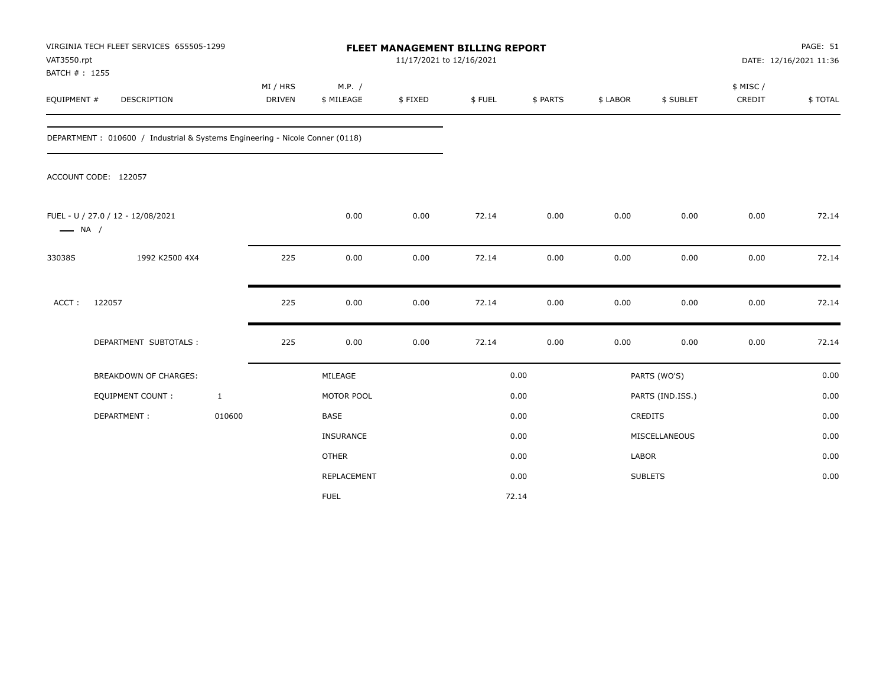VIRGINIA TECH FLEET SERVICES 655505-1299
VAT3550.rpt
BATCH # : 1255

# FLEET MANAGEMENT BILLING REPORT

11/17/2021 to 12/16/2021

DATE: 12/16/2021 11:36

| EQUIPMENT # | DESCRIPTION | MI / HRS DRIVEN | M.P. / $ MILEAGE | $ FIXED | $ FUEL | $ PARTS | $ LABOR | $ SUBLET | $ MISC / CREDIT | $ TOTAL |
|---|---|---|---|---|---|---|---|---|---|---|

DEPARTMENT : 010600 / Industrial & Systems Engineering - Nicole Conner (0118)

ACCOUNT CODE: 122057

| EQUIPMENT # | DESCRIPTION | MI / HRS DRIVEN | M.P. / $ MILEAGE | $ FIXED | $ FUEL | $ PARTS | $ LABOR | $ SUBLET | $ MISC / CREDIT | $ TOTAL |
|---|---|---|---|---|---|---|---|---|---|---|
| FUEL - U / 27.0 / 12 - 12/08/2021 —— NA / | | | 0.00 | 0.00 | 72.14 | 0.00 | 0.00 | 0.00 | 0.00 | 72.14 |
| 33038S | 1992 K2500 4X4 | 225 | 0.00 | 0.00 | 72.14 | 0.00 | 0.00 | 0.00 | 0.00 | 72.14 |
| ACCT : | 122057 | 225 | 0.00 | 0.00 | 72.14 | 0.00 | 0.00 | 0.00 | 0.00 | 72.14 |
| | DEPARTMENT SUBTOTALS : | 225 | 0.00 | 0.00 | 72.14 | 0.00 | 0.00 | 0.00 | 0.00 | 72.14 |

| BREAKDOWN OF CHARGES: | | | | | |
|---|---|---|---|---|---|
| EQUIPMENT COUNT : | 1 | MILEAGE | 0.00 | PARTS (WO'S) | 0.00 |
| DEPARTMENT : | 010600 | MOTOR POOL | 0.00 | PARTS (IND.ISS.) | 0.00 |
| | | BASE | 0.00 | CREDITS | 0.00 |
| | | INSURANCE | 0.00 | MISCELLANEOUS | 0.00 |
| | | OTHER | 0.00 | LABOR | 0.00 |
| | | REPLACEMENT | 0.00 | SUBLETS | 0.00 |
| | | FUEL | 72.14 | | |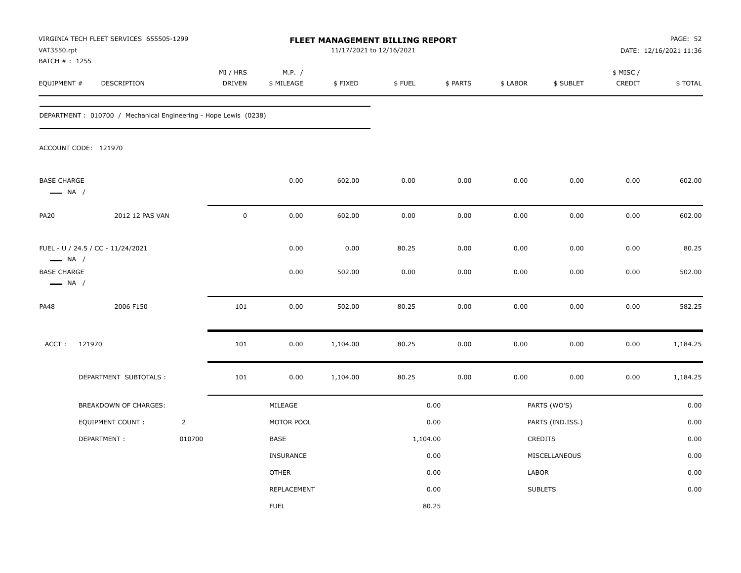VIRGINIA TECH FLEET SERVICES 655505-1299
VAT3550.rpt
BATCH # : 1255

**FLEET MANAGEMENT BILLING REPORT**
11/17/2021 to 12/16/2021

PAGE: 52
DATE: 12/16/2021 11:36

| EQUIPMENT # | DESCRIPTION | MI / HRS DRIVEN | M.P. / $ MILEAGE | $ FIXED | $ FUEL | $ PARTS | $ LABOR | $ SUBLET | $ MISC / CREDIT | $ TOTAL |
|---|---|---|---|---|---|---|---|---|---|---|

DEPARTMENT : 010700 / Mechanical Engineering - Hope Lewis (0238)

ACCOUNT CODE: 121970

| EQUIPMENT # | DESCRIPTION | MI / HRS DRIVEN | M.P. / $ MILEAGE | $ FIXED | $ FUEL | $ PARTS | $ LABOR | $ SUBLET | $ MISC / CREDIT | $ TOTAL |
|---|---|---|---|---|---|---|---|---|---|---|
| BASE CHARGE — NA / | | | 0.00 | 602.00 | 0.00 | 0.00 | 0.00 | 0.00 | 0.00 | 602.00 |
| PA20 | 2012 12 PAS VAN | 0 | 0.00 | 602.00 | 0.00 | 0.00 | 0.00 | 0.00 | 0.00 | 602.00 |
| FUEL - U / 24.5 / CC - 11/24/2021 — NA / | | | 0.00 | 0.00 | 80.25 | 0.00 | 0.00 | 0.00 | 0.00 | 80.25 |
| BASE CHARGE — NA / | | | 0.00 | 502.00 | 0.00 | 0.00 | 0.00 | 0.00 | 0.00 | 502.00 |
| PA48 | 2006 F150 | 101 | 0.00 | 502.00 | 80.25 | 0.00 | 0.00 | 0.00 | 0.00 | 582.25 |
| ACCT : 121970 | | 101 | 0.00 | 1,104.00 | 80.25 | 0.00 | 0.00 | 0.00 | 0.00 | 1,184.25 |
| | DEPARTMENT SUBTOTALS : | 101 | 0.00 | 1,104.00 | 80.25 | 0.00 | 0.00 | 0.00 | 0.00 | 1,184.25 |

| BREAKDOWN OF CHARGES: | | | | | |
|---|---|---|---|---|---|
| EQUIPMENT COUNT : | 2 | MILEAGE | 0.00 | PARTS (WO'S) | 0.00 |
| DEPARTMENT : | 010700 | MOTOR POOL | 0.00 | PARTS (IND.ISS.) | 0.00 |
| | | BASE | 1,104.00 | CREDITS | 0.00 |
| | | INSURANCE | 0.00 | MISCELLANEOUS | 0.00 |
| | | OTHER | 0.00 | LABOR | 0.00 |
| | | REPLACEMENT | 0.00 | SUBLETS | 0.00 |
| | | FUEL | 80.25 | | |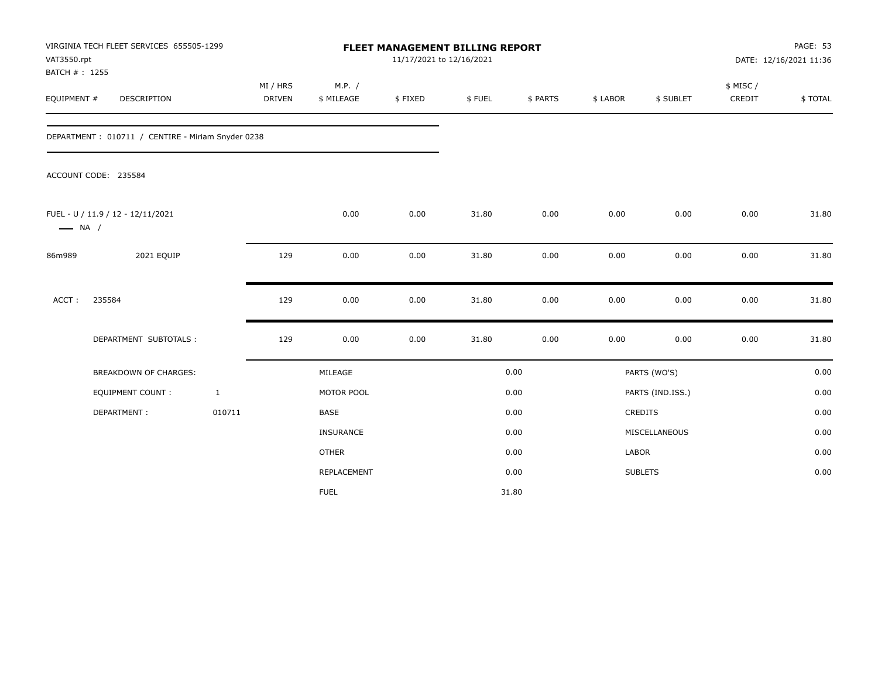VIRGINIA TECH FLEET SERVICES 655505-1299
VAT3550.rpt
BATCH # : 1255

# FLEET MANAGEMENT BILLING REPORT

11/17/2021 to 12/16/2021

DATE: 12/16/2021 11:36

| EQUIPMENT # | DESCRIPTION | MI / HRS DRIVEN | M.P. / $ MILEAGE | $ FIXED | $ FUEL | $ PARTS | $ LABOR | $ SUBLET | $ MISC / CREDIT | $ TOTAL |
|---|---|---|---|---|---|---|---|---|---|---|

DEPARTMENT : 010711 / CENTIRE - Miriam Snyder 0238

ACCOUNT CODE: 235584

| EQUIPMENT # | DESCRIPTION | MI / HRS DRIVEN | M.P. / $ MILEAGE | $ FIXED | $ FUEL | $ PARTS | $ LABOR | $ SUBLET | $ MISC / CREDIT | $ TOTAL |
|---|---|---|---|---|---|---|---|---|---|---|
| FUEL - U / 11.9 / 12 - 12/11/2021 —— NA / | | | 0.00 | 0.00 | 31.80 | 0.00 | 0.00 | 0.00 | 0.00 | 31.80 |
| 86m989 | 2021 EQUIP | 129 | 0.00 | 0.00 | 31.80 | 0.00 | 0.00 | 0.00 | 0.00 | 31.80 |
| ACCT : | 235584 | 129 | 0.00 | 0.00 | 31.80 | 0.00 | 0.00 | 0.00 | 0.00 | 31.80 |
| | DEPARTMENT SUBTOTALS : | 129 | 0.00 | 0.00 | 31.80 | 0.00 | 0.00 | 0.00 | 0.00 | 31.80 |

| | | | | | |
|---|---|---|---|---|---|
| BREAKDOWN OF CHARGES: | | MILEAGE | 0.00 | PARTS (WO'S) | 0.00 |
| EQUIPMENT COUNT : | 1 | MOTOR POOL | 0.00 | PARTS (IND.ISS.) | 0.00 |
| DEPARTMENT : | 010711 | BASE | 0.00 | CREDITS | 0.00 |
| | | INSURANCE | 0.00 | MISCELLANEOUS | 0.00 |
| | | OTHER | 0.00 | LABOR | 0.00 |
| | | REPLACEMENT | 0.00 | SUBLETS | 0.00 |
| | | FUEL | 31.80 | | |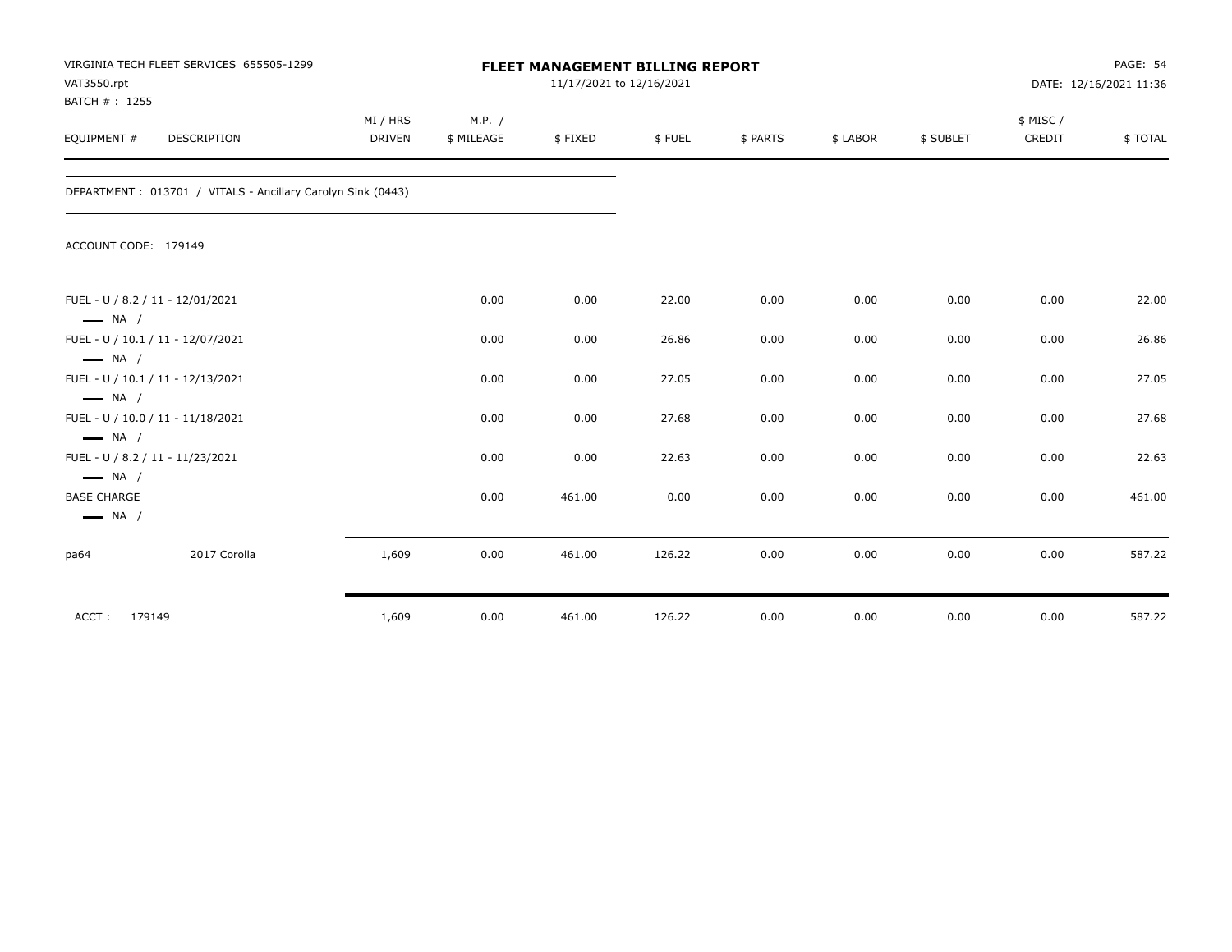VIRGINIA TECH FLEET SERVICES 655505-1299
VAT3550.rpt
BATCH # : 1255

**FLEET MANAGEMENT BILLING REPORT**
11/17/2021 to 12/16/2021

PAGE: 54
DATE: 12/16/2021 11:36

| EQUIPMENT # | DESCRIPTION | MI / HRS DRIVEN | M.P. / $ MILEAGE | $ FIXED | $ FUEL | $ PARTS | $ LABOR | $ SUBLET | $ MISC / CREDIT | $ TOTAL |
|---|---|---|---|---|---|---|---|---|---|---|
| DEPARTMENT : 013701 / VITALS - Ancillary Carolyn Sink (0443) | | | | | | | | | | |
| ACCOUNT CODE: 179149 | | | | | | | | | | |
| FUEL - U / 8.2 / 11 - 12/01/2021 — NA / | | | 0.00 | 0.00 | 22.00 | 0.00 | 0.00 | 0.00 | 0.00 | 22.00 |
| FUEL - U / 10.1 / 11 - 12/07/2021 — NA / | | | 0.00 | 0.00 | 26.86 | 0.00 | 0.00 | 0.00 | 0.00 | 26.86 |
| FUEL - U / 10.1 / 11 - 12/13/2021 — NA / | | | 0.00 | 0.00 | 27.05 | 0.00 | 0.00 | 0.00 | 0.00 | 27.05 |
| FUEL - U / 10.0 / 11 - 11/18/2021 — NA / | | | 0.00 | 0.00 | 27.68 | 0.00 | 0.00 | 0.00 | 0.00 | 27.68 |
| FUEL - U / 8.2 / 11 - 11/23/2021 — NA / | | | 0.00 | 0.00 | 22.63 | 0.00 | 0.00 | 0.00 | 0.00 | 22.63 |
| BASE CHARGE — NA / | | | 0.00 | 461.00 | 0.00 | 0.00 | 0.00 | 0.00 | 0.00 | 461.00 |
| pa64 | 2017 Corolla | 1,609 | 0.00 | 461.00 | 126.22 | 0.00 | 0.00 | 0.00 | 0.00 | 587.22 |
| ACCT : 179149 | | 1,609 | 0.00 | 461.00 | 126.22 | 0.00 | 0.00 | 0.00 | 0.00 | 587.22 |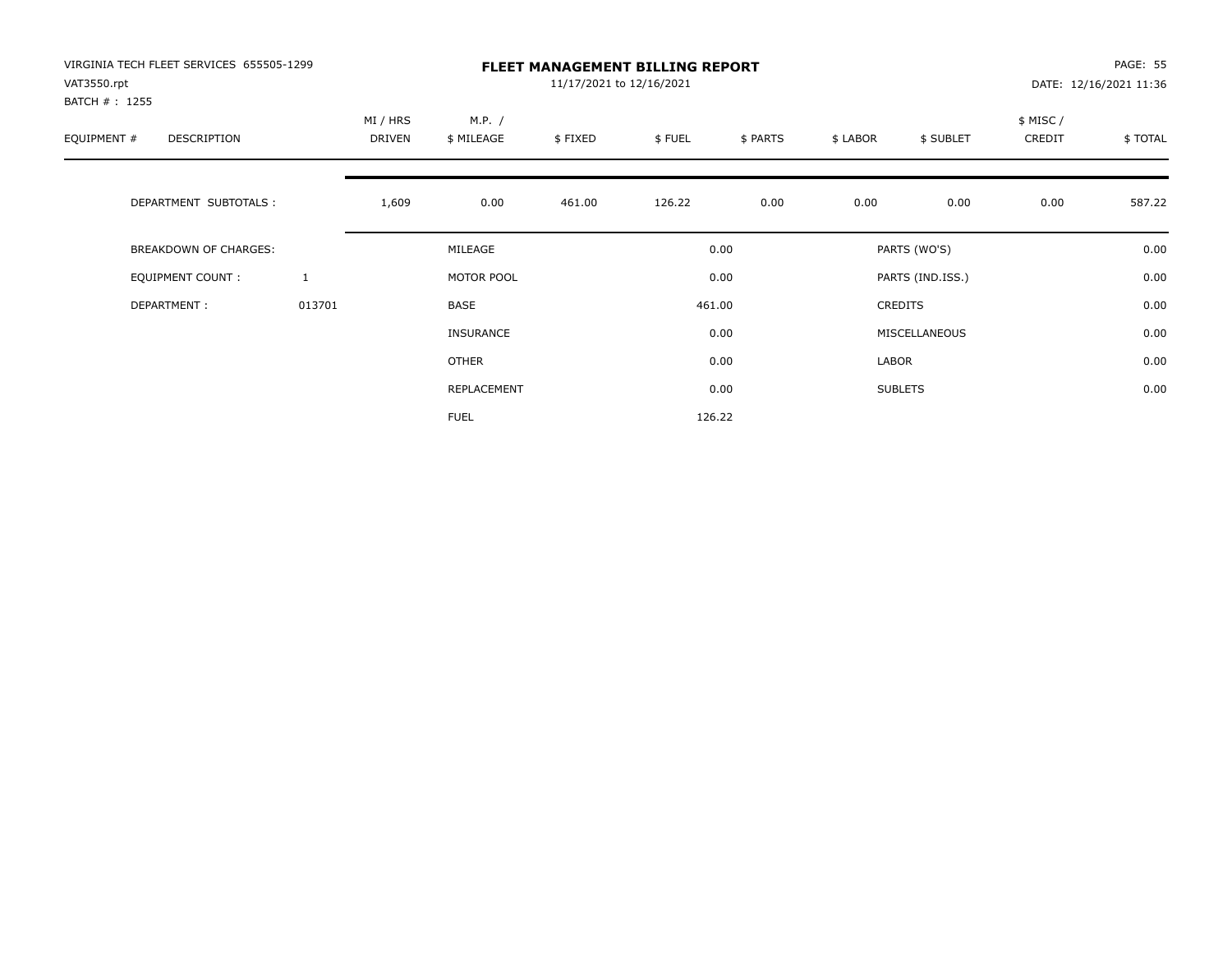VIRGINIA TECH FLEET SERVICES 655505-1299
VAT3550.rpt
BATCH # : 1255

# FLEET MANAGEMENT BILLING REPORT

11/17/2021 to 12/16/2021

DATE: 12/16/2021 11:36

| EQUIPMENT # | DESCRIPTION | MI / HRS DRIVEN | M.P. / $ MILEAGE | $ FIXED | $ FUEL | $ PARTS | $ LABOR | $ SUBLET | $ MISC / CREDIT | $ TOTAL |
|---|---|---|---|---|---|---|---|---|---|---|
| | DEPARTMENT SUBTOTALS : | 1,609 | 0.00 | 461.00 | 126.22 | 0.00 | 0.00 | 0.00 | 0.00 | 587.22 |

| BREAKDOWN OF CHARGES: | | | | | |
|---|---|---|---|---|---|
| EQUIPMENT COUNT : | 1 | MILEAGE | 0.00 | PARTS (WO'S) | 0.00 |
| DEPARTMENT : | 013701 | MOTOR POOL | 0.00 | PARTS (IND.ISS.) | 0.00 |
| | | BASE | 461.00 | CREDITS | 0.00 |
| | | INSURANCE | 0.00 | MISCELLANEOUS | 0.00 |
| | | OTHER | 0.00 | LABOR | 0.00 |
| | | REPLACEMENT | 0.00 | SUBLETS | 0.00 |
| | | FUEL | 126.22 | | |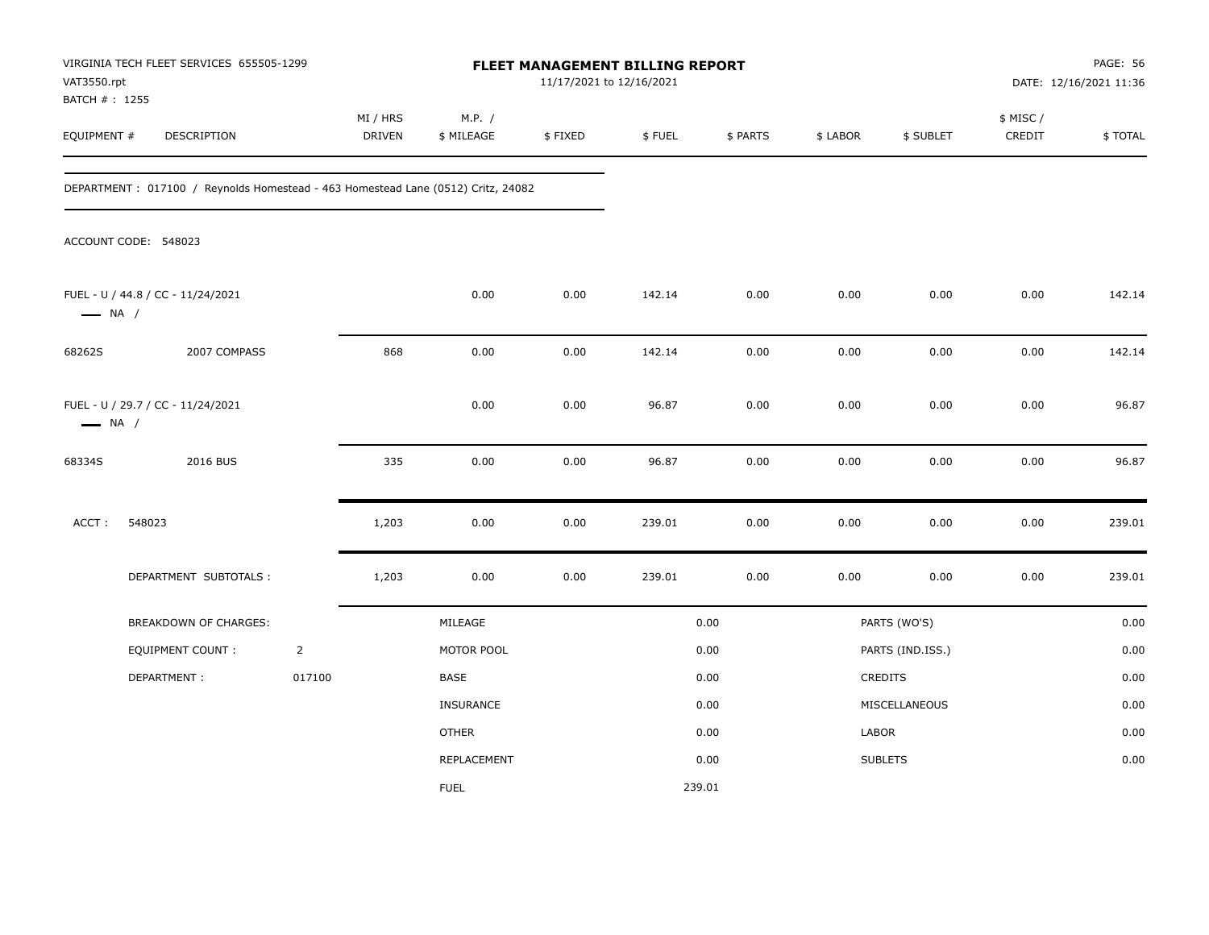VIRGINIA TECH FLEET SERVICES 655505-1299
VAT3550.rpt
BATCH # : 1255

# FLEET MANAGEMENT BILLING REPORT

11/17/2021 to 12/16/2021

PAGE: 56
DATE: 12/16/2021 11:36

| EQUIPMENT # | DESCRIPTION | MI / HRS DRIVEN | M.P. / $ MILEAGE | $ FIXED | $ FUEL | $ PARTS | $ LABOR | $ SUBLET | $ MISC / CREDIT | $ TOTAL |
|---|---|---|---|---|---|---|---|---|---|---|
| DEPARTMENT : 017100 / Reynolds Homestead - 463 Homestead Lane (0512) Critz, 24082 | | | | | | | | | | |
| ACCOUNT CODE: 548023 | | | | | | | | | | |
| FUEL - U / 44.8 / CC - 11/24/2021 — NA / | | | 0.00 | 0.00 | 142.14 | 0.00 | 0.00 | 0.00 | 0.00 | 142.14 |
| 68262S | 2007 COMPASS | 868 | 0.00 | 0.00 | 142.14 | 0.00 | 0.00 | 0.00 | 0.00 | 142.14 |
| FUEL - U / 29.7 / CC - 11/24/2021 — NA / | | | 0.00 | 0.00 | 96.87 | 0.00 | 0.00 | 0.00 | 0.00 | 96.87 |
| 68334S | 2016 BUS | 335 | 0.00 | 0.00 | 96.87 | 0.00 | 0.00 | 0.00 | 0.00 | 96.87 |
| ACCT : 548023 | | 1,203 | 0.00 | 0.00 | 239.01 | 0.00 | 0.00 | 0.00 | 0.00 | 239.01 |
| | DEPARTMENT SUBTOTALS : | 1,203 | 0.00 | 0.00 | 239.01 | 0.00 | 0.00 | 0.00 | 0.00 | 239.01 |

| BREAKDOWN OF CHARGES: | | | | | |
|---|---|---|---|---|---|
| EQUIPMENT COUNT : | 2 | MILEAGE | 0.00 | PARTS (WO'S) | 0.00 |
| DEPARTMENT : | 017100 | MOTOR POOL | 0.00 | PARTS (IND.ISS.) | 0.00 |
| | | BASE | 0.00 | CREDITS | 0.00 |
| | | INSURANCE | 0.00 | MISCELLANEOUS | 0.00 |
| | | OTHER | 0.00 | LABOR | 0.00 |
| | | REPLACEMENT | 0.00 | SUBLETS | 0.00 |
| | | FUEL | 239.01 | | |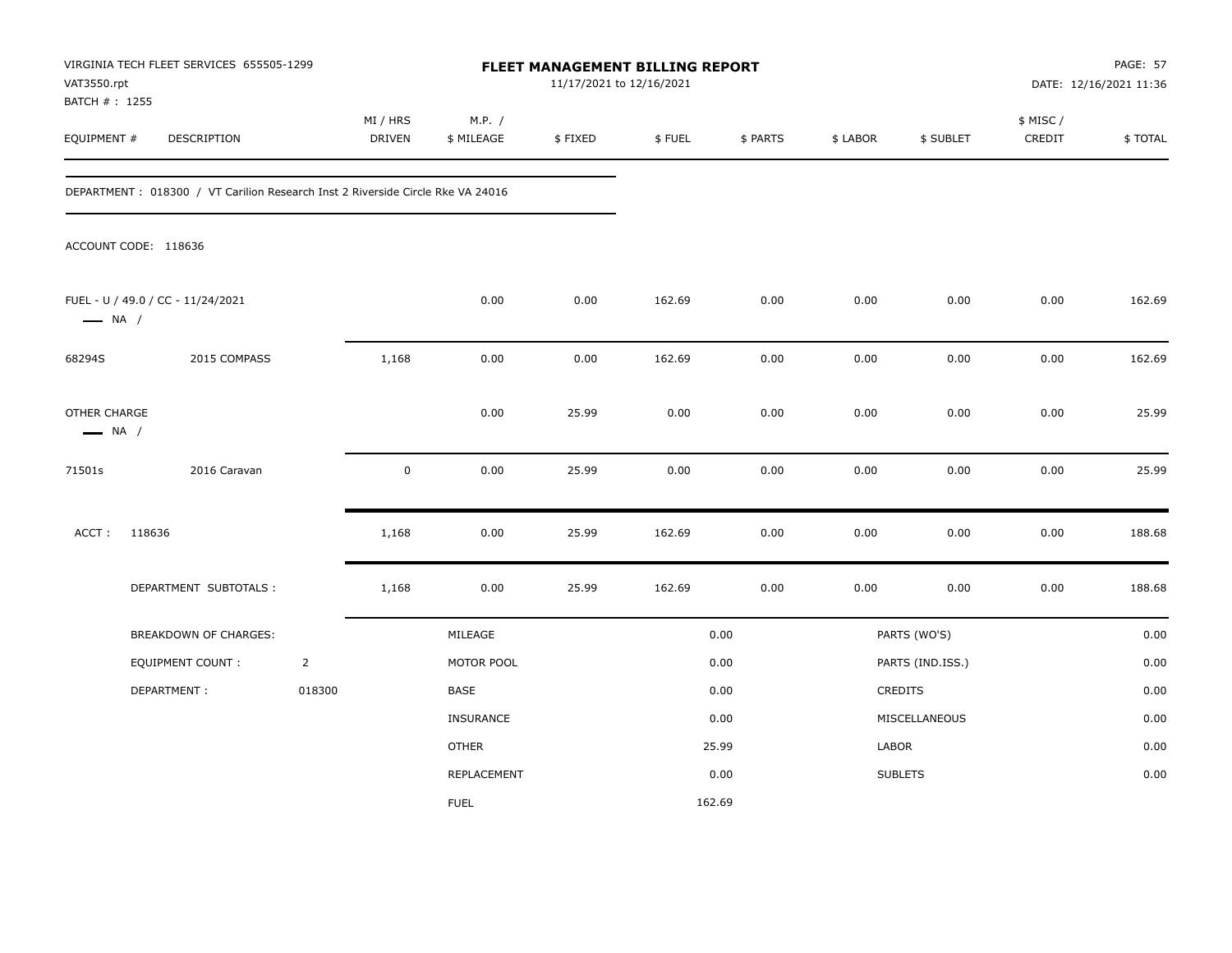VIRGINIA TECH FLEET SERVICES 655505-1299
VAT3550.rpt
BATCH # : 1255

# FLEET MANAGEMENT BILLING REPORT

11/17/2021 to 12/16/2021

DATE: 12/16/2021 11:36

| EQUIPMENT # | DESCRIPTION | MI / HRS DRIVEN | M.P. / $ MILEAGE | $ FIXED | $ FUEL | $ PARTS | $ LABOR | $ SUBLET | $ MISC / CREDIT | $ TOTAL |
|---|---|---|---|---|---|---|---|---|---|---|

DEPARTMENT : 018300 / VT Carilion Research Inst 2 Riverside Circle Rke VA 24016

ACCOUNT CODE: 118636

| EQUIPMENT # | DESCRIPTION | MI / HRS DRIVEN | M.P. / $ MILEAGE | $ FIXED | $ FUEL | $ PARTS | $ LABOR | $ SUBLET | $ MISC / CREDIT | $ TOTAL |
|---|---|---|---|---|---|---|---|---|---|---|
| FUEL - U / 49.0 / CC - 11/24/2021 — NA / | | | 0.00 | 0.00 | 162.69 | 0.00 | 0.00 | 0.00 | 0.00 | 162.69 |
| 68294S | 2015 COMPASS | 1,168 | 0.00 | 0.00 | 162.69 | 0.00 | 0.00 | 0.00 | 0.00 | 162.69 |
| OTHER CHARGE — NA / | | | 0.00 | 25.99 | 0.00 | 0.00 | 0.00 | 0.00 | 0.00 | 25.99 |
| 71501s | 2016 Caravan | 0 | 0.00 | 25.99 | 0.00 | 0.00 | 0.00 | 0.00 | 0.00 | 25.99 |
| ACCT : 118636 | | 1,168 | 0.00 | 25.99 | 162.69 | 0.00 | 0.00 | 0.00 | 0.00 | 188.68 |
| | DEPARTMENT SUBTOTALS : | 1,168 | 0.00 | 25.99 | 162.69 | 0.00 | 0.00 | 0.00 | 0.00 | 188.68 |

| BREAKDOWN OF CHARGES: | | | | | |
|---|---|---|---|---|---|
| EQUIPMENT COUNT : | 2 | MILEAGE | 0.00 | PARTS (WO'S) | 0.00 |
| DEPARTMENT : | 018300 | MOTOR POOL | 0.00 | PARTS (IND.ISS.) | 0.00 |
| | | BASE | 0.00 | CREDITS | 0.00 |
| | | INSURANCE | 0.00 | MISCELLANEOUS | 0.00 |
| | | OTHER | 25.99 | LABOR | 0.00 |
| | | REPLACEMENT | 0.00 | SUBLETS | 0.00 |
| | | FUEL | 162.69 | | |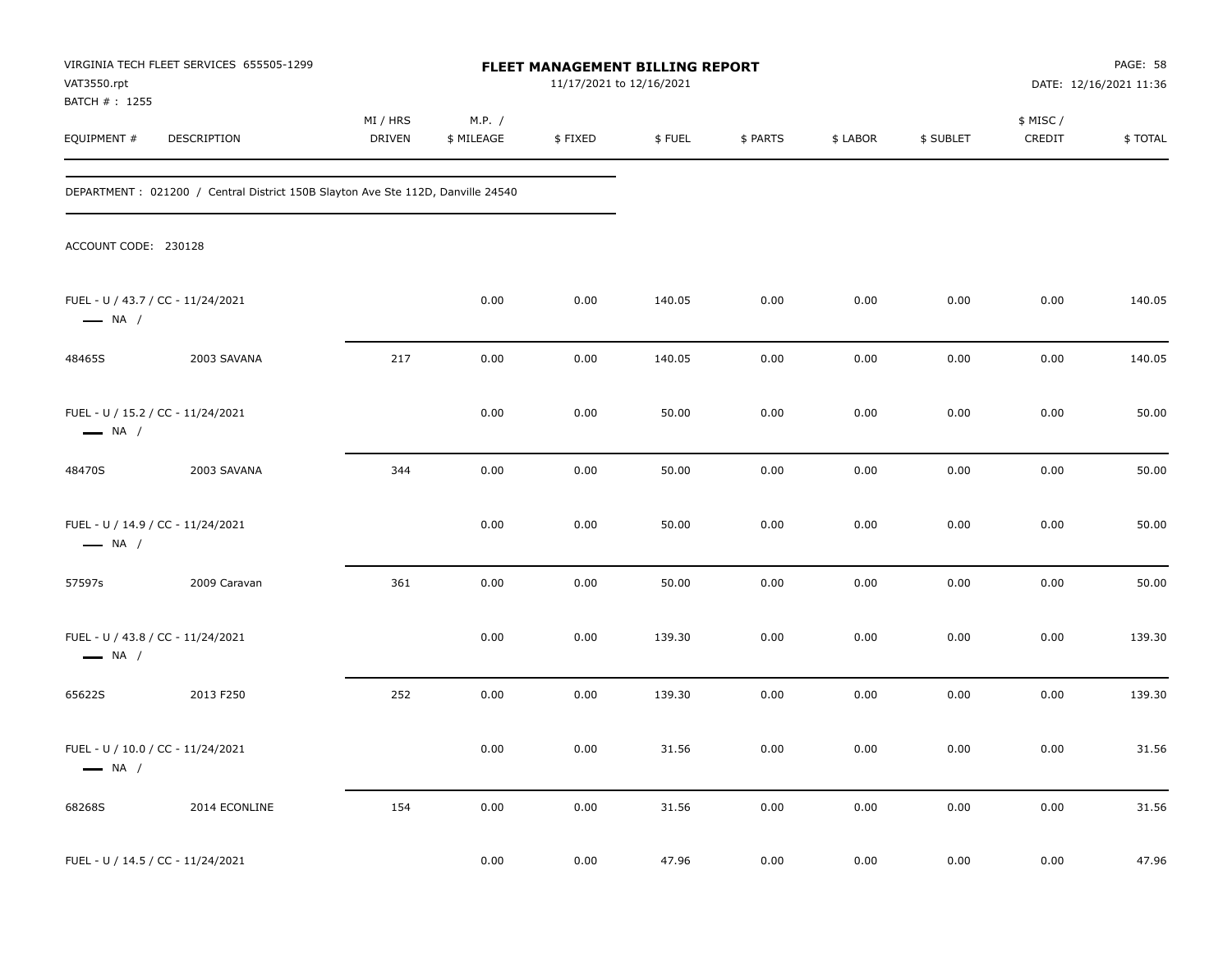VIRGINIA TECH FLEET SERVICES 655505-1299
VAT3550.rpt
BATCH # : 1255

**FLEET MANAGEMENT BILLING REPORT**
11/17/2021 to 12/16/2021

DATE: 12/16/2021 11:36

| EQUIPMENT # | DESCRIPTION | MI / HRS DRIVEN | M.P. / $ MILEAGE | $ FIXED | $ FUEL | $ PARTS | $ LABOR | $ SUBLET | $ MISC / CREDIT | $ TOTAL |
|---|---|---|---|---|---|---|---|---|---|---|

DEPARTMENT : 021200 / Central District 150B Slayton Ave Ste 112D, Danville 24540

ACCOUNT CODE: 230128

| EQUIPMENT # | DESCRIPTION | MI / HRS DRIVEN | M.P. / $ MILEAGE | $ FIXED | $ FUEL | $ PARTS | $ LABOR | $ SUBLET | $ MISC / CREDIT | $ TOTAL |
|---|---|---|---|---|---|---|---|---|---|---|
| FUEL - U / 43.7 / CC - 11/24/2021 — NA / | | | 0.00 | 0.00 | 140.05 | 0.00 | 0.00 | 0.00 | 0.00 | 140.05 |
| 48465S | 2003 SAVANA | 217 | 0.00 | 0.00 | 140.05 | 0.00 | 0.00 | 0.00 | 0.00 | 140.05 |
| FUEL - U / 15.2 / CC - 11/24/2021 — NA / | | | 0.00 | 0.00 | 50.00 | 0.00 | 0.00 | 0.00 | 0.00 | 50.00 |
| 48470S | 2003 SAVANA | 344 | 0.00 | 0.00 | 50.00 | 0.00 | 0.00 | 0.00 | 0.00 | 50.00 |
| FUEL - U / 14.9 / CC - 11/24/2021 — NA / | | | 0.00 | 0.00 | 50.00 | 0.00 | 0.00 | 0.00 | 0.00 | 50.00 |
| 57597s | 2009 Caravan | 361 | 0.00 | 0.00 | 50.00 | 0.00 | 0.00 | 0.00 | 0.00 | 50.00 |
| FUEL - U / 43.8 / CC - 11/24/2021 — NA / | | | 0.00 | 0.00 | 139.30 | 0.00 | 0.00 | 0.00 | 0.00 | 139.30 |
| 65622S | 2013 F250 | 252 | 0.00 | 0.00 | 139.30 | 0.00 | 0.00 | 0.00 | 0.00 | 139.30 |
| FUEL - U / 10.0 / CC - 11/24/2021 — NA / | | | 0.00 | 0.00 | 31.56 | 0.00 | 0.00 | 0.00 | 0.00 | 31.56 |
| 68268S | 2014 ECONLINE | 154 | 0.00 | 0.00 | 31.56 | 0.00 | 0.00 | 0.00 | 0.00 | 31.56 |
| FUEL - U / 14.5 / CC - 11/24/2021 | | | 0.00 | 0.00 | 47.96 | 0.00 | 0.00 | 0.00 | 0.00 | 47.96 |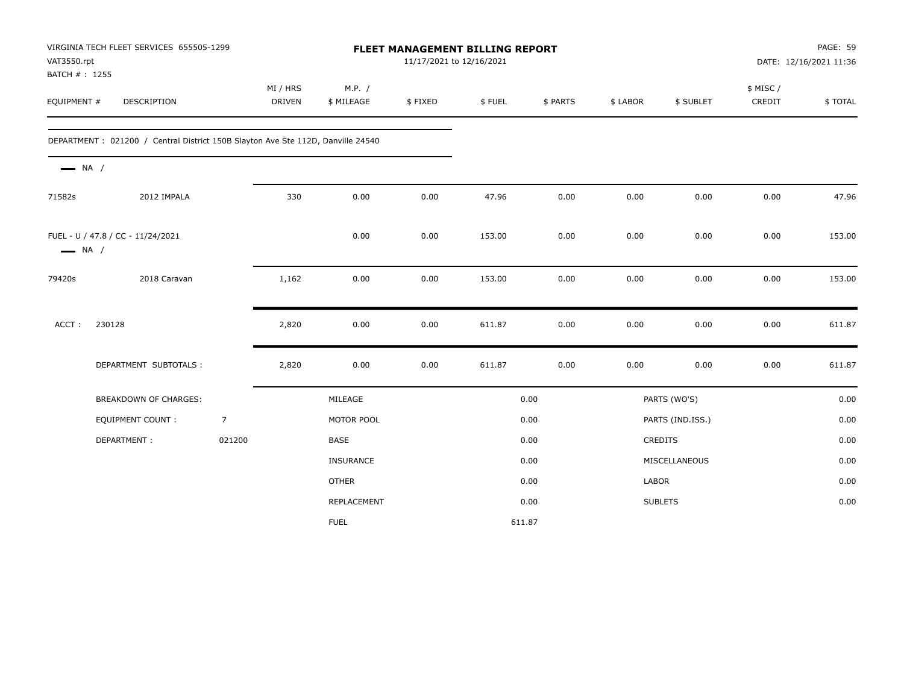VIRGINIA TECH FLEET SERVICES 655505-1299
VAT3550.rpt
BATCH # : 1255

**FLEET MANAGEMENT BILLING REPORT**
11/17/2021 to 12/16/2021

DATE: 12/16/2021 11:36

| EQUIPMENT # | DESCRIPTION | MI / HRS DRIVEN | M.P. / $ MILEAGE | $ FIXED | $ FUEL | $ PARTS | $ LABOR | $ SUBLET | $ MISC / CREDIT | $ TOTAL |
|---|---|---|---|---|---|---|---|---|---|---|
| DEPARTMENT : 021200 / Central District 150B Slayton Ave Ste 112D, Danville 24540 | | | | | | | | | | |
| NA / | | | | | | | | | | |
| 71582s | 2012 IMPALA | 330 | 0.00 | 0.00 | 47.96 | 0.00 | 0.00 | 0.00 | 0.00 | 47.96 |
| FUEL - U / 47.8 / CC - 11/24/2021 | | | 0.00 | 0.00 | 153.00 | 0.00 | 0.00 | 0.00 | 0.00 | 153.00 |
| NA / | | | | | | | | | | |
| 79420s | 2018 Caravan | 1,162 | 0.00 | 0.00 | 153.00 | 0.00 | 0.00 | 0.00 | 0.00 | 153.00 |
| ACCT : 230128 | | 2,820 | 0.00 | 0.00 | 611.87 | 0.00 | 0.00 | 0.00 | 0.00 | 611.87 |
| | DEPARTMENT SUBTOTALS : | 2,820 | 0.00 | 0.00 | 611.87 | 0.00 | 0.00 | 0.00 | 0.00 | 611.87 |

| BREAKDOWN OF CHARGES: | | | | | |
|---|---|---|---|---|---|
| | | MILEAGE | 0.00 | PARTS (WO'S) | 0.00 |
| EQUIPMENT COUNT : | 7 | MOTOR POOL | 0.00 | PARTS (IND.ISS.) | 0.00 |
| DEPARTMENT : | 021200 | BASE | 0.00 | CREDITS | 0.00 |
| | | INSURANCE | 0.00 | MISCELLANEOUS | 0.00 |
| | | OTHER | 0.00 | LABOR | 0.00 |
| | | REPLACEMENT | 0.00 | SUBLETS | 0.00 |
| | | FUEL | 611.87 | | |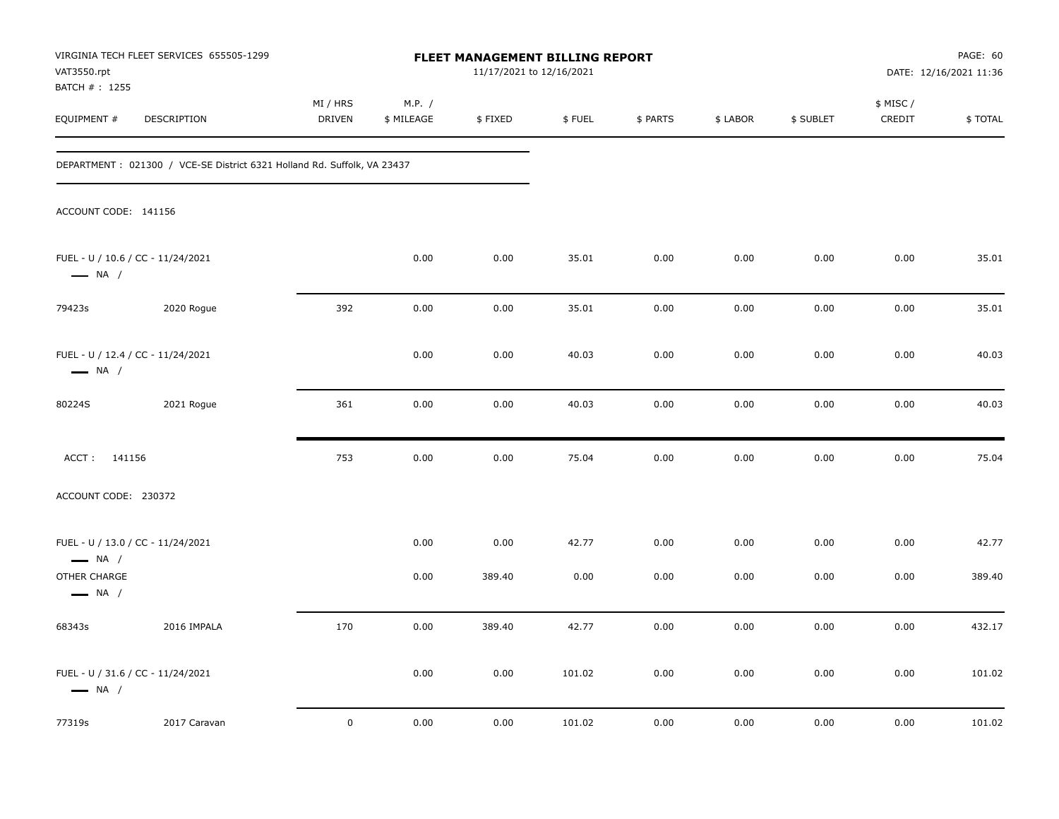VIRGINIA TECH FLEET SERVICES 655505-1299
VAT3550.rpt
BATCH # : 1255

# FLEET MANAGEMENT BILLING REPORT

11/17/2021 to 12/16/2021

DATE: 12/16/2021 11:36

| EQUIPMENT # | DESCRIPTION | MI / HRS DRIVEN | M.P. / $ MILEAGE | $ FIXED | $ FUEL | $ PARTS | $ LABOR | $ SUBLET | $ MISC / CREDIT | $ TOTAL |
|---|---|---|---|---|---|---|---|---|---|---|

DEPARTMENT : 021300 / VCE-SE District 6321 Holland Rd. Suffolk, VA 23437

ACCOUNT CODE: 141156

| EQUIPMENT # | DESCRIPTION | MI / HRS DRIVEN | M.P. / $ MILEAGE | $ FIXED | $ FUEL | $ PARTS | $ LABOR | $ SUBLET | $ MISC / CREDIT | $ TOTAL |
|---|---|---|---|---|---|---|---|---|---|---|
| FUEL - U / 10.6 / CC - 11/24/2021 — NA / | | | 0.00 | 0.00 | 35.01 | 0.00 | 0.00 | 0.00 | 0.00 | 35.01 |
| 79423s | 2020 Rogue | 392 | 0.00 | 0.00 | 35.01 | 0.00 | 0.00 | 0.00 | 0.00 | 35.01 |
| FUEL - U / 12.4 / CC - 11/24/2021 — NA / | | | 0.00 | 0.00 | 40.03 | 0.00 | 0.00 | 0.00 | 0.00 | 40.03 |
| 80224S | 2021 Rogue | 361 | 0.00 | 0.00 | 40.03 | 0.00 | 0.00 | 0.00 | 0.00 | 40.03 |
| ACCT : 141156 | | 753 | 0.00 | 0.00 | 75.04 | 0.00 | 0.00 | 0.00 | 0.00 | 75.04 |

ACCOUNT CODE: 230372

| EQUIPMENT # | DESCRIPTION | MI / HRS DRIVEN | M.P. / $ MILEAGE | $ FIXED | $ FUEL | $ PARTS | $ LABOR | $ SUBLET | $ MISC / CREDIT | $ TOTAL |
|---|---|---|---|---|---|---|---|---|---|---|
| FUEL - U / 13.0 / CC - 11/24/2021 — NA / | | | 0.00 | 0.00 | 42.77 | 0.00 | 0.00 | 0.00 | 0.00 | 42.77 |
| OTHER CHARGE — NA / | | | 0.00 | 389.40 | 0.00 | 0.00 | 0.00 | 0.00 | 0.00 | 389.40 |
| 68343s | 2016 IMPALA | 170 | 0.00 | 389.40 | 42.77 | 0.00 | 0.00 | 0.00 | 0.00 | 432.17 |
| FUEL - U / 31.6 / CC - 11/24/2021 — NA / | | | 0.00 | 0.00 | 101.02 | 0.00 | 0.00 | 0.00 | 0.00 | 101.02 |
| 77319s | 2017 Caravan | 0 | 0.00 | 0.00 | 101.02 | 0.00 | 0.00 | 0.00 | 0.00 | 101.02 |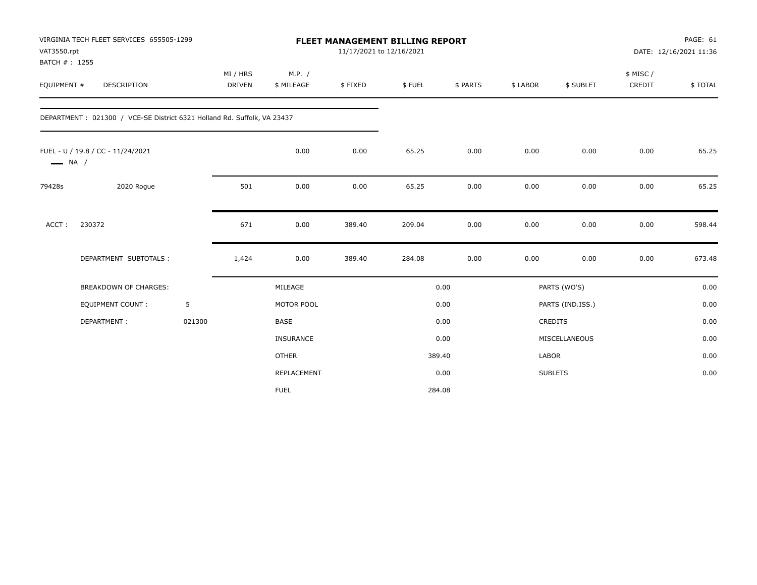VIRGINIA TECH FLEET SERVICES 655505-1299
VAT3550.rpt
BATCH # : 1255

**FLEET MANAGEMENT BILLING REPORT**
11/17/2021 to 12/16/2021

DATE: 12/16/2021 11:36

| EQUIPMENT # | DESCRIPTION | MI / HRS DRIVEN | M.P. / $ MILEAGE | $ FIXED | $ FUEL | $ PARTS | $ LABOR | $ SUBLET | $ MISC / CREDIT | $ TOTAL |
|---|---|---|---|---|---|---|---|---|---|---|
| DEPARTMENT : 021300 / VCE-SE District 6321 Holland Rd. Suffolk, VA 23437 | | | | | | | | | | |
| FUEL - U / 19.8 / CC - 11/24/2021 — NA / | | | 0.00 | 0.00 | 65.25 | 0.00 | 0.00 | 0.00 | 0.00 | 65.25 |
| 79428s | 2020 Rogue | 501 | 0.00 | 0.00 | 65.25 | 0.00 | 0.00 | 0.00 | 0.00 | 65.25 |
| ACCT : | 230372 | 671 | 0.00 | 389.40 | 209.04 | 0.00 | 0.00 | 0.00 | 0.00 | 598.44 |
| | DEPARTMENT SUBTOTALS : | 1,424 | 0.00 | 389.40 | 284.08 | 0.00 | 0.00 | 0.00 | 0.00 | 673.48 |

| BREAKDOWN OF CHARGES: | | | | | |
|---|---|---|---|---|---|
| EQUIPMENT COUNT : | 5 | MILEAGE | 0.00 | PARTS (WO'S) | 0.00 |
| DEPARTMENT : | 021300 | MOTOR POOL | 0.00 | PARTS (IND.ISS.) | 0.00 |
| | | BASE | 0.00 | CREDITS | 0.00 |
| | | INSURANCE | 0.00 | MISCELLANEOUS | 0.00 |
| | | OTHER | 389.40 | LABOR | 0.00 |
| | | REPLACEMENT | 0.00 | SUBLETS | 0.00 |
| | | FUEL | 284.08 | | |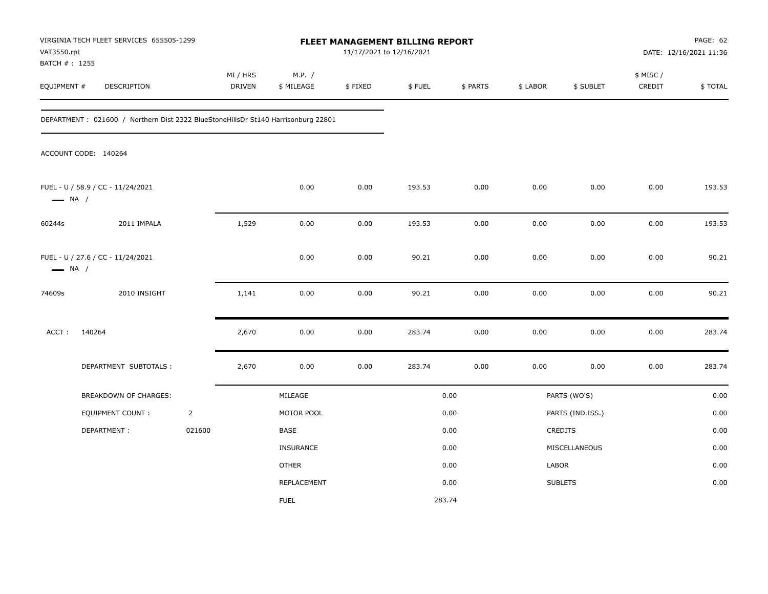VIRGINIA TECH FLEET SERVICES 655505-1299
VAT3550.rpt
BATCH # : 1255

# FLEET MANAGEMENT BILLING REPORT

11/17/2021 to 12/16/2021

DATE: 12/16/2021 11:36

| EQUIPMENT # | DESCRIPTION | MI / HRS DRIVEN | M.P. / $ MILEAGE | $ FIXED | $ FUEL | $ PARTS | $ LABOR | $ SUBLET | $ MISC / CREDIT | $ TOTAL |
|---|---|---|---|---|---|---|---|---|---|---|

DEPARTMENT : 021600 / Northern Dist 2322 BlueStoneHillsDr St140 Harrisonburg 22801

ACCOUNT CODE: 140264

| EQUIPMENT # | DESCRIPTION | MI / HRS DRIVEN | M.P. / $ MILEAGE | $ FIXED | $ FUEL | $ PARTS | $ LABOR | $ SUBLET | $ MISC / CREDIT | $ TOTAL |
|---|---|---|---|---|---|---|---|---|---|---|
| FUEL - U / 58.9 / CC - 11/24/2021 — NA / | | | 0.00 | 0.00 | 193.53 | 0.00 | 0.00 | 0.00 | 0.00 | 193.53 |
| 60244s | 2011 IMPALA | 1,529 | 0.00 | 0.00 | 193.53 | 0.00 | 0.00 | 0.00 | 0.00 | 193.53 |
| FUEL - U / 27.6 / CC - 11/24/2021 — NA / | | | 0.00 | 0.00 | 90.21 | 0.00 | 0.00 | 0.00 | 0.00 | 90.21 |
| 74609s | 2010 INSIGHT | 1,141 | 0.00 | 0.00 | 90.21 | 0.00 | 0.00 | 0.00 | 0.00 | 90.21 |
| ACCT : 140264 | | 2,670 | 0.00 | 0.00 | 283.74 | 0.00 | 0.00 | 0.00 | 0.00 | 283.74 |
| | DEPARTMENT SUBTOTALS : | 2,670 | 0.00 | 0.00 | 283.74 | 0.00 | 0.00 | 0.00 | 0.00 | 283.74 |

| BREAKDOWN OF CHARGES: | | | | | |
|---|---|---|---|---|---|
| EQUIPMENT COUNT : | 2 | MILEAGE | 0.00 | PARTS (WO'S) | 0.00 |
| DEPARTMENT : | 021600 | MOTOR POOL | 0.00 | PARTS (IND.ISS.) | 0.00 |
| | | BASE | 0.00 | CREDITS | 0.00 |
| | | INSURANCE | 0.00 | MISCELLANEOUS | 0.00 |
| | | OTHER | 0.00 | LABOR | 0.00 |
| | | REPLACEMENT | 0.00 | SUBLETS | 0.00 |
| | | FUEL | 283.74 | | |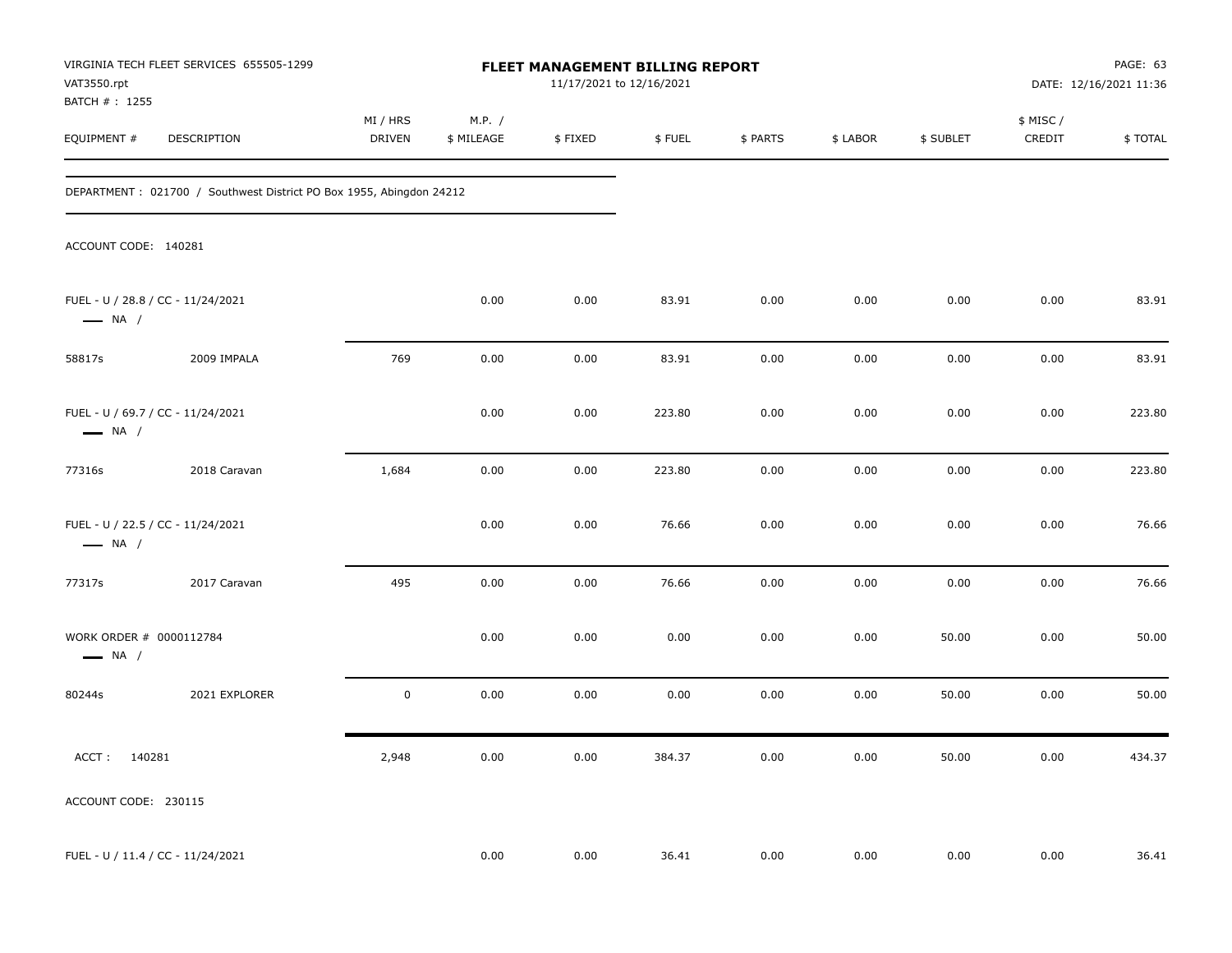VIRGINIA TECH FLEET SERVICES 655505-1299
VAT3550.rpt
BATCH # : 1255

**FLEET MANAGEMENT BILLING REPORT**
11/17/2021 to 12/16/2021

DATE: 12/16/2021 11:36

| EQUIPMENT # | DESCRIPTION | MI / HRS DRIVEN | M.P. / $ MILEAGE | $ FIXED | $ FUEL | $ PARTS | $ LABOR | $ SUBLET | $ MISC / CREDIT | $ TOTAL |
|---|---|---|---|---|---|---|---|---|---|---|

DEPARTMENT : 021700 / Southwest District PO Box 1955, Abingdon 24212

ACCOUNT CODE: 140281

| EQUIPMENT # | DESCRIPTION | MI / HRS DRIVEN | M.P. / $ MILEAGE | $ FIXED | $ FUEL | $ PARTS | $ LABOR | $ SUBLET | $ MISC / CREDIT | $ TOTAL |
|---|---|---|---|---|---|---|---|---|---|---|
| FUEL - U / 28.8 / CC - 11/24/2021 — NA / | | | 0.00 | 0.00 | 83.91 | 0.00 | 0.00 | 0.00 | 0.00 | 83.91 |
| 58817s | 2009 IMPALA | 769 | 0.00 | 0.00 | 83.91 | 0.00 | 0.00 | 0.00 | 0.00 | 83.91 |
| FUEL - U / 69.7 / CC - 11/24/2021 — NA / | | | 0.00 | 0.00 | 223.80 | 0.00 | 0.00 | 0.00 | 0.00 | 223.80 |
| 77316s | 2018 Caravan | 1,684 | 0.00 | 0.00 | 223.80 | 0.00 | 0.00 | 0.00 | 0.00 | 223.80 |
| FUEL - U / 22.5 / CC - 11/24/2021 — NA / | | | 0.00 | 0.00 | 76.66 | 0.00 | 0.00 | 0.00 | 0.00 | 76.66 |
| 77317s | 2017 Caravan | 495 | 0.00 | 0.00 | 76.66 | 0.00 | 0.00 | 0.00 | 0.00 | 76.66 |
| WORK ORDER # 0000112784 — NA / | | | 0.00 | 0.00 | 0.00 | 0.00 | 0.00 | 50.00 | 0.00 | 50.00 |
| 80244s | 2021 EXPLORER | 0 | 0.00 | 0.00 | 0.00 | 0.00 | 0.00 | 50.00 | 0.00 | 50.00 |
| ACCT : 140281 | | 2,948 | 0.00 | 0.00 | 384.37 | 0.00 | 0.00 | 50.00 | 0.00 | 434.37 |

ACCOUNT CODE: 230115

| EQUIPMENT # | DESCRIPTION | MI / HRS DRIVEN | M.P. / $ MILEAGE | $ FIXED | $ FUEL | $ PARTS | $ LABOR | $ SUBLET | $ MISC / CREDIT | $ TOTAL |
|---|---|---|---|---|---|---|---|---|---|---|
| FUEL - U / 11.4 / CC - 11/24/2021 | | | 0.00 | 0.00 | 36.41 | 0.00 | 0.00 | 0.00 | 0.00 | 36.41 |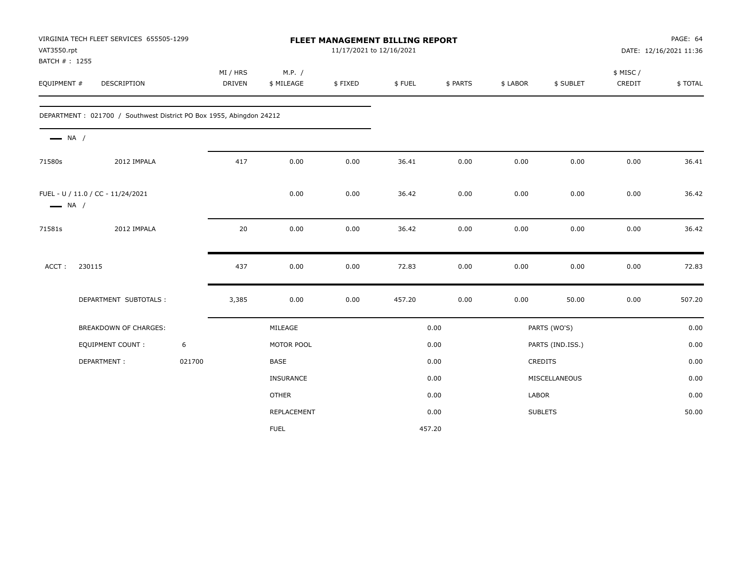VIRGINIA TECH FLEET SERVICES 655505-1299
VAT3550.rpt
BATCH # : 1255

**FLEET MANAGEMENT BILLING REPORT**
11/17/2021 to 12/16/2021

PAGE: 64
DATE: 12/16/2021 11:36

| EQUIPMENT # | DESCRIPTION | MI / HRS DRIVEN | M.P. / $ MILEAGE | $ FIXED | $ FUEL | $ PARTS | $ LABOR | $ SUBLET | $ MISC / CREDIT | $ TOTAL |
|---|---|---|---|---|---|---|---|---|---|---|
| DEPARTMENT : 021700 / Southwest District PO Box 1955, Abingdon 24212 | | | | | | | | | | |
| NA / | | | | | | | | | | |
| 71580s | 2012 IMPALA | 417 | 0.00 | 0.00 | 36.41 | 0.00 | 0.00 | 0.00 | 0.00 | 36.41 |
| FUEL - U / 11.0 / CC - 11/24/2021 | | | 0.00 | 0.00 | 36.42 | 0.00 | 0.00 | 0.00 | 0.00 | 36.42 |
| NA / | | | | | | | | | | |
| 71581s | 2012 IMPALA | 20 | 0.00 | 0.00 | 36.42 | 0.00 | 0.00 | 0.00 | 0.00 | 36.42 |
| ACCT : 230115 | | 437 | 0.00 | 0.00 | 72.83 | 0.00 | 0.00 | 0.00 | 0.00 | 72.83 |
| | DEPARTMENT SUBTOTALS : | 3,385 | 0.00 | 0.00 | 457.20 | 0.00 | 0.00 | 50.00 | 0.00 | 507.20 |

| BREAKDOWN OF CHARGES: | | | | | |
|---|---|---|---|---|---|
| EQUIPMENT COUNT : | 6 | MILEAGE | 0.00 | PARTS (WO'S) | 0.00 |
| DEPARTMENT : | 021700 | MOTOR POOL | 0.00 | PARTS (IND.ISS.) | 0.00 |
| | | BASE | 0.00 | CREDITS | 0.00 |
| | | INSURANCE | 0.00 | MISCELLANEOUS | 0.00 |
| | | OTHER | 0.00 | LABOR | 0.00 |
| | | REPLACEMENT | 0.00 | SUBLETS | 50.00 |
| | | FUEL | 457.20 | | |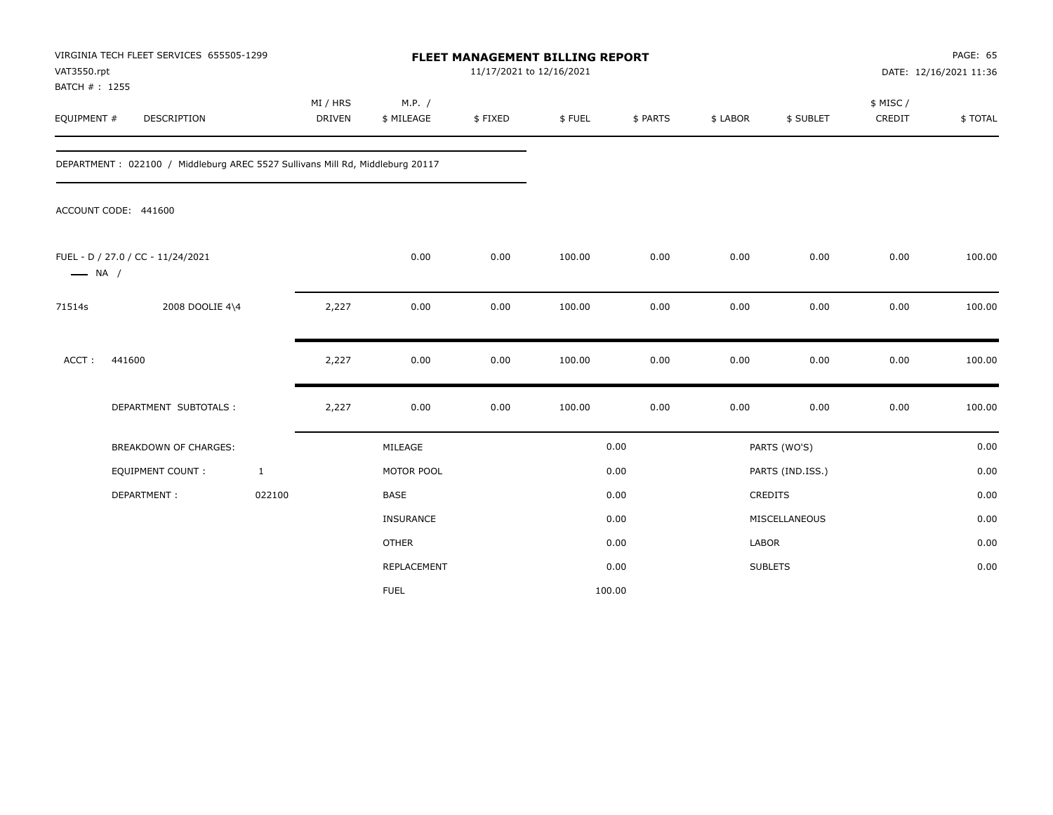VIRGINIA TECH FLEET SERVICES 655505-1299
VAT3550.rpt
BATCH # : 1255

# FLEET MANAGEMENT BILLING REPORT

11/17/2021 to 12/16/2021

PAGE: 65
DATE: 12/16/2021 11:36

| EQUIPMENT # | DESCRIPTION | MI / HRS DRIVEN | M.P. / $ MILEAGE | $ FIXED | $ FUEL | $ PARTS | $ LABOR | $ SUBLET | $ MISC / CREDIT | $ TOTAL |
|---|---|---|---|---|---|---|---|---|---|---|

DEPARTMENT : 022100 / Middleburg AREC 5527 Sullivans Mill Rd, Middleburg 20117

ACCOUNT CODE: 441600

| EQUIPMENT # | DESCRIPTION | MI / HRS DRIVEN | M.P. / $ MILEAGE | $ FIXED | $ FUEL | $ PARTS | $ LABOR | $ SUBLET | $ MISC / CREDIT | $ TOTAL |
|---|---|---|---|---|---|---|---|---|---|---|
| FUEL - D / 27.0 / CC - 11/24/2021 — NA / | | | 0.00 | 0.00 | 100.00 | 0.00 | 0.00 | 0.00 | 0.00 | 100.00 |
| 71514s | 2008 DOOLIE 4\4 | 2,227 | 0.00 | 0.00 | 100.00 | 0.00 | 0.00 | 0.00 | 0.00 | 100.00 |
| ACCT : | 441600 | 2,227 | 0.00 | 0.00 | 100.00 | 0.00 | 0.00 | 0.00 | 0.00 | 100.00 |
| | DEPARTMENT SUBTOTALS : | 2,227 | 0.00 | 0.00 | 100.00 | 0.00 | 0.00 | 0.00 | 0.00 | 100.00 |

| BREAKDOWN OF CHARGES: | | | | | |
|---|---|---|---|---|---|
| EQUIPMENT COUNT : | 1 | MILEAGE | 0.00 | PARTS (WO'S) | 0.00 |
| DEPARTMENT : | 022100 | MOTOR POOL | 0.00 | PARTS (IND.ISS.) | 0.00 |
| | | BASE | 0.00 | CREDITS | 0.00 |
| | | INSURANCE | 0.00 | MISCELLANEOUS | 0.00 |
| | | OTHER | 0.00 | LABOR | 0.00 |
| | | REPLACEMENT | 0.00 | SUBLETS | 0.00 |
| | | FUEL | 100.00 | | |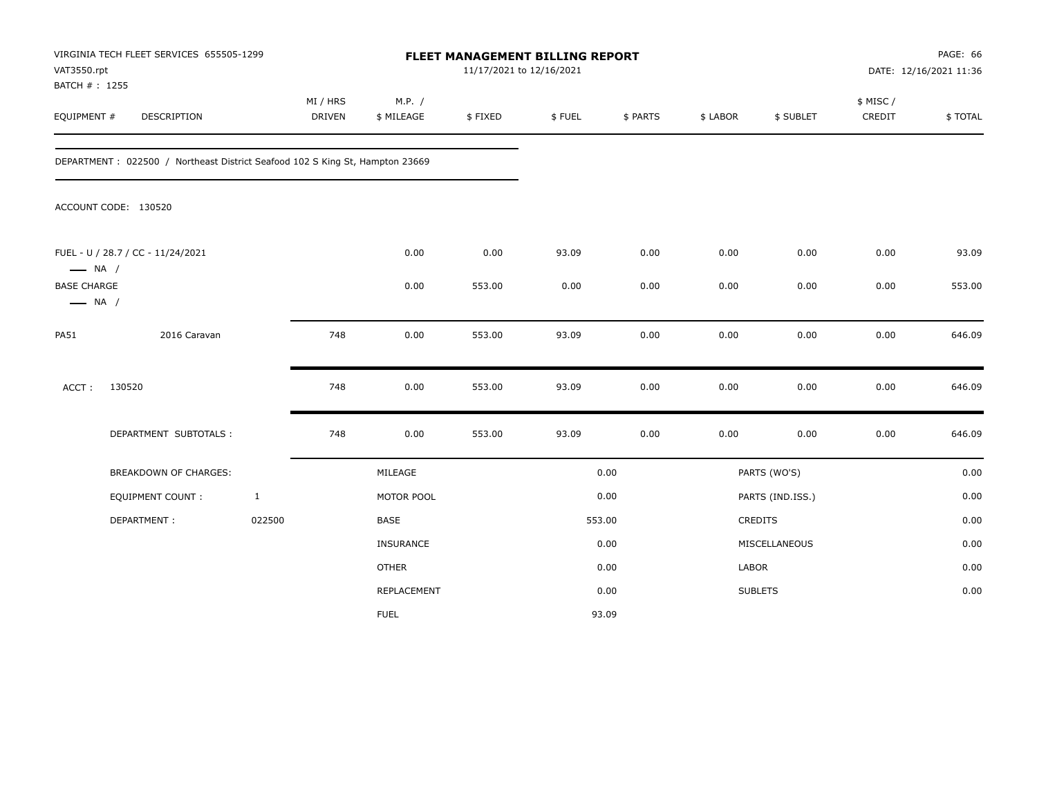VIRGINIA TECH FLEET SERVICES 655505-1299
VAT3550.rpt
BATCH # : 1255

**FLEET MANAGEMENT BILLING REPORT**
11/17/2021 to 12/16/2021

DATE: 12/16/2021 11:36

| EQUIPMENT # | DESCRIPTION | MI / HRS DRIVEN | M.P. / $ MILEAGE | $ FIXED | $ FUEL | $ PARTS | $ LABOR | $ SUBLET | $ MISC / CREDIT | $ TOTAL |
|---|---|---|---|---|---|---|---|---|---|---|

DEPARTMENT : 022500 / Northeast District Seafood 102 S King St, Hampton 23669

ACCOUNT CODE: 130520

| EQUIPMENT # | DESCRIPTION | MI / HRS DRIVEN | M.P. / $ MILEAGE | $ FIXED | $ FUEL | $ PARTS | $ LABOR | $ SUBLET | $ MISC / CREDIT | $ TOTAL |
|---|---|---|---|---|---|---|---|---|---|---|
| FUEL - U / 28.7 / CC - 11/24/2021 — NA / | | | 0.00 | 0.00 | 93.09 | 0.00 | 0.00 | 0.00 | 0.00 | 93.09 |
| BASE CHARGE — NA / | | | 0.00 | 553.00 | 0.00 | 0.00 | 0.00 | 0.00 | 0.00 | 553.00 |
| PA51 | 2016 Caravan | 748 | 0.00 | 553.00 | 93.09 | 0.00 | 0.00 | 0.00 | 0.00 | 646.09 |
| ACCT : | 130520 | 748 | 0.00 | 553.00 | 93.09 | 0.00 | 0.00 | 0.00 | 0.00 | 646.09 |
| | DEPARTMENT SUBTOTALS : | 748 | 0.00 | 553.00 | 93.09 | 0.00 | 0.00 | 0.00 | 0.00 | 646.09 |

| BREAKDOWN OF CHARGES: | | | | | |
|---|---|---|---|---|---|
| EQUIPMENT COUNT : | 1 | MILEAGE | 0.00 | PARTS (WO'S) | 0.00 |
| DEPARTMENT : | 022500 | MOTOR POOL | 0.00 | PARTS (IND.ISS.) | 0.00 |
| | | BASE | 553.00 | CREDITS | 0.00 |
| | | INSURANCE | 0.00 | MISCELLANEOUS | 0.00 |
| | | OTHER | 0.00 | LABOR | 0.00 |
| | | REPLACEMENT | 0.00 | SUBLETS | 0.00 |
| | | FUEL | 93.09 | | |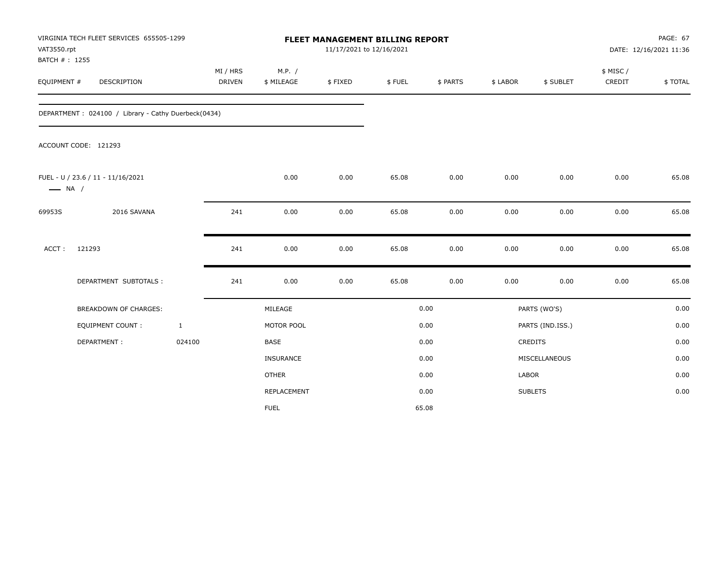VIRGINIA TECH FLEET SERVICES 655505-1299
VAT3550.rpt
BATCH # : 1255

# FLEET MANAGEMENT BILLING REPORT

11/17/2021 to 12/16/2021

PAGE: 67
DATE: 12/16/2021 11:36

| EQUIPMENT # | DESCRIPTION | MI / HRS DRIVEN | M.P. / $ MILEAGE | $ FIXED | $ FUEL | $ PARTS | $ LABOR | $ SUBLET | $ MISC / CREDIT | $ TOTAL |
|---|---|---|---|---|---|---|---|---|---|---|
| DEPARTMENT : 024100 / Library - Cathy Duerbeck(0434) | | | | | | | | | | |
| ACCOUNT CODE: 121293 | | | | | | | | | | |
| FUEL - U / 23.6 / 11 - 11/16/2021 —— NA / | | | 0.00 | 0.00 | 65.08 | 0.00 | 0.00 | 0.00 | 0.00 | 65.08 |
| 69953S | 2016 SAVANA | 241 | 0.00 | 0.00 | 65.08 | 0.00 | 0.00 | 0.00 | 0.00 | 65.08 |
| ACCT : | 121293 | 241 | 0.00 | 0.00 | 65.08 | 0.00 | 0.00 | 0.00 | 0.00 | 65.08 |
| | DEPARTMENT SUBTOTALS : | 241 | 0.00 | 0.00 | 65.08 | 0.00 | 0.00 | 0.00 | 0.00 | 65.08 |

| BREAKDOWN OF CHARGES: | | | | | |
|---|---|---|---|---|---|
| EQUIPMENT COUNT : | 1 | MILEAGE | 0.00 | PARTS (WO'S) | 0.00 |
| DEPARTMENT : | 024100 | MOTOR POOL | 0.00 | PARTS (IND.ISS.) | 0.00 |
| | | BASE | 0.00 | CREDITS | 0.00 |
| | | INSURANCE | 0.00 | MISCELLANEOUS | 0.00 |
| | | OTHER | 0.00 | LABOR | 0.00 |
| | | REPLACEMENT | 0.00 | SUBLETS | 0.00 |
| | | FUEL | 65.08 | | |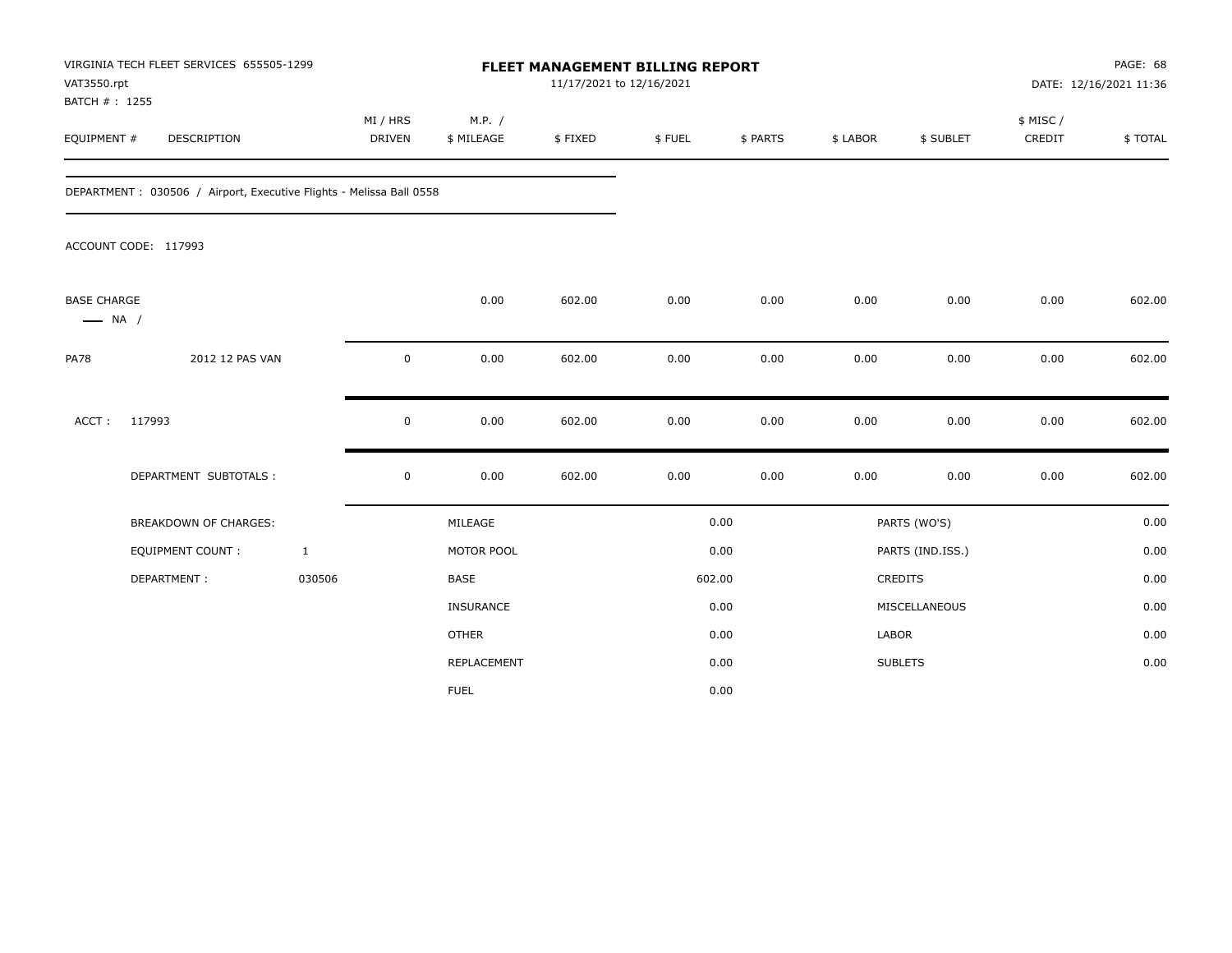VIRGINIA TECH FLEET SERVICES 655505-1299
VAT3550.rpt
BATCH # : 1255

# FLEET MANAGEMENT BILLING REPORT

11/17/2021 to 12/16/2021

PAGE: 68
DATE: 12/16/2021 11:36

| EQUIPMENT # | DESCRIPTION | MI / HRS DRIVEN | M.P. / $ MILEAGE | $ FIXED | $ FUEL | $ PARTS | $ LABOR | $ SUBLET | $ MISC / CREDIT | $ TOTAL |
|---|---|---|---|---|---|---|---|---|---|---|

DEPARTMENT : 030506 / Airport, Executive Flights - Melissa Ball 0558

ACCOUNT CODE: 117993

| EQUIPMENT # | DESCRIPTION | MI / HRS DRIVEN | M.P. / $ MILEAGE | $ FIXED | $ FUEL | $ PARTS | $ LABOR | $ SUBLET | $ MISC / CREDIT | $ TOTAL |
|---|---|---|---|---|---|---|---|---|---|---|
| BASE CHARGE — NA / | | | 0.00 | 602.00 | 0.00 | 0.00 | 0.00 | 0.00 | 0.00 | 602.00 |
| PA78 | 2012 12 PAS VAN | 0 | 0.00 | 602.00 | 0.00 | 0.00 | 0.00 | 0.00 | 0.00 | 602.00 |
| ACCT : 117993 | | 0 | 0.00 | 602.00 | 0.00 | 0.00 | 0.00 | 0.00 | 0.00 | 602.00 |
| | DEPARTMENT SUBTOTALS : | 0 | 0.00 | 602.00 | 0.00 | 0.00 | 0.00 | 0.00 | 0.00 | 602.00 |

| BREAKDOWN OF CHARGES: | | | | | |
|---|---|---|---|---|---|
| | | MILEAGE | 0.00 | PARTS (WO'S) | 0.00 |
| EQUIPMENT COUNT : | 1 | MOTOR POOL | 0.00 | PARTS (IND.ISS.) | 0.00 |
| DEPARTMENT : | 030506 | BASE | 602.00 | CREDITS | 0.00 |
| | | INSURANCE | 0.00 | MISCELLANEOUS | 0.00 |
| | | OTHER | 0.00 | LABOR | 0.00 |
| | | REPLACEMENT | 0.00 | SUBLETS | 0.00 |
| | | FUEL | 0.00 | | |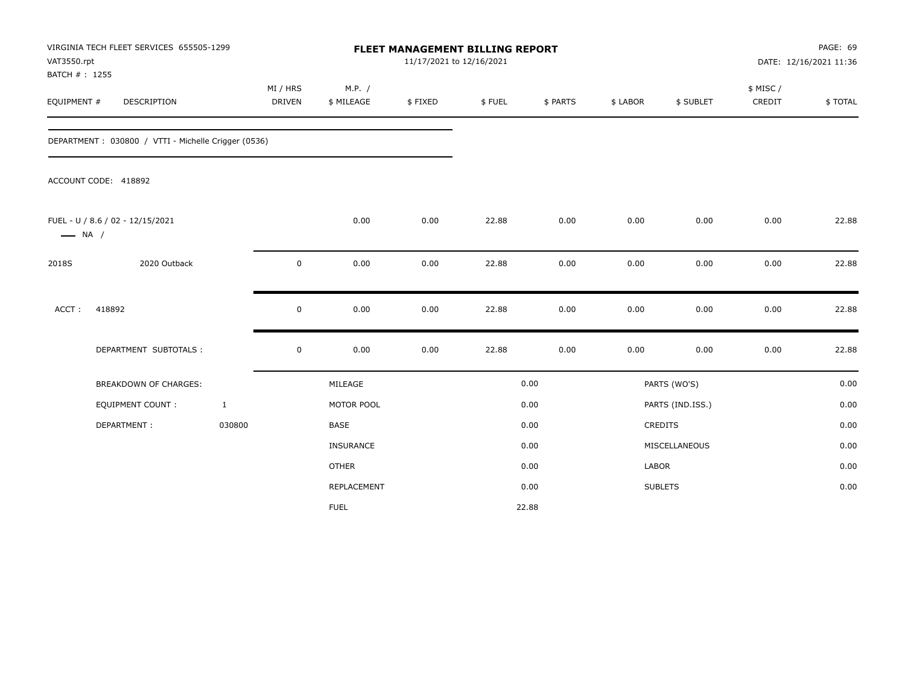VIRGINIA TECH FLEET SERVICES 655505-1299
VAT3550.rpt
BATCH # : 1255

**FLEET MANAGEMENT BILLING REPORT**
11/17/2021 to 12/16/2021

PAGE: 69
DATE: 12/16/2021 11:36

DEPARTMENT : 030800 / VTTI - Michelle Crigger (0536)

ACCOUNT CODE: 418892

| EQUIPMENT # | DESCRIPTION | MI / HRS DRIVEN | M.P. / $ MILEAGE | $ FIXED | $ FUEL | $ PARTS | $ LABOR | $ SUBLET | $ MISC / CREDIT | $ TOTAL |
|---|---|---|---|---|---|---|---|---|---|---|
| FUEL - U / 8.6 / 02 - 12/15/2021<br>—— NA / | | | 0.00 | 0.00 | 22.88 | 0.00 | 0.00 | 0.00 | 0.00 | 22.88 |
| 2018S | 2020 Outback | 0 | 0.00 | 0.00 | 22.88 | 0.00 | 0.00 | 0.00 | 0.00 | 22.88 |
| ACCT : | 418892 | 0 | 0.00 | 0.00 | 22.88 | 0.00 | 0.00 | 0.00 | 0.00 | 22.88 |
| | DEPARTMENT SUBTOTALS : | 0 | 0.00 | 0.00 | 22.88 | 0.00 | 0.00 | 0.00 | 0.00 | 22.88 |

| | | | | | |
|---|---|---|---|---|---|
| BREAKDOWN OF CHARGES: | | MILEAGE | 0.00 | PARTS (WO'S) | 0.00 |
| EQUIPMENT COUNT : | 1 | MOTOR POOL | 0.00 | PARTS (IND.ISS.) | 0.00 |
| DEPARTMENT : | 030800 | BASE | 0.00 | CREDITS | 0.00 |
| | | INSURANCE | 0.00 | MISCELLANEOUS | 0.00 |
| | | OTHER | 0.00 | LABOR | 0.00 |
| | | REPLACEMENT | 0.00 | SUBLETS | 0.00 |
| | | FUEL | 22.88 | | |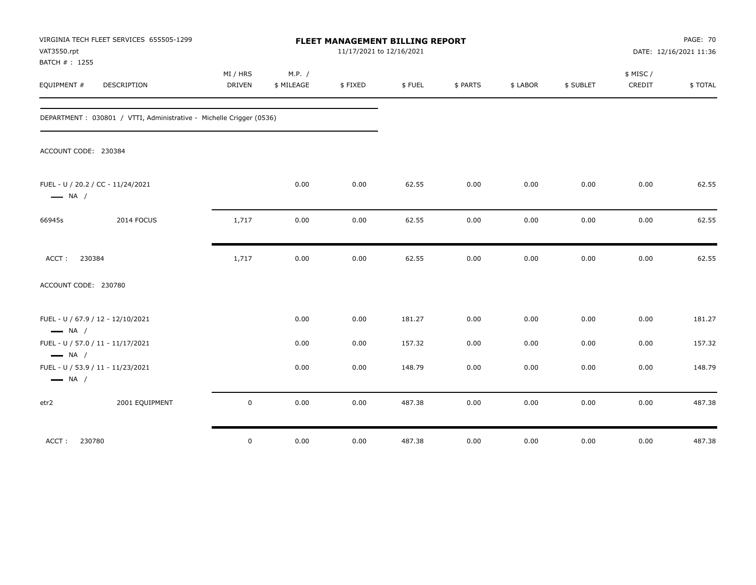VIRGINIA TECH FLEET SERVICES 655505-1299
VAT3550.rpt
BATCH # : 1255

**FLEET MANAGEMENT BILLING REPORT**
11/17/2021 to 12/16/2021

DATE: 12/16/2021 11:36

| EQUIPMENT # | DESCRIPTION | MI / HRS DRIVEN | M.P. / $ MILEAGE | $ FIXED | $ FUEL | $ PARTS | $ LABOR | $ SUBLET | $ MISC / CREDIT | $ TOTAL |
|---|---|---|---|---|---|---|---|---|---|---|
| DEPARTMENT : 030801 / VTTI, Administrative - Michelle Crigger (0536) | | | | | | | | | | |
| ACCOUNT CODE: 230384 | | | | | | | | | | |
| FUEL - U / 20.2 / CC - 11/24/2021 — NA / | | | 0.00 | 0.00 | 62.55 | 0.00 | 0.00 | 0.00 | 0.00 | 62.55 |
| 66945s | 2014 FOCUS | 1,717 | 0.00 | 0.00 | 62.55 | 0.00 | 0.00 | 0.00 | 0.00 | 62.55 |
| ACCT : 230384 | | 1,717 | 0.00 | 0.00 | 62.55 | 0.00 | 0.00 | 0.00 | 0.00 | 62.55 |
| ACCOUNT CODE: 230780 | | | | | | | | | | |
| FUEL - U / 67.9 / 12 - 12/10/2021 — NA / | | | 0.00 | 0.00 | 181.27 | 0.00 | 0.00 | 0.00 | 0.00 | 181.27 |
| FUEL - U / 57.0 / 11 - 11/17/2021 — NA / | | | 0.00 | 0.00 | 157.32 | 0.00 | 0.00 | 0.00 | 0.00 | 157.32 |
| FUEL - U / 53.9 / 11 - 11/23/2021 — NA / | | | 0.00 | 0.00 | 148.79 | 0.00 | 0.00 | 0.00 | 0.00 | 148.79 |
| etr2 | 2001 EQUIPMENT | 0 | 0.00 | 0.00 | 487.38 | 0.00 | 0.00 | 0.00 | 0.00 | 487.38 |
| ACCT : 230780 | | 0 | 0.00 | 0.00 | 487.38 | 0.00 | 0.00 | 0.00 | 0.00 | 487.38 |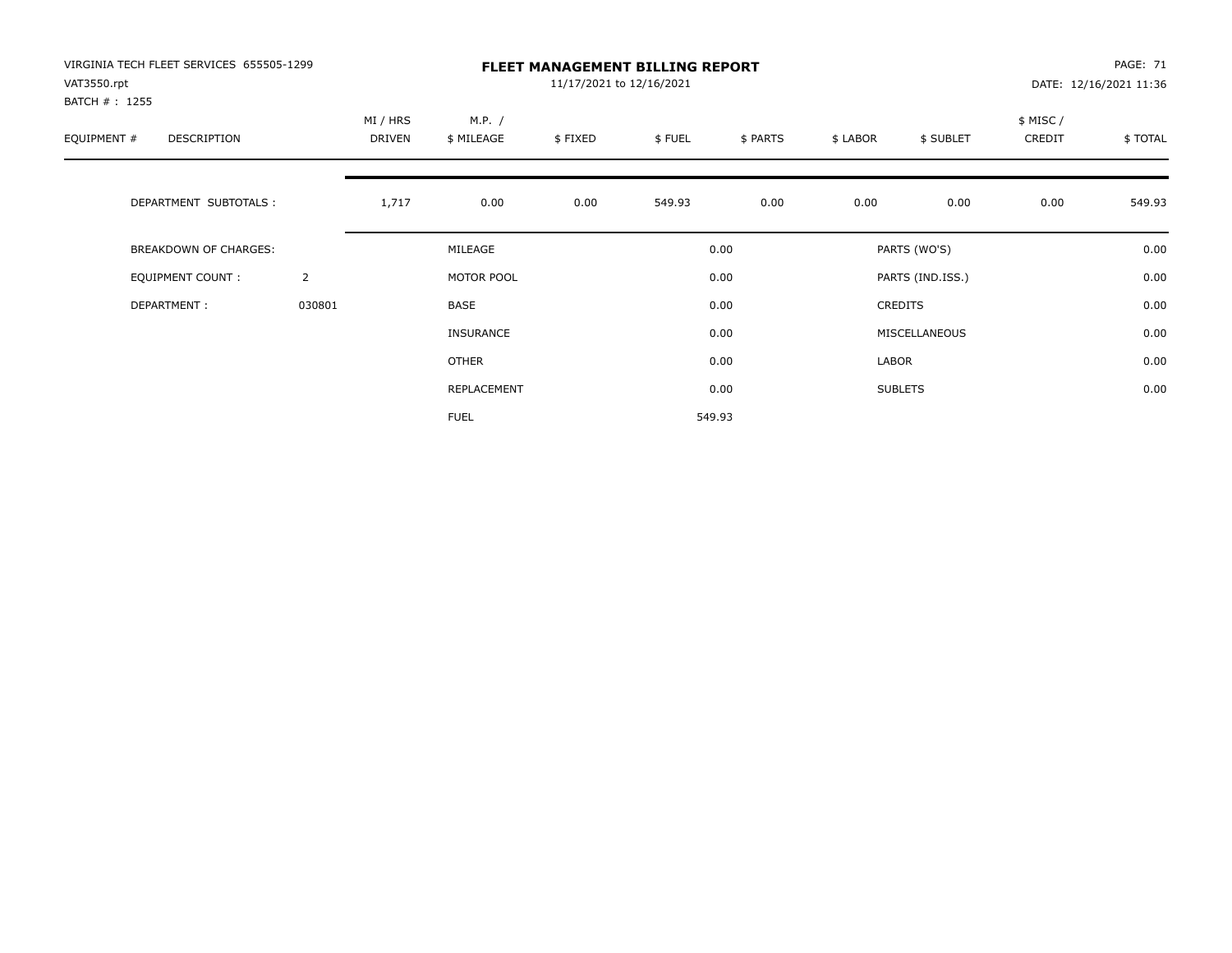VIRGINIA TECH FLEET SERVICES 655505-1299
VAT3550.rpt
BATCH # : 1255

# FLEET MANAGEMENT BILLING REPORT

11/17/2021 to 12/16/2021

PAGE: 71
DATE: 12/16/2021 11:36

| EQUIPMENT # | DESCRIPTION | MI / HRS DRIVEN | M.P. / $ MILEAGE | $ FIXED | $ FUEL | $ PARTS | $ LABOR | $ SUBLET | $ MISC / CREDIT | $ TOTAL |
|---|---|---|---|---|---|---|---|---|---|---|
| | DEPARTMENT SUBTOTALS : | 1,717 | 0.00 | 0.00 | 549.93 | 0.00 | 0.00 | 0.00 | 0.00 | 549.93 |

| | | | | | |
|---|---|---|---|---|---|
| BREAKDOWN OF CHARGES: | | MILEAGE | 0.00 | PARTS (WO'S) | 0.00 |
| EQUIPMENT COUNT : | 2 | MOTOR POOL | 0.00 | PARTS (IND.ISS.) | 0.00 |
| DEPARTMENT : | 030801 | BASE | 0.00 | CREDITS | 0.00 |
| | | INSURANCE | 0.00 | MISCELLANEOUS | 0.00 |
| | | OTHER | 0.00 | LABOR | 0.00 |
| | | REPLACEMENT | 0.00 | SUBLETS | 0.00 |
| | | FUEL | 549.93 | | |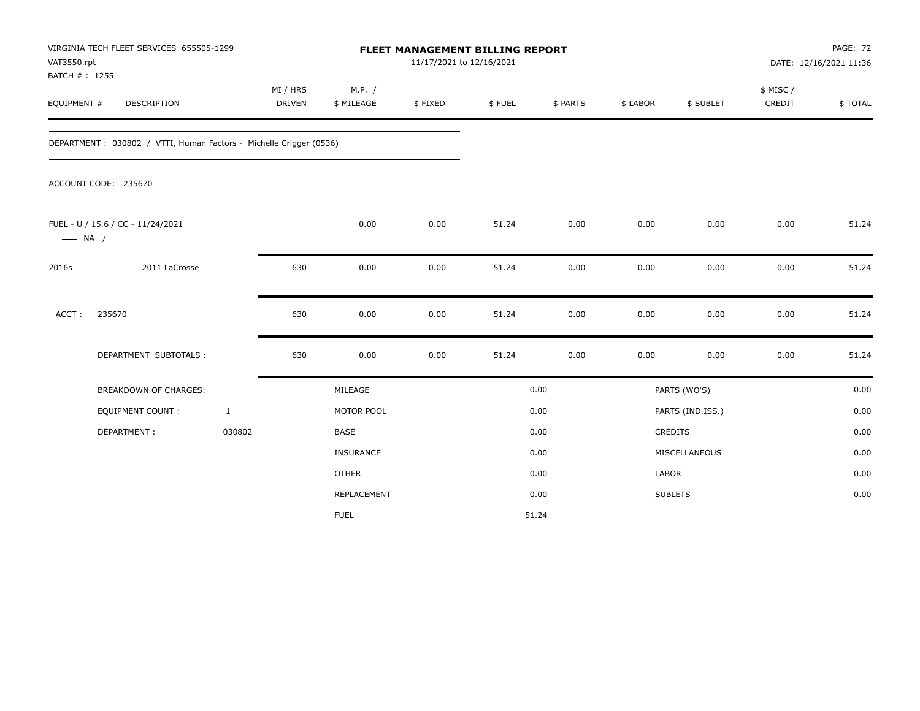VIRGINIA TECH FLEET SERVICES 655505-1299
VAT3550.rpt
BATCH # : 1255

# FLEET MANAGEMENT BILLING REPORT

11/17/2021 to 12/16/2021

PAGE: 72
DATE: 12/16/2021 11:36

| EQUIPMENT # | DESCRIPTION | MI / HRS DRIVEN | M.P. / $ MILEAGE | $ FIXED | $ FUEL | $ PARTS | $ LABOR | $ SUBLET | $ MISC / CREDIT | $ TOTAL |
|---|---|---|---|---|---|---|---|---|---|---|
| DEPARTMENT : 030802 / VTTI, Human Factors - Michelle Crigger (0536) | | | | | | | | | | |
| ACCOUNT CODE: 235670 | | | | | | | | | | |
| FUEL - U / 15.6 / CC - 11/24/2021 —— NA / | | | 0.00 | 0.00 | 51.24 | 0.00 | 0.00 | 0.00 | 0.00 | 51.24 |
| 2016s | 2011 LaCrosse | 630 | 0.00 | 0.00 | 51.24 | 0.00 | 0.00 | 0.00 | 0.00 | 51.24 |
| ACCT : | 235670 | 630 | 0.00 | 0.00 | 51.24 | 0.00 | 0.00 | 0.00 | 0.00 | 51.24 |
| | DEPARTMENT SUBTOTALS : | 630 | 0.00 | 0.00 | 51.24 | 0.00 | 0.00 | 0.00 | 0.00 | 51.24 |

| BREAKDOWN OF CHARGES: | | MILEAGE | 0.00 | PARTS (WO'S) | 0.00 |
|---|---|---|---|---|---|
| EQUIPMENT COUNT : | 1 | MOTOR POOL | 0.00 | PARTS (IND.ISS.) | 0.00 |
| DEPARTMENT : | 030802 | BASE | 0.00 | CREDITS | 0.00 |
| | | INSURANCE | 0.00 | MISCELLANEOUS | 0.00 |
| | | OTHER | 0.00 | LABOR | 0.00 |
| | | REPLACEMENT | 0.00 | SUBLETS | 0.00 |
| | | FUEL | 51.24 | | |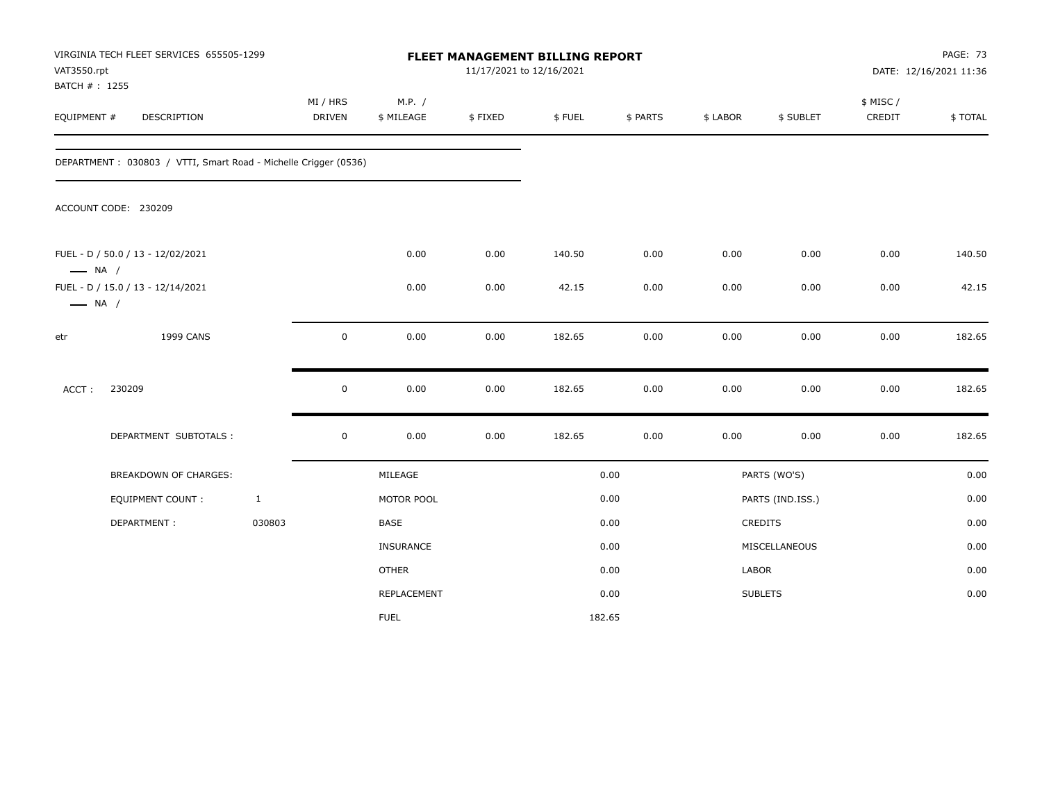VIRGINIA TECH FLEET SERVICES 655505-1299
VAT3550.rpt
BATCH # : 1255

# FLEET MANAGEMENT BILLING REPORT

11/17/2021 to 12/16/2021

PAGE: 73
DATE: 12/16/2021 11:36

| EQUIPMENT # | DESCRIPTION | MI / HRS DRIVEN | M.P. / $ MILEAGE | $ FIXED | $ FUEL | $ PARTS | $ LABOR | $ SUBLET | $ MISC / CREDIT | $ TOTAL |
|---|---|---|---|---|---|---|---|---|---|---|

DEPARTMENT : 030803 / VTTI, Smart Road - Michelle Crigger (0536)

ACCOUNT CODE: 230209

| EQUIPMENT # | DESCRIPTION | MI / HRS DRIVEN | M.P. / $ MILEAGE | $ FIXED | $ FUEL | $ PARTS | $ LABOR | $ SUBLET | $ MISC / CREDIT | $ TOTAL |
|---|---|---|---|---|---|---|---|---|---|---|
| FUEL - D / 50.0 / 13 - 12/02/2021 —— NA / | | | 0.00 | 0.00 | 140.50 | 0.00 | 0.00 | 0.00 | 0.00 | 140.50 |
| FUEL - D / 15.0 / 13 - 12/14/2021 —— NA / | | | 0.00 | 0.00 | 42.15 | 0.00 | 0.00 | 0.00 | 0.00 | 42.15 |
| etr | 1999 CANS | 0 | 0.00 | 0.00 | 182.65 | 0.00 | 0.00 | 0.00 | 0.00 | 182.65 |
| ACCT : | 230209 | 0 | 0.00 | 0.00 | 182.65 | 0.00 | 0.00 | 0.00 | 0.00 | 182.65 |
| | DEPARTMENT SUBTOTALS : | 0 | 0.00 | 0.00 | 182.65 | 0.00 | 0.00 | 0.00 | 0.00 | 182.65 |

| BREAKDOWN OF CHARGES: | | | | | |
|---|---|---|---|---|---|
| | | MILEAGE | 0.00 | PARTS (WO'S) | 0.00 |
| EQUIPMENT COUNT : | 1 | MOTOR POOL | 0.00 | PARTS (IND.ISS.) | 0.00 |
| DEPARTMENT : | 030803 | BASE | 0.00 | CREDITS | 0.00 |
| | | INSURANCE | 0.00 | MISCELLANEOUS | 0.00 |
| | | OTHER | 0.00 | LABOR | 0.00 |
| | | REPLACEMENT | 0.00 | SUBLETS | 0.00 |
| | | FUEL | 182.65 | | |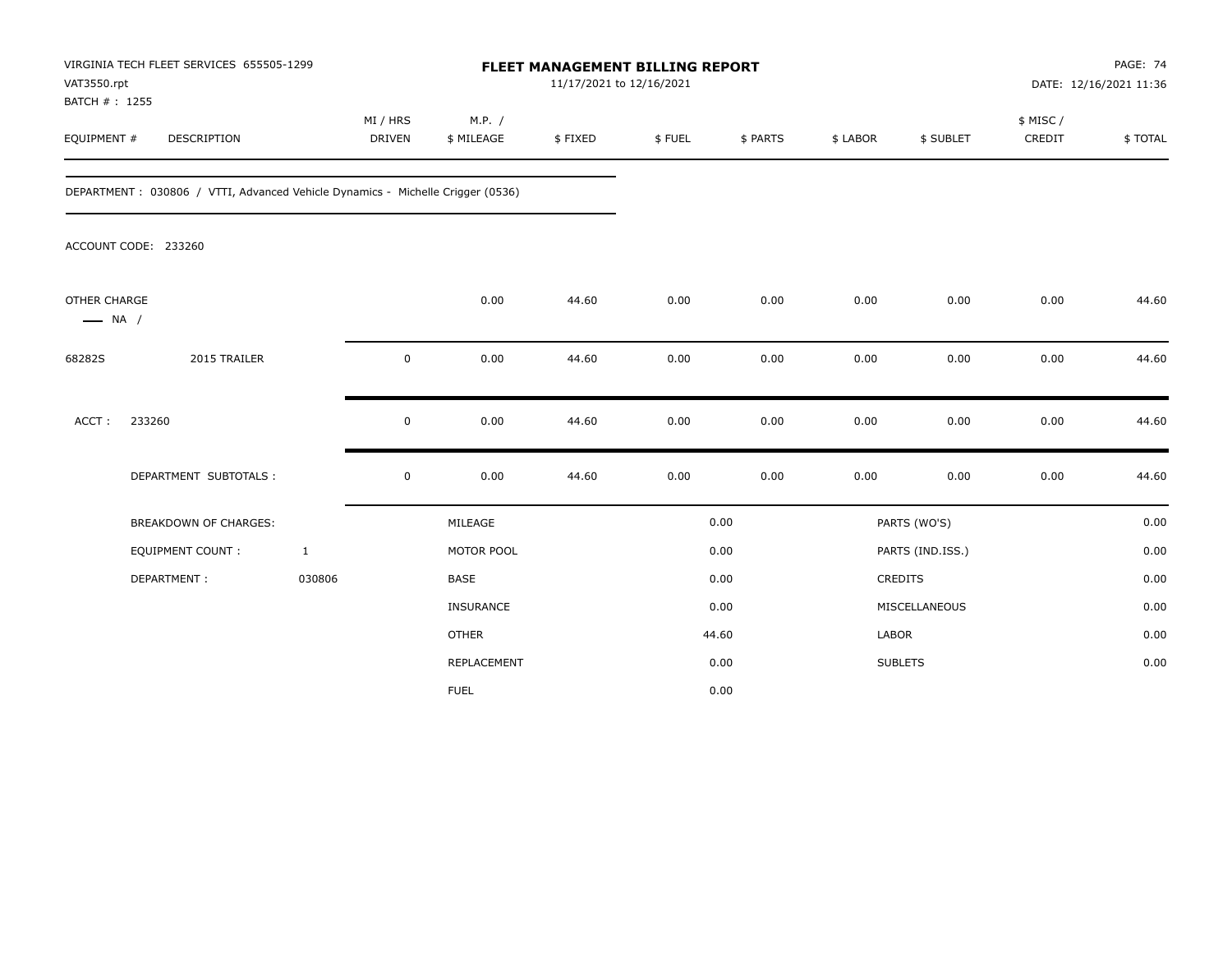VIRGINIA TECH FLEET SERVICES 655505-1299
VAT3550.rpt
BATCH # : 1255

# FLEET MANAGEMENT BILLING REPORT

11/17/2021 to 12/16/2021

PAGE: 74
DATE: 12/16/2021 11:36

| EQUIPMENT # | DESCRIPTION | MI / HRS DRIVEN | M.P. / $ MILEAGE | $ FIXED | $ FUEL | $ PARTS | $ LABOR | $ SUBLET | $ MISC / CREDIT | $ TOTAL |
|---|---|---|---|---|---|---|---|---|---|---|

DEPARTMENT : 030806 / VTTI, Advanced Vehicle Dynamics - Michelle Crigger (0536)

ACCOUNT CODE: 233260

| EQUIPMENT # | DESCRIPTION | MI / HRS DRIVEN | M.P. / $ MILEAGE | $ FIXED | $ FUEL | $ PARTS | $ LABOR | $ SUBLET | $ MISC / CREDIT | $ TOTAL |
|---|---|---|---|---|---|---|---|---|---|---|
| OTHER CHARGE — NA / | | | 0.00 | 44.60 | 0.00 | 0.00 | 0.00 | 0.00 | 0.00 | 44.60 |
| 68282S | 2015 TRAILER | 0 | 0.00 | 44.60 | 0.00 | 0.00 | 0.00 | 0.00 | 0.00 | 44.60 |
| ACCT : | 233260 | 0 | 0.00 | 44.60 | 0.00 | 0.00 | 0.00 | 0.00 | 0.00 | 44.60 |
| | DEPARTMENT SUBTOTALS : | 0 | 0.00 | 44.60 | 0.00 | 0.00 | 0.00 | 0.00 | 0.00 | 44.60 |

| BREAKDOWN OF CHARGES: | | | | | |
|---|---|---|---|---|---|
| | | MILEAGE | 0.00 | PARTS (WO'S) | 0.00 |
| EQUIPMENT COUNT : | 1 | MOTOR POOL | 0.00 | PARTS (IND.ISS.) | 0.00 |
| DEPARTMENT : | 030806 | BASE | 0.00 | CREDITS | 0.00 |
| | | INSURANCE | 0.00 | MISCELLANEOUS | 0.00 |
| | | OTHER | 44.60 | LABOR | 0.00 |
| | | REPLACEMENT | 0.00 | SUBLETS | 0.00 |
| | | FUEL | 0.00 | | |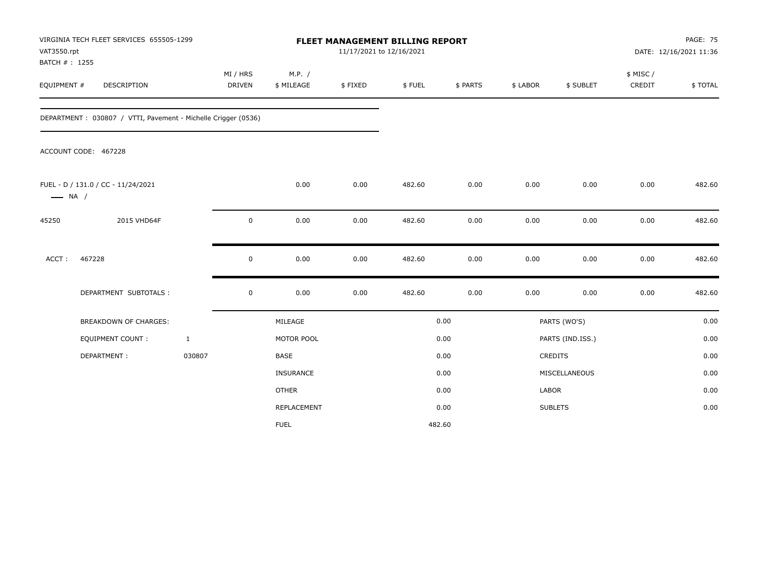VIRGINIA TECH FLEET SERVICES 655505-1299
VAT3550.rpt
BATCH # : 1255

# FLEET MANAGEMENT BILLING REPORT

11/17/2021 to 12/16/2021

DATE: 12/16/2021 11:36

| EQUIPMENT # | DESCRIPTION | MI / HRS DRIVEN | M.P. / $ MILEAGE | $ FIXED | $ FUEL | $ PARTS | $ LABOR | $ SUBLET | $ MISC / CREDIT | $ TOTAL |
|---|---|---|---|---|---|---|---|---|---|---|
| DEPARTMENT : 030807 / VTTI, Pavement - Michelle Crigger (0536) | | | | | | | | | | |
| ACCOUNT CODE: 467228 | | | | | | | | | | |
| FUEL - D / 131.0 / CC - 11/24/2021 —— NA / | | | 0.00 | 0.00 | 482.60 | 0.00 | 0.00 | 0.00 | 0.00 | 482.60 |
| 45250 | 2015 VHD64F | 0 | 0.00 | 0.00 | 482.60 | 0.00 | 0.00 | 0.00 | 0.00 | 482.60 |
| ACCT : 467228 | | 0 | 0.00 | 0.00 | 482.60 | 0.00 | 0.00 | 0.00 | 0.00 | 482.60 |
| | DEPARTMENT SUBTOTALS : | 0 | 0.00 | 0.00 | 482.60 | 0.00 | 0.00 | 0.00 | 0.00 | 482.60 |

| BREAKDOWN OF CHARGES: | | | | | |
|---|---|---|---|---|---|
| EQUIPMENT COUNT : | 1 | MILEAGE | 0.00 | PARTS (WO'S) | 0.00 |
| DEPARTMENT : | 030807 | MOTOR POOL | 0.00 | PARTS (IND.ISS.) | 0.00 |
| | | BASE | 0.00 | CREDITS | 0.00 |
| | | INSURANCE | 0.00 | MISCELLANEOUS | 0.00 |
| | | OTHER | 0.00 | LABOR | 0.00 |
| | | REPLACEMENT | 0.00 | SUBLETS | 0.00 |
| | | FUEL | 482.60 | | |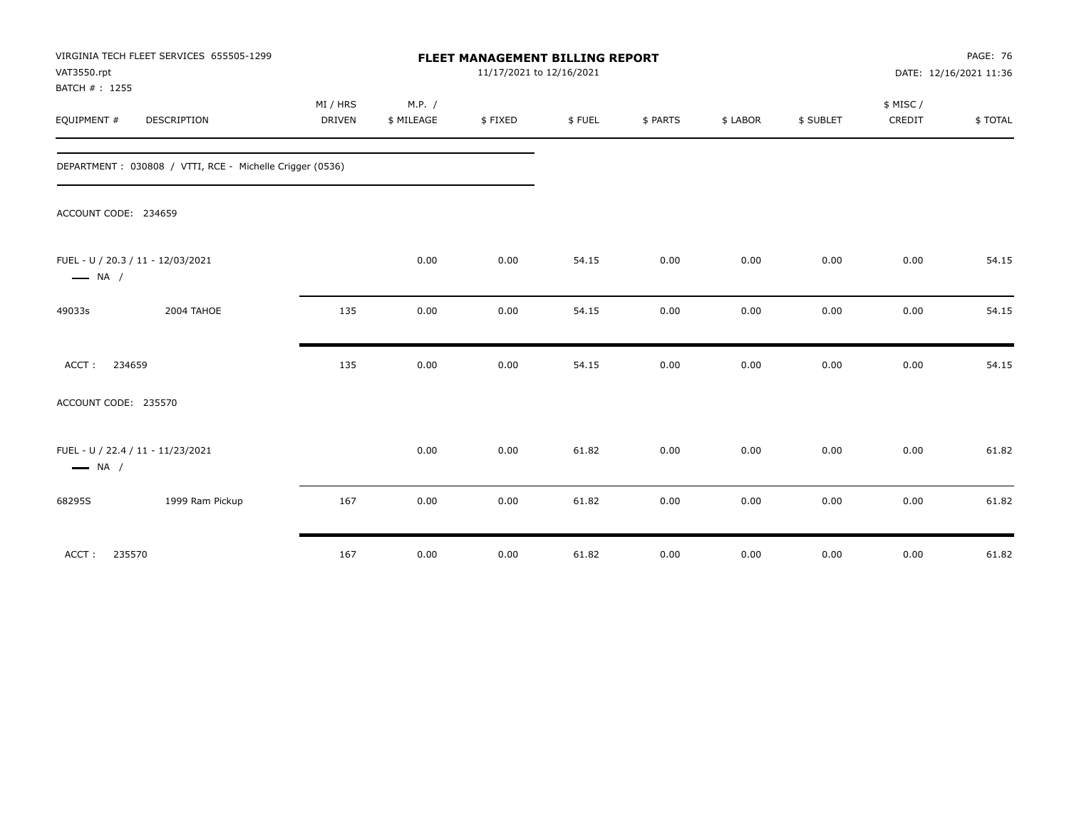VIRGINIA TECH FLEET SERVICES 655505-1299
VAT3550.rpt
BATCH # : 1255

**FLEET MANAGEMENT BILLING REPORT**
11/17/2021 to 12/16/2021

DATE: 12/16/2021 11:36

| EQUIPMENT # | DESCRIPTION | MI / HRS DRIVEN | M.P. / $ MILEAGE | $ FIXED | $ FUEL | $ PARTS | $ LABOR | $ SUBLET | $ MISC / CREDIT | $ TOTAL |
|---|---|---|---|---|---|---|---|---|---|---|
| DEPARTMENT : 030808 / VTTI, RCE - Michelle Crigger (0536) | | | | | | | | | | |
| ACCOUNT CODE: 234659 | | | | | | | | | | |
| FUEL - U / 20.3 / 11 - 12/03/2021 — NA / | | | 0.00 | 0.00 | 54.15 | 0.00 | 0.00 | 0.00 | 0.00 | 54.15 |
| 49033s | 2004 TAHOE | 135 | 0.00 | 0.00 | 54.15 | 0.00 | 0.00 | 0.00 | 0.00 | 54.15 |
| ACCT : 234659 | | 135 | 0.00 | 0.00 | 54.15 | 0.00 | 0.00 | 0.00 | 0.00 | 54.15 |
| ACCOUNT CODE: 235570 | | | | | | | | | | |
| FUEL - U / 22.4 / 11 - 11/23/2021 — NA / | | | 0.00 | 0.00 | 61.82 | 0.00 | 0.00 | 0.00 | 0.00 | 61.82 |
| 68295S | 1999 Ram Pickup | 167 | 0.00 | 0.00 | 61.82 | 0.00 | 0.00 | 0.00 | 0.00 | 61.82 |
| ACCT : 235570 | | 167 | 0.00 | 0.00 | 61.82 | 0.00 | 0.00 | 0.00 | 0.00 | 61.82 |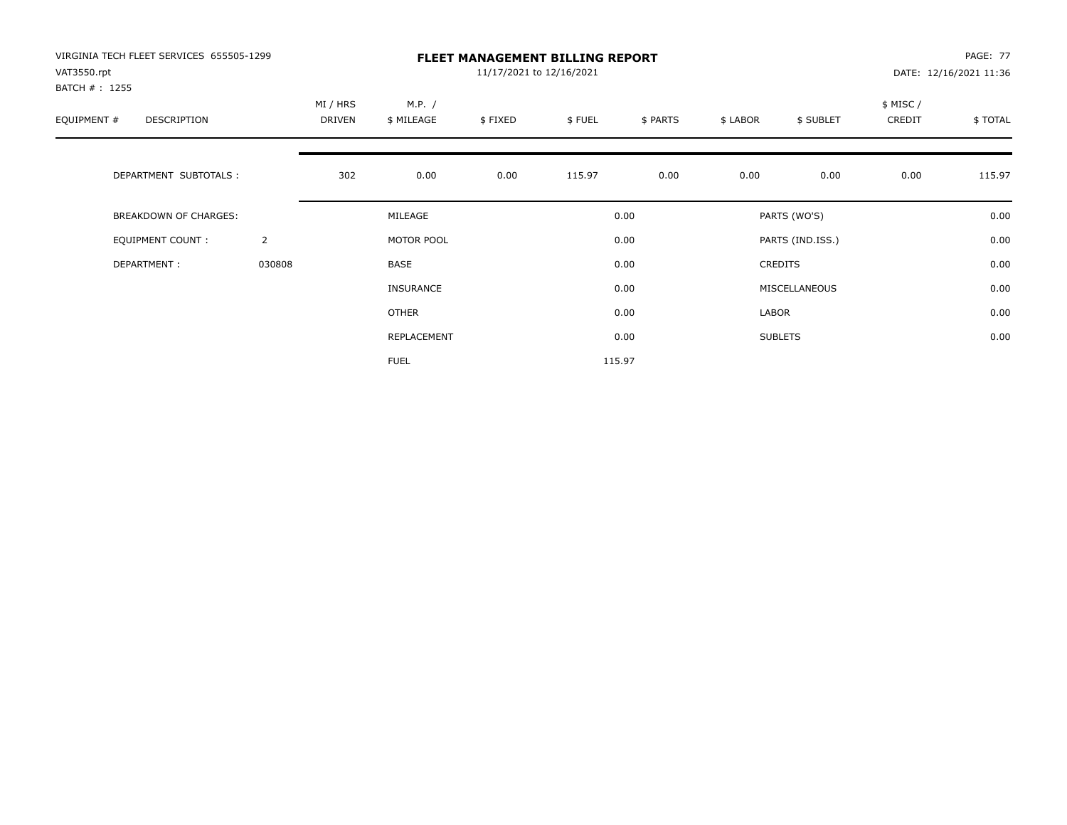VIRGINIA TECH FLEET SERVICES 655505-1299
VAT3550.rpt
BATCH # : 1255

# FLEET MANAGEMENT BILLING REPORT

11/17/2021 to 12/16/2021

DATE: 12/16/2021 11:36

| EQUIPMENT # | DESCRIPTION | MI / HRS DRIVEN | M.P. / $ MILEAGE | $ FIXED | $ FUEL | $ PARTS | $ LABOR | $ SUBLET | $ MISC / CREDIT | $ TOTAL |
|---|---|---|---|---|---|---|---|---|---|---|
| | DEPARTMENT SUBTOTALS : | 302 | 0.00 | 0.00 | 115.97 | 0.00 | 0.00 | 0.00 | 0.00 | 115.97 |

| | | | | | |
|---|---|---|---|---|---|
| BREAKDOWN OF CHARGES: | | MILEAGE | 0.00 | PARTS (WO'S) | 0.00 |
| EQUIPMENT COUNT : | 2 | MOTOR POOL | 0.00 | PARTS (IND.ISS.) | 0.00 |
| DEPARTMENT : | 030808 | BASE | 0.00 | CREDITS | 0.00 |
| | | INSURANCE | 0.00 | MISCELLANEOUS | 0.00 |
| | | OTHER | 0.00 | LABOR | 0.00 |
| | | REPLACEMENT | 0.00 | SUBLETS | 0.00 |
| | | FUEL | 115.97 | | |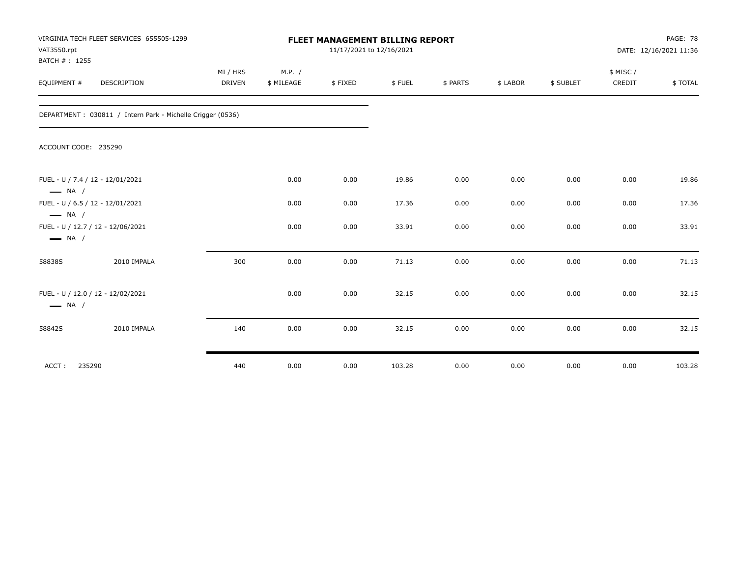VIRGINIA TECH FLEET SERVICES 655505-1299
VAT3550.rpt
BATCH # : 1255

# FLEET MANAGEMENT BILLING REPORT

11/17/2021 to 12/16/2021

DATE: 12/16/2021 11:36

DEPARTMENT : 030811 / Intern Park - Michelle Crigger (0536)

ACCOUNT CODE: 235290

| EQUIPMENT # | DESCRIPTION | MI / HRS DRIVEN | M.P. / $ MILEAGE | $ FIXED | $ FUEL | $ PARTS | $ LABOR | $ SUBLET | $ MISC / CREDIT | $ TOTAL |
|---|---|---|---|---|---|---|---|---|---|---|
| FUEL - U / 7.4 / 12 - 12/01/2021 — NA / | | | 0.00 | 0.00 | 19.86 | 0.00 | 0.00 | 0.00 | 0.00 | 19.86 |
| FUEL - U / 6.5 / 12 - 12/01/2021 — NA / | | | 0.00 | 0.00 | 17.36 | 0.00 | 0.00 | 0.00 | 0.00 | 17.36 |
| FUEL - U / 12.7 / 12 - 12/06/2021 — NA / | | | 0.00 | 0.00 | 33.91 | 0.00 | 0.00 | 0.00 | 0.00 | 33.91 |
| 58838S | 2010 IMPALA | 300 | 0.00 | 0.00 | 71.13 | 0.00 | 0.00 | 0.00 | 0.00 | 71.13 |
| FUEL - U / 12.0 / 12 - 12/02/2021 — NA / | | | 0.00 | 0.00 | 32.15 | 0.00 | 0.00 | 0.00 | 0.00 | 32.15 |
| 58842S | 2010 IMPALA | 140 | 0.00 | 0.00 | 32.15 | 0.00 | 0.00 | 0.00 | 0.00 | 32.15 |
| ACCT : 235290 | | 440 | 0.00 | 0.00 | 103.28 | 0.00 | 0.00 | 0.00 | 0.00 | 103.28 |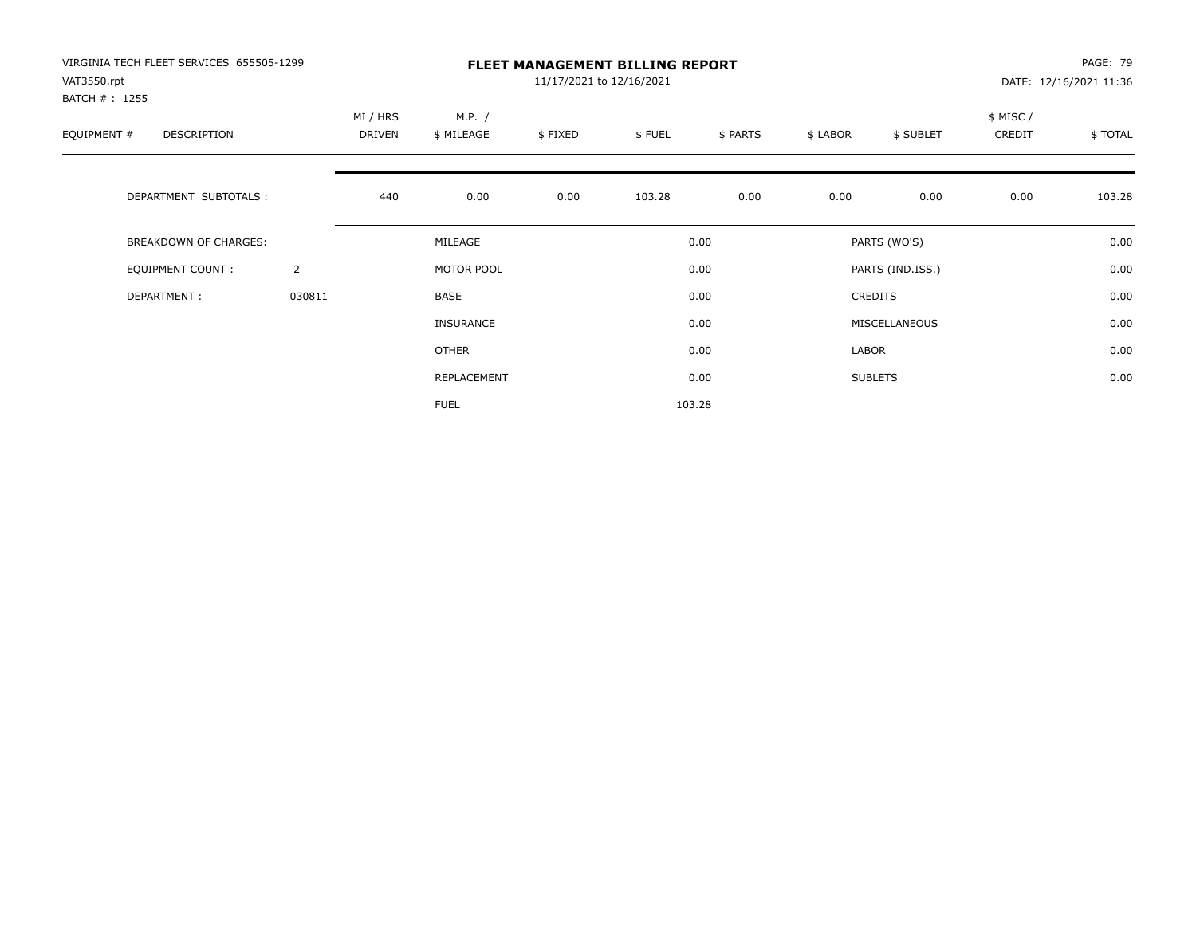VIRGINIA TECH FLEET SERVICES 655505-1299
VAT3550.rpt
BATCH # : 1255

# FLEET MANAGEMENT BILLING REPORT

11/17/2021 to 12/16/2021

DATE: 12/16/2021 11:36

| EQUIPMENT # | DESCRIPTION | MI / HRS DRIVEN | M.P. / $ MILEAGE | $ FIXED | $ FUEL | $ PARTS | $ LABOR | $ SUBLET | $ MISC / CREDIT | $ TOTAL |
|---|---|---|---|---|---|---|---|---|---|---|
| | DEPARTMENT SUBTOTALS : | 440 | 0.00 | 0.00 | 103.28 | 0.00 | 0.00 | 0.00 | 0.00 | 103.28 |

| | | | | | |
|---|---|---|---|---|---|
| BREAKDOWN OF CHARGES: | | MILEAGE | 0.00 | PARTS (WO'S) | 0.00 |
| EQUIPMENT COUNT : | 2 | MOTOR POOL | 0.00 | PARTS (IND.ISS.) | 0.00 |
| DEPARTMENT : | 030811 | BASE | 0.00 | CREDITS | 0.00 |
| | | INSURANCE | 0.00 | MISCELLANEOUS | 0.00 |
| | | OTHER | 0.00 | LABOR | 0.00 |
| | | REPLACEMENT | 0.00 | SUBLETS | 0.00 |
| | | FUEL | 103.28 | | |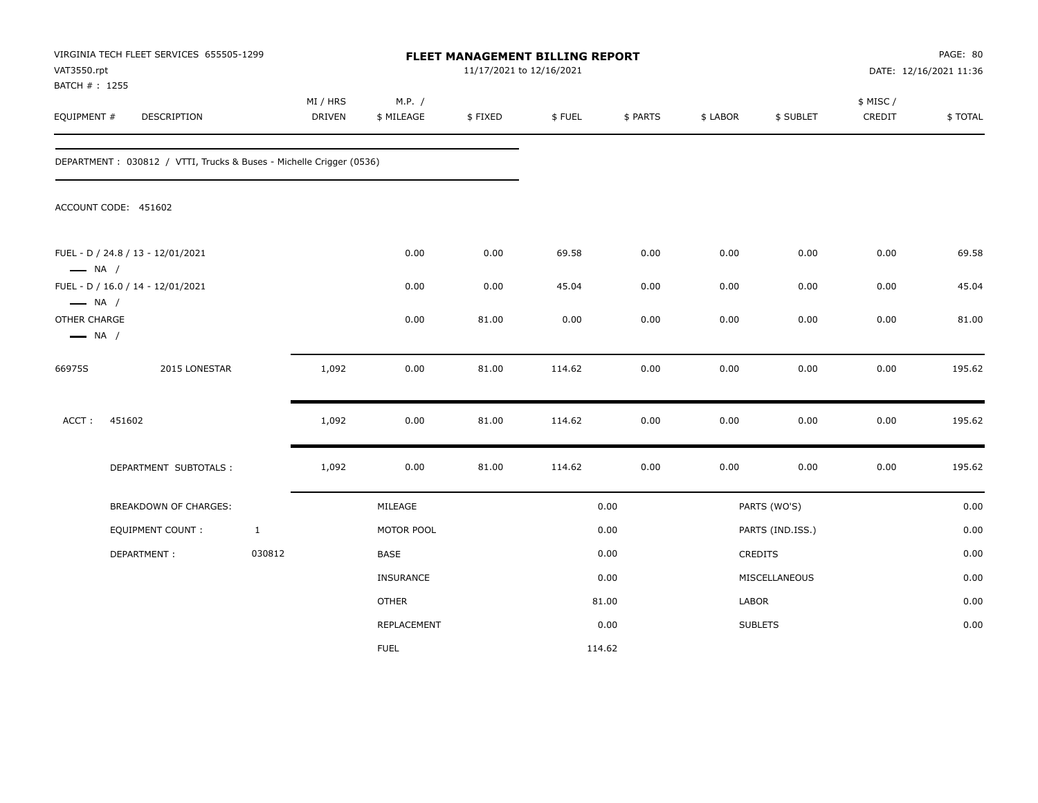VIRGINIA TECH FLEET SERVICES 655505-1299
VAT3550.rpt
BATCH # : 1255

**FLEET MANAGEMENT BILLING REPORT**
11/17/2021 to 12/16/2021

PAGE: 80
DATE: 12/16/2021 11:36

| EQUIPMENT # | DESCRIPTION | MI / HRS DRIVEN | M.P. / $ MILEAGE | $ FIXED | $ FUEL | $ PARTS | $ LABOR | $ SUBLET | $ MISC / CREDIT | $ TOTAL |
|---|---|---|---|---|---|---|---|---|---|---|
| DEPARTMENT : 030812 / VTTI, Trucks & Buses - Michelle Crigger (0536) | | | | | | | | | | |
| ACCOUNT CODE: 451602 | | | | | | | | | | |
| FUEL - D / 24.8 / 13 - 12/01/2021 — NA / | | | 0.00 | 0.00 | 69.58 | 0.00 | 0.00 | 0.00 | 0.00 | 69.58 |
| FUEL - D / 16.0 / 14 - 12/01/2021 — NA / | | | 0.00 | 0.00 | 45.04 | 0.00 | 0.00 | 0.00 | 0.00 | 45.04 |
| OTHER CHARGE — NA / | | | 0.00 | 81.00 | 0.00 | 0.00 | 0.00 | 0.00 | 0.00 | 81.00 |
| 66975S | 2015 LONESTAR | 1,092 | 0.00 | 81.00 | 114.62 | 0.00 | 0.00 | 0.00 | 0.00 | 195.62 |
| ACCT : 451602 | | 1,092 | 0.00 | 81.00 | 114.62 | 0.00 | 0.00 | 0.00 | 0.00 | 195.62 |
| DEPARTMENT SUBTOTALS : | | 1,092 | 0.00 | 81.00 | 114.62 | 0.00 | 0.00 | 0.00 | 0.00 | 195.62 |

| BREAKDOWN OF CHARGES: | | | | | |
|---|---|---|---|---|---|
| | | MILEAGE | 0.00 | PARTS (WO'S) | 0.00 |
| EQUIPMENT COUNT : | 1 | MOTOR POOL | 0.00 | PARTS (IND.ISS.) | 0.00 |
| DEPARTMENT : | 030812 | BASE | 0.00 | CREDITS | 0.00 |
| | | INSURANCE | 0.00 | MISCELLANEOUS | 0.00 |
| | | OTHER | 81.00 | LABOR | 0.00 |
| | | REPLACEMENT | 0.00 | SUBLETS | 0.00 |
| | | FUEL | 114.62 | | |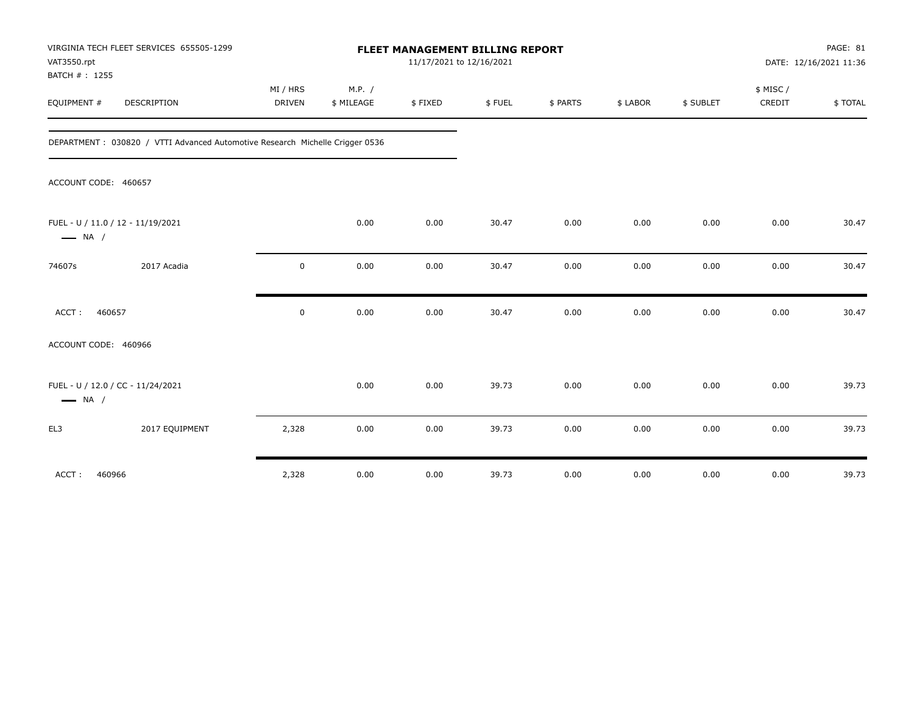VIRGINIA TECH FLEET SERVICES 655505-1299
VAT3550.rpt
BATCH # : 1255

**FLEET MANAGEMENT BILLING REPORT**
11/17/2021 to 12/16/2021

PAGE: 81
DATE: 12/16/2021 11:36

| EQUIPMENT # | DESCRIPTION | MI / HRS DRIVEN | M.P. / $ MILEAGE | $ FIXED | $ FUEL | $ PARTS | $ LABOR | $ SUBLET | $ MISC / CREDIT | $ TOTAL |
|---|---|---|---|---|---|---|---|---|---|---|
| DEPARTMENT : 030820 / VTTI Advanced Automotive Research Michelle Crigger 0536 | | | | | | | | | | |
| ACCOUNT CODE: 460657 | | | | | | | | | | |
| FUEL - U / 11.0 / 12 - 11/19/2021 — NA / | | | 0.00 | 0.00 | 30.47 | 0.00 | 0.00 | 0.00 | 0.00 | 30.47 |
| 74607s | 2017 Acadia | 0 | 0.00 | 0.00 | 30.47 | 0.00 | 0.00 | 0.00 | 0.00 | 30.47 |
| ACCT : 460657 | | 0 | 0.00 | 0.00 | 30.47 | 0.00 | 0.00 | 0.00 | 0.00 | 30.47 |
| ACCOUNT CODE: 460966 | | | | | | | | | | |
| FUEL - U / 12.0 / CC - 11/24/2021 — NA / | | | 0.00 | 0.00 | 39.73 | 0.00 | 0.00 | 0.00 | 0.00 | 39.73 |
| EL3 | 2017 EQUIPMENT | 2,328 | 0.00 | 0.00 | 39.73 | 0.00 | 0.00 | 0.00 | 0.00 | 39.73 |
| ACCT : 460966 | | 2,328 | 0.00 | 0.00 | 39.73 | 0.00 | 0.00 | 0.00 | 0.00 | 39.73 |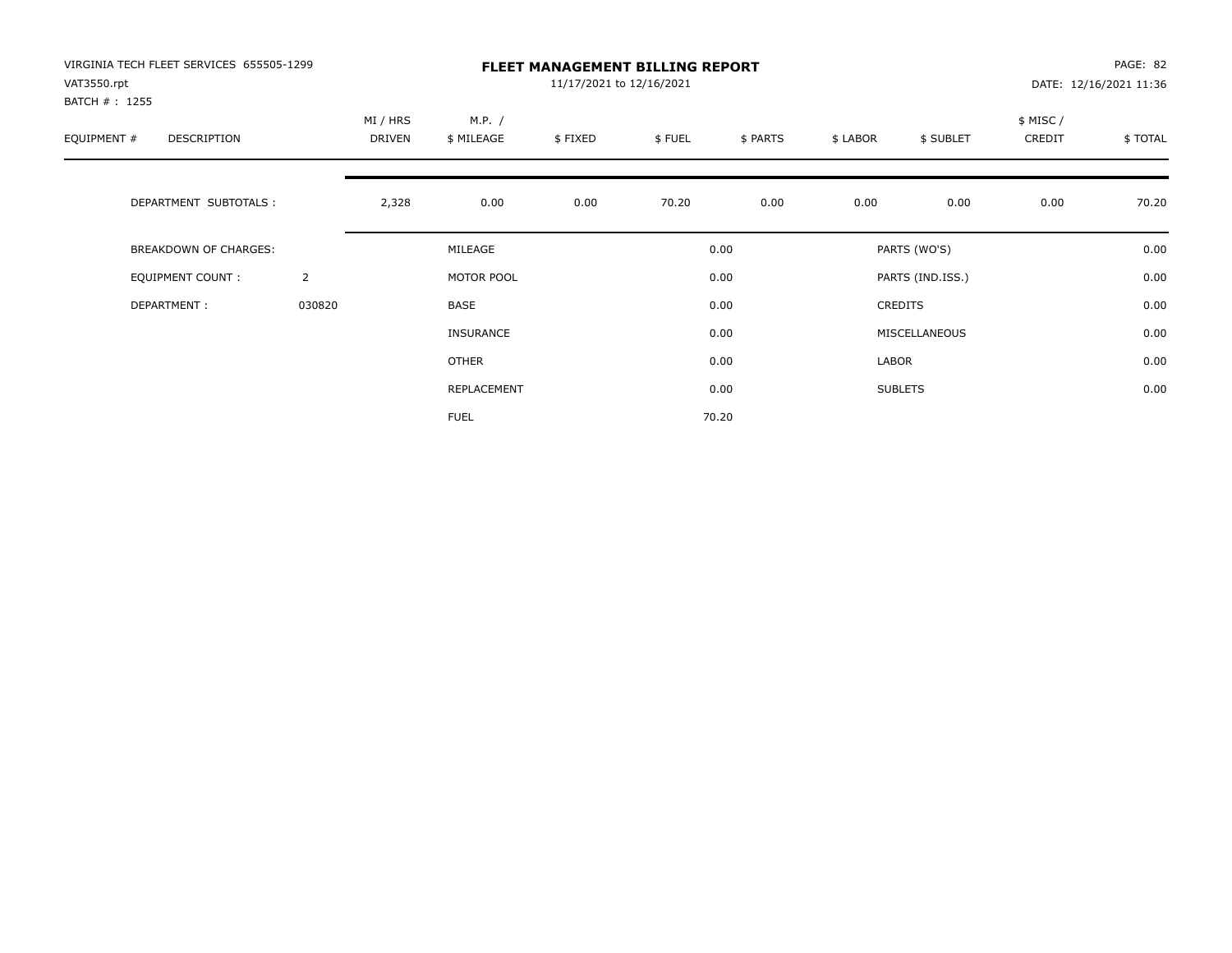VIRGINIA TECH FLEET SERVICES 655505-1299
VAT3550.rpt
BATCH # : 1255

# FLEET MANAGEMENT BILLING REPORT

11/17/2021 to 12/16/2021

DATE: 12/16/2021 11:36

| EQUIPMENT # | DESCRIPTION | | MI / HRS DRIVEN | M.P. / $ MILEAGE | $ FIXED | $ FUEL | $ PARTS | $ LABOR | $ SUBLET | $ MISC / CREDIT | $ TOTAL |
|---|---|---|---|---|---|---|---|---|---|---|---|
| | DEPARTMENT SUBTOTALS : | | 2,328 | 0.00 | 0.00 | 70.20 | 0.00 | 0.00 | 0.00 | 0.00 | 70.20 |

| | | | | | |
|---|---|---|---|---|---|
| BREAKDOWN OF CHARGES: | | MILEAGE | 0.00 | PARTS (WO'S) | 0.00 |
| EQUIPMENT COUNT : | 2 | MOTOR POOL | 0.00 | PARTS (IND.ISS.) | 0.00 |
| DEPARTMENT : | 030820 | BASE | 0.00 | CREDITS | 0.00 |
| | | INSURANCE | 0.00 | MISCELLANEOUS | 0.00 |
| | | OTHER | 0.00 | LABOR | 0.00 |
| | | REPLACEMENT | 0.00 | SUBLETS | 0.00 |
| | | FUEL | 70.20 | | |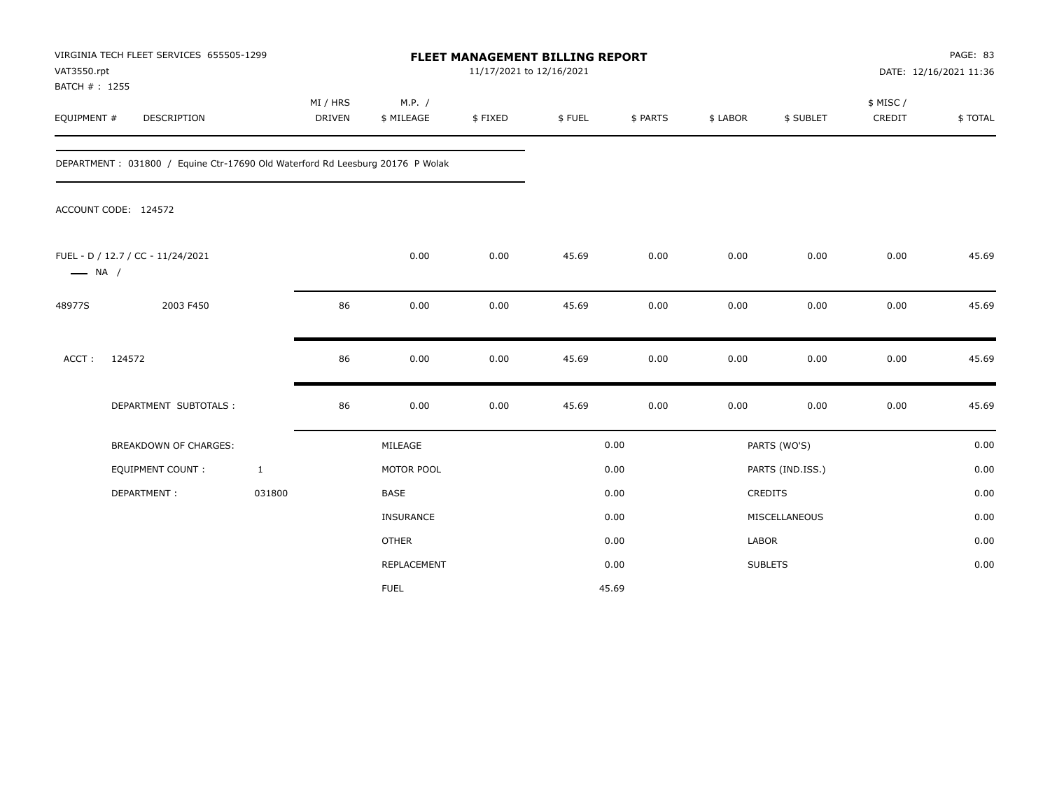VIRGINIA TECH FLEET SERVICES 655505-1299
VAT3550.rpt
BATCH # : 1255

# FLEET MANAGEMENT BILLING REPORT

11/17/2021 to 12/16/2021

PAGE: 83
DATE: 12/16/2021 11:36

| EQUIPMENT # | DESCRIPTION | MI / HRS DRIVEN | M.P. / $ MILEAGE | $ FIXED | $ FUEL | $ PARTS | $ LABOR | $ SUBLET | $ MISC / CREDIT | $ TOTAL |
|---|---|---|---|---|---|---|---|---|---|---|

DEPARTMENT : 031800 / Equine Ctr-17690 Old Waterford Rd Leesburg 20176 P Wolak

ACCOUNT CODE: 124572

| EQUIPMENT # | DESCRIPTION | MI / HRS DRIVEN | M.P. / $ MILEAGE | $ FIXED | $ FUEL | $ PARTS | $ LABOR | $ SUBLET | $ MISC / CREDIT | $ TOTAL |
|---|---|---|---|---|---|---|---|---|---|---|
| FUEL - D / 12.7 / CC - 11/24/2021 —— NA / | | | 0.00 | 0.00 | 45.69 | 0.00 | 0.00 | 0.00 | 0.00 | 45.69 |
| 48977S | 2003 F450 | 86 | 0.00 | 0.00 | 45.69 | 0.00 | 0.00 | 0.00 | 0.00 | 45.69 |
| ACCT : | 124572 | 86 | 0.00 | 0.00 | 45.69 | 0.00 | 0.00 | 0.00 | 0.00 | 45.69 |
| | DEPARTMENT SUBTOTALS : | 86 | 0.00 | 0.00 | 45.69 | 0.00 | 0.00 | 0.00 | 0.00 | 45.69 |

| BREAKDOWN OF CHARGES: | | | | | |
|---|---|---|---|---|---|
| | | MILEAGE | 0.00 | PARTS (WO'S) | 0.00 |
| EQUIPMENT COUNT : | 1 | MOTOR POOL | 0.00 | PARTS (IND.ISS.) | 0.00 |
| DEPARTMENT : | 031800 | BASE | 0.00 | CREDITS | 0.00 |
| | | INSURANCE | 0.00 | MISCELLANEOUS | 0.00 |
| | | OTHER | 0.00 | LABOR | 0.00 |
| | | REPLACEMENT | 0.00 | SUBLETS | 0.00 |
| | | FUEL | 45.69 | | |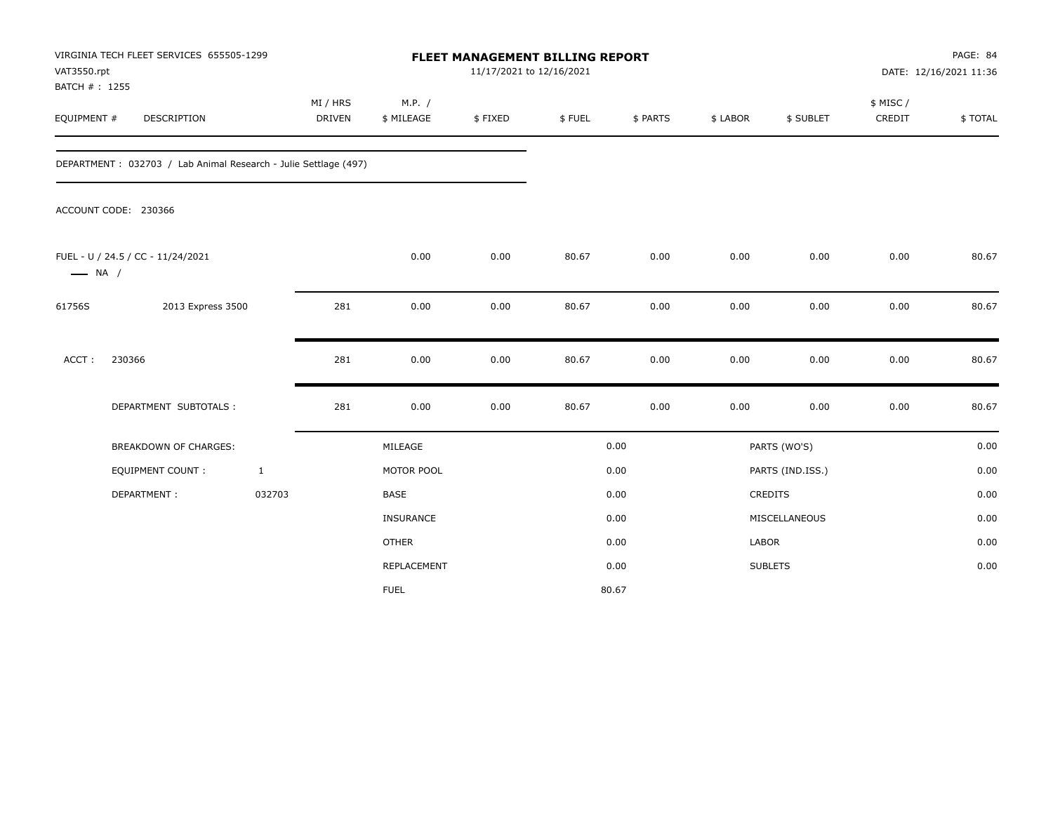VIRGINIA TECH FLEET SERVICES 655505-1299
VAT3550.rpt
BATCH # : 1255

**FLEET MANAGEMENT BILLING REPORT**
11/17/2021 to 12/16/2021

DATE: 12/16/2021 11:36

| EQUIPMENT # | DESCRIPTION | MI / HRS DRIVEN | M.P. / $ MILEAGE | $ FIXED | $ FUEL | $ PARTS | $ LABOR | $ SUBLET | $ MISC / CREDIT | $ TOTAL |
|---|---|---|---|---|---|---|---|---|---|---|

DEPARTMENT : 032703 / Lab Animal Research - Julie Settlage (497)

ACCOUNT CODE: 230366

| EQUIPMENT # | DESCRIPTION | MI / HRS DRIVEN | M.P. / $ MILEAGE | $ FIXED | $ FUEL | $ PARTS | $ LABOR | $ SUBLET | $ MISC / CREDIT | $ TOTAL |
|---|---|---|---|---|---|---|---|---|---|---|
| FUEL - U / 24.5 / CC - 11/24/2021 — NA / | | | 0.00 | 0.00 | 80.67 | 0.00 | 0.00 | 0.00 | 0.00 | 80.67 |
| 61756S | 2013 Express 3500 | 281 | 0.00 | 0.00 | 80.67 | 0.00 | 0.00 | 0.00 | 0.00 | 80.67 |
| ACCT : | 230366 | 281 | 0.00 | 0.00 | 80.67 | 0.00 | 0.00 | 0.00 | 0.00 | 80.67 |
| | DEPARTMENT SUBTOTALS : | 281 | 0.00 | 0.00 | 80.67 | 0.00 | 0.00 | 0.00 | 0.00 | 80.67 |

| BREAKDOWN OF CHARGES: | | | | | |
|---|---|---|---|---|---|
| EQUIPMENT COUNT : | 1 | MILEAGE | 0.00 | PARTS (WO'S) | 0.00 |
| DEPARTMENT : | 032703 | MOTOR POOL | 0.00 | PARTS (IND.ISS.) | 0.00 |
| | | BASE | 0.00 | CREDITS | 0.00 |
| | | INSURANCE | 0.00 | MISCELLANEOUS | 0.00 |
| | | OTHER | 0.00 | LABOR | 0.00 |
| | | REPLACEMENT | 0.00 | SUBLETS | 0.00 |
| | | FUEL | 80.67 | | |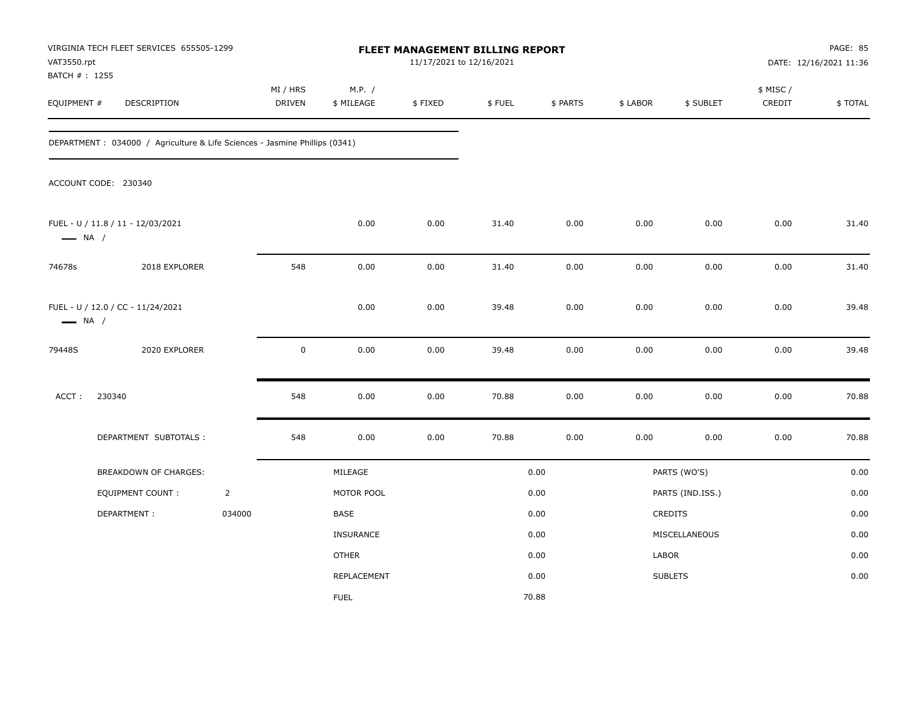VIRGINIA TECH FLEET SERVICES 655505-1299
VAT3550.rpt
BATCH # : 1255

# FLEET MANAGEMENT BILLING REPORT

11/17/2021 to 12/16/2021

PAGE: 85
DATE: 12/16/2021 11:36

| EQUIPMENT # | DESCRIPTION | MI / HRS DRIVEN | M.P. / $ MILEAGE | $ FIXED | $ FUEL | $ PARTS | $ LABOR | $ SUBLET | $ MISC / CREDIT | $ TOTAL |
|---|---|---|---|---|---|---|---|---|---|---|

DEPARTMENT : 034000 / Agriculture & Life Sciences - Jasmine Phillips (0341)

ACCOUNT CODE: 230340

| EQUIPMENT # | DESCRIPTION | MI / HRS DRIVEN | M.P. / $ MILEAGE | $ FIXED | $ FUEL | $ PARTS | $ LABOR | $ SUBLET | $ MISC / CREDIT | $ TOTAL |
|---|---|---|---|---|---|---|---|---|---|---|
| FUEL - U / 11.8 / 11 - 12/03/2021 — NA / | | | 0.00 | 0.00 | 31.40 | 0.00 | 0.00 | 0.00 | 0.00 | 31.40 |
| 74678s | 2018 EXPLORER | 548 | 0.00 | 0.00 | 31.40 | 0.00 | 0.00 | 0.00 | 0.00 | 31.40 |
| FUEL - U / 12.0 / CC - 11/24/2021 — NA / | | | 0.00 | 0.00 | 39.48 | 0.00 | 0.00 | 0.00 | 0.00 | 39.48 |
| 79448S | 2020 EXPLORER | 0 | 0.00 | 0.00 | 39.48 | 0.00 | 0.00 | 0.00 | 0.00 | 39.48 |
| ACCT : 230340 | | 548 | 0.00 | 0.00 | 70.88 | 0.00 | 0.00 | 0.00 | 0.00 | 70.88 |
| | DEPARTMENT SUBTOTALS : | 548 | 0.00 | 0.00 | 70.88 | 0.00 | 0.00 | 0.00 | 0.00 | 70.88 |

| BREAKDOWN OF CHARGES: | | | | | |
|---|---|---|---|---|---|
| EQUIPMENT COUNT : | 2 | MILEAGE | 0.00 | PARTS (WO'S) | 0.00 |
| DEPARTMENT : | 034000 | MOTOR POOL | 0.00 | PARTS (IND.ISS.) | 0.00 |
| | | BASE | 0.00 | CREDITS | 0.00 |
| | | INSURANCE | 0.00 | MISCELLANEOUS | 0.00 |
| | | OTHER | 0.00 | LABOR | 0.00 |
| | | REPLACEMENT | 0.00 | SUBLETS | 0.00 |
| | | FUEL | 70.88 | | |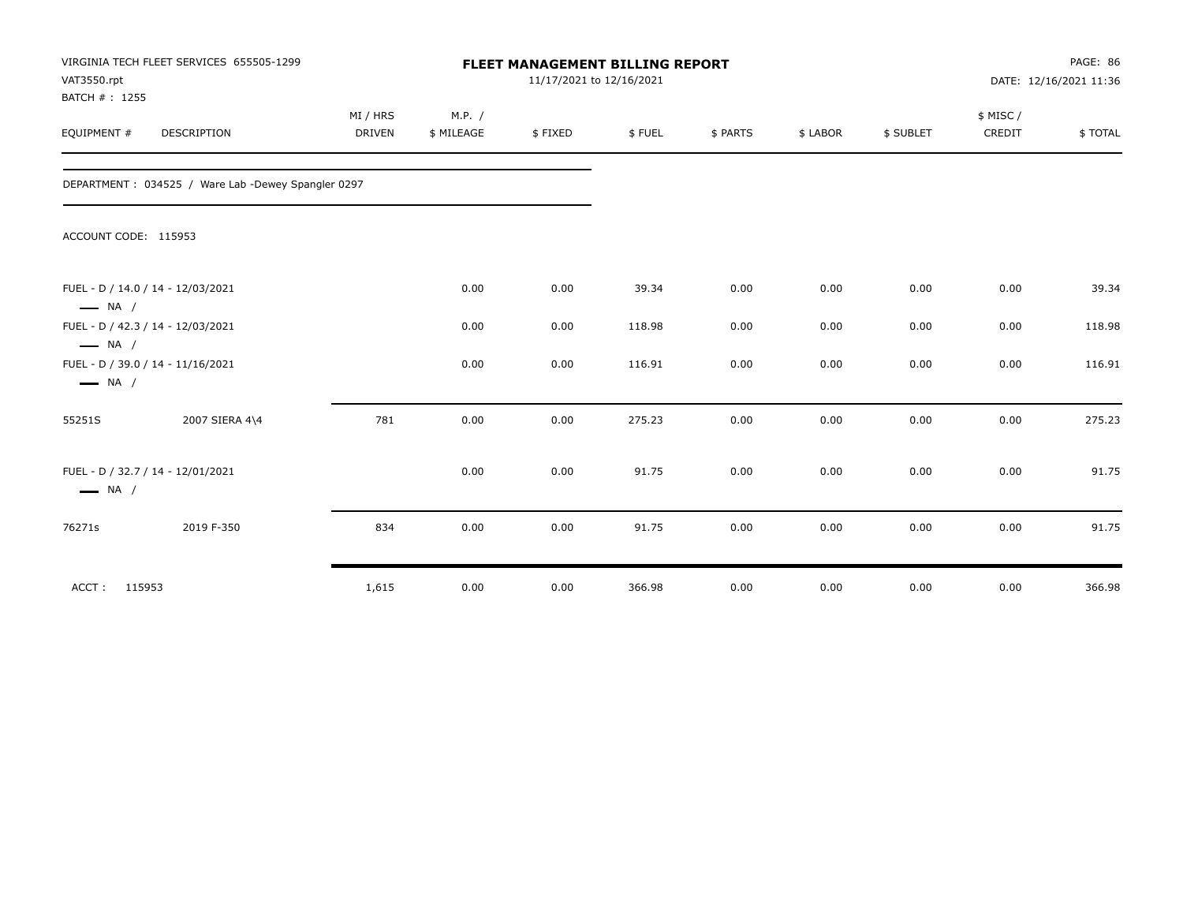VIRGINIA TECH FLEET SERVICES 655505-1299
VAT3550.rpt
BATCH # : 1255

**FLEET MANAGEMENT BILLING REPORT**
11/17/2021 to 12/16/2021

DATE: 12/16/2021 11:36

| EQUIPMENT # | DESCRIPTION | MI / HRS DRIVEN | M.P. / $ MILEAGE | $ FIXED | $ FUEL | $ PARTS | $ LABOR | $ SUBLET | $ MISC / CREDIT | $ TOTAL |
|---|---|---|---|---|---|---|---|---|---|---|
| DEPARTMENT : 034525 / Ware Lab -Dewey Spangler 0297 | | | | | | | | | | |
| ACCOUNT CODE: 115953 | | | | | | | | | | |
| FUEL - D / 14.0 / 14 - 12/03/2021 —— NA / | | | 0.00 | 0.00 | 39.34 | 0.00 | 0.00 | 0.00 | 0.00 | 39.34 |
| FUEL - D / 42.3 / 14 - 12/03/2021 —— NA / | | | 0.00 | 0.00 | 118.98 | 0.00 | 0.00 | 0.00 | 0.00 | 118.98 |
| FUEL - D / 39.0 / 14 - 11/16/2021 —— NA / | | | 0.00 | 0.00 | 116.91 | 0.00 | 0.00 | 0.00 | 0.00 | 116.91 |
| 55251S | 2007 SIERA 4\4 | 781 | 0.00 | 0.00 | 275.23 | 0.00 | 0.00 | 0.00 | 0.00 | 275.23 |
| FUEL - D / 32.7 / 14 - 12/01/2021 —— NA / | | | 0.00 | 0.00 | 91.75 | 0.00 | 0.00 | 0.00 | 0.00 | 91.75 |
| 76271s | 2019 F-350 | 834 | 0.00 | 0.00 | 91.75 | 0.00 | 0.00 | 0.00 | 0.00 | 91.75 |
| ACCT : 115953 | | 1,615 | 0.00 | 0.00 | 366.98 | 0.00 | 0.00 | 0.00 | 0.00 | 366.98 |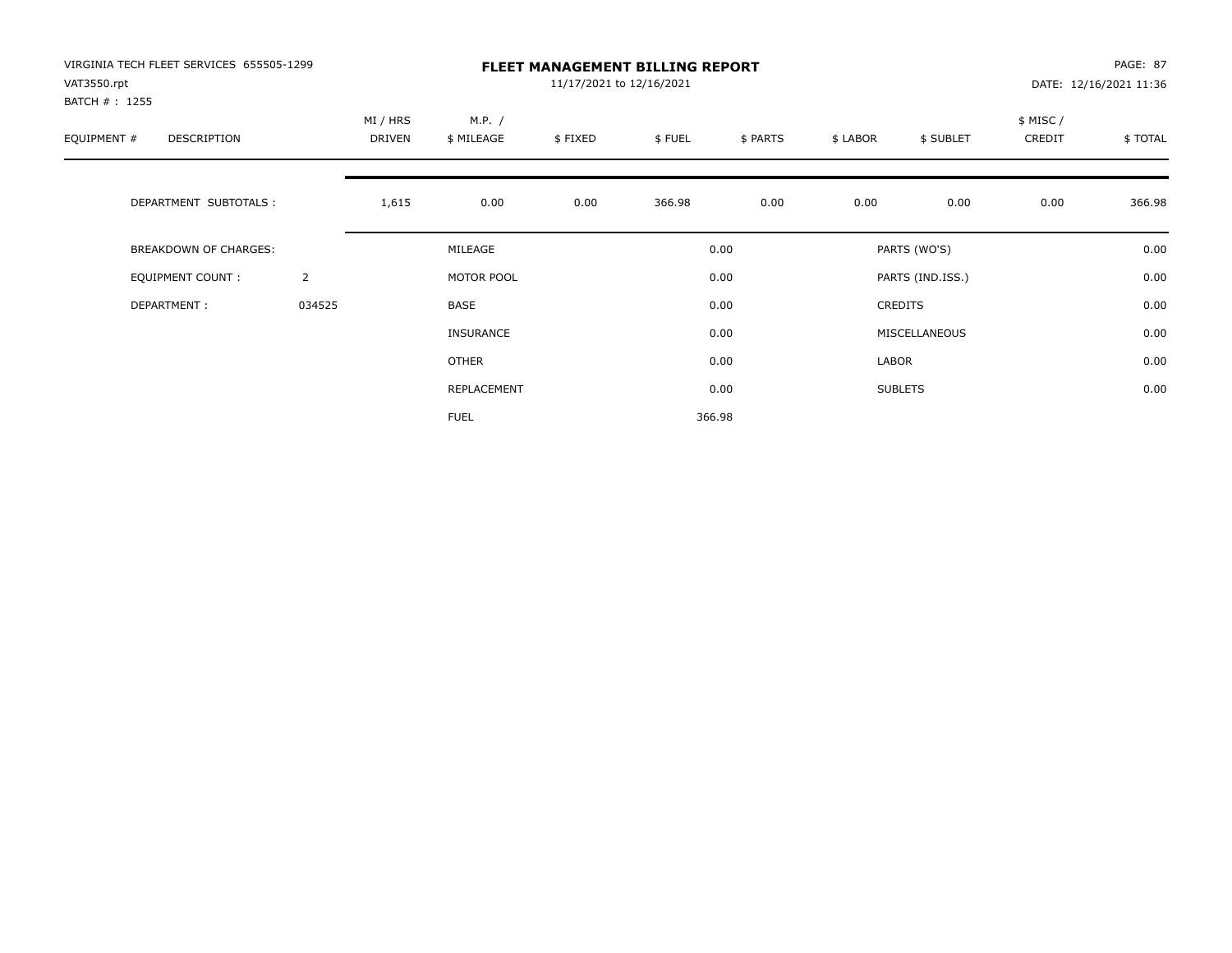VIRGINIA TECH FLEET SERVICES 655505-1299
VAT3550.rpt
BATCH # : 1255

# FLEET MANAGEMENT BILLING REPORT

11/17/2021 to 12/16/2021

DATE: 12/16/2021 11:36

| EQUIPMENT # | DESCRIPTION | MI / HRS DRIVEN | M.P. / $ MILEAGE | $ FIXED | $ FUEL | $ PARTS | $ LABOR | $ SUBLET | $ MISC / CREDIT | $ TOTAL |
|---|---|---|---|---|---|---|---|---|---|---|
| | DEPARTMENT SUBTOTALS : | 1,615 | 0.00 | 0.00 | 366.98 | 0.00 | 0.00 | 0.00 | 0.00 | 366.98 |

| | | | | | |
|---|---|---|---|---|---|
| BREAKDOWN OF CHARGES: | | MILEAGE | 0.00 | PARTS (WO'S) | 0.00 |
| EQUIPMENT COUNT : | 2 | MOTOR POOL | 0.00 | PARTS (IND.ISS.) | 0.00 |
| DEPARTMENT : | 034525 | BASE | 0.00 | CREDITS | 0.00 |
| | | INSURANCE | 0.00 | MISCELLANEOUS | 0.00 |
| | | OTHER | 0.00 | LABOR | 0.00 |
| | | REPLACEMENT | 0.00 | SUBLETS | 0.00 |
| | | FUEL | 366.98 | | |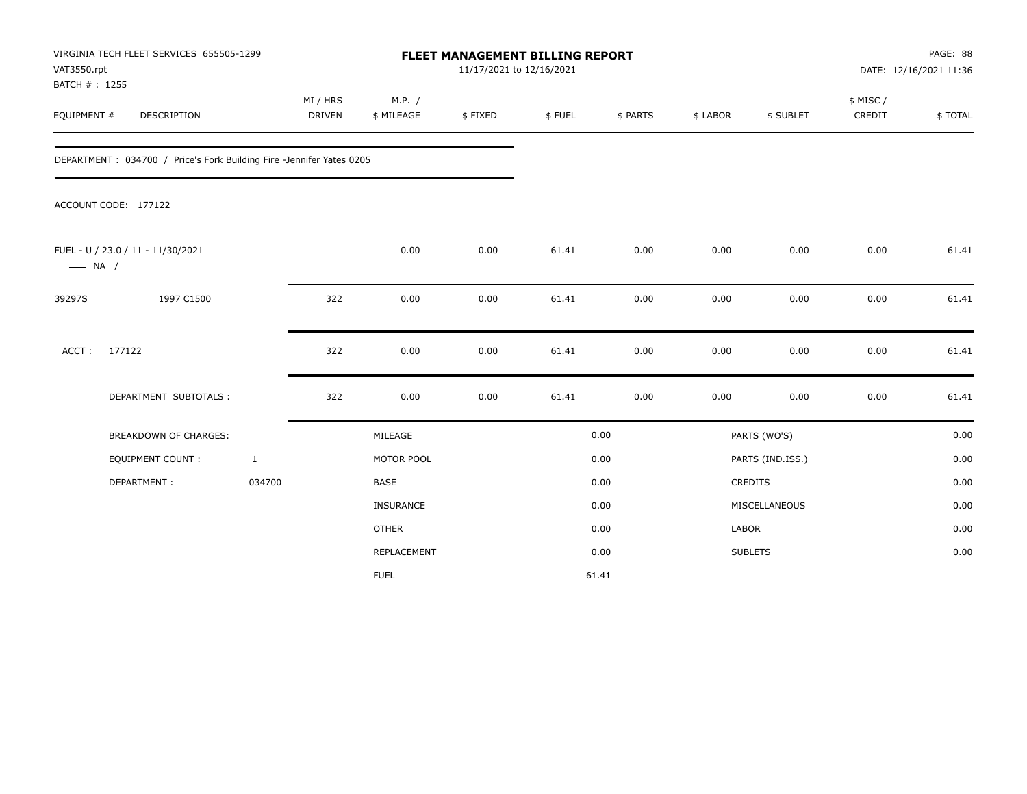VIRGINIA TECH FLEET SERVICES 655505-1299
VAT3550.rpt
BATCH # : 1255

# FLEET MANAGEMENT BILLING REPORT

11/17/2021 to 12/16/2021

PAGE: 88
DATE: 12/16/2021 11:36

| EQUIPMENT # | DESCRIPTION | MI / HRS DRIVEN | M.P. / $ MILEAGE | $ FIXED | $ FUEL | $ PARTS | $ LABOR | $ SUBLET | $ MISC / CREDIT | $ TOTAL |
|---|---|---|---|---|---|---|---|---|---|---|

DEPARTMENT : 034700 / Price's Fork Building Fire -Jennifer Yates 0205

ACCOUNT CODE: 177122

| EQUIPMENT # | DESCRIPTION | MI / HRS DRIVEN | M.P. / $ MILEAGE | $ FIXED | $ FUEL | $ PARTS | $ LABOR | $ SUBLET | $ MISC / CREDIT | $ TOTAL |
|---|---|---|---|---|---|---|---|---|---|---|
| FUEL - U / 23.0 / 11 - 11/30/2021 —— NA / | | | 0.00 | 0.00 | 61.41 | 0.00 | 0.00 | 0.00 | 0.00 | 61.41 |
| 39297S | 1997 C1500 | 322 | 0.00 | 0.00 | 61.41 | 0.00 | 0.00 | 0.00 | 0.00 | 61.41 |
| ACCT : | 177122 | 322 | 0.00 | 0.00 | 61.41 | 0.00 | 0.00 | 0.00 | 0.00 | 61.41 |
| | DEPARTMENT SUBTOTALS : | 322 | 0.00 | 0.00 | 61.41 | 0.00 | 0.00 | 0.00 | 0.00 | 61.41 |

| BREAKDOWN OF CHARGES: | | | | | |
|---|---|---|---|---|---|
| EQUIPMENT COUNT : | 1 | MILEAGE | 0.00 | PARTS (WO'S) | 0.00 |
| DEPARTMENT : | 034700 | MOTOR POOL | 0.00 | PARTS (IND.ISS.) | 0.00 |
| | | BASE | 0.00 | CREDITS | 0.00 |
| | | INSURANCE | 0.00 | MISCELLANEOUS | 0.00 |
| | | OTHER | 0.00 | LABOR | 0.00 |
| | | REPLACEMENT | 0.00 | SUBLETS | 0.00 |
| | | FUEL | 61.41 | | |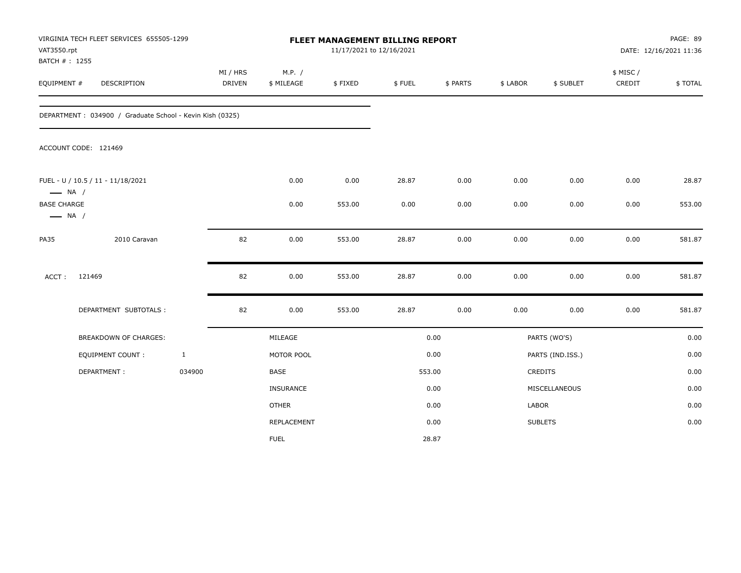VIRGINIA TECH FLEET SERVICES 655505-1299
VAT3550.rpt
BATCH # : 1255

# FLEET MANAGEMENT BILLING REPORT

11/17/2021 to 12/16/2021

DATE: 12/16/2021 11:36

| EQUIPMENT # | DESCRIPTION | MI / HRS DRIVEN | M.P. / $ MILEAGE | $ FIXED | $ FUEL | $ PARTS | $ LABOR | $ SUBLET | $ MISC / CREDIT | $ TOTAL |
|---|---|---|---|---|---|---|---|---|---|---|

DEPARTMENT : 034900 / Graduate School - Kevin Kish (0325)

ACCOUNT CODE: 121469

| EQUIPMENT # | DESCRIPTION | MI / HRS DRIVEN | M.P. / $ MILEAGE | $ FIXED | $ FUEL | $ PARTS | $ LABOR | $ SUBLET | $ MISC / CREDIT | $ TOTAL |
|---|---|---|---|---|---|---|---|---|---|---|
| FUEL - U / 10.5 / 11 - 11/18/2021 — NA / | | | 0.00 | 0.00 | 28.87 | 0.00 | 0.00 | 0.00 | 0.00 | 28.87 |
| BASE CHARGE — NA / | | | 0.00 | 553.00 | 0.00 | 0.00 | 0.00 | 0.00 | 0.00 | 553.00 |
| PA35 | 2010 Caravan | 82 | 0.00 | 553.00 | 28.87 | 0.00 | 0.00 | 0.00 | 0.00 | 581.87 |
| ACCT : | 121469 | 82 | 0.00 | 553.00 | 28.87 | 0.00 | 0.00 | 0.00 | 0.00 | 581.87 |
| | DEPARTMENT SUBTOTALS : | 82 | 0.00 | 553.00 | 28.87 | 0.00 | 0.00 | 0.00 | 0.00 | 581.87 |

| BREAKDOWN OF CHARGES: | | | | | |
|---|---|---|---|---|---|
| | | MILEAGE | 0.00 | PARTS (WO'S) | 0.00 |
| EQUIPMENT COUNT : | 1 | MOTOR POOL | 0.00 | PARTS (IND.ISS.) | 0.00 |
| DEPARTMENT : | 034900 | BASE | 553.00 | CREDITS | 0.00 |
| | | INSURANCE | 0.00 | MISCELLANEOUS | 0.00 |
| | | OTHER | 0.00 | LABOR | 0.00 |
| | | REPLACEMENT | 0.00 | SUBLETS | 0.00 |
| | | FUEL | 28.87 | | |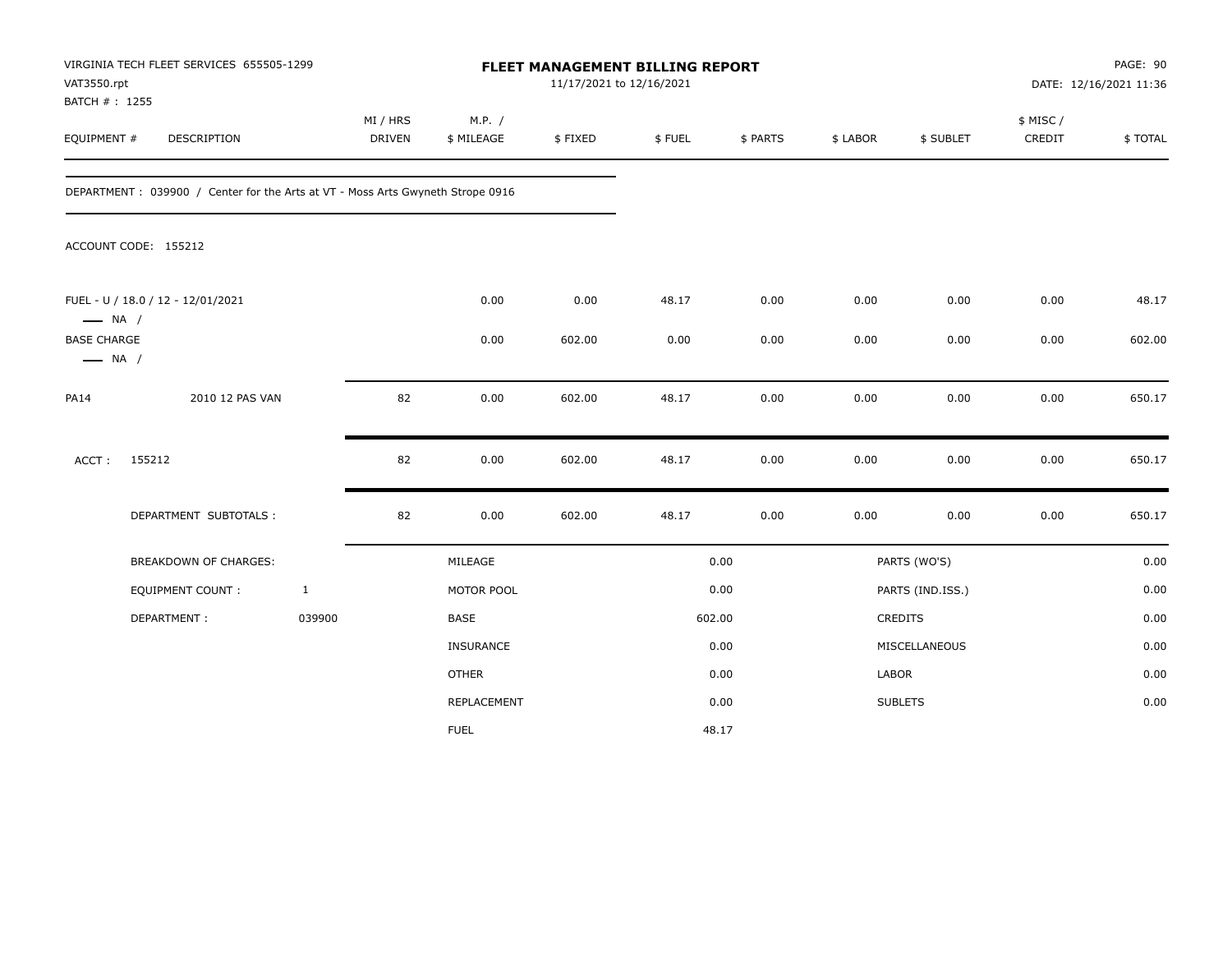VIRGINIA TECH FLEET SERVICES 655505-1299
VAT3550.rpt
BATCH # : 1255

# FLEET MANAGEMENT BILLING REPORT

11/17/2021 to 12/16/2021

PAGE: 90
DATE: 12/16/2021 11:36

| EQUIPMENT # | DESCRIPTION | MI / HRS DRIVEN | M.P. / $ MILEAGE | $ FIXED | $ FUEL | $ PARTS | $ LABOR | $ SUBLET | $ MISC / CREDIT | $ TOTAL |
|---|---|---|---|---|---|---|---|---|---|---|

DEPARTMENT : 039900 / Center for the Arts at VT - Moss Arts Gwyneth Strope 0916

ACCOUNT CODE: 155212

| EQUIPMENT # | DESCRIPTION | MI / HRS DRIVEN | M.P. / $ MILEAGE | $ FIXED | $ FUEL | $ PARTS | $ LABOR | $ SUBLET | $ MISC / CREDIT | $ TOTAL |
|---|---|---|---|---|---|---|---|---|---|---|
| FUEL - U / 18.0 / 12 - 12/01/2021 — NA / | | | 0.00 | 0.00 | 48.17 | 0.00 | 0.00 | 0.00 | 0.00 | 48.17 |
| BASE CHARGE — NA / | | | 0.00 | 602.00 | 0.00 | 0.00 | 0.00 | 0.00 | 0.00 | 602.00 |
| PA14 | 2010 12 PAS VAN | 82 | 0.00 | 602.00 | 48.17 | 0.00 | 0.00 | 0.00 | 0.00 | 650.17 |
| ACCT : 155212 | | 82 | 0.00 | 602.00 | 48.17 | 0.00 | 0.00 | 0.00 | 0.00 | 650.17 |
| | DEPARTMENT SUBTOTALS : | 82 | 0.00 | 602.00 | 48.17 | 0.00 | 0.00 | 0.00 | 0.00 | 650.17 |

| BREAKDOWN OF CHARGES: | | | | | |
|---|---|---|---|---|---|
| EQUIPMENT COUNT : | 1 | MILEAGE | 0.00 | PARTS (WO'S) | 0.00 |
| DEPARTMENT : | 039900 | MOTOR POOL | 0.00 | PARTS (IND.ISS.) | 0.00 |
| | | BASE | 602.00 | CREDITS | 0.00 |
| | | INSURANCE | 0.00 | MISCELLANEOUS | 0.00 |
| | | OTHER | 0.00 | LABOR | 0.00 |
| | | REPLACEMENT | 0.00 | SUBLETS | 0.00 |
| | | FUEL | 48.17 | | |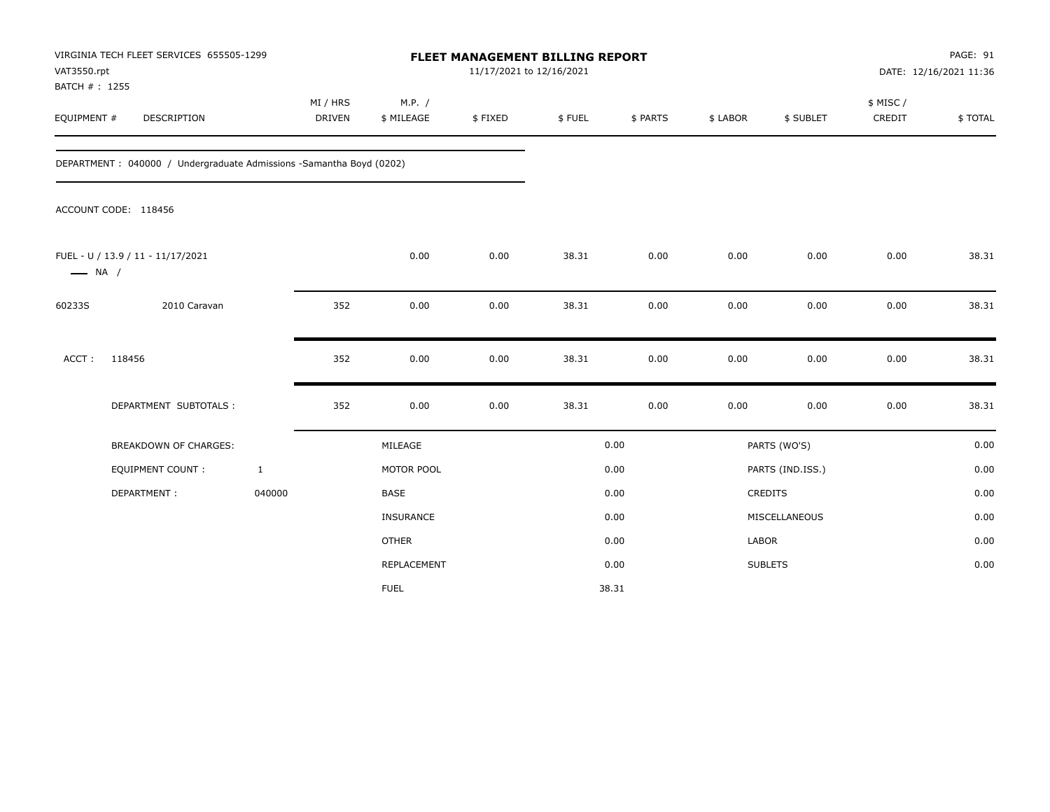VIRGINIA TECH FLEET SERVICES 655505-1299
VAT3550.rpt
BATCH # : 1255

# FLEET MANAGEMENT BILLING REPORT

11/17/2021 to 12/16/2021

PAGE: 91
DATE: 12/16/2021 11:36

| EQUIPMENT # | DESCRIPTION | MI / HRS DRIVEN | M.P. / $ MILEAGE | $ FIXED | $ FUEL | $ PARTS | $ LABOR | $ SUBLET | $ MISC / CREDIT | $ TOTAL |
|---|---|---|---|---|---|---|---|---|---|---|
| DEPARTMENT : 040000 / Undergraduate Admissions -Samantha Boyd (0202) | | | | | | | | | | |
| ACCOUNT CODE: 118456 | | | | | | | | | | |
| FUEL - U / 13.9 / 11 - 11/17/2021 —— NA / | | | 0.00 | 0.00 | 38.31 | 0.00 | 0.00 | 0.00 | 0.00 | 38.31 |
| 60233S | 2010 Caravan | 352 | 0.00 | 0.00 | 38.31 | 0.00 | 0.00 | 0.00 | 0.00 | 38.31 |
| ACCT : | 118456 | 352 | 0.00 | 0.00 | 38.31 | 0.00 | 0.00 | 0.00 | 0.00 | 38.31 |
| | DEPARTMENT SUBTOTALS : | 352 | 0.00 | 0.00 | 38.31 | 0.00 | 0.00 | 0.00 | 0.00 | 38.31 |

| | | | | | |
|---|---|---|---|---|---|
| BREAKDOWN OF CHARGES: | | MILEAGE | 0.00 | PARTS (WO'S) | 0.00 |
| EQUIPMENT COUNT : | 1 | MOTOR POOL | 0.00 | PARTS (IND.ISS.) | 0.00 |
| DEPARTMENT : | 040000 | BASE | 0.00 | CREDITS | 0.00 |
| | | INSURANCE | 0.00 | MISCELLANEOUS | 0.00 |
| | | OTHER | 0.00 | LABOR | 0.00 |
| | | REPLACEMENT | 0.00 | SUBLETS | 0.00 |
| | | FUEL | 38.31 | | |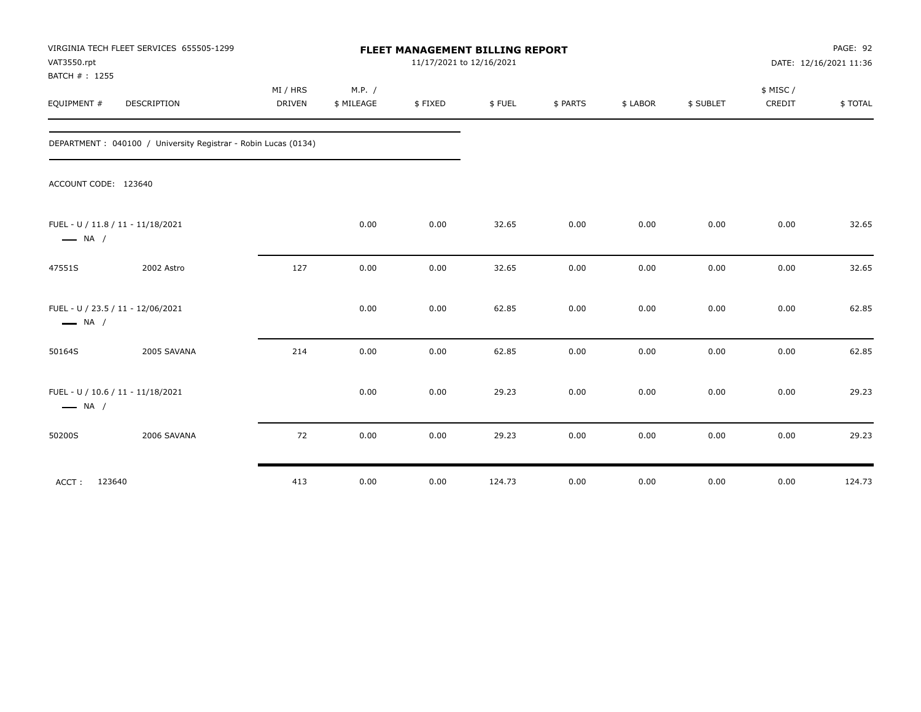VIRGINIA TECH FLEET SERVICES 655505-1299
VAT3550.rpt
BATCH # : 1255

# FLEET MANAGEMENT BILLING REPORT

11/17/2021 to 12/16/2021

PAGE: 92
DATE: 12/16/2021 11:36

DEPARTMENT : 040100 / University Registrar - Robin Lucas (0134)

ACCOUNT CODE: 123640

| EQUIPMENT # | DESCRIPTION | MI / HRS DRIVEN | M.P. / $ MILEAGE | $ FIXED | $ FUEL | $ PARTS | $ LABOR | $ SUBLET | $ MISC / CREDIT | $ TOTAL |
|---|---|---|---|---|---|---|---|---|---|---|
| FUEL - U / 11.8 / 11 - 11/18/2021 — NA / | | | 0.00 | 0.00 | 32.65 | 0.00 | 0.00 | 0.00 | 0.00 | 32.65 |
| 47551S | 2002 Astro | 127 | 0.00 | 0.00 | 32.65 | 0.00 | 0.00 | 0.00 | 0.00 | 32.65 |
| FUEL - U / 23.5 / 11 - 12/06/2021 — NA / | | | 0.00 | 0.00 | 62.85 | 0.00 | 0.00 | 0.00 | 0.00 | 62.85 |
| 50164S | 2005 SAVANA | 214 | 0.00 | 0.00 | 62.85 | 0.00 | 0.00 | 0.00 | 0.00 | 62.85 |
| FUEL - U / 10.6 / 11 - 11/18/2021 — NA / | | | 0.00 | 0.00 | 29.23 | 0.00 | 0.00 | 0.00 | 0.00 | 29.23 |
| 50200S | 2006 SAVANA | 72 | 0.00 | 0.00 | 29.23 | 0.00 | 0.00 | 0.00 | 0.00 | 29.23 |
| ACCT : 123640 | | 413 | 0.00 | 0.00 | 124.73 | 0.00 | 0.00 | 0.00 | 0.00 | 124.73 |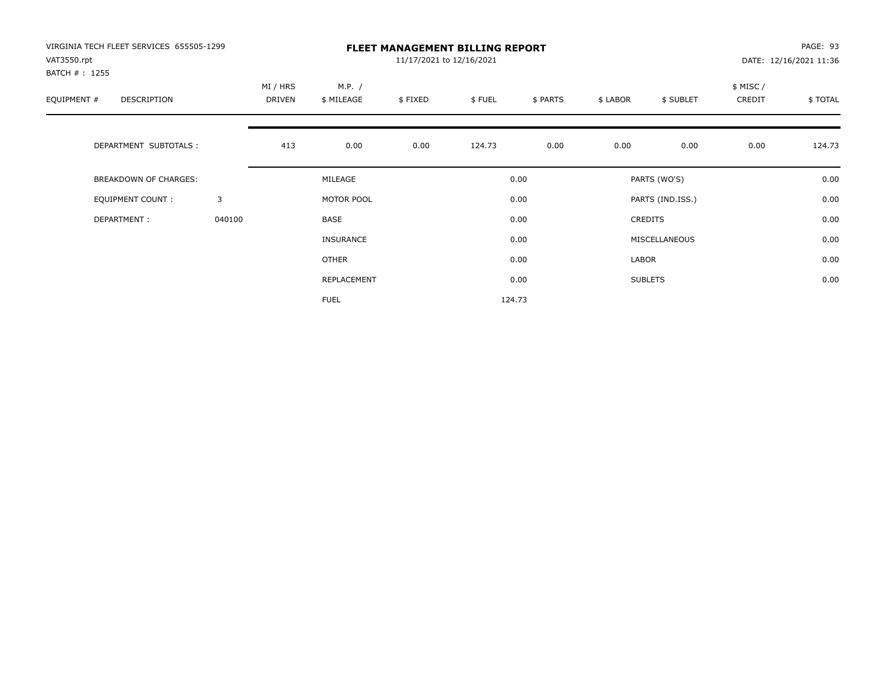VIRGINIA TECH FLEET SERVICES 655505-1299
VAT3550.rpt
BATCH # : 1255

# FLEET MANAGEMENT BILLING REPORT

11/17/2021 to 12/16/2021

DATE: 12/16/2021 11:36

| EQUIPMENT # | DESCRIPTION | MI / HRS DRIVEN | M.P. / $ MILEAGE | $ FIXED | $ FUEL | $ PARTS | $ LABOR | $ SUBLET | $ MISC / CREDIT | $ TOTAL |
|---|---|---|---|---|---|---|---|---|---|---|
| | DEPARTMENT SUBTOTALS : | 413 | 0.00 | 0.00 | 124.73 | 0.00 | 0.00 | 0.00 | 0.00 | 124.73 |

| | | | | | |
|---|---|---|---|---|---|
| BREAKDOWN OF CHARGES: | | MILEAGE | 0.00 | PARTS (WO'S) | 0.00 |
| EQUIPMENT COUNT : | 3 | MOTOR POOL | 0.00 | PARTS (IND.ISS.) | 0.00 |
| DEPARTMENT : | 040100 | BASE | 0.00 | CREDITS | 0.00 |
| | | INSURANCE | 0.00 | MISCELLANEOUS | 0.00 |
| | | OTHER | 0.00 | LABOR | 0.00 |
| | | REPLACEMENT | 0.00 | SUBLETS | 0.00 |
| | | FUEL | 124.73 | | |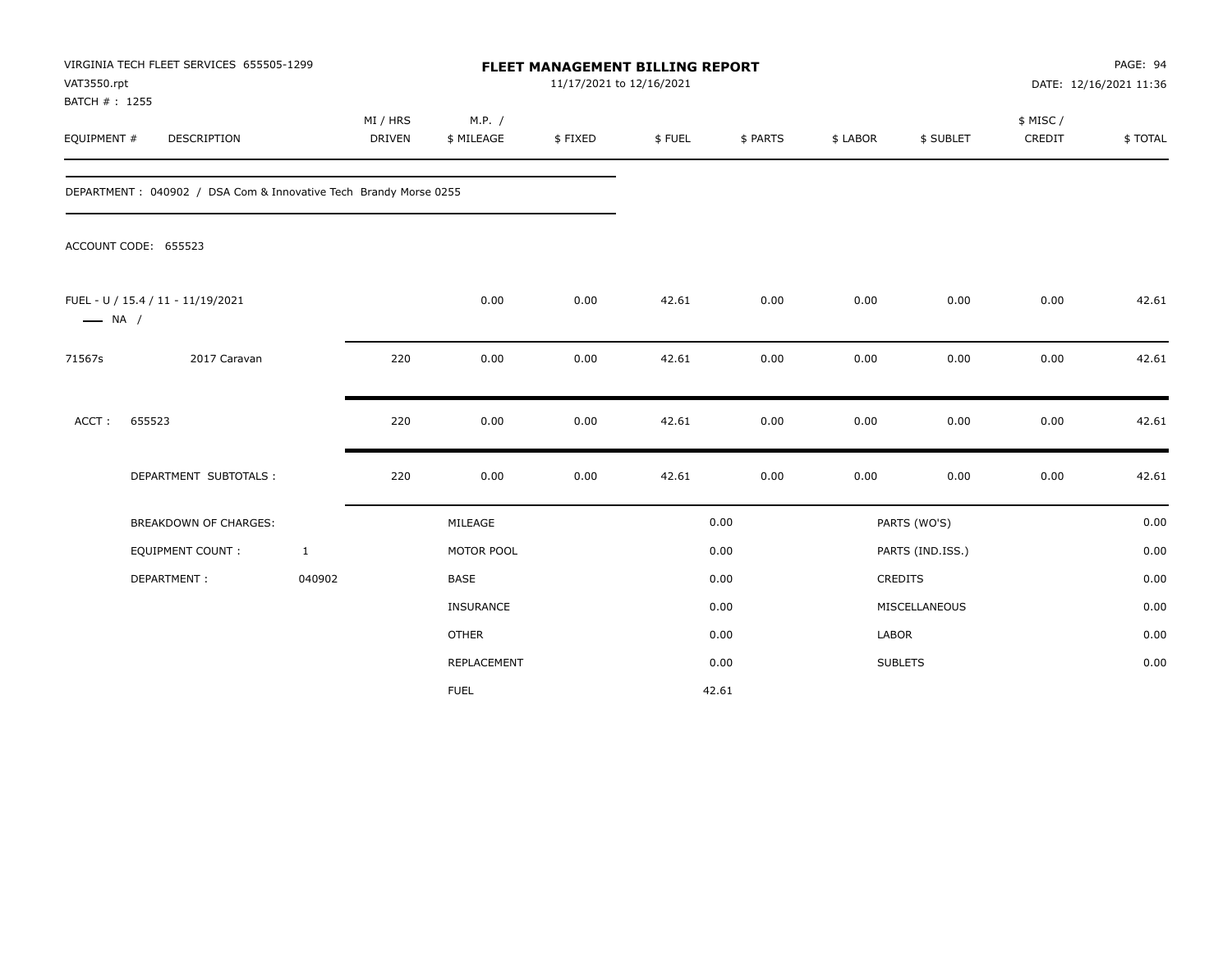VIRGINIA TECH FLEET SERVICES 655505-1299
VAT3550.rpt
BATCH # : 1255

# FLEET MANAGEMENT BILLING REPORT

11/17/2021 to 12/16/2021

PAGE: 94
DATE: 12/16/2021 11:36

| EQUIPMENT # | DESCRIPTION | MI / HRS DRIVEN | M.P. / $ MILEAGE | $ FIXED | $ FUEL | $ PARTS | $ LABOR | $ SUBLET | $ MISC / CREDIT | $ TOTAL |
|---|---|---|---|---|---|---|---|---|---|---|

DEPARTMENT : 040902 / DSA Com & Innovative Tech Brandy Morse 0255

ACCOUNT CODE: 655523

| EQUIPMENT # | DESCRIPTION | MI / HRS DRIVEN | M.P. / $ MILEAGE | $ FIXED | $ FUEL | $ PARTS | $ LABOR | $ SUBLET | $ MISC / CREDIT | $ TOTAL |
|---|---|---|---|---|---|---|---|---|---|---|
| FUEL - U / 15.4 / 11 - 11/19/2021<br>— NA / | | | 0.00 | 0.00 | 42.61 | 0.00 | 0.00 | 0.00 | 0.00 | 42.61 |
| 71567s | 2017 Caravan | 220 | 0.00 | 0.00 | 42.61 | 0.00 | 0.00 | 0.00 | 0.00 | 42.61 |
| ACCT : | 655523 | 220 | 0.00 | 0.00 | 42.61 | 0.00 | 0.00 | 0.00 | 0.00 | 42.61 |
| | DEPARTMENT SUBTOTALS : | 220 | 0.00 | 0.00 | 42.61 | 0.00 | 0.00 | 0.00 | 0.00 | 42.61 |

| BREAKDOWN OF CHARGES: | | | | | |
|---|---|---|---|---|---|
| EQUIPMENT COUNT : | 1 | MILEAGE | 0.00 | PARTS (WO'S) | 0.00 |
| DEPARTMENT : | 040902 | MOTOR POOL | 0.00 | PARTS (IND.ISS.) | 0.00 |
| | | BASE | 0.00 | CREDITS | 0.00 |
| | | INSURANCE | 0.00 | MISCELLANEOUS | 0.00 |
| | | OTHER | 0.00 | LABOR | 0.00 |
| | | REPLACEMENT | 0.00 | SUBLETS | 0.00 |
| | | FUEL | 42.61 | | |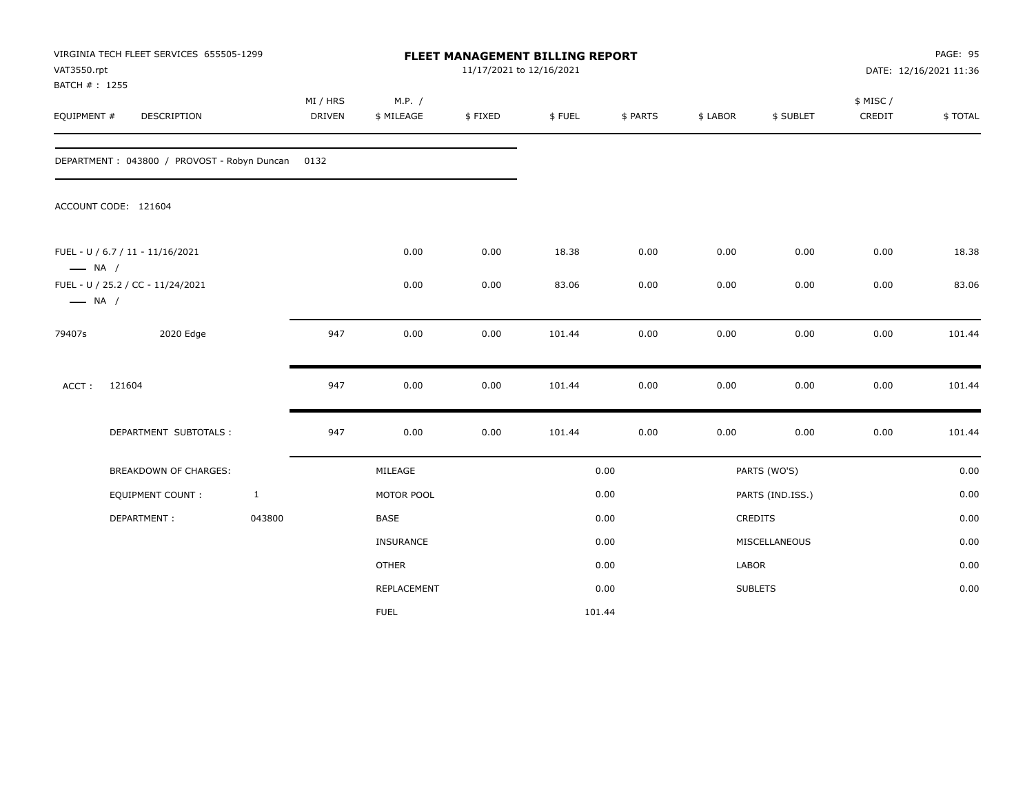VIRGINIA TECH FLEET SERVICES 655505-1299
VAT3550.rpt
BATCH # : 1255

**FLEET MANAGEMENT BILLING REPORT**
11/17/2021 to 12/16/2021

PAGE: 95
DATE: 12/16/2021 11:36

| EQUIPMENT # | DESCRIPTION | MI / HRS DRIVEN | M.P. / $ MILEAGE | $ FIXED | $ FUEL | $ PARTS | $ LABOR | $ SUBLET | $ MISC / CREDIT | $ TOTAL |
|---|---|---|---|---|---|---|---|---|---|---|
| DEPARTMENT : 043800 / PROVOST - Robyn Duncan | | 0132 | | | | | | | | |
| ACCOUNT CODE: 121604 | | | | | | | | | | |
| FUEL - U / 6.7 / 11 - 11/16/2021 — NA / | | | 0.00 | 0.00 | 18.38 | 0.00 | 0.00 | 0.00 | 0.00 | 18.38 |
| FUEL - U / 25.2 / CC - 11/24/2021 — NA / | | | 0.00 | 0.00 | 83.06 | 0.00 | 0.00 | 0.00 | 0.00 | 83.06 |
| 79407s | 2020 Edge | 947 | 0.00 | 0.00 | 101.44 | 0.00 | 0.00 | 0.00 | 0.00 | 101.44 |
| ACCT : 121604 | | 947 | 0.00 | 0.00 | 101.44 | 0.00 | 0.00 | 0.00 | 0.00 | 101.44 |
| DEPARTMENT SUBTOTALS : | | 947 | 0.00 | 0.00 | 101.44 | 0.00 | 0.00 | 0.00 | 0.00 | 101.44 |

| BREAKDOWN OF CHARGES: | | | | | |
|---|---|---|---|---|---|
| EQUIPMENT COUNT : | 1 | MILEAGE | 0.00 | PARTS (WO'S) | 0.00 |
| DEPARTMENT : | 043800 | MOTOR POOL | 0.00 | PARTS (IND.ISS.) | 0.00 |
| | | BASE | 0.00 | CREDITS | 0.00 |
| | | INSURANCE | 0.00 | MISCELLANEOUS | 0.00 |
| | | OTHER | 0.00 | LABOR | 0.00 |
| | | REPLACEMENT | 0.00 | SUBLETS | 0.00 |
| | | FUEL | 101.44 | | |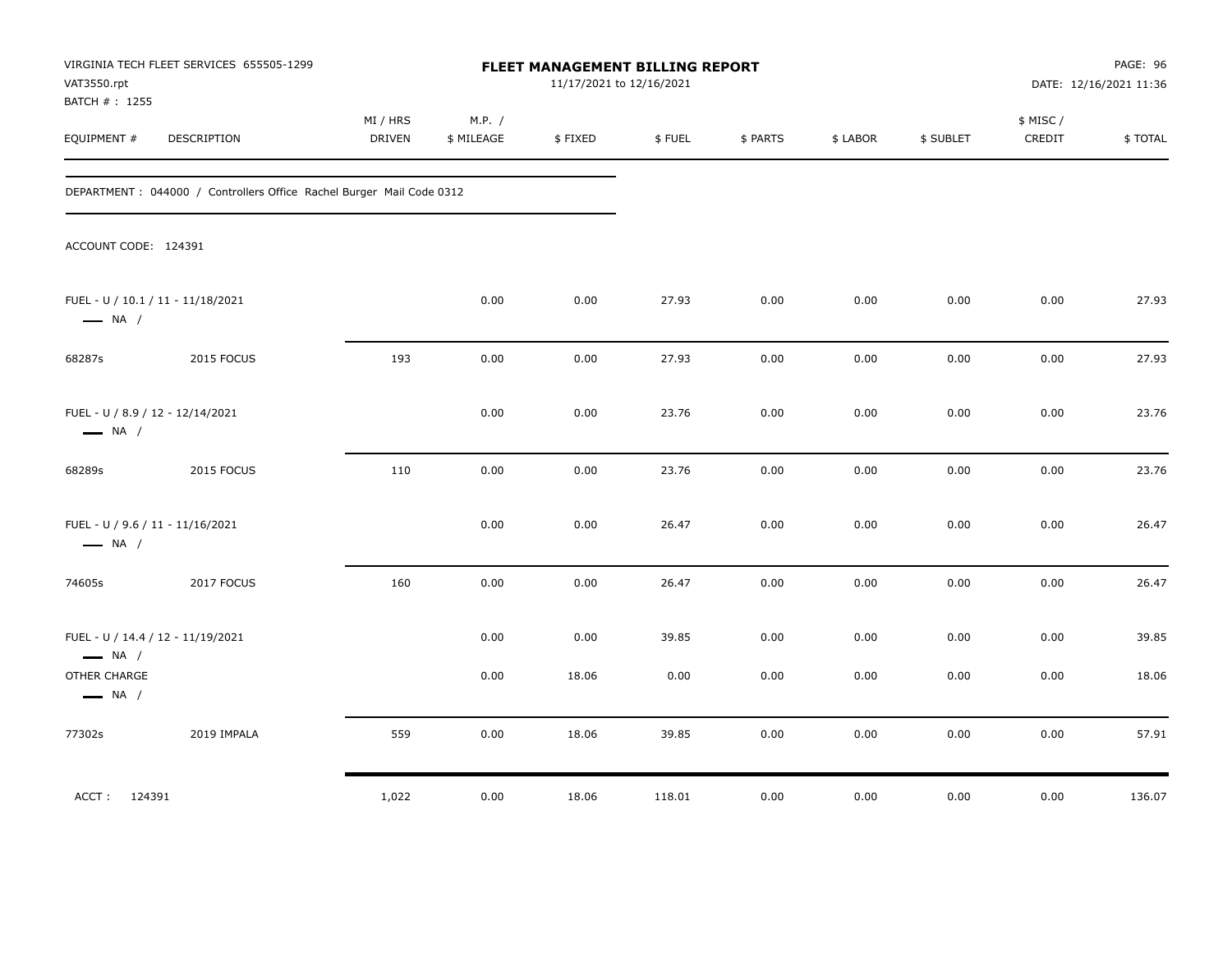VIRGINIA TECH FLEET SERVICES 655505-1299
VAT3550.rpt
BATCH # : 1255

**FLEET MANAGEMENT BILLING REPORT**
11/17/2021 to 12/16/2021

DATE: 12/16/2021 11:36

| EQUIPMENT # | DESCRIPTION | MI / HRS DRIVEN | M.P. / $ MILEAGE | $ FIXED | $ FUEL | $ PARTS | $ LABOR | $ SUBLET | $ MISC / CREDIT | $ TOTAL |
|---|---|---|---|---|---|---|---|---|---|---|
| DEPARTMENT : 044000 / Controllers Office Rachel Burger Mail Code 0312 | | | | | | | | | | |
| ACCOUNT CODE: 124391 | | | | | | | | | | |
| FUEL - U / 10.1 / 11 - 11/18/2021 — NA / | | | 0.00 | 0.00 | 27.93 | 0.00 | 0.00 | 0.00 | 0.00 | 27.93 |
| 68287s | 2015 FOCUS | 193 | 0.00 | 0.00 | 27.93 | 0.00 | 0.00 | 0.00 | 0.00 | 27.93 |
| FUEL - U / 8.9 / 12 - 12/14/2021 — NA / | | | 0.00 | 0.00 | 23.76 | 0.00 | 0.00 | 0.00 | 0.00 | 23.76 |
| 68289s | 2015 FOCUS | 110 | 0.00 | 0.00 | 23.76 | 0.00 | 0.00 | 0.00 | 0.00 | 23.76 |
| FUEL - U / 9.6 / 11 - 11/16/2021 — NA / | | | 0.00 | 0.00 | 26.47 | 0.00 | 0.00 | 0.00 | 0.00 | 26.47 |
| 74605s | 2017 FOCUS | 160 | 0.00 | 0.00 | 26.47 | 0.00 | 0.00 | 0.00 | 0.00 | 26.47 |
| FUEL - U / 14.4 / 12 - 11/19/2021 — NA / | | | 0.00 | 0.00 | 39.85 | 0.00 | 0.00 | 0.00 | 0.00 | 39.85 |
| OTHER CHARGE — NA / | | | 0.00 | 18.06 | 0.00 | 0.00 | 0.00 | 0.00 | 0.00 | 18.06 |
| 77302s | 2019 IMPALA | 559 | 0.00 | 18.06 | 39.85 | 0.00 | 0.00 | 0.00 | 0.00 | 57.91 |
| ACCT : 124391 | | 1,022 | 0.00 | 18.06 | 118.01 | 0.00 | 0.00 | 0.00 | 0.00 | 136.07 |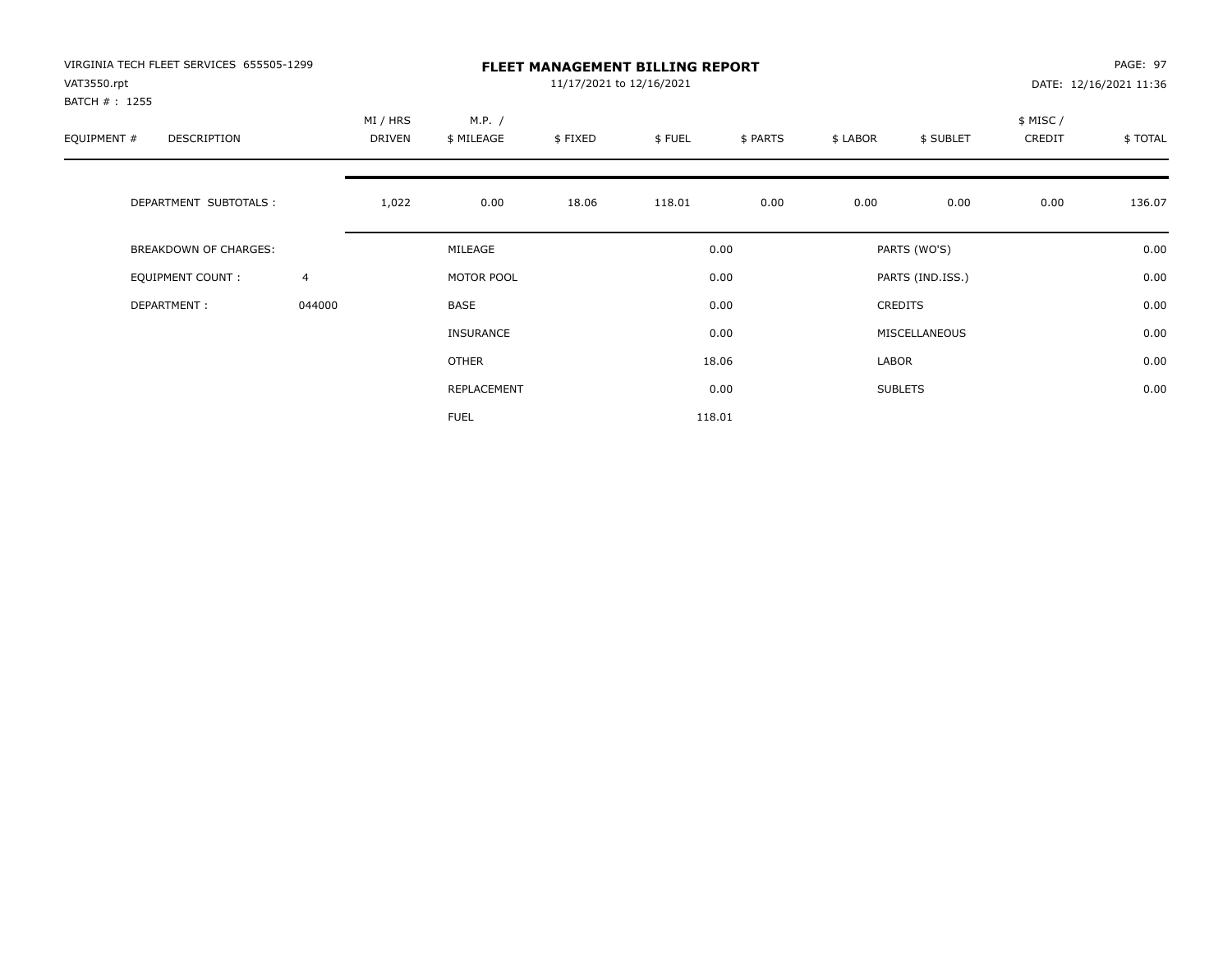VIRGINIA TECH FLEET SERVICES 655505-1299
VAT3550.rpt
BATCH # : 1255

# FLEET MANAGEMENT BILLING REPORT

11/17/2021 to 12/16/2021

PAGE: 97
DATE: 12/16/2021 11:36

| EQUIPMENT # | DESCRIPTION | MI / HRS DRIVEN | M.P. / $ MILEAGE | $ FIXED | $ FUEL | $ PARTS | $ LABOR | $ SUBLET | $ MISC / CREDIT | $ TOTAL |
|---|---|---|---|---|---|---|---|---|---|---|
| | DEPARTMENT SUBTOTALS : | 1,022 | 0.00 | 18.06 | 118.01 | 0.00 | 0.00 | 0.00 | 0.00 | 136.07 |

| BREAKDOWN OF CHARGES: | | | | | |
|---|---|---|---|---|---|
| EQUIPMENT COUNT : | 4 | MILEAGE | 0.00 | PARTS (WO'S) | 0.00 |
| DEPARTMENT : | 044000 | MOTOR POOL | 0.00 | PARTS (IND.ISS.) | 0.00 |
| | | BASE | 0.00 | CREDITS | 0.00 |
| | | INSURANCE | 0.00 | MISCELLANEOUS | 0.00 |
| | | OTHER | 18.06 | LABOR | 0.00 |
| | | REPLACEMENT | 0.00 | SUBLETS | 0.00 |
| | | FUEL | 118.01 | | |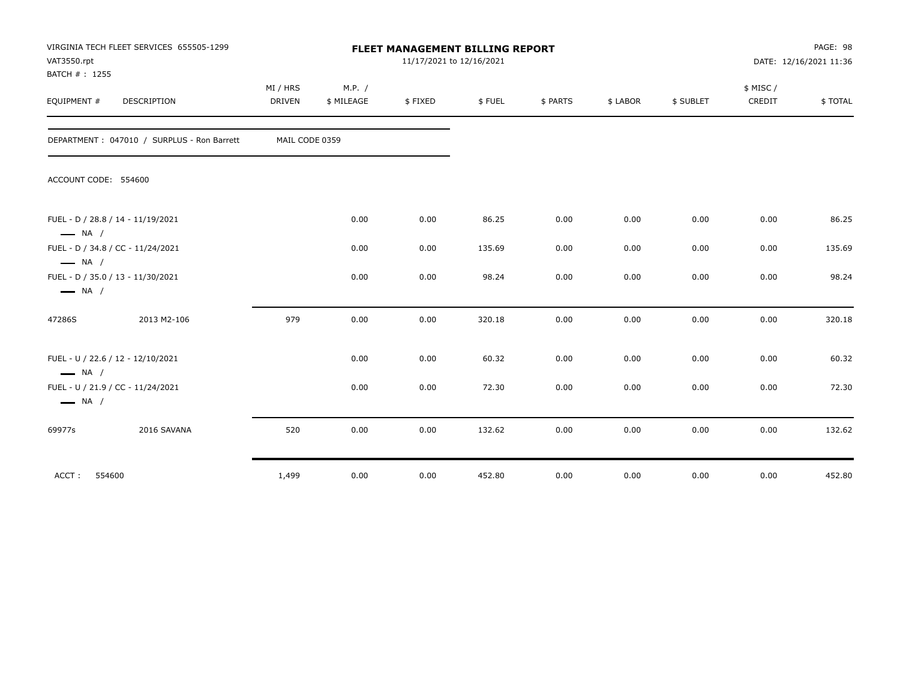VIRGINIA TECH FLEET SERVICES 655505-1299
VAT3550.rpt
BATCH # : 1255

**FLEET MANAGEMENT BILLING REPORT**
11/17/2021 to 12/16/2021

DATE: 12/16/2021 11:36

| EQUIPMENT # | DESCRIPTION | MI / HRS DRIVEN | M.P. / $ MILEAGE | $ FIXED | $ FUEL | $ PARTS | $ LABOR | $ SUBLET | $ MISC / CREDIT | $ TOTAL |
|---|---|---|---|---|---|---|---|---|---|---|
| DEPARTMENT : 047010 / SURPLUS - Ron Barrett | | MAIL CODE 0359 | | | | | | | | |
| ACCOUNT CODE: 554600 | | | | | | | | | | |
| FUEL - D / 28.8 / 14 - 11/19/2021 — NA / | | | 0.00 | 0.00 | 86.25 | 0.00 | 0.00 | 0.00 | 0.00 | 86.25 |
| FUEL - D / 34.8 / CC - 11/24/2021 — NA / | | | 0.00 | 0.00 | 135.69 | 0.00 | 0.00 | 0.00 | 0.00 | 135.69 |
| FUEL - D / 35.0 / 13 - 11/30/2021 — NA / | | | 0.00 | 0.00 | 98.24 | 0.00 | 0.00 | 0.00 | 0.00 | 98.24 |
| 47286S | 2013 M2-106 | 979 | 0.00 | 0.00 | 320.18 | 0.00 | 0.00 | 0.00 | 0.00 | 320.18 |
| FUEL - U / 22.6 / 12 - 12/10/2021 — NA / | | | 0.00 | 0.00 | 60.32 | 0.00 | 0.00 | 0.00 | 0.00 | 60.32 |
| FUEL - U / 21.9 / CC - 11/24/2021 — NA / | | | 0.00 | 0.00 | 72.30 | 0.00 | 0.00 | 0.00 | 0.00 | 72.30 |
| 69977s | 2016 SAVANA | 520 | 0.00 | 0.00 | 132.62 | 0.00 | 0.00 | 0.00 | 0.00 | 132.62 |
| ACCT : 554600 | | 1,499 | 0.00 | 0.00 | 452.80 | 0.00 | 0.00 | 0.00 | 0.00 | 452.80 |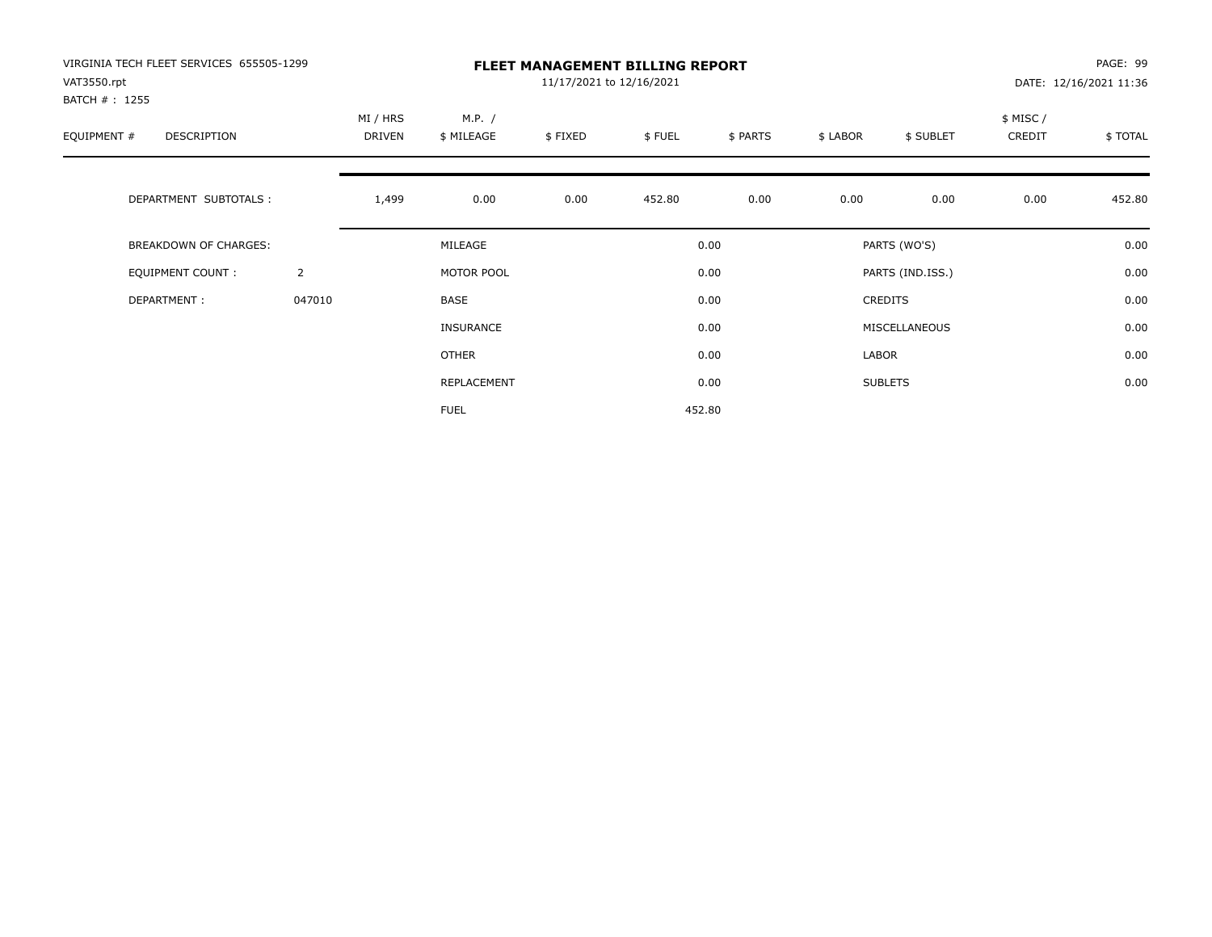VIRGINIA TECH FLEET SERVICES 655505-1299
VAT3550.rpt
BATCH # : 1255

# FLEET MANAGEMENT BILLING REPORT

11/17/2021 to 12/16/2021

DATE: 12/16/2021 11:36

| EQUIPMENT # | DESCRIPTION | MI / HRS DRIVEN | M.P. / $ MILEAGE | $ FIXED | $ FUEL | $ PARTS | $ LABOR | $ SUBLET | $ MISC / CREDIT | $ TOTAL |
|---|---|---|---|---|---|---|---|---|---|---|
| | DEPARTMENT SUBTOTALS : | 1,499 | 0.00 | 0.00 | 452.80 | 0.00 | 0.00 | 0.00 | 0.00 | 452.80 |

| | | | | | |
|---|---|---|---|---|---|
| BREAKDOWN OF CHARGES: | | MILEAGE | 0.00 | PARTS (WO'S) | 0.00 |
| EQUIPMENT COUNT : | 2 | MOTOR POOL | 0.00 | PARTS (IND.ISS.) | 0.00 |
| DEPARTMENT : | 047010 | BASE | 0.00 | CREDITS | 0.00 |
| | | INSURANCE | 0.00 | MISCELLANEOUS | 0.00 |
| | | OTHER | 0.00 | LABOR | 0.00 |
| | | REPLACEMENT | 0.00 | SUBLETS | 0.00 |
| | | FUEL | 452.80 | | |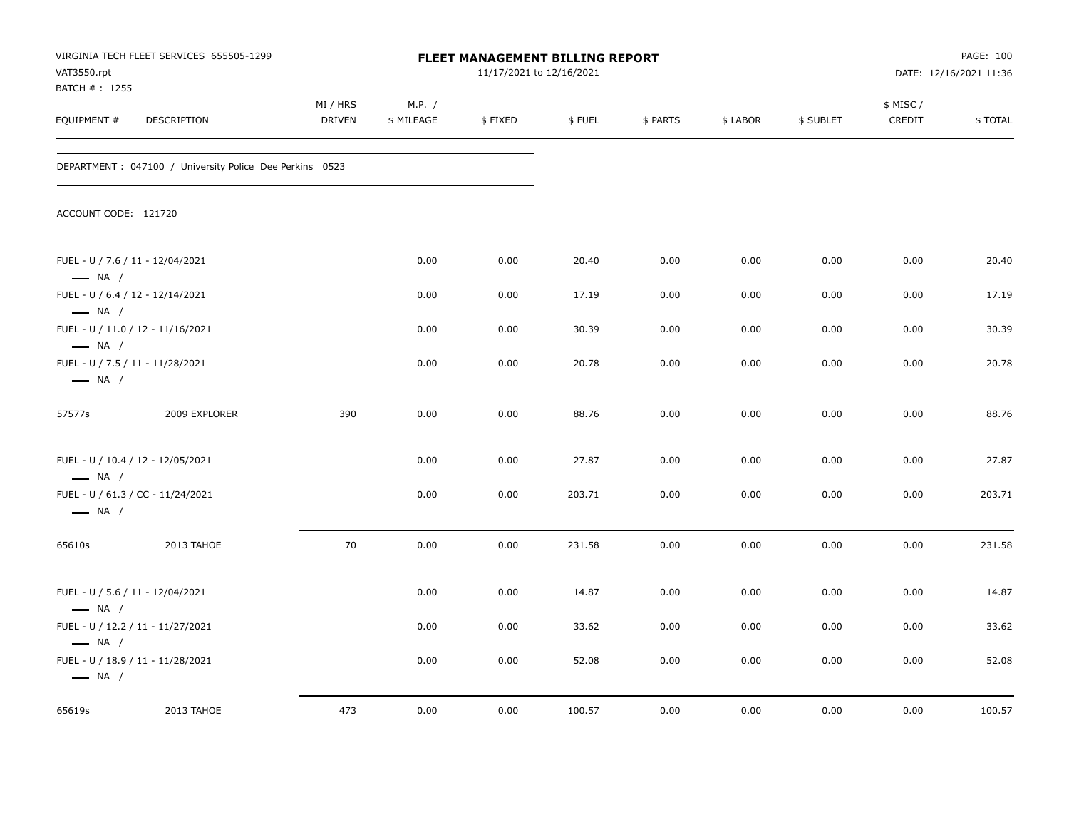VIRGINIA TECH FLEET SERVICES 655505-1299
VAT3550.rpt
BATCH # : 1255

**FLEET MANAGEMENT BILLING REPORT**
11/17/2021 to 12/16/2021

DATE: 12/16/2021 11:36

| EQUIPMENT # | DESCRIPTION | MI / HRS DRIVEN | M.P. / $ MILEAGE | $ FIXED | $ FUEL | $ PARTS | $ LABOR | $ SUBLET | $ MISC / CREDIT | $ TOTAL |
|---|---|---|---|---|---|---|---|---|---|---|
| DEPARTMENT : 047100 / University Police Dee Perkins 0523 | | | | | | | | | | |
| ACCOUNT CODE: 121720 | | | | | | | | | | |
| FUEL - U / 7.6 / 11 - 12/04/2021 — NA / | | | 0.00 | 0.00 | 20.40 | 0.00 | 0.00 | 0.00 | 0.00 | 20.40 |
| FUEL - U / 6.4 / 12 - 12/14/2021 — NA / | | | 0.00 | 0.00 | 17.19 | 0.00 | 0.00 | 0.00 | 0.00 | 17.19 |
| FUEL - U / 11.0 / 12 - 11/16/2021 — NA / | | | 0.00 | 0.00 | 30.39 | 0.00 | 0.00 | 0.00 | 0.00 | 30.39 |
| FUEL - U / 7.5 / 11 - 11/28/2021 — NA / | | | 0.00 | 0.00 | 20.78 | 0.00 | 0.00 | 0.00 | 0.00 | 20.78 |
| 57577s | 2009 EXPLORER | 390 | 0.00 | 0.00 | 88.76 | 0.00 | 0.00 | 0.00 | 0.00 | 88.76 |
| FUEL - U / 10.4 / 12 - 12/05/2021 — NA / | | | 0.00 | 0.00 | 27.87 | 0.00 | 0.00 | 0.00 | 0.00 | 27.87 |
| FUEL - U / 61.3 / CC - 11/24/2021 — NA / | | | 0.00 | 0.00 | 203.71 | 0.00 | 0.00 | 0.00 | 0.00 | 203.71 |
| 65610s | 2013 TAHOE | 70 | 0.00 | 0.00 | 231.58 | 0.00 | 0.00 | 0.00 | 0.00 | 231.58 |
| FUEL - U / 5.6 / 11 - 12/04/2021 — NA / | | | 0.00 | 0.00 | 14.87 | 0.00 | 0.00 | 0.00 | 0.00 | 14.87 |
| FUEL - U / 12.2 / 11 - 11/27/2021 — NA / | | | 0.00 | 0.00 | 33.62 | 0.00 | 0.00 | 0.00 | 0.00 | 33.62 |
| FUEL - U / 18.9 / 11 - 11/28/2021 — NA / | | | 0.00 | 0.00 | 52.08 | 0.00 | 0.00 | 0.00 | 0.00 | 52.08 |
| 65619s | 2013 TAHOE | 473 | 0.00 | 0.00 | 100.57 | 0.00 | 0.00 | 0.00 | 0.00 | 100.57 |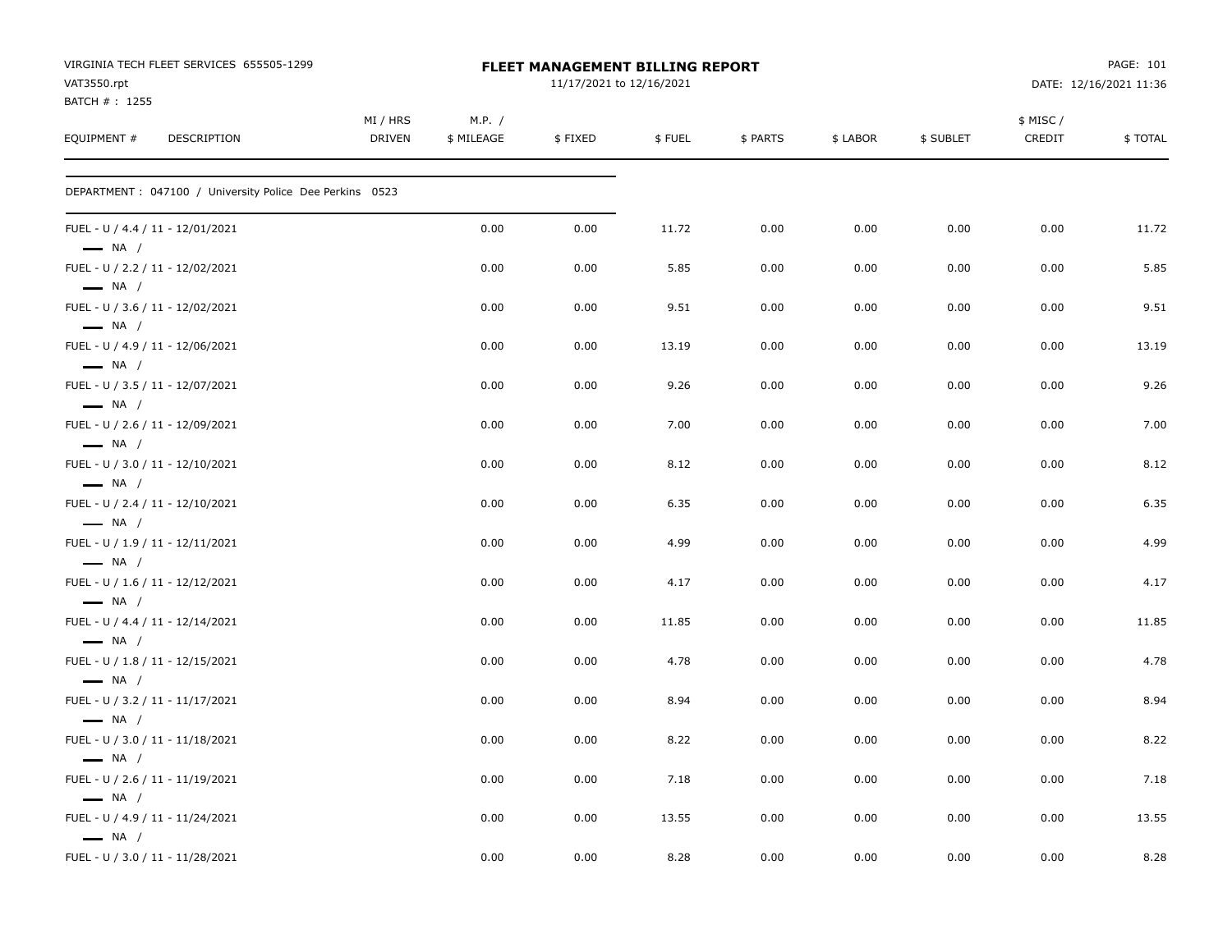VIRGINIA TECH FLEET SERVICES 655505-1299
VAT3550.rpt
BATCH # : 1255

**FLEET MANAGEMENT BILLING REPORT**
11/17/2021 to 12/16/2021

DATE: 12/16/2021 11:36

| EQUIPMENT # DESCRIPTION | MI / HRS DRIVEN | M.P. / $ MILEAGE | $ FIXED | $ FUEL | $ PARTS | $ LABOR | $ SUBLET | $ MISC / CREDIT | $ TOTAL |
|---|---|---|---|---|---|---|---|---|---|
| DEPARTMENT : 047100 / University Police Dee Perkins 0523 | | | | | | | | | |
| FUEL - U / 4.4 / 11 - 12/01/2021 — NA / | | 0.00 | 0.00 | 11.72 | 0.00 | 0.00 | 0.00 | 0.00 | 11.72 |
| FUEL - U / 2.2 / 11 - 12/02/2021 — NA / | | 0.00 | 0.00 | 5.85 | 0.00 | 0.00 | 0.00 | 0.00 | 5.85 |
| FUEL - U / 3.6 / 11 - 12/02/2021 — NA / | | 0.00 | 0.00 | 9.51 | 0.00 | 0.00 | 0.00 | 0.00 | 9.51 |
| FUEL - U / 4.9 / 11 - 12/06/2021 — NA / | | 0.00 | 0.00 | 13.19 | 0.00 | 0.00 | 0.00 | 0.00 | 13.19 |
| FUEL - U / 3.5 / 11 - 12/07/2021 — NA / | | 0.00 | 0.00 | 9.26 | 0.00 | 0.00 | 0.00 | 0.00 | 9.26 |
| FUEL - U / 2.6 / 11 - 12/09/2021 — NA / | | 0.00 | 0.00 | 7.00 | 0.00 | 0.00 | 0.00 | 0.00 | 7.00 |
| FUEL - U / 3.0 / 11 - 12/10/2021 — NA / | | 0.00 | 0.00 | 8.12 | 0.00 | 0.00 | 0.00 | 0.00 | 8.12 |
| FUEL - U / 2.4 / 11 - 12/10/2021 — NA / | | 0.00 | 0.00 | 6.35 | 0.00 | 0.00 | 0.00 | 0.00 | 6.35 |
| FUEL - U / 1.9 / 11 - 12/11/2021 — NA / | | 0.00 | 0.00 | 4.99 | 0.00 | 0.00 | 0.00 | 0.00 | 4.99 |
| FUEL - U / 1.6 / 11 - 12/12/2021 — NA / | | 0.00 | 0.00 | 4.17 | 0.00 | 0.00 | 0.00 | 0.00 | 4.17 |
| FUEL - U / 4.4 / 11 - 12/14/2021 — NA / | | 0.00 | 0.00 | 11.85 | 0.00 | 0.00 | 0.00 | 0.00 | 11.85 |
| FUEL - U / 1.8 / 11 - 12/15/2021 — NA / | | 0.00 | 0.00 | 4.78 | 0.00 | 0.00 | 0.00 | 0.00 | 4.78 |
| FUEL - U / 3.2 / 11 - 11/17/2021 — NA / | | 0.00 | 0.00 | 8.94 | 0.00 | 0.00 | 0.00 | 0.00 | 8.94 |
| FUEL - U / 3.0 / 11 - 11/18/2021 — NA / | | 0.00 | 0.00 | 8.22 | 0.00 | 0.00 | 0.00 | 0.00 | 8.22 |
| FUEL - U / 2.6 / 11 - 11/19/2021 — NA / | | 0.00 | 0.00 | 7.18 | 0.00 | 0.00 | 0.00 | 0.00 | 7.18 |
| FUEL - U / 4.9 / 11 - 11/24/2021 — NA / | | 0.00 | 0.00 | 13.55 | 0.00 | 0.00 | 0.00 | 0.00 | 13.55 |
| FUEL - U / 3.0 / 11 - 11/28/2021 | | 0.00 | 0.00 | 8.28 | 0.00 | 0.00 | 0.00 | 0.00 | 8.28 |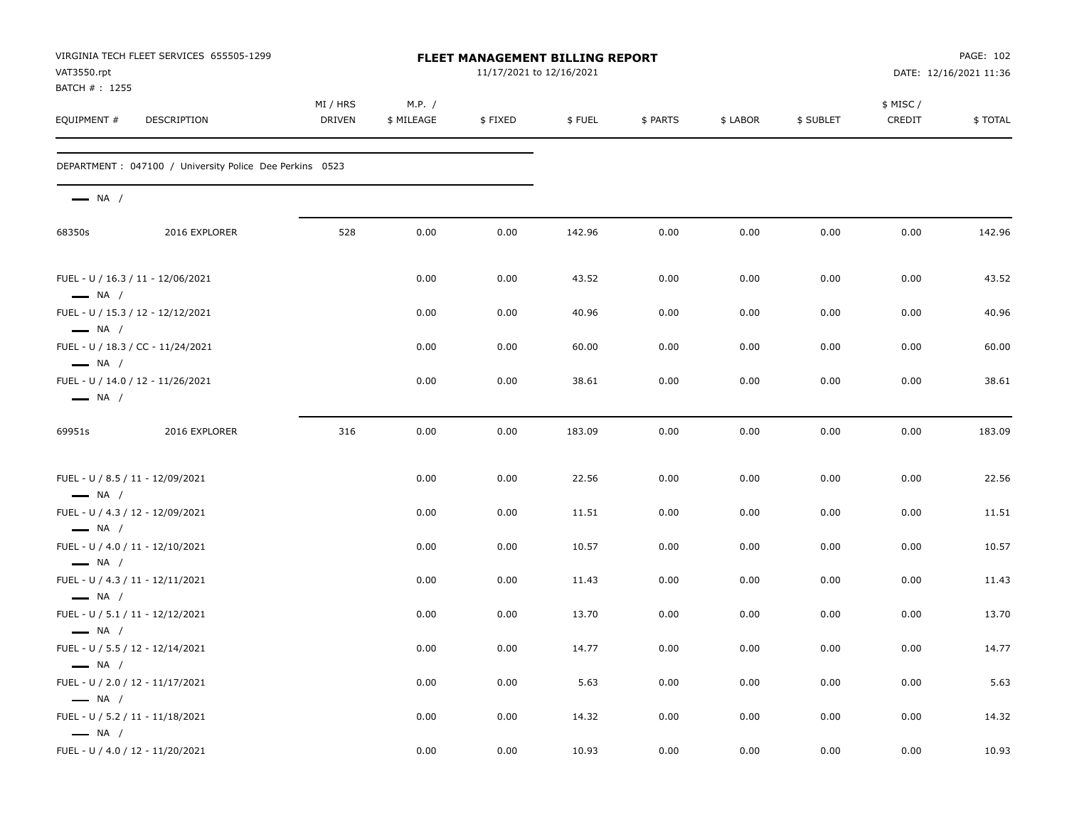VIRGINIA TECH FLEET SERVICES 655505-1299
VAT3550.rpt
BATCH # : 1255

**FLEET MANAGEMENT BILLING REPORT**
11/17/2021 to 12/16/2021

PAGE: 102
DATE: 12/16/2021 11:36

| EQUIPMENT # | DESCRIPTION | MI / HRS DRIVEN | M.P. / $ MILEAGE | $ FIXED | $ FUEL | $ PARTS | $ LABOR | $ SUBLET | $ MISC / CREDIT | $ TOTAL |
|---|---|---|---|---|---|---|---|---|---|---|
| DEPARTMENT : 047100 / University Police Dee Perkins 0523 | | | | | | | | | | |
| — NA / | | | | | | | | | | |
| 68350s | 2016 EXPLORER | 528 | 0.00 | 0.00 | 142.96 | 0.00 | 0.00 | 0.00 | 0.00 | 142.96 |
| FUEL - U / 16.3 / 11 - 12/06/2021 — NA / | | | 0.00 | 0.00 | 43.52 | 0.00 | 0.00 | 0.00 | 0.00 | 43.52 |
| FUEL - U / 15.3 / 12 - 12/12/2021 — NA / | | | 0.00 | 0.00 | 40.96 | 0.00 | 0.00 | 0.00 | 0.00 | 40.96 |
| FUEL - U / 18.3 / CC - 11/24/2021 — NA / | | | 0.00 | 0.00 | 60.00 | 0.00 | 0.00 | 0.00 | 0.00 | 60.00 |
| FUEL - U / 14.0 / 12 - 11/26/2021 — NA / | | | 0.00 | 0.00 | 38.61 | 0.00 | 0.00 | 0.00 | 0.00 | 38.61 |
| 69951s | 2016 EXPLORER | 316 | 0.00 | 0.00 | 183.09 | 0.00 | 0.00 | 0.00 | 0.00 | 183.09 |
| FUEL - U / 8.5 / 11 - 12/09/2021 — NA / | | | 0.00 | 0.00 | 22.56 | 0.00 | 0.00 | 0.00 | 0.00 | 22.56 |
| FUEL - U / 4.3 / 12 - 12/09/2021 — NA / | | | 0.00 | 0.00 | 11.51 | 0.00 | 0.00 | 0.00 | 0.00 | 11.51 |
| FUEL - U / 4.0 / 11 - 12/10/2021 — NA / | | | 0.00 | 0.00 | 10.57 | 0.00 | 0.00 | 0.00 | 0.00 | 10.57 |
| FUEL - U / 4.3 / 11 - 12/11/2021 — NA / | | | 0.00 | 0.00 | 11.43 | 0.00 | 0.00 | 0.00 | 0.00 | 11.43 |
| FUEL - U / 5.1 / 11 - 12/12/2021 — NA / | | | 0.00 | 0.00 | 13.70 | 0.00 | 0.00 | 0.00 | 0.00 | 13.70 |
| FUEL - U / 5.5 / 12 - 12/14/2021 — NA / | | | 0.00 | 0.00 | 14.77 | 0.00 | 0.00 | 0.00 | 0.00 | 14.77 |
| FUEL - U / 2.0 / 12 - 11/17/2021 — NA / | | | 0.00 | 0.00 | 5.63 | 0.00 | 0.00 | 0.00 | 0.00 | 5.63 |
| FUEL - U / 5.2 / 11 - 11/18/2021 — NA / | | | 0.00 | 0.00 | 14.32 | 0.00 | 0.00 | 0.00 | 0.00 | 14.32 |
| FUEL - U / 4.0 / 12 - 11/20/2021 | | | 0.00 | 0.00 | 10.93 | 0.00 | 0.00 | 0.00 | 0.00 | 10.93 |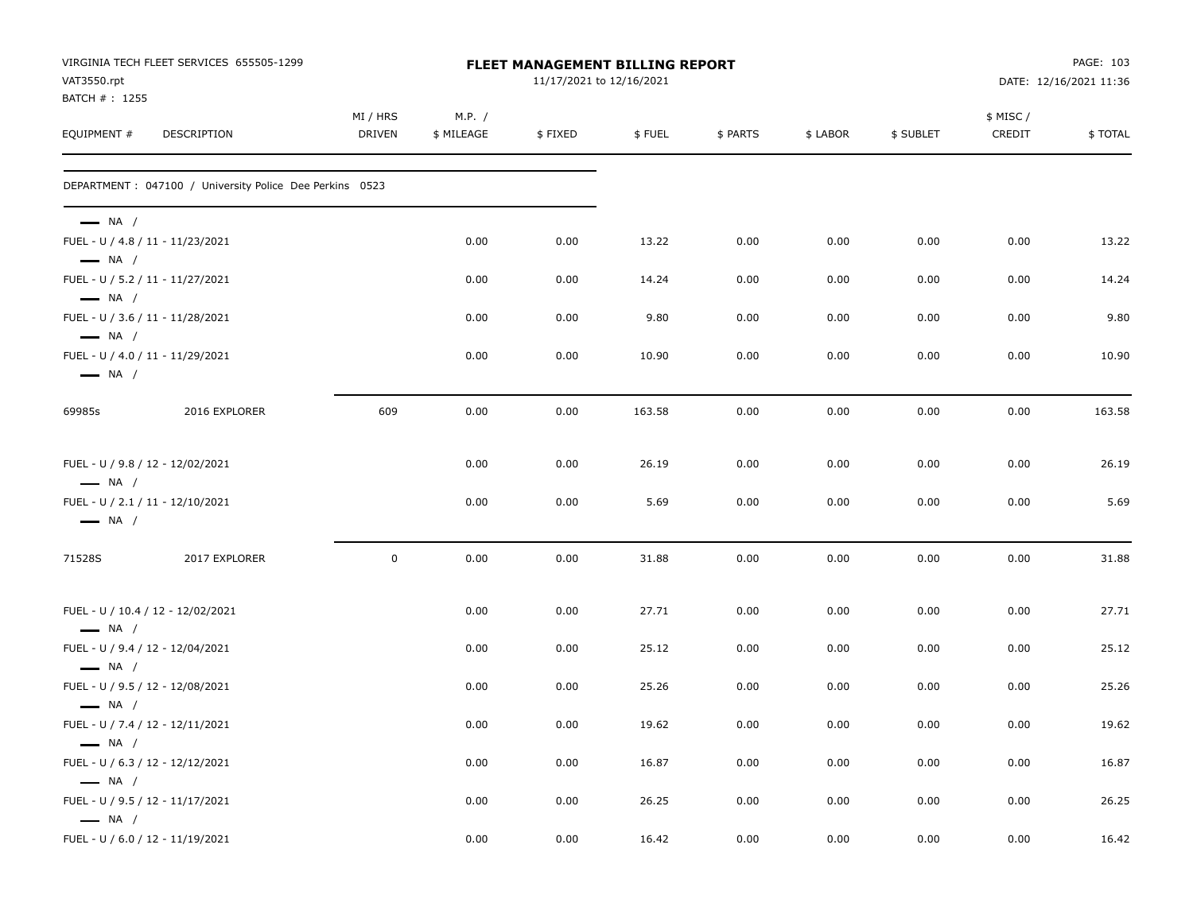VIRGINIA TECH FLEET SERVICES 655505-1299
VAT3550.rpt
BATCH # : 1255

**FLEET MANAGEMENT BILLING REPORT**
11/17/2021 to 12/16/2021

DATE: 12/16/2021 11:36

| EQUIPMENT # | DESCRIPTION | MI / HRS DRIVEN | M.P. / $ MILEAGE | $ FIXED | $ FUEL | $ PARTS | $ LABOR | $ SUBLET | $ MISC / CREDIT | $ TOTAL |
|---|---|---|---|---|---|---|---|---|---|---|
| DEPARTMENT : 047100 / University Police Dee Perkins 0523 | | | | | | | | | | |
| — NA / | | | | | | | | | | |
| FUEL - U / 4.8 / 11 - 11/23/2021 | | | 0.00 | 0.00 | 13.22 | 0.00 | 0.00 | 0.00 | 0.00 | 13.22 |
| — NA / | | | | | | | | | | |
| FUEL - U / 5.2 / 11 - 11/27/2021 | | | 0.00 | 0.00 | 14.24 | 0.00 | 0.00 | 0.00 | 0.00 | 14.24 |
| — NA / | | | | | | | | | | |
| FUEL - U / 3.6 / 11 - 11/28/2021 | | | 0.00 | 0.00 | 9.80 | 0.00 | 0.00 | 0.00 | 0.00 | 9.80 |
| — NA / | | | | | | | | | | |
| FUEL - U / 4.0 / 11 - 11/29/2021 | | | 0.00 | 0.00 | 10.90 | 0.00 | 0.00 | 0.00 | 0.00 | 10.90 |
| — NA / | | | | | | | | | | |
| 69985s | 2016 EXPLORER | 609 | 0.00 | 0.00 | 163.58 | 0.00 | 0.00 | 0.00 | 0.00 | 163.58 |
| FUEL - U / 9.8 / 12 - 12/02/2021 | | | 0.00 | 0.00 | 26.19 | 0.00 | 0.00 | 0.00 | 0.00 | 26.19 |
| — NA / | | | | | | | | | | |
| FUEL - U / 2.1 / 11 - 12/10/2021 | | | 0.00 | 0.00 | 5.69 | 0.00 | 0.00 | 0.00 | 0.00 | 5.69 |
| — NA / | | | | | | | | | | |
| 71528S | 2017 EXPLORER | 0 | 0.00 | 0.00 | 31.88 | 0.00 | 0.00 | 0.00 | 0.00 | 31.88 |
| FUEL - U / 10.4 / 12 - 12/02/2021 | | | 0.00 | 0.00 | 27.71 | 0.00 | 0.00 | 0.00 | 0.00 | 27.71 |
| — NA / | | | | | | | | | | |
| FUEL - U / 9.4 / 12 - 12/04/2021 | | | 0.00 | 0.00 | 25.12 | 0.00 | 0.00 | 0.00 | 0.00 | 25.12 |
| — NA / | | | | | | | | | | |
| FUEL - U / 9.5 / 12 - 12/08/2021 | | | 0.00 | 0.00 | 25.26 | 0.00 | 0.00 | 0.00 | 0.00 | 25.26 |
| — NA / | | | | | | | | | | |
| FUEL - U / 7.4 / 12 - 12/11/2021 | | | 0.00 | 0.00 | 19.62 | 0.00 | 0.00 | 0.00 | 0.00 | 19.62 |
| — NA / | | | | | | | | | | |
| FUEL - U / 6.3 / 12 - 12/12/2021 | | | 0.00 | 0.00 | 16.87 | 0.00 | 0.00 | 0.00 | 0.00 | 16.87 |
| — NA / | | | | | | | | | | |
| FUEL - U / 9.5 / 12 - 11/17/2021 | | | 0.00 | 0.00 | 26.25 | 0.00 | 0.00 | 0.00 | 0.00 | 26.25 |
| — NA / | | | | | | | | | | |
| FUEL - U / 6.0 / 12 - 11/19/2021 | | | 0.00 | 0.00 | 16.42 | 0.00 | 0.00 | 0.00 | 0.00 | 16.42 |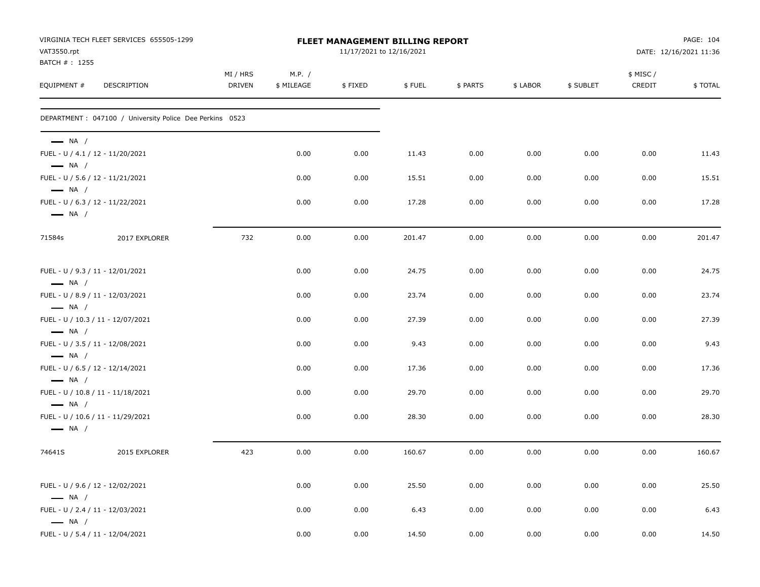VIRGINIA TECH FLEET SERVICES 655505-1299
VAT3550.rpt
BATCH # : 1255

**FLEET MANAGEMENT BILLING REPORT**
11/17/2021 to 12/16/2021

PAGE: 104
DATE: 12/16/2021 11:36

DEPARTMENT : 047100 / University Police Dee Perkins 0523

| EQUIPMENT # | DESCRIPTION | MI / HRS DRIVEN | M.P. / $ MILEAGE | $ FIXED | $ FUEL | $ PARTS | $ LABOR | $ SUBLET | $ MISC / CREDIT | $ TOTAL |
|---|---|---|---|---|---|---|---|---|---|---|
| — NA / | | | | | | | | | | |
| FUEL - U / 4.1 / 12 - 11/20/2021 | | | 0.00 | 0.00 | 11.43 | 0.00 | 0.00 | 0.00 | 0.00 | 11.43 |
| — NA / | | | | | | | | | | |
| FUEL - U / 5.6 / 12 - 11/21/2021 | | | 0.00 | 0.00 | 15.51 | 0.00 | 0.00 | 0.00 | 0.00 | 15.51 |
| — NA / | | | | | | | | | | |
| FUEL - U / 6.3 / 12 - 11/22/2021 | | | 0.00 | 0.00 | 17.28 | 0.00 | 0.00 | 0.00 | 0.00 | 17.28 |
| — NA / | | | | | | | | | | |
| 71584s | 2017 EXPLORER | 732 | 0.00 | 0.00 | 201.47 | 0.00 | 0.00 | 0.00 | 0.00 | 201.47 |
| FUEL - U / 9.3 / 11 - 12/01/2021 | | | 0.00 | 0.00 | 24.75 | 0.00 | 0.00 | 0.00 | 0.00 | 24.75 |
| — NA / | | | | | | | | | | |
| FUEL - U / 8.9 / 11 - 12/03/2021 | | | 0.00 | 0.00 | 23.74 | 0.00 | 0.00 | 0.00 | 0.00 | 23.74 |
| — NA / | | | | | | | | | | |
| FUEL - U / 10.3 / 11 - 12/07/2021 | | | 0.00 | 0.00 | 27.39 | 0.00 | 0.00 | 0.00 | 0.00 | 27.39 |
| — NA / | | | | | | | | | | |
| FUEL - U / 3.5 / 11 - 12/08/2021 | | | 0.00 | 0.00 | 9.43 | 0.00 | 0.00 | 0.00 | 0.00 | 9.43 |
| — NA / | | | | | | | | | | |
| FUEL - U / 6.5 / 12 - 12/14/2021 | | | 0.00 | 0.00 | 17.36 | 0.00 | 0.00 | 0.00 | 0.00 | 17.36 |
| — NA / | | | | | | | | | | |
| FUEL - U / 10.8 / 11 - 11/18/2021 | | | 0.00 | 0.00 | 29.70 | 0.00 | 0.00 | 0.00 | 0.00 | 29.70 |
| — NA / | | | | | | | | | | |
| FUEL - U / 10.6 / 11 - 11/29/2021 | | | 0.00 | 0.00 | 28.30 | 0.00 | 0.00 | 0.00 | 0.00 | 28.30 |
| — NA / | | | | | | | | | | |
| 74641S | 2015 EXPLORER | 423 | 0.00 | 0.00 | 160.67 | 0.00 | 0.00 | 0.00 | 0.00 | 160.67 |
| FUEL - U / 9.6 / 12 - 12/02/2021 | | | 0.00 | 0.00 | 25.50 | 0.00 | 0.00 | 0.00 | 0.00 | 25.50 |
| — NA / | | | | | | | | | | |
| FUEL - U / 2.4 / 11 - 12/03/2021 | | | 0.00 | 0.00 | 6.43 | 0.00 | 0.00 | 0.00 | 0.00 | 6.43 |
| — NA / | | | | | | | | | | |
| FUEL - U / 5.4 / 11 - 12/04/2021 | | | 0.00 | 0.00 | 14.50 | 0.00 | 0.00 | 0.00 | 0.00 | 14.50 |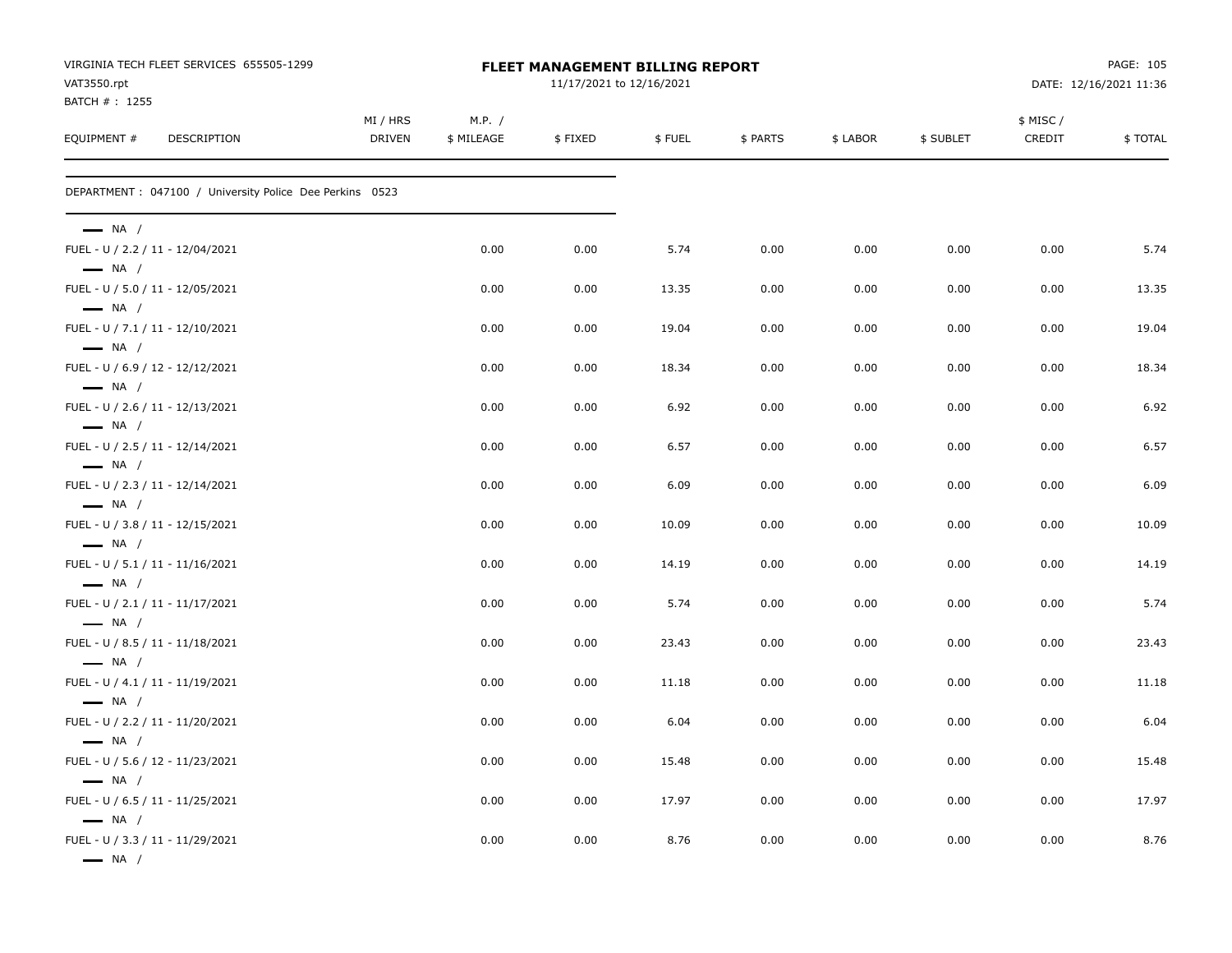VIRGINIA TECH FLEET SERVICES 655505-1299
VAT3550.rpt
BATCH # : 1255

**FLEET MANAGEMENT BILLING REPORT**
11/17/2021 to 12/16/2021

DATE: 12/16/2021 11:36

| EQUIPMENT # | DESCRIPTION | MI / HRS DRIVEN | M.P. / $ MILEAGE | $ FIXED | $ FUEL | $ PARTS | $ LABOR | $ SUBLET | $ MISC / CREDIT | $ TOTAL |
|---|---|---|---|---|---|---|---|---|---|---|

DEPARTMENT : 047100 / University Police Dee Perkins 0523

| EQUIPMENT # | DESCRIPTION | MI / HRS DRIVEN | M.P. / $ MILEAGE | $ FIXED | $ FUEL | $ PARTS | $ LABOR | $ SUBLET | $ MISC / CREDIT | $ TOTAL |
|---|---|---|---|---|---|---|---|---|---|---|
| — NA / | | | | | | | | | | |
| FUEL - U / 2.2 / 11 - 12/04/2021 | | | 0.00 | 0.00 | 5.74 | 0.00 | 0.00 | 0.00 | 0.00 | 5.74 |
| — NA / | | | | | | | | | | |
| FUEL - U / 5.0 / 11 - 12/05/2021 | | | 0.00 | 0.00 | 13.35 | 0.00 | 0.00 | 0.00 | 0.00 | 13.35 |
| — NA / | | | | | | | | | | |
| FUEL - U / 7.1 / 11 - 12/10/2021 | | | 0.00 | 0.00 | 19.04 | 0.00 | 0.00 | 0.00 | 0.00 | 19.04 |
| — NA / | | | | | | | | | | |
| FUEL - U / 6.9 / 12 - 12/12/2021 | | | 0.00 | 0.00 | 18.34 | 0.00 | 0.00 | 0.00 | 0.00 | 18.34 |
| — NA / | | | | | | | | | | |
| FUEL - U / 2.6 / 11 - 12/13/2021 | | | 0.00 | 0.00 | 6.92 | 0.00 | 0.00 | 0.00 | 0.00 | 6.92 |
| — NA / | | | | | | | | | | |
| FUEL - U / 2.5 / 11 - 12/14/2021 | | | 0.00 | 0.00 | 6.57 | 0.00 | 0.00 | 0.00 | 0.00 | 6.57 |
| — NA / | | | | | | | | | | |
| FUEL - U / 2.3 / 11 - 12/14/2021 | | | 0.00 | 0.00 | 6.09 | 0.00 | 0.00 | 0.00 | 0.00 | 6.09 |
| — NA / | | | | | | | | | | |
| FUEL - U / 3.8 / 11 - 12/15/2021 | | | 0.00 | 0.00 | 10.09 | 0.00 | 0.00 | 0.00 | 0.00 | 10.09 |
| — NA / | | | | | | | | | | |
| FUEL - U / 5.1 / 11 - 11/16/2021 | | | 0.00 | 0.00 | 14.19 | 0.00 | 0.00 | 0.00 | 0.00 | 14.19 |
| — NA / | | | | | | | | | | |
| FUEL - U / 2.1 / 11 - 11/17/2021 | | | 0.00 | 0.00 | 5.74 | 0.00 | 0.00 | 0.00 | 0.00 | 5.74 |
| — NA / | | | | | | | | | | |
| FUEL - U / 8.5 / 11 - 11/18/2021 | | | 0.00 | 0.00 | 23.43 | 0.00 | 0.00 | 0.00 | 0.00 | 23.43 |
| — NA / | | | | | | | | | | |
| FUEL - U / 4.1 / 11 - 11/19/2021 | | | 0.00 | 0.00 | 11.18 | 0.00 | 0.00 | 0.00 | 0.00 | 11.18 |
| — NA / | | | | | | | | | | |
| FUEL - U / 2.2 / 11 - 11/20/2021 | | | 0.00 | 0.00 | 6.04 | 0.00 | 0.00 | 0.00 | 0.00 | 6.04 |
| — NA / | | | | | | | | | | |
| FUEL - U / 5.6 / 12 - 11/23/2021 | | | 0.00 | 0.00 | 15.48 | 0.00 | 0.00 | 0.00 | 0.00 | 15.48 |
| — NA / | | | | | | | | | | |
| FUEL - U / 6.5 / 11 - 11/25/2021 | | | 0.00 | 0.00 | 17.97 | 0.00 | 0.00 | 0.00 | 0.00 | 17.97 |
| — NA / | | | | | | | | | | |
| FUEL - U / 3.3 / 11 - 11/29/2021 | | | 0.00 | 0.00 | 8.76 | 0.00 | 0.00 | 0.00 | 0.00 | 8.76 |
| — NA / | | | | | | | | | | |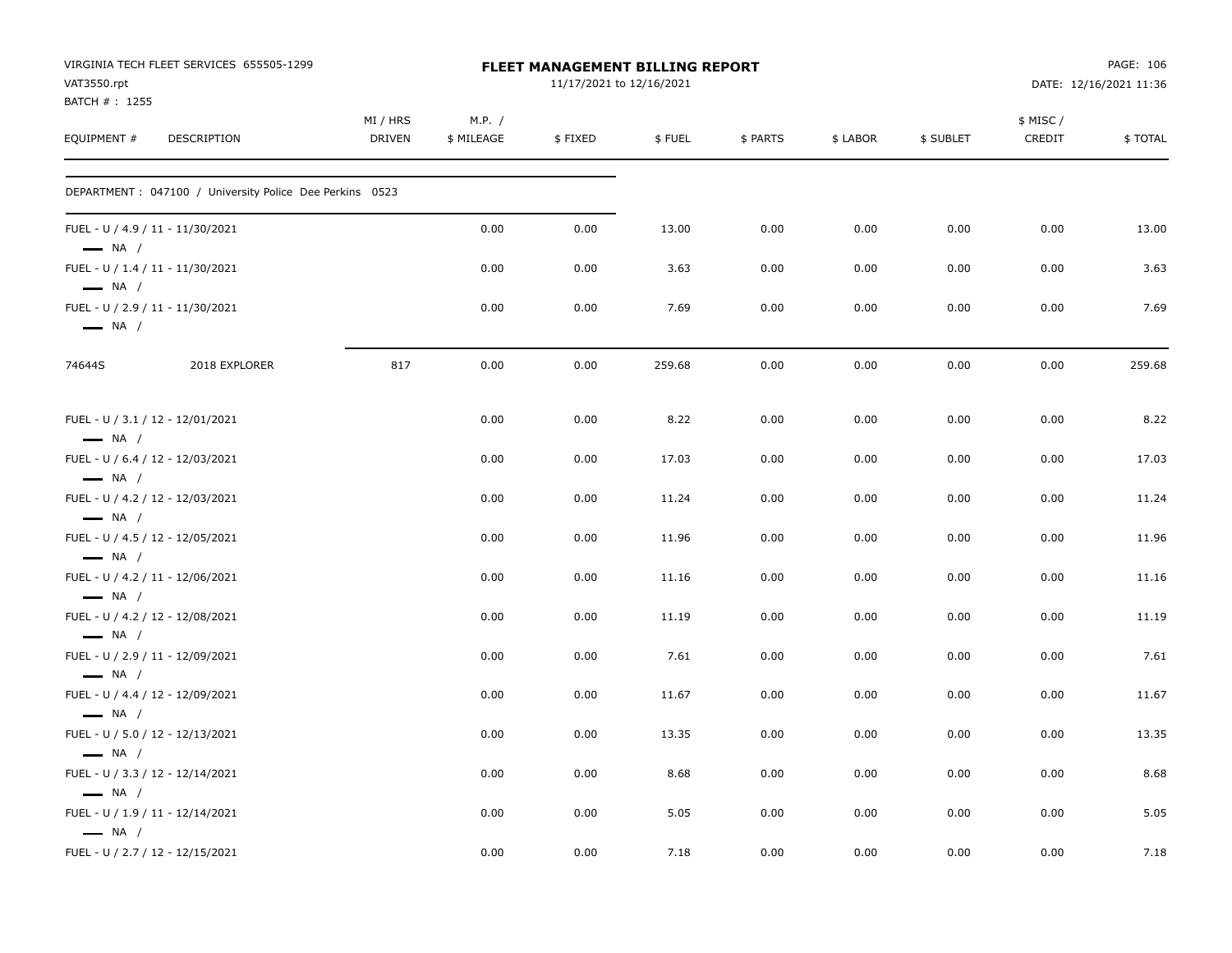VIRGINIA TECH FLEET SERVICES 655505-1299
VAT3550.rpt
BATCH # : 1255

# FLEET MANAGEMENT BILLING REPORT

11/17/2021 to 12/16/2021

DATE: 12/16/2021 11:36

| EQUIPMENT # | DESCRIPTION | MI / HRS DRIVEN | M.P. / $ MILEAGE | $ FIXED | $ FUEL | $ PARTS | $ LABOR | $ SUBLET | $ MISC / CREDIT | $ TOTAL |
|---|---|---|---|---|---|---|---|---|---|---|
| DEPARTMENT : 047100 / University Police Dee Perkins 0523 | | | | | | | | | | |
| FUEL - U / 4.9 / 11 - 11/30/2021 — NA / | | | 0.00 | 0.00 | 13.00 | 0.00 | 0.00 | 0.00 | 0.00 | 13.00 |
| FUEL - U / 1.4 / 11 - 11/30/2021 — NA / | | | 0.00 | 0.00 | 3.63 | 0.00 | 0.00 | 0.00 | 0.00 | 3.63 |
| FUEL - U / 2.9 / 11 - 11/30/2021 — NA / | | | 0.00 | 0.00 | 7.69 | 0.00 | 0.00 | 0.00 | 0.00 | 7.69 |
| 74644S | 2018 EXPLORER | 817 | 0.00 | 0.00 | 259.68 | 0.00 | 0.00 | 0.00 | 0.00 | 259.68 |
| FUEL - U / 3.1 / 12 - 12/01/2021 — NA / | | | 0.00 | 0.00 | 8.22 | 0.00 | 0.00 | 0.00 | 0.00 | 8.22 |
| FUEL - U / 6.4 / 12 - 12/03/2021 — NA / | | | 0.00 | 0.00 | 17.03 | 0.00 | 0.00 | 0.00 | 0.00 | 17.03 |
| FUEL - U / 4.2 / 12 - 12/03/2021 — NA / | | | 0.00 | 0.00 | 11.24 | 0.00 | 0.00 | 0.00 | 0.00 | 11.24 |
| FUEL - U / 4.5 / 12 - 12/05/2021 — NA / | | | 0.00 | 0.00 | 11.96 | 0.00 | 0.00 | 0.00 | 0.00 | 11.96 |
| FUEL - U / 4.2 / 11 - 12/06/2021 — NA / | | | 0.00 | 0.00 | 11.16 | 0.00 | 0.00 | 0.00 | 0.00 | 11.16 |
| FUEL - U / 4.2 / 12 - 12/08/2021 — NA / | | | 0.00 | 0.00 | 11.19 | 0.00 | 0.00 | 0.00 | 0.00 | 11.19 |
| FUEL - U / 2.9 / 11 - 12/09/2021 — NA / | | | 0.00 | 0.00 | 7.61 | 0.00 | 0.00 | 0.00 | 0.00 | 7.61 |
| FUEL - U / 4.4 / 12 - 12/09/2021 — NA / | | | 0.00 | 0.00 | 11.67 | 0.00 | 0.00 | 0.00 | 0.00 | 11.67 |
| FUEL - U / 5.0 / 12 - 12/13/2021 — NA / | | | 0.00 | 0.00 | 13.35 | 0.00 | 0.00 | 0.00 | 0.00 | 13.35 |
| FUEL - U / 3.3 / 12 - 12/14/2021 — NA / | | | 0.00 | 0.00 | 8.68 | 0.00 | 0.00 | 0.00 | 0.00 | 8.68 |
| FUEL - U / 1.9 / 11 - 12/14/2021 — NA / | | | 0.00 | 0.00 | 5.05 | 0.00 | 0.00 | 0.00 | 0.00 | 5.05 |
| FUEL - U / 2.7 / 12 - 12/15/2021 | | | 0.00 | 0.00 | 7.18 | 0.00 | 0.00 | 0.00 | 0.00 | 7.18 |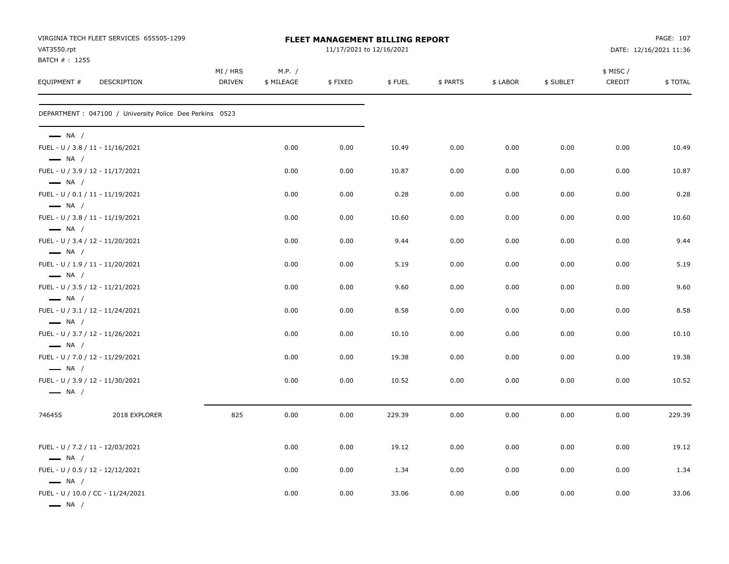VIRGINIA TECH FLEET SERVICES 655505-1299
VAT3550.rpt
BATCH # : 1255

# FLEET MANAGEMENT BILLING REPORT

11/17/2021 to 12/16/2021

DATE: 12/16/2021 11:36

| EQUIPMENT # | DESCRIPTION | MI / HRS DRIVEN | M.P. / $ MILEAGE | $ FIXED | $ FUEL | $ PARTS | $ LABOR | $ SUBLET | $ MISC / CREDIT | $ TOTAL |
|---|---|---|---|---|---|---|---|---|---|---|
| DEPARTMENT : 047100 / University Police Dee Perkins 0523 | | | | | | | | | | |
| — NA / | | | | | | | | | | |
| FUEL - U / 3.8 / 11 - 11/16/2021 | | | 0.00 | 0.00 | 10.49 | 0.00 | 0.00 | 0.00 | 0.00 | 10.49 |
| — NA / | | | | | | | | | | |
| FUEL - U / 3.9 / 12 - 11/17/2021 | | | 0.00 | 0.00 | 10.87 | 0.00 | 0.00 | 0.00 | 0.00 | 10.87 |
| — NA / | | | | | | | | | | |
| FUEL - U / 0.1 / 11 - 11/19/2021 | | | 0.00 | 0.00 | 0.28 | 0.00 | 0.00 | 0.00 | 0.00 | 0.28 |
| — NA / | | | | | | | | | | |
| FUEL - U / 3.8 / 11 - 11/19/2021 | | | 0.00 | 0.00 | 10.60 | 0.00 | 0.00 | 0.00 | 0.00 | 10.60 |
| — NA / | | | | | | | | | | |
| FUEL - U / 3.4 / 12 - 11/20/2021 | | | 0.00 | 0.00 | 9.44 | 0.00 | 0.00 | 0.00 | 0.00 | 9.44 |
| — NA / | | | | | | | | | | |
| FUEL - U / 1.9 / 11 - 11/20/2021 | | | 0.00 | 0.00 | 5.19 | 0.00 | 0.00 | 0.00 | 0.00 | 5.19 |
| — NA / | | | | | | | | | | |
| FUEL - U / 3.5 / 12 - 11/21/2021 | | | 0.00 | 0.00 | 9.60 | 0.00 | 0.00 | 0.00 | 0.00 | 9.60 |
| — NA / | | | | | | | | | | |
| FUEL - U / 3.1 / 12 - 11/24/2021 | | | 0.00 | 0.00 | 8.58 | 0.00 | 0.00 | 0.00 | 0.00 | 8.58 |
| — NA / | | | | | | | | | | |
| FUEL - U / 3.7 / 12 - 11/26/2021 | | | 0.00 | 0.00 | 10.10 | 0.00 | 0.00 | 0.00 | 0.00 | 10.10 |
| — NA / | | | | | | | | | | |
| FUEL - U / 7.0 / 12 - 11/29/2021 | | | 0.00 | 0.00 | 19.38 | 0.00 | 0.00 | 0.00 | 0.00 | 19.38 |
| — NA / | | | | | | | | | | |
| FUEL - U / 3.9 / 12 - 11/30/2021 | | | 0.00 | 0.00 | 10.52 | 0.00 | 0.00 | 0.00 | 0.00 | 10.52 |
| — NA / | | | | | | | | | | |
| 74645S | 2018 EXPLORER | 825 | 0.00 | 0.00 | 229.39 | 0.00 | 0.00 | 0.00 | 0.00 | 229.39 |
| FUEL - U / 7.2 / 11 - 12/03/2021 | | | 0.00 | 0.00 | 19.12 | 0.00 | 0.00 | 0.00 | 0.00 | 19.12 |
| — NA / | | | | | | | | | | |
| FUEL - U / 0.5 / 12 - 12/12/2021 | | | 0.00 | 0.00 | 1.34 | 0.00 | 0.00 | 0.00 | 0.00 | 1.34 |
| — NA / | | | | | | | | | | |
| FUEL - U / 10.0 / CC - 11/24/2021 | | | 0.00 | 0.00 | 33.06 | 0.00 | 0.00 | 0.00 | 0.00 | 33.06 |
| — NA / | | | | | | | | | | |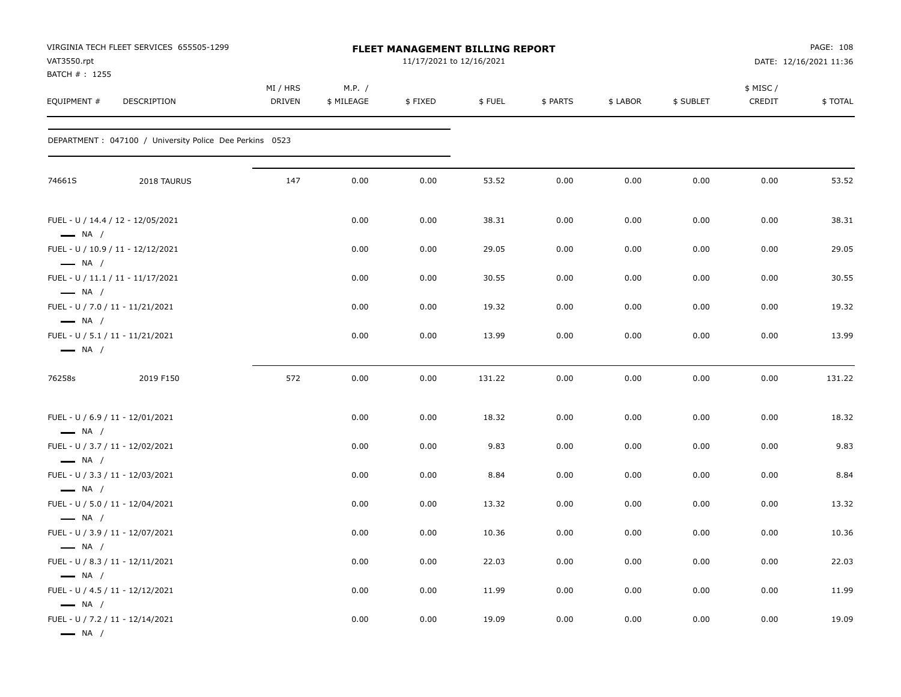VIRGINIA TECH FLEET SERVICES 655505-1299
VAT3550.rpt
BATCH # : 1255

# FLEET MANAGEMENT BILLING REPORT

11/17/2021 to 12/16/2021

DATE: 12/16/2021 11:36

| EQUIPMENT # | DESCRIPTION | MI / HRS DRIVEN | M.P. / $ MILEAGE | $ FIXED | $ FUEL | $ PARTS | $ LABOR | $ SUBLET | $ MISC / CREDIT | $ TOTAL |
|---|---|---|---|---|---|---|---|---|---|---|
| DEPARTMENT : 047100 / University Police Dee Perkins 0523 | | | | | | | | | | |
| 74661S | 2018 TAURUS | 147 | 0.00 | 0.00 | 53.52 | 0.00 | 0.00 | 0.00 | 0.00 | 53.52 |
| FUEL - U / 14.4 / 12 - 12/05/2021 — NA / | | | 0.00 | 0.00 | 38.31 | 0.00 | 0.00 | 0.00 | 0.00 | 38.31 |
| FUEL - U / 10.9 / 11 - 12/12/2021 — NA / | | | 0.00 | 0.00 | 29.05 | 0.00 | 0.00 | 0.00 | 0.00 | 29.05 |
| FUEL - U / 11.1 / 11 - 11/17/2021 — NA / | | | 0.00 | 0.00 | 30.55 | 0.00 | 0.00 | 0.00 | 0.00 | 30.55 |
| FUEL - U / 7.0 / 11 - 11/21/2021 — NA / | | | 0.00 | 0.00 | 19.32 | 0.00 | 0.00 | 0.00 | 0.00 | 19.32 |
| FUEL - U / 5.1 / 11 - 11/21/2021 — NA / | | | 0.00 | 0.00 | 13.99 | 0.00 | 0.00 | 0.00 | 0.00 | 13.99 |
| 76258s | 2019 F150 | 572 | 0.00 | 0.00 | 131.22 | 0.00 | 0.00 | 0.00 | 0.00 | 131.22 |
| FUEL - U / 6.9 / 11 - 12/01/2021 — NA / | | | 0.00 | 0.00 | 18.32 | 0.00 | 0.00 | 0.00 | 0.00 | 18.32 |
| FUEL - U / 3.7 / 11 - 12/02/2021 — NA / | | | 0.00 | 0.00 | 9.83 | 0.00 | 0.00 | 0.00 | 0.00 | 9.83 |
| FUEL - U / 3.3 / 11 - 12/03/2021 — NA / | | | 0.00 | 0.00 | 8.84 | 0.00 | 0.00 | 0.00 | 0.00 | 8.84 |
| FUEL - U / 5.0 / 11 - 12/04/2021 — NA / | | | 0.00 | 0.00 | 13.32 | 0.00 | 0.00 | 0.00 | 0.00 | 13.32 |
| FUEL - U / 3.9 / 11 - 12/07/2021 — NA / | | | 0.00 | 0.00 | 10.36 | 0.00 | 0.00 | 0.00 | 0.00 | 10.36 |
| FUEL - U / 8.3 / 11 - 12/11/2021 — NA / | | | 0.00 | 0.00 | 22.03 | 0.00 | 0.00 | 0.00 | 0.00 | 22.03 |
| FUEL - U / 4.5 / 11 - 12/12/2021 — NA / | | | 0.00 | 0.00 | 11.99 | 0.00 | 0.00 | 0.00 | 0.00 | 11.99 |
| FUEL - U / 7.2 / 11 - 12/14/2021 — NA / | | | 0.00 | 0.00 | 19.09 | 0.00 | 0.00 | 0.00 | 0.00 | 19.09 |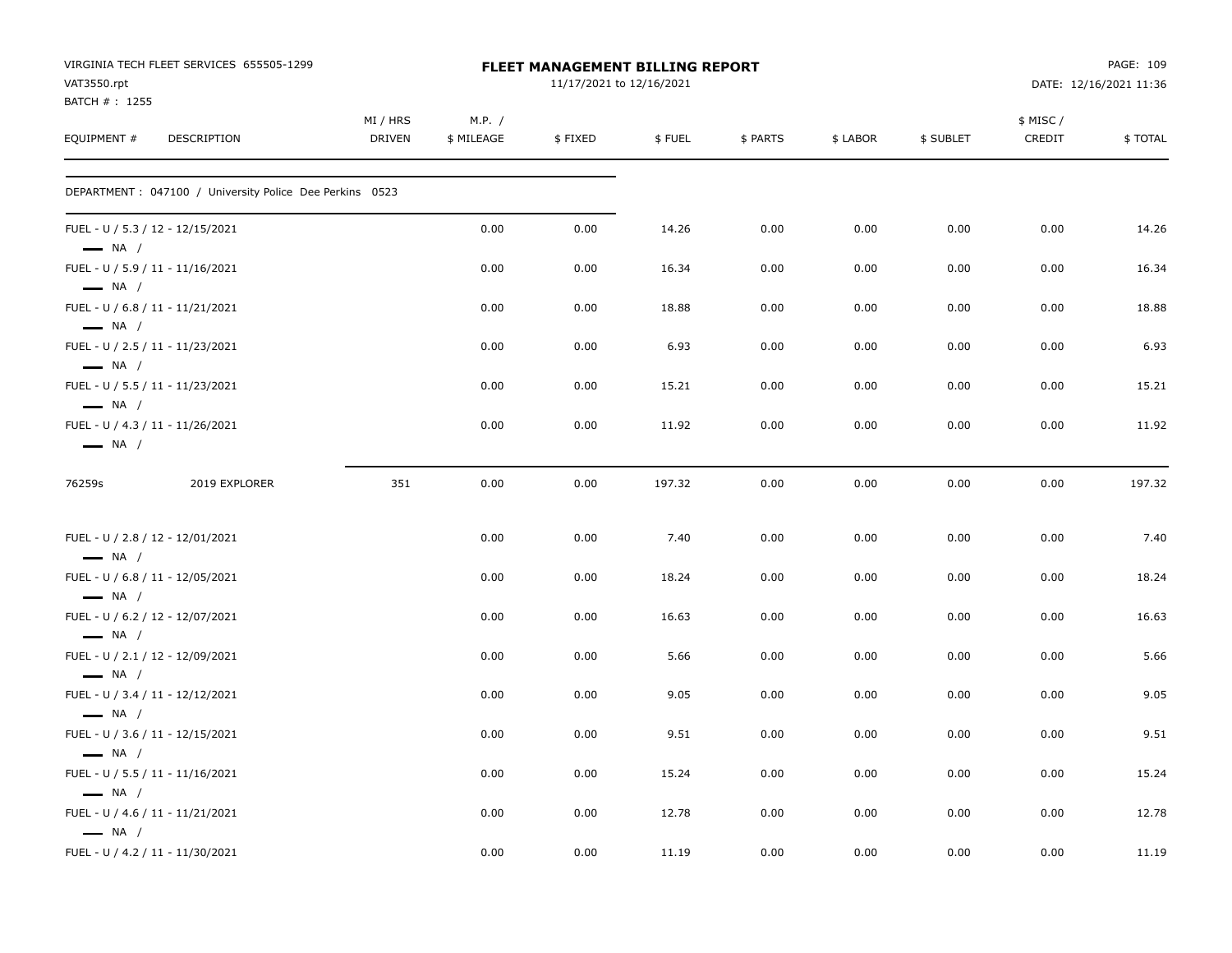VIRGINIA TECH FLEET SERVICES 655505-1299
VAT3550.rpt
BATCH # : 1255

**FLEET MANAGEMENT BILLING REPORT**
11/17/2021 to 12/16/2021

DATE: 12/16/2021 11:36

| EQUIPMENT # | DESCRIPTION | MI / HRS DRIVEN | M.P. / $ MILEAGE | $ FIXED | $ FUEL | $ PARTS | $ LABOR | $ SUBLET | $ MISC / CREDIT | $ TOTAL |
|---|---|---|---|---|---|---|---|---|---|---|
| DEPARTMENT : 047100 / University Police Dee Perkins 0523 | | | | | | | | | | |
| FUEL - U / 5.3 / 12 - 12/15/2021 — NA / | | | 0.00 | 0.00 | 14.26 | 0.00 | 0.00 | 0.00 | 0.00 | 14.26 |
| FUEL - U / 5.9 / 11 - 11/16/2021 — NA / | | | 0.00 | 0.00 | 16.34 | 0.00 | 0.00 | 0.00 | 0.00 | 16.34 |
| FUEL - U / 6.8 / 11 - 11/21/2021 — NA / | | | 0.00 | 0.00 | 18.88 | 0.00 | 0.00 | 0.00 | 0.00 | 18.88 |
| FUEL - U / 2.5 / 11 - 11/23/2021 — NA / | | | 0.00 | 0.00 | 6.93 | 0.00 | 0.00 | 0.00 | 0.00 | 6.93 |
| FUEL - U / 5.5 / 11 - 11/23/2021 — NA / | | | 0.00 | 0.00 | 15.21 | 0.00 | 0.00 | 0.00 | 0.00 | 15.21 |
| FUEL - U / 4.3 / 11 - 11/26/2021 — NA / | | | 0.00 | 0.00 | 11.92 | 0.00 | 0.00 | 0.00 | 0.00 | 11.92 |
| 76259s | 2019 EXPLORER | 351 | 0.00 | 0.00 | 197.32 | 0.00 | 0.00 | 0.00 | 0.00 | 197.32 |
| FUEL - U / 2.8 / 12 - 12/01/2021 — NA / | | | 0.00 | 0.00 | 7.40 | 0.00 | 0.00 | 0.00 | 0.00 | 7.40 |
| FUEL - U / 6.8 / 11 - 12/05/2021 — NA / | | | 0.00 | 0.00 | 18.24 | 0.00 | 0.00 | 0.00 | 0.00 | 18.24 |
| FUEL - U / 6.2 / 12 - 12/07/2021 — NA / | | | 0.00 | 0.00 | 16.63 | 0.00 | 0.00 | 0.00 | 0.00 | 16.63 |
| FUEL - U / 2.1 / 12 - 12/09/2021 — NA / | | | 0.00 | 0.00 | 5.66 | 0.00 | 0.00 | 0.00 | 0.00 | 5.66 |
| FUEL - U / 3.4 / 11 - 12/12/2021 — NA / | | | 0.00 | 0.00 | 9.05 | 0.00 | 0.00 | 0.00 | 0.00 | 9.05 |
| FUEL - U / 3.6 / 11 - 12/15/2021 — NA / | | | 0.00 | 0.00 | 9.51 | 0.00 | 0.00 | 0.00 | 0.00 | 9.51 |
| FUEL - U / 5.5 / 11 - 11/16/2021 — NA / | | | 0.00 | 0.00 | 15.24 | 0.00 | 0.00 | 0.00 | 0.00 | 15.24 |
| FUEL - U / 4.6 / 11 - 11/21/2021 — NA / | | | 0.00 | 0.00 | 12.78 | 0.00 | 0.00 | 0.00 | 0.00 | 12.78 |
| FUEL - U / 4.2 / 11 - 11/30/2021 | | | 0.00 | 0.00 | 11.19 | 0.00 | 0.00 | 0.00 | 0.00 | 11.19 |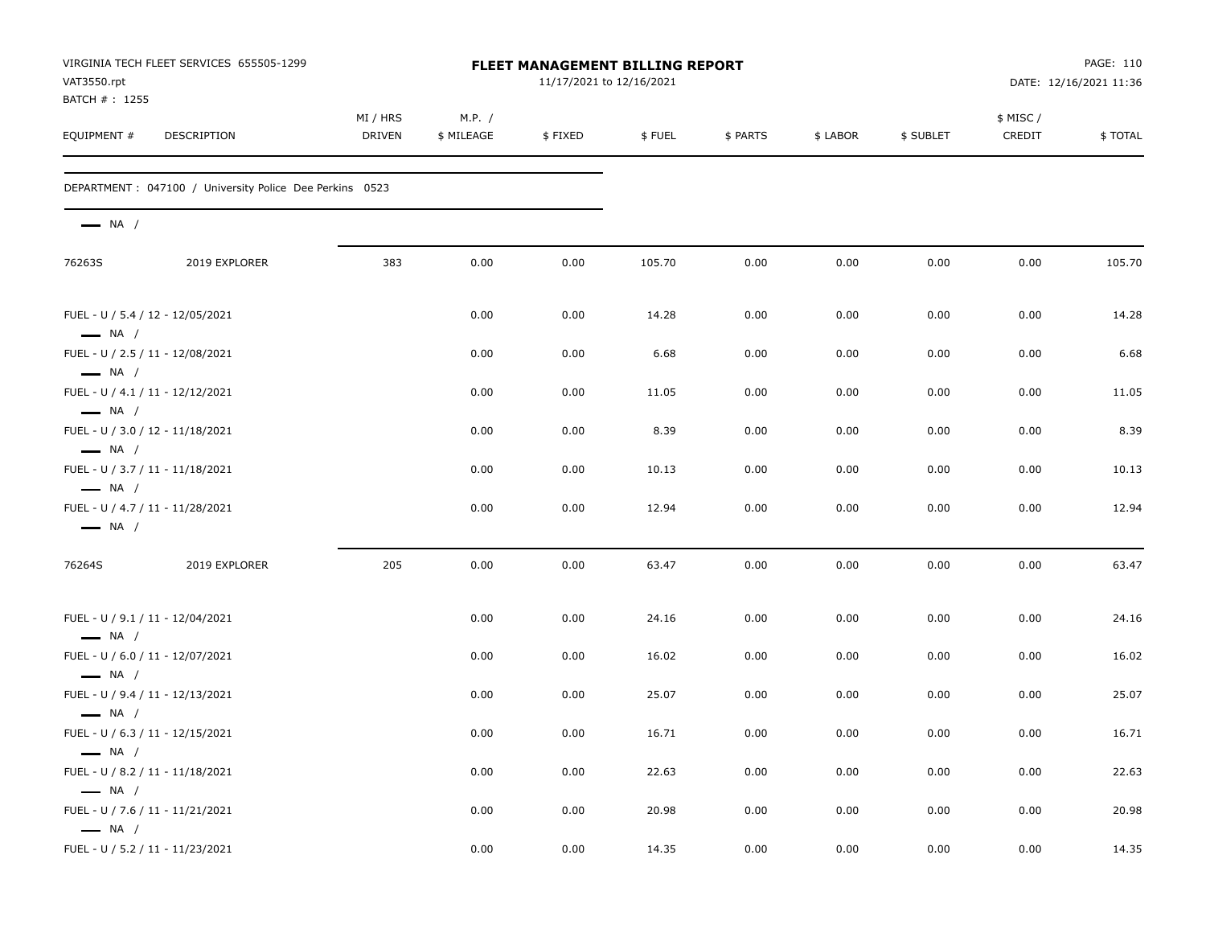VIRGINIA TECH FLEET SERVICES 655505-1299
VAT3550.rpt
BATCH # : 1255

**FLEET MANAGEMENT BILLING REPORT**
11/17/2021 to 12/16/2021

DATE: 12/16/2021 11:36

| EQUIPMENT # | DESCRIPTION | MI / HRS DRIVEN | M.P. / $ MILEAGE | $ FIXED | $ FUEL | $ PARTS | $ LABOR | $ SUBLET | $ MISC / CREDIT | $ TOTAL |
|---|---|---|---|---|---|---|---|---|---|---|
| DEPARTMENT : 047100 / University Police Dee Perkins 0523 | | | | | | | | | | |
| NA / | | | | | | | | | | |
| 76263S | 2019 EXPLORER | 383 | 0.00 | 0.00 | 105.70 | 0.00 | 0.00 | 0.00 | 0.00 | 105.70 |
| FUEL - U / 5.4 / 12 - 12/05/2021 NA / | | | 0.00 | 0.00 | 14.28 | 0.00 | 0.00 | 0.00 | 0.00 | 14.28 |
| FUEL - U / 2.5 / 11 - 12/08/2021 NA / | | | 0.00 | 0.00 | 6.68 | 0.00 | 0.00 | 0.00 | 0.00 | 6.68 |
| FUEL - U / 4.1 / 11 - 12/12/2021 NA / | | | 0.00 | 0.00 | 11.05 | 0.00 | 0.00 | 0.00 | 0.00 | 11.05 |
| FUEL - U / 3.0 / 12 - 11/18/2021 NA / | | | 0.00 | 0.00 | 8.39 | 0.00 | 0.00 | 0.00 | 0.00 | 8.39 |
| FUEL - U / 3.7 / 11 - 11/18/2021 NA / | | | 0.00 | 0.00 | 10.13 | 0.00 | 0.00 | 0.00 | 0.00 | 10.13 |
| FUEL - U / 4.7 / 11 - 11/28/2021 NA / | | | 0.00 | 0.00 | 12.94 | 0.00 | 0.00 | 0.00 | 0.00 | 12.94 |
| 76264S | 2019 EXPLORER | 205 | 0.00 | 0.00 | 63.47 | 0.00 | 0.00 | 0.00 | 0.00 | 63.47 |
| FUEL - U / 9.1 / 11 - 12/04/2021 NA / | | | 0.00 | 0.00 | 24.16 | 0.00 | 0.00 | 0.00 | 0.00 | 24.16 |
| FUEL - U / 6.0 / 11 - 12/07/2021 NA / | | | 0.00 | 0.00 | 16.02 | 0.00 | 0.00 | 0.00 | 0.00 | 16.02 |
| FUEL - U / 9.4 / 11 - 12/13/2021 NA / | | | 0.00 | 0.00 | 25.07 | 0.00 | 0.00 | 0.00 | 0.00 | 25.07 |
| FUEL - U / 6.3 / 11 - 12/15/2021 NA / | | | 0.00 | 0.00 | 16.71 | 0.00 | 0.00 | 0.00 | 0.00 | 16.71 |
| FUEL - U / 8.2 / 11 - 11/18/2021 NA / | | | 0.00 | 0.00 | 22.63 | 0.00 | 0.00 | 0.00 | 0.00 | 22.63 |
| FUEL - U / 7.6 / 11 - 11/21/2021 NA / | | | 0.00 | 0.00 | 20.98 | 0.00 | 0.00 | 0.00 | 0.00 | 20.98 |
| FUEL - U / 5.2 / 11 - 11/23/2021 | | | 0.00 | 0.00 | 14.35 | 0.00 | 0.00 | 0.00 | 0.00 | 14.35 |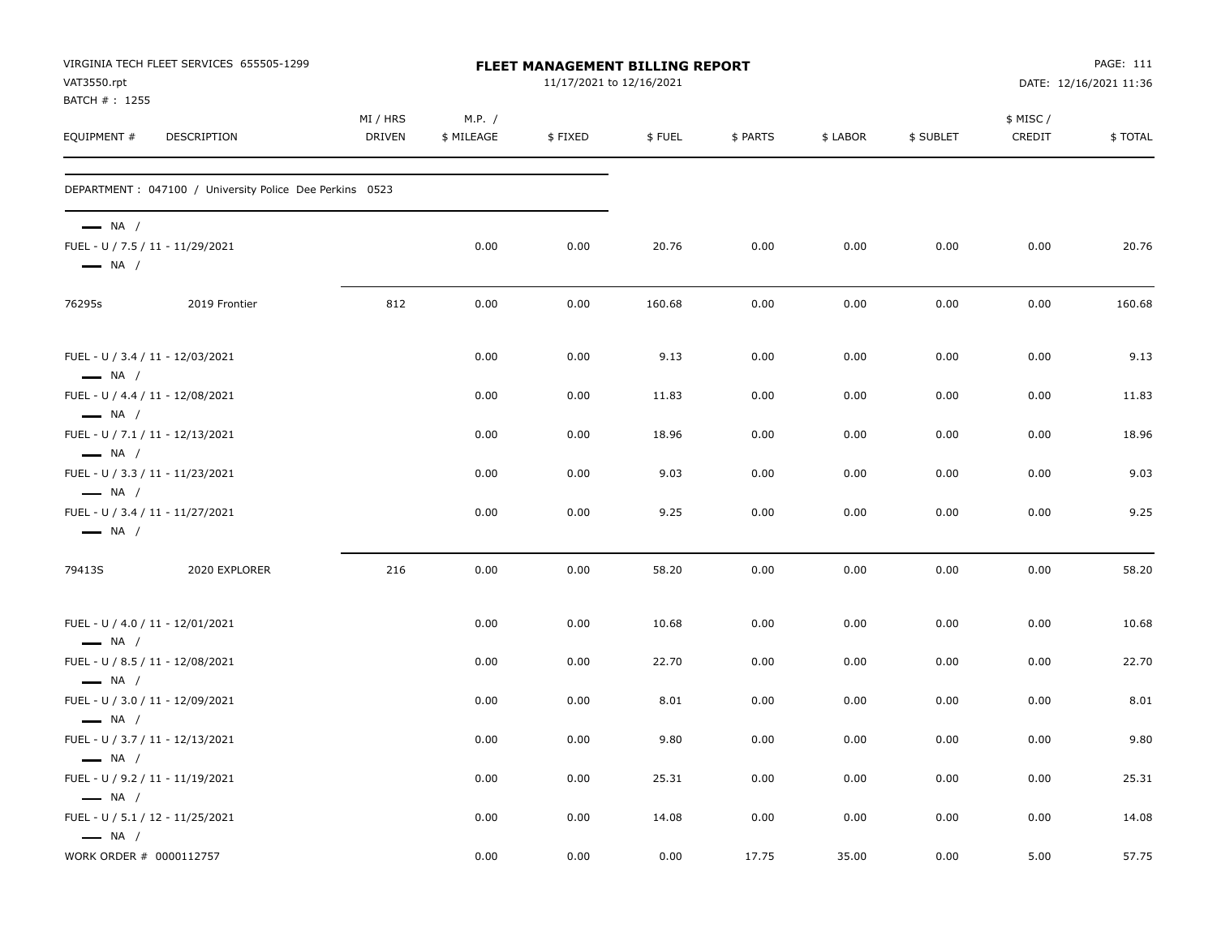VIRGINIA TECH FLEET SERVICES 655505-1299
VAT3550.rpt
BATCH # : 1255

**FLEET MANAGEMENT BILLING REPORT**
11/17/2021 to 12/16/2021

PAGE: 111
DATE: 12/16/2021 11:36

| EQUIPMENT # | DESCRIPTION | MI / HRS DRIVEN | M.P. / $ MILEAGE | $ FIXED | $ FUEL | $ PARTS | $ LABOR | $ SUBLET | $ MISC / CREDIT | $ TOTAL |
|---|---|---|---|---|---|---|---|---|---|---|
| DEPARTMENT : 047100 / University Police Dee Perkins 0523 | | | | | | | | | | |
| — NA / | | | | | | | | | | |
| FUEL - U / 7.5 / 11 - 11/29/2021 | | | 0.00 | 0.00 | 20.76 | 0.00 | 0.00 | 0.00 | 0.00 | 20.76 |
| — NA / | | | | | | | | | | |
| 76295s | 2019 Frontier | 812 | 0.00 | 0.00 | 160.68 | 0.00 | 0.00 | 0.00 | 0.00 | 160.68 |
| FUEL - U / 3.4 / 11 - 12/03/2021 | | | 0.00 | 0.00 | 9.13 | 0.00 | 0.00 | 0.00 | 0.00 | 9.13 |
| — NA / | | | | | | | | | | |
| FUEL - U / 4.4 / 11 - 12/08/2021 | | | 0.00 | 0.00 | 11.83 | 0.00 | 0.00 | 0.00 | 0.00 | 11.83 |
| — NA / | | | | | | | | | | |
| FUEL - U / 7.1 / 11 - 12/13/2021 | | | 0.00 | 0.00 | 18.96 | 0.00 | 0.00 | 0.00 | 0.00 | 18.96 |
| — NA / | | | | | | | | | | |
| FUEL - U / 3.3 / 11 - 11/23/2021 | | | 0.00 | 0.00 | 9.03 | 0.00 | 0.00 | 0.00 | 0.00 | 9.03 |
| — NA / | | | | | | | | | | |
| FUEL - U / 3.4 / 11 - 11/27/2021 | | | 0.00 | 0.00 | 9.25 | 0.00 | 0.00 | 0.00 | 0.00 | 9.25 |
| — NA / | | | | | | | | | | |
| 79413S | 2020 EXPLORER | 216 | 0.00 | 0.00 | 58.20 | 0.00 | 0.00 | 0.00 | 0.00 | 58.20 |
| FUEL - U / 4.0 / 11 - 12/01/2021 | | | 0.00 | 0.00 | 10.68 | 0.00 | 0.00 | 0.00 | 0.00 | 10.68 |
| — NA / | | | | | | | | | | |
| FUEL - U / 8.5 / 11 - 12/08/2021 | | | 0.00 | 0.00 | 22.70 | 0.00 | 0.00 | 0.00 | 0.00 | 22.70 |
| — NA / | | | | | | | | | | |
| FUEL - U / 3.0 / 11 - 12/09/2021 | | | 0.00 | 0.00 | 8.01 | 0.00 | 0.00 | 0.00 | 0.00 | 8.01 |
| — NA / | | | | | | | | | | |
| FUEL - U / 3.7 / 11 - 12/13/2021 | | | 0.00 | 0.00 | 9.80 | 0.00 | 0.00 | 0.00 | 0.00 | 9.80 |
| — NA / | | | | | | | | | | |
| FUEL - U / 9.2 / 11 - 11/19/2021 | | | 0.00 | 0.00 | 25.31 | 0.00 | 0.00 | 0.00 | 0.00 | 25.31 |
| — NA / | | | | | | | | | | |
| FUEL - U / 5.1 / 12 - 11/25/2021 | | | 0.00 | 0.00 | 14.08 | 0.00 | 0.00 | 0.00 | 0.00 | 14.08 |
| — NA / | | | | | | | | | | |
| WORK ORDER # 0000112757 | | | 0.00 | 0.00 | 0.00 | 17.75 | 35.00 | 0.00 | 5.00 | 57.75 |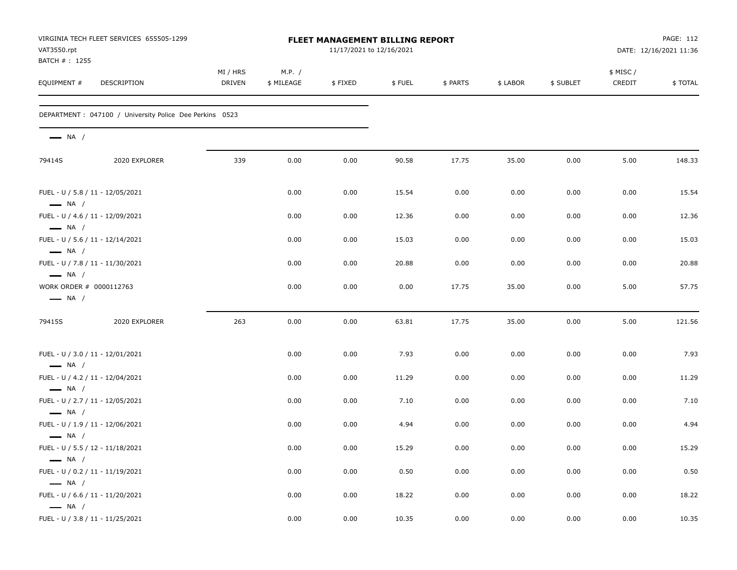VIRGINIA TECH FLEET SERVICES 655505-1299
VAT3550.rpt
BATCH # : 1255

# FLEET MANAGEMENT BILLING REPORT

11/17/2021 to 12/16/2021

DATE: 12/16/2021 11:36

| EQUIPMENT # | DESCRIPTION | MI / HRS DRIVEN | M.P. / $ MILEAGE | $ FIXED | $ FUEL | $ PARTS | $ LABOR | $ SUBLET | $ MISC / CREDIT | $ TOTAL |
|---|---|---|---|---|---|---|---|---|---|---|
| DEPARTMENT : 047100 / University Police Dee Perkins 0523 | | | | | | | | | | |
| NA / | | | | | | | | | | |
| 79414S | 2020 EXPLORER | 339 | 0.00 | 0.00 | 90.58 | 17.75 | 35.00 | 0.00 | 5.00 | 148.33 |
| FUEL - U / 5.8 / 11 - 12/05/2021 NA / | | | 0.00 | 0.00 | 15.54 | 0.00 | 0.00 | 0.00 | 0.00 | 15.54 |
| FUEL - U / 4.6 / 11 - 12/09/2021 NA / | | | 0.00 | 0.00 | 12.36 | 0.00 | 0.00 | 0.00 | 0.00 | 12.36 |
| FUEL - U / 5.6 / 11 - 12/14/2021 NA / | | | 0.00 | 0.00 | 15.03 | 0.00 | 0.00 | 0.00 | 0.00 | 15.03 |
| FUEL - U / 7.8 / 11 - 11/30/2021 NA / | | | 0.00 | 0.00 | 20.88 | 0.00 | 0.00 | 0.00 | 0.00 | 20.88 |
| WORK ORDER # 0000112763 NA / | | | 0.00 | 0.00 | 0.00 | 17.75 | 35.00 | 0.00 | 5.00 | 57.75 |
| 79415S | 2020 EXPLORER | 263 | 0.00 | 0.00 | 63.81 | 17.75 | 35.00 | 0.00 | 5.00 | 121.56 |
| FUEL - U / 3.0 / 11 - 12/01/2021 NA / | | | 0.00 | 0.00 | 7.93 | 0.00 | 0.00 | 0.00 | 0.00 | 7.93 |
| FUEL - U / 4.2 / 11 - 12/04/2021 NA / | | | 0.00 | 0.00 | 11.29 | 0.00 | 0.00 | 0.00 | 0.00 | 11.29 |
| FUEL - U / 2.7 / 11 - 12/05/2021 NA / | | | 0.00 | 0.00 | 7.10 | 0.00 | 0.00 | 0.00 | 0.00 | 7.10 |
| FUEL - U / 1.9 / 11 - 12/06/2021 NA / | | | 0.00 | 0.00 | 4.94 | 0.00 | 0.00 | 0.00 | 0.00 | 4.94 |
| FUEL - U / 5.5 / 12 - 11/18/2021 NA / | | | 0.00 | 0.00 | 15.29 | 0.00 | 0.00 | 0.00 | 0.00 | 15.29 |
| FUEL - U / 0.2 / 11 - 11/19/2021 NA / | | | 0.00 | 0.00 | 0.50 | 0.00 | 0.00 | 0.00 | 0.00 | 0.50 |
| FUEL - U / 6.6 / 11 - 11/20/2021 NA / | | | 0.00 | 0.00 | 18.22 | 0.00 | 0.00 | 0.00 | 0.00 | 18.22 |
| FUEL - U / 3.8 / 11 - 11/25/2021 | | | 0.00 | 0.00 | 10.35 | 0.00 | 0.00 | 0.00 | 0.00 | 10.35 |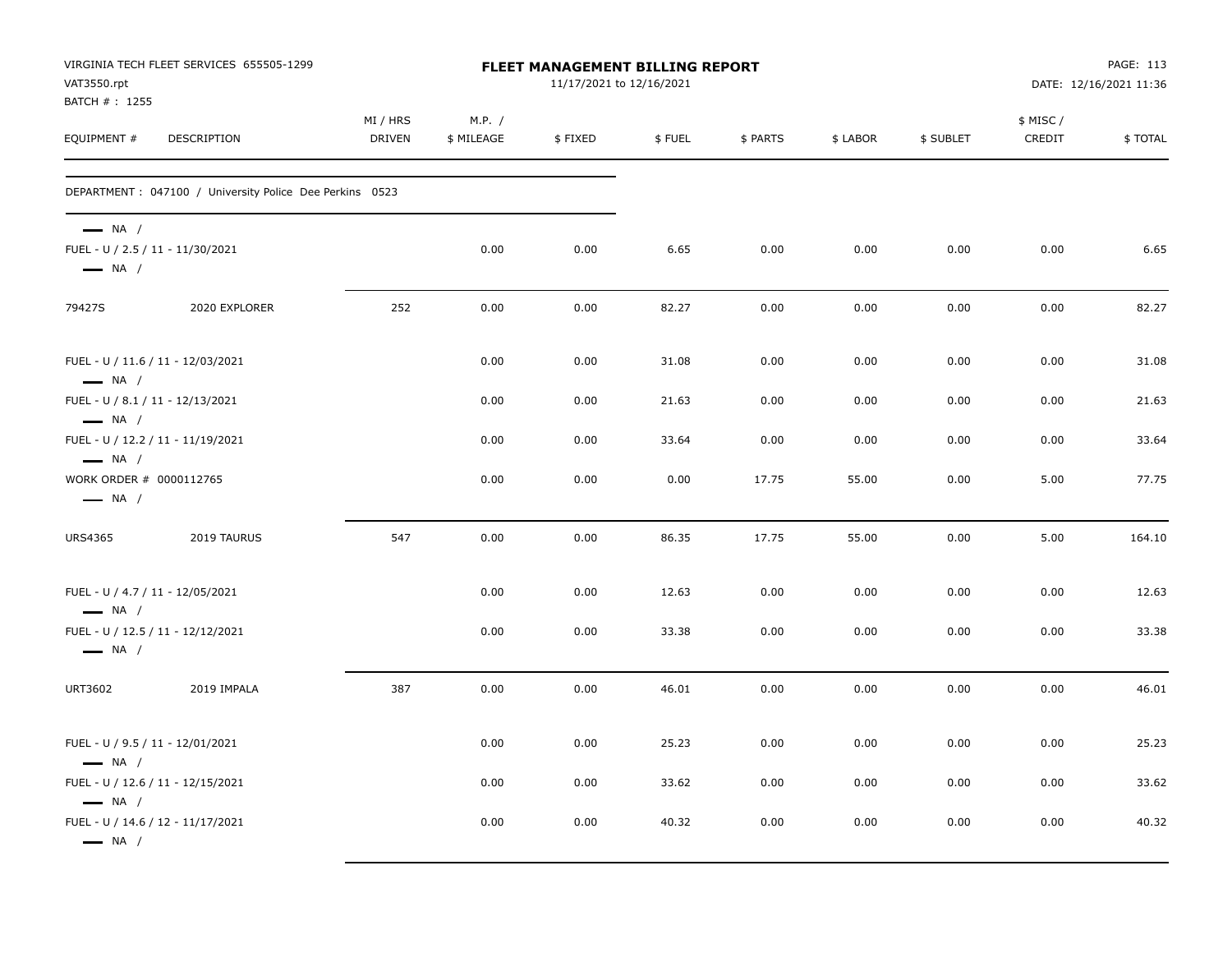VIRGINIA TECH FLEET SERVICES 655505-1299
VAT3550.rpt
BATCH # : 1255

**FLEET MANAGEMENT BILLING REPORT**
11/17/2021 to 12/16/2021

DATE: 12/16/2021 11:36

| EQUIPMENT # | DESCRIPTION | MI / HRS DRIVEN | M.P. / $ MILEAGE | $ FIXED | $ FUEL | $ PARTS | $ LABOR | $ SUBLET | $ MISC / CREDIT | $ TOTAL |
|---|---|---|---|---|---|---|---|---|---|---|
| DEPARTMENT : 047100 / University Police Dee Perkins 0523 | | | | | | | | | | |
| NA / | | | | | | | | | | |
| FUEL - U / 2.5 / 11 - 11/30/2021 | | | 0.00 | 0.00 | 6.65 | 0.00 | 0.00 | 0.00 | 0.00 | 6.65 |
| NA / | | | | | | | | | | |
| 79427S | 2020 EXPLORER | 252 | 0.00 | 0.00 | 82.27 | 0.00 | 0.00 | 0.00 | 0.00 | 82.27 |
| FUEL - U / 11.6 / 11 - 12/03/2021 | | | 0.00 | 0.00 | 31.08 | 0.00 | 0.00 | 0.00 | 0.00 | 31.08 |
| NA / | | | | | | | | | | |
| FUEL - U / 8.1 / 11 - 12/13/2021 | | | 0.00 | 0.00 | 21.63 | 0.00 | 0.00 | 0.00 | 0.00 | 21.63 |
| NA / | | | | | | | | | | |
| FUEL - U / 12.2 / 11 - 11/19/2021 | | | 0.00 | 0.00 | 33.64 | 0.00 | 0.00 | 0.00 | 0.00 | 33.64 |
| NA / | | | | | | | | | | |
| WORK ORDER # 0000112765 | | | 0.00 | 0.00 | 0.00 | 17.75 | 55.00 | 0.00 | 5.00 | 77.75 |
| NA / | | | | | | | | | | |
| URS4365 | 2019 TAURUS | 547 | 0.00 | 0.00 | 86.35 | 17.75 | 55.00 | 0.00 | 5.00 | 164.10 |
| FUEL - U / 4.7 / 11 - 12/05/2021 | | | 0.00 | 0.00 | 12.63 | 0.00 | 0.00 | 0.00 | 0.00 | 12.63 |
| NA / | | | | | | | | | | |
| FUEL - U / 12.5 / 11 - 12/12/2021 | | | 0.00 | 0.00 | 33.38 | 0.00 | 0.00 | 0.00 | 0.00 | 33.38 |
| NA / | | | | | | | | | | |
| URT3602 | 2019 IMPALA | 387 | 0.00 | 0.00 | 46.01 | 0.00 | 0.00 | 0.00 | 0.00 | 46.01 |
| FUEL - U / 9.5 / 11 - 12/01/2021 | | | 0.00 | 0.00 | 25.23 | 0.00 | 0.00 | 0.00 | 0.00 | 25.23 |
| NA / | | | | | | | | | | |
| FUEL - U / 12.6 / 11 - 12/15/2021 | | | 0.00 | 0.00 | 33.62 | 0.00 | 0.00 | 0.00 | 0.00 | 33.62 |
| NA / | | | | | | | | | | |
| FUEL - U / 14.6 / 12 - 11/17/2021 | | | 0.00 | 0.00 | 40.32 | 0.00 | 0.00 | 0.00 | 0.00 | 40.32 |
| NA / | | | | | | | | | | |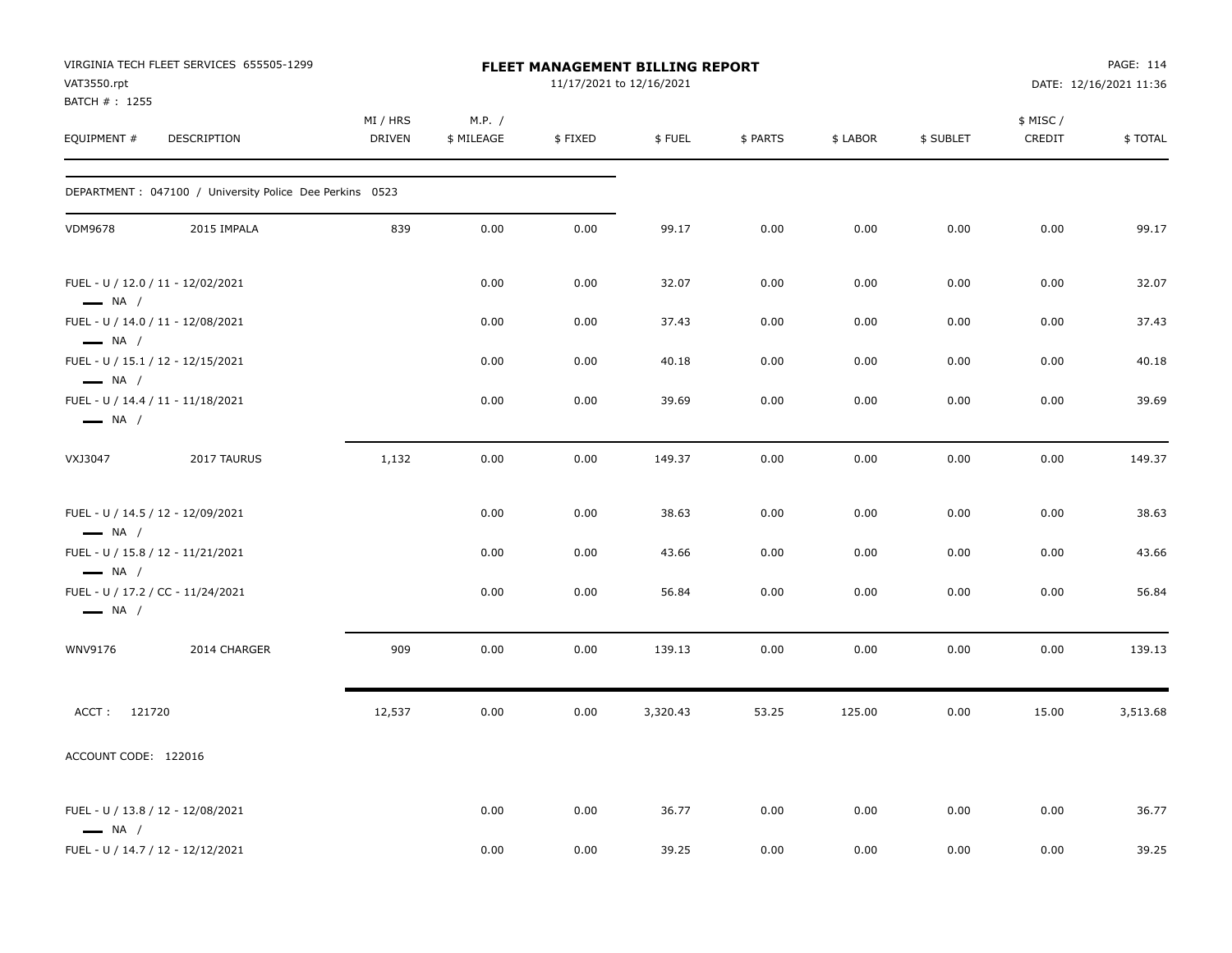VIRGINIA TECH FLEET SERVICES 655505-1299
VAT3550.rpt
BATCH # : 1255

**FLEET MANAGEMENT BILLING REPORT**
11/17/2021 to 12/16/2021

| EQUIPMENT # | DESCRIPTION | MI / HRS DRIVEN | M.P. / $ MILEAGE | $ FIXED | $ FUEL | $ PARTS | $ LABOR | $ SUBLET | $ MISC / CREDIT | $ TOTAL |
|---|---|---|---|---|---|---|---|---|---|---|
| DEPARTMENT : 047100 / University Police Dee Perkins 0523 | | | | | | | | | | |
| VDM9678 | 2015 IMPALA | 839 | 0.00 | 0.00 | 99.17 | 0.00 | 0.00 | 0.00 | 0.00 | 99.17 |
| FUEL - U / 12.0 / 11 - 12/02/2021 — NA / | | | 0.00 | 0.00 | 32.07 | 0.00 | 0.00 | 0.00 | 0.00 | 32.07 |
| FUEL - U / 14.0 / 11 - 12/08/2021 — NA / | | | 0.00 | 0.00 | 37.43 | 0.00 | 0.00 | 0.00 | 0.00 | 37.43 |
| FUEL - U / 15.1 / 12 - 12/15/2021 — NA / | | | 0.00 | 0.00 | 40.18 | 0.00 | 0.00 | 0.00 | 0.00 | 40.18 |
| FUEL - U / 14.4 / 11 - 11/18/2021 — NA / | | | 0.00 | 0.00 | 39.69 | 0.00 | 0.00 | 0.00 | 0.00 | 39.69 |
| VXJ3047 | 2017 TAURUS | 1,132 | 0.00 | 0.00 | 149.37 | 0.00 | 0.00 | 0.00 | 0.00 | 149.37 |
| FUEL - U / 14.5 / 12 - 12/09/2021 — NA / | | | 0.00 | 0.00 | 38.63 | 0.00 | 0.00 | 0.00 | 0.00 | 38.63 |
| FUEL - U / 15.8 / 12 - 11/21/2021 — NA / | | | 0.00 | 0.00 | 43.66 | 0.00 | 0.00 | 0.00 | 0.00 | 43.66 |
| FUEL - U / 17.2 / CC - 11/24/2021 — NA / | | | 0.00 | 0.00 | 56.84 | 0.00 | 0.00 | 0.00 | 0.00 | 56.84 |
| WNV9176 | 2014 CHARGER | 909 | 0.00 | 0.00 | 139.13 | 0.00 | 0.00 | 0.00 | 0.00 | 139.13 |
| ACCT : 121720 | | 12,537 | 0.00 | 0.00 | 3,320.43 | 53.25 | 125.00 | 0.00 | 15.00 | 3,513.68 |
| ACCOUNT CODE: 122016 | | | | | | | | | | |
| FUEL - U / 13.8 / 12 - 12/08/2021 — NA / | | | 0.00 | 0.00 | 36.77 | 0.00 | 0.00 | 0.00 | 0.00 | 36.77 |
| FUEL - U / 14.7 / 12 - 12/12/2021 | | | 0.00 | 0.00 | 39.25 | 0.00 | 0.00 | 0.00 | 0.00 | 39.25 |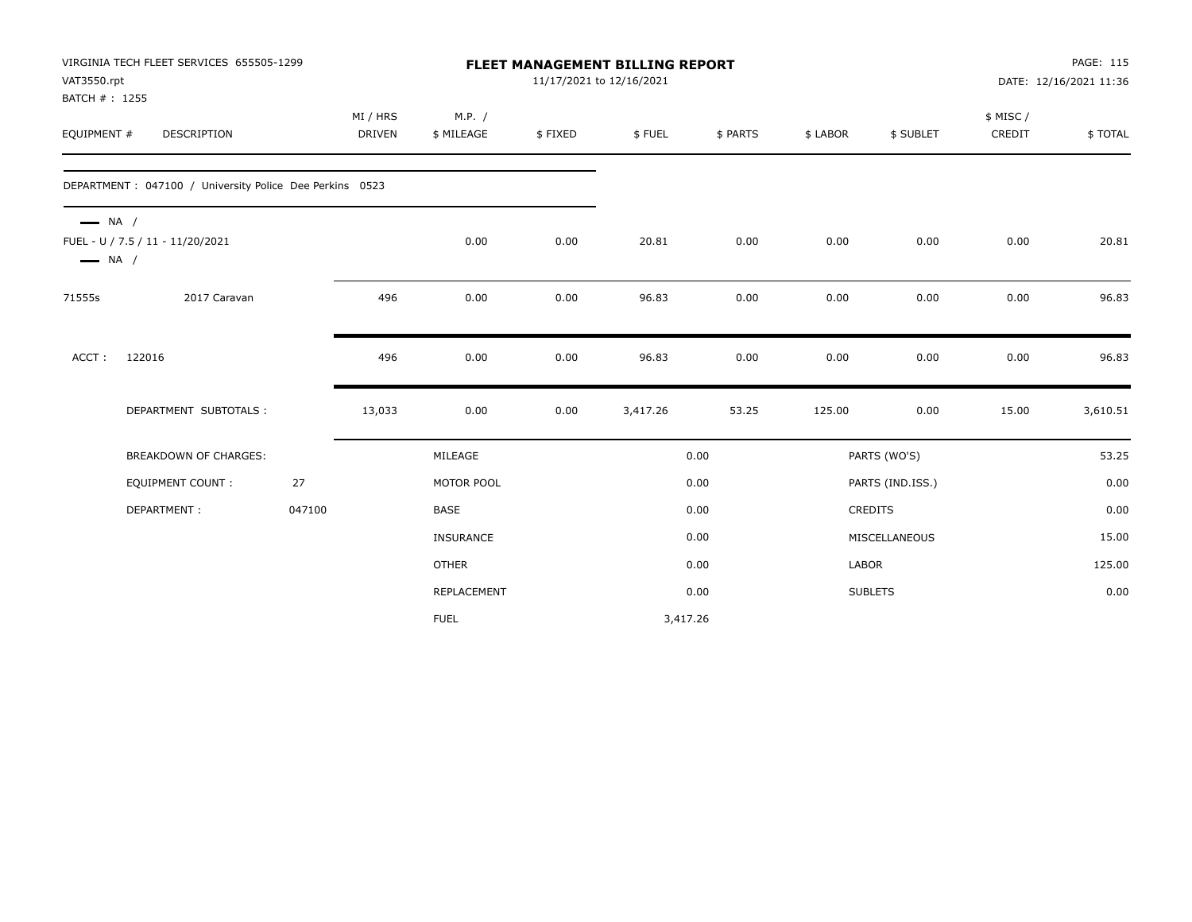VIRGINIA TECH FLEET SERVICES 655505-1299
VAT3550.rpt
BATCH # : 1255

# FLEET MANAGEMENT BILLING REPORT

11/17/2021 to 12/16/2021

PAGE: 115
DATE: 12/16/2021 11:36

| EQUIPMENT # | DESCRIPTION | MI / HRS DRIVEN | M.P. / $ MILEAGE | $ FIXED | $ FUEL | $ PARTS | $ LABOR | $ SUBLET | $ MISC / CREDIT | $ TOTAL |
|---|---|---|---|---|---|---|---|---|---|---|
| DEPARTMENT : 047100 / University Police Dee Perkins 0523 | | | | | | | | | | |
| — NA / FUEL - U / 7.5 / 11 - 11/20/2021 — NA / | | | 0.00 | 0.00 | 20.81 | 0.00 | 0.00 | 0.00 | 0.00 | 20.81 |
| 71555s | 2017 Caravan | 496 | 0.00 | 0.00 | 96.83 | 0.00 | 0.00 | 0.00 | 0.00 | 96.83 |
| ACCT : | 122016 | 496 | 0.00 | 0.00 | 96.83 | 0.00 | 0.00 | 0.00 | 0.00 | 96.83 |
| | DEPARTMENT SUBTOTALS : | 13,033 | 0.00 | 0.00 | 3,417.26 | 53.25 | 125.00 | 0.00 | 15.00 | 3,610.51 |

| BREAKDOWN OF CHARGES: | | | | | |
|---|---|---|---|---|---|
| EQUIPMENT COUNT : | 27 | MILEAGE | 0.00 | PARTS (WO'S) | 53.25 |
| DEPARTMENT : | 047100 | MOTOR POOL | 0.00 | PARTS (IND.ISS.) | 0.00 |
| | | BASE | 0.00 | CREDITS | 0.00 |
| | | INSURANCE | 0.00 | MISCELLANEOUS | 15.00 |
| | | OTHER | 0.00 | LABOR | 125.00 |
| | | REPLACEMENT | 0.00 | SUBLETS | 0.00 |
| | | FUEL | 3,417.26 | | |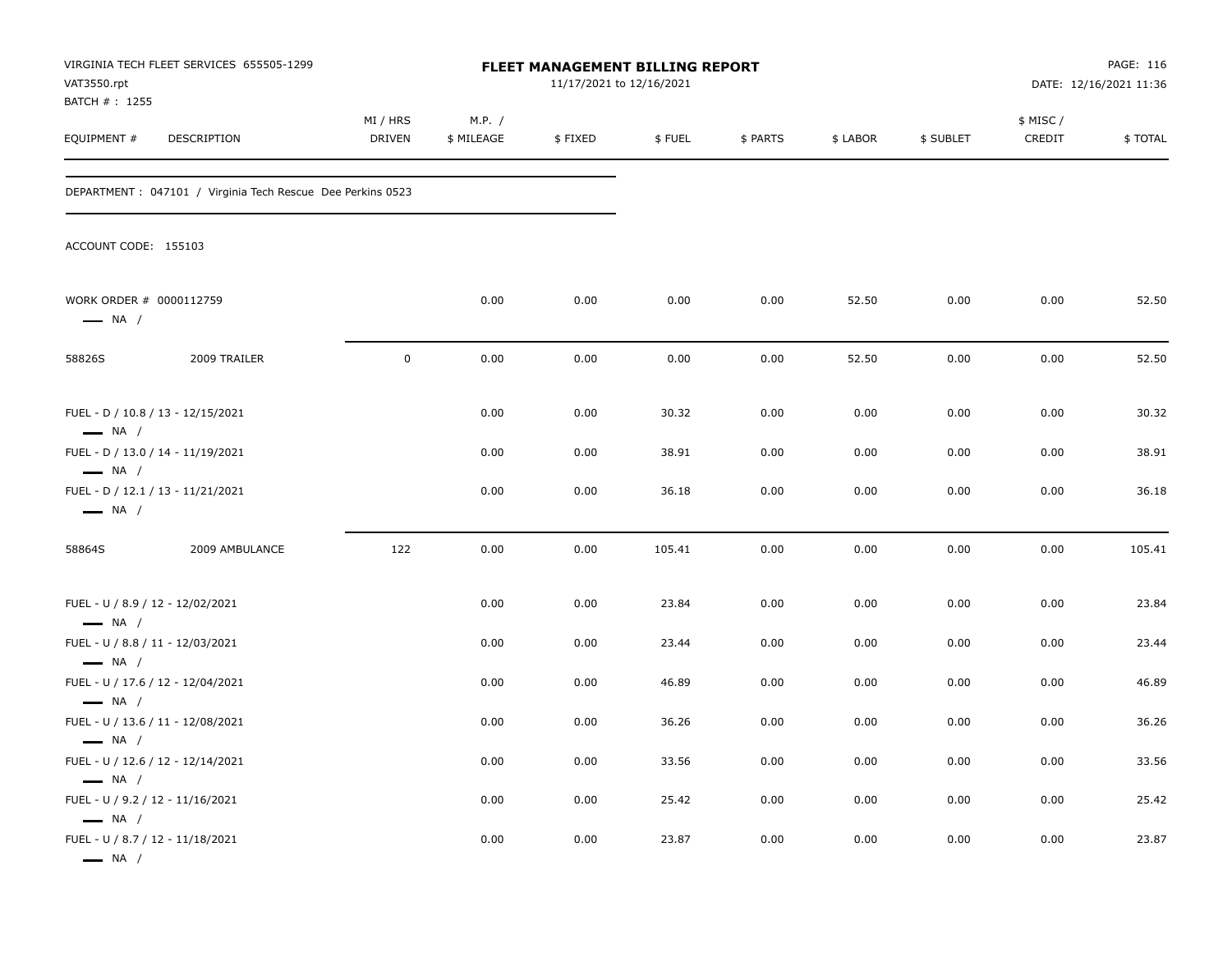VIRGINIA TECH FLEET SERVICES 655505-1299
VAT3550.rpt
BATCH # : 1255

# FLEET MANAGEMENT BILLING REPORT

11/17/2021 to 12/16/2021

DATE: 12/16/2021 11:36

| EQUIPMENT # | DESCRIPTION | MI / HRS DRIVEN | M.P. / $ MILEAGE | $ FIXED | $ FUEL | $ PARTS | $ LABOR | $ SUBLET | $ MISC / CREDIT | $ TOTAL |
|---|---|---|---|---|---|---|---|---|---|---|

DEPARTMENT : 047101 / Virginia Tech Rescue Dee Perkins 0523

ACCOUNT CODE: 155103

| EQUIPMENT # | DESCRIPTION | MI / HRS DRIVEN | M.P. / $ MILEAGE | $ FIXED | $ FUEL | $ PARTS | $ LABOR | $ SUBLET | $ MISC / CREDIT | $ TOTAL |
|---|---|---|---|---|---|---|---|---|---|---|
| WORK ORDER # 0000112759 — NA / | | | 0.00 | 0.00 | 0.00 | 0.00 | 52.50 | 0.00 | 0.00 | 52.50 |
| 58826S | 2009 TRAILER | 0 | 0.00 | 0.00 | 0.00 | 0.00 | 52.50 | 0.00 | 0.00 | 52.50 |
| FUEL - D / 10.8 / 13 - 12/15/2021 — NA / | | | 0.00 | 0.00 | 30.32 | 0.00 | 0.00 | 0.00 | 0.00 | 30.32 |
| FUEL - D / 13.0 / 14 - 11/19/2021 — NA / | | | 0.00 | 0.00 | 38.91 | 0.00 | 0.00 | 0.00 | 0.00 | 38.91 |
| FUEL - D / 12.1 / 13 - 11/21/2021 — NA / | | | 0.00 | 0.00 | 36.18 | 0.00 | 0.00 | 0.00 | 0.00 | 36.18 |
| 58864S | 2009 AMBULANCE | 122 | 0.00 | 0.00 | 105.41 | 0.00 | 0.00 | 0.00 | 0.00 | 105.41 |
| FUEL - U / 8.9 / 12 - 12/02/2021 — NA / | | | 0.00 | 0.00 | 23.84 | 0.00 | 0.00 | 0.00 | 0.00 | 23.84 |
| FUEL - U / 8.8 / 11 - 12/03/2021 — NA / | | | 0.00 | 0.00 | 23.44 | 0.00 | 0.00 | 0.00 | 0.00 | 23.44 |
| FUEL - U / 17.6 / 12 - 12/04/2021 — NA / | | | 0.00 | 0.00 | 46.89 | 0.00 | 0.00 | 0.00 | 0.00 | 46.89 |
| FUEL - U / 13.6 / 11 - 12/08/2021 — NA / | | | 0.00 | 0.00 | 36.26 | 0.00 | 0.00 | 0.00 | 0.00 | 36.26 |
| FUEL - U / 12.6 / 12 - 12/14/2021 — NA / | | | 0.00 | 0.00 | 33.56 | 0.00 | 0.00 | 0.00 | 0.00 | 33.56 |
| FUEL - U / 9.2 / 12 - 11/16/2021 — NA / | | | 0.00 | 0.00 | 25.42 | 0.00 | 0.00 | 0.00 | 0.00 | 25.42 |
| FUEL - U / 8.7 / 12 - 11/18/2021 — NA / | | | 0.00 | 0.00 | 23.87 | 0.00 | 0.00 | 0.00 | 0.00 | 23.87 |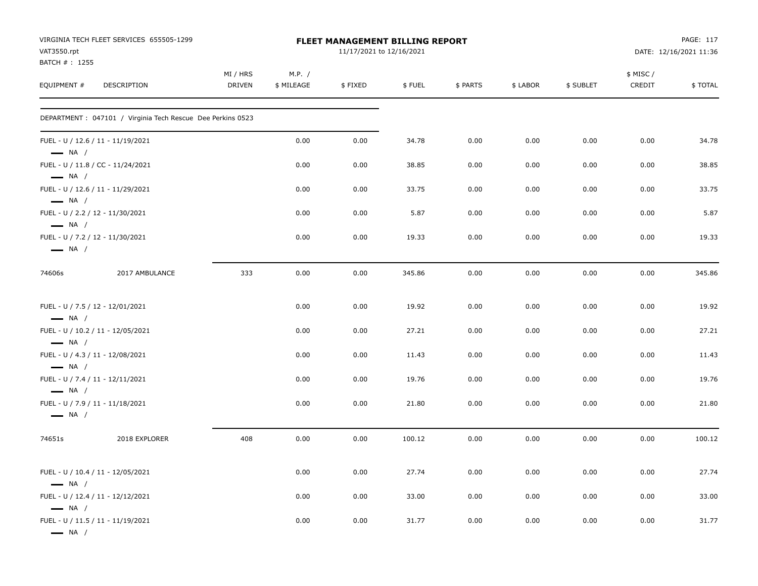VIRGINIA TECH FLEET SERVICES 655505-1299
VAT3550.rpt
BATCH # : 1255

**FLEET MANAGEMENT BILLING REPORT**
11/17/2021 to 12/16/2021

PAGE: 117
DATE: 12/16/2021 11:36

| EQUIPMENT # | DESCRIPTION | MI / HRS DRIVEN | M.P. / $ MILEAGE | $ FIXED | $ FUEL | $ PARTS | $ LABOR | $ SUBLET | $ MISC / CREDIT | $ TOTAL |
|---|---|---|---|---|---|---|---|---|---|---|
| DEPARTMENT : 047101 / Virginia Tech Rescue Dee Perkins 0523 | | | | | | | | | | |
| FUEL - U / 12.6 / 11 - 11/19/2021 — NA / | | | 0.00 | 0.00 | 34.78 | 0.00 | 0.00 | 0.00 | 0.00 | 34.78 |
| FUEL - U / 11.8 / CC - 11/24/2021 — NA / | | | 0.00 | 0.00 | 38.85 | 0.00 | 0.00 | 0.00 | 0.00 | 38.85 |
| FUEL - U / 12.6 / 11 - 11/29/2021 — NA / | | | 0.00 | 0.00 | 33.75 | 0.00 | 0.00 | 0.00 | 0.00 | 33.75 |
| FUEL - U / 2.2 / 12 - 11/30/2021 — NA / | | | 0.00 | 0.00 | 5.87 | 0.00 | 0.00 | 0.00 | 0.00 | 5.87 |
| FUEL - U / 7.2 / 12 - 11/30/2021 — NA / | | | 0.00 | 0.00 | 19.33 | 0.00 | 0.00 | 0.00 | 0.00 | 19.33 |
| 74606s | 2017 AMBULANCE | 333 | 0.00 | 0.00 | 345.86 | 0.00 | 0.00 | 0.00 | 0.00 | 345.86 |
| FUEL - U / 7.5 / 12 - 12/01/2021 — NA / | | | 0.00 | 0.00 | 19.92 | 0.00 | 0.00 | 0.00 | 0.00 | 19.92 |
| FUEL - U / 10.2 / 11 - 12/05/2021 — NA / | | | 0.00 | 0.00 | 27.21 | 0.00 | 0.00 | 0.00 | 0.00 | 27.21 |
| FUEL - U / 4.3 / 11 - 12/08/2021 — NA / | | | 0.00 | 0.00 | 11.43 | 0.00 | 0.00 | 0.00 | 0.00 | 11.43 |
| FUEL - U / 7.4 / 11 - 12/11/2021 — NA / | | | 0.00 | 0.00 | 19.76 | 0.00 | 0.00 | 0.00 | 0.00 | 19.76 |
| FUEL - U / 7.9 / 11 - 11/18/2021 — NA / | | | 0.00 | 0.00 | 21.80 | 0.00 | 0.00 | 0.00 | 0.00 | 21.80 |
| 74651s | 2018 EXPLORER | 408 | 0.00 | 0.00 | 100.12 | 0.00 | 0.00 | 0.00 | 0.00 | 100.12 |
| FUEL - U / 10.4 / 11 - 12/05/2021 — NA / | | | 0.00 | 0.00 | 27.74 | 0.00 | 0.00 | 0.00 | 0.00 | 27.74 |
| FUEL - U / 12.4 / 11 - 12/12/2021 — NA / | | | 0.00 | 0.00 | 33.00 | 0.00 | 0.00 | 0.00 | 0.00 | 33.00 |
| FUEL - U / 11.5 / 11 - 11/19/2021 — NA / | | | 0.00 | 0.00 | 31.77 | 0.00 | 0.00 | 0.00 | 0.00 | 31.77 |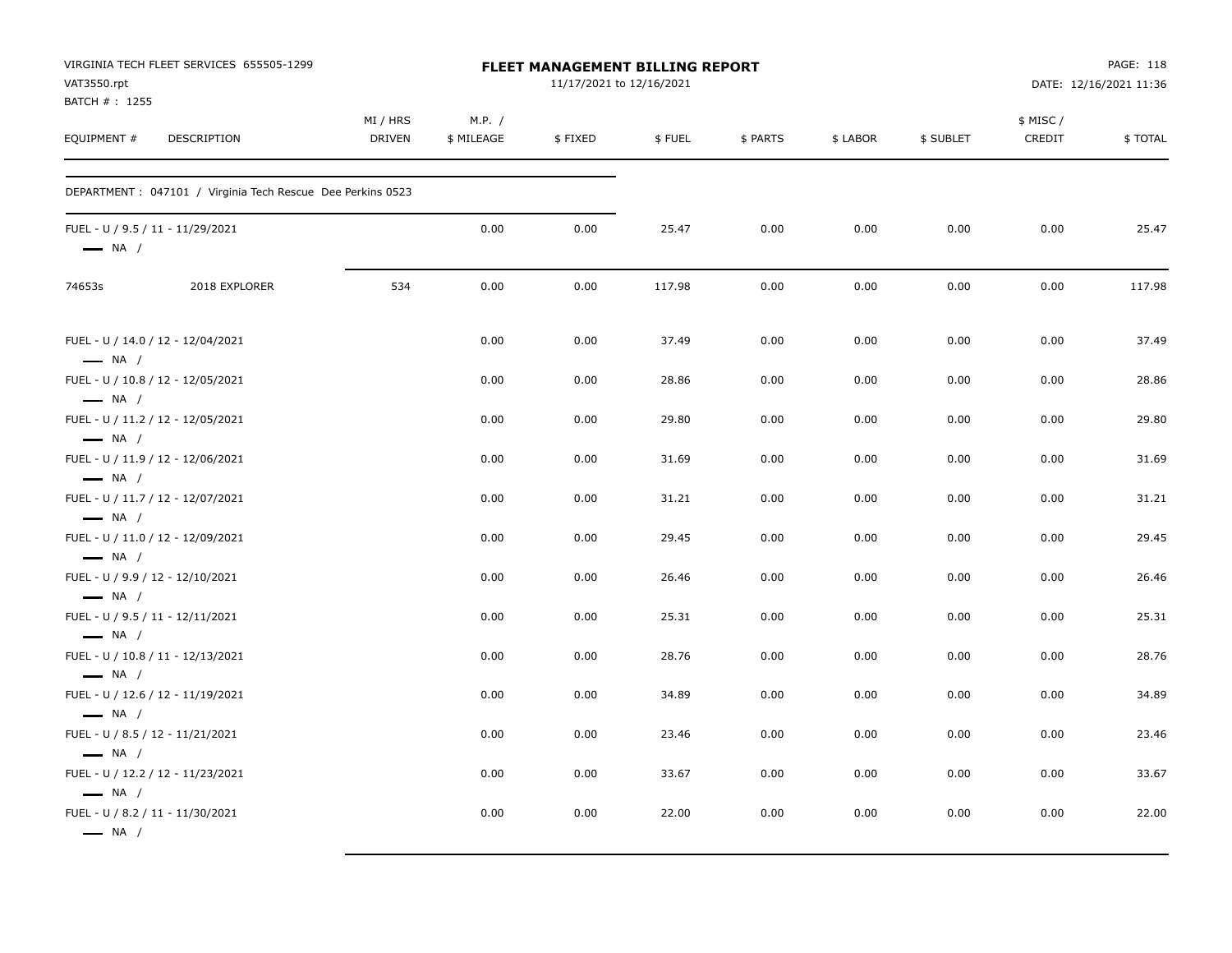VIRGINIA TECH FLEET SERVICES 655505-1299
VAT3550.rpt
BATCH # : 1255

**FLEET MANAGEMENT BILLING REPORT**
11/17/2021 to 12/16/2021

DATE: 12/16/2021 11:36

| EQUIPMENT # | DESCRIPTION | MI / HRS DRIVEN | M.P. / $ MILEAGE | $ FIXED | $ FUEL | $ PARTS | $ LABOR | $ SUBLET | $ MISC / CREDIT | $ TOTAL |
|---|---|---|---|---|---|---|---|---|---|---|
| DEPARTMENT : 047101 / Virginia Tech Rescue Dee Perkins 0523 | | | | | | | | | | |
| FUEL - U / 9.5 / 11 - 11/29/2021 — NA / | | | 0.00 | 0.00 | 25.47 | 0.00 | 0.00 | 0.00 | 0.00 | 25.47 |
| 74653s | 2018 EXPLORER | 534 | 0.00 | 0.00 | 117.98 | 0.00 | 0.00 | 0.00 | 0.00 | 117.98 |
| FUEL - U / 14.0 / 12 - 12/04/2021 — NA / | | | 0.00 | 0.00 | 37.49 | 0.00 | 0.00 | 0.00 | 0.00 | 37.49 |
| FUEL - U / 10.8 / 12 - 12/05/2021 — NA / | | | 0.00 | 0.00 | 28.86 | 0.00 | 0.00 | 0.00 | 0.00 | 28.86 |
| FUEL - U / 11.2 / 12 - 12/05/2021 — NA / | | | 0.00 | 0.00 | 29.80 | 0.00 | 0.00 | 0.00 | 0.00 | 29.80 |
| FUEL - U / 11.9 / 12 - 12/06/2021 — NA / | | | 0.00 | 0.00 | 31.69 | 0.00 | 0.00 | 0.00 | 0.00 | 31.69 |
| FUEL - U / 11.7 / 12 - 12/07/2021 — NA / | | | 0.00 | 0.00 | 31.21 | 0.00 | 0.00 | 0.00 | 0.00 | 31.21 |
| FUEL - U / 11.0 / 12 - 12/09/2021 — NA / | | | 0.00 | 0.00 | 29.45 | 0.00 | 0.00 | 0.00 | 0.00 | 29.45 |
| FUEL - U / 9.9 / 12 - 12/10/2021 — NA / | | | 0.00 | 0.00 | 26.46 | 0.00 | 0.00 | 0.00 | 0.00 | 26.46 |
| FUEL - U / 9.5 / 11 - 12/11/2021 — NA / | | | 0.00 | 0.00 | 25.31 | 0.00 | 0.00 | 0.00 | 0.00 | 25.31 |
| FUEL - U / 10.8 / 11 - 12/13/2021 — NA / | | | 0.00 | 0.00 | 28.76 | 0.00 | 0.00 | 0.00 | 0.00 | 28.76 |
| FUEL - U / 12.6 / 12 - 11/19/2021 — NA / | | | 0.00 | 0.00 | 34.89 | 0.00 | 0.00 | 0.00 | 0.00 | 34.89 |
| FUEL - U / 8.5 / 12 - 11/21/2021 — NA / | | | 0.00 | 0.00 | 23.46 | 0.00 | 0.00 | 0.00 | 0.00 | 23.46 |
| FUEL - U / 12.2 / 12 - 11/23/2021 — NA / | | | 0.00 | 0.00 | 33.67 | 0.00 | 0.00 | 0.00 | 0.00 | 33.67 |
| FUEL - U / 8.2 / 11 - 11/30/2021 — NA / | | | 0.00 | 0.00 | 22.00 | 0.00 | 0.00 | 0.00 | 0.00 | 22.00 |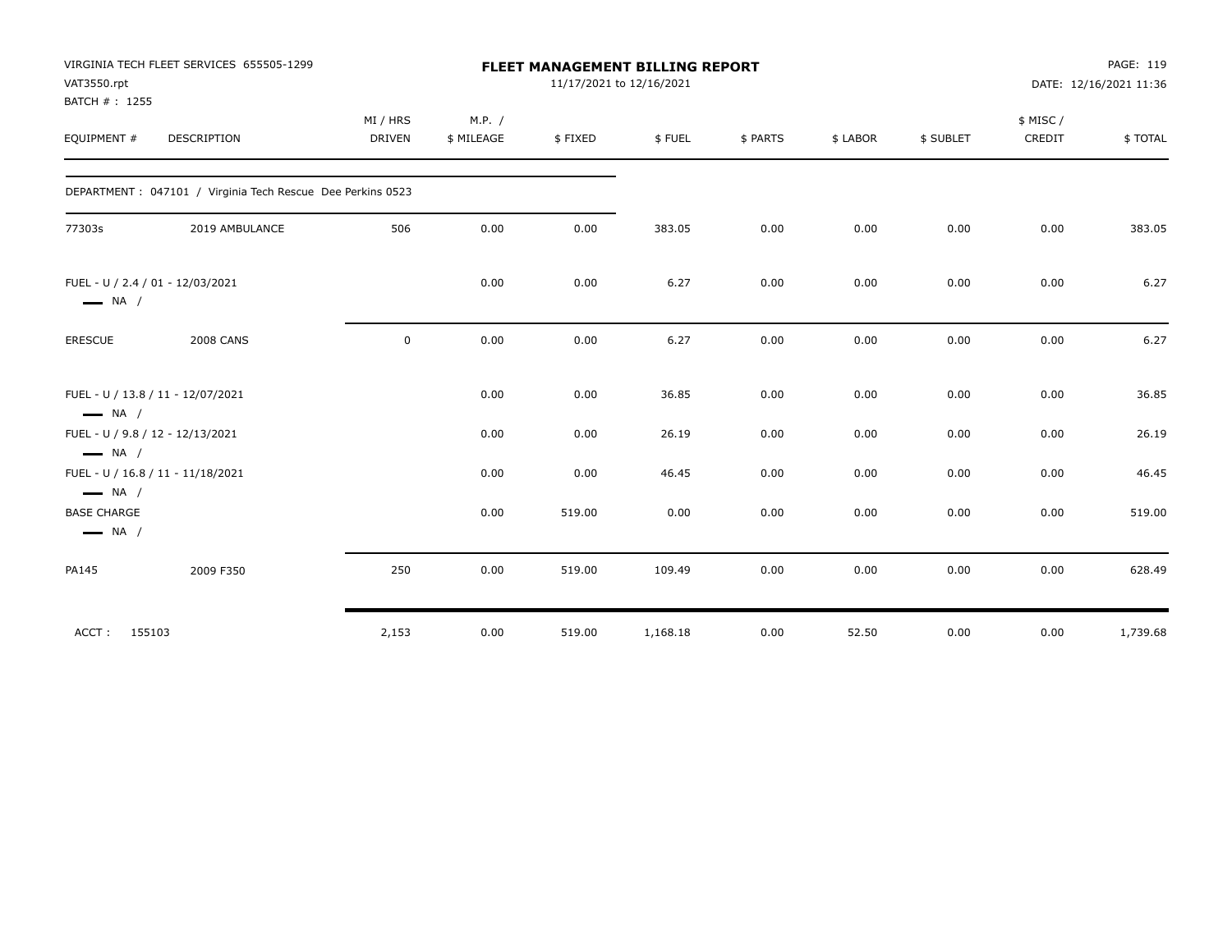VIRGINIA TECH FLEET SERVICES 655505-1299
VAT3550.rpt
BATCH # : 1255

**FLEET MANAGEMENT BILLING REPORT**
11/17/2021 to 12/16/2021

DATE: 12/16/2021 11:36

| EQUIPMENT # | DESCRIPTION | MI / HRS DRIVEN | M.P. / $ MILEAGE | $ FIXED | $ FUEL | $ PARTS | $ LABOR | $ SUBLET | $ MISC / CREDIT | $ TOTAL |
|---|---|---|---|---|---|---|---|---|---|---|
| DEPARTMENT : 047101 / Virginia Tech Rescue Dee Perkins 0523 | | | | | | | | | | |
| 77303s | 2019 AMBULANCE | 506 | 0.00 | 0.00 | 383.05 | 0.00 | 0.00 | 0.00 | 0.00 | 383.05 |
| FUEL - U / 2.4 / 01 - 12/03/2021 — NA / | | | 0.00 | 0.00 | 6.27 | 0.00 | 0.00 | 0.00 | 0.00 | 6.27 |
| ERESCUE | 2008 CANS | 0 | 0.00 | 0.00 | 6.27 | 0.00 | 0.00 | 0.00 | 0.00 | 6.27 |
| FUEL - U / 13.8 / 11 - 12/07/2021 — NA / | | | 0.00 | 0.00 | 36.85 | 0.00 | 0.00 | 0.00 | 0.00 | 36.85 |
| FUEL - U / 9.8 / 12 - 12/13/2021 — NA / | | | 0.00 | 0.00 | 26.19 | 0.00 | 0.00 | 0.00 | 0.00 | 26.19 |
| FUEL - U / 16.8 / 11 - 11/18/2021 — NA / | | | 0.00 | 0.00 | 46.45 | 0.00 | 0.00 | 0.00 | 0.00 | 46.45 |
| BASE CHARGE — NA / | | | 0.00 | 519.00 | 0.00 | 0.00 | 0.00 | 0.00 | 0.00 | 519.00 |
| PA145 | 2009 F350 | 250 | 0.00 | 519.00 | 109.49 | 0.00 | 0.00 | 0.00 | 0.00 | 628.49 |
| ACCT : 155103 | | 2,153 | 0.00 | 519.00 | 1,168.18 | 0.00 | 52.50 | 0.00 | 0.00 | 1,739.68 |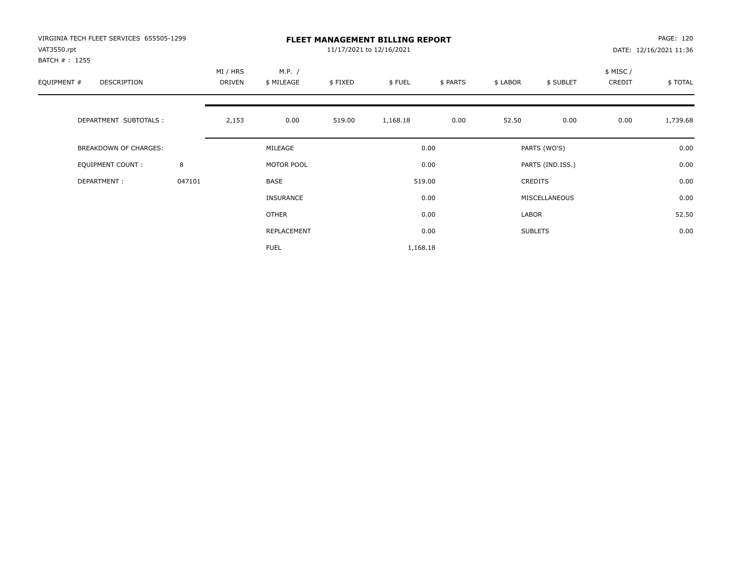VIRGINIA TECH FLEET SERVICES 655505-1299
VAT3550.rpt
BATCH # : 1255

# FLEET MANAGEMENT BILLING REPORT

11/17/2021 to 12/16/2021

DATE: 12/16/2021 11:36

| EQUIPMENT # | DESCRIPTION | MI / HRS DRIVEN | M.P. / $ MILEAGE | $ FIXED | $ FUEL | $ PARTS | $ LABOR | $ SUBLET | $ MISC / CREDIT | $ TOTAL |
|---|---|---|---|---|---|---|---|---|---|---|
| | DEPARTMENT SUBTOTALS : | 2,153 | 0.00 | 519.00 | 1,168.18 | 0.00 | 52.50 | 0.00 | 0.00 | 1,739.68 |

| BREAKDOWN OF CHARGES: | | | | | |
|---|---|---|---|---|---|
| EQUIPMENT COUNT : | 8 | MILEAGE | 0.00 | PARTS (WO'S) | 0.00 |
| DEPARTMENT : | 047101 | MOTOR POOL | 0.00 | PARTS (IND.ISS.) | 0.00 |
| | | BASE | 519.00 | CREDITS | 0.00 |
| | | INSURANCE | 0.00 | MISCELLANEOUS | 0.00 |
| | | OTHER | 0.00 | LABOR | 52.50 |
| | | REPLACEMENT | 0.00 | SUBLETS | 0.00 |
| | | FUEL | 1,168.18 | | |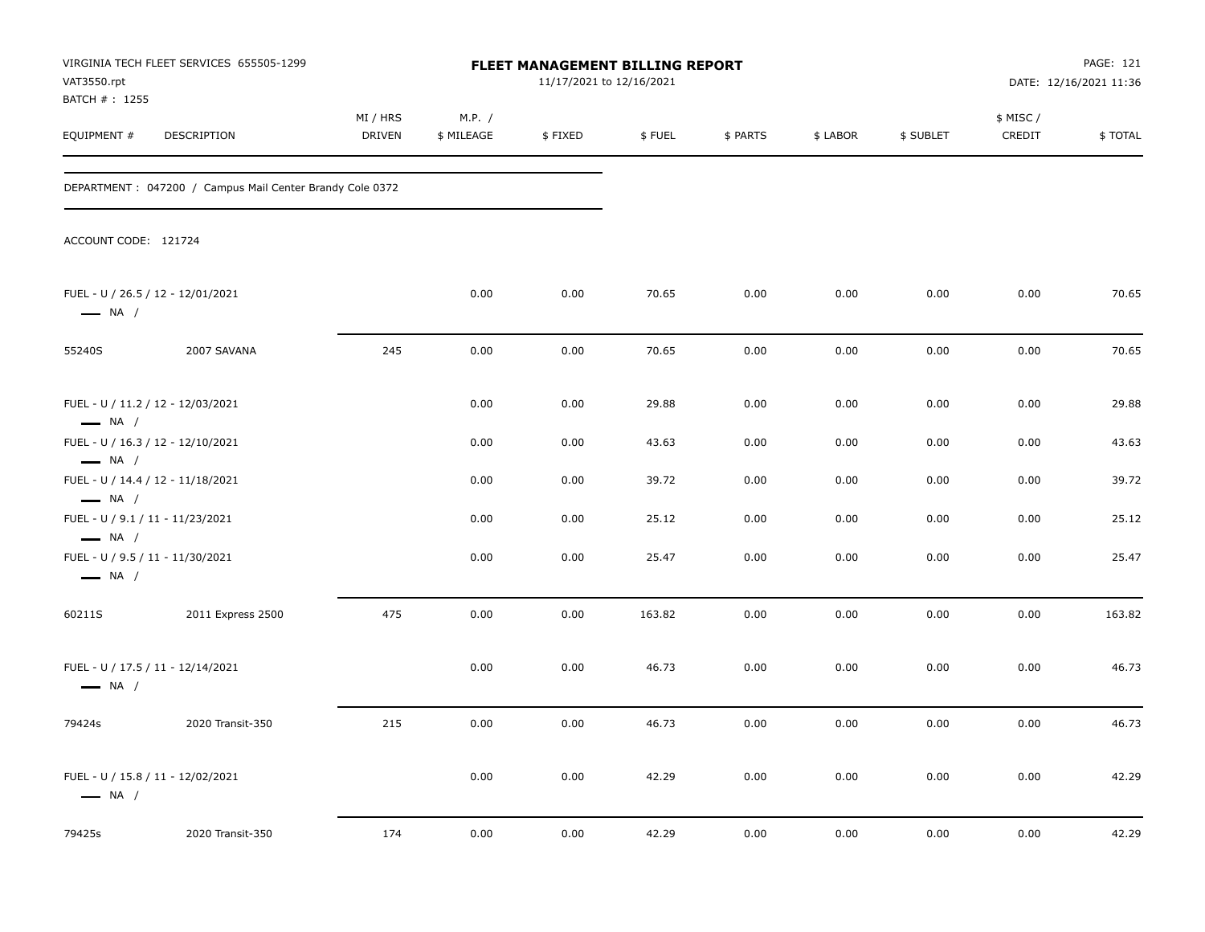VIRGINIA TECH FLEET SERVICES 655505-1299
VAT3550.rpt
BATCH # : 1255

# FLEET MANAGEMENT BILLING REPORT

11/17/2021 to 12/16/2021

DATE: 12/16/2021 11:36

| EQUIPMENT # | DESCRIPTION | MI / HRS DRIVEN | M.P. / $ MILEAGE | $ FIXED | $ FUEL | $ PARTS | $ LABOR | $ SUBLET | $ MISC / CREDIT | $ TOTAL |
|---|---|---|---|---|---|---|---|---|---|---|
| DEPARTMENT : 047200 / Campus Mail Center Brandy Cole 0372 | | | | | | | | | | |
| ACCOUNT CODE: 121724 | | | | | | | | | | |
| FUEL - U / 26.5 / 12 - 12/01/2021 — NA / | | | 0.00 | 0.00 | 70.65 | 0.00 | 0.00 | 0.00 | 0.00 | 70.65 |
| 55240S | 2007 SAVANA | 245 | 0.00 | 0.00 | 70.65 | 0.00 | 0.00 | 0.00 | 0.00 | 70.65 |
| FUEL - U / 11.2 / 12 - 12/03/2021 — NA / | | | 0.00 | 0.00 | 29.88 | 0.00 | 0.00 | 0.00 | 0.00 | 29.88 |
| FUEL - U / 16.3 / 12 - 12/10/2021 — NA / | | | 0.00 | 0.00 | 43.63 | 0.00 | 0.00 | 0.00 | 0.00 | 43.63 |
| FUEL - U / 14.4 / 12 - 11/18/2021 — NA / | | | 0.00 | 0.00 | 39.72 | 0.00 | 0.00 | 0.00 | 0.00 | 39.72 |
| FUEL - U / 9.1 / 11 - 11/23/2021 — NA / | | | 0.00 | 0.00 | 25.12 | 0.00 | 0.00 | 0.00 | 0.00 | 25.12 |
| FUEL - U / 9.5 / 11 - 11/30/2021 — NA / | | | 0.00 | 0.00 | 25.47 | 0.00 | 0.00 | 0.00 | 0.00 | 25.47 |
| 60211S | 2011 Express 2500 | 475 | 0.00 | 0.00 | 163.82 | 0.00 | 0.00 | 0.00 | 0.00 | 163.82 |
| FUEL - U / 17.5 / 11 - 12/14/2021 — NA / | | | 0.00 | 0.00 | 46.73 | 0.00 | 0.00 | 0.00 | 0.00 | 46.73 |
| 79424s | 2020 Transit-350 | 215 | 0.00 | 0.00 | 46.73 | 0.00 | 0.00 | 0.00 | 0.00 | 46.73 |
| FUEL - U / 15.8 / 11 - 12/02/2021 — NA / | | | 0.00 | 0.00 | 42.29 | 0.00 | 0.00 | 0.00 | 0.00 | 42.29 |
| 79425s | 2020 Transit-350 | 174 | 0.00 | 0.00 | 42.29 | 0.00 | 0.00 | 0.00 | 0.00 | 42.29 |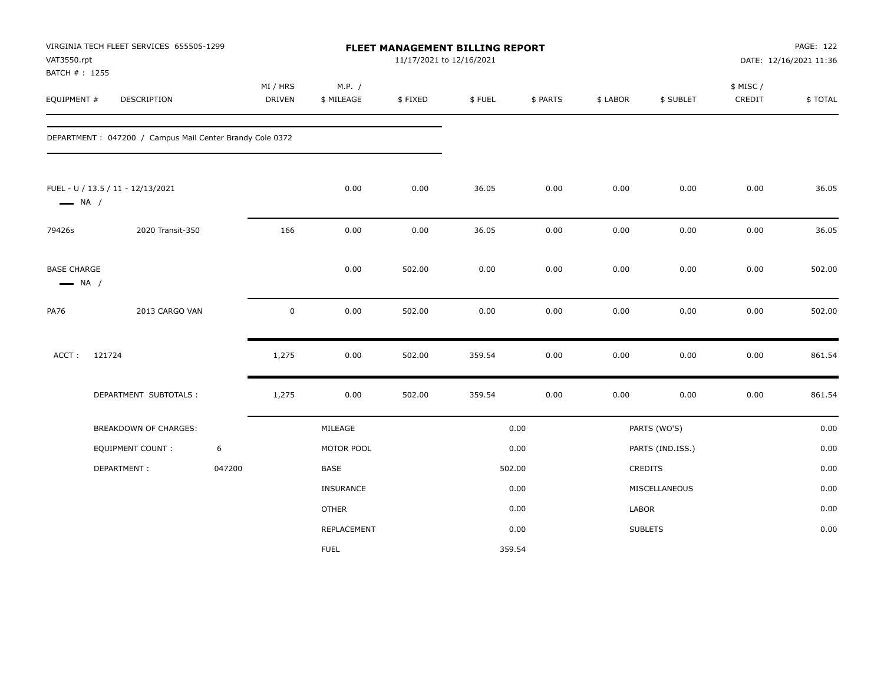VIRGINIA TECH FLEET SERVICES 655505-1299
VAT3550.rpt
BATCH # : 1255

# FLEET MANAGEMENT BILLING REPORT

11/17/2021 to 12/16/2021

DATE: 12/16/2021 11:36

| EQUIPMENT # | DESCRIPTION | MI / HRS DRIVEN | M.P. / $ MILEAGE | $ FIXED | $ FUEL | $ PARTS | $ LABOR | $ SUBLET | $ MISC / CREDIT | $ TOTAL |
|---|---|---|---|---|---|---|---|---|---|---|
| DEPARTMENT : 047200 / Campus Mail Center Brandy Cole 0372 | | | | | | | | | | |
| FUEL - U / 13.5 / 11 - 12/13/2021 — NA / | | | 0.00 | 0.00 | 36.05 | 0.00 | 0.00 | 0.00 | 0.00 | 36.05 |
| 79426s | 2020 Transit-350 | 166 | 0.00 | 0.00 | 36.05 | 0.00 | 0.00 | 0.00 | 0.00 | 36.05 |
| BASE CHARGE — NA / | | | 0.00 | 502.00 | 0.00 | 0.00 | 0.00 | 0.00 | 0.00 | 502.00 |
| PA76 | 2013 CARGO VAN | 0 | 0.00 | 502.00 | 0.00 | 0.00 | 0.00 | 0.00 | 0.00 | 502.00 |
| ACCT : 121724 | | 1,275 | 0.00 | 502.00 | 359.54 | 0.00 | 0.00 | 0.00 | 0.00 | 861.54 |
| | DEPARTMENT SUBTOTALS : | 1,275 | 0.00 | 502.00 | 359.54 | 0.00 | 0.00 | 0.00 | 0.00 | 861.54 |

| BREAKDOWN OF CHARGES: | | | | | |
|---|---|---|---|---|---|
| EQUIPMENT COUNT : | 6 | MILEAGE | 0.00 | PARTS (WO'S) | 0.00 |
| DEPARTMENT : | 047200 | MOTOR POOL | 0.00 | PARTS (IND.ISS.) | 0.00 |
| | | BASE | 502.00 | CREDITS | 0.00 |
| | | INSURANCE | 0.00 | MISCELLANEOUS | 0.00 |
| | | OTHER | 0.00 | LABOR | 0.00 |
| | | REPLACEMENT | 0.00 | SUBLETS | 0.00 |
| | | FUEL | 359.54 | | |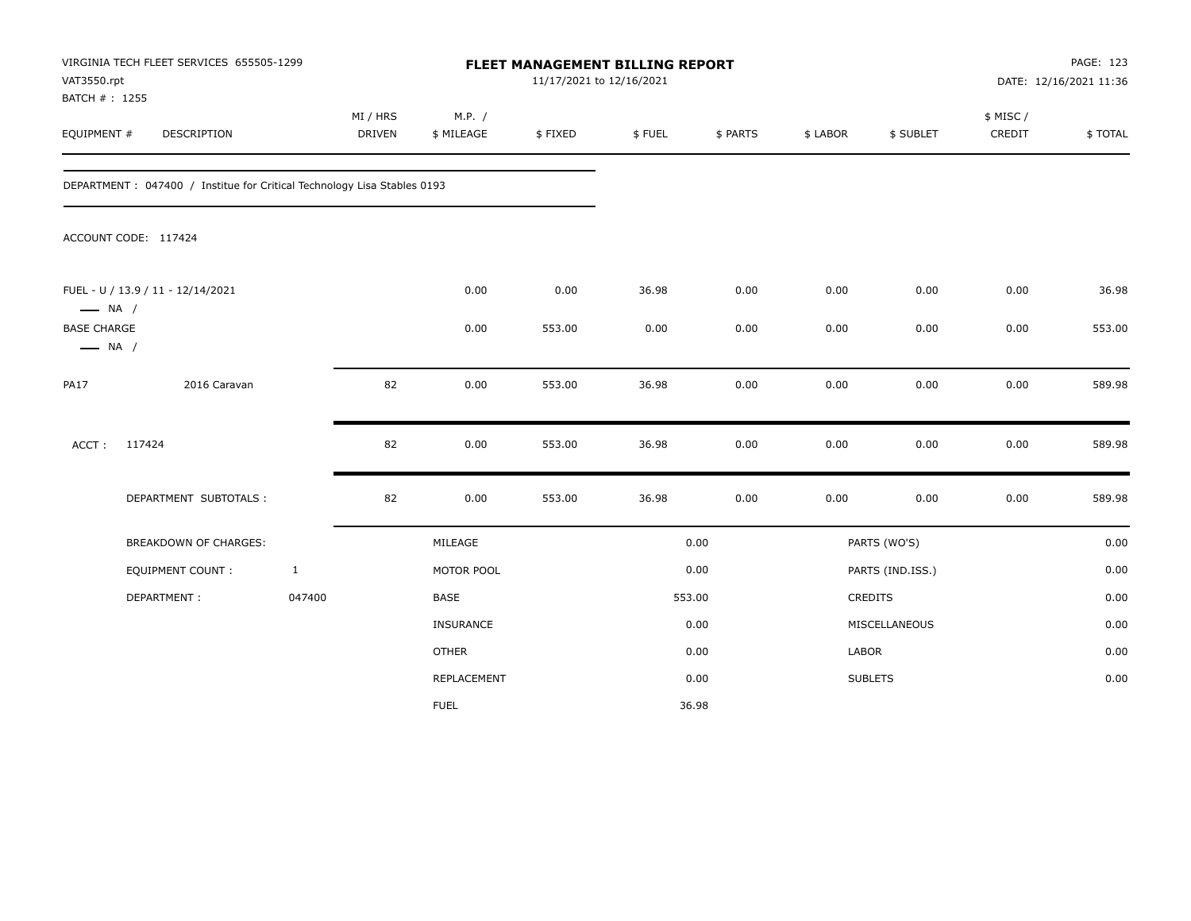VIRGINIA TECH FLEET SERVICES 655505-1299
VAT3550.rpt
BATCH # : 1255

# FLEET MANAGEMENT BILLING REPORT

11/17/2021 to 12/16/2021

DATE: 12/16/2021 11:36

| EQUIPMENT # | DESCRIPTION | MI / HRS DRIVEN | M.P. / $ MILEAGE | $ FIXED | $ FUEL | $ PARTS | $ LABOR | $ SUBLET | $ MISC / CREDIT | $ TOTAL |
|---|---|---|---|---|---|---|---|---|---|---|

DEPARTMENT : 047400 / Institue for Critical Technology Lisa Stables 0193

ACCOUNT CODE: 117424

| EQUIPMENT # | DESCRIPTION | MI / HRS DRIVEN | M.P. / $ MILEAGE | $ FIXED | $ FUEL | $ PARTS | $ LABOR | $ SUBLET | $ MISC / CREDIT | $ TOTAL |
|---|---|---|---|---|---|---|---|---|---|---|
| FUEL - U / 13.9 / 11 - 12/14/2021 — NA / | | | 0.00 | 0.00 | 36.98 | 0.00 | 0.00 | 0.00 | 0.00 | 36.98 |
| BASE CHARGE — NA / | | | 0.00 | 553.00 | 0.00 | 0.00 | 0.00 | 0.00 | 0.00 | 553.00 |
| PA17 | 2016 Caravan | 82 | 0.00 | 553.00 | 36.98 | 0.00 | 0.00 | 0.00 | 0.00 | 589.98 |
| ACCT : | 117424 | 82 | 0.00 | 553.00 | 36.98 | 0.00 | 0.00 | 0.00 | 0.00 | 589.98 |
| | DEPARTMENT SUBTOTALS : | 82 | 0.00 | 553.00 | 36.98 | 0.00 | 0.00 | 0.00 | 0.00 | 589.98 |

| BREAKDOWN OF CHARGES: | | | | | |
|---|---|---|---|---|---|
| EQUIPMENT COUNT : | 1 | MILEAGE | 0.00 | PARTS (WO'S) | 0.00 |
| DEPARTMENT : | 047400 | MOTOR POOL | 0.00 | PARTS (IND.ISS.) | 0.00 |
| | | BASE | 553.00 | CREDITS | 0.00 |
| | | INSURANCE | 0.00 | MISCELLANEOUS | 0.00 |
| | | OTHER | 0.00 | LABOR | 0.00 |
| | | REPLACEMENT | 0.00 | SUBLETS | 0.00 |
| | | FUEL | 36.98 | | |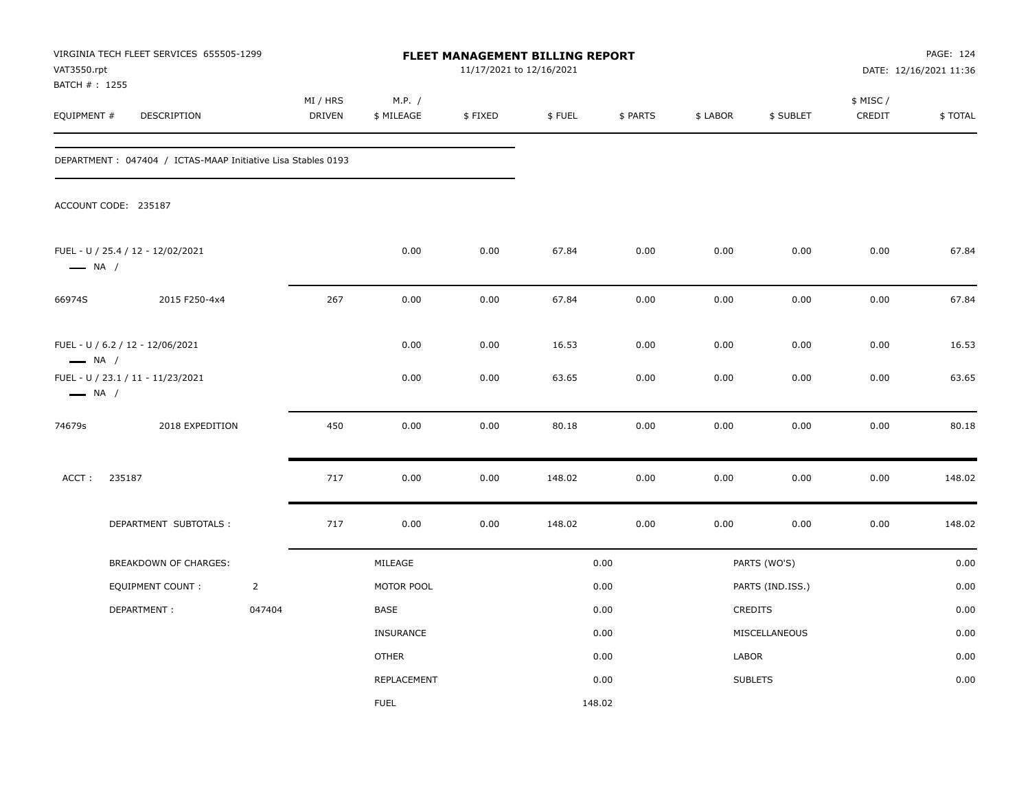VIRGINIA TECH FLEET SERVICES 655505-1299
VAT3550.rpt
BATCH # : 1255

# FLEET MANAGEMENT BILLING REPORT

11/17/2021 to 12/16/2021

PAGE: 124
DATE: 12/16/2021 11:36

| EQUIPMENT # | DESCRIPTION | MI / HRS DRIVEN | M.P. / $ MILEAGE | $ FIXED | $ FUEL | $ PARTS | $ LABOR | $ SUBLET | $ MISC / CREDIT | $ TOTAL |
|---|---|---|---|---|---|---|---|---|---|---|
| DEPARTMENT : 047404 / ICTAS-MAAP Initiative Lisa Stables 0193 | | | | | | | | | | |
| ACCOUNT CODE: 235187 | | | | | | | | | | |
| FUEL - U / 25.4 / 12 - 12/02/2021 — NA / | | | 0.00 | 0.00 | 67.84 | 0.00 | 0.00 | 0.00 | 0.00 | 67.84 |
| 66974S | 2015 F250-4x4 | 267 | 0.00 | 0.00 | 67.84 | 0.00 | 0.00 | 0.00 | 0.00 | 67.84 |
| FUEL - U / 6.2 / 12 - 12/06/2021 — NA / | | | 0.00 | 0.00 | 16.53 | 0.00 | 0.00 | 0.00 | 0.00 | 16.53 |
| FUEL - U / 23.1 / 11 - 11/23/2021 — NA / | | | 0.00 | 0.00 | 63.65 | 0.00 | 0.00 | 0.00 | 0.00 | 63.65 |
| 74679s | 2018 EXPEDITION | 450 | 0.00 | 0.00 | 80.18 | 0.00 | 0.00 | 0.00 | 0.00 | 80.18 |
| ACCT : 235187 | | 717 | 0.00 | 0.00 | 148.02 | 0.00 | 0.00 | 0.00 | 0.00 | 148.02 |
| DEPARTMENT SUBTOTALS : | | 717 | 0.00 | 0.00 | 148.02 | 0.00 | 0.00 | 0.00 | 0.00 | 148.02 |

| BREAKDOWN OF CHARGES: | | | | | |
|---|---|---|---|---|---|
| EQUIPMENT COUNT : | 2 | MILEAGE | 0.00 | PARTS (WO'S) | 0.00 |
| DEPARTMENT : | 047404 | MOTOR POOL | 0.00 | PARTS (IND.ISS.) | 0.00 |
| | | BASE | 0.00 | CREDITS | 0.00 |
| | | INSURANCE | 0.00 | MISCELLANEOUS | 0.00 |
| | | OTHER | 0.00 | LABOR | 0.00 |
| | | REPLACEMENT | 0.00 | SUBLETS | 0.00 |
| | | FUEL | 148.02 | | |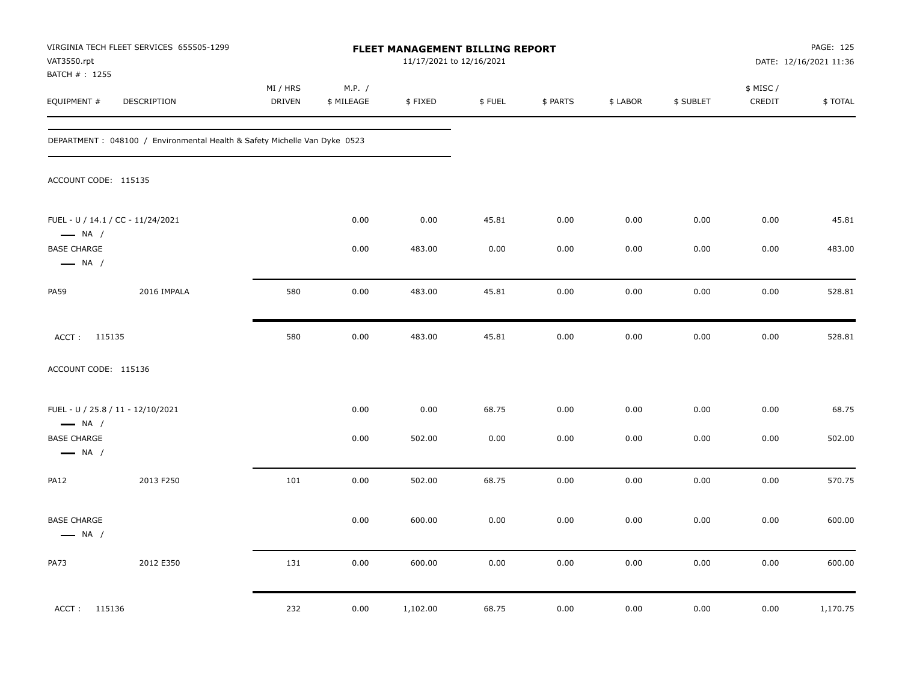VIRGINIA TECH FLEET SERVICES 655505-1299
VAT3550.rpt
BATCH # : 1255

**FLEET MANAGEMENT BILLING REPORT**
11/17/2021 to 12/16/2021

DATE: 12/16/2021 11:36

| EQUIPMENT # | DESCRIPTION | MI / HRS DRIVEN | M.P. / $ MILEAGE | $ FIXED | $ FUEL | $ PARTS | $ LABOR | $ SUBLET | $ MISC / CREDIT | $ TOTAL |
|---|---|---|---|---|---|---|---|---|---|---|
| DEPARTMENT : 048100 / Environmental Health & Safety Michelle Van Dyke 0523 | | | | | | | | | | |
| ACCOUNT CODE: 115135 | | | | | | | | | | |
| FUEL - U / 14.1 / CC - 11/24/2021 — NA / | | | 0.00 | 0.00 | 45.81 | 0.00 | 0.00 | 0.00 | 0.00 | 45.81 |
| BASE CHARGE — NA / | | | 0.00 | 483.00 | 0.00 | 0.00 | 0.00 | 0.00 | 0.00 | 483.00 |
| PA59 | 2016 IMPALA | 580 | 0.00 | 483.00 | 45.81 | 0.00 | 0.00 | 0.00 | 0.00 | 528.81 |
| ACCT : 115135 | | 580 | 0.00 | 483.00 | 45.81 | 0.00 | 0.00 | 0.00 | 0.00 | 528.81 |
| ACCOUNT CODE: 115136 | | | | | | | | | | |
| FUEL - U / 25.8 / 11 - 12/10/2021 — NA / | | | 0.00 | 0.00 | 68.75 | 0.00 | 0.00 | 0.00 | 0.00 | 68.75 |
| BASE CHARGE — NA / | | | 0.00 | 502.00 | 0.00 | 0.00 | 0.00 | 0.00 | 0.00 | 502.00 |
| PA12 | 2013 F250 | 101 | 0.00 | 502.00 | 68.75 | 0.00 | 0.00 | 0.00 | 0.00 | 570.75 |
| BASE CHARGE — NA / | | | 0.00 | 600.00 | 0.00 | 0.00 | 0.00 | 0.00 | 0.00 | 600.00 |
| PA73 | 2012 E350 | 131 | 0.00 | 600.00 | 0.00 | 0.00 | 0.00 | 0.00 | 0.00 | 600.00 |
| ACCT : 115136 | | 232 | 0.00 | 1,102.00 | 68.75 | 0.00 | 0.00 | 0.00 | 0.00 | 1,170.75 |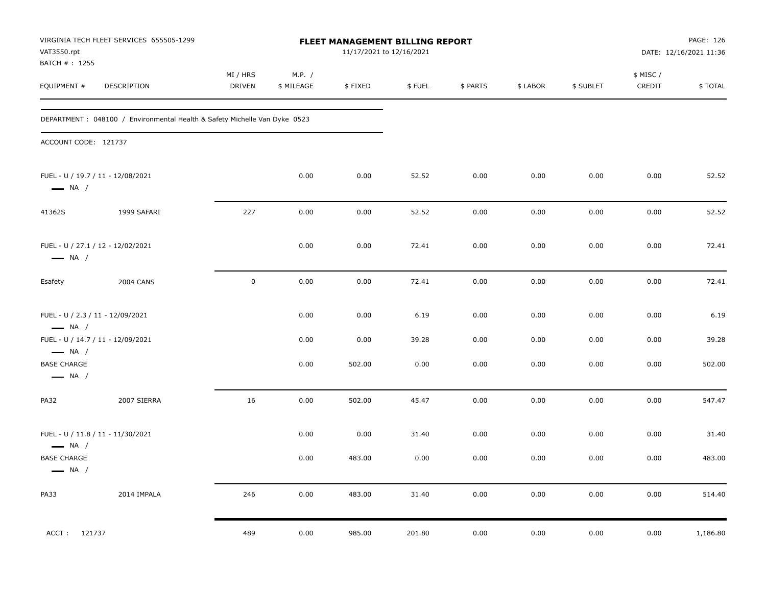VIRGINIA TECH FLEET SERVICES 655505-1299
VAT3550.rpt
BATCH # : 1255

**FLEET MANAGEMENT BILLING REPORT**
11/17/2021 to 12/16/2021

DATE: 12/16/2021 11:36

DEPARTMENT : 048100 / Environmental Health & Safety Michelle Van Dyke 0523

ACCOUNT CODE: 121737

| EQUIPMENT # | DESCRIPTION | MI / HRS DRIVEN | M.P. / $ MILEAGE | $ FIXED | $ FUEL | $ PARTS | $ LABOR | $ SUBLET | $ MISC / CREDIT | $ TOTAL |
|---|---|---|---|---|---|---|---|---|---|---|
| FUEL - U / 19.7 / 11 - 12/08/2021 — NA / | | | 0.00 | 0.00 | 52.52 | 0.00 | 0.00 | 0.00 | 0.00 | 52.52 |
| 41362S | 1999 SAFARI | 227 | 0.00 | 0.00 | 52.52 | 0.00 | 0.00 | 0.00 | 0.00 | 52.52 |
| FUEL - U / 27.1 / 12 - 12/02/2021 — NA / | | | 0.00 | 0.00 | 72.41 | 0.00 | 0.00 | 0.00 | 0.00 | 72.41 |
| Esafety | 2004 CANS | 0 | 0.00 | 0.00 | 72.41 | 0.00 | 0.00 | 0.00 | 0.00 | 72.41 |
| FUEL - U / 2.3 / 11 - 12/09/2021 — NA / | | | 0.00 | 0.00 | 6.19 | 0.00 | 0.00 | 0.00 | 0.00 | 6.19 |
| FUEL - U / 14.7 / 11 - 12/09/2021 — NA / | | | 0.00 | 0.00 | 39.28 | 0.00 | 0.00 | 0.00 | 0.00 | 39.28 |
| BASE CHARGE — NA / | | | 0.00 | 502.00 | 0.00 | 0.00 | 0.00 | 0.00 | 0.00 | 502.00 |
| PA32 | 2007 SIERRA | 16 | 0.00 | 502.00 | 45.47 | 0.00 | 0.00 | 0.00 | 0.00 | 547.47 |
| FUEL - U / 11.8 / 11 - 11/30/2021 — NA / | | | 0.00 | 0.00 | 31.40 | 0.00 | 0.00 | 0.00 | 0.00 | 31.40 |
| BASE CHARGE — NA / | | | 0.00 | 483.00 | 0.00 | 0.00 | 0.00 | 0.00 | 0.00 | 483.00 |
| PA33 | 2014 IMPALA | 246 | 0.00 | 483.00 | 31.40 | 0.00 | 0.00 | 0.00 | 0.00 | 514.40 |
| ACCT : 121737 | | 489 | 0.00 | 985.00 | 201.80 | 0.00 | 0.00 | 0.00 | 0.00 | 1,186.80 |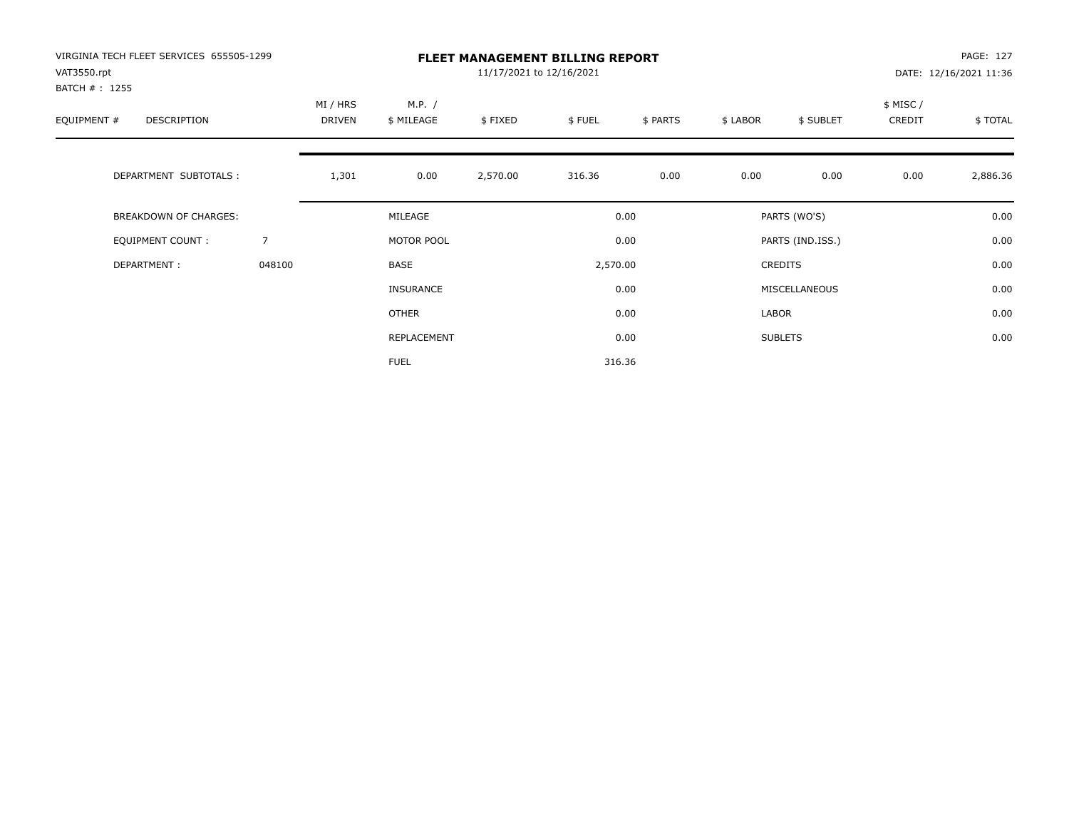VIRGINIA TECH FLEET SERVICES 655505-1299
VAT3550.rpt
BATCH # : 1255

# FLEET MANAGEMENT BILLING REPORT

11/17/2021 to 12/16/2021

PAGE: 127
DATE: 12/16/2021 11:36

| EQUIPMENT # | DESCRIPTION | MI / HRS DRIVEN | M.P. / $ MILEAGE | $ FIXED | $ FUEL | $ PARTS | $ LABOR | $ SUBLET | $ MISC / CREDIT | $ TOTAL |
|---|---|---|---|---|---|---|---|---|---|---|
| | DEPARTMENT SUBTOTALS : | 1,301 | 0.00 | 2,570.00 | 316.36 | 0.00 | 0.00 | 0.00 | 0.00 | 2,886.36 |

| | | | | | |
|---|---|---|---|---|---|
| BREAKDOWN OF CHARGES: | | MILEAGE | 0.00 | PARTS (WO'S) | 0.00 |
| EQUIPMENT COUNT : | 7 | MOTOR POOL | 0.00 | PARTS (IND.ISS.) | 0.00 |
| DEPARTMENT : | 048100 | BASE | 2,570.00 | CREDITS | 0.00 |
| | | INSURANCE | 0.00 | MISCELLANEOUS | 0.00 |
| | | OTHER | 0.00 | LABOR | 0.00 |
| | | REPLACEMENT | 0.00 | SUBLETS | 0.00 |
| | | FUEL | 316.36 | | |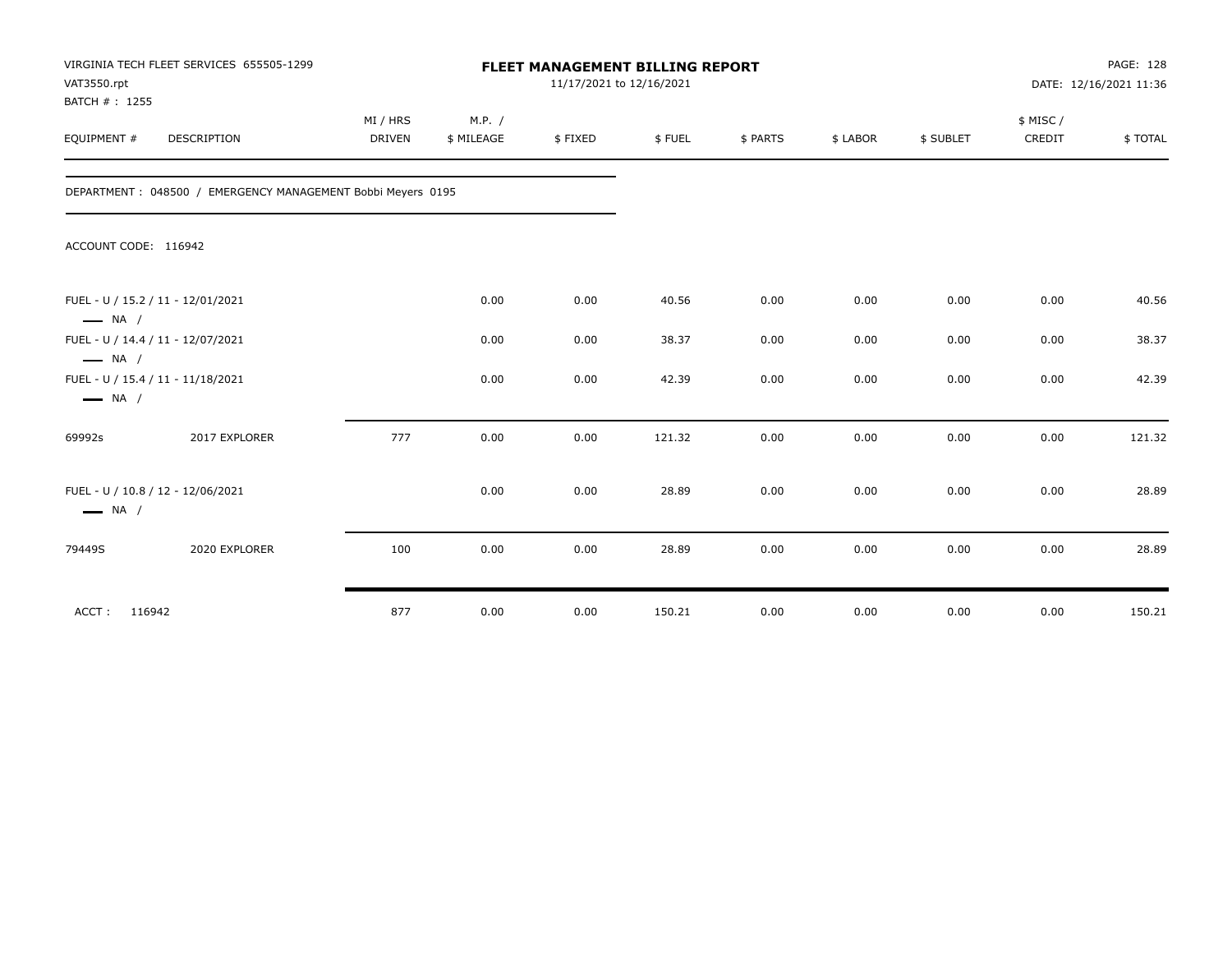VIRGINIA TECH FLEET SERVICES 655505-1299
VAT3550.rpt
BATCH # : 1255

**FLEET MANAGEMENT BILLING REPORT**
11/17/2021 to 12/16/2021

DATE: 12/16/2021 11:36

| EQUIPMENT # | DESCRIPTION | MI / HRS DRIVEN | M.P. / $ MILEAGE | $ FIXED | $ FUEL | $ PARTS | $ LABOR | $ SUBLET | $ MISC / CREDIT | $ TOTAL |
|---|---|---|---|---|---|---|---|---|---|---|
| DEPARTMENT : 048500 / EMERGENCY MANAGEMENT Bobbi Meyers 0195 | | | | | | | | | | |
| ACCOUNT CODE: 116942 | | | | | | | | | | |
| FUEL - U / 15.2 / 11 - 12/01/2021 — NA / | | | 0.00 | 0.00 | 40.56 | 0.00 | 0.00 | 0.00 | 0.00 | 40.56 |
| FUEL - U / 14.4 / 11 - 12/07/2021 — NA / | | | 0.00 | 0.00 | 38.37 | 0.00 | 0.00 | 0.00 | 0.00 | 38.37 |
| FUEL - U / 15.4 / 11 - 11/18/2021 — NA / | | | 0.00 | 0.00 | 42.39 | 0.00 | 0.00 | 0.00 | 0.00 | 42.39 |
| 69992s | 2017 EXPLORER | 777 | 0.00 | 0.00 | 121.32 | 0.00 | 0.00 | 0.00 | 0.00 | 121.32 |
| FUEL - U / 10.8 / 12 - 12/06/2021 — NA / | | | 0.00 | 0.00 | 28.89 | 0.00 | 0.00 | 0.00 | 0.00 | 28.89 |
| 79449S | 2020 EXPLORER | 100 | 0.00 | 0.00 | 28.89 | 0.00 | 0.00 | 0.00 | 0.00 | 28.89 |
| ACCT : 116942 | | 877 | 0.00 | 0.00 | 150.21 | 0.00 | 0.00 | 0.00 | 0.00 | 150.21 |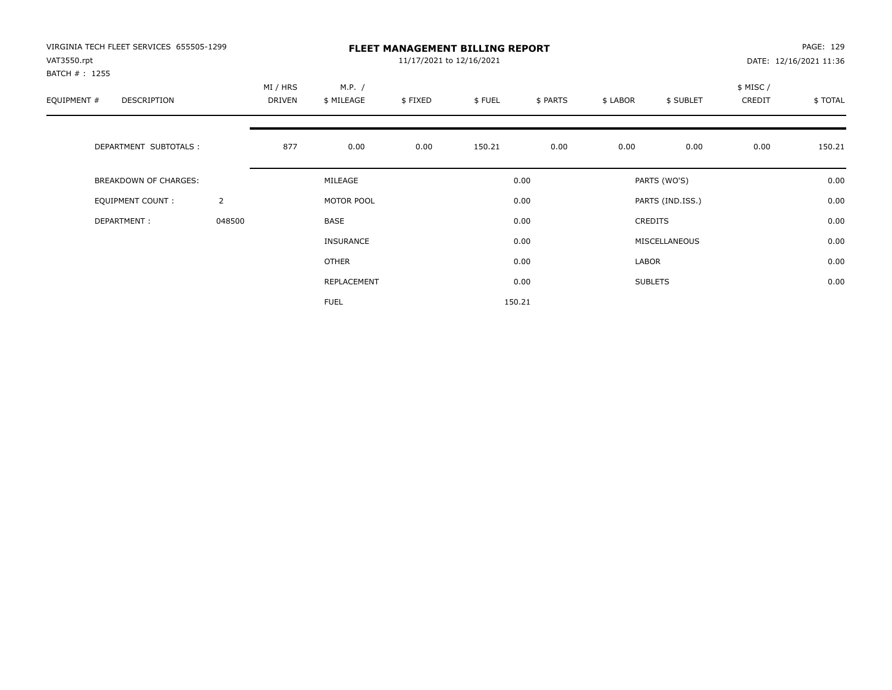VIRGINIA TECH FLEET SERVICES 655505-1299
VAT3550.rpt
BATCH # : 1255

# FLEET MANAGEMENT BILLING REPORT

11/17/2021 to 12/16/2021

PAGE: 129
DATE: 12/16/2021 11:36

| EQUIPMENT # | DESCRIPTION | | MI / HRS DRIVEN | M.P. / $ MILEAGE | $ FIXED | $ FUEL | $ PARTS | $ LABOR | $ SUBLET | $ MISC / CREDIT | $ TOTAL |
|---|---|---|---|---|---|---|---|---|---|---|---|
| | DEPARTMENT SUBTOTALS : | | 877 | 0.00 | 0.00 | 150.21 | 0.00 | 0.00 | 0.00 | 0.00 | 150.21 |

| | | | | | |
|---|---|---|---|---|---|
| BREAKDOWN OF CHARGES: | | MILEAGE | 0.00 | PARTS (WO'S) | 0.00 |
| EQUIPMENT COUNT : | 2 | MOTOR POOL | 0.00 | PARTS (IND.ISS.) | 0.00 |
| DEPARTMENT : | 048500 | BASE | 0.00 | CREDITS | 0.00 |
| | | INSURANCE | 0.00 | MISCELLANEOUS | 0.00 |
| | | OTHER | 0.00 | LABOR | 0.00 |
| | | REPLACEMENT | 0.00 | SUBLETS | 0.00 |
| | | FUEL | 150.21 | | |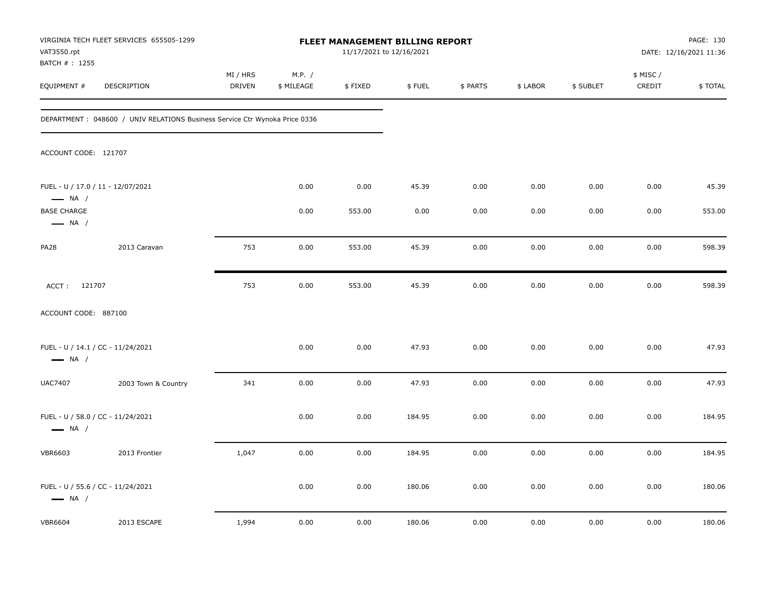VIRGINIA TECH FLEET SERVICES 655505-1299
VAT3550.rpt
BATCH # : 1255

**FLEET MANAGEMENT BILLING REPORT**
11/17/2021 to 12/16/2021

DATE: 12/16/2021 11:36

| EQUIPMENT # | DESCRIPTION | MI / HRS DRIVEN | M.P. / $ MILEAGE | $ FIXED | $ FUEL | $ PARTS | $ LABOR | $ SUBLET | $ MISC / CREDIT | $ TOTAL |
|---|---|---|---|---|---|---|---|---|---|---|
| DEPARTMENT : 048600 / UNIV RELATIONS Business Service Ctr Wynoka Price 0336 | | | | | | | | | | |
| ACCOUNT CODE: 121707 | | | | | | | | | | |
| FUEL - U / 17.0 / 11 - 12/07/2021 — NA / | | | 0.00 | 0.00 | 45.39 | 0.00 | 0.00 | 0.00 | 0.00 | 45.39 |
| BASE CHARGE — NA / | | | 0.00 | 553.00 | 0.00 | 0.00 | 0.00 | 0.00 | 0.00 | 553.00 |
| PA28 | 2013 Caravan | 753 | 0.00 | 553.00 | 45.39 | 0.00 | 0.00 | 0.00 | 0.00 | 598.39 |
| ACCT : 121707 | | 753 | 0.00 | 553.00 | 45.39 | 0.00 | 0.00 | 0.00 | 0.00 | 598.39 |
| ACCOUNT CODE: 887100 | | | | | | | | | | |
| FUEL - U / 14.1 / CC - 11/24/2021 — NA / | | | 0.00 | 0.00 | 47.93 | 0.00 | 0.00 | 0.00 | 0.00 | 47.93 |
| UAC7407 | 2003 Town & Country | 341 | 0.00 | 0.00 | 47.93 | 0.00 | 0.00 | 0.00 | 0.00 | 47.93 |
| FUEL - U / 58.0 / CC - 11/24/2021 — NA / | | | 0.00 | 0.00 | 184.95 | 0.00 | 0.00 | 0.00 | 0.00 | 184.95 |
| VBR6603 | 2013 Frontier | 1,047 | 0.00 | 0.00 | 184.95 | 0.00 | 0.00 | 0.00 | 0.00 | 184.95 |
| FUEL - U / 55.6 / CC - 11/24/2021 — NA / | | | 0.00 | 0.00 | 180.06 | 0.00 | 0.00 | 0.00 | 0.00 | 180.06 |
| VBR6604 | 2013 ESCAPE | 1,994 | 0.00 | 0.00 | 180.06 | 0.00 | 0.00 | 0.00 | 0.00 | 180.06 |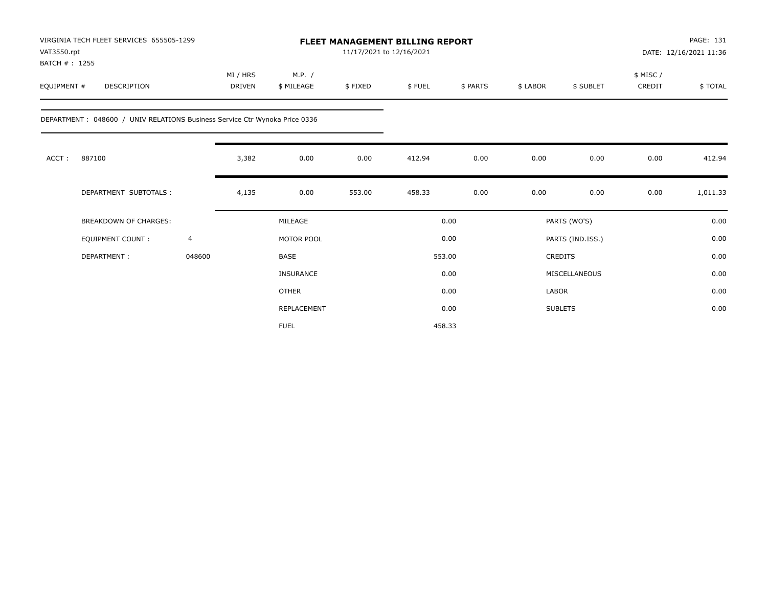VIRGINIA TECH FLEET SERVICES 655505-1299
VAT3550.rpt
BATCH # : 1255

# FLEET MANAGEMENT BILLING REPORT

11/17/2021 to 12/16/2021

DATE: 12/16/2021 11:36

| EQUIPMENT # | DESCRIPTION | MI / HRS DRIVEN | M.P. / $ MILEAGE | $ FIXED | $ FUEL | $ PARTS | $ LABOR | $ SUBLET | $ MISC / CREDIT | $ TOTAL |
|---|---|---|---|---|---|---|---|---|---|---|

DEPARTMENT : 048600 / UNIV RELATIONS Business Service Ctr Wynoka Price 0336

| | | MI / HRS DRIVEN | M.P. / $ MILEAGE | $ FIXED | $ FUEL | $ PARTS | $ LABOR | $ SUBLET | $ MISC / CREDIT | $ TOTAL |
|---|---|---|---|---|---|---|---|---|---|---|
| ACCT : | 887100 | 3,382 | 0.00 | 0.00 | 412.94 | 0.00 | 0.00 | 0.00 | 0.00 | 412.94 |
| | DEPARTMENT SUBTOTALS : | 4,135 | 0.00 | 553.00 | 458.33 | 0.00 | 0.00 | 0.00 | 0.00 | 1,011.33 |

| BREAKDOWN OF CHARGES: | | | | | |
|---|---|---|---|---|---|
| EQUIPMENT COUNT : | 4 | MILEAGE | 0.00 | PARTS (WO'S) | 0.00 |
| DEPARTMENT : | 048600 | MOTOR POOL | 0.00 | PARTS (IND.ISS.) | 0.00 |
| | | BASE | 553.00 | CREDITS | 0.00 |
| | | INSURANCE | 0.00 | MISCELLANEOUS | 0.00 |
| | | OTHER | 0.00 | LABOR | 0.00 |
| | | REPLACEMENT | 0.00 | SUBLETS | 0.00 |
| | | FUEL | 458.33 | | |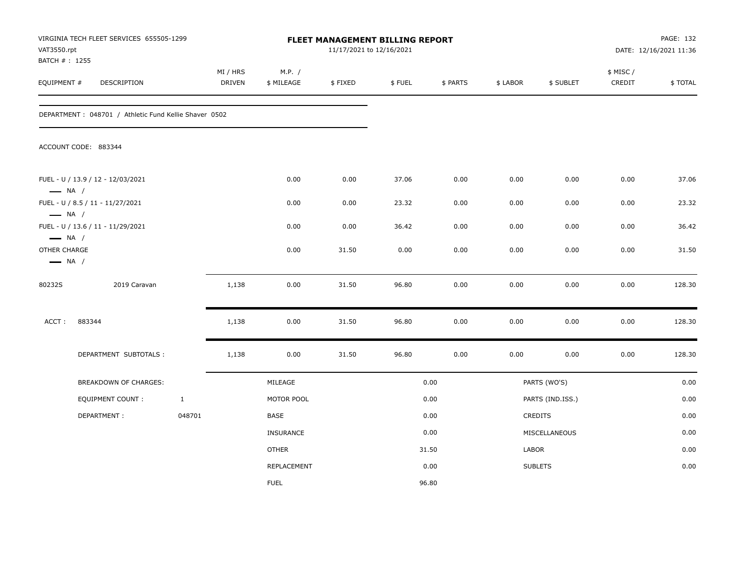VIRGINIA TECH FLEET SERVICES 655505-1299
VAT3550.rpt
BATCH # : 1255

# FLEET MANAGEMENT BILLING REPORT

11/17/2021 to 12/16/2021

PAGE: 132
DATE: 12/16/2021 11:36

| EQUIPMENT # | DESCRIPTION | MI / HRS DRIVEN | M.P. / $ MILEAGE | $ FIXED | $ FUEL | $ PARTS | $ LABOR | $ SUBLET | $ MISC / CREDIT | $ TOTAL |
|---|---|---|---|---|---|---|---|---|---|---|

DEPARTMENT : 048701 / Athletic Fund Kellie Shaver 0502

ACCOUNT CODE: 883344

| EQUIPMENT # | DESCRIPTION | MI / HRS DRIVEN | M.P. / $ MILEAGE | $ FIXED | $ FUEL | $ PARTS | $ LABOR | $ SUBLET | $ MISC / CREDIT | $ TOTAL |
|---|---|---|---|---|---|---|---|---|---|---|
| FUEL - U / 13.9 / 12 - 12/03/2021 — NA / | | | 0.00 | 0.00 | 37.06 | 0.00 | 0.00 | 0.00 | 0.00 | 37.06 |
| FUEL - U / 8.5 / 11 - 11/27/2021 — NA / | | | 0.00 | 0.00 | 23.32 | 0.00 | 0.00 | 0.00 | 0.00 | 23.32 |
| FUEL - U / 13.6 / 11 - 11/29/2021 — NA / | | | 0.00 | 0.00 | 36.42 | 0.00 | 0.00 | 0.00 | 0.00 | 36.42 |
| OTHER CHARGE — NA / | | | 0.00 | 31.50 | 0.00 | 0.00 | 0.00 | 0.00 | 0.00 | 31.50 |
| 80232S | 2019 Caravan | 1,138 | 0.00 | 31.50 | 96.80 | 0.00 | 0.00 | 0.00 | 0.00 | 128.30 |
| ACCT : | 883344 | 1,138 | 0.00 | 31.50 | 96.80 | 0.00 | 0.00 | 0.00 | 0.00 | 128.30 |
| | DEPARTMENT SUBTOTALS : | 1,138 | 0.00 | 31.50 | 96.80 | 0.00 | 0.00 | 0.00 | 0.00 | 128.30 |

| BREAKDOWN OF CHARGES: | | | | | |
|---|---|---|---|---|---|
| EQUIPMENT COUNT : | 1 | MILEAGE | 0.00 | PARTS (WO'S) | 0.00 |
| DEPARTMENT : | 048701 | MOTOR POOL | 0.00 | PARTS (IND.ISS.) | 0.00 |
| | | BASE | 0.00 | CREDITS | 0.00 |
| | | INSURANCE | 0.00 | MISCELLANEOUS | 0.00 |
| | | OTHER | 31.50 | LABOR | 0.00 |
| | | REPLACEMENT | 0.00 | SUBLETS | 0.00 |
| | | FUEL | 96.80 | | |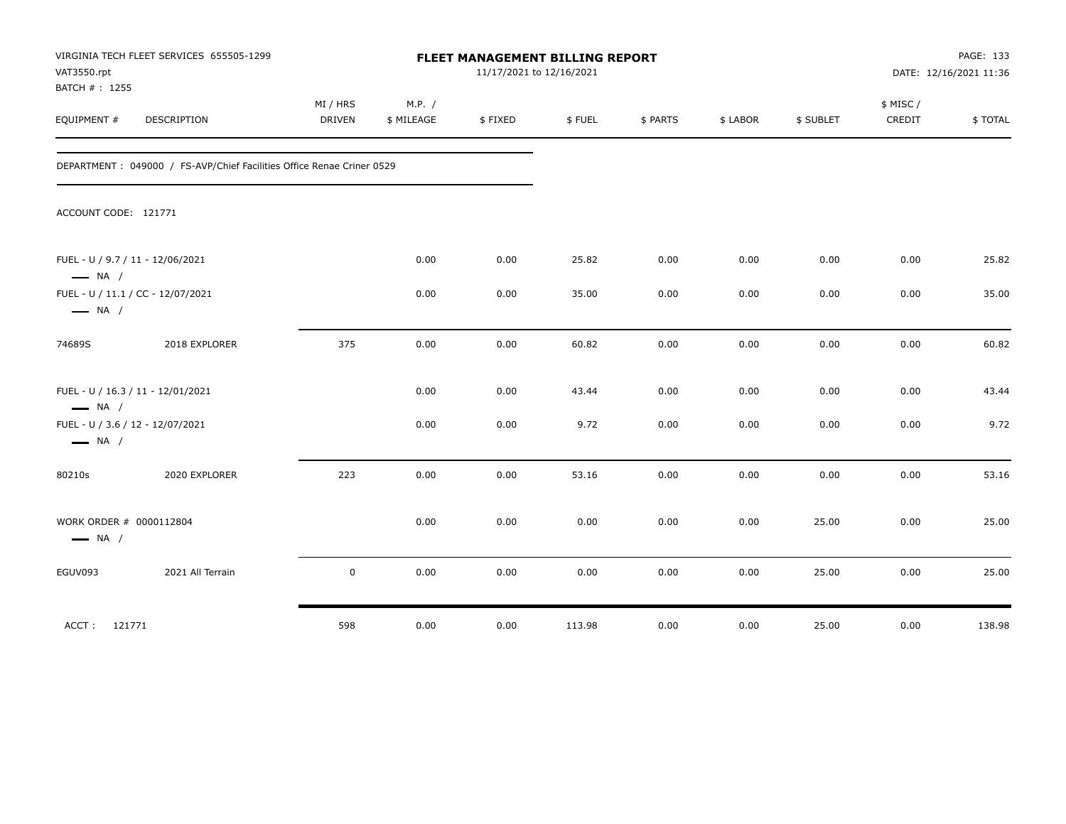VIRGINIA TECH FLEET SERVICES 655505-1299
VAT3550.rpt
BATCH # : 1255

**FLEET MANAGEMENT BILLING REPORT**
11/17/2021 to 12/16/2021

DATE: 12/16/2021 11:36

| EQUIPMENT # | DESCRIPTION | MI / HRS DRIVEN | M.P. / $ MILEAGE | $ FIXED | $ FUEL | $ PARTS | $ LABOR | $ SUBLET | $ MISC / CREDIT | $ TOTAL |
|---|---|---|---|---|---|---|---|---|---|---|
| DEPARTMENT : 049000 / FS-AVP/Chief Facilities Office Renae Criner 0529 | | | | | | | | | | |
| ACCOUNT CODE: 121771 | | | | | | | | | | |
| FUEL - U / 9.7 / 11 - 12/06/2021 — NA / | | | 0.00 | 0.00 | 25.82 | 0.00 | 0.00 | 0.00 | 0.00 | 25.82 |
| FUEL - U / 11.1 / CC - 12/07/2021 — NA / | | | 0.00 | 0.00 | 35.00 | 0.00 | 0.00 | 0.00 | 0.00 | 35.00 |
| 74689S | 2018 EXPLORER | 375 | 0.00 | 0.00 | 60.82 | 0.00 | 0.00 | 0.00 | 0.00 | 60.82 |
| FUEL - U / 16.3 / 11 - 12/01/2021 — NA / | | | 0.00 | 0.00 | 43.44 | 0.00 | 0.00 | 0.00 | 0.00 | 43.44 |
| FUEL - U / 3.6 / 12 - 12/07/2021 — NA / | | | 0.00 | 0.00 | 9.72 | 0.00 | 0.00 | 0.00 | 0.00 | 9.72 |
| 80210s | 2020 EXPLORER | 223 | 0.00 | 0.00 | 53.16 | 0.00 | 0.00 | 0.00 | 0.00 | 53.16 |
| WORK ORDER # 0000112804 — NA / | | | 0.00 | 0.00 | 0.00 | 0.00 | 0.00 | 25.00 | 0.00 | 25.00 |
| EGUV093 | 2021 All Terrain | 0 | 0.00 | 0.00 | 0.00 | 0.00 | 0.00 | 25.00 | 0.00 | 25.00 |
| ACCT : 121771 | | 598 | 0.00 | 0.00 | 113.98 | 0.00 | 0.00 | 25.00 | 0.00 | 138.98 |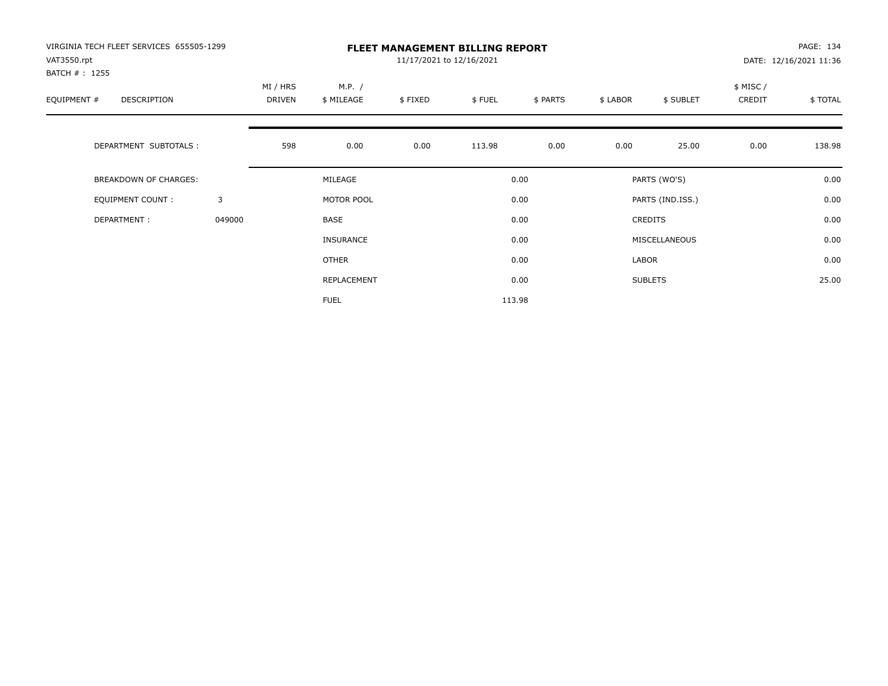VIRGINIA TECH FLEET SERVICES 655505-1299
VAT3550.rpt
BATCH # : 1255

**FLEET MANAGEMENT BILLING REPORT**
11/17/2021 to 12/16/2021

DATE: 12/16/2021 11:36

| EQUIPMENT # | DESCRIPTION | MI / HRS DRIVEN | M.P. / $ MILEAGE | $ FIXED | $ FUEL | $ PARTS | $ LABOR | $ SUBLET | $ MISC / CREDIT | $ TOTAL |
|---|---|---|---|---|---|---|---|---|---|---|
| | DEPARTMENT SUBTOTALS : | 598 | 0.00 | 0.00 | 113.98 | 0.00 | 0.00 | 25.00 | 0.00 | 138.98 |

| | | | | | |
|---|---|---|---|---|---|
| BREAKDOWN OF CHARGES: | | MILEAGE | 0.00 | PARTS (WO'S) | 0.00 |
| EQUIPMENT COUNT : | 3 | MOTOR POOL | 0.00 | PARTS (IND.ISS.) | 0.00 |
| DEPARTMENT : | 049000 | BASE | 0.00 | CREDITS | 0.00 |
| | | INSURANCE | 0.00 | MISCELLANEOUS | 0.00 |
| | | OTHER | 0.00 | LABOR | 0.00 |
| | | REPLACEMENT | 0.00 | SUBLETS | 25.00 |
| | | FUEL | 113.98 | | |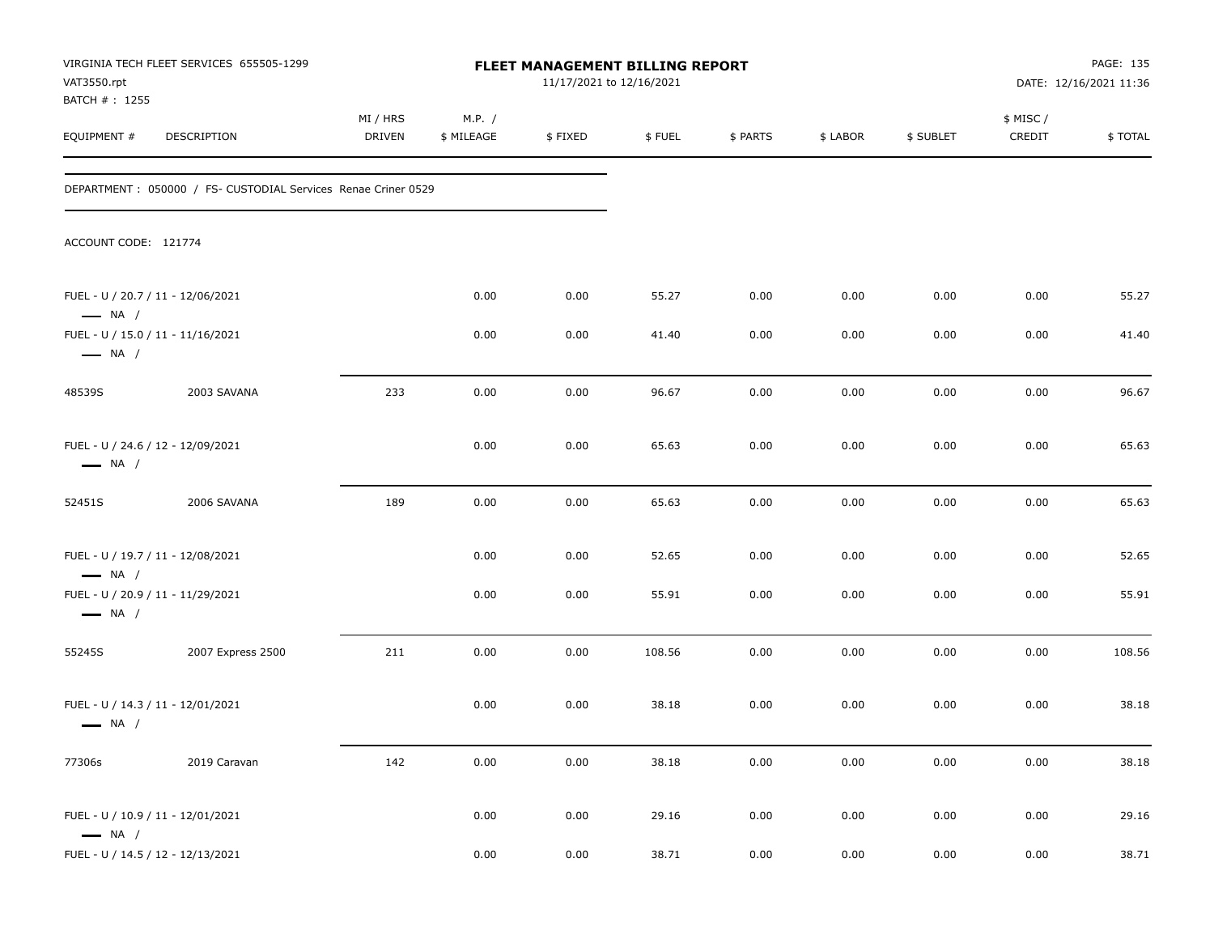VIRGINIA TECH FLEET SERVICES 655505-1299
VAT3550.rpt
BATCH # : 1255

# FLEET MANAGEMENT BILLING REPORT

11/17/2021 to 12/16/2021

DATE: 12/16/2021 11:36

DEPARTMENT : 050000 / FS- CUSTODIAL Services Renae Criner 0529

ACCOUNT CODE: 121774

| EQUIPMENT # | DESCRIPTION | MI / HRS DRIVEN | M.P. / $ MILEAGE | $ FIXED | $ FUEL | $ PARTS | $ LABOR | $ SUBLET | $ MISC / CREDIT | $ TOTAL |
|---|---|---|---|---|---|---|---|---|---|---|
| FUEL - U / 20.7 / 11 - 12/06/2021 — NA / | | | 0.00 | 0.00 | 55.27 | 0.00 | 0.00 | 0.00 | 0.00 | 55.27 |
| FUEL - U / 15.0 / 11 - 11/16/2021 — NA / | | | 0.00 | 0.00 | 41.40 | 0.00 | 0.00 | 0.00 | 0.00 | 41.40 |
| 48539S | 2003 SAVANA | 233 | 0.00 | 0.00 | 96.67 | 0.00 | 0.00 | 0.00 | 0.00 | 96.67 |
| FUEL - U / 24.6 / 12 - 12/09/2021 — NA / | | | 0.00 | 0.00 | 65.63 | 0.00 | 0.00 | 0.00 | 0.00 | 65.63 |
| 52451S | 2006 SAVANA | 189 | 0.00 | 0.00 | 65.63 | 0.00 | 0.00 | 0.00 | 0.00 | 65.63 |
| FUEL - U / 19.7 / 11 - 12/08/2021 — NA / | | | 0.00 | 0.00 | 52.65 | 0.00 | 0.00 | 0.00 | 0.00 | 52.65 |
| FUEL - U / 20.9 / 11 - 11/29/2021 — NA / | | | 0.00 | 0.00 | 55.91 | 0.00 | 0.00 | 0.00 | 0.00 | 55.91 |
| 55245S | 2007 Express 2500 | 211 | 0.00 | 0.00 | 108.56 | 0.00 | 0.00 | 0.00 | 0.00 | 108.56 |
| FUEL - U / 14.3 / 11 - 12/01/2021 — NA / | | | 0.00 | 0.00 | 38.18 | 0.00 | 0.00 | 0.00 | 0.00 | 38.18 |
| 77306s | 2019 Caravan | 142 | 0.00 | 0.00 | 38.18 | 0.00 | 0.00 | 0.00 | 0.00 | 38.18 |
| FUEL - U / 10.9 / 11 - 12/01/2021 — NA / | | | 0.00 | 0.00 | 29.16 | 0.00 | 0.00 | 0.00 | 0.00 | 29.16 |
| FUEL - U / 14.5 / 12 - 12/13/2021 | | | 0.00 | 0.00 | 38.71 | 0.00 | 0.00 | 0.00 | 0.00 | 38.71 |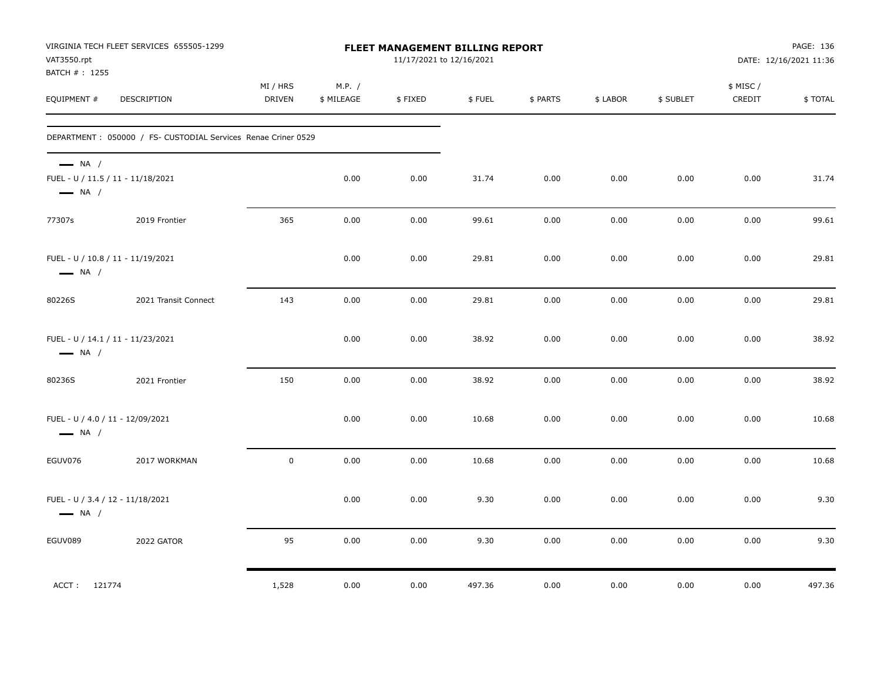VIRGINIA TECH FLEET SERVICES 655505-1299
VAT3550.rpt
BATCH # : 1255

**FLEET MANAGEMENT BILLING REPORT**
11/17/2021 to 12/16/2021

DATE: 12/16/2021 11:36

| EQUIPMENT # | DESCRIPTION | MI / HRS DRIVEN | M.P. / $ MILEAGE | $ FIXED | $ FUEL | $ PARTS | $ LABOR | $ SUBLET | $ MISC / CREDIT | $ TOTAL |
|---|---|---|---|---|---|---|---|---|---|---|
| DEPARTMENT : 050000 / FS- CUSTODIAL Services Renae Criner 0529 | | | | | | | | | | |
| — NA / | | | | | | | | | | |
| FUEL - U / 11.5 / 11 - 11/18/2021 | | | 0.00 | 0.00 | 31.74 | 0.00 | 0.00 | 0.00 | 0.00 | 31.74 |
| — NA / | | | | | | | | | | |
| 77307s | 2019 Frontier | 365 | 0.00 | 0.00 | 99.61 | 0.00 | 0.00 | 0.00 | 0.00 | 99.61 |
| FUEL - U / 10.8 / 11 - 11/19/2021 | | | 0.00 | 0.00 | 29.81 | 0.00 | 0.00 | 0.00 | 0.00 | 29.81 |
| — NA / | | | | | | | | | | |
| 80226S | 2021 Transit Connect | 143 | 0.00 | 0.00 | 29.81 | 0.00 | 0.00 | 0.00 | 0.00 | 29.81 |
| FUEL - U / 14.1 / 11 - 11/23/2021 | | | 0.00 | 0.00 | 38.92 | 0.00 | 0.00 | 0.00 | 0.00 | 38.92 |
| — NA / | | | | | | | | | | |
| 80236S | 2021 Frontier | 150 | 0.00 | 0.00 | 38.92 | 0.00 | 0.00 | 0.00 | 0.00 | 38.92 |
| FUEL - U / 4.0 / 11 - 12/09/2021 | | | 0.00 | 0.00 | 10.68 | 0.00 | 0.00 | 0.00 | 0.00 | 10.68 |
| — NA / | | | | | | | | | | |
| EGUV076 | 2017 WORKMAN | 0 | 0.00 | 0.00 | 10.68 | 0.00 | 0.00 | 0.00 | 0.00 | 10.68 |
| FUEL - U / 3.4 / 12 - 11/18/2021 | | | 0.00 | 0.00 | 9.30 | 0.00 | 0.00 | 0.00 | 0.00 | 9.30 |
| — NA / | | | | | | | | | | |
| EGUV089 | 2022 GATOR | 95 | 0.00 | 0.00 | 9.30 | 0.00 | 0.00 | 0.00 | 0.00 | 9.30 |
| ACCT : 121774 | | 1,528 | 0.00 | 0.00 | 497.36 | 0.00 | 0.00 | 0.00 | 0.00 | 497.36 |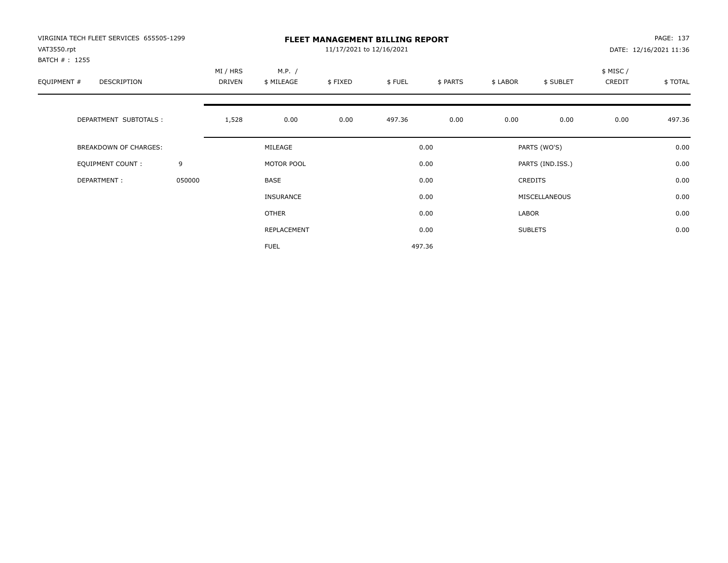VIRGINIA TECH FLEET SERVICES 655505-1299
VAT3550.rpt
BATCH # : 1255

# FLEET MANAGEMENT BILLING REPORT

11/17/2021 to 12/16/2021

PAGE: 137
DATE: 12/16/2021 11:36

| EQUIPMENT # | DESCRIPTION | MI / HRS DRIVEN | M.P. / $ MILEAGE | $ FIXED | $ FUEL | $ PARTS | $ LABOR | $ SUBLET | $ MISC / CREDIT | $ TOTAL |
|---|---|---|---|---|---|---|---|---|---|---|
| | DEPARTMENT SUBTOTALS : | 1,528 | 0.00 | 0.00 | 497.36 | 0.00 | 0.00 | 0.00 | 0.00 | 497.36 |

| | | | | | |
|---|---|---|---|---|---|
| BREAKDOWN OF CHARGES: | | MILEAGE | 0.00 | PARTS (WO'S) | 0.00 |
| EQUIPMENT COUNT : | 9 | MOTOR POOL | 0.00 | PARTS (IND.ISS.) | 0.00 |
| DEPARTMENT : | 050000 | BASE | 0.00 | CREDITS | 0.00 |
| | | INSURANCE | 0.00 | MISCELLANEOUS | 0.00 |
| | | OTHER | 0.00 | LABOR | 0.00 |
| | | REPLACEMENT | 0.00 | SUBLETS | 0.00 |
| | | FUEL | 497.36 | | |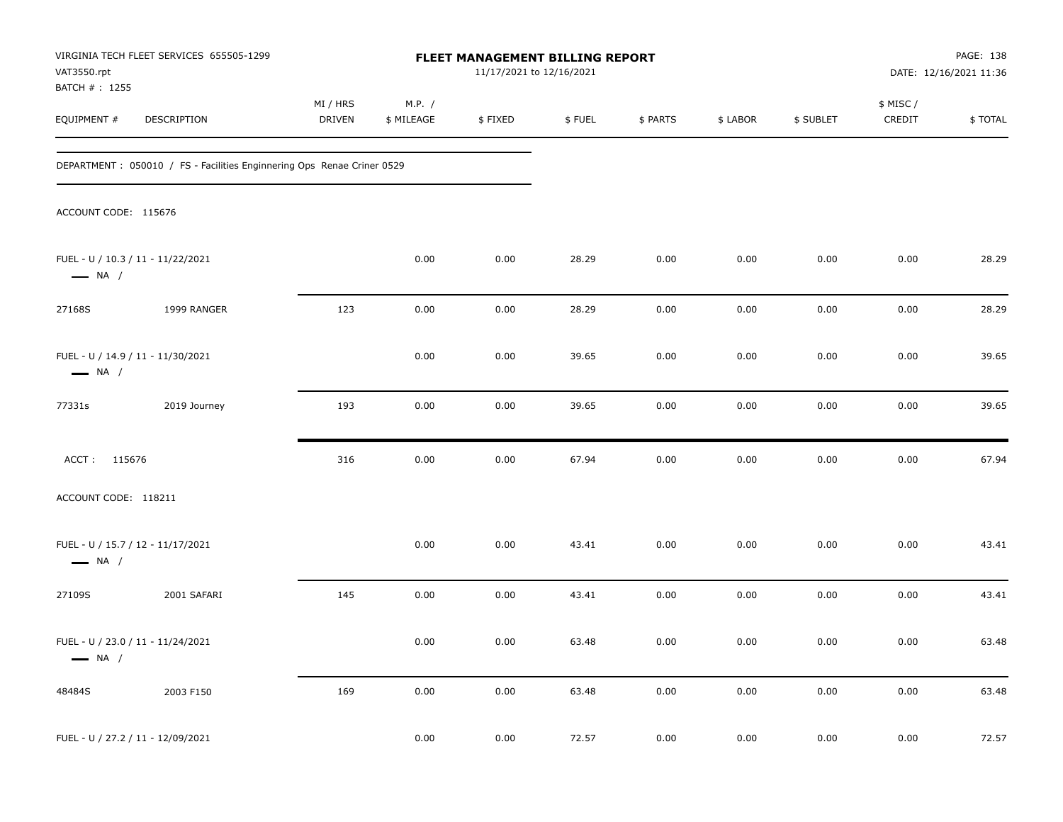VIRGINIA TECH FLEET SERVICES 655505-1299
VAT3550.rpt
BATCH # : 1255

**FLEET MANAGEMENT BILLING REPORT**
11/17/2021 to 12/16/2021

DATE: 12/16/2021 11:36

| EQUIPMENT # | DESCRIPTION | MI / HRS DRIVEN | M.P. / $ MILEAGE | $ FIXED | $ FUEL | $ PARTS | $ LABOR | $ SUBLET | $ MISC / CREDIT | $ TOTAL |
|---|---|---|---|---|---|---|---|---|---|---|

DEPARTMENT : 050010 / FS - Facilities Enginnering Ops Renae Criner 0529

ACCOUNT CODE: 115676

| EQUIPMENT # | DESCRIPTION | MI / HRS DRIVEN | M.P. / $ MILEAGE | $ FIXED | $ FUEL | $ PARTS | $ LABOR | $ SUBLET | $ MISC / CREDIT | $ TOTAL |
|---|---|---|---|---|---|---|---|---|---|---|
| FUEL - U / 10.3 / 11 - 11/22/2021 — NA / | | | 0.00 | 0.00 | 28.29 | 0.00 | 0.00 | 0.00 | 0.00 | 28.29 |
| 27168S | 1999 RANGER | 123 | 0.00 | 0.00 | 28.29 | 0.00 | 0.00 | 0.00 | 0.00 | 28.29 |
| FUEL - U / 14.9 / 11 - 11/30/2021 — NA / | | | 0.00 | 0.00 | 39.65 | 0.00 | 0.00 | 0.00 | 0.00 | 39.65 |
| 77331s | 2019 Journey | 193 | 0.00 | 0.00 | 39.65 | 0.00 | 0.00 | 0.00 | 0.00 | 39.65 |
| ACCT : 115676 | | 316 | 0.00 | 0.00 | 67.94 | 0.00 | 0.00 | 0.00 | 0.00 | 67.94 |

ACCOUNT CODE: 118211

| EQUIPMENT # | DESCRIPTION | MI / HRS DRIVEN | M.P. / $ MILEAGE | $ FIXED | $ FUEL | $ PARTS | $ LABOR | $ SUBLET | $ MISC / CREDIT | $ TOTAL |
|---|---|---|---|---|---|---|---|---|---|---|
| FUEL - U / 15.7 / 12 - 11/17/2021 — NA / | | | 0.00 | 0.00 | 43.41 | 0.00 | 0.00 | 0.00 | 0.00 | 43.41 |
| 27109S | 2001 SAFARI | 145 | 0.00 | 0.00 | 43.41 | 0.00 | 0.00 | 0.00 | 0.00 | 43.41 |
| FUEL - U / 23.0 / 11 - 11/24/2021 — NA / | | | 0.00 | 0.00 | 63.48 | 0.00 | 0.00 | 0.00 | 0.00 | 63.48 |
| 48484S | 2003 F150 | 169 | 0.00 | 0.00 | 63.48 | 0.00 | 0.00 | 0.00 | 0.00 | 63.48 |
| FUEL - U / 27.2 / 11 - 12/09/2021 | | | 0.00 | 0.00 | 72.57 | 0.00 | 0.00 | 0.00 | 0.00 | 72.57 |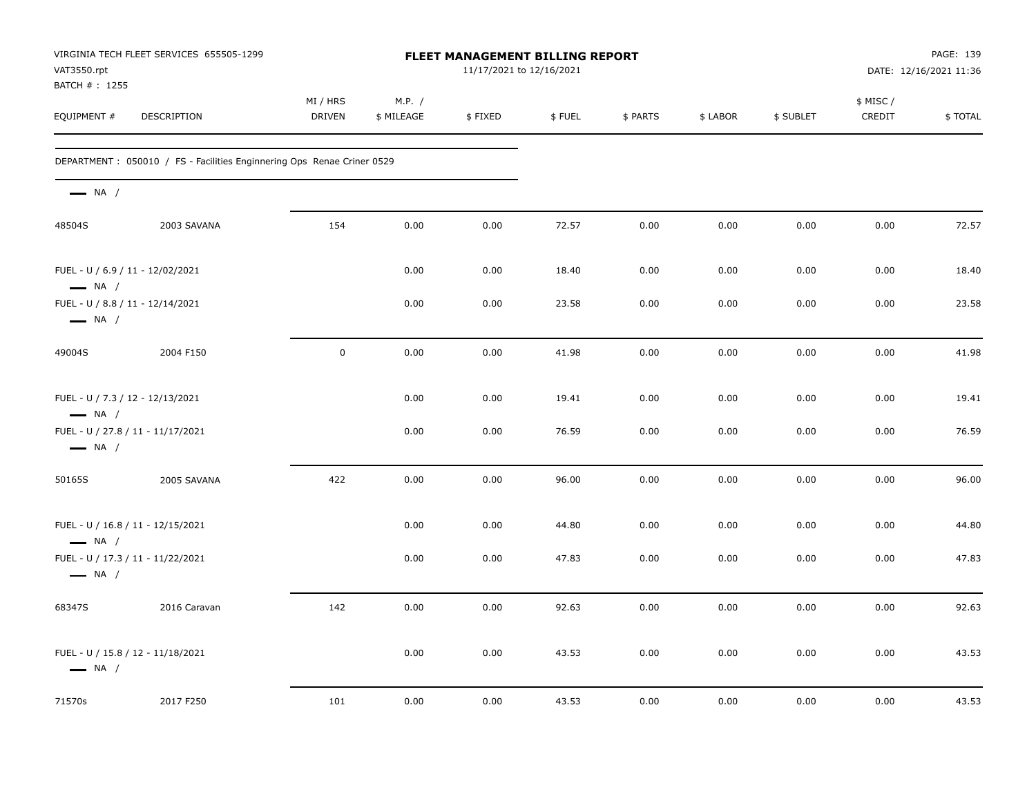VIRGINIA TECH FLEET SERVICES 655505-1299
VAT3550.rpt
BATCH # : 1255

**FLEET MANAGEMENT BILLING REPORT**
11/17/2021 to 12/16/2021

DATE: 12/16/2021 11:36

| EQUIPMENT # | DESCRIPTION | MI / HRS DRIVEN | M.P. / $ MILEAGE | $ FIXED | $ FUEL | $ PARTS | $ LABOR | $ SUBLET | $ MISC / CREDIT | $ TOTAL |
|---|---|---|---|---|---|---|---|---|---|---|
| DEPARTMENT : 050010 / FS - Facilities Enginnering Ops Renae Criner 0529 | | | | | | | | | | |
| NA / | | | | | | | | | | |
| 48504S | 2003 SAVANA | 154 | 0.00 | 0.00 | 72.57 | 0.00 | 0.00 | 0.00 | 0.00 | 72.57 |
| FUEL - U / 6.9 / 11 - 12/02/2021<br>NA / | | | 0.00 | 0.00 | 18.40 | 0.00 | 0.00 | 0.00 | 0.00 | 18.40 |
| FUEL - U / 8.8 / 11 - 12/14/2021<br>NA / | | | 0.00 | 0.00 | 23.58 | 0.00 | 0.00 | 0.00 | 0.00 | 23.58 |
| 49004S | 2004 F150 | 0 | 0.00 | 0.00 | 41.98 | 0.00 | 0.00 | 0.00 | 0.00 | 41.98 |
| FUEL - U / 7.3 / 12 - 12/13/2021<br>NA / | | | 0.00 | 0.00 | 19.41 | 0.00 | 0.00 | 0.00 | 0.00 | 19.41 |
| FUEL - U / 27.8 / 11 - 11/17/2021<br>NA / | | | 0.00 | 0.00 | 76.59 | 0.00 | 0.00 | 0.00 | 0.00 | 76.59 |
| 50165S | 2005 SAVANA | 422 | 0.00 | 0.00 | 96.00 | 0.00 | 0.00 | 0.00 | 0.00 | 96.00 |
| FUEL - U / 16.8 / 11 - 12/15/2021<br>NA / | | | 0.00 | 0.00 | 44.80 | 0.00 | 0.00 | 0.00 | 0.00 | 44.80 |
| FUEL - U / 17.3 / 11 - 11/22/2021<br>NA / | | | 0.00 | 0.00 | 47.83 | 0.00 | 0.00 | 0.00 | 0.00 | 47.83 |
| 68347S | 2016 Caravan | 142 | 0.00 | 0.00 | 92.63 | 0.00 | 0.00 | 0.00 | 0.00 | 92.63 |
| FUEL - U / 15.8 / 12 - 11/18/2021<br>NA / | | | 0.00 | 0.00 | 43.53 | 0.00 | 0.00 | 0.00 | 0.00 | 43.53 |
| 71570s | 2017 F250 | 101 | 0.00 | 0.00 | 43.53 | 0.00 | 0.00 | 0.00 | 0.00 | 43.53 |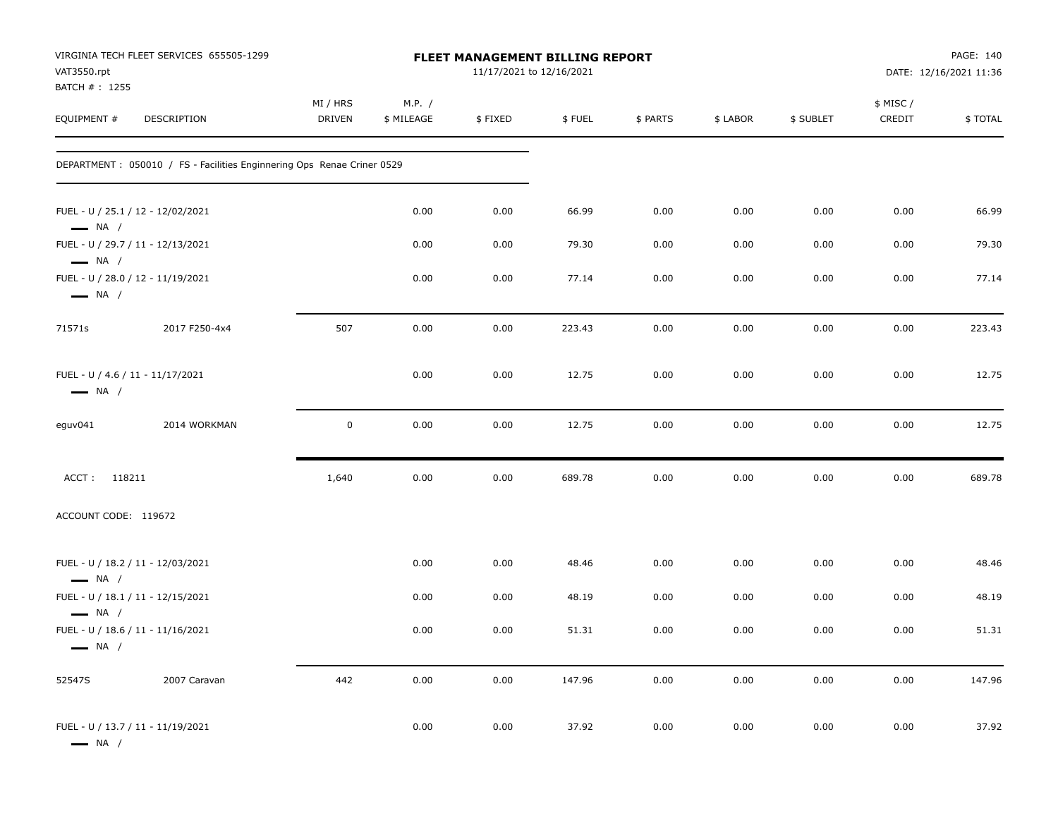VIRGINIA TECH FLEET SERVICES 655505-1299
VAT3550.rpt
BATCH # : 1255

**FLEET MANAGEMENT BILLING REPORT**
11/17/2021 to 12/16/2021

DATE: 12/16/2021 11:36

| EQUIPMENT # | DESCRIPTION | MI / HRS DRIVEN | M.P. / $ MILEAGE | $ FIXED | $ FUEL | $ PARTS | $ LABOR | $ SUBLET | $ MISC / CREDIT | $ TOTAL |
|---|---|---|---|---|---|---|---|---|---|---|
| DEPARTMENT : 050010 / FS - Facilities Enginnering Ops Renae Criner 0529 | | | | | | | | | | |
| FUEL - U / 25.1 / 12 - 12/02/2021 — NA / | | | 0.00 | 0.00 | 66.99 | 0.00 | 0.00 | 0.00 | 0.00 | 66.99 |
| FUEL - U / 29.7 / 11 - 12/13/2021 — NA / | | | 0.00 | 0.00 | 79.30 | 0.00 | 0.00 | 0.00 | 0.00 | 79.30 |
| FUEL - U / 28.0 / 12 - 11/19/2021 — NA / | | | 0.00 | 0.00 | 77.14 | 0.00 | 0.00 | 0.00 | 0.00 | 77.14 |
| 71571s | 2017 F250-4x4 | 507 | 0.00 | 0.00 | 223.43 | 0.00 | 0.00 | 0.00 | 0.00 | 223.43 |
| FUEL - U / 4.6 / 11 - 11/17/2021 — NA / | | | 0.00 | 0.00 | 12.75 | 0.00 | 0.00 | 0.00 | 0.00 | 12.75 |
| eguv041 | 2014 WORKMAN | 0 | 0.00 | 0.00 | 12.75 | 0.00 | 0.00 | 0.00 | 0.00 | 12.75 |
| ACCT : 118211 | | 1,640 | 0.00 | 0.00 | 689.78 | 0.00 | 0.00 | 0.00 | 0.00 | 689.78 |
| ACCOUNT CODE: 119672 | | | | | | | | | | |
| FUEL - U / 18.2 / 11 - 12/03/2021 — NA / | | | 0.00 | 0.00 | 48.46 | 0.00 | 0.00 | 0.00 | 0.00 | 48.46 |
| FUEL - U / 18.1 / 11 - 12/15/2021 — NA / | | | 0.00 | 0.00 | 48.19 | 0.00 | 0.00 | 0.00 | 0.00 | 48.19 |
| FUEL - U / 18.6 / 11 - 11/16/2021 — NA / | | | 0.00 | 0.00 | 51.31 | 0.00 | 0.00 | 0.00 | 0.00 | 51.31 |
| 52547S | 2007 Caravan | 442 | 0.00 | 0.00 | 147.96 | 0.00 | 0.00 | 0.00 | 0.00 | 147.96 |
| FUEL - U / 13.7 / 11 - 11/19/2021 — NA / | | | 0.00 | 0.00 | 37.92 | 0.00 | 0.00 | 0.00 | 0.00 | 37.92 |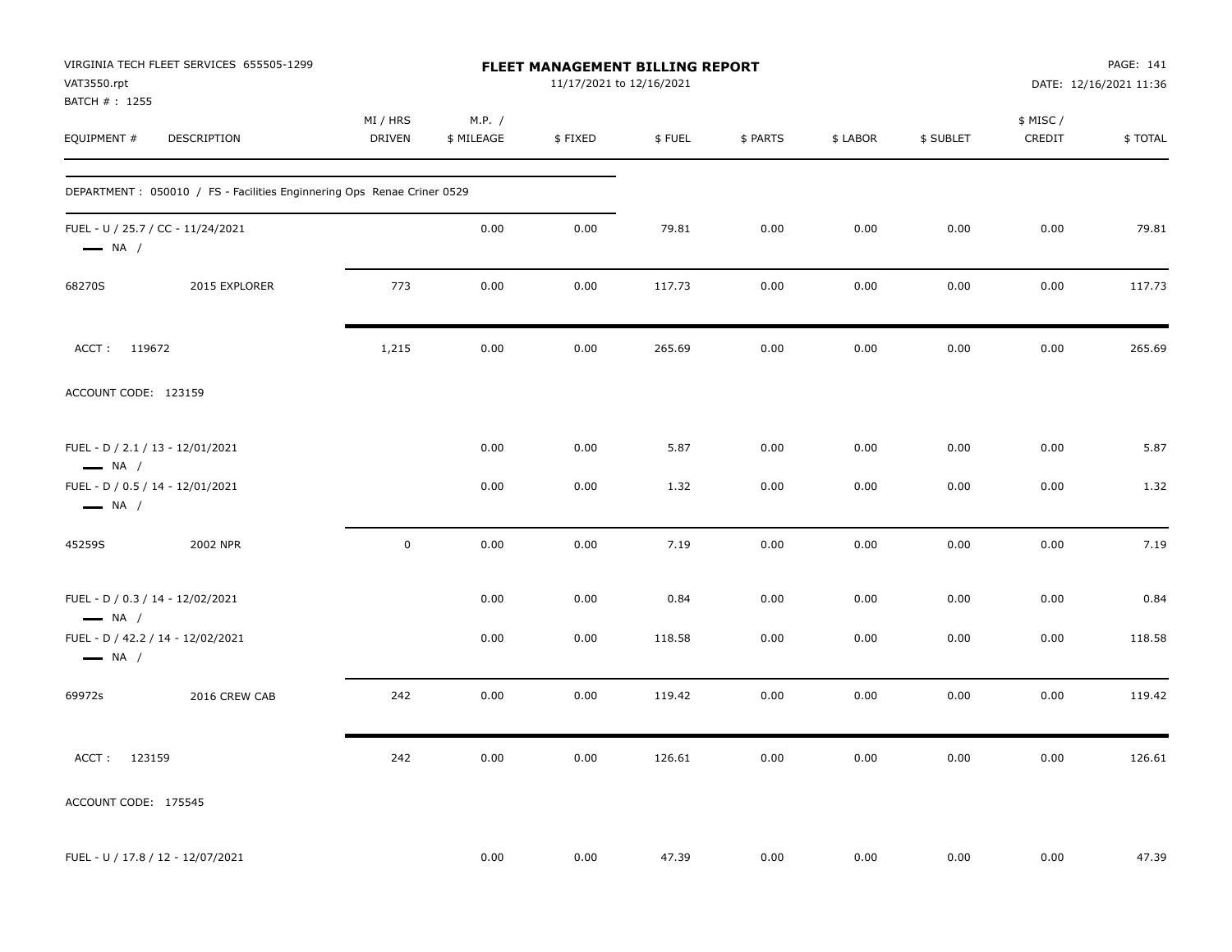VIRGINIA TECH FLEET SERVICES 655505-1299
VAT3550.rpt
BATCH # : 1255

**FLEET MANAGEMENT BILLING REPORT**
11/17/2021 to 12/16/2021

DATE: 12/16/2021 11:36

| EQUIPMENT # | DESCRIPTION | MI / HRS DRIVEN | M.P. / $ MILEAGE | $ FIXED | $ FUEL | $ PARTS | $ LABOR | $ SUBLET | $ MISC / CREDIT | $ TOTAL |
|---|---|---|---|---|---|---|---|---|---|---|
| DEPARTMENT : 050010 / FS - Facilities Enginnering Ops Renae Criner 0529 | | | | | | | | | | |
| FUEL - U / 25.7 / CC - 11/24/2021 — NA / | | | 0.00 | 0.00 | 79.81 | 0.00 | 0.00 | 0.00 | 0.00 | 79.81 |
| 68270S | 2015 EXPLORER | 773 | 0.00 | 0.00 | 117.73 | 0.00 | 0.00 | 0.00 | 0.00 | 117.73 |
| ACCT : 119672 | | 1,215 | 0.00 | 0.00 | 265.69 | 0.00 | 0.00 | 0.00 | 0.00 | 265.69 |
| ACCOUNT CODE: 123159 | | | | | | | | | | |
| FUEL - D / 2.1 / 13 - 12/01/2021 — NA / | | | 0.00 | 0.00 | 5.87 | 0.00 | 0.00 | 0.00 | 0.00 | 5.87 |
| FUEL - D / 0.5 / 14 - 12/01/2021 — NA / | | | 0.00 | 0.00 | 1.32 | 0.00 | 0.00 | 0.00 | 0.00 | 1.32 |
| 45259S | 2002 NPR | 0 | 0.00 | 0.00 | 7.19 | 0.00 | 0.00 | 0.00 | 0.00 | 7.19 |
| FUEL - D / 0.3 / 14 - 12/02/2021 — NA / | | | 0.00 | 0.00 | 0.84 | 0.00 | 0.00 | 0.00 | 0.00 | 0.84 |
| FUEL - D / 42.2 / 14 - 12/02/2021 — NA / | | | 0.00 | 0.00 | 118.58 | 0.00 | 0.00 | 0.00 | 0.00 | 118.58 |
| 69972s | 2016 CREW CAB | 242 | 0.00 | 0.00 | 119.42 | 0.00 | 0.00 | 0.00 | 0.00 | 119.42 |
| ACCT : 123159 | | 242 | 0.00 | 0.00 | 126.61 | 0.00 | 0.00 | 0.00 | 0.00 | 126.61 |
| ACCOUNT CODE: 175545 | | | | | | | | | | |
| FUEL - U / 17.8 / 12 - 12/07/2021 | | | 0.00 | 0.00 | 47.39 | 0.00 | 0.00 | 0.00 | 0.00 | 47.39 |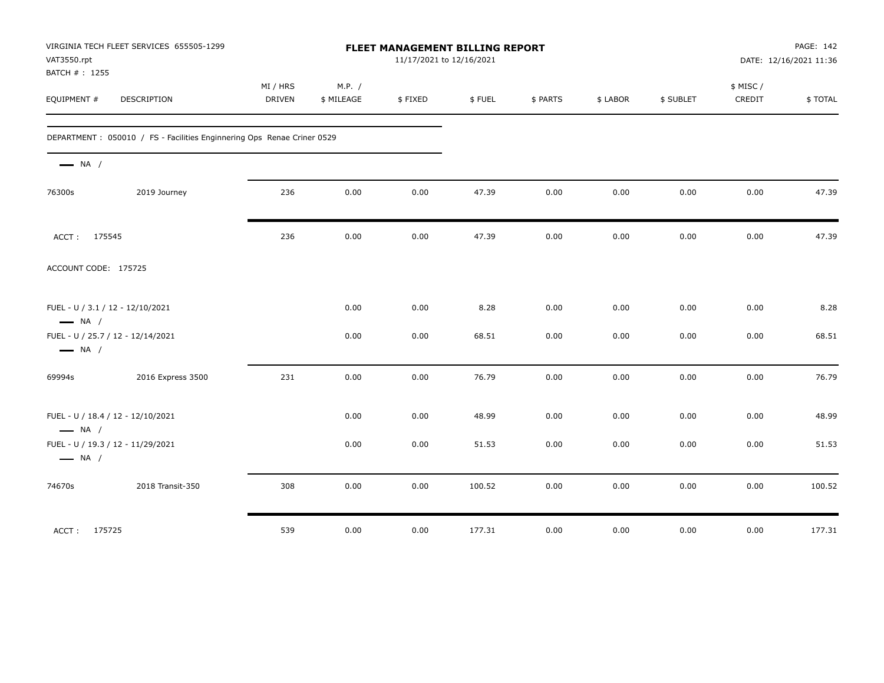VIRGINIA TECH FLEET SERVICES 655505-1299
VAT3550.rpt
BATCH # : 1255

**FLEET MANAGEMENT BILLING REPORT**
11/17/2021 to 12/16/2021

DATE: 12/16/2021 11:36

| EQUIPMENT # | DESCRIPTION | MI / HRS DRIVEN | M.P. / $ MILEAGE | $ FIXED | $ FUEL | $ PARTS | $ LABOR | $ SUBLET | $ MISC / CREDIT | $ TOTAL |
|---|---|---|---|---|---|---|---|---|---|---|
| DEPARTMENT : 050010 / FS - Facilities Enginnering Ops Renae Criner 0529 | | | | | | | | | | |
| — NA / | | | | | | | | | | |
| 76300s | 2019 Journey | 236 | 0.00 | 0.00 | 47.39 | 0.00 | 0.00 | 0.00 | 0.00 | 47.39 |
| ACCT : 175545 | | 236 | 0.00 | 0.00 | 47.39 | 0.00 | 0.00 | 0.00 | 0.00 | 47.39 |
| ACCOUNT CODE: 175725 | | | | | | | | | | |
| FUEL - U / 3.1 / 12 - 12/10/2021 — NA / | | | 0.00 | 0.00 | 8.28 | 0.00 | 0.00 | 0.00 | 0.00 | 8.28 |
| FUEL - U / 25.7 / 12 - 12/14/2021 — NA / | | | 0.00 | 0.00 | 68.51 | 0.00 | 0.00 | 0.00 | 0.00 | 68.51 |
| 69994s | 2016 Express 3500 | 231 | 0.00 | 0.00 | 76.79 | 0.00 | 0.00 | 0.00 | 0.00 | 76.79 |
| FUEL - U / 18.4 / 12 - 12/10/2021 — NA / | | | 0.00 | 0.00 | 48.99 | 0.00 | 0.00 | 0.00 | 0.00 | 48.99 |
| FUEL - U / 19.3 / 12 - 11/29/2021 — NA / | | | 0.00 | 0.00 | 51.53 | 0.00 | 0.00 | 0.00 | 0.00 | 51.53 |
| 74670s | 2018 Transit-350 | 308 | 0.00 | 0.00 | 100.52 | 0.00 | 0.00 | 0.00 | 0.00 | 100.52 |
| ACCT : 175725 | | 539 | 0.00 | 0.00 | 177.31 | 0.00 | 0.00 | 0.00 | 0.00 | 177.31 |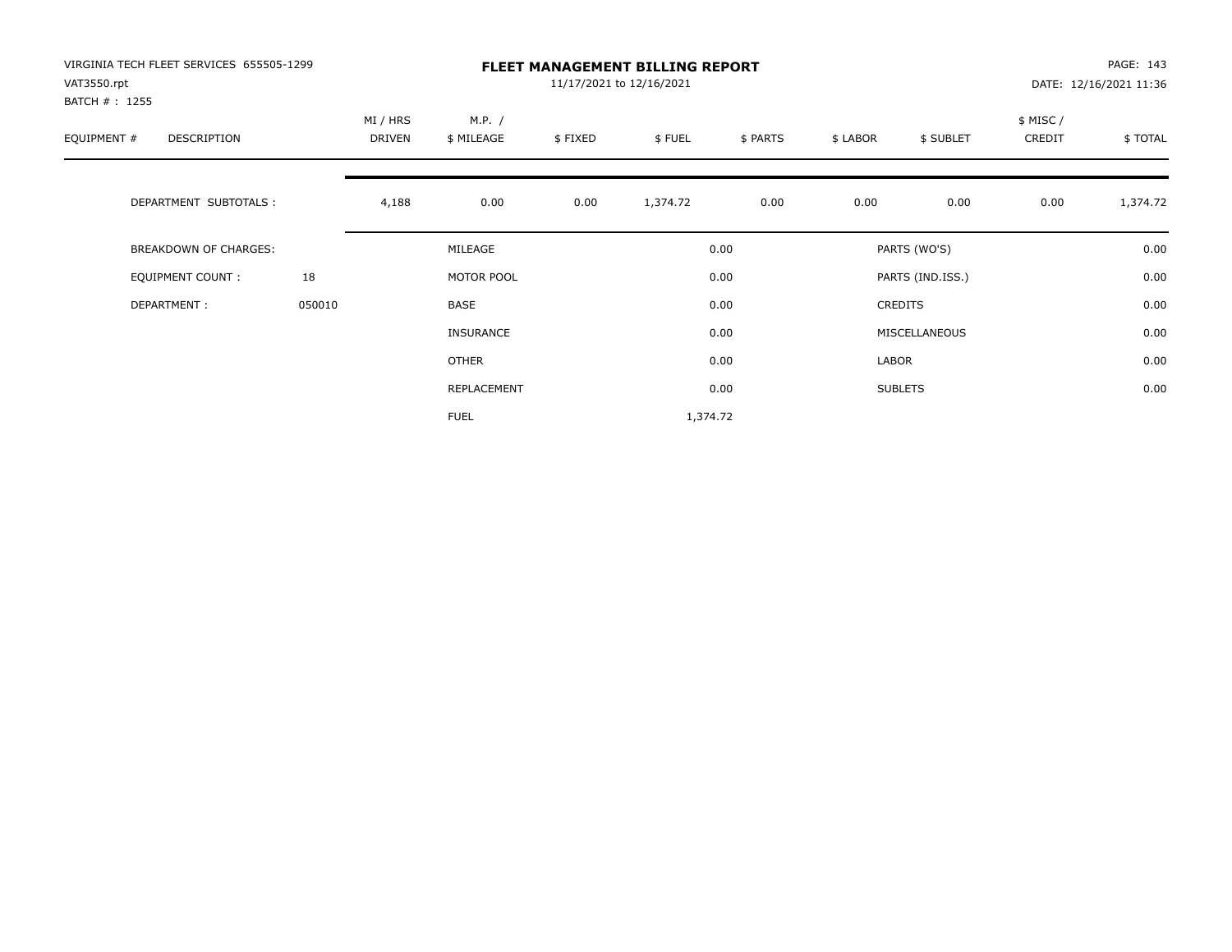VIRGINIA TECH FLEET SERVICES 655505-1299
VAT3550.rpt
BATCH # : 1255

# FLEET MANAGEMENT BILLING REPORT

11/17/2021 to 12/16/2021

PAGE: 143
DATE: 12/16/2021 11:36

| EQUIPMENT # | DESCRIPTION | MI / HRS DRIVEN | M.P. / $ MILEAGE | $ FIXED | $ FUEL | $ PARTS | $ LABOR | $ SUBLET | $ MISC / CREDIT | $ TOTAL |
|---|---|---|---|---|---|---|---|---|---|---|
| | DEPARTMENT SUBTOTALS : | 4,188 | 0.00 | 0.00 | 1,374.72 | 0.00 | 0.00 | 0.00 | 0.00 | 1,374.72 |

| | | | | | |
|---|---|---|---|---|---|
| BREAKDOWN OF CHARGES: | | MILEAGE | 0.00 | PARTS (WO'S) | 0.00 |
| EQUIPMENT COUNT : | 18 | MOTOR POOL | 0.00 | PARTS (IND.ISS.) | 0.00 |
| DEPARTMENT : | 050010 | BASE | 0.00 | CREDITS | 0.00 |
| | | INSURANCE | 0.00 | MISCELLANEOUS | 0.00 |
| | | OTHER | 0.00 | LABOR | 0.00 |
| | | REPLACEMENT | 0.00 | SUBLETS | 0.00 |
| | | FUEL | 1,374.72 | | |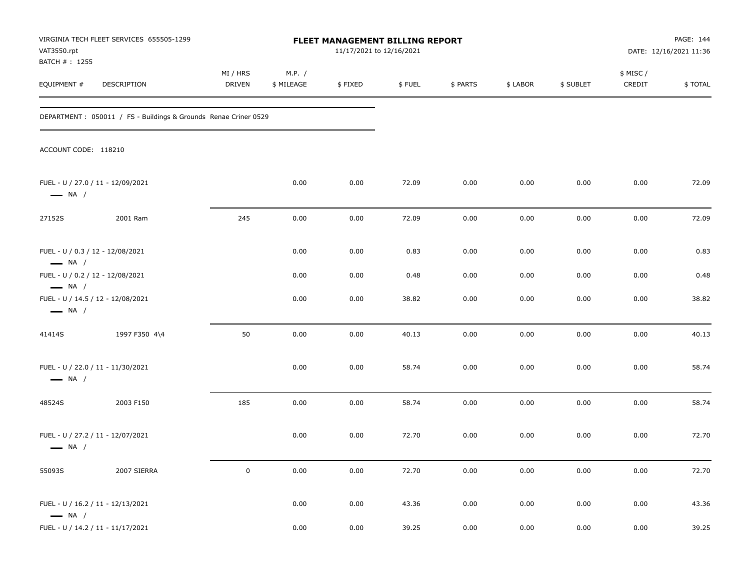VIRGINIA TECH FLEET SERVICES 655505-1299
VAT3550.rpt
BATCH # : 1255

# FLEET MANAGEMENT BILLING REPORT

11/17/2021 to 12/16/2021

DATE: 12/16/2021 11:36

DEPARTMENT : 050011 / FS - Buildings & Grounds Renae Criner 0529

ACCOUNT CODE: 118210

| EQUIPMENT # | DESCRIPTION | MI / HRS DRIVEN | M.P. / $ MILEAGE | $ FIXED | $ FUEL | $ PARTS | $ LABOR | $ SUBLET | $ MISC / CREDIT | $ TOTAL |
|---|---|---|---|---|---|---|---|---|---|---|
| FUEL - U / 27.0 / 11 - 12/09/2021 — NA / | | | 0.00 | 0.00 | 72.09 | 0.00 | 0.00 | 0.00 | 0.00 | 72.09 |
| 27152S | 2001 Ram | 245 | 0.00 | 0.00 | 72.09 | 0.00 | 0.00 | 0.00 | 0.00 | 72.09 |
| FUEL - U / 0.3 / 12 - 12/08/2021 — NA / | | | 0.00 | 0.00 | 0.83 | 0.00 | 0.00 | 0.00 | 0.00 | 0.83 |
| FUEL - U / 0.2 / 12 - 12/08/2021 — NA / | | | 0.00 | 0.00 | 0.48 | 0.00 | 0.00 | 0.00 | 0.00 | 0.48 |
| FUEL - U / 14.5 / 12 - 12/08/2021 — NA / | | | 0.00 | 0.00 | 38.82 | 0.00 | 0.00 | 0.00 | 0.00 | 38.82 |
| 41414S | 1997 F350 4\4 | 50 | 0.00 | 0.00 | 40.13 | 0.00 | 0.00 | 0.00 | 0.00 | 40.13 |
| FUEL - U / 22.0 / 11 - 11/30/2021 — NA / | | | 0.00 | 0.00 | 58.74 | 0.00 | 0.00 | 0.00 | 0.00 | 58.74 |
| 48524S | 2003 F150 | 185 | 0.00 | 0.00 | 58.74 | 0.00 | 0.00 | 0.00 | 0.00 | 58.74 |
| FUEL - U / 27.2 / 11 - 12/07/2021 — NA / | | | 0.00 | 0.00 | 72.70 | 0.00 | 0.00 | 0.00 | 0.00 | 72.70 |
| 55093S | 2007 SIERRA | 0 | 0.00 | 0.00 | 72.70 | 0.00 | 0.00 | 0.00 | 0.00 | 72.70 |
| FUEL - U / 16.2 / 11 - 12/13/2021 — NA / | | | 0.00 | 0.00 | 43.36 | 0.00 | 0.00 | 0.00 | 0.00 | 43.36 |
| FUEL - U / 14.2 / 11 - 11/17/2021 | | | 0.00 | 0.00 | 39.25 | 0.00 | 0.00 | 0.00 | 0.00 | 39.25 |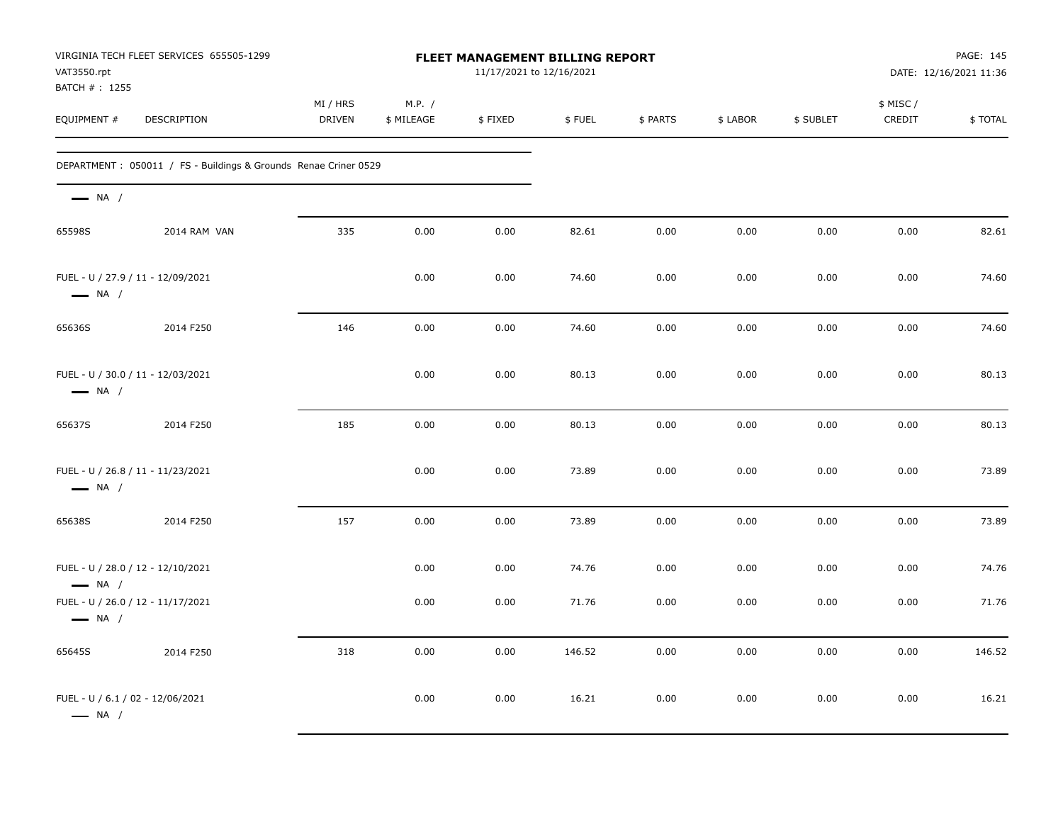VIRGINIA TECH FLEET SERVICES 655505-1299
VAT3550.rpt
BATCH # : 1255

**FLEET MANAGEMENT BILLING REPORT**
11/17/2021 to 12/16/2021

DATE: 12/16/2021 11:36

| EQUIPMENT # | DESCRIPTION | MI / HRS DRIVEN | M.P. / $ MILEAGE | $ FIXED | $ FUEL | $ PARTS | $ LABOR | $ SUBLET | $ MISC / CREDIT | $ TOTAL |
|---|---|---|---|---|---|---|---|---|---|---|
| DEPARTMENT : 050011 / FS - Buildings & Grounds Renae Criner 0529 | | | | | | | | | | |
| NA / | | | | | | | | | | |
| 65598S | 2014 RAM VAN | 335 | 0.00 | 0.00 | 82.61 | 0.00 | 0.00 | 0.00 | 0.00 | 82.61 |
| FUEL - U / 27.9 / 11 - 12/09/2021 NA / | | | 0.00 | 0.00 | 74.60 | 0.00 | 0.00 | 0.00 | 0.00 | 74.60 |
| 65636S | 2014 F250 | 146 | 0.00 | 0.00 | 74.60 | 0.00 | 0.00 | 0.00 | 0.00 | 74.60 |
| FUEL - U / 30.0 / 11 - 12/03/2021 NA / | | | 0.00 | 0.00 | 80.13 | 0.00 | 0.00 | 0.00 | 0.00 | 80.13 |
| 65637S | 2014 F250 | 185 | 0.00 | 0.00 | 80.13 | 0.00 | 0.00 | 0.00 | 0.00 | 80.13 |
| FUEL - U / 26.8 / 11 - 11/23/2021 NA / | | | 0.00 | 0.00 | 73.89 | 0.00 | 0.00 | 0.00 | 0.00 | 73.89 |
| 65638S | 2014 F250 | 157 | 0.00 | 0.00 | 73.89 | 0.00 | 0.00 | 0.00 | 0.00 | 73.89 |
| FUEL - U / 28.0 / 12 - 12/10/2021 NA / | | | 0.00 | 0.00 | 74.76 | 0.00 | 0.00 | 0.00 | 0.00 | 74.76 |
| FUEL - U / 26.0 / 12 - 11/17/2021 NA / | | | 0.00 | 0.00 | 71.76 | 0.00 | 0.00 | 0.00 | 0.00 | 71.76 |
| 65645S | 2014 F250 | 318 | 0.00 | 0.00 | 146.52 | 0.00 | 0.00 | 0.00 | 0.00 | 146.52 |
| FUEL - U / 6.1 / 02 - 12/06/2021 NA / | | | 0.00 | 0.00 | 16.21 | 0.00 | 0.00 | 0.00 | 0.00 | 16.21 |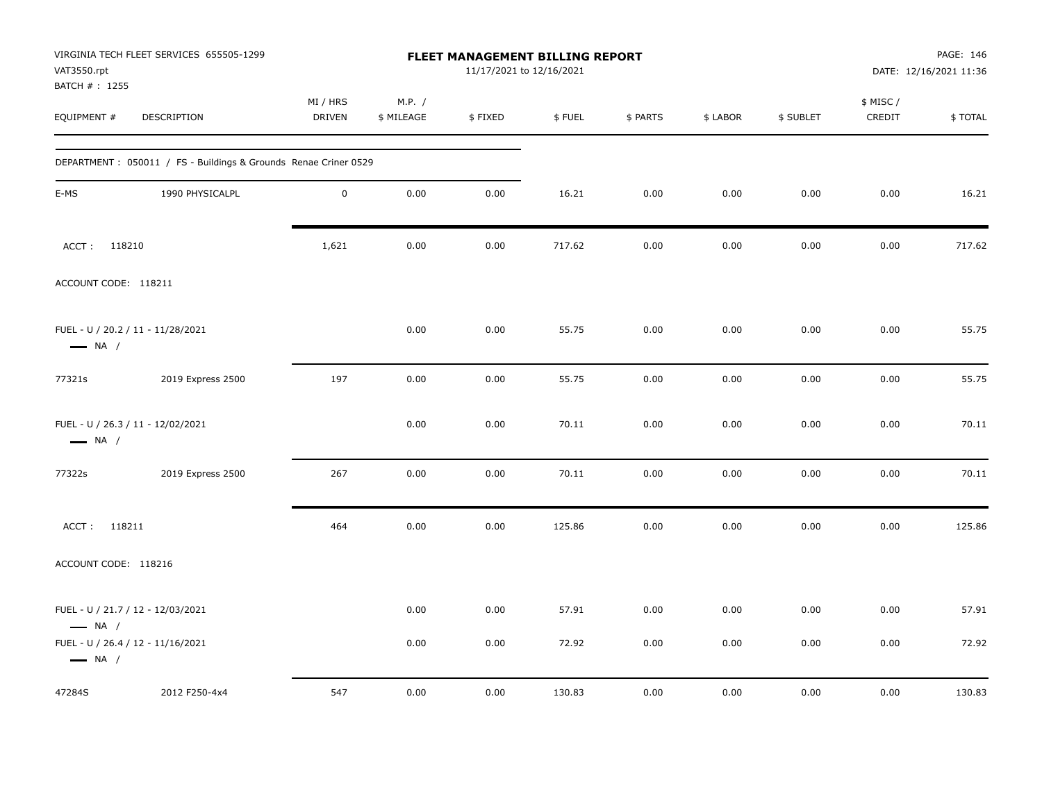VIRGINIA TECH FLEET SERVICES 655505-1299
VAT3550.rpt
BATCH # : 1255

**FLEET MANAGEMENT BILLING REPORT**
11/17/2021 to 12/16/2021

DATE: 12/16/2021 11:36

| EQUIPMENT # | DESCRIPTION | MI / HRS DRIVEN | M.P. / $ MILEAGE | $ FIXED | $ FUEL | $ PARTS | $ LABOR | $ SUBLET | $ MISC / CREDIT | $ TOTAL |
|---|---|---|---|---|---|---|---|---|---|---|
| DEPARTMENT : 050011 / FS - Buildings & Grounds Renae Criner 0529 | | | | | | | | | | |
| E-MS | 1990 PHYSICALPL | 0 | 0.00 | 0.00 | 16.21 | 0.00 | 0.00 | 0.00 | 0.00 | 16.21 |
| ACCT : 118210 | | 1,621 | 0.00 | 0.00 | 717.62 | 0.00 | 0.00 | 0.00 | 0.00 | 717.62 |
| ACCOUNT CODE: 118211 | | | | | | | | | | |
| FUEL - U / 20.2 / 11 - 11/28/2021 NA / | | | 0.00 | 0.00 | 55.75 | 0.00 | 0.00 | 0.00 | 0.00 | 55.75 |
| 77321s | 2019 Express 2500 | 197 | 0.00 | 0.00 | 55.75 | 0.00 | 0.00 | 0.00 | 0.00 | 55.75 |
| FUEL - U / 26.3 / 11 - 12/02/2021 NA / | | | 0.00 | 0.00 | 70.11 | 0.00 | 0.00 | 0.00 | 0.00 | 70.11 |
| 77322s | 2019 Express 2500 | 267 | 0.00 | 0.00 | 70.11 | 0.00 | 0.00 | 0.00 | 0.00 | 70.11 |
| ACCT : 118211 | | 464 | 0.00 | 0.00 | 125.86 | 0.00 | 0.00 | 0.00 | 0.00 | 125.86 |
| ACCOUNT CODE: 118216 | | | | | | | | | | |
| FUEL - U / 21.7 / 12 - 12/03/2021 NA / | | | 0.00 | 0.00 | 57.91 | 0.00 | 0.00 | 0.00 | 0.00 | 57.91 |
| FUEL - U / 26.4 / 12 - 11/16/2021 NA / | | | 0.00 | 0.00 | 72.92 | 0.00 | 0.00 | 0.00 | 0.00 | 72.92 |
| 47284S | 2012 F250-4x4 | 547 | 0.00 | 0.00 | 130.83 | 0.00 | 0.00 | 0.00 | 0.00 | 130.83 |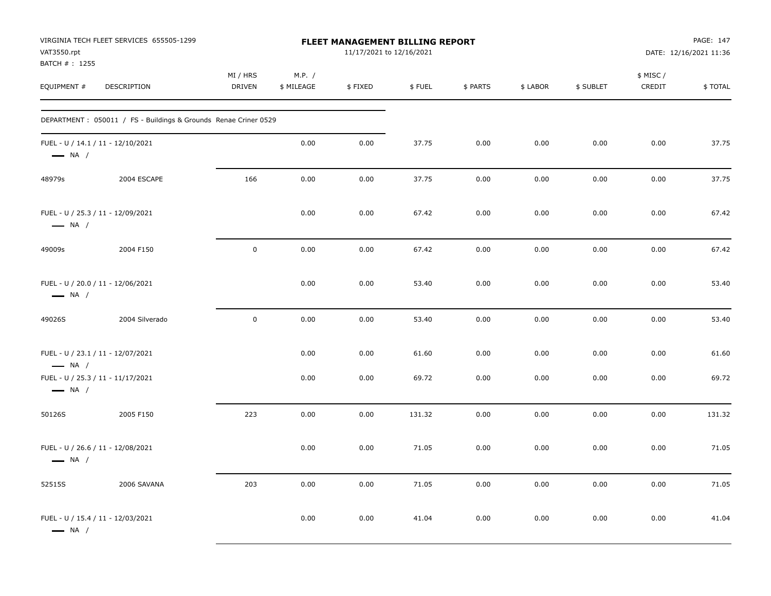VIRGINIA TECH FLEET SERVICES 655505-1299
VAT3550.rpt
BATCH # : 1255

# FLEET MANAGEMENT BILLING REPORT

11/17/2021 to 12/16/2021

DATE: 12/16/2021 11:36

| EQUIPMENT # | DESCRIPTION | MI / HRS DRIVEN | M.P. / $ MILEAGE | $ FIXED | $ FUEL | $ PARTS | $ LABOR | $ SUBLET | $ MISC / CREDIT | $ TOTAL |
|---|---|---|---|---|---|---|---|---|---|---|
| DEPARTMENT : 050011 / FS - Buildings & Grounds Renae Criner 0529 | | | | | | | | | | |
| FUEL - U / 14.1 / 11 - 12/10/2021 — NA / | | | 0.00 | 0.00 | 37.75 | 0.00 | 0.00 | 0.00 | 0.00 | 37.75 |
| 48979s | 2004 ESCAPE | 166 | 0.00 | 0.00 | 37.75 | 0.00 | 0.00 | 0.00 | 0.00 | 37.75 |
| FUEL - U / 25.3 / 11 - 12/09/2021 — NA / | | | 0.00 | 0.00 | 67.42 | 0.00 | 0.00 | 0.00 | 0.00 | 67.42 |
| 49009s | 2004 F150 | 0 | 0.00 | 0.00 | 67.42 | 0.00 | 0.00 | 0.00 | 0.00 | 67.42 |
| FUEL - U / 20.0 / 11 - 12/06/2021 — NA / | | | 0.00 | 0.00 | 53.40 | 0.00 | 0.00 | 0.00 | 0.00 | 53.40 |
| 49026S | 2004 Silverado | 0 | 0.00 | 0.00 | 53.40 | 0.00 | 0.00 | 0.00 | 0.00 | 53.40 |
| FUEL - U / 23.1 / 11 - 12/07/2021 — NA / | | | 0.00 | 0.00 | 61.60 | 0.00 | 0.00 | 0.00 | 0.00 | 61.60 |
| FUEL - U / 25.3 / 11 - 11/17/2021 — NA / | | | 0.00 | 0.00 | 69.72 | 0.00 | 0.00 | 0.00 | 0.00 | 69.72 |
| 50126S | 2005 F150 | 223 | 0.00 | 0.00 | 131.32 | 0.00 | 0.00 | 0.00 | 0.00 | 131.32 |
| FUEL - U / 26.6 / 11 - 12/08/2021 — NA / | | | 0.00 | 0.00 | 71.05 | 0.00 | 0.00 | 0.00 | 0.00 | 71.05 |
| 52515S | 2006 SAVANA | 203 | 0.00 | 0.00 | 71.05 | 0.00 | 0.00 | 0.00 | 0.00 | 71.05 |
| FUEL - U / 15.4 / 11 - 12/03/2021 — NA / | | | 0.00 | 0.00 | 41.04 | 0.00 | 0.00 | 0.00 | 0.00 | 41.04 |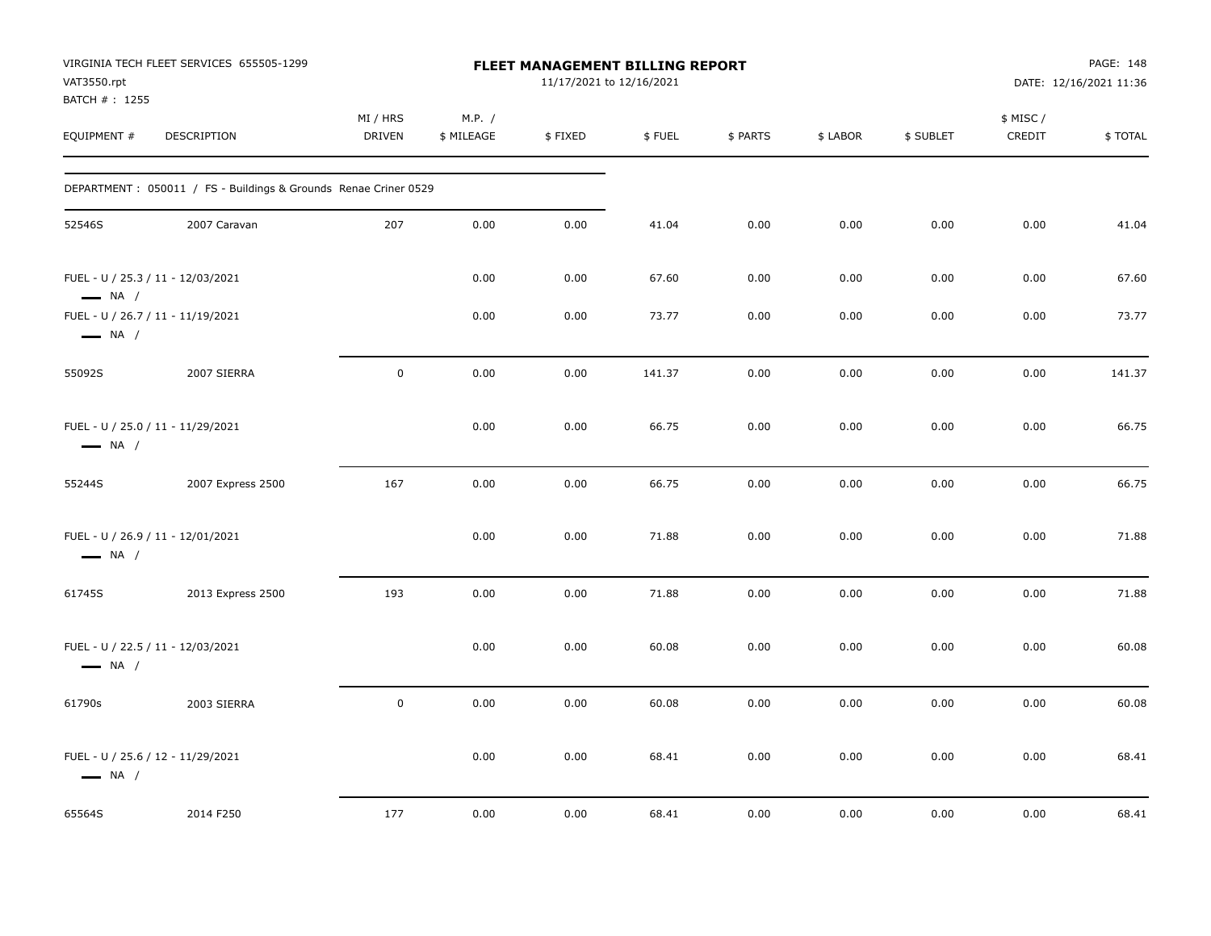VIRGINIA TECH FLEET SERVICES 655505-1299
VAT3550.rpt
BATCH # : 1255

**FLEET MANAGEMENT BILLING REPORT**
11/17/2021 to 12/16/2021

PAGE: 148
DATE: 12/16/2021 11:36

| EQUIPMENT # | DESCRIPTION | MI / HRS DRIVEN | M.P. / $ MILEAGE | $ FIXED | $ FUEL | $ PARTS | $ LABOR | $ SUBLET | $ MISC / CREDIT | $ TOTAL |
|---|---|---|---|---|---|---|---|---|---|---|
| DEPARTMENT : 050011 / FS - Buildings & Grounds Renae Criner 0529 | | | | | | | | | | |
| 52546S | 2007 Caravan | 207 | 0.00 | 0.00 | 41.04 | 0.00 | 0.00 | 0.00 | 0.00 | 41.04 |
| FUEL - U / 25.3 / 11 - 12/03/2021 — NA / | | | 0.00 | 0.00 | 67.60 | 0.00 | 0.00 | 0.00 | 0.00 | 67.60 |
| FUEL - U / 26.7 / 11 - 11/19/2021 — NA / | | | 0.00 | 0.00 | 73.77 | 0.00 | 0.00 | 0.00 | 0.00 | 73.77 |
| 55092S | 2007 SIERRA | 0 | 0.00 | 0.00 | 141.37 | 0.00 | 0.00 | 0.00 | 0.00 | 141.37 |
| FUEL - U / 25.0 / 11 - 11/29/2021 — NA / | | | 0.00 | 0.00 | 66.75 | 0.00 | 0.00 | 0.00 | 0.00 | 66.75 |
| 55244S | 2007 Express 2500 | 167 | 0.00 | 0.00 | 66.75 | 0.00 | 0.00 | 0.00 | 0.00 | 66.75 |
| FUEL - U / 26.9 / 11 - 12/01/2021 — NA / | | | 0.00 | 0.00 | 71.88 | 0.00 | 0.00 | 0.00 | 0.00 | 71.88 |
| 61745S | 2013 Express 2500 | 193 | 0.00 | 0.00 | 71.88 | 0.00 | 0.00 | 0.00 | 0.00 | 71.88 |
| FUEL - U / 22.5 / 11 - 12/03/2021 — NA / | | | 0.00 | 0.00 | 60.08 | 0.00 | 0.00 | 0.00 | 0.00 | 60.08 |
| 61790s | 2003 SIERRA | 0 | 0.00 | 0.00 | 60.08 | 0.00 | 0.00 | 0.00 | 0.00 | 60.08 |
| FUEL - U / 25.6 / 12 - 11/29/2021 — NA / | | | 0.00 | 0.00 | 68.41 | 0.00 | 0.00 | 0.00 | 0.00 | 68.41 |
| 65564S | 2014 F250 | 177 | 0.00 | 0.00 | 68.41 | 0.00 | 0.00 | 0.00 | 0.00 | 68.41 |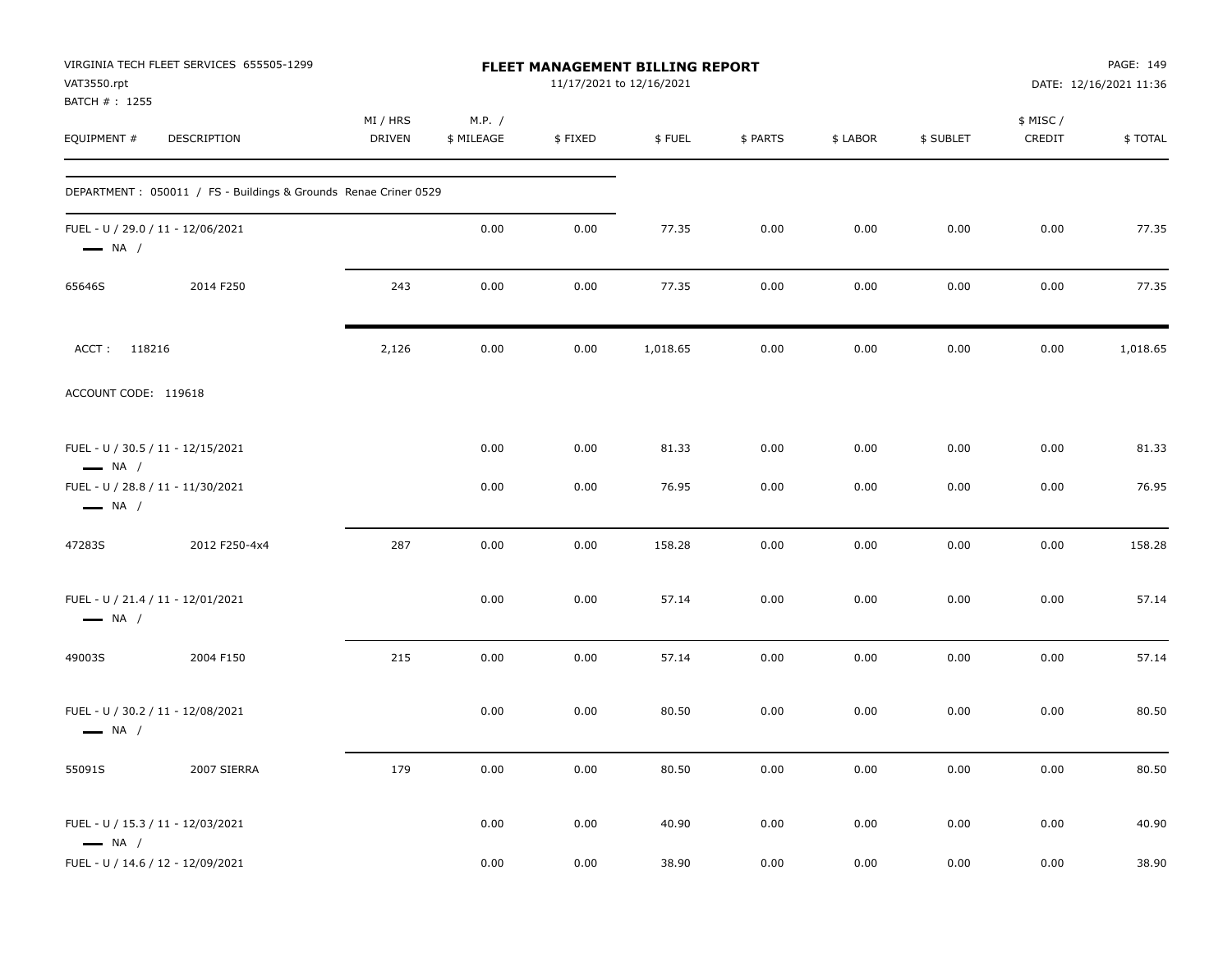**FLEET MANAGEMENT BILLING REPORT**

VIRGINIA TECH FLEET SERVICES 655505-1299
VAT3550.rpt
BATCH # : 1255

11/17/2021 to 12/16/2021

DATE: 12/16/2021 11:36

| EQUIPMENT # | DESCRIPTION | MI / HRS DRIVEN | M.P. / $ MILEAGE | $ FIXED | $ FUEL | $ PARTS | $ LABOR | $ SUBLET | $ MISC / CREDIT | $ TOTAL |
|---|---|---|---|---|---|---|---|---|---|---|
| DEPARTMENT : 050011 / FS - Buildings & Grounds Renae Criner 0529 | | | | | | | | | | |
| FUEL - U / 29.0 / 11 - 12/06/2021 — NA / | | | 0.00 | 0.00 | 77.35 | 0.00 | 0.00 | 0.00 | 0.00 | 77.35 |
| 65646S | 2014 F250 | 243 | 0.00 | 0.00 | 77.35 | 0.00 | 0.00 | 0.00 | 0.00 | 77.35 |
| ACCT : 118216 | | 2,126 | 0.00 | 0.00 | 1,018.65 | 0.00 | 0.00 | 0.00 | 0.00 | 1,018.65 |
| ACCOUNT CODE: 119618 | | | | | | | | | | |
| FUEL - U / 30.5 / 11 - 12/15/2021 — NA / | | | 0.00 | 0.00 | 81.33 | 0.00 | 0.00 | 0.00 | 0.00 | 81.33 |
| FUEL - U / 28.8 / 11 - 11/30/2021 — NA / | | | 0.00 | 0.00 | 76.95 | 0.00 | 0.00 | 0.00 | 0.00 | 76.95 |
| 47283S | 2012 F250-4x4 | 287 | 0.00 | 0.00 | 158.28 | 0.00 | 0.00 | 0.00 | 0.00 | 158.28 |
| FUEL - U / 21.4 / 11 - 12/01/2021 — NA / | | | 0.00 | 0.00 | 57.14 | 0.00 | 0.00 | 0.00 | 0.00 | 57.14 |
| 49003S | 2004 F150 | 215 | 0.00 | 0.00 | 57.14 | 0.00 | 0.00 | 0.00 | 0.00 | 57.14 |
| FUEL - U / 30.2 / 11 - 12/08/2021 — NA / | | | 0.00 | 0.00 | 80.50 | 0.00 | 0.00 | 0.00 | 0.00 | 80.50 |
| 55091S | 2007 SIERRA | 179 | 0.00 | 0.00 | 80.50 | 0.00 | 0.00 | 0.00 | 0.00 | 80.50 |
| FUEL - U / 15.3 / 11 - 12/03/2021 — NA / | | | 0.00 | 0.00 | 40.90 | 0.00 | 0.00 | 0.00 | 0.00 | 40.90 |
| FUEL - U / 14.6 / 12 - 12/09/2021 | | | 0.00 | 0.00 | 38.90 | 0.00 | 0.00 | 0.00 | 0.00 | 38.90 |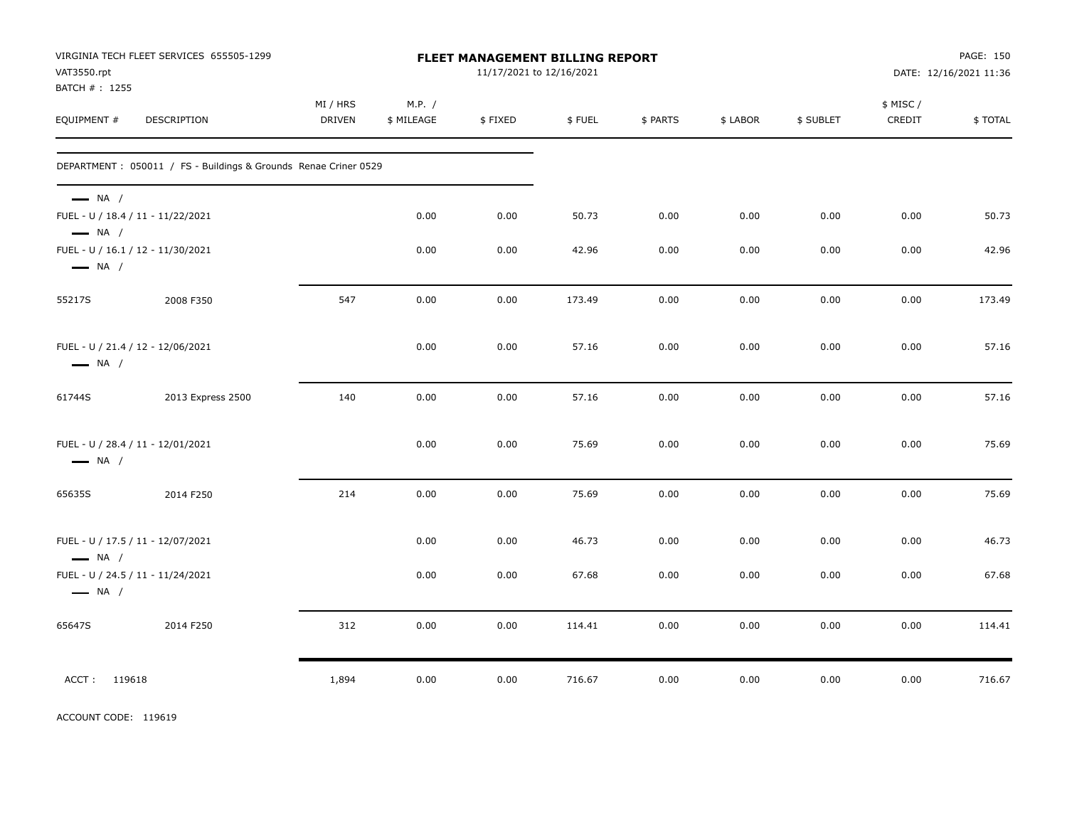VIRGINIA TECH FLEET SERVICES 655505-1299
VAT3550.rpt
BATCH # : 1255

**FLEET MANAGEMENT BILLING REPORT**
11/17/2021 to 12/16/2021

DATE: 12/16/2021 11:36

| EQUIPMENT # | DESCRIPTION | MI / HRS DRIVEN | M.P. / $ MILEAGE | $ FIXED | $ FUEL | $ PARTS | $ LABOR | $ SUBLET | $ MISC / CREDIT | $ TOTAL |
|---|---|---|---|---|---|---|---|---|---|---|
| DEPARTMENT : 050011 / FS - Buildings & Grounds Renae Criner 0529 | | | | | | | | | | |
| — NA / | | | | | | | | | | |
| FUEL - U / 18.4 / 11 - 11/22/2021 | | | 0.00 | 0.00 | 50.73 | 0.00 | 0.00 | 0.00 | 0.00 | 50.73 |
| — NA / | | | | | | | | | | |
| FUEL - U / 16.1 / 12 - 11/30/2021 | | | 0.00 | 0.00 | 42.96 | 0.00 | 0.00 | 0.00 | 0.00 | 42.96 |
| — NA / | | | | | | | | | | |
| 55217S | 2008 F350 | 547 | 0.00 | 0.00 | 173.49 | 0.00 | 0.00 | 0.00 | 0.00 | 173.49 |
| FUEL - U / 21.4 / 12 - 12/06/2021 | | | 0.00 | 0.00 | 57.16 | 0.00 | 0.00 | 0.00 | 0.00 | 57.16 |
| — NA / | | | | | | | | | | |
| 61744S | 2013 Express 2500 | 140 | 0.00 | 0.00 | 57.16 | 0.00 | 0.00 | 0.00 | 0.00 | 57.16 |
| FUEL - U / 28.4 / 11 - 12/01/2021 | | | 0.00 | 0.00 | 75.69 | 0.00 | 0.00 | 0.00 | 0.00 | 75.69 |
| — NA / | | | | | | | | | | |
| 65635S | 2014 F250 | 214 | 0.00 | 0.00 | 75.69 | 0.00 | 0.00 | 0.00 | 0.00 | 75.69 |
| FUEL - U / 17.5 / 11 - 12/07/2021 | | | 0.00 | 0.00 | 46.73 | 0.00 | 0.00 | 0.00 | 0.00 | 46.73 |
| — NA / | | | | | | | | | | |
| FUEL - U / 24.5 / 11 - 11/24/2021 | | | 0.00 | 0.00 | 67.68 | 0.00 | 0.00 | 0.00 | 0.00 | 67.68 |
| — NA / | | | | | | | | | | |
| 65647S | 2014 F250 | 312 | 0.00 | 0.00 | 114.41 | 0.00 | 0.00 | 0.00 | 0.00 | 114.41 |
| ACCT : 119618 | | 1,894 | 0.00 | 0.00 | 716.67 | 0.00 | 0.00 | 0.00 | 0.00 | 716.67 |

ACCOUNT CODE: 119619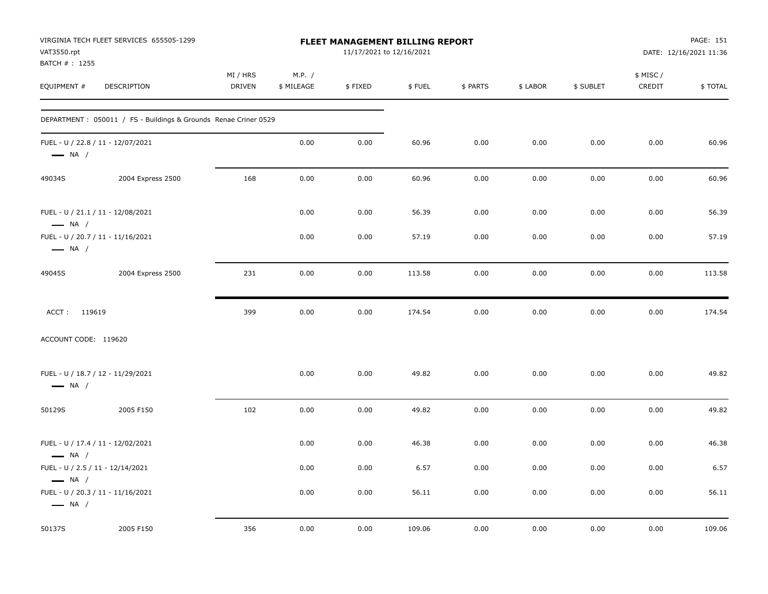VIRGINIA TECH FLEET SERVICES 655505-1299
VAT3550.rpt
BATCH # : 1255

**FLEET MANAGEMENT BILLING REPORT**
11/17/2021 to 12/16/2021

PAGE: 151
DATE: 12/16/2021 11:36

| EQUIPMENT # | DESCRIPTION | MI / HRS DRIVEN | M.P. / $ MILEAGE | $ FIXED | $ FUEL | $ PARTS | $ LABOR | $ SUBLET | $ MISC / CREDIT | $ TOTAL |
|---|---|---|---|---|---|---|---|---|---|---|
| DEPARTMENT : 050011 / FS - Buildings & Grounds Renae Criner 0529 | | | | | | | | | | |
| FUEL - U / 22.8 / 11 - 12/07/2021 — NA / | | | 0.00 | 0.00 | 60.96 | 0.00 | 0.00 | 0.00 | 0.00 | 60.96 |
| 49034S | 2004 Express 2500 | 168 | 0.00 | 0.00 | 60.96 | 0.00 | 0.00 | 0.00 | 0.00 | 60.96 |
| FUEL - U / 21.1 / 11 - 12/08/2021 — NA / | | | 0.00 | 0.00 | 56.39 | 0.00 | 0.00 | 0.00 | 0.00 | 56.39 |
| FUEL - U / 20.7 / 11 - 11/16/2021 — NA / | | | 0.00 | 0.00 | 57.19 | 0.00 | 0.00 | 0.00 | 0.00 | 57.19 |
| 49045S | 2004 Express 2500 | 231 | 0.00 | 0.00 | 113.58 | 0.00 | 0.00 | 0.00 | 0.00 | 113.58 |
| ACCT : 119619 | | 399 | 0.00 | 0.00 | 174.54 | 0.00 | 0.00 | 0.00 | 0.00 | 174.54 |
| ACCOUNT CODE: 119620 | | | | | | | | | | |
| FUEL - U / 18.7 / 12 - 11/29/2021 — NA / | | | 0.00 | 0.00 | 49.82 | 0.00 | 0.00 | 0.00 | 0.00 | 49.82 |
| 50129S | 2005 F150 | 102 | 0.00 | 0.00 | 49.82 | 0.00 | 0.00 | 0.00 | 0.00 | 49.82 |
| FUEL - U / 17.4 / 11 - 12/02/2021 — NA / | | | 0.00 | 0.00 | 46.38 | 0.00 | 0.00 | 0.00 | 0.00 | 46.38 |
| FUEL - U / 2.5 / 11 - 12/14/2021 — NA / | | | 0.00 | 0.00 | 6.57 | 0.00 | 0.00 | 0.00 | 0.00 | 6.57 |
| FUEL - U / 20.3 / 11 - 11/16/2021 — NA / | | | 0.00 | 0.00 | 56.11 | 0.00 | 0.00 | 0.00 | 0.00 | 56.11 |
| 50137S | 2005 F150 | 356 | 0.00 | 0.00 | 109.06 | 0.00 | 0.00 | 0.00 | 0.00 | 109.06 |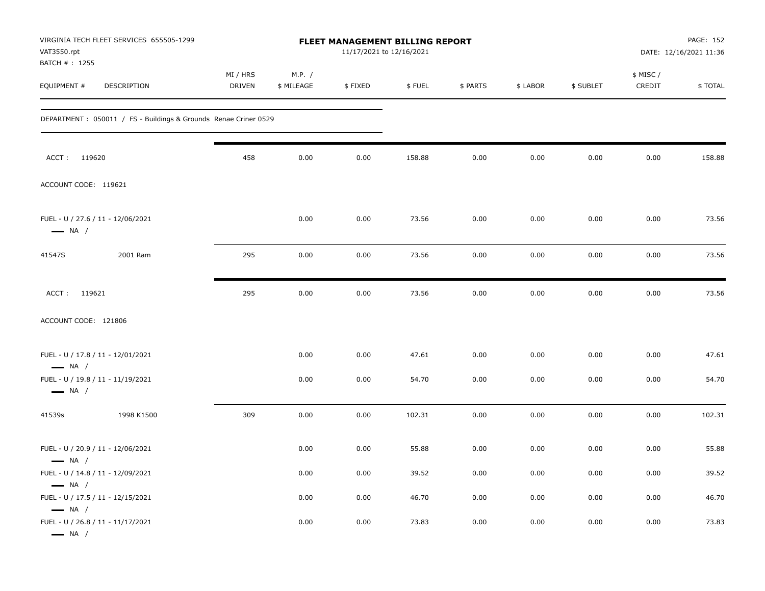VIRGINIA TECH FLEET SERVICES 655505-1299
VAT3550.rpt
BATCH # : 1255

**FLEET MANAGEMENT BILLING REPORT**
11/17/2021 to 12/16/2021

DATE: 12/16/2021 11:36

| EQUIPMENT # | DESCRIPTION | MI / HRS DRIVEN | M.P. / $ MILEAGE | $ FIXED | $ FUEL | $ PARTS | $ LABOR | $ SUBLET | $ MISC / CREDIT | $ TOTAL |
|---|---|---|---|---|---|---|---|---|---|---|
| DEPARTMENT : 050011 / FS - Buildings & Grounds Renae Criner 0529 | | | | | | | | | | |
| ACCT : 119620 | | 458 | 0.00 | 0.00 | 158.88 | 0.00 | 0.00 | 0.00 | 0.00 | 158.88 |
| ACCOUNT CODE: 119621 | | | | | | | | | | |
| FUEL - U / 27.6 / 11 - 12/06/2021 — NA / | | | 0.00 | 0.00 | 73.56 | 0.00 | 0.00 | 0.00 | 0.00 | 73.56 |
| 41547S | 2001 Ram | 295 | 0.00 | 0.00 | 73.56 | 0.00 | 0.00 | 0.00 | 0.00 | 73.56 |
| ACCT : 119621 | | 295 | 0.00 | 0.00 | 73.56 | 0.00 | 0.00 | 0.00 | 0.00 | 73.56 |
| ACCOUNT CODE: 121806 | | | | | | | | | | |
| FUEL - U / 17.8 / 11 - 12/01/2021 — NA / | | | 0.00 | 0.00 | 47.61 | 0.00 | 0.00 | 0.00 | 0.00 | 47.61 |
| FUEL - U / 19.8 / 11 - 11/19/2021 — NA / | | | 0.00 | 0.00 | 54.70 | 0.00 | 0.00 | 0.00 | 0.00 | 54.70 |
| 41539s | 1998 K1500 | 309 | 0.00 | 0.00 | 102.31 | 0.00 | 0.00 | 0.00 | 0.00 | 102.31 |
| FUEL - U / 20.9 / 11 - 12/06/2021 — NA / | | | 0.00 | 0.00 | 55.88 | 0.00 | 0.00 | 0.00 | 0.00 | 55.88 |
| FUEL - U / 14.8 / 11 - 12/09/2021 — NA / | | | 0.00 | 0.00 | 39.52 | 0.00 | 0.00 | 0.00 | 0.00 | 39.52 |
| FUEL - U / 17.5 / 11 - 12/15/2021 — NA / | | | 0.00 | 0.00 | 46.70 | 0.00 | 0.00 | 0.00 | 0.00 | 46.70 |
| FUEL - U / 26.8 / 11 - 11/17/2021 — NA / | | | 0.00 | 0.00 | 73.83 | 0.00 | 0.00 | 0.00 | 0.00 | 73.83 |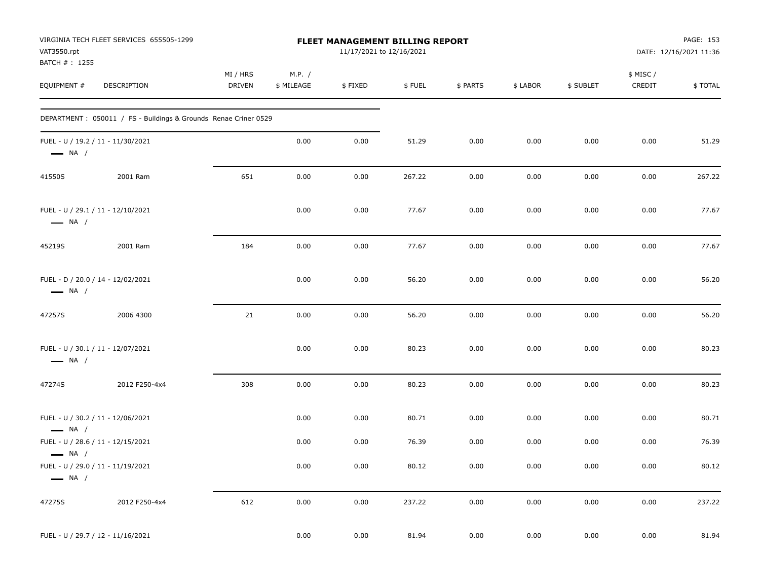VIRGINIA TECH FLEET SERVICES 655505-1299
VAT3550.rpt
BATCH # : 1255

# FLEET MANAGEMENT BILLING REPORT

11/17/2021 to 12/16/2021

DATE: 12/16/2021 11:36

| EQUIPMENT # | DESCRIPTION | MI / HRS DRIVEN | M.P. / $ MILEAGE | $ FIXED | $ FUEL | $ PARTS | $ LABOR | $ SUBLET | $ MISC / CREDIT | $ TOTAL |
|---|---|---|---|---|---|---|---|---|---|---|
| DEPARTMENT : 050011 / FS - Buildings & Grounds Renae Criner 0529 | | | | | | | | | | |
| FUEL - U / 19.2 / 11 - 11/30/2021 — NA / | | | 0.00 | 0.00 | 51.29 | 0.00 | 0.00 | 0.00 | 0.00 | 51.29 |
| 41550S | 2001 Ram | 651 | 0.00 | 0.00 | 267.22 | 0.00 | 0.00 | 0.00 | 0.00 | 267.22 |
| FUEL - U / 29.1 / 11 - 12/10/2021 — NA / | | | 0.00 | 0.00 | 77.67 | 0.00 | 0.00 | 0.00 | 0.00 | 77.67 |
| 45219S | 2001 Ram | 184 | 0.00 | 0.00 | 77.67 | 0.00 | 0.00 | 0.00 | 0.00 | 77.67 |
| FUEL - D / 20.0 / 14 - 12/02/2021 — NA / | | | 0.00 | 0.00 | 56.20 | 0.00 | 0.00 | 0.00 | 0.00 | 56.20 |
| 47257S | 2006 4300 | 21 | 0.00 | 0.00 | 56.20 | 0.00 | 0.00 | 0.00 | 0.00 | 56.20 |
| FUEL - U / 30.1 / 11 - 12/07/2021 — NA / | | | 0.00 | 0.00 | 80.23 | 0.00 | 0.00 | 0.00 | 0.00 | 80.23 |
| 47274S | 2012 F250-4x4 | 308 | 0.00 | 0.00 | 80.23 | 0.00 | 0.00 | 0.00 | 0.00 | 80.23 |
| FUEL - U / 30.2 / 11 - 12/06/2021 — NA / | | | 0.00 | 0.00 | 80.71 | 0.00 | 0.00 | 0.00 | 0.00 | 80.71 |
| FUEL - U / 28.6 / 11 - 12/15/2021 — NA / | | | 0.00 | 0.00 | 76.39 | 0.00 | 0.00 | 0.00 | 0.00 | 76.39 |
| FUEL - U / 29.0 / 11 - 11/19/2021 — NA / | | | 0.00 | 0.00 | 80.12 | 0.00 | 0.00 | 0.00 | 0.00 | 80.12 |
| 47275S | 2012 F250-4x4 | 612 | 0.00 | 0.00 | 237.22 | 0.00 | 0.00 | 0.00 | 0.00 | 237.22 |
| FUEL - U / 29.7 / 12 - 11/16/2021 | | | 0.00 | 0.00 | 81.94 | 0.00 | 0.00 | 0.00 | 0.00 | 81.94 |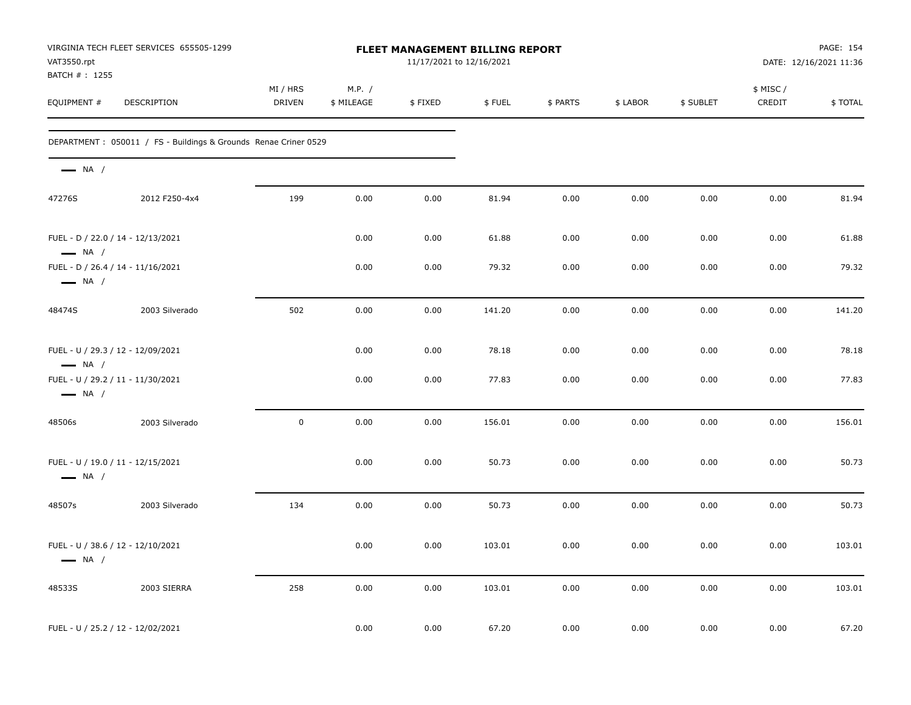VIRGINIA TECH FLEET SERVICES 655505-1299
VAT3550.rpt
BATCH # : 1255

**FLEET MANAGEMENT BILLING REPORT**
11/17/2021 to 12/16/2021

DATE: 12/16/2021 11:36

| EQUIPMENT # | DESCRIPTION | MI / HRS DRIVEN | M.P. / $ MILEAGE | $ FIXED | $ FUEL | $ PARTS | $ LABOR | $ SUBLET | $ MISC / CREDIT | $ TOTAL |
|---|---|---|---|---|---|---|---|---|---|---|
| DEPARTMENT : 050011 / FS - Buildings & Grounds Renae Criner 0529 | | | | | | | | | | |
| NA / | | | | | | | | | | |
| 47276S | 2012 F250-4x4 | 199 | 0.00 | 0.00 | 81.94 | 0.00 | 0.00 | 0.00 | 0.00 | 81.94 |
| FUEL - D / 22.0 / 14 - 12/13/2021 | | | 0.00 | 0.00 | 61.88 | 0.00 | 0.00 | 0.00 | 0.00 | 61.88 |
| NA / | | | | | | | | | | |
| FUEL - D / 26.4 / 14 - 11/16/2021 | | | 0.00 | 0.00 | 79.32 | 0.00 | 0.00 | 0.00 | 0.00 | 79.32 |
| NA / | | | | | | | | | | |
| 48474S | 2003 Silverado | 502 | 0.00 | 0.00 | 141.20 | 0.00 | 0.00 | 0.00 | 0.00 | 141.20 |
| FUEL - U / 29.3 / 12 - 12/09/2021 | | | 0.00 | 0.00 | 78.18 | 0.00 | 0.00 | 0.00 | 0.00 | 78.18 |
| NA / | | | | | | | | | | |
| FUEL - U / 29.2 / 11 - 11/30/2021 | | | 0.00 | 0.00 | 77.83 | 0.00 | 0.00 | 0.00 | 0.00 | 77.83 |
| NA / | | | | | | | | | | |
| 48506s | 2003 Silverado | 0 | 0.00 | 0.00 | 156.01 | 0.00 | 0.00 | 0.00 | 0.00 | 156.01 |
| FUEL - U / 19.0 / 11 - 12/15/2021 | | | 0.00 | 0.00 | 50.73 | 0.00 | 0.00 | 0.00 | 0.00 | 50.73 |
| NA / | | | | | | | | | | |
| 48507s | 2003 Silverado | 134 | 0.00 | 0.00 | 50.73 | 0.00 | 0.00 | 0.00 | 0.00 | 50.73 |
| FUEL - U / 38.6 / 12 - 12/10/2021 | | | 0.00 | 0.00 | 103.01 | 0.00 | 0.00 | 0.00 | 0.00 | 103.01 |
| NA / | | | | | | | | | | |
| 48533S | 2003 SIERRA | 258 | 0.00 | 0.00 | 103.01 | 0.00 | 0.00 | 0.00 | 0.00 | 103.01 |
| FUEL - U / 25.2 / 12 - 12/02/2021 | | | 0.00 | 0.00 | 67.20 | 0.00 | 0.00 | 0.00 | 0.00 | 67.20 |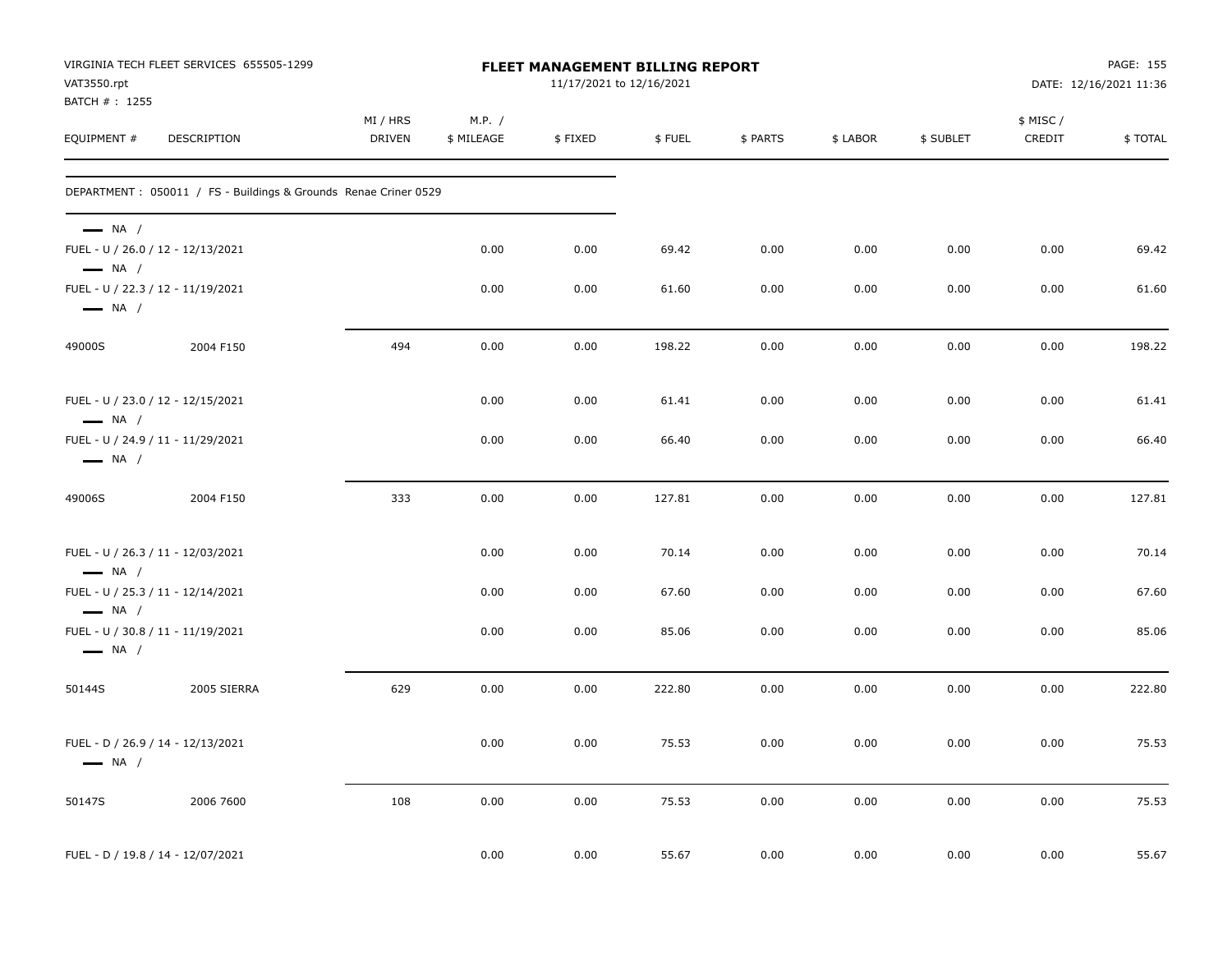VIRGINIA TECH FLEET SERVICES 655505-1299
VAT3550.rpt
BATCH # : 1255

**FLEET MANAGEMENT BILLING REPORT**
11/17/2021 to 12/16/2021

DATE: 12/16/2021 11:36

| EQUIPMENT # | DESCRIPTION | MI / HRS DRIVEN | M.P. / $ MILEAGE | $ FIXED | $ FUEL | $ PARTS | $ LABOR | $ SUBLET | $ MISC / CREDIT | $ TOTAL |
|---|---|---|---|---|---|---|---|---|---|---|
| DEPARTMENT : 050011 / FS - Buildings & Grounds Renae Criner 0529 | | | | | | | | | | |
| — NA / | | | | | | | | | | |
| FUEL - U / 26.0 / 12 - 12/13/2021 | | | 0.00 | 0.00 | 69.42 | 0.00 | 0.00 | 0.00 | 0.00 | 69.42 |
| — NA / | | | | | | | | | | |
| FUEL - U / 22.3 / 12 - 11/19/2021 | | | 0.00 | 0.00 | 61.60 | 0.00 | 0.00 | 0.00 | 0.00 | 61.60 |
| — NA / | | | | | | | | | | |
| 49000S | 2004 F150 | 494 | 0.00 | 0.00 | 198.22 | 0.00 | 0.00 | 0.00 | 0.00 | 198.22 |
| FUEL - U / 23.0 / 12 - 12/15/2021 | | | 0.00 | 0.00 | 61.41 | 0.00 | 0.00 | 0.00 | 0.00 | 61.41 |
| — NA / | | | | | | | | | | |
| FUEL - U / 24.9 / 11 - 11/29/2021 | | | 0.00 | 0.00 | 66.40 | 0.00 | 0.00 | 0.00 | 0.00 | 66.40 |
| — NA / | | | | | | | | | | |
| 49006S | 2004 F150 | 333 | 0.00 | 0.00 | 127.81 | 0.00 | 0.00 | 0.00 | 0.00 | 127.81 |
| FUEL - U / 26.3 / 11 - 12/03/2021 | | | 0.00 | 0.00 | 70.14 | 0.00 | 0.00 | 0.00 | 0.00 | 70.14 |
| — NA / | | | | | | | | | | |
| FUEL - U / 25.3 / 11 - 12/14/2021 | | | 0.00 | 0.00 | 67.60 | 0.00 | 0.00 | 0.00 | 0.00 | 67.60 |
| — NA / | | | | | | | | | | |
| FUEL - U / 30.8 / 11 - 11/19/2021 | | | 0.00 | 0.00 | 85.06 | 0.00 | 0.00 | 0.00 | 0.00 | 85.06 |
| — NA / | | | | | | | | | | |
| 50144S | 2005 SIERRA | 629 | 0.00 | 0.00 | 222.80 | 0.00 | 0.00 | 0.00 | 0.00 | 222.80 |
| FUEL - D / 26.9 / 14 - 12/13/2021 | | | 0.00 | 0.00 | 75.53 | 0.00 | 0.00 | 0.00 | 0.00 | 75.53 |
| — NA / | | | | | | | | | | |
| 50147S | 2006 7600 | 108 | 0.00 | 0.00 | 75.53 | 0.00 | 0.00 | 0.00 | 0.00 | 75.53 |
| FUEL - D / 19.8 / 14 - 12/07/2021 | | | 0.00 | 0.00 | 55.67 | 0.00 | 0.00 | 0.00 | 0.00 | 55.67 |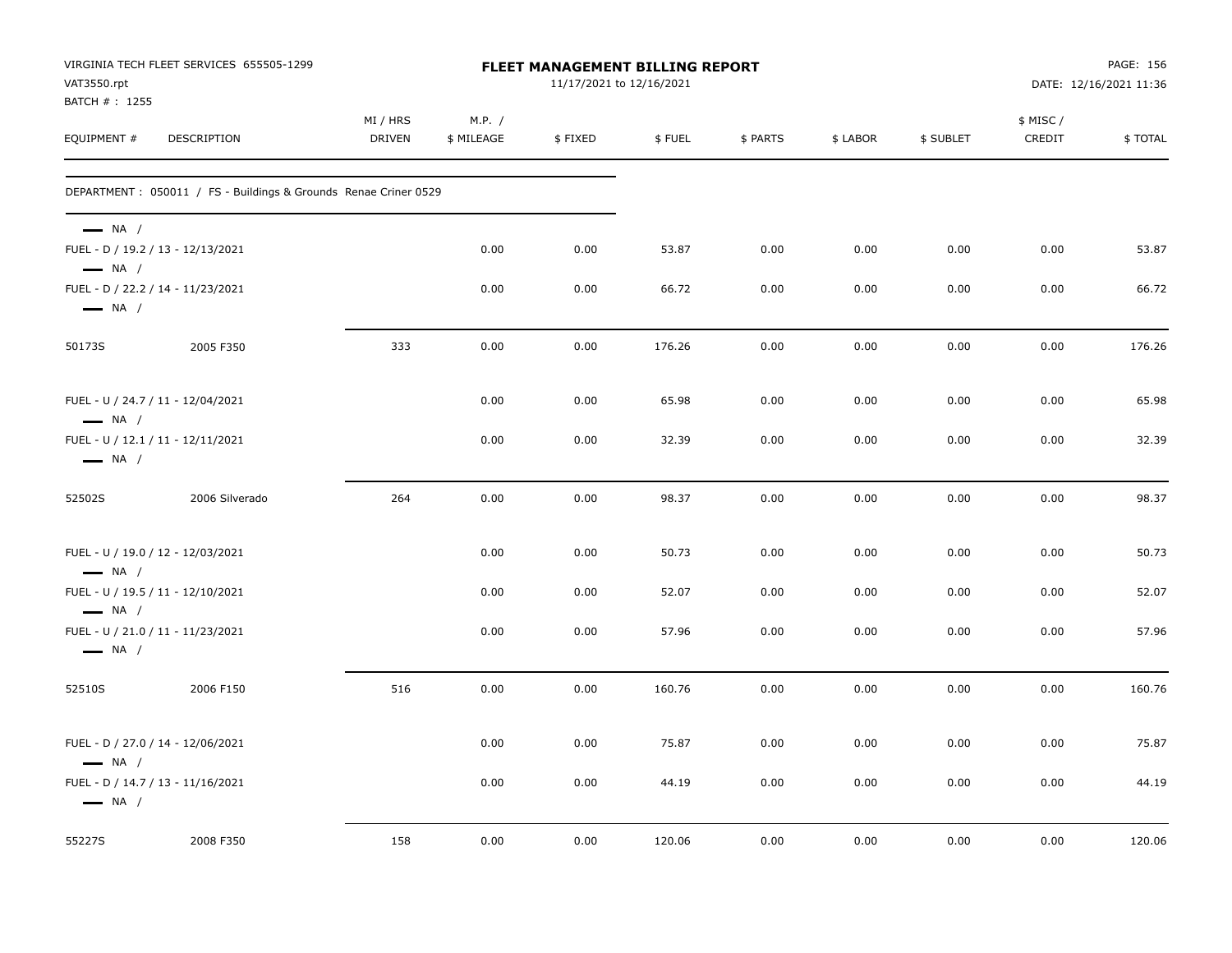VIRGINIA TECH FLEET SERVICES 655505-1299
VAT3550.rpt
BATCH # : 1255

**FLEET MANAGEMENT BILLING REPORT**
11/17/2021 to 12/16/2021

PAGE: 156
DATE: 12/16/2021 11:36

| EQUIPMENT # | DESCRIPTION | MI / HRS DRIVEN | M.P. / $ MILEAGE | $ FIXED | $ FUEL | $ PARTS | $ LABOR | $ SUBLET | $ MISC / CREDIT | $ TOTAL |
|---|---|---|---|---|---|---|---|---|---|---|
| DEPARTMENT : 050011 / FS - Buildings & Grounds Renae Criner 0529 | | | | | | | | | | |
| — NA / | | | | | | | | | | |
| FUEL - D / 19.2 / 13 - 12/13/2021 | | | 0.00 | 0.00 | 53.87 | 0.00 | 0.00 | 0.00 | 0.00 | 53.87 |
| — NA / | | | | | | | | | | |
| FUEL - D / 22.2 / 14 - 11/23/2021 | | | 0.00 | 0.00 | 66.72 | 0.00 | 0.00 | 0.00 | 0.00 | 66.72 |
| — NA / | | | | | | | | | | |
| 50173S | 2005 F350 | 333 | 0.00 | 0.00 | 176.26 | 0.00 | 0.00 | 0.00 | 0.00 | 176.26 |
| FUEL - U / 24.7 / 11 - 12/04/2021 | | | 0.00 | 0.00 | 65.98 | 0.00 | 0.00 | 0.00 | 0.00 | 65.98 |
| — NA / | | | | | | | | | | |
| FUEL - U / 12.1 / 11 - 12/11/2021 | | | 0.00 | 0.00 | 32.39 | 0.00 | 0.00 | 0.00 | 0.00 | 32.39 |
| — NA / | | | | | | | | | | |
| 52502S | 2006 Silverado | 264 | 0.00 | 0.00 | 98.37 | 0.00 | 0.00 | 0.00 | 0.00 | 98.37 |
| FUEL - U / 19.0 / 12 - 12/03/2021 | | | 0.00 | 0.00 | 50.73 | 0.00 | 0.00 | 0.00 | 0.00 | 50.73 |
| — NA / | | | | | | | | | | |
| FUEL - U / 19.5 / 11 - 12/10/2021 | | | 0.00 | 0.00 | 52.07 | 0.00 | 0.00 | 0.00 | 0.00 | 52.07 |
| — NA / | | | | | | | | | | |
| FUEL - U / 21.0 / 11 - 11/23/2021 | | | 0.00 | 0.00 | 57.96 | 0.00 | 0.00 | 0.00 | 0.00 | 57.96 |
| — NA / | | | | | | | | | | |
| 52510S | 2006 F150 | 516 | 0.00 | 0.00 | 160.76 | 0.00 | 0.00 | 0.00 | 0.00 | 160.76 |
| FUEL - D / 27.0 / 14 - 12/06/2021 | | | 0.00 | 0.00 | 75.87 | 0.00 | 0.00 | 0.00 | 0.00 | 75.87 |
| — NA / | | | | | | | | | | |
| FUEL - D / 14.7 / 13 - 11/16/2021 | | | 0.00 | 0.00 | 44.19 | 0.00 | 0.00 | 0.00 | 0.00 | 44.19 |
| — NA / | | | | | | | | | | |
| 55227S | 2008 F350 | 158 | 0.00 | 0.00 | 120.06 | 0.00 | 0.00 | 0.00 | 0.00 | 120.06 |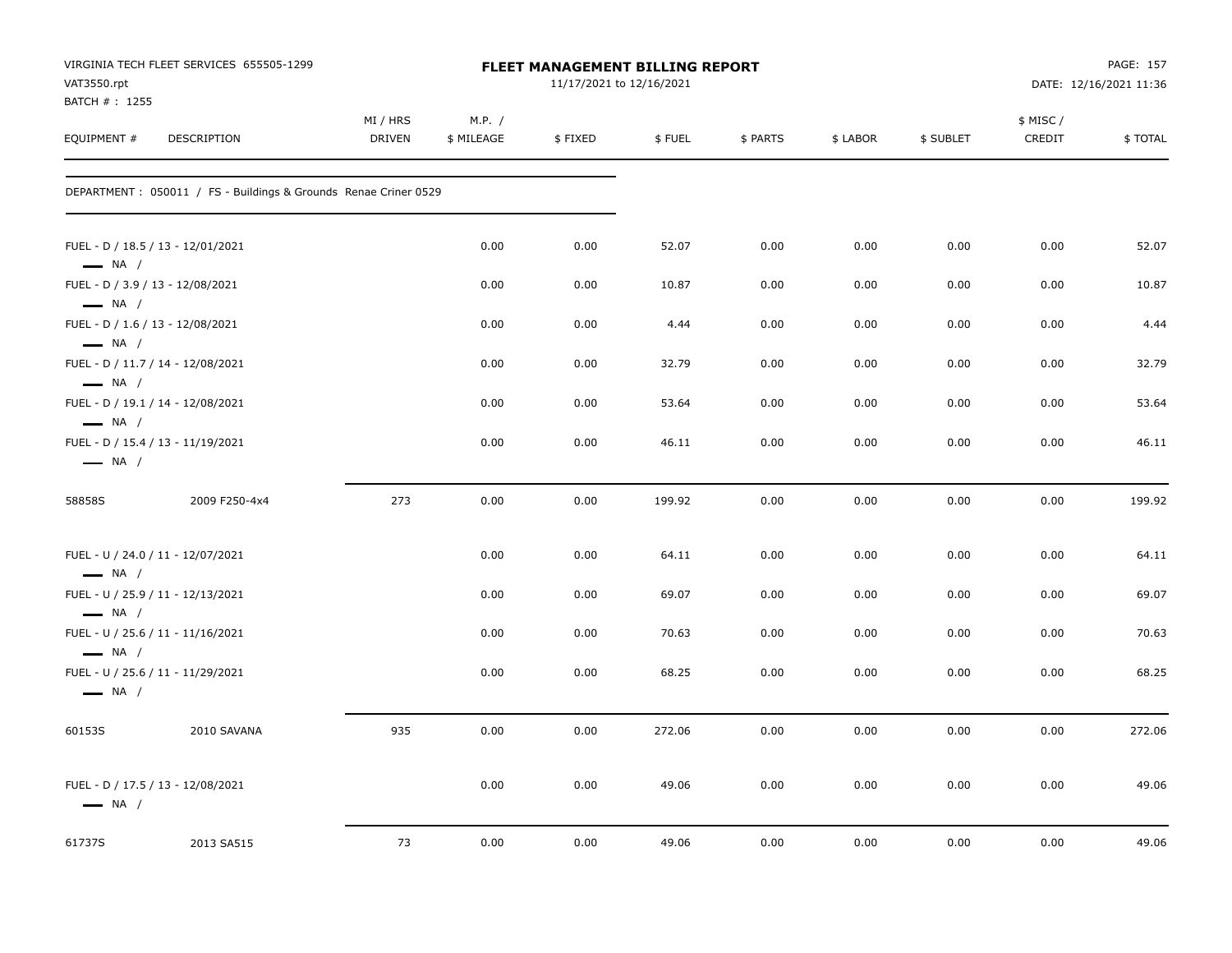VIRGINIA TECH FLEET SERVICES 655505-1299
VAT3550.rpt
BATCH # : 1255

**FLEET MANAGEMENT BILLING REPORT**
11/17/2021 to 12/16/2021

DATE: 12/16/2021 11:36

| EQUIPMENT # | DESCRIPTION | MI / HRS DRIVEN | M.P. / $ MILEAGE | $ FIXED | $ FUEL | $ PARTS | $ LABOR | $ SUBLET | $ MISC / CREDIT | $ TOTAL |
|---|---|---|---|---|---|---|---|---|---|---|
| DEPARTMENT : 050011 / FS - Buildings & Grounds Renae Criner 0529 | | | | | | | | | | |
| FUEL - D / 18.5 / 13 - 12/01/2021 — NA / | | | 0.00 | 0.00 | 52.07 | 0.00 | 0.00 | 0.00 | 0.00 | 52.07 |
| FUEL - D / 3.9 / 13 - 12/08/2021 — NA / | | | 0.00 | 0.00 | 10.87 | 0.00 | 0.00 | 0.00 | 0.00 | 10.87 |
| FUEL - D / 1.6 / 13 - 12/08/2021 — NA / | | | 0.00 | 0.00 | 4.44 | 0.00 | 0.00 | 0.00 | 0.00 | 4.44 |
| FUEL - D / 11.7 / 14 - 12/08/2021 — NA / | | | 0.00 | 0.00 | 32.79 | 0.00 | 0.00 | 0.00 | 0.00 | 32.79 |
| FUEL - D / 19.1 / 14 - 12/08/2021 — NA / | | | 0.00 | 0.00 | 53.64 | 0.00 | 0.00 | 0.00 | 0.00 | 53.64 |
| FUEL - D / 15.4 / 13 - 11/19/2021 — NA / | | | 0.00 | 0.00 | 46.11 | 0.00 | 0.00 | 0.00 | 0.00 | 46.11 |
| 58858S | 2009 F250-4x4 | 273 | 0.00 | 0.00 | 199.92 | 0.00 | 0.00 | 0.00 | 0.00 | 199.92 |
| FUEL - U / 24.0 / 11 - 12/07/2021 — NA / | | | 0.00 | 0.00 | 64.11 | 0.00 | 0.00 | 0.00 | 0.00 | 64.11 |
| FUEL - U / 25.9 / 11 - 12/13/2021 — NA / | | | 0.00 | 0.00 | 69.07 | 0.00 | 0.00 | 0.00 | 0.00 | 69.07 |
| FUEL - U / 25.6 / 11 - 11/16/2021 — NA / | | | 0.00 | 0.00 | 70.63 | 0.00 | 0.00 | 0.00 | 0.00 | 70.63 |
| FUEL - U / 25.6 / 11 - 11/29/2021 — NA / | | | 0.00 | 0.00 | 68.25 | 0.00 | 0.00 | 0.00 | 0.00 | 68.25 |
| 60153S | 2010 SAVANA | 935 | 0.00 | 0.00 | 272.06 | 0.00 | 0.00 | 0.00 | 0.00 | 272.06 |
| FUEL - D / 17.5 / 13 - 12/08/2021 — NA / | | | 0.00 | 0.00 | 49.06 | 0.00 | 0.00 | 0.00 | 0.00 | 49.06 |
| 61737S | 2013 SA515 | 73 | 0.00 | 0.00 | 49.06 | 0.00 | 0.00 | 0.00 | 0.00 | 49.06 |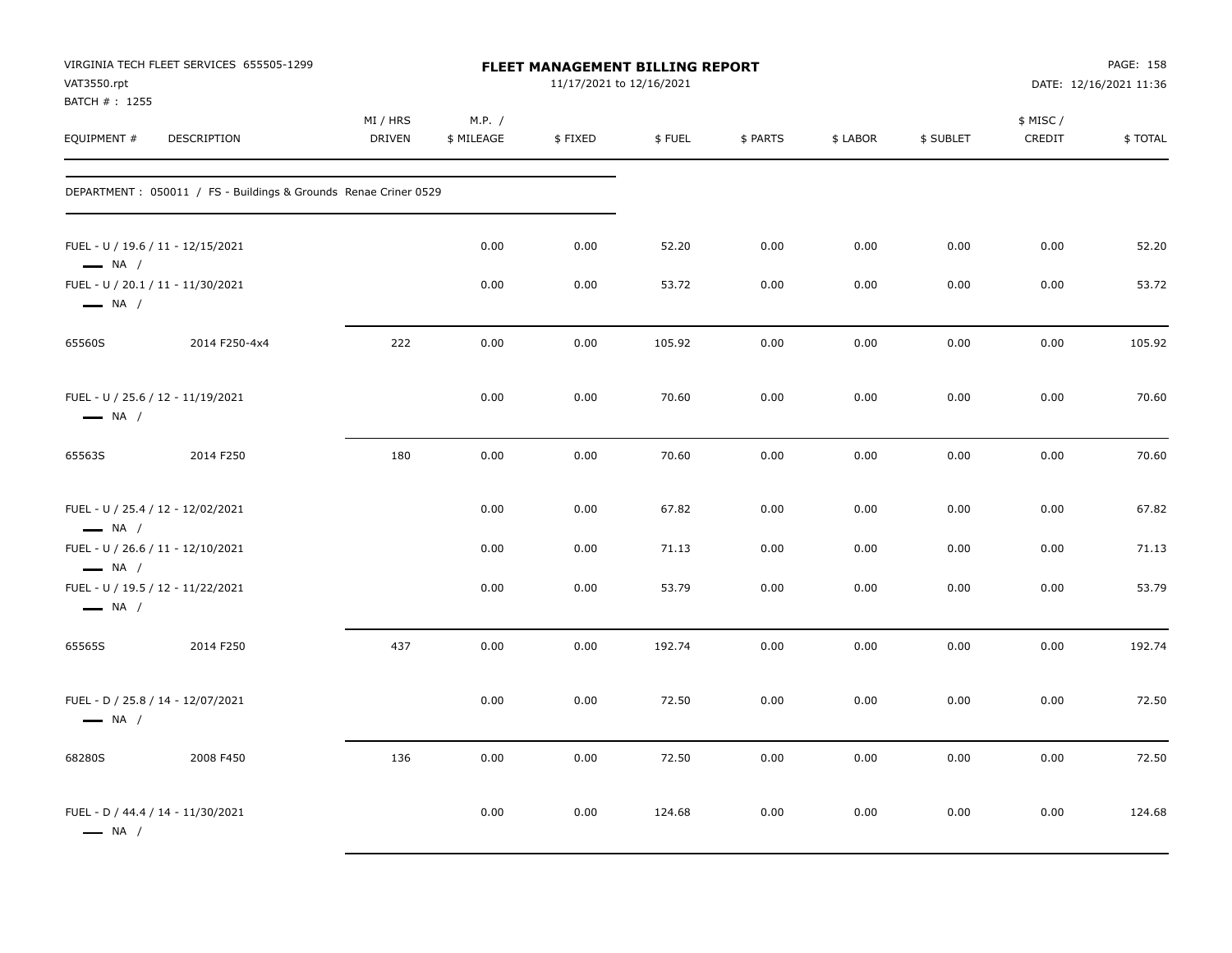VIRGINIA TECH FLEET SERVICES 655505-1299
VAT3550.rpt
BATCH # : 1255

# FLEET MANAGEMENT BILLING REPORT

11/17/2021 to 12/16/2021

DATE: 12/16/2021 11:36

| EQUIPMENT # | DESCRIPTION | MI / HRS DRIVEN | M.P. / $ MILEAGE | $ FIXED | $ FUEL | $ PARTS | $ LABOR | $ SUBLET | $ MISC / CREDIT | $ TOTAL |
|---|---|---|---|---|---|---|---|---|---|---|
| DEPARTMENT : 050011 / FS - Buildings & Grounds Renae Criner 0529 | | | | | | | | | | |
| FUEL - U / 19.6 / 11 - 12/15/2021 NA / | | | 0.00 | 0.00 | 52.20 | 0.00 | 0.00 | 0.00 | 0.00 | 52.20 |
| FUEL - U / 20.1 / 11 - 11/30/2021 NA / | | | 0.00 | 0.00 | 53.72 | 0.00 | 0.00 | 0.00 | 0.00 | 53.72 |
| 65560S | 2014 F250-4x4 | 222 | 0.00 | 0.00 | 105.92 | 0.00 | 0.00 | 0.00 | 0.00 | 105.92 |
| FUEL - U / 25.6 / 12 - 11/19/2021 NA / | | | 0.00 | 0.00 | 70.60 | 0.00 | 0.00 | 0.00 | 0.00 | 70.60 |
| 65563S | 2014 F250 | 180 | 0.00 | 0.00 | 70.60 | 0.00 | 0.00 | 0.00 | 0.00 | 70.60 |
| FUEL - U / 25.4 / 12 - 12/02/2021 NA / | | | 0.00 | 0.00 | 67.82 | 0.00 | 0.00 | 0.00 | 0.00 | 67.82 |
| FUEL - U / 26.6 / 11 - 12/10/2021 NA / | | | 0.00 | 0.00 | 71.13 | 0.00 | 0.00 | 0.00 | 0.00 | 71.13 |
| FUEL - U / 19.5 / 12 - 11/22/2021 NA / | | | 0.00 | 0.00 | 53.79 | 0.00 | 0.00 | 0.00 | 0.00 | 53.79 |
| 65565S | 2014 F250 | 437 | 0.00 | 0.00 | 192.74 | 0.00 | 0.00 | 0.00 | 0.00 | 192.74 |
| FUEL - D / 25.8 / 14 - 12/07/2021 NA / | | | 0.00 | 0.00 | 72.50 | 0.00 | 0.00 | 0.00 | 0.00 | 72.50 |
| 68280S | 2008 F450 | 136 | 0.00 | 0.00 | 72.50 | 0.00 | 0.00 | 0.00 | 0.00 | 72.50 |
| FUEL - D / 44.4 / 14 - 11/30/2021 NA / | | | 0.00 | 0.00 | 124.68 | 0.00 | 0.00 | 0.00 | 0.00 | 124.68 |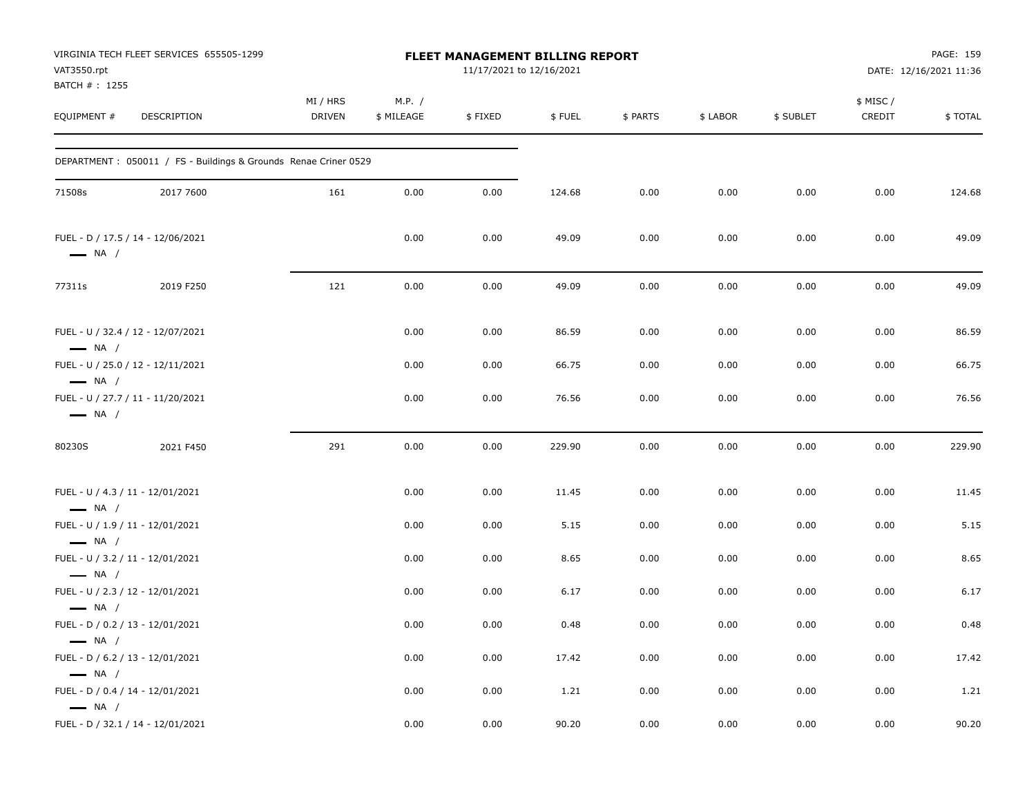VIRGINIA TECH FLEET SERVICES 655505-1299
VAT3550.rpt
BATCH # : 1255

**FLEET MANAGEMENT BILLING REPORT**
11/17/2021 to 12/16/2021

DATE: 12/16/2021 11:36

| EQUIPMENT # | DESCRIPTION | MI / HRS DRIVEN | M.P. / $ MILEAGE | $ FIXED | $ FUEL | $ PARTS | $ LABOR | $ SUBLET | $ MISC / CREDIT | $ TOTAL |
|---|---|---|---|---|---|---|---|---|---|---|
| DEPARTMENT : 050011 / FS - Buildings & Grounds Renae Criner 0529 | | | | | | | | | | |
| 71508s | 2017 7600 | 161 | 0.00 | 0.00 | 124.68 | 0.00 | 0.00 | 0.00 | 0.00 | 124.68 |
| FUEL - D / 17.5 / 14 - 12/06/2021 — NA / | | | 0.00 | 0.00 | 49.09 | 0.00 | 0.00 | 0.00 | 0.00 | 49.09 |
| 77311s | 2019 F250 | 121 | 0.00 | 0.00 | 49.09 | 0.00 | 0.00 | 0.00 | 0.00 | 49.09 |
| FUEL - U / 32.4 / 12 - 12/07/2021 — NA / | | | 0.00 | 0.00 | 86.59 | 0.00 | 0.00 | 0.00 | 0.00 | 86.59 |
| FUEL - U / 25.0 / 12 - 12/11/2021 — NA / | | | 0.00 | 0.00 | 66.75 | 0.00 | 0.00 | 0.00 | 0.00 | 66.75 |
| FUEL - U / 27.7 / 11 - 11/20/2021 — NA / | | | 0.00 | 0.00 | 76.56 | 0.00 | 0.00 | 0.00 | 0.00 | 76.56 |
| 80230S | 2021 F450 | 291 | 0.00 | 0.00 | 229.90 | 0.00 | 0.00 | 0.00 | 0.00 | 229.90 |
| FUEL - U / 4.3 / 11 - 12/01/2021 — NA / | | | 0.00 | 0.00 | 11.45 | 0.00 | 0.00 | 0.00 | 0.00 | 11.45 |
| FUEL - U / 1.9 / 11 - 12/01/2021 — NA / | | | 0.00 | 0.00 | 5.15 | 0.00 | 0.00 | 0.00 | 0.00 | 5.15 |
| FUEL - U / 3.2 / 11 - 12/01/2021 — NA / | | | 0.00 | 0.00 | 8.65 | 0.00 | 0.00 | 0.00 | 0.00 | 8.65 |
| FUEL - U / 2.3 / 12 - 12/01/2021 — NA / | | | 0.00 | 0.00 | 6.17 | 0.00 | 0.00 | 0.00 | 0.00 | 6.17 |
| FUEL - D / 0.2 / 13 - 12/01/2021 — NA / | | | 0.00 | 0.00 | 0.48 | 0.00 | 0.00 | 0.00 | 0.00 | 0.48 |
| FUEL - D / 6.2 / 13 - 12/01/2021 — NA / | | | 0.00 | 0.00 | 17.42 | 0.00 | 0.00 | 0.00 | 0.00 | 17.42 |
| FUEL - D / 0.4 / 14 - 12/01/2021 — NA / | | | 0.00 | 0.00 | 1.21 | 0.00 | 0.00 | 0.00 | 0.00 | 1.21 |
| FUEL - D / 32.1 / 14 - 12/01/2021 | | | 0.00 | 0.00 | 90.20 | 0.00 | 0.00 | 0.00 | 0.00 | 90.20 |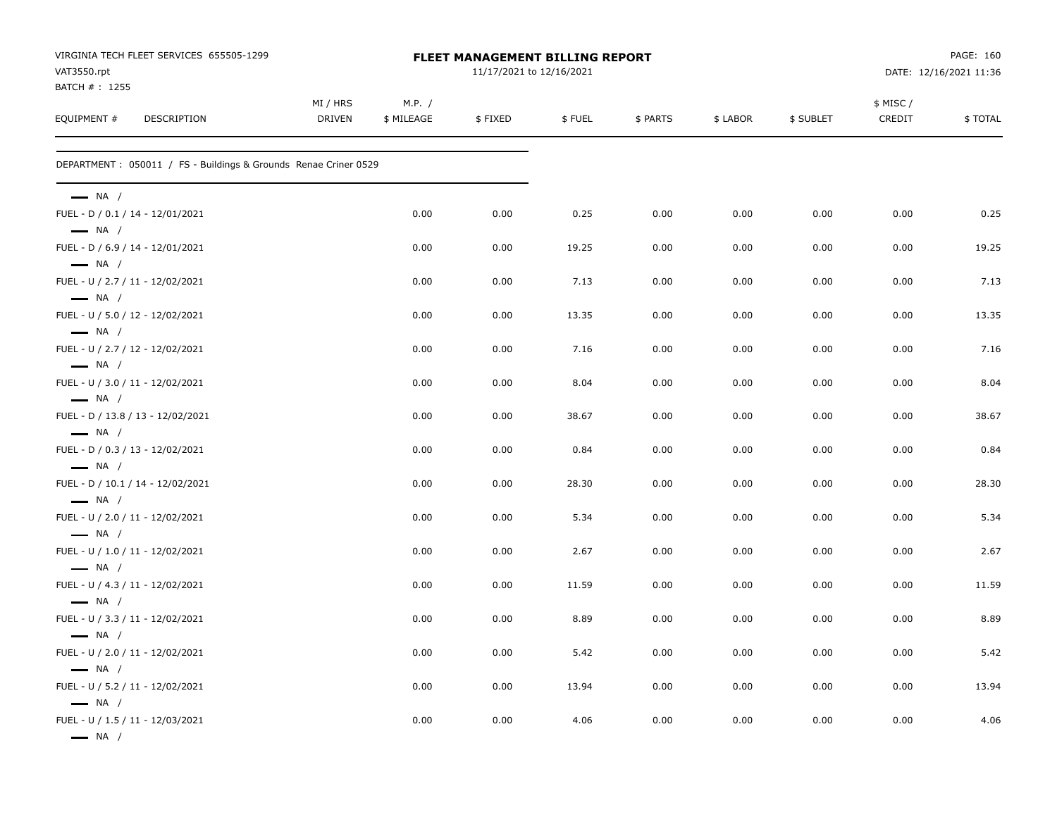VIRGINIA TECH FLEET SERVICES 655505-1299
VAT3550.rpt
BATCH # : 1255

# FLEET MANAGEMENT BILLING REPORT

11/17/2021 to 12/16/2021

PAGE: 160
DATE: 12/16/2021 11:36

| EQUIPMENT # | DESCRIPTION | MI / HRS DRIVEN | M.P. / $ MILEAGE | $ FIXED | $ FUEL | $ PARTS | $ LABOR | $ SUBLET | $ MISC / CREDIT | $ TOTAL |
|---|---|---|---|---|---|---|---|---|---|---|
| DEPARTMENT : 050011 / FS - Buildings & Grounds Renae Criner 0529 | | | | | | | | | | |
| NA / | | | | | | | | | | |
| FUEL - D / 0.1 / 14 - 12/01/2021 | | | 0.00 | 0.00 | 0.25 | 0.00 | 0.00 | 0.00 | 0.00 | 0.25 |
| NA / | | | | | | | | | | |
| FUEL - D / 6.9 / 14 - 12/01/2021 | | | 0.00 | 0.00 | 19.25 | 0.00 | 0.00 | 0.00 | 0.00 | 19.25 |
| NA / | | | | | | | | | | |
| FUEL - U / 2.7 / 11 - 12/02/2021 | | | 0.00 | 0.00 | 7.13 | 0.00 | 0.00 | 0.00 | 0.00 | 7.13 |
| NA / | | | | | | | | | | |
| FUEL - U / 5.0 / 12 - 12/02/2021 | | | 0.00 | 0.00 | 13.35 | 0.00 | 0.00 | 0.00 | 0.00 | 13.35 |
| NA / | | | | | | | | | | |
| FUEL - U / 2.7 / 12 - 12/02/2021 | | | 0.00 | 0.00 | 7.16 | 0.00 | 0.00 | 0.00 | 0.00 | 7.16 |
| NA / | | | | | | | | | | |
| FUEL - U / 3.0 / 11 - 12/02/2021 | | | 0.00 | 0.00 | 8.04 | 0.00 | 0.00 | 0.00 | 0.00 | 8.04 |
| NA / | | | | | | | | | | |
| FUEL - D / 13.8 / 13 - 12/02/2021 | | | 0.00 | 0.00 | 38.67 | 0.00 | 0.00 | 0.00 | 0.00 | 38.67 |
| NA / | | | | | | | | | | |
| FUEL - D / 0.3 / 13 - 12/02/2021 | | | 0.00 | 0.00 | 0.84 | 0.00 | 0.00 | 0.00 | 0.00 | 0.84 |
| NA / | | | | | | | | | | |
| FUEL - D / 10.1 / 14 - 12/02/2021 | | | 0.00 | 0.00 | 28.30 | 0.00 | 0.00 | 0.00 | 0.00 | 28.30 |
| NA / | | | | | | | | | | |
| FUEL - U / 2.0 / 11 - 12/02/2021 | | | 0.00 | 0.00 | 5.34 | 0.00 | 0.00 | 0.00 | 0.00 | 5.34 |
| NA / | | | | | | | | | | |
| FUEL - U / 1.0 / 11 - 12/02/2021 | | | 0.00 | 0.00 | 2.67 | 0.00 | 0.00 | 0.00 | 0.00 | 2.67 |
| NA / | | | | | | | | | | |
| FUEL - U / 4.3 / 11 - 12/02/2021 | | | 0.00 | 0.00 | 11.59 | 0.00 | 0.00 | 0.00 | 0.00 | 11.59 |
| NA / | | | | | | | | | | |
| FUEL - U / 3.3 / 11 - 12/02/2021 | | | 0.00 | 0.00 | 8.89 | 0.00 | 0.00 | 0.00 | 0.00 | 8.89 |
| NA / | | | | | | | | | | |
| FUEL - U / 2.0 / 11 - 12/02/2021 | | | 0.00 | 0.00 | 5.42 | 0.00 | 0.00 | 0.00 | 0.00 | 5.42 |
| NA / | | | | | | | | | | |
| FUEL - U / 5.2 / 11 - 12/02/2021 | | | 0.00 | 0.00 | 13.94 | 0.00 | 0.00 | 0.00 | 0.00 | 13.94 |
| NA / | | | | | | | | | | |
| FUEL - U / 1.5 / 11 - 12/03/2021 | | | 0.00 | 0.00 | 4.06 | 0.00 | 0.00 | 0.00 | 0.00 | 4.06 |
| NA / | | | | | | | | | | |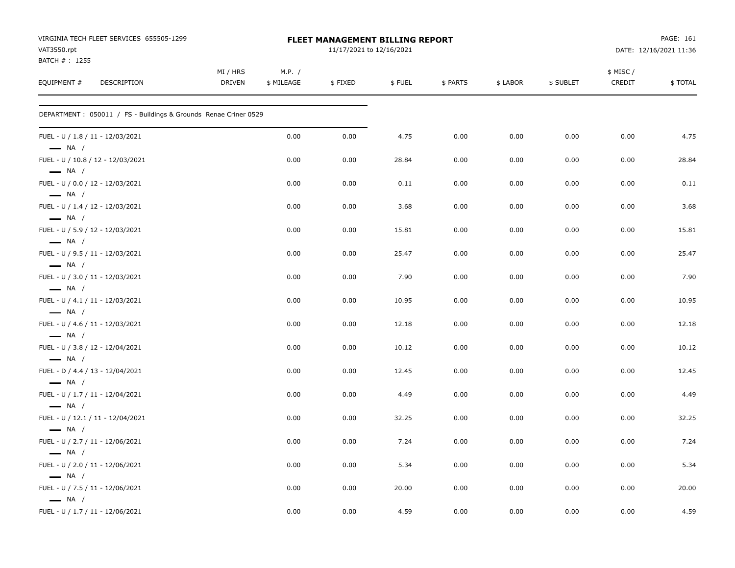VIRGINIA TECH FLEET SERVICES 655505-1299
VAT3550.rpt
BATCH # : 1255

# FLEET MANAGEMENT BILLING REPORT

11/17/2021 to 12/16/2021

DATE: 12/16/2021 11:36

| EQUIPMENT # DESCRIPTION | MI / HRS DRIVEN | M.P. / $ MILEAGE | $ FIXED | $ FUEL | $ PARTS | $ LABOR | $ SUBLET | $ MISC / CREDIT | $ TOTAL |
|---|---|---|---|---|---|---|---|---|---|
| DEPARTMENT : 050011 / FS - Buildings & Grounds Renae Criner 0529 | | | | | | | | | |
| FUEL - U / 1.8 / 11 - 12/03/2021 — NA / | | 0.00 | 0.00 | 4.75 | 0.00 | 0.00 | 0.00 | 0.00 | 4.75 |
| FUEL - U / 10.8 / 12 - 12/03/2021 — NA / | | 0.00 | 0.00 | 28.84 | 0.00 | 0.00 | 0.00 | 0.00 | 28.84 |
| FUEL - U / 0.0 / 12 - 12/03/2021 — NA / | | 0.00 | 0.00 | 0.11 | 0.00 | 0.00 | 0.00 | 0.00 | 0.11 |
| FUEL - U / 1.4 / 12 - 12/03/2021 — NA / | | 0.00 | 0.00 | 3.68 | 0.00 | 0.00 | 0.00 | 0.00 | 3.68 |
| FUEL - U / 5.9 / 12 - 12/03/2021 — NA / | | 0.00 | 0.00 | 15.81 | 0.00 | 0.00 | 0.00 | 0.00 | 15.81 |
| FUEL - U / 9.5 / 11 - 12/03/2021 — NA / | | 0.00 | 0.00 | 25.47 | 0.00 | 0.00 | 0.00 | 0.00 | 25.47 |
| FUEL - U / 3.0 / 11 - 12/03/2021 — NA / | | 0.00 | 0.00 | 7.90 | 0.00 | 0.00 | 0.00 | 0.00 | 7.90 |
| FUEL - U / 4.1 / 11 - 12/03/2021 — NA / | | 0.00 | 0.00 | 10.95 | 0.00 | 0.00 | 0.00 | 0.00 | 10.95 |
| FUEL - U / 4.6 / 11 - 12/03/2021 — NA / | | 0.00 | 0.00 | 12.18 | 0.00 | 0.00 | 0.00 | 0.00 | 12.18 |
| FUEL - U / 3.8 / 12 - 12/04/2021 — NA / | | 0.00 | 0.00 | 10.12 | 0.00 | 0.00 | 0.00 | 0.00 | 10.12 |
| FUEL - D / 4.4 / 13 - 12/04/2021 — NA / | | 0.00 | 0.00 | 12.45 | 0.00 | 0.00 | 0.00 | 0.00 | 12.45 |
| FUEL - U / 1.7 / 11 - 12/04/2021 — NA / | | 0.00 | 0.00 | 4.49 | 0.00 | 0.00 | 0.00 | 0.00 | 4.49 |
| FUEL - U / 12.1 / 11 - 12/04/2021 — NA / | | 0.00 | 0.00 | 32.25 | 0.00 | 0.00 | 0.00 | 0.00 | 32.25 |
| FUEL - U / 2.7 / 11 - 12/06/2021 — NA / | | 0.00 | 0.00 | 7.24 | 0.00 | 0.00 | 0.00 | 0.00 | 7.24 |
| FUEL - U / 2.0 / 11 - 12/06/2021 — NA / | | 0.00 | 0.00 | 5.34 | 0.00 | 0.00 | 0.00 | 0.00 | 5.34 |
| FUEL - U / 7.5 / 11 - 12/06/2021 — NA / | | 0.00 | 0.00 | 20.00 | 0.00 | 0.00 | 0.00 | 0.00 | 20.00 |
| FUEL - U / 1.7 / 11 - 12/06/2021 | | 0.00 | 0.00 | 4.59 | 0.00 | 0.00 | 0.00 | 0.00 | 4.59 |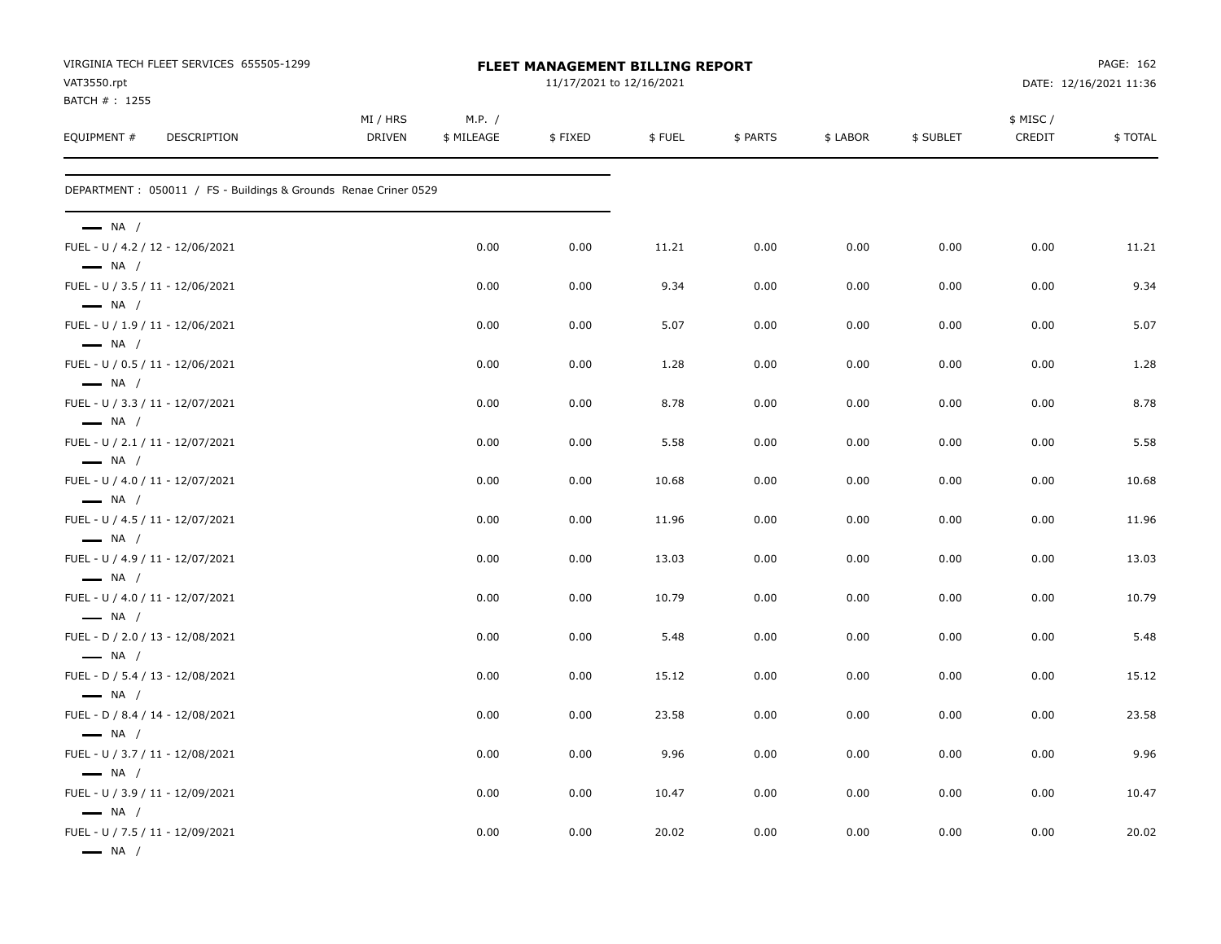VIRGINIA TECH FLEET SERVICES 655505-1299
VAT3550.rpt
BATCH # : 1255

**FLEET MANAGEMENT BILLING REPORT**
11/17/2021 to 12/16/2021

PAGE: 162
DATE: 12/16/2021 11:36

DEPARTMENT : 050011 / FS - Buildings & Grounds Renae Criner 0529

| EQUIPMENT # | DESCRIPTION | MI / HRS DRIVEN | M.P. / $ MILEAGE | $ FIXED | $ FUEL | $ PARTS | $ LABOR | $ SUBLET | $ MISC / CREDIT | $ TOTAL |
|---|---|---|---|---|---|---|---|---|---|---|
| — NA / | | | | | | | | | | |
| FUEL - U / 4.2 / 12 - 12/06/2021 | | | 0.00 | 0.00 | 11.21 | 0.00 | 0.00 | 0.00 | 0.00 | 11.21 |
| — NA / | | | | | | | | | | |
| FUEL - U / 3.5 / 11 - 12/06/2021 | | | 0.00 | 0.00 | 9.34 | 0.00 | 0.00 | 0.00 | 0.00 | 9.34 |
| — NA / | | | | | | | | | | |
| FUEL - U / 1.9 / 11 - 12/06/2021 | | | 0.00 | 0.00 | 5.07 | 0.00 | 0.00 | 0.00 | 0.00 | 5.07 |
| — NA / | | | | | | | | | | |
| FUEL - U / 0.5 / 11 - 12/06/2021 | | | 0.00 | 0.00 | 1.28 | 0.00 | 0.00 | 0.00 | 0.00 | 1.28 |
| — NA / | | | | | | | | | | |
| FUEL - U / 3.3 / 11 - 12/07/2021 | | | 0.00 | 0.00 | 8.78 | 0.00 | 0.00 | 0.00 | 0.00 | 8.78 |
| — NA / | | | | | | | | | | |
| FUEL - U / 2.1 / 11 - 12/07/2021 | | | 0.00 | 0.00 | 5.58 | 0.00 | 0.00 | 0.00 | 0.00 | 5.58 |
| — NA / | | | | | | | | | | |
| FUEL - U / 4.0 / 11 - 12/07/2021 | | | 0.00 | 0.00 | 10.68 | 0.00 | 0.00 | 0.00 | 0.00 | 10.68 |
| — NA / | | | | | | | | | | |
| FUEL - U / 4.5 / 11 - 12/07/2021 | | | 0.00 | 0.00 | 11.96 | 0.00 | 0.00 | 0.00 | 0.00 | 11.96 |
| — NA / | | | | | | | | | | |
| FUEL - U / 4.9 / 11 - 12/07/2021 | | | 0.00 | 0.00 | 13.03 | 0.00 | 0.00 | 0.00 | 0.00 | 13.03 |
| — NA / | | | | | | | | | | |
| FUEL - U / 4.0 / 11 - 12/07/2021 | | | 0.00 | 0.00 | 10.79 | 0.00 | 0.00 | 0.00 | 0.00 | 10.79 |
| — NA / | | | | | | | | | | |
| FUEL - D / 2.0 / 13 - 12/08/2021 | | | 0.00 | 0.00 | 5.48 | 0.00 | 0.00 | 0.00 | 0.00 | 5.48 |
| — NA / | | | | | | | | | | |
| FUEL - D / 5.4 / 13 - 12/08/2021 | | | 0.00 | 0.00 | 15.12 | 0.00 | 0.00 | 0.00 | 0.00 | 15.12 |
| — NA / | | | | | | | | | | |
| FUEL - D / 8.4 / 14 - 12/08/2021 | | | 0.00 | 0.00 | 23.58 | 0.00 | 0.00 | 0.00 | 0.00 | 23.58 |
| — NA / | | | | | | | | | | |
| FUEL - U / 3.7 / 11 - 12/08/2021 | | | 0.00 | 0.00 | 9.96 | 0.00 | 0.00 | 0.00 | 0.00 | 9.96 |
| — NA / | | | | | | | | | | |
| FUEL - U / 3.9 / 11 - 12/09/2021 | | | 0.00 | 0.00 | 10.47 | 0.00 | 0.00 | 0.00 | 0.00 | 10.47 |
| — NA / | | | | | | | | | | |
| FUEL - U / 7.5 / 11 - 12/09/2021 | | | 0.00 | 0.00 | 20.02 | 0.00 | 0.00 | 0.00 | 0.00 | 20.02 |
| — NA / | | | | | | | | | | |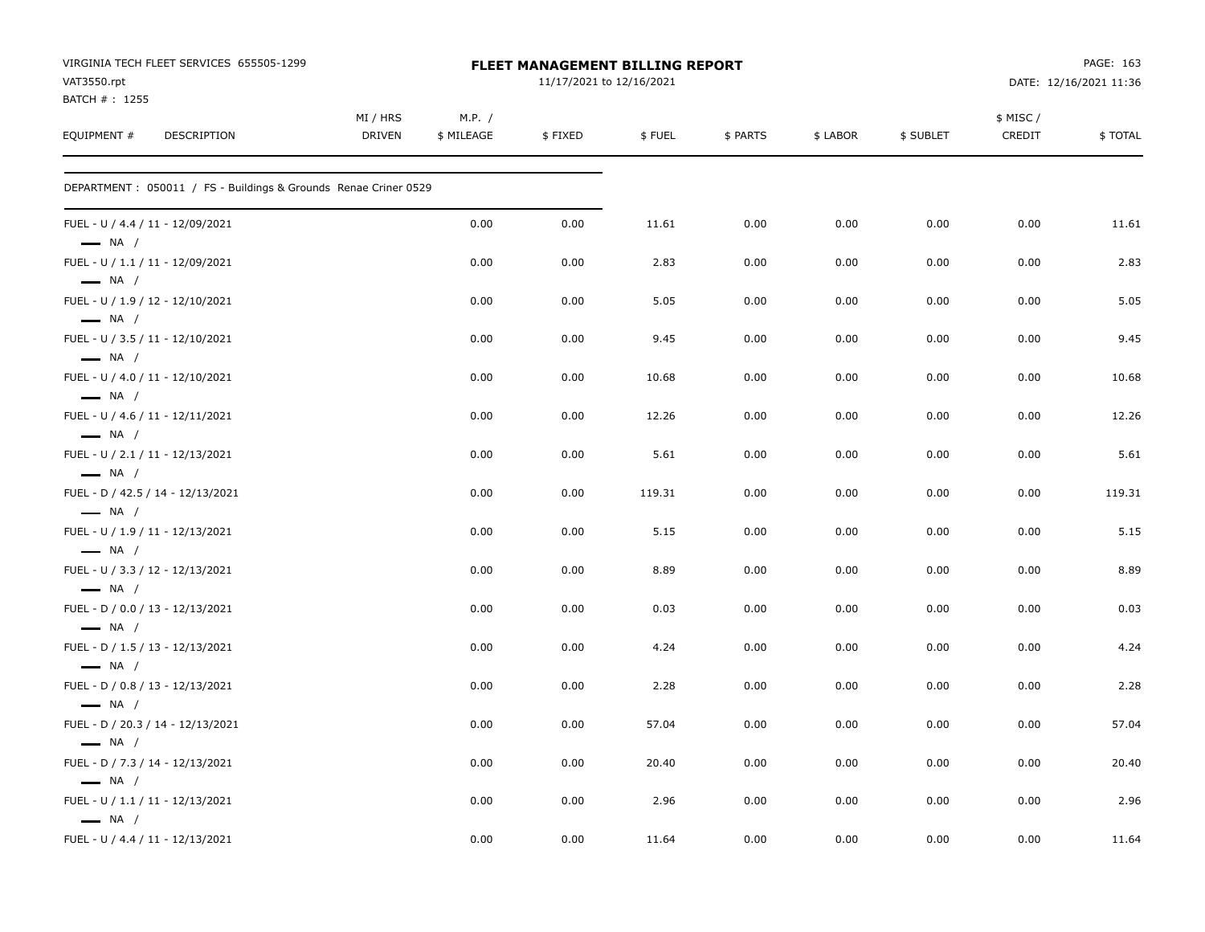VIRGINIA TECH FLEET SERVICES 655505-1299
VAT3550.rpt
BATCH # : 1255

**FLEET MANAGEMENT BILLING REPORT**
11/17/2021 to 12/16/2021

DATE: 12/16/2021 11:36

| EQUIPMENT # DESCRIPTION | MI / HRS DRIVEN | M.P. / $ MILEAGE | $ FIXED | $ FUEL | $ PARTS | $ LABOR | $ SUBLET | $ MISC / CREDIT | $ TOTAL |
|---|---|---|---|---|---|---|---|---|---|
| DEPARTMENT : 050011 / FS - Buildings & Grounds Renae Criner 0529 | | | | | | | | | |
| FUEL - U / 4.4 / 11 - 12/09/2021 — NA / | | 0.00 | 0.00 | 11.61 | 0.00 | 0.00 | 0.00 | 0.00 | 11.61 |
| FUEL - U / 1.1 / 11 - 12/09/2021 — NA / | | 0.00 | 0.00 | 2.83 | 0.00 | 0.00 | 0.00 | 0.00 | 2.83 |
| FUEL - U / 1.9 / 12 - 12/10/2021 — NA / | | 0.00 | 0.00 | 5.05 | 0.00 | 0.00 | 0.00 | 0.00 | 5.05 |
| FUEL - U / 3.5 / 11 - 12/10/2021 — NA / | | 0.00 | 0.00 | 9.45 | 0.00 | 0.00 | 0.00 | 0.00 | 9.45 |
| FUEL - U / 4.0 / 11 - 12/10/2021 — NA / | | 0.00 | 0.00 | 10.68 | 0.00 | 0.00 | 0.00 | 0.00 | 10.68 |
| FUEL - U / 4.6 / 11 - 12/11/2021 — NA / | | 0.00 | 0.00 | 12.26 | 0.00 | 0.00 | 0.00 | 0.00 | 12.26 |
| FUEL - U / 2.1 / 11 - 12/13/2021 — NA / | | 0.00 | 0.00 | 5.61 | 0.00 | 0.00 | 0.00 | 0.00 | 5.61 |
| FUEL - D / 42.5 / 14 - 12/13/2021 — NA / | | 0.00 | 0.00 | 119.31 | 0.00 | 0.00 | 0.00 | 0.00 | 119.31 |
| FUEL - U / 1.9 / 11 - 12/13/2021 — NA / | | 0.00 | 0.00 | 5.15 | 0.00 | 0.00 | 0.00 | 0.00 | 5.15 |
| FUEL - U / 3.3 / 12 - 12/13/2021 — NA / | | 0.00 | 0.00 | 8.89 | 0.00 | 0.00 | 0.00 | 0.00 | 8.89 |
| FUEL - D / 0.0 / 13 - 12/13/2021 — NA / | | 0.00 | 0.00 | 0.03 | 0.00 | 0.00 | 0.00 | 0.00 | 0.03 |
| FUEL - D / 1.5 / 13 - 12/13/2021 — NA / | | 0.00 | 0.00 | 4.24 | 0.00 | 0.00 | 0.00 | 0.00 | 4.24 |
| FUEL - D / 0.8 / 13 - 12/13/2021 — NA / | | 0.00 | 0.00 | 2.28 | 0.00 | 0.00 | 0.00 | 0.00 | 2.28 |
| FUEL - D / 20.3 / 14 - 12/13/2021 — NA / | | 0.00 | 0.00 | 57.04 | 0.00 | 0.00 | 0.00 | 0.00 | 57.04 |
| FUEL - D / 7.3 / 14 - 12/13/2021 — NA / | | 0.00 | 0.00 | 20.40 | 0.00 | 0.00 | 0.00 | 0.00 | 20.40 |
| FUEL - U / 1.1 / 11 - 12/13/2021 — NA / | | 0.00 | 0.00 | 2.96 | 0.00 | 0.00 | 0.00 | 0.00 | 2.96 |
| FUEL - U / 4.4 / 11 - 12/13/2021 | | 0.00 | 0.00 | 11.64 | 0.00 | 0.00 | 0.00 | 0.00 | 11.64 |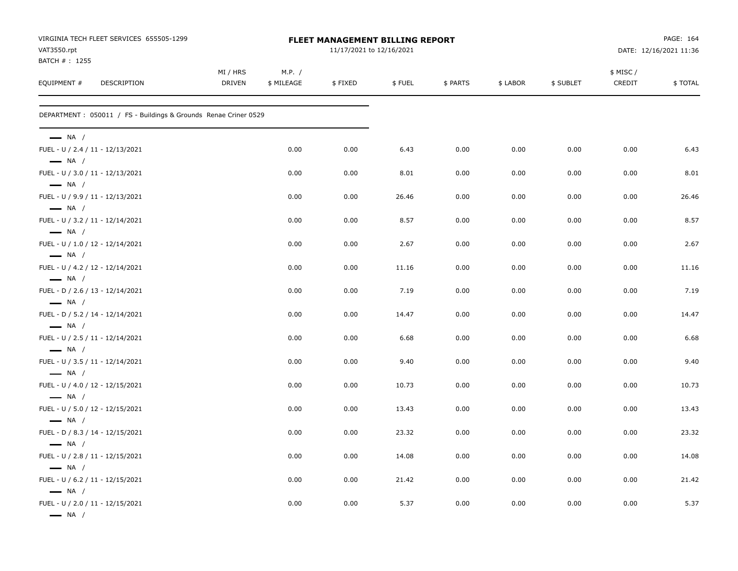VIRGINIA TECH FLEET SERVICES 655505-1299
VAT3550.rpt
BATCH # : 1255

**FLEET MANAGEMENT BILLING REPORT**
11/17/2021 to 12/16/2021

DATE: 12/16/2021 11:36

| EQUIPMENT # | DESCRIPTION | MI / HRS DRIVEN | M.P. / $ MILEAGE | $ FIXED | $ FUEL | $ PARTS | $ LABOR | $ SUBLET | $ MISC / CREDIT | $ TOTAL |
|---|---|---|---|---|---|---|---|---|---|---|

DEPARTMENT : 050011 / FS - Buildings & Grounds Renae Criner 0529

| EQUIPMENT # | DESCRIPTION | MI / HRS DRIVEN | M.P. / $ MILEAGE | $ FIXED | $ FUEL | $ PARTS | $ LABOR | $ SUBLET | $ MISC / CREDIT | $ TOTAL |
|---|---|---|---|---|---|---|---|---|---|---|
| — NA / | | | | | | | | | | |
| FUEL - U / 2.4 / 11 - 12/13/2021 | | | 0.00 | 0.00 | 6.43 | 0.00 | 0.00 | 0.00 | 0.00 | 6.43 |
| — NA / | | | | | | | | | | |
| FUEL - U / 3.0 / 11 - 12/13/2021 | | | 0.00 | 0.00 | 8.01 | 0.00 | 0.00 | 0.00 | 0.00 | 8.01 |
| — NA / | | | | | | | | | | |
| FUEL - U / 9.9 / 11 - 12/13/2021 | | | 0.00 | 0.00 | 26.46 | 0.00 | 0.00 | 0.00 | 0.00 | 26.46 |
| — NA / | | | | | | | | | | |
| FUEL - U / 3.2 / 11 - 12/14/2021 | | | 0.00 | 0.00 | 8.57 | 0.00 | 0.00 | 0.00 | 0.00 | 8.57 |
| — NA / | | | | | | | | | | |
| FUEL - U / 1.0 / 12 - 12/14/2021 | | | 0.00 | 0.00 | 2.67 | 0.00 | 0.00 | 0.00 | 0.00 | 2.67 |
| — NA / | | | | | | | | | | |
| FUEL - U / 4.2 / 12 - 12/14/2021 | | | 0.00 | 0.00 | 11.16 | 0.00 | 0.00 | 0.00 | 0.00 | 11.16 |
| — NA / | | | | | | | | | | |
| FUEL - D / 2.6 / 13 - 12/14/2021 | | | 0.00 | 0.00 | 7.19 | 0.00 | 0.00 | 0.00 | 0.00 | 7.19 |
| — NA / | | | | | | | | | | |
| FUEL - D / 5.2 / 14 - 12/14/2021 | | | 0.00 | 0.00 | 14.47 | 0.00 | 0.00 | 0.00 | 0.00 | 14.47 |
| — NA / | | | | | | | | | | |
| FUEL - U / 2.5 / 11 - 12/14/2021 | | | 0.00 | 0.00 | 6.68 | 0.00 | 0.00 | 0.00 | 0.00 | 6.68 |
| — NA / | | | | | | | | | | |
| FUEL - U / 3.5 / 11 - 12/14/2021 | | | 0.00 | 0.00 | 9.40 | 0.00 | 0.00 | 0.00 | 0.00 | 9.40 |
| — NA / | | | | | | | | | | |
| FUEL - U / 4.0 / 12 - 12/15/2021 | | | 0.00 | 0.00 | 10.73 | 0.00 | 0.00 | 0.00 | 0.00 | 10.73 |
| — NA / | | | | | | | | | | |
| FUEL - U / 5.0 / 12 - 12/15/2021 | | | 0.00 | 0.00 | 13.43 | 0.00 | 0.00 | 0.00 | 0.00 | 13.43 |
| — NA / | | | | | | | | | | |
| FUEL - D / 8.3 / 14 - 12/15/2021 | | | 0.00 | 0.00 | 23.32 | 0.00 | 0.00 | 0.00 | 0.00 | 23.32 |
| — NA / | | | | | | | | | | |
| FUEL - U / 2.8 / 11 - 12/15/2021 | | | 0.00 | 0.00 | 14.08 | 0.00 | 0.00 | 0.00 | 0.00 | 14.08 |
| — NA / | | | | | | | | | | |
| FUEL - U / 6.2 / 11 - 12/15/2021 | | | 0.00 | 0.00 | 21.42 | 0.00 | 0.00 | 0.00 | 0.00 | 21.42 |
| — NA / | | | | | | | | | | |
| FUEL - U / 2.0 / 11 - 12/15/2021 | | | 0.00 | 0.00 | 5.37 | 0.00 | 0.00 | 0.00 | 0.00 | 5.37 |
| — NA / | | | | | | | | | | |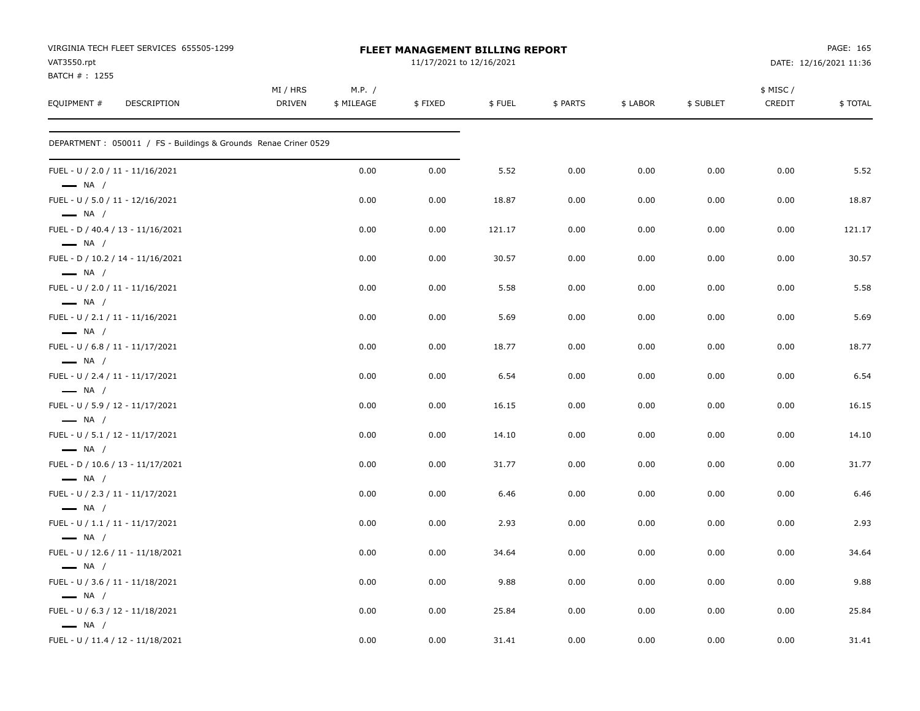VIRGINIA TECH FLEET SERVICES 655505-1299
VAT3550.rpt
BATCH # : 1255

**FLEET MANAGEMENT BILLING REPORT**
11/17/2021 to 12/16/2021

PAGE: 165
DATE: 12/16/2021 11:36

| EQUIPMENT # | DESCRIPTION | MI / HRS DRIVEN | M.P. / $ MILEAGE | $ FIXED | $ FUEL | $ PARTS | $ LABOR | $ SUBLET | $ MISC / CREDIT | $ TOTAL |
|---|---|---|---|---|---|---|---|---|---|---|
| DEPARTMENT : 050011 / FS - Buildings & Grounds Renae Criner 0529 | | | | | | | | | | |
| FUEL - U / 2.0 / 11 - 11/16/2021 — NA / | | | 0.00 | 0.00 | 5.52 | 0.00 | 0.00 | 0.00 | 0.00 | 5.52 |
| FUEL - U / 5.0 / 11 - 12/16/2021 — NA / | | | 0.00 | 0.00 | 18.87 | 0.00 | 0.00 | 0.00 | 0.00 | 18.87 |
| FUEL - D / 40.4 / 13 - 11/16/2021 — NA / | | | 0.00 | 0.00 | 121.17 | 0.00 | 0.00 | 0.00 | 0.00 | 121.17 |
| FUEL - D / 10.2 / 14 - 11/16/2021 — NA / | | | 0.00 | 0.00 | 30.57 | 0.00 | 0.00 | 0.00 | 0.00 | 30.57 |
| FUEL - U / 2.0 / 11 - 11/16/2021 — NA / | | | 0.00 | 0.00 | 5.58 | 0.00 | 0.00 | 0.00 | 0.00 | 5.58 |
| FUEL - U / 2.1 / 11 - 11/16/2021 — NA / | | | 0.00 | 0.00 | 5.69 | 0.00 | 0.00 | 0.00 | 0.00 | 5.69 |
| FUEL - U / 6.8 / 11 - 11/17/2021 — NA / | | | 0.00 | 0.00 | 18.77 | 0.00 | 0.00 | 0.00 | 0.00 | 18.77 |
| FUEL - U / 2.4 / 11 - 11/17/2021 — NA / | | | 0.00 | 0.00 | 6.54 | 0.00 | 0.00 | 0.00 | 0.00 | 6.54 |
| FUEL - U / 5.9 / 12 - 11/17/2021 — NA / | | | 0.00 | 0.00 | 16.15 | 0.00 | 0.00 | 0.00 | 0.00 | 16.15 |
| FUEL - U / 5.1 / 12 - 11/17/2021 — NA / | | | 0.00 | 0.00 | 14.10 | 0.00 | 0.00 | 0.00 | 0.00 | 14.10 |
| FUEL - D / 10.6 / 13 - 11/17/2021 — NA / | | | 0.00 | 0.00 | 31.77 | 0.00 | 0.00 | 0.00 | 0.00 | 31.77 |
| FUEL - U / 2.3 / 11 - 11/17/2021 — NA / | | | 0.00 | 0.00 | 6.46 | 0.00 | 0.00 | 0.00 | 0.00 | 6.46 |
| FUEL - U / 1.1 / 11 - 11/17/2021 — NA / | | | 0.00 | 0.00 | 2.93 | 0.00 | 0.00 | 0.00 | 0.00 | 2.93 |
| FUEL - U / 12.6 / 11 - 11/18/2021 — NA / | | | 0.00 | 0.00 | 34.64 | 0.00 | 0.00 | 0.00 | 0.00 | 34.64 |
| FUEL - U / 3.6 / 11 - 11/18/2021 — NA / | | | 0.00 | 0.00 | 9.88 | 0.00 | 0.00 | 0.00 | 0.00 | 9.88 |
| FUEL - U / 6.3 / 12 - 11/18/2021 — NA / | | | 0.00 | 0.00 | 25.84 | 0.00 | 0.00 | 0.00 | 0.00 | 25.84 |
| FUEL - U / 11.4 / 12 - 11/18/2021 | | | 0.00 | 0.00 | 31.41 | 0.00 | 0.00 | 0.00 | 0.00 | 31.41 |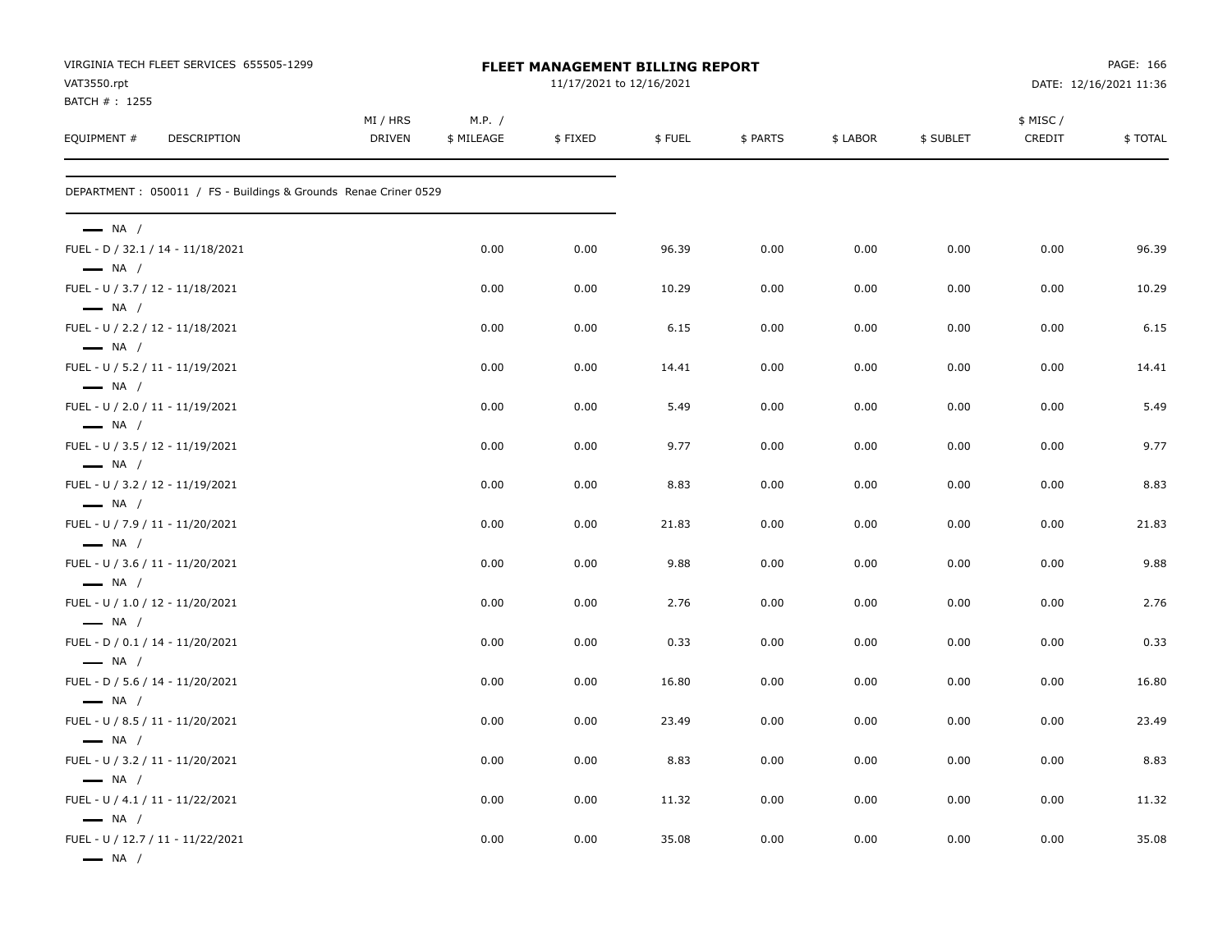VIRGINIA TECH FLEET SERVICES 655505-1299
VAT3550.rpt
BATCH # : 1255

**FLEET MANAGEMENT BILLING REPORT**
11/17/2021 to 12/16/2021

DATE: 12/16/2021 11:36

| EQUIPMENT # | DESCRIPTION | MI / HRS DRIVEN | M.P. / $ MILEAGE | $ FIXED | $ FUEL | $ PARTS | $ LABOR | $ SUBLET | $ MISC / CREDIT | $ TOTAL |
|---|---|---|---|---|---|---|---|---|---|---|

DEPARTMENT : 050011 / FS - Buildings & Grounds Renae Criner 0529

| EQUIPMENT # | DESCRIPTION | MI / HRS DRIVEN | M.P. / $ MILEAGE | $ FIXED | $ FUEL | $ PARTS | $ LABOR | $ SUBLET | $ MISC / CREDIT | $ TOTAL |
|---|---|---|---|---|---|---|---|---|---|---|
| — NA / | | | | | | | | | | |
| FUEL - D / 32.1 / 14 - 11/18/2021 | | | 0.00 | 0.00 | 96.39 | 0.00 | 0.00 | 0.00 | 0.00 | 96.39 |
| — NA / | | | | | | | | | | |
| FUEL - U / 3.7 / 12 - 11/18/2021 | | | 0.00 | 0.00 | 10.29 | 0.00 | 0.00 | 0.00 | 0.00 | 10.29 |
| — NA / | | | | | | | | | | |
| FUEL - U / 2.2 / 12 - 11/18/2021 | | | 0.00 | 0.00 | 6.15 | 0.00 | 0.00 | 0.00 | 0.00 | 6.15 |
| — NA / | | | | | | | | | | |
| FUEL - U / 5.2 / 11 - 11/19/2021 | | | 0.00 | 0.00 | 14.41 | 0.00 | 0.00 | 0.00 | 0.00 | 14.41 |
| — NA / | | | | | | | | | | |
| FUEL - U / 2.0 / 11 - 11/19/2021 | | | 0.00 | 0.00 | 5.49 | 0.00 | 0.00 | 0.00 | 0.00 | 5.49 |
| — NA / | | | | | | | | | | |
| FUEL - U / 3.5 / 12 - 11/19/2021 | | | 0.00 | 0.00 | 9.77 | 0.00 | 0.00 | 0.00 | 0.00 | 9.77 |
| — NA / | | | | | | | | | | |
| FUEL - U / 3.2 / 12 - 11/19/2021 | | | 0.00 | 0.00 | 8.83 | 0.00 | 0.00 | 0.00 | 0.00 | 8.83 |
| — NA / | | | | | | | | | | |
| FUEL - U / 7.9 / 11 - 11/20/2021 | | | 0.00 | 0.00 | 21.83 | 0.00 | 0.00 | 0.00 | 0.00 | 21.83 |
| — NA / | | | | | | | | | | |
| FUEL - U / 3.6 / 11 - 11/20/2021 | | | 0.00 | 0.00 | 9.88 | 0.00 | 0.00 | 0.00 | 0.00 | 9.88 |
| — NA / | | | | | | | | | | |
| FUEL - U / 1.0 / 12 - 11/20/2021 | | | 0.00 | 0.00 | 2.76 | 0.00 | 0.00 | 0.00 | 0.00 | 2.76 |
| — NA / | | | | | | | | | | |
| FUEL - D / 0.1 / 14 - 11/20/2021 | | | 0.00 | 0.00 | 0.33 | 0.00 | 0.00 | 0.00 | 0.00 | 0.33 |
| — NA / | | | | | | | | | | |
| FUEL - D / 5.6 / 14 - 11/20/2021 | | | 0.00 | 0.00 | 16.80 | 0.00 | 0.00 | 0.00 | 0.00 | 16.80 |
| — NA / | | | | | | | | | | |
| FUEL - U / 8.5 / 11 - 11/20/2021 | | | 0.00 | 0.00 | 23.49 | 0.00 | 0.00 | 0.00 | 0.00 | 23.49 |
| — NA / | | | | | | | | | | |
| FUEL - U / 3.2 / 11 - 11/20/2021 | | | 0.00 | 0.00 | 8.83 | 0.00 | 0.00 | 0.00 | 0.00 | 8.83 |
| — NA / | | | | | | | | | | |
| FUEL - U / 4.1 / 11 - 11/22/2021 | | | 0.00 | 0.00 | 11.32 | 0.00 | 0.00 | 0.00 | 0.00 | 11.32 |
| — NA / | | | | | | | | | | |
| FUEL - U / 12.7 / 11 - 11/22/2021 | | | 0.00 | 0.00 | 35.08 | 0.00 | 0.00 | 0.00 | 0.00 | 35.08 |
| — NA / | | | | | | | | | | |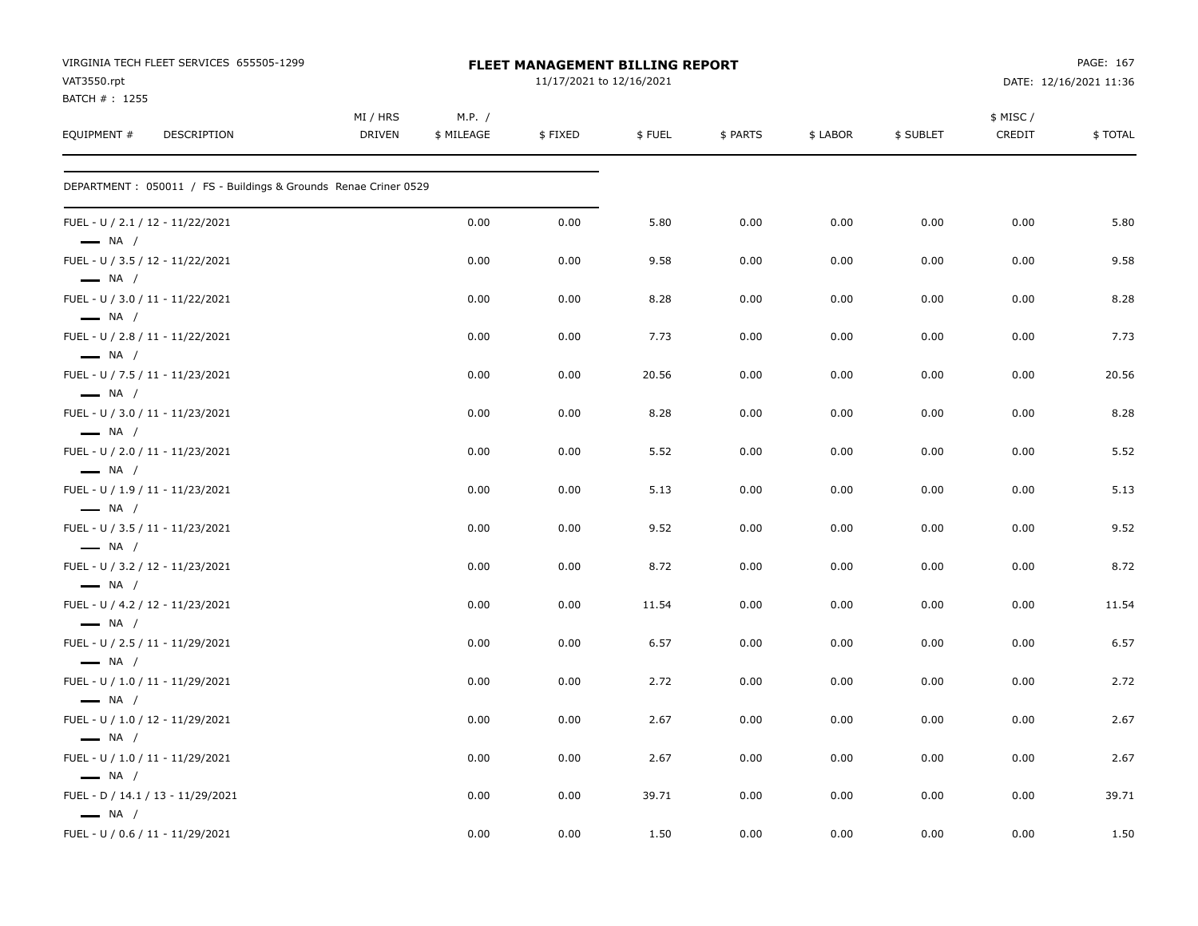VIRGINIA TECH FLEET SERVICES 655505-1299
VAT3550.rpt
BATCH # : 1255

**FLEET MANAGEMENT BILLING REPORT**
11/17/2021 to 12/16/2021

DATE: 12/16/2021 11:36

| EQUIPMENT # | DESCRIPTION | MI / HRS DRIVEN | M.P. / $ MILEAGE | $ FIXED | $ FUEL | $ PARTS | $ LABOR | $ SUBLET | $ MISC / CREDIT | $ TOTAL |
|---|---|---|---|---|---|---|---|---|---|---|
| DEPARTMENT : 050011 / FS - Buildings & Grounds Renae Criner 0529 | | | | | | | | | | |
| FUEL - U / 2.1 / 12 - 11/22/2021 — NA / | | | 0.00 | 0.00 | 5.80 | 0.00 | 0.00 | 0.00 | 0.00 | 5.80 |
| FUEL - U / 3.5 / 12 - 11/22/2021 — NA / | | | 0.00 | 0.00 | 9.58 | 0.00 | 0.00 | 0.00 | 0.00 | 9.58 |
| FUEL - U / 3.0 / 11 - 11/22/2021 — NA / | | | 0.00 | 0.00 | 8.28 | 0.00 | 0.00 | 0.00 | 0.00 | 8.28 |
| FUEL - U / 2.8 / 11 - 11/22/2021 — NA / | | | 0.00 | 0.00 | 7.73 | 0.00 | 0.00 | 0.00 | 0.00 | 7.73 |
| FUEL - U / 7.5 / 11 - 11/23/2021 — NA / | | | 0.00 | 0.00 | 20.56 | 0.00 | 0.00 | 0.00 | 0.00 | 20.56 |
| FUEL - U / 3.0 / 11 - 11/23/2021 — NA / | | | 0.00 | 0.00 | 8.28 | 0.00 | 0.00 | 0.00 | 0.00 | 8.28 |
| FUEL - U / 2.0 / 11 - 11/23/2021 — NA / | | | 0.00 | 0.00 | 5.52 | 0.00 | 0.00 | 0.00 | 0.00 | 5.52 |
| FUEL - U / 1.9 / 11 - 11/23/2021 — NA / | | | 0.00 | 0.00 | 5.13 | 0.00 | 0.00 | 0.00 | 0.00 | 5.13 |
| FUEL - U / 3.5 / 11 - 11/23/2021 — NA / | | | 0.00 | 0.00 | 9.52 | 0.00 | 0.00 | 0.00 | 0.00 | 9.52 |
| FUEL - U / 3.2 / 12 - 11/23/2021 — NA / | | | 0.00 | 0.00 | 8.72 | 0.00 | 0.00 | 0.00 | 0.00 | 8.72 |
| FUEL - U / 4.2 / 12 - 11/23/2021 — NA / | | | 0.00 | 0.00 | 11.54 | 0.00 | 0.00 | 0.00 | 0.00 | 11.54 |
| FUEL - U / 2.5 / 11 - 11/29/2021 — NA / | | | 0.00 | 0.00 | 6.57 | 0.00 | 0.00 | 0.00 | 0.00 | 6.57 |
| FUEL - U / 1.0 / 11 - 11/29/2021 — NA / | | | 0.00 | 0.00 | 2.72 | 0.00 | 0.00 | 0.00 | 0.00 | 2.72 |
| FUEL - U / 1.0 / 12 - 11/29/2021 — NA / | | | 0.00 | 0.00 | 2.67 | 0.00 | 0.00 | 0.00 | 0.00 | 2.67 |
| FUEL - U / 1.0 / 11 - 11/29/2021 — NA / | | | 0.00 | 0.00 | 2.67 | 0.00 | 0.00 | 0.00 | 0.00 | 2.67 |
| FUEL - D / 14.1 / 13 - 11/29/2021 — NA / | | | 0.00 | 0.00 | 39.71 | 0.00 | 0.00 | 0.00 | 0.00 | 39.71 |
| FUEL - U / 0.6 / 11 - 11/29/2021 | | | 0.00 | 0.00 | 1.50 | 0.00 | 0.00 | 0.00 | 0.00 | 1.50 |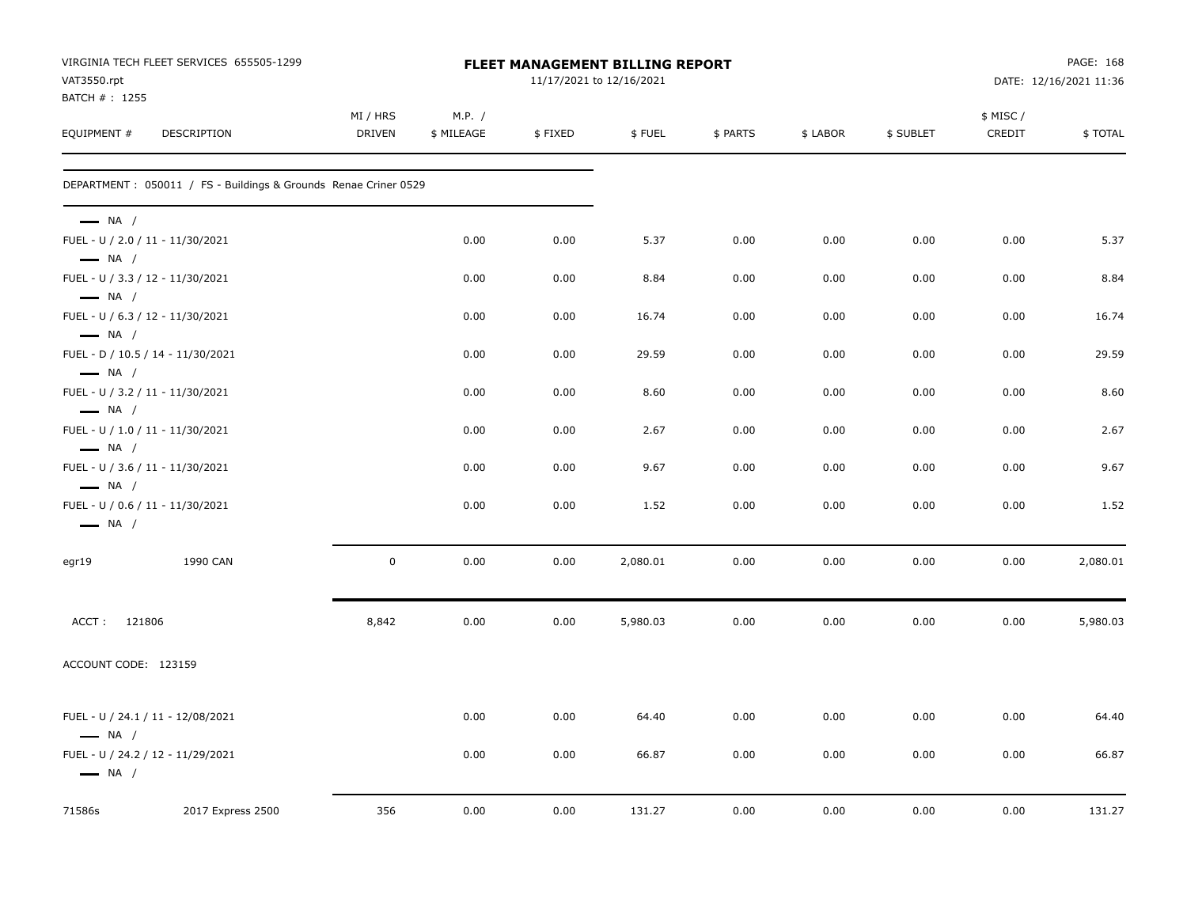VIRGINIA TECH FLEET SERVICES 655505-1299
VAT3550.rpt
BATCH # : 1255

**FLEET MANAGEMENT BILLING REPORT**
11/17/2021 to 12/16/2021

DATE: 12/16/2021 11:36

| EQUIPMENT # | DESCRIPTION | MI / HRS DRIVEN | M.P. / $ MILEAGE | $ FIXED | $ FUEL | $ PARTS | $ LABOR | $ SUBLET | $ MISC / CREDIT | $ TOTAL |
|---|---|---|---|---|---|---|---|---|---|---|
| DEPARTMENT : 050011 / FS - Buildings & Grounds Renae Criner 0529 | | | | | | | | | | |
| — NA / | | | | | | | | | | |
| FUEL - U / 2.0 / 11 - 11/30/2021 | | | 0.00 | 0.00 | 5.37 | 0.00 | 0.00 | 0.00 | 0.00 | 5.37 |
| — NA / | | | | | | | | | | |
| FUEL - U / 3.3 / 12 - 11/30/2021 | | | 0.00 | 0.00 | 8.84 | 0.00 | 0.00 | 0.00 | 0.00 | 8.84 |
| — NA / | | | | | | | | | | |
| FUEL - U / 6.3 / 12 - 11/30/2021 | | | 0.00 | 0.00 | 16.74 | 0.00 | 0.00 | 0.00 | 0.00 | 16.74 |
| — NA / | | | | | | | | | | |
| FUEL - D / 10.5 / 14 - 11/30/2021 | | | 0.00 | 0.00 | 29.59 | 0.00 | 0.00 | 0.00 | 0.00 | 29.59 |
| — NA / | | | | | | | | | | |
| FUEL - U / 3.2 / 11 - 11/30/2021 | | | 0.00 | 0.00 | 8.60 | 0.00 | 0.00 | 0.00 | 0.00 | 8.60 |
| — NA / | | | | | | | | | | |
| FUEL - U / 1.0 / 11 - 11/30/2021 | | | 0.00 | 0.00 | 2.67 | 0.00 | 0.00 | 0.00 | 0.00 | 2.67 |
| — NA / | | | | | | | | | | |
| FUEL - U / 3.6 / 11 - 11/30/2021 | | | 0.00 | 0.00 | 9.67 | 0.00 | 0.00 | 0.00 | 0.00 | 9.67 |
| — NA / | | | | | | | | | | |
| FUEL - U / 0.6 / 11 - 11/30/2021 | | | 0.00 | 0.00 | 1.52 | 0.00 | 0.00 | 0.00 | 0.00 | 1.52 |
| — NA / | | | | | | | | | | |
| egr19 | 1990 CAN | 0 | 0.00 | 0.00 | 2,080.01 | 0.00 | 0.00 | 0.00 | 0.00 | 2,080.01 |
| ACCT : 121806 | | 8,842 | 0.00 | 0.00 | 5,980.03 | 0.00 | 0.00 | 0.00 | 0.00 | 5,980.03 |
| ACCOUNT CODE: 123159 | | | | | | | | | | |
| FUEL - U / 24.1 / 11 - 12/08/2021 | | | 0.00 | 0.00 | 64.40 | 0.00 | 0.00 | 0.00 | 0.00 | 64.40 |
| — NA / | | | | | | | | | | |
| FUEL - U / 24.2 / 12 - 11/29/2021 | | | 0.00 | 0.00 | 66.87 | 0.00 | 0.00 | 0.00 | 0.00 | 66.87 |
| — NA / | | | | | | | | | | |
| 71586s | 2017 Express 2500 | 356 | 0.00 | 0.00 | 131.27 | 0.00 | 0.00 | 0.00 | 0.00 | 131.27 |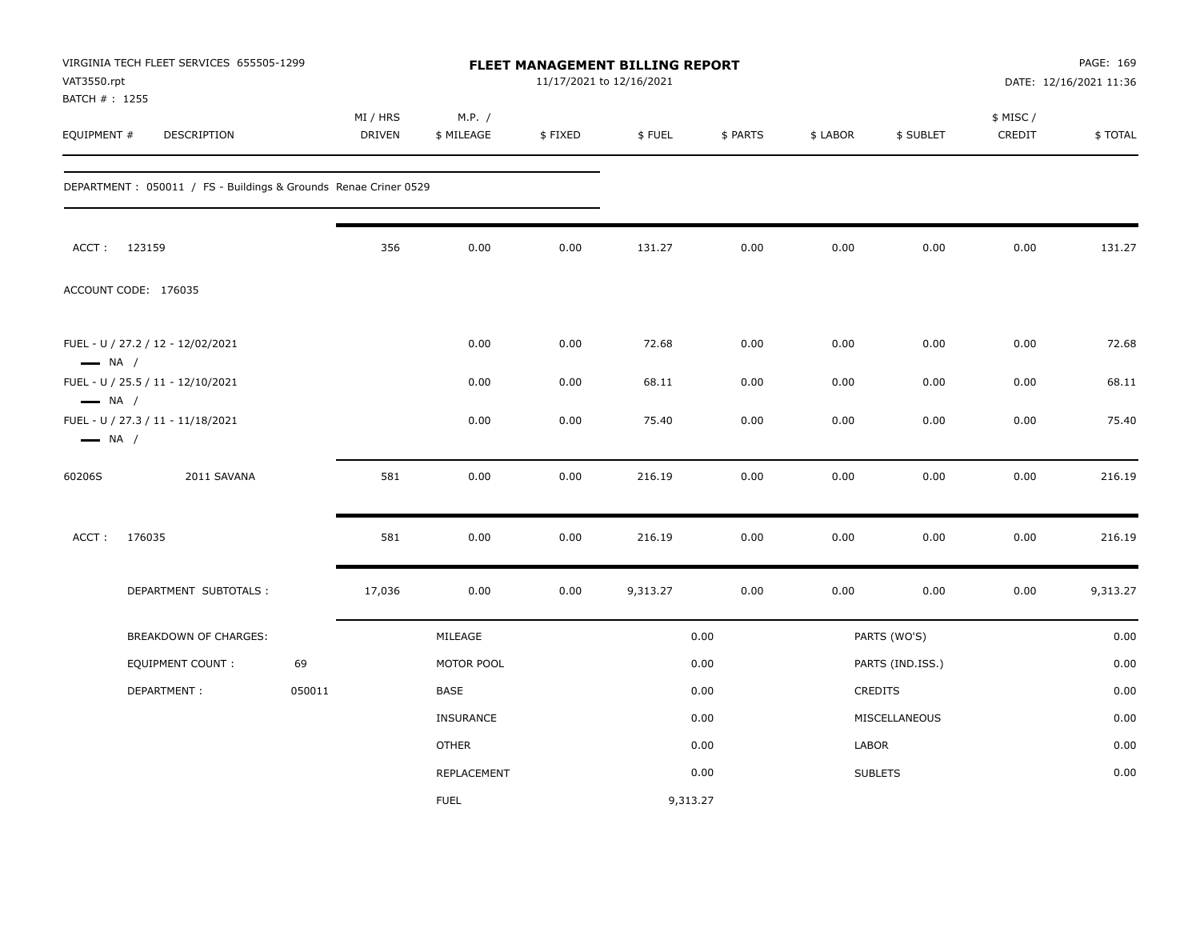VIRGINIA TECH FLEET SERVICES 655505-1299
VAT3550.rpt
BATCH # : 1255

**FLEET MANAGEMENT BILLING REPORT**
11/17/2021 to 12/16/2021

DATE: 12/16/2021 11:36

| EQUIPMENT # | DESCRIPTION | MI / HRS DRIVEN | M.P. / $ MILEAGE | $ FIXED | $ FUEL | $ PARTS | $ LABOR | $ SUBLET | $ MISC / CREDIT | $ TOTAL |
|---|---|---|---|---|---|---|---|---|---|---|

DEPARTMENT : 050011 / FS - Buildings & Grounds Renae Criner 0529

| EQUIPMENT # | DESCRIPTION | MI / HRS DRIVEN | M.P. / $ MILEAGE | $ FIXED | $ FUEL | $ PARTS | $ LABOR | $ SUBLET | $ MISC / CREDIT | $ TOTAL |
|---|---|---|---|---|---|---|---|---|---|---|
| ACCT : 123159 | | 356 | 0.00 | 0.00 | 131.27 | 0.00 | 0.00 | 0.00 | 0.00 | 131.27 |
| ACCOUNT CODE: 176035 | | | | | | | | | | |
| FUEL - U / 27.2 / 12 - 12/02/2021 — NA / | | | 0.00 | 0.00 | 72.68 | 0.00 | 0.00 | 0.00 | 0.00 | 72.68 |
| FUEL - U / 25.5 / 11 - 12/10/2021 — NA / | | | 0.00 | 0.00 | 68.11 | 0.00 | 0.00 | 0.00 | 0.00 | 68.11 |
| FUEL - U / 27.3 / 11 - 11/18/2021 — NA / | | | 0.00 | 0.00 | 75.40 | 0.00 | 0.00 | 0.00 | 0.00 | 75.40 |
| 60206S | 2011 SAVANA | 581 | 0.00 | 0.00 | 216.19 | 0.00 | 0.00 | 0.00 | 0.00 | 216.19 |
| ACCT : 176035 | | 581 | 0.00 | 0.00 | 216.19 | 0.00 | 0.00 | 0.00 | 0.00 | 216.19 |
| DEPARTMENT SUBTOTALS : | | 17,036 | 0.00 | 0.00 | 9,313.27 | 0.00 | 0.00 | 0.00 | 0.00 | 9,313.27 |

| BREAKDOWN OF CHARGES: | | | | | |
|---|---|---|---|---|---|
| EQUIPMENT COUNT : | 69 | MILEAGE | 0.00 | PARTS (WO'S) | 0.00 |
| DEPARTMENT : | 050011 | MOTOR POOL | 0.00 | PARTS (IND.ISS.) | 0.00 |
| | | BASE | 0.00 | CREDITS | 0.00 |
| | | INSURANCE | 0.00 | MISCELLANEOUS | 0.00 |
| | | OTHER | 0.00 | LABOR | 0.00 |
| | | REPLACEMENT | 0.00 | SUBLETS | 0.00 |
| | | FUEL | 9,313.27 | | |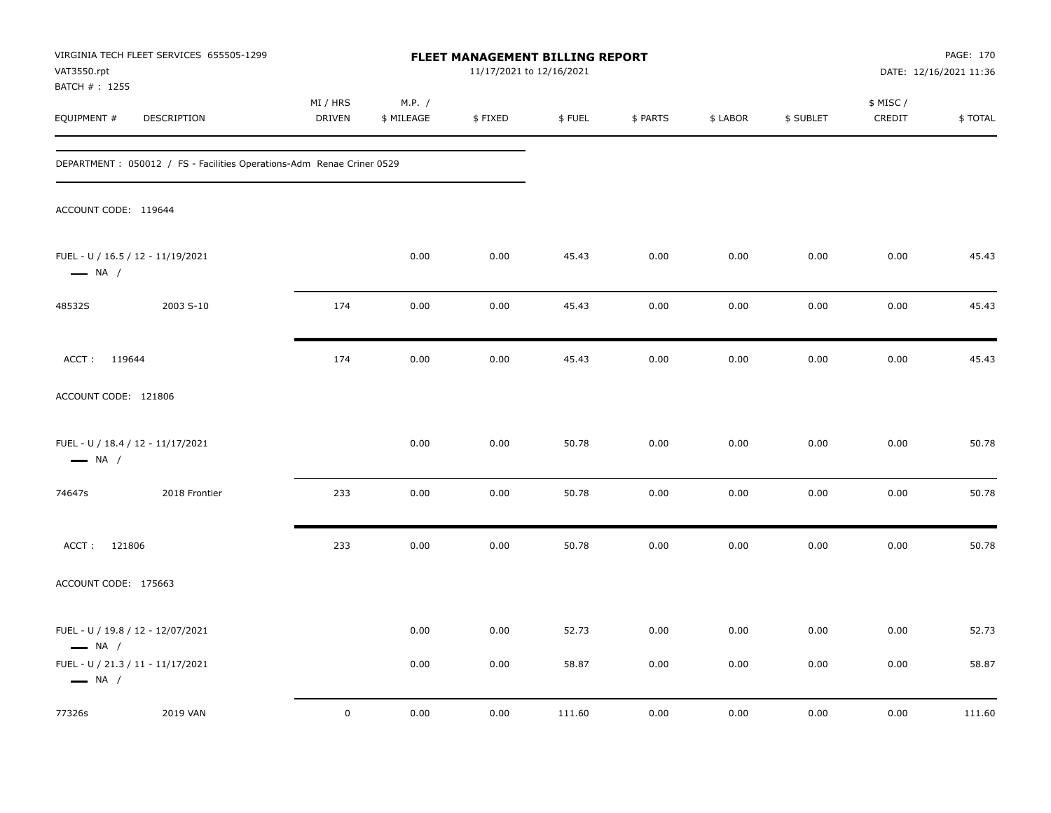VIRGINIA TECH FLEET SERVICES 655505-1299
VAT3550.rpt
BATCH # : 1255

# FLEET MANAGEMENT BILLING REPORT

11/17/2021 to 12/16/2021

DATE: 12/16/2021 11:36

| EQUIPMENT # | DESCRIPTION | MI / HRS DRIVEN | M.P. / $ MILEAGE | $ FIXED | $ FUEL | $ PARTS | $ LABOR | $ SUBLET | $ MISC / CREDIT | $ TOTAL |
|---|---|---|---|---|---|---|---|---|---|---|
| DEPARTMENT : 050012 / FS - Facilities Operations-Adm Renae Criner 0529 | | | | | | | | | | |
| ACCOUNT CODE: 119644 | | | | | | | | | | |
| FUEL - U / 16.5 / 12 - 11/19/2021 — NA / | | | 0.00 | 0.00 | 45.43 | 0.00 | 0.00 | 0.00 | 0.00 | 45.43 |
| 48532S | 2003 S-10 | 174 | 0.00 | 0.00 | 45.43 | 0.00 | 0.00 | 0.00 | 0.00 | 45.43 |
| ACCT : 119644 | | 174 | 0.00 | 0.00 | 45.43 | 0.00 | 0.00 | 0.00 | 0.00 | 45.43 |
| ACCOUNT CODE: 121806 | | | | | | | | | | |
| FUEL - U / 18.4 / 12 - 11/17/2021 — NA / | | | 0.00 | 0.00 | 50.78 | 0.00 | 0.00 | 0.00 | 0.00 | 50.78 |
| 74647s | 2018 Frontier | 233 | 0.00 | 0.00 | 50.78 | 0.00 | 0.00 | 0.00 | 0.00 | 50.78 |
| ACCT : 121806 | | 233 | 0.00 | 0.00 | 50.78 | 0.00 | 0.00 | 0.00 | 0.00 | 50.78 |
| ACCOUNT CODE: 175663 | | | | | | | | | | |
| FUEL - U / 19.8 / 12 - 12/07/2021 — NA / | | | 0.00 | 0.00 | 52.73 | 0.00 | 0.00 | 0.00 | 0.00 | 52.73 |
| FUEL - U / 21.3 / 11 - 11/17/2021 — NA / | | | 0.00 | 0.00 | 58.87 | 0.00 | 0.00 | 0.00 | 0.00 | 58.87 |
| 77326s | 2019 VAN | 0 | 0.00 | 0.00 | 111.60 | 0.00 | 0.00 | 0.00 | 0.00 | 111.60 |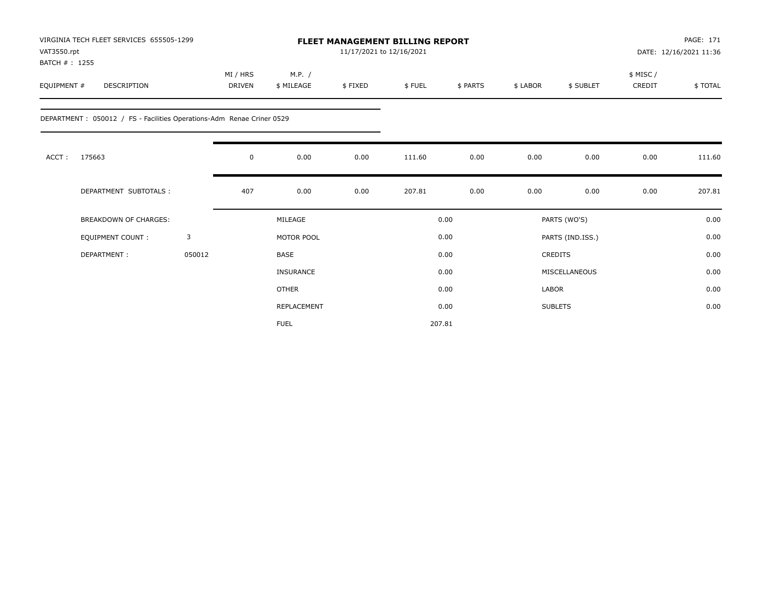VIRGINIA TECH FLEET SERVICES 655505-1299
VAT3550.rpt
BATCH # : 1255

# FLEET MANAGEMENT BILLING REPORT

11/17/2021 to 12/16/2021

DATE: 12/16/2021 11:36

| EQUIPMENT # | DESCRIPTION | MI / HRS DRIVEN | M.P. / $ MILEAGE | $ FIXED | $ FUEL | $ PARTS | $ LABOR | $ SUBLET | $ MISC / CREDIT | $ TOTAL |
|---|---|---|---|---|---|---|---|---|---|---|
| DEPARTMENT : 050012 / FS - Facilities Operations-Adm Renae Criner 0529 | | | | | | | | | | |
| ACCT : | 175663 | 0 | 0.00 | 0.00 | 111.60 | 0.00 | 0.00 | 0.00 | 0.00 | 111.60 |
| | DEPARTMENT SUBTOTALS : | 407 | 0.00 | 0.00 | 207.81 | 0.00 | 0.00 | 0.00 | 0.00 | 207.81 |

| | | | | | |
|---|---|---|---|---|---|
| BREAKDOWN OF CHARGES: | | MILEAGE | 0.00 | PARTS (WO'S) | 0.00 |
| EQUIPMENT COUNT : | 3 | MOTOR POOL | 0.00 | PARTS (IND.ISS.) | 0.00 |
| DEPARTMENT : | 050012 | BASE | 0.00 | CREDITS | 0.00 |
| | | INSURANCE | 0.00 | MISCELLANEOUS | 0.00 |
| | | OTHER | 0.00 | LABOR | 0.00 |
| | | REPLACEMENT | 0.00 | SUBLETS | 0.00 |
| | | FUEL | 207.81 | | |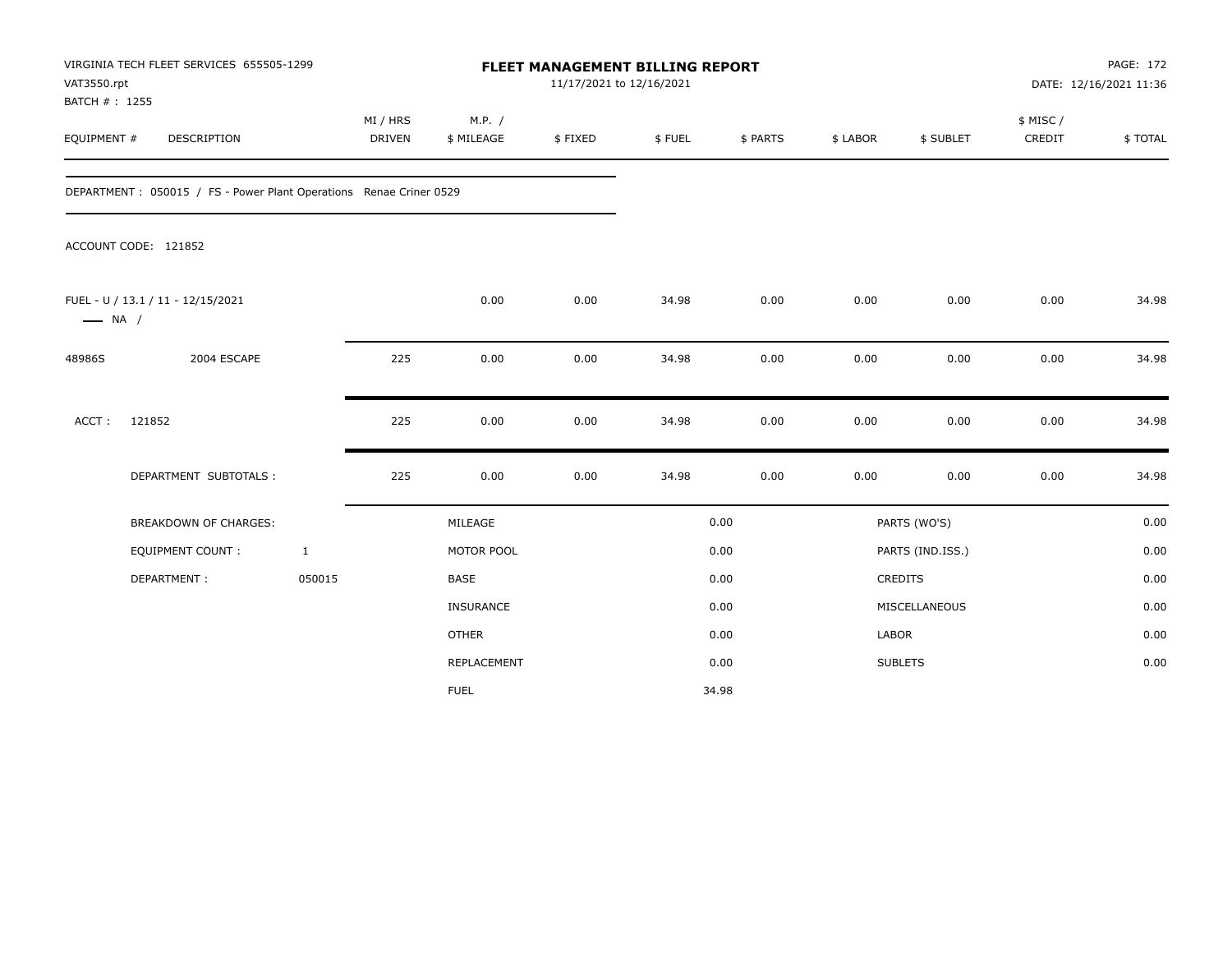VIRGINIA TECH FLEET SERVICES 655505-1299
VAT3550.rpt
BATCH # : 1255

# FLEET MANAGEMENT BILLING REPORT

11/17/2021 to 12/16/2021

PAGE: 172
DATE: 12/16/2021 11:36

| EQUIPMENT # | DESCRIPTION | MI / HRS DRIVEN | M.P. / $ MILEAGE | $ FIXED | $ FUEL | $ PARTS | $ LABOR | $ SUBLET | $ MISC / CREDIT | $ TOTAL |
|---|---|---|---|---|---|---|---|---|---|---|
| DEPARTMENT : 050015 / FS - Power Plant Operations Renae Criner 0529 | | | | | | | | | | |
| ACCOUNT CODE: 121852 | | | | | | | | | | |
| FUEL - U / 13.1 / 11 - 12/15/2021 —— NA / | | | 0.00 | 0.00 | 34.98 | 0.00 | 0.00 | 0.00 | 0.00 | 34.98 |
| 48986S | 2004 ESCAPE | 225 | 0.00 | 0.00 | 34.98 | 0.00 | 0.00 | 0.00 | 0.00 | 34.98 |
| ACCT : | 121852 | 225 | 0.00 | 0.00 | 34.98 | 0.00 | 0.00 | 0.00 | 0.00 | 34.98 |
| | DEPARTMENT SUBTOTALS : | 225 | 0.00 | 0.00 | 34.98 | 0.00 | 0.00 | 0.00 | 0.00 | 34.98 |

| BREAKDOWN OF CHARGES: | | | | | |
|---|---|---|---|---|---|
| | | MILEAGE | 0.00 | PARTS (WO'S) | 0.00 |
| EQUIPMENT COUNT : | 1 | MOTOR POOL | 0.00 | PARTS (IND.ISS.) | 0.00 |
| DEPARTMENT : | 050015 | BASE | 0.00 | CREDITS | 0.00 |
| | | INSURANCE | 0.00 | MISCELLANEOUS | 0.00 |
| | | OTHER | 0.00 | LABOR | 0.00 |
| | | REPLACEMENT | 0.00 | SUBLETS | 0.00 |
| | | FUEL | 34.98 | | |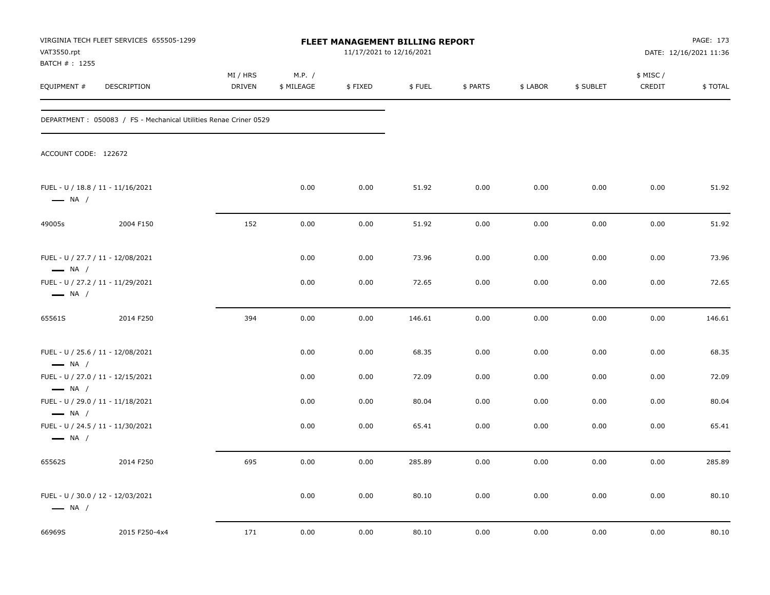VIRGINIA TECH FLEET SERVICES 655505-1299
VAT3550.rpt
BATCH # : 1255

**FLEET MANAGEMENT BILLING REPORT**
11/17/2021 to 12/16/2021

DATE: 12/16/2021 11:36

DEPARTMENT : 050083 / FS - Mechanical Utilities Renae Criner 0529

ACCOUNT CODE: 122672

| EQUIPMENT # | DESCRIPTION | MI / HRS DRIVEN | M.P. / $ MILEAGE | $ FIXED | $ FUEL | $ PARTS | $ LABOR | $ SUBLET | $ MISC / CREDIT | $ TOTAL |
|---|---|---|---|---|---|---|---|---|---|---|
| FUEL - U / 18.8 / 11 - 11/16/2021 — NA / | | | 0.00 | 0.00 | 51.92 | 0.00 | 0.00 | 0.00 | 0.00 | 51.92 |
| 49005s | 2004 F150 | 152 | 0.00 | 0.00 | 51.92 | 0.00 | 0.00 | 0.00 | 0.00 | 51.92 |
| FUEL - U / 27.7 / 11 - 12/08/2021 — NA / | | | 0.00 | 0.00 | 73.96 | 0.00 | 0.00 | 0.00 | 0.00 | 73.96 |
| FUEL - U / 27.2 / 11 - 11/29/2021 — NA / | | | 0.00 | 0.00 | 72.65 | 0.00 | 0.00 | 0.00 | 0.00 | 72.65 |
| 65561S | 2014 F250 | 394 | 0.00 | 0.00 | 146.61 | 0.00 | 0.00 | 0.00 | 0.00 | 146.61 |
| FUEL - U / 25.6 / 11 - 12/08/2021 — NA / | | | 0.00 | 0.00 | 68.35 | 0.00 | 0.00 | 0.00 | 0.00 | 68.35 |
| FUEL - U / 27.0 / 11 - 12/15/2021 — NA / | | | 0.00 | 0.00 | 72.09 | 0.00 | 0.00 | 0.00 | 0.00 | 72.09 |
| FUEL - U / 29.0 / 11 - 11/18/2021 — NA / | | | 0.00 | 0.00 | 80.04 | 0.00 | 0.00 | 0.00 | 0.00 | 80.04 |
| FUEL - U / 24.5 / 11 - 11/30/2021 — NA / | | | 0.00 | 0.00 | 65.41 | 0.00 | 0.00 | 0.00 | 0.00 | 65.41 |
| 65562S | 2014 F250 | 695 | 0.00 | 0.00 | 285.89 | 0.00 | 0.00 | 0.00 | 0.00 | 285.89 |
| FUEL - U / 30.0 / 12 - 12/03/2021 — NA / | | | 0.00 | 0.00 | 80.10 | 0.00 | 0.00 | 0.00 | 0.00 | 80.10 |
| 66969S | 2015 F250-4x4 | 171 | 0.00 | 0.00 | 80.10 | 0.00 | 0.00 | 0.00 | 0.00 | 80.10 |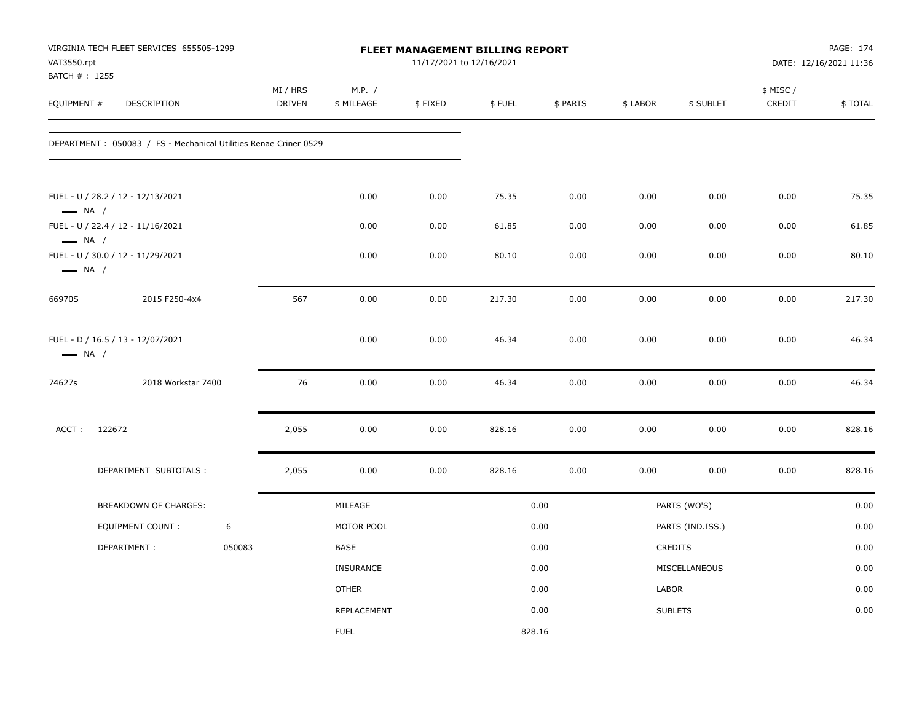VIRGINIA TECH FLEET SERVICES 655505-1299
VAT3550.rpt
BATCH # : 1255

# FLEET MANAGEMENT BILLING REPORT

11/17/2021 to 12/16/2021

DATE: 12/16/2021 11:36

| EQUIPMENT # | DESCRIPTION | MI / HRS DRIVEN | M.P. / $ MILEAGE | $ FIXED | $ FUEL | $ PARTS | $ LABOR | $ SUBLET | $ MISC / CREDIT | $ TOTAL |
|---|---|---|---|---|---|---|---|---|---|---|
| DEPARTMENT : 050083 / FS - Mechanical Utilities Renae Criner 0529 | | | | | | | | | | |
| FUEL - U / 28.2 / 12 - 12/13/2021 — NA / | | | 0.00 | 0.00 | 75.35 | 0.00 | 0.00 | 0.00 | 0.00 | 75.35 |
| FUEL - U / 22.4 / 12 - 11/16/2021 — NA / | | | 0.00 | 0.00 | 61.85 | 0.00 | 0.00 | 0.00 | 0.00 | 61.85 |
| FUEL - U / 30.0 / 12 - 11/29/2021 — NA / | | | 0.00 | 0.00 | 80.10 | 0.00 | 0.00 | 0.00 | 0.00 | 80.10 |
| 66970S | 2015 F250-4x4 | 567 | 0.00 | 0.00 | 217.30 | 0.00 | 0.00 | 0.00 | 0.00 | 217.30 |
| FUEL - D / 16.5 / 13 - 12/07/2021 — NA / | | | 0.00 | 0.00 | 46.34 | 0.00 | 0.00 | 0.00 | 0.00 | 46.34 |
| 74627s | 2018 Workstar 7400 | 76 | 0.00 | 0.00 | 46.34 | 0.00 | 0.00 | 0.00 | 0.00 | 46.34 |
| ACCT : 122672 | | 2,055 | 0.00 | 0.00 | 828.16 | 0.00 | 0.00 | 0.00 | 0.00 | 828.16 |
| DEPARTMENT SUBTOTALS : | | 2,055 | 0.00 | 0.00 | 828.16 | 0.00 | 0.00 | 0.00 | 0.00 | 828.16 |

| BREAKDOWN OF CHARGES: | | | | | |
|---|---|---|---|---|---|
| EQUIPMENT COUNT : | 6 | MOTOR POOL | 0.00 | PARTS (IND.ISS.) | 0.00 |
| DEPARTMENT : | 050083 | BASE | 0.00 | CREDITS | 0.00 |
| | | INSURANCE | 0.00 | MISCELLANEOUS | 0.00 |
| | | OTHER | 0.00 | LABOR | 0.00 |
| | | REPLACEMENT | 0.00 | SUBLETS | 0.00 |
| | | FUEL | 828.16 | | |
| | | MILEAGE | 0.00 | PARTS (WO'S) | 0.00 |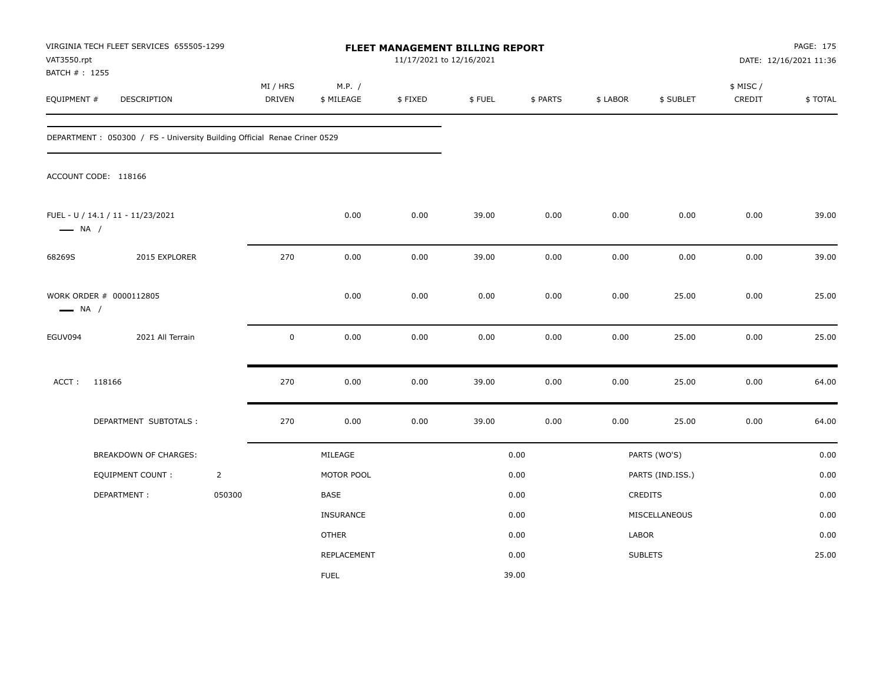VIRGINIA TECH FLEET SERVICES 655505-1299
VAT3550.rpt
BATCH # : 1255

**FLEET MANAGEMENT BILLING REPORT**
11/17/2021 to 12/16/2021

DATE: 12/16/2021 11:36

| EQUIPMENT # | DESCRIPTION | MI / HRS DRIVEN | M.P. / $ MILEAGE | $ FIXED | $ FUEL | $ PARTS | $ LABOR | $ SUBLET | $ MISC / CREDIT | $ TOTAL |
|---|---|---|---|---|---|---|---|---|---|---|

DEPARTMENT : 050300 / FS - University Building Official Renae Criner 0529

ACCOUNT CODE: 118166

| EQUIPMENT # | DESCRIPTION | MI / HRS DRIVEN | M.P. / $ MILEAGE | $ FIXED | $ FUEL | $ PARTS | $ LABOR | $ SUBLET | $ MISC / CREDIT | $ TOTAL |
|---|---|---|---|---|---|---|---|---|---|---|
| FUEL - U / 14.1 / 11 - 11/23/2021 — NA / | | | 0.00 | 0.00 | 39.00 | 0.00 | 0.00 | 0.00 | 0.00 | 39.00 |
| 68269S | 2015 EXPLORER | 270 | 0.00 | 0.00 | 39.00 | 0.00 | 0.00 | 0.00 | 0.00 | 39.00 |
| WORK ORDER # 0000112805 — NA / | | | 0.00 | 0.00 | 0.00 | 0.00 | 0.00 | 25.00 | 0.00 | 25.00 |
| EGUV094 | 2021 All Terrain | 0 | 0.00 | 0.00 | 0.00 | 0.00 | 0.00 | 25.00 | 0.00 | 25.00 |
| ACCT : 118166 | | 270 | 0.00 | 0.00 | 39.00 | 0.00 | 0.00 | 25.00 | 0.00 | 64.00 |
| | DEPARTMENT SUBTOTALS : | 270 | 0.00 | 0.00 | 39.00 | 0.00 | 0.00 | 25.00 | 0.00 | 64.00 |

| BREAKDOWN OF CHARGES: | | | | | |
|---|---|---|---|---|---|
| EQUIPMENT COUNT : | 2 | MOTOR POOL | 0.00 | PARTS (IND.ISS.) | 0.00 |
| DEPARTMENT : | 050300 | BASE | 0.00 | CREDITS | 0.00 |
| | | INSURANCE | 0.00 | MISCELLANEOUS | 0.00 |
| | | OTHER | 0.00 | LABOR | 0.00 |
| | | REPLACEMENT | 0.00 | SUBLETS | 25.00 |
| | | FUEL | 39.00 | | |
| | | MILEAGE | 0.00 | PARTS (WO'S) | 0.00 |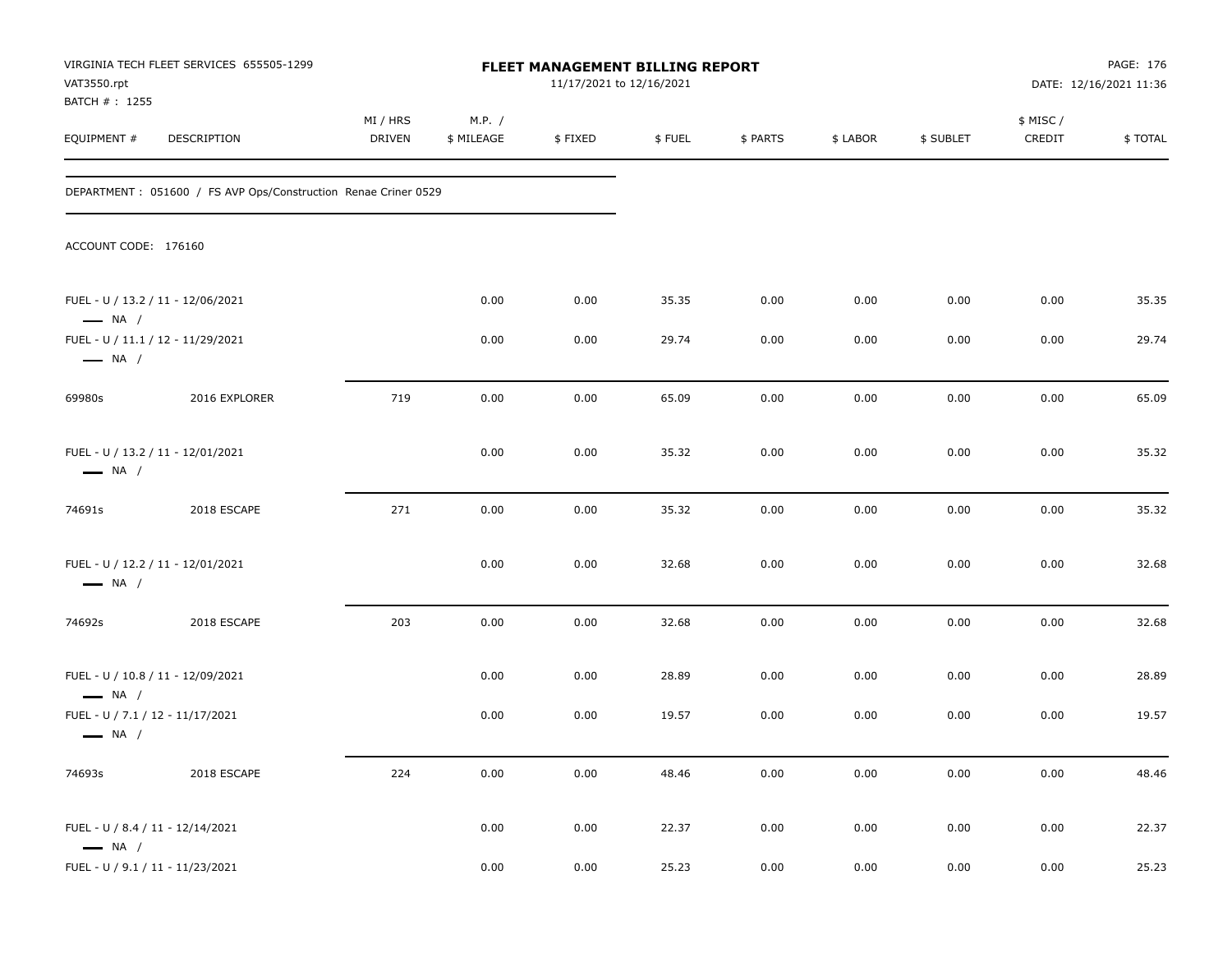VIRGINIA TECH FLEET SERVICES 655505-1299
VAT3550.rpt
BATCH # : 1255

**FLEET MANAGEMENT BILLING REPORT**
11/17/2021 to 12/16/2021

PAGE: 176
DATE: 12/16/2021 11:36

| EQUIPMENT # | DESCRIPTION | MI / HRS DRIVEN | M.P. / $ MILEAGE | $ FIXED | $ FUEL | $ PARTS | $ LABOR | $ SUBLET | $ MISC / CREDIT | $ TOTAL |
|---|---|---|---|---|---|---|---|---|---|---|

DEPARTMENT : 051600 / FS AVP Ops/Construction Renae Criner 0529

ACCOUNT CODE: 176160

| EQUIPMENT # | DESCRIPTION | MI / HRS DRIVEN | M.P. / $ MILEAGE | $ FIXED | $ FUEL | $ PARTS | $ LABOR | $ SUBLET | $ MISC / CREDIT | $ TOTAL |
|---|---|---|---|---|---|---|---|---|---|---|
| FUEL - U / 13.2 / 11 - 12/06/2021 — NA / | | | 0.00 | 0.00 | 35.35 | 0.00 | 0.00 | 0.00 | 0.00 | 35.35 |
| FUEL - U / 11.1 / 12 - 11/29/2021 — NA / | | | 0.00 | 0.00 | 29.74 | 0.00 | 0.00 | 0.00 | 0.00 | 29.74 |
| 69980s | 2016 EXPLORER | 719 | 0.00 | 0.00 | 65.09 | 0.00 | 0.00 | 0.00 | 0.00 | 65.09 |
| FUEL - U / 13.2 / 11 - 12/01/2021 — NA / | | | 0.00 | 0.00 | 35.32 | 0.00 | 0.00 | 0.00 | 0.00 | 35.32 |
| 74691s | 2018 ESCAPE | 271 | 0.00 | 0.00 | 35.32 | 0.00 | 0.00 | 0.00 | 0.00 | 35.32 |
| FUEL - U / 12.2 / 11 - 12/01/2021 — NA / | | | 0.00 | 0.00 | 32.68 | 0.00 | 0.00 | 0.00 | 0.00 | 32.68 |
| 74692s | 2018 ESCAPE | 203 | 0.00 | 0.00 | 32.68 | 0.00 | 0.00 | 0.00 | 0.00 | 32.68 |
| FUEL - U / 10.8 / 11 - 12/09/2021 — NA / | | | 0.00 | 0.00 | 28.89 | 0.00 | 0.00 | 0.00 | 0.00 | 28.89 |
| FUEL - U / 7.1 / 12 - 11/17/2021 — NA / | | | 0.00 | 0.00 | 19.57 | 0.00 | 0.00 | 0.00 | 0.00 | 19.57 |
| 74693s | 2018 ESCAPE | 224 | 0.00 | 0.00 | 48.46 | 0.00 | 0.00 | 0.00 | 0.00 | 48.46 |
| FUEL - U / 8.4 / 11 - 12/14/2021 — NA / | | | 0.00 | 0.00 | 22.37 | 0.00 | 0.00 | 0.00 | 0.00 | 22.37 |
| FUEL - U / 9.1 / 11 - 11/23/2021 | | | 0.00 | 0.00 | 25.23 | 0.00 | 0.00 | 0.00 | 0.00 | 25.23 |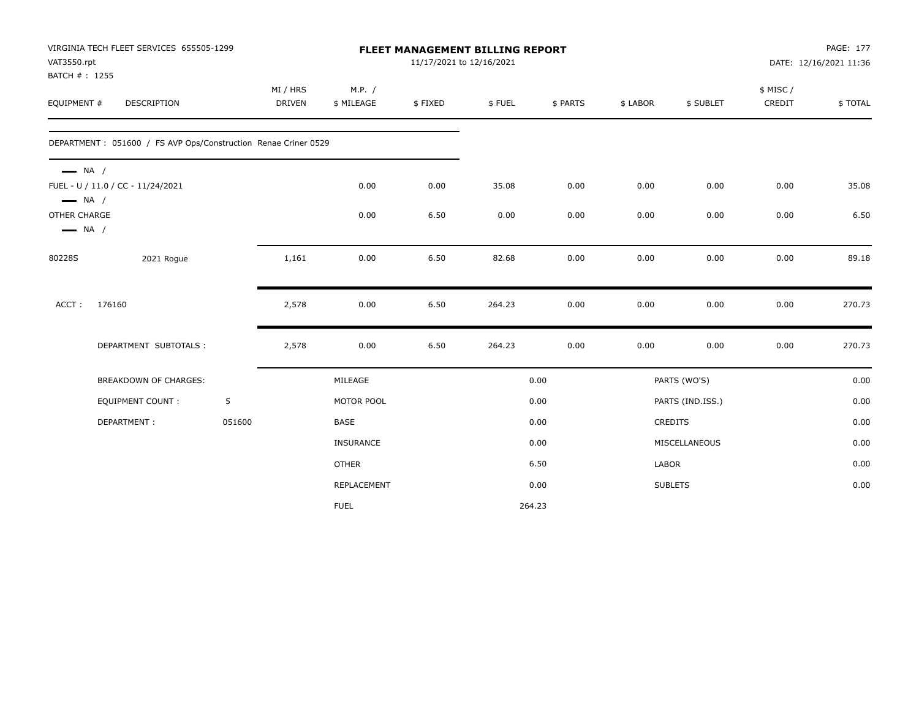VIRGINIA TECH FLEET SERVICES 655505-1299
VAT3550.rpt
BATCH # : 1255

# FLEET MANAGEMENT BILLING REPORT

11/17/2021 to 12/16/2021

DATE: 12/16/2021 11:36

| EQUIPMENT # | DESCRIPTION | MI / HRS DRIVEN | M.P. / $ MILEAGE | $ FIXED | $ FUEL | $ PARTS | $ LABOR | $ SUBLET | $ MISC / CREDIT | $ TOTAL |
|---|---|---|---|---|---|---|---|---|---|---|
| DEPARTMENT : 051600 / FS AVP Ops/Construction Renae Criner 0529 | | | | | | | | | | |
| — NA / | | | | | | | | | | |
| FUEL - U / 11.0 / CC - 11/24/2021 | | | 0.00 | 0.00 | 35.08 | 0.00 | 0.00 | 0.00 | 0.00 | 35.08 |
| — NA / | | | | | | | | | | |
| OTHER CHARGE | | | 0.00 | 6.50 | 0.00 | 0.00 | 0.00 | 0.00 | 0.00 | 6.50 |
| — NA / | | | | | | | | | | |
| 80228S | 2021 Rogue | 1,161 | 0.00 | 6.50 | 82.68 | 0.00 | 0.00 | 0.00 | 0.00 | 89.18 |
| ACCT : | 176160 | 2,578 | 0.00 | 6.50 | 264.23 | 0.00 | 0.00 | 0.00 | 0.00 | 270.73 |
| | DEPARTMENT SUBTOTALS : | 2,578 | 0.00 | 6.50 | 264.23 | 0.00 | 0.00 | 0.00 | 0.00 | 270.73 |

| BREAKDOWN OF CHARGES: | | | | | |
|---|---|---|---|---|---|
| EQUIPMENT COUNT : | 5 | MILEAGE | 0.00 | PARTS (WO'S) | 0.00 |
| DEPARTMENT : | 051600 | MOTOR POOL | 0.00 | PARTS (IND.ISS.) | 0.00 |
| | | BASE | 0.00 | CREDITS | 0.00 |
| | | INSURANCE | 0.00 | MISCELLANEOUS | 0.00 |
| | | OTHER | 6.50 | LABOR | 0.00 |
| | | REPLACEMENT | 0.00 | SUBLETS | 0.00 |
| | | FUEL | 264.23 | | |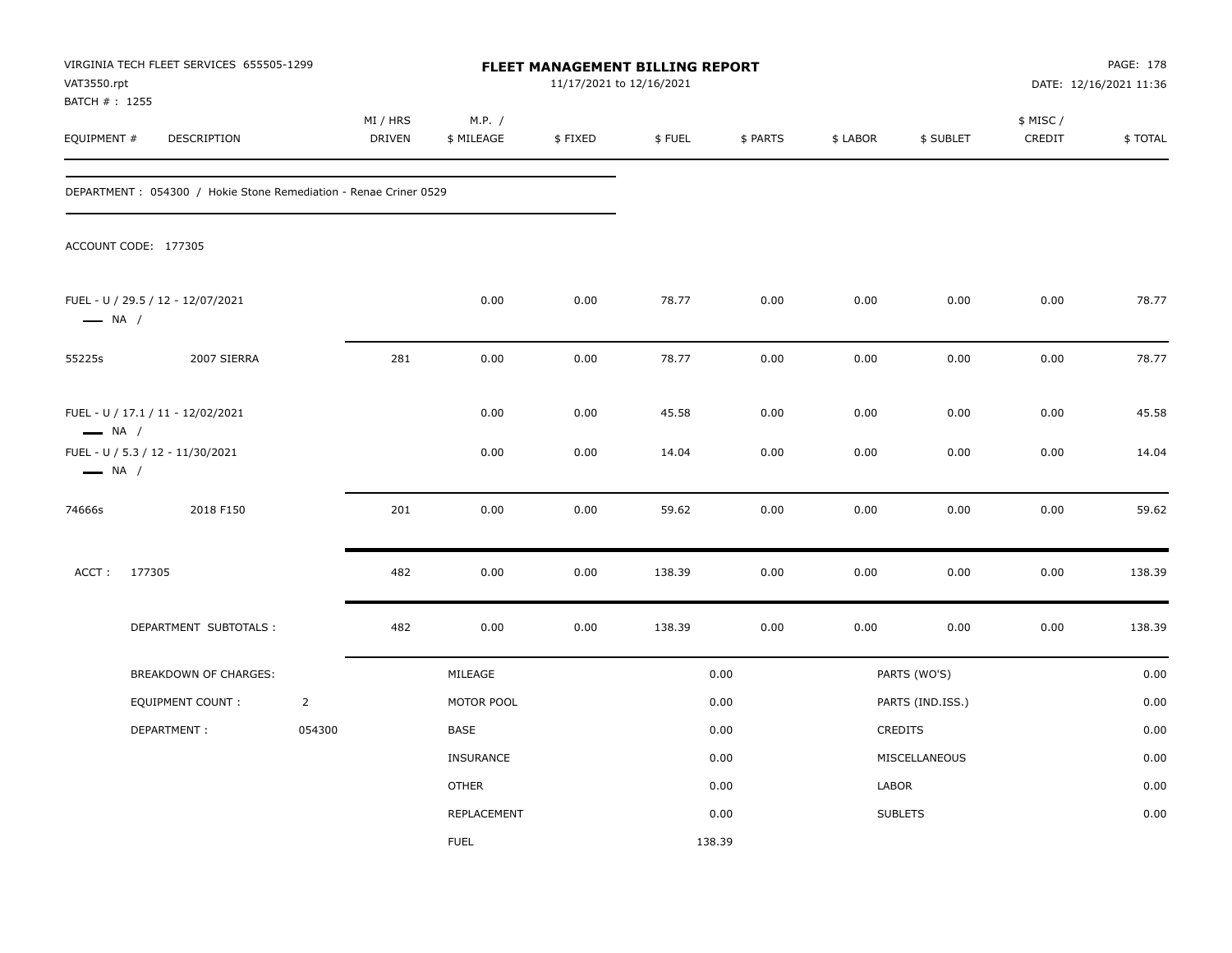VIRGINIA TECH FLEET SERVICES 655505-1299
VAT3550.rpt
BATCH # : 1255

# FLEET MANAGEMENT BILLING REPORT

11/17/2021 to 12/16/2021

PAGE: 178
DATE: 12/16/2021 11:36

| EQUIPMENT # | DESCRIPTION | MI / HRS DRIVEN | M.P. / $ MILEAGE | $ FIXED | $ FUEL | $ PARTS | $ LABOR | $ SUBLET | $ MISC / CREDIT | $ TOTAL |
|---|---|---|---|---|---|---|---|---|---|---|

DEPARTMENT : 054300 / Hokie Stone Remediation - Renae Criner 0529

ACCOUNT CODE: 177305

| EQUIPMENT # | DESCRIPTION | MI / HRS DRIVEN | M.P. / $ MILEAGE | $ FIXED | $ FUEL | $ PARTS | $ LABOR | $ SUBLET | $ MISC / CREDIT | $ TOTAL |
|---|---|---|---|---|---|---|---|---|---|---|
| FUEL - U / 29.5 / 12 - 12/07/2021 — NA / | | | 0.00 | 0.00 | 78.77 | 0.00 | 0.00 | 0.00 | 0.00 | 78.77 |
| 55225s | 2007 SIERRA | 281 | 0.00 | 0.00 | 78.77 | 0.00 | 0.00 | 0.00 | 0.00 | 78.77 |
| FUEL - U / 17.1 / 11 - 12/02/2021 — NA / | | | 0.00 | 0.00 | 45.58 | 0.00 | 0.00 | 0.00 | 0.00 | 45.58 |
| FUEL - U / 5.3 / 12 - 11/30/2021 — NA / | | | 0.00 | 0.00 | 14.04 | 0.00 | 0.00 | 0.00 | 0.00 | 14.04 |
| 74666s | 2018 F150 | 201 | 0.00 | 0.00 | 59.62 | 0.00 | 0.00 | 0.00 | 0.00 | 59.62 |
| ACCT : 177305 | | 482 | 0.00 | 0.00 | 138.39 | 0.00 | 0.00 | 0.00 | 0.00 | 138.39 |
| DEPARTMENT SUBTOTALS : | | 482 | 0.00 | 0.00 | 138.39 | 0.00 | 0.00 | 0.00 | 0.00 | 138.39 |

| BREAKDOWN OF CHARGES: | | | | | |
|---|---|---|---|---|---|
| EQUIPMENT COUNT : | 2 | MILEAGE | 0.00 | PARTS (WO'S) | 0.00 |
| DEPARTMENT : | 054300 | MOTOR POOL | 0.00 | PARTS (IND.ISS.) | 0.00 |
| | | BASE | 0.00 | CREDITS | 0.00 |
| | | INSURANCE | 0.00 | MISCELLANEOUS | 0.00 |
| | | OTHER | 0.00 | LABOR | 0.00 |
| | | REPLACEMENT | 0.00 | SUBLETS | 0.00 |
| | | FUEL | 138.39 | | |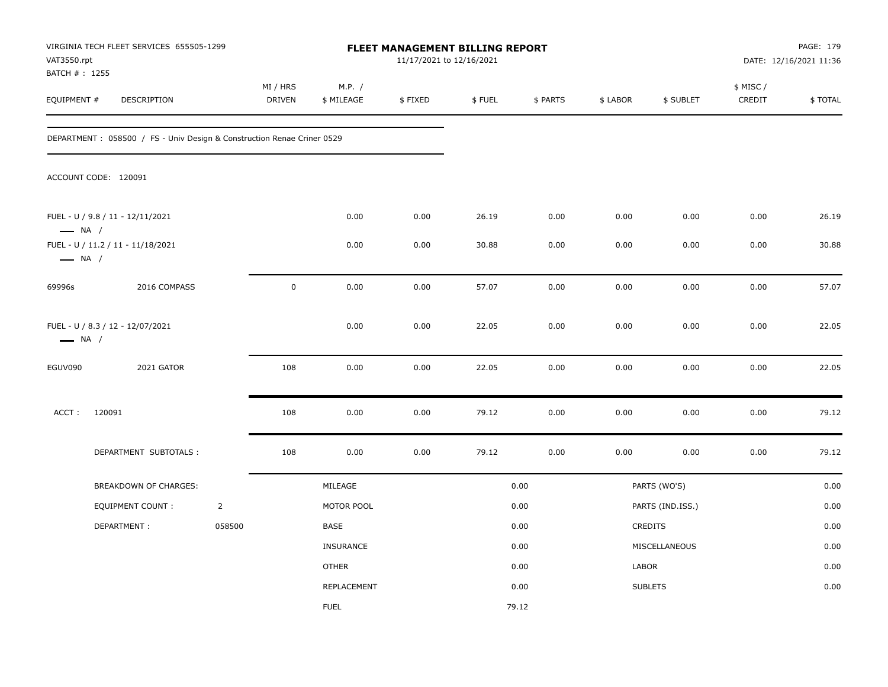VIRGINIA TECH FLEET SERVICES 655505-1299
VAT3550.rpt
BATCH # : 1255

# FLEET MANAGEMENT BILLING REPORT

11/17/2021 to 12/16/2021

PAGE: 179
DATE: 12/16/2021 11:36

| EQUIPMENT # | DESCRIPTION | MI / HRS DRIVEN | M.P. / $ MILEAGE | $ FIXED | $ FUEL | $ PARTS | $ LABOR | $ SUBLET | $ MISC / CREDIT | $ TOTAL |
|---|---|---|---|---|---|---|---|---|---|---|

DEPARTMENT : 058500 / FS - Univ Design & Construction Renae Criner 0529

ACCOUNT CODE: 120091

| EQUIPMENT # | DESCRIPTION | MI / HRS DRIVEN | M.P. / $ MILEAGE | $ FIXED | $ FUEL | $ PARTS | $ LABOR | $ SUBLET | $ MISC / CREDIT | $ TOTAL |
|---|---|---|---|---|---|---|---|---|---|---|
| FUEL - U / 9.8 / 11 - 12/11/2021 — NA / | | | 0.00 | 0.00 | 26.19 | 0.00 | 0.00 | 0.00 | 0.00 | 26.19 |
| FUEL - U / 11.2 / 11 - 11/18/2021 — NA / | | | 0.00 | 0.00 | 30.88 | 0.00 | 0.00 | 0.00 | 0.00 | 30.88 |
| 69996s | 2016 COMPASS | 0 | 0.00 | 0.00 | 57.07 | 0.00 | 0.00 | 0.00 | 0.00 | 57.07 |
| FUEL - U / 8.3 / 12 - 12/07/2021 — NA / | | | 0.00 | 0.00 | 22.05 | 0.00 | 0.00 | 0.00 | 0.00 | 22.05 |
| EGUV090 | 2021 GATOR | 108 | 0.00 | 0.00 | 22.05 | 0.00 | 0.00 | 0.00 | 0.00 | 22.05 |
| ACCT : 120091 | | 108 | 0.00 | 0.00 | 79.12 | 0.00 | 0.00 | 0.00 | 0.00 | 79.12 |
| DEPARTMENT SUBTOTALS : | | 108 | 0.00 | 0.00 | 79.12 | 0.00 | 0.00 | 0.00 | 0.00 | 79.12 |

| BREAKDOWN OF CHARGES: | | MILEAGE | 0.00 | PARTS (WO'S) | 0.00 |
|---|---|---|---|---|---|
| EQUIPMENT COUNT : | 2 | MOTOR POOL | 0.00 | PARTS (IND.ISS.) | 0.00 |
| DEPARTMENT : | 058500 | BASE | 0.00 | CREDITS | 0.00 |
| | | INSURANCE | 0.00 | MISCELLANEOUS | 0.00 |
| | | OTHER | 0.00 | LABOR | 0.00 |
| | | REPLACEMENT | 0.00 | SUBLETS | 0.00 |
| | | FUEL | 79.12 | | |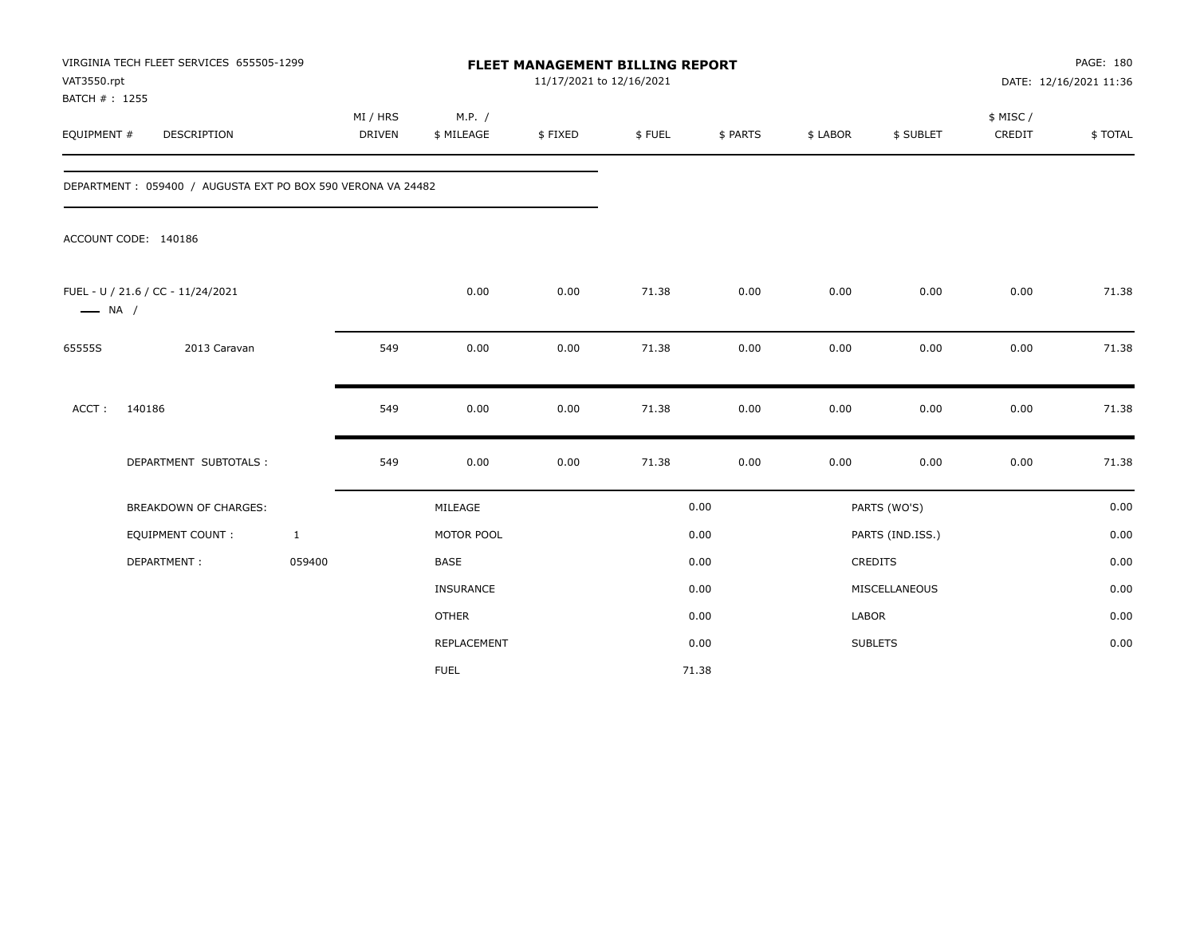VIRGINIA TECH FLEET SERVICES 655505-1299
VAT3550.rpt
BATCH # : 1255

# FLEET MANAGEMENT BILLING REPORT

11/17/2021 to 12/16/2021

PAGE: 180
DATE: 12/16/2021 11:36

| EQUIPMENT # | DESCRIPTION | MI / HRS DRIVEN | M.P. / $ MILEAGE | $ FIXED | $ FUEL | $ PARTS | $ LABOR | $ SUBLET | $ MISC / CREDIT | $ TOTAL |
|---|---|---|---|---|---|---|---|---|---|---|
| DEPARTMENT : 059400 / AUGUSTA EXT PO BOX 590 VERONA VA 24482 | | | | | | | | | | |
| ACCOUNT CODE: 140186 | | | | | | | | | | |
| FUEL - U / 21.6 / CC - 11/24/2021 —— NA / | | | 0.00 | 0.00 | 71.38 | 0.00 | 0.00 | 0.00 | 0.00 | 71.38 |
| 65555S | 2013 Caravan | 549 | 0.00 | 0.00 | 71.38 | 0.00 | 0.00 | 0.00 | 0.00 | 71.38 |
| ACCT : | 140186 | 549 | 0.00 | 0.00 | 71.38 | 0.00 | 0.00 | 0.00 | 0.00 | 71.38 |
| | DEPARTMENT SUBTOTALS : | 549 | 0.00 | 0.00 | 71.38 | 0.00 | 0.00 | 0.00 | 0.00 | 71.38 |

| BREAKDOWN OF CHARGES: | | | | | |
|---|---|---|---|---|---|
| EQUIPMENT COUNT : | 1 | MILEAGE | 0.00 | PARTS (WO'S) | 0.00 |
| DEPARTMENT : | 059400 | MOTOR POOL | 0.00 | PARTS (IND.ISS.) | 0.00 |
| | | BASE | 0.00 | CREDITS | 0.00 |
| | | INSURANCE | 0.00 | MISCELLANEOUS | 0.00 |
| | | OTHER | 0.00 | LABOR | 0.00 |
| | | REPLACEMENT | 0.00 | SUBLETS | 0.00 |
| | | FUEL | 71.38 | | |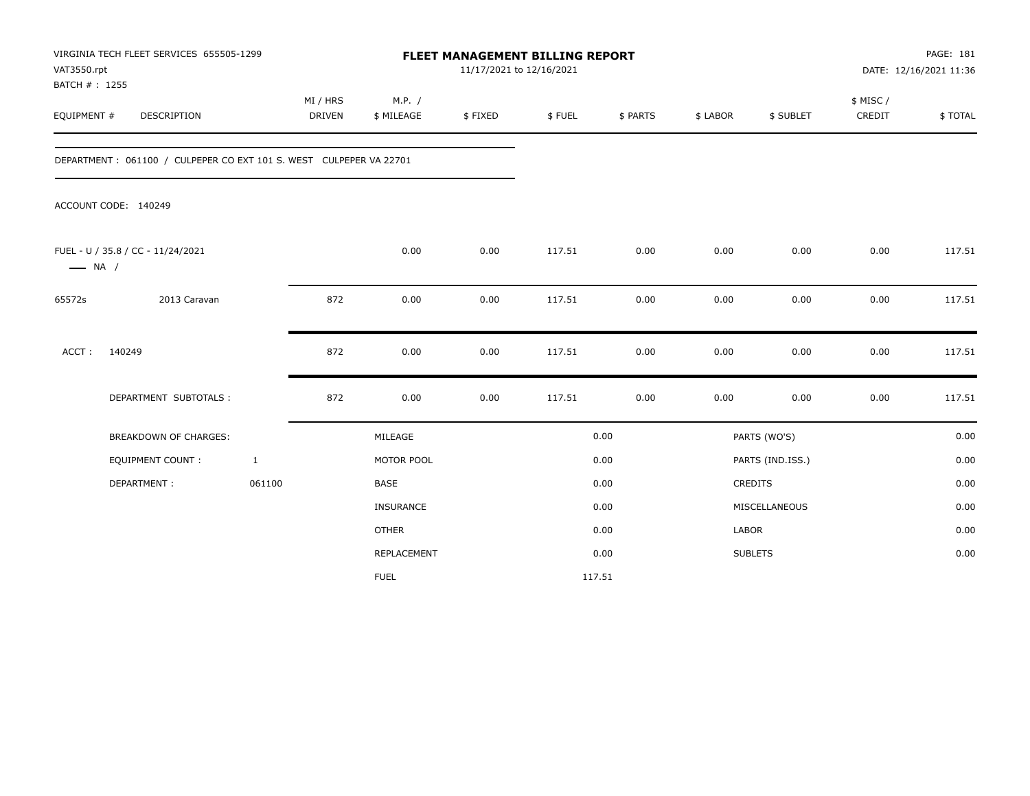VIRGINIA TECH FLEET SERVICES 655505-1299
VAT3550.rpt
BATCH # : 1255

# FLEET MANAGEMENT BILLING REPORT

11/17/2021 to 12/16/2021

PAGE: 181
DATE: 12/16/2021 11:36

| EQUIPMENT # | DESCRIPTION | MI / HRS DRIVEN | M.P. / $ MILEAGE | $ FIXED | $ FUEL | $ PARTS | $ LABOR | $ SUBLET | $ MISC / CREDIT | $ TOTAL |
|---|---|---|---|---|---|---|---|---|---|---|

DEPARTMENT : 061100 / CULPEPER CO EXT 101 S. WEST CULPEPER VA 22701

ACCOUNT CODE: 140249

| EQUIPMENT # | DESCRIPTION | MI / HRS DRIVEN | M.P. / $ MILEAGE | $ FIXED | $ FUEL | $ PARTS | $ LABOR | $ SUBLET | $ MISC / CREDIT | $ TOTAL |
|---|---|---|---|---|---|---|---|---|---|---|
| FUEL - U / 35.8 / CC - 11/24/2021 —— NA / | | | 0.00 | 0.00 | 117.51 | 0.00 | 0.00 | 0.00 | 0.00 | 117.51 |
| 65572s | 2013 Caravan | 872 | 0.00 | 0.00 | 117.51 | 0.00 | 0.00 | 0.00 | 0.00 | 117.51 |
| ACCT : | 140249 | 872 | 0.00 | 0.00 | 117.51 | 0.00 | 0.00 | 0.00 | 0.00 | 117.51 |
| | DEPARTMENT SUBTOTALS : | 872 | 0.00 | 0.00 | 117.51 | 0.00 | 0.00 | 0.00 | 0.00 | 117.51 |

| BREAKDOWN OF CHARGES: | | | | | |
|---|---|---|---|---|---|
| | | MILEAGE | 0.00 | PARTS (WO'S) | 0.00 |
| EQUIPMENT COUNT : | 1 | MOTOR POOL | 0.00 | PARTS (IND.ISS.) | 0.00 |
| DEPARTMENT : | 061100 | BASE | 0.00 | CREDITS | 0.00 |
| | | INSURANCE | 0.00 | MISCELLANEOUS | 0.00 |
| | | OTHER | 0.00 | LABOR | 0.00 |
| | | REPLACEMENT | 0.00 | SUBLETS | 0.00 |
| | | FUEL | 117.51 | | |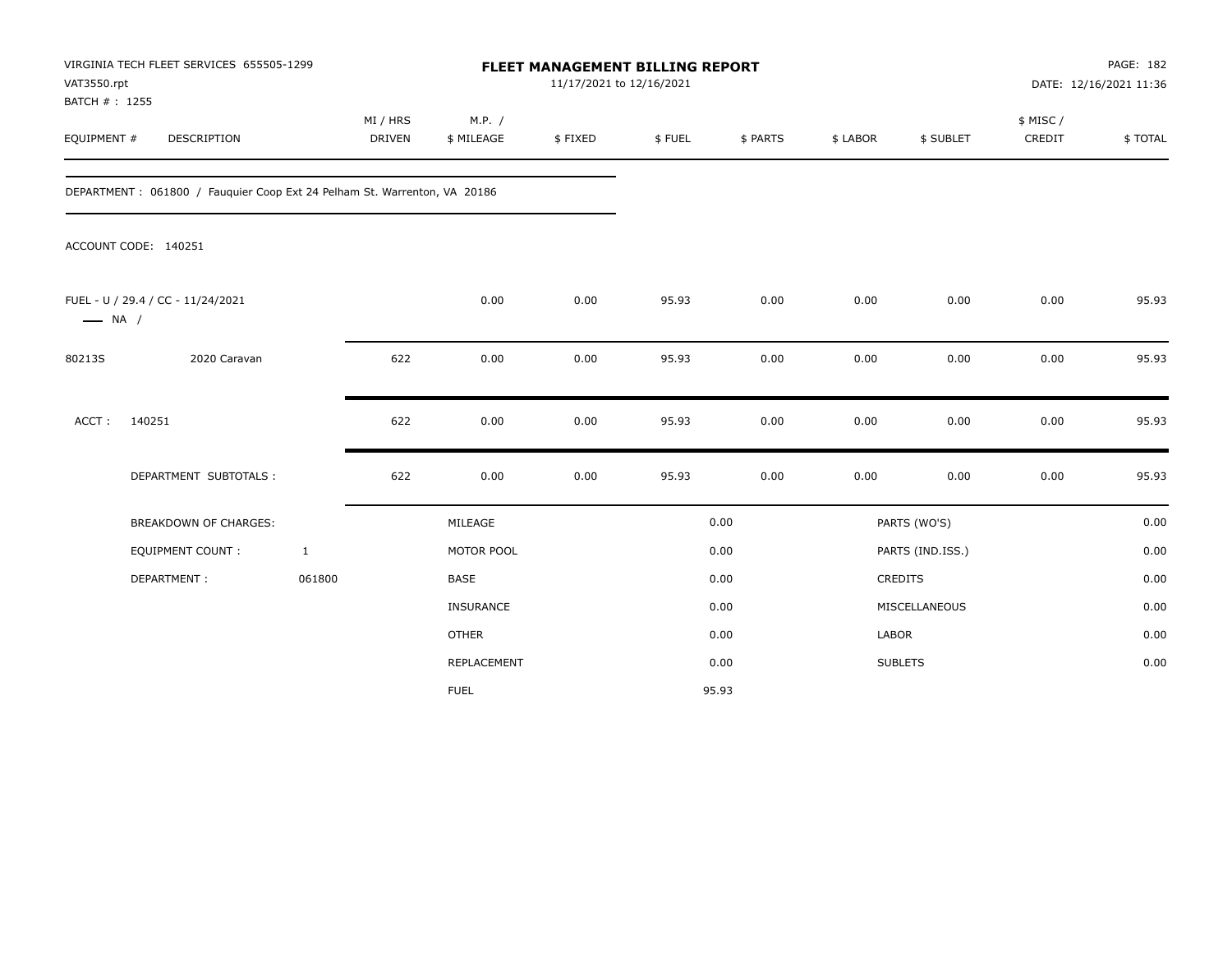VIRGINIA TECH FLEET SERVICES 655505-1299
VAT3550.rpt
BATCH # : 1255

# FLEET MANAGEMENT BILLING REPORT

11/17/2021 to 12/16/2021

DATE: 12/16/2021 11:36

| EQUIPMENT # | DESCRIPTION | MI / HRS DRIVEN | M.P. / $ MILEAGE | $ FIXED | $ FUEL | $ PARTS | $ LABOR | $ SUBLET | $ MISC / CREDIT | $ TOTAL |
|---|---|---|---|---|---|---|---|---|---|---|

DEPARTMENT : 061800 / Fauquier Coop Ext 24 Pelham St. Warrenton, VA 20186

ACCOUNT CODE: 140251

| EQUIPMENT # | DESCRIPTION | MI / HRS DRIVEN | M.P. / $ MILEAGE | $ FIXED | $ FUEL | $ PARTS | $ LABOR | $ SUBLET | $ MISC / CREDIT | $ TOTAL |
|---|---|---|---|---|---|---|---|---|---|---|
| FUEL - U / 29.4 / CC - 11/24/2021 —— NA / | | | 0.00 | 0.00 | 95.93 | 0.00 | 0.00 | 0.00 | 0.00 | 95.93 |
| 80213S | 2020 Caravan | 622 | 0.00 | 0.00 | 95.93 | 0.00 | 0.00 | 0.00 | 0.00 | 95.93 |
| ACCT : | 140251 | 622 | 0.00 | 0.00 | 95.93 | 0.00 | 0.00 | 0.00 | 0.00 | 95.93 |
| | DEPARTMENT SUBTOTALS : | 622 | 0.00 | 0.00 | 95.93 | 0.00 | 0.00 | 0.00 | 0.00 | 95.93 |

| BREAKDOWN OF CHARGES: | | | | | |
|---|---|---|---|---|---|
| | | MILEAGE | 0.00 | PARTS (WO'S) | 0.00 |
| EQUIPMENT COUNT : | 1 | MOTOR POOL | 0.00 | PARTS (IND.ISS.) | 0.00 |
| DEPARTMENT : | 061800 | BASE | 0.00 | CREDITS | 0.00 |
| | | INSURANCE | 0.00 | MISCELLANEOUS | 0.00 |
| | | OTHER | 0.00 | LABOR | 0.00 |
| | | REPLACEMENT | 0.00 | SUBLETS | 0.00 |
| | | FUEL | 95.93 | | |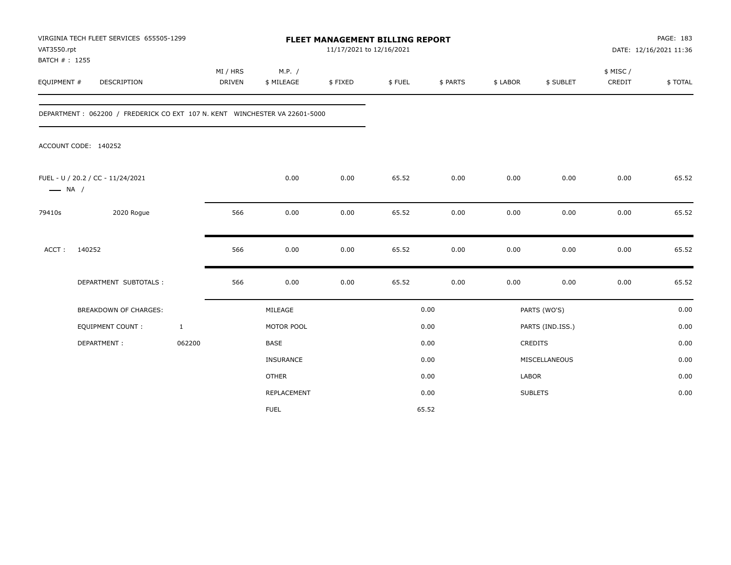VIRGINIA TECH FLEET SERVICES 655505-1299
VAT3550.rpt
BATCH # : 1255

# FLEET MANAGEMENT BILLING REPORT

11/17/2021 to 12/16/2021

PAGE: 183
DATE: 12/16/2021 11:36

| EQUIPMENT # | DESCRIPTION | MI / HRS DRIVEN | M.P. / $ MILEAGE | $ FIXED | $ FUEL | $ PARTS | $ LABOR | $ SUBLET | $ MISC / CREDIT | $ TOTAL |
|---|---|---|---|---|---|---|---|---|---|---|

DEPARTMENT : 062200 / FREDERICK CO EXT 107 N. KENT WINCHESTER VA 22601-5000

ACCOUNT CODE: 140252

| EQUIPMENT # | DESCRIPTION | MI / HRS DRIVEN | M.P. / $ MILEAGE | $ FIXED | $ FUEL | $ PARTS | $ LABOR | $ SUBLET | $ MISC / CREDIT | $ TOTAL |
|---|---|---|---|---|---|---|---|---|---|---|
| FUEL - U / 20.2 / CC - 11/24/2021 — NA / | | | 0.00 | 0.00 | 65.52 | 0.00 | 0.00 | 0.00 | 0.00 | 65.52 |
| 79410s | 2020 Rogue | 566 | 0.00 | 0.00 | 65.52 | 0.00 | 0.00 | 0.00 | 0.00 | 65.52 |
| ACCT : | 140252 | 566 | 0.00 | 0.00 | 65.52 | 0.00 | 0.00 | 0.00 | 0.00 | 65.52 |
| | DEPARTMENT SUBTOTALS : | 566 | 0.00 | 0.00 | 65.52 | 0.00 | 0.00 | 0.00 | 0.00 | 65.52 |

| BREAKDOWN OF CHARGES: | | | | | |
|---|---|---|---|---|---|
| EQUIPMENT COUNT : | 1 | MILEAGE | 0.00 | PARTS (WO'S) | 0.00 |
| DEPARTMENT : | 062200 | MOTOR POOL | 0.00 | PARTS (IND.ISS.) | 0.00 |
| | | BASE | 0.00 | CREDITS | 0.00 |
| | | INSURANCE | 0.00 | MISCELLANEOUS | 0.00 |
| | | OTHER | 0.00 | LABOR | 0.00 |
| | | REPLACEMENT | 0.00 | SUBLETS | 0.00 |
| | | FUEL | 65.52 | | |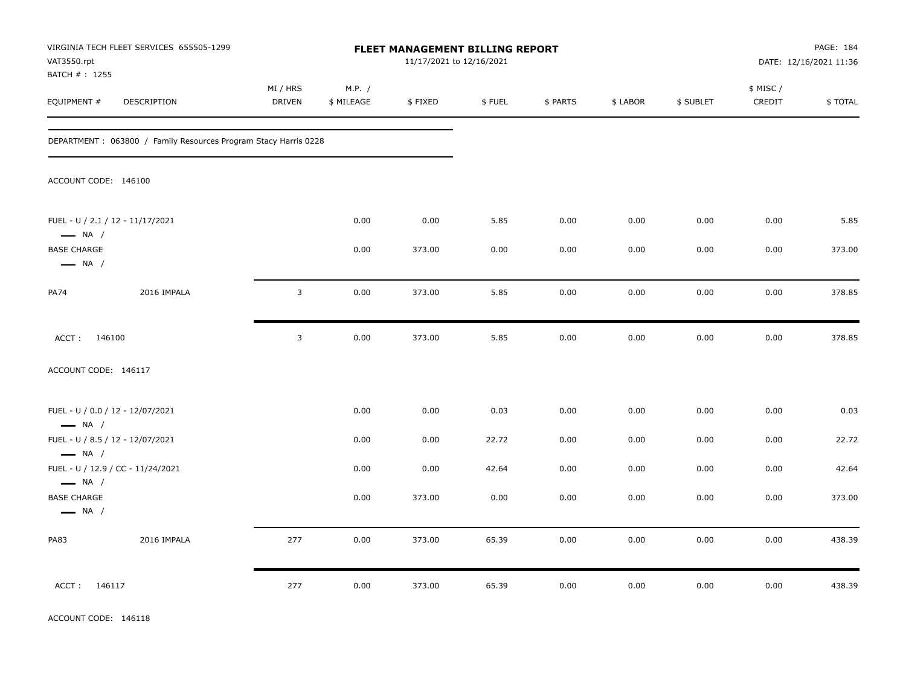VIRGINIA TECH FLEET SERVICES 655505-1299
VAT3550.rpt
BATCH # : 1255

# FLEET MANAGEMENT BILLING REPORT

11/17/2021 to 12/16/2021

DATE: 12/16/2021 11:36

DEPARTMENT : 063800 / Family Resources Program Stacy Harris 0228

ACCOUNT CODE: 146100

| EQUIPMENT # | DESCRIPTION | MI / HRS DRIVEN | M.P. / $ MILEAGE | $ FIXED | $ FUEL | $ PARTS | $ LABOR | $ SUBLET | $ MISC / CREDIT | $ TOTAL |
|---|---|---|---|---|---|---|---|---|---|---|
| FUEL - U / 2.1 / 12 - 11/17/2021 — NA / | | | 0.00 | 0.00 | 5.85 | 0.00 | 0.00 | 0.00 | 0.00 | 5.85 |
| BASE CHARGE — NA / | | | 0.00 | 373.00 | 0.00 | 0.00 | 0.00 | 0.00 | 0.00 | 373.00 |
| PA74 | 2016 IMPALA | 3 | 0.00 | 373.00 | 5.85 | 0.00 | 0.00 | 0.00 | 0.00 | 378.85 |
| ACCT : 146100 | | 3 | 0.00 | 373.00 | 5.85 | 0.00 | 0.00 | 0.00 | 0.00 | 378.85 |

ACCOUNT CODE: 146117

| EQUIPMENT # | DESCRIPTION | MI / HRS DRIVEN | M.P. / $ MILEAGE | $ FIXED | $ FUEL | $ PARTS | $ LABOR | $ SUBLET | $ MISC / CREDIT | $ TOTAL |
|---|---|---|---|---|---|---|---|---|---|---|
| FUEL - U / 0.0 / 12 - 12/07/2021 — NA / | | | 0.00 | 0.00 | 0.03 | 0.00 | 0.00 | 0.00 | 0.00 | 0.03 |
| FUEL - U / 8.5 / 12 - 12/07/2021 — NA / | | | 0.00 | 0.00 | 22.72 | 0.00 | 0.00 | 0.00 | 0.00 | 22.72 |
| FUEL - U / 12.9 / CC - 11/24/2021 — NA / | | | 0.00 | 0.00 | 42.64 | 0.00 | 0.00 | 0.00 | 0.00 | 42.64 |
| BASE CHARGE — NA / | | | 0.00 | 373.00 | 0.00 | 0.00 | 0.00 | 0.00 | 0.00 | 373.00 |
| PA83 | 2016 IMPALA | 277 | 0.00 | 373.00 | 65.39 | 0.00 | 0.00 | 0.00 | 0.00 | 438.39 |
| ACCT : 146117 | | 277 | 0.00 | 373.00 | 65.39 | 0.00 | 0.00 | 0.00 | 0.00 | 438.39 |

ACCOUNT CODE: 146118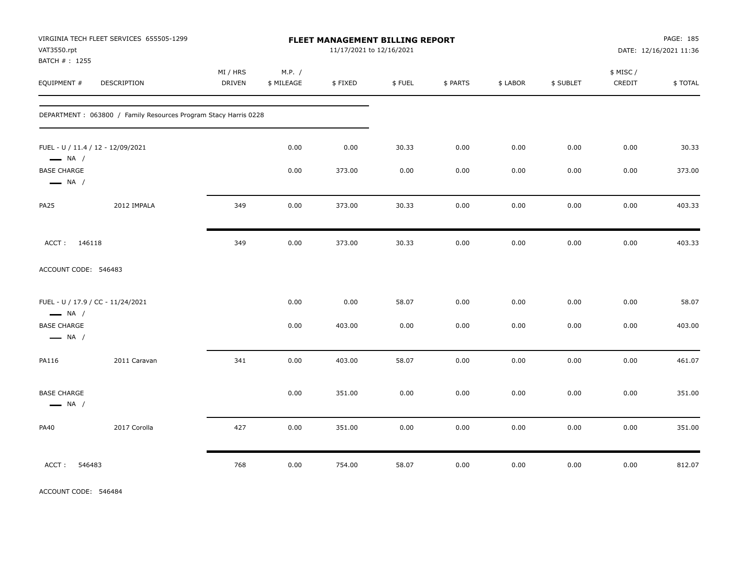VIRGINIA TECH FLEET SERVICES 655505-1299
VAT3550.rpt
BATCH # : 1255

**FLEET MANAGEMENT BILLING REPORT**
11/17/2021 to 12/16/2021

PAGE: 185
DATE: 12/16/2021 11:36

| EQUIPMENT # | DESCRIPTION | MI / HRS DRIVEN | M.P. / $ MILEAGE | $ FIXED | $ FUEL | $ PARTS | $ LABOR | $ SUBLET | $ MISC / CREDIT | $ TOTAL |
|---|---|---|---|---|---|---|---|---|---|---|
| DEPARTMENT : 063800 / Family Resources Program Stacy Harris 0228 | | | | | | | | | | |
| FUEL - U / 11.4 / 12 - 12/09/2021 — NA / | | | 0.00 | 0.00 | 30.33 | 0.00 | 0.00 | 0.00 | 0.00 | 30.33 |
| BASE CHARGE — NA / | | | 0.00 | 373.00 | 0.00 | 0.00 | 0.00 | 0.00 | 0.00 | 373.00 |
| PA25 | 2012 IMPALA | 349 | 0.00 | 373.00 | 30.33 | 0.00 | 0.00 | 0.00 | 0.00 | 403.33 |
| ACCT : 146118 | | 349 | 0.00 | 373.00 | 30.33 | 0.00 | 0.00 | 0.00 | 0.00 | 403.33 |
| ACCOUNT CODE: 546483 | | | | | | | | | | |
| FUEL - U / 17.9 / CC - 11/24/2021 — NA / | | | 0.00 | 0.00 | 58.07 | 0.00 | 0.00 | 0.00 | 0.00 | 58.07 |
| BASE CHARGE — NA / | | | 0.00 | 403.00 | 0.00 | 0.00 | 0.00 | 0.00 | 0.00 | 403.00 |
| PA116 | 2011 Caravan | 341 | 0.00 | 403.00 | 58.07 | 0.00 | 0.00 | 0.00 | 0.00 | 461.07 |
| BASE CHARGE — NA / | | | 0.00 | 351.00 | 0.00 | 0.00 | 0.00 | 0.00 | 0.00 | 351.00 |
| PA40 | 2017 Corolla | 427 | 0.00 | 351.00 | 0.00 | 0.00 | 0.00 | 0.00 | 0.00 | 351.00 |
| ACCT : 546483 | | 768 | 0.00 | 754.00 | 58.07 | 0.00 | 0.00 | 0.00 | 0.00 | 812.07 |

ACCOUNT CODE: 546484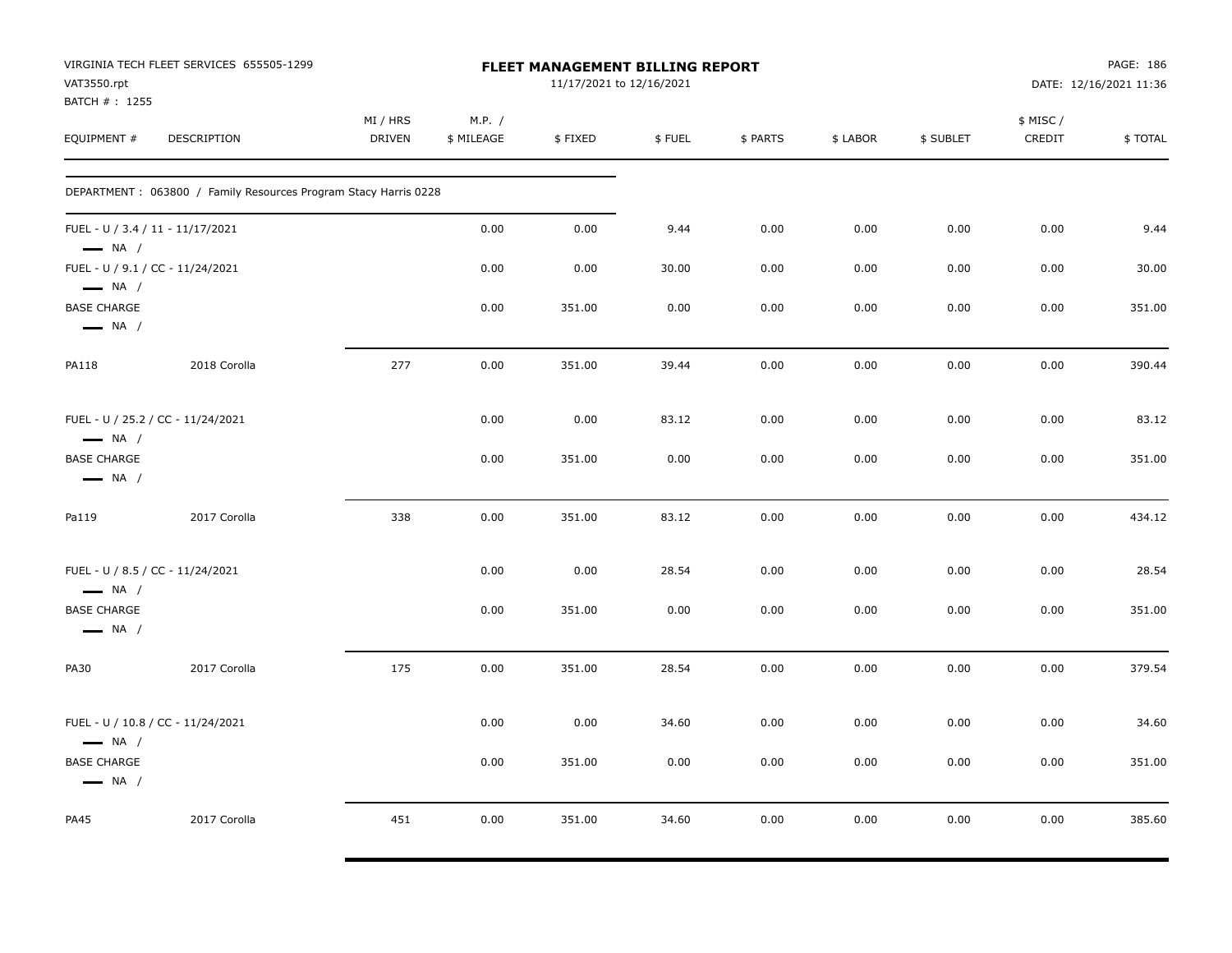VIRGINIA TECH FLEET SERVICES 655505-1299
VAT3550.rpt
BATCH # : 1255

# FLEET MANAGEMENT BILLING REPORT

11/17/2021 to 12/16/2021

DATE: 12/16/2021 11:36

| EQUIPMENT # | DESCRIPTION | MI / HRS DRIVEN | M.P. / $ MILEAGE | $ FIXED | $ FUEL | $ PARTS | $ LABOR | $ SUBLET | $ MISC / CREDIT | $ TOTAL |
|---|---|---|---|---|---|---|---|---|---|---|
| DEPARTMENT : 063800 / Family Resources Program Stacy Harris 0228 | | | | | | | | | | |
| FUEL - U / 3.4 / 11 - 11/17/2021 — NA / | | | 0.00 | 0.00 | 9.44 | 0.00 | 0.00 | 0.00 | 0.00 | 9.44 |
| FUEL - U / 9.1 / CC - 11/24/2021 — NA / | | | 0.00 | 0.00 | 30.00 | 0.00 | 0.00 | 0.00 | 0.00 | 30.00 |
| BASE CHARGE — NA / | | | 0.00 | 351.00 | 0.00 | 0.00 | 0.00 | 0.00 | 0.00 | 351.00 |
| PA118 | 2018 Corolla | 277 | 0.00 | 351.00 | 39.44 | 0.00 | 0.00 | 0.00 | 0.00 | 390.44 |
| FUEL - U / 25.2 / CC - 11/24/2021 — NA / | | | 0.00 | 0.00 | 83.12 | 0.00 | 0.00 | 0.00 | 0.00 | 83.12 |
| BASE CHARGE — NA / | | | 0.00 | 351.00 | 0.00 | 0.00 | 0.00 | 0.00 | 0.00 | 351.00 |
| Pa119 | 2017 Corolla | 338 | 0.00 | 351.00 | 83.12 | 0.00 | 0.00 | 0.00 | 0.00 | 434.12 |
| FUEL - U / 8.5 / CC - 11/24/2021 — NA / | | | 0.00 | 0.00 | 28.54 | 0.00 | 0.00 | 0.00 | 0.00 | 28.54 |
| BASE CHARGE — NA / | | | 0.00 | 351.00 | 0.00 | 0.00 | 0.00 | 0.00 | 0.00 | 351.00 |
| PA30 | 2017 Corolla | 175 | 0.00 | 351.00 | 28.54 | 0.00 | 0.00 | 0.00 | 0.00 | 379.54 |
| FUEL - U / 10.8 / CC - 11/24/2021 — NA / | | | 0.00 | 0.00 | 34.60 | 0.00 | 0.00 | 0.00 | 0.00 | 34.60 |
| BASE CHARGE — NA / | | | 0.00 | 351.00 | 0.00 | 0.00 | 0.00 | 0.00 | 0.00 | 351.00 |
| PA45 | 2017 Corolla | 451 | 0.00 | 351.00 | 34.60 | 0.00 | 0.00 | 0.00 | 0.00 | 385.60 |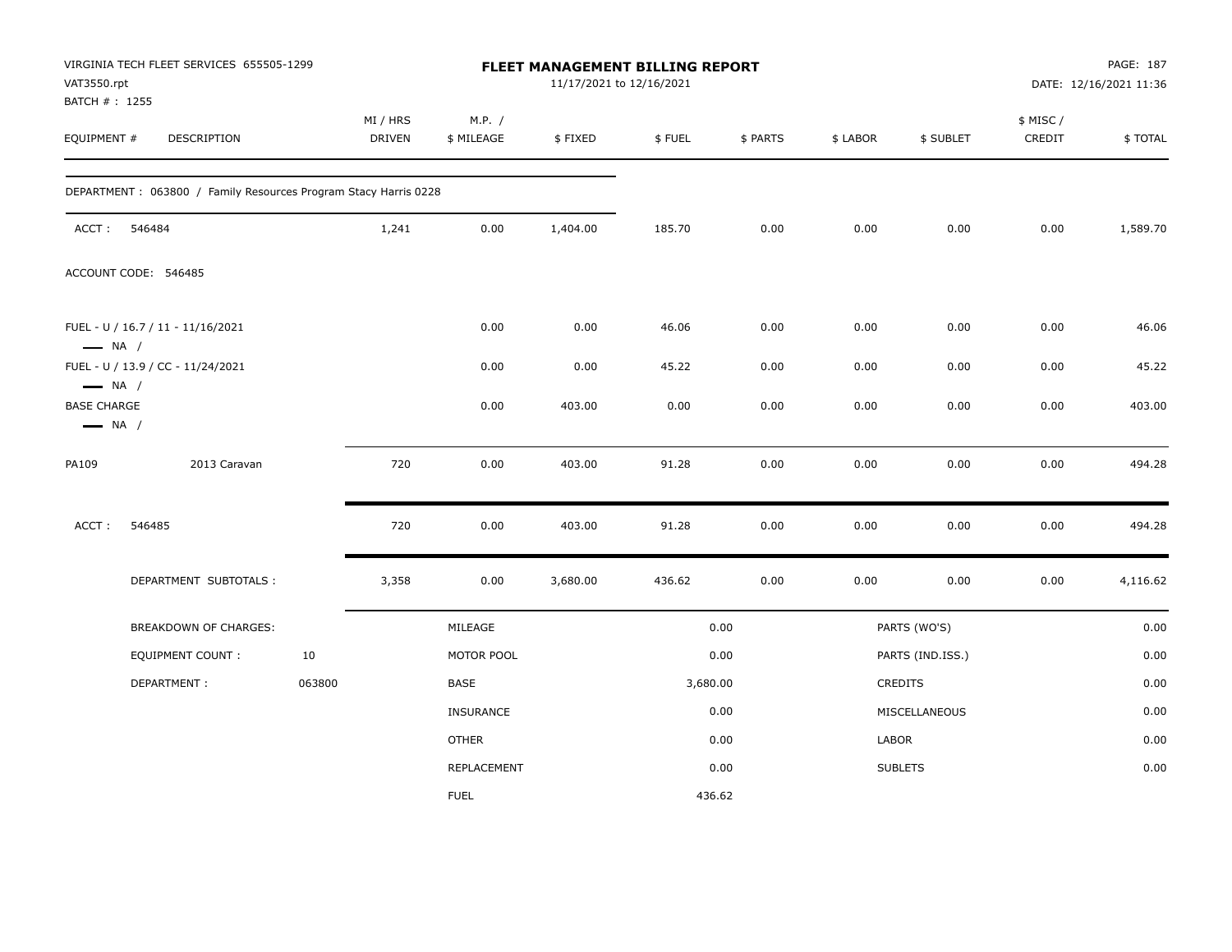VIRGINIA TECH FLEET SERVICES 655505-1299
VAT3550.rpt
BATCH # : 1255

**FLEET MANAGEMENT BILLING REPORT**
11/17/2021 to 12/16/2021

DATE: 12/16/2021 11:36

| EQUIPMENT # | DESCRIPTION | MI / HRS DRIVEN | M.P. / $ MILEAGE | $ FIXED | $ FUEL | $ PARTS | $ LABOR | $ SUBLET | $ MISC / CREDIT | $ TOTAL |
|---|---|---|---|---|---|---|---|---|---|---|
| DEPARTMENT : 063800 / Family Resources Program Stacy Harris 0228 | | | | | | | | | | |
| ACCT : 546484 | | 1,241 | 0.00 | 1,404.00 | 185.70 | 0.00 | 0.00 | 0.00 | 0.00 | 1,589.70 |
| ACCOUNT CODE: 546485 | | | | | | | | | | |
| FUEL - U / 16.7 / 11 - 11/16/2021 — NA / | | | 0.00 | 0.00 | 46.06 | 0.00 | 0.00 | 0.00 | 0.00 | 46.06 |
| FUEL - U / 13.9 / CC - 11/24/2021 — NA / | | | 0.00 | 0.00 | 45.22 | 0.00 | 0.00 | 0.00 | 0.00 | 45.22 |
| BASE CHARGE — NA / | | | 0.00 | 403.00 | 0.00 | 0.00 | 0.00 | 0.00 | 0.00 | 403.00 |
| PA109 | 2013 Caravan | 720 | 0.00 | 403.00 | 91.28 | 0.00 | 0.00 | 0.00 | 0.00 | 494.28 |
| ACCT : 546485 | | 720 | 0.00 | 403.00 | 91.28 | 0.00 | 0.00 | 0.00 | 0.00 | 494.28 |
| DEPARTMENT SUBTOTALS : | | 3,358 | 0.00 | 3,680.00 | 436.62 | 0.00 | 0.00 | 0.00 | 0.00 | 4,116.62 |

| BREAKDOWN OF CHARGES: | | | | | |
|---|---|---|---|---|---|
| EQUIPMENT COUNT : | 10 | MILEAGE | 0.00 | PARTS (WO'S) | 0.00 |
| DEPARTMENT : | 063800 | MOTOR POOL | 0.00 | PARTS (IND.ISS.) | 0.00 |
| | | BASE | 3,680.00 | CREDITS | 0.00 |
| | | INSURANCE | 0.00 | MISCELLANEOUS | 0.00 |
| | | OTHER | 0.00 | LABOR | 0.00 |
| | | REPLACEMENT | 0.00 | SUBLETS | 0.00 |
| | | FUEL | 436.62 | | |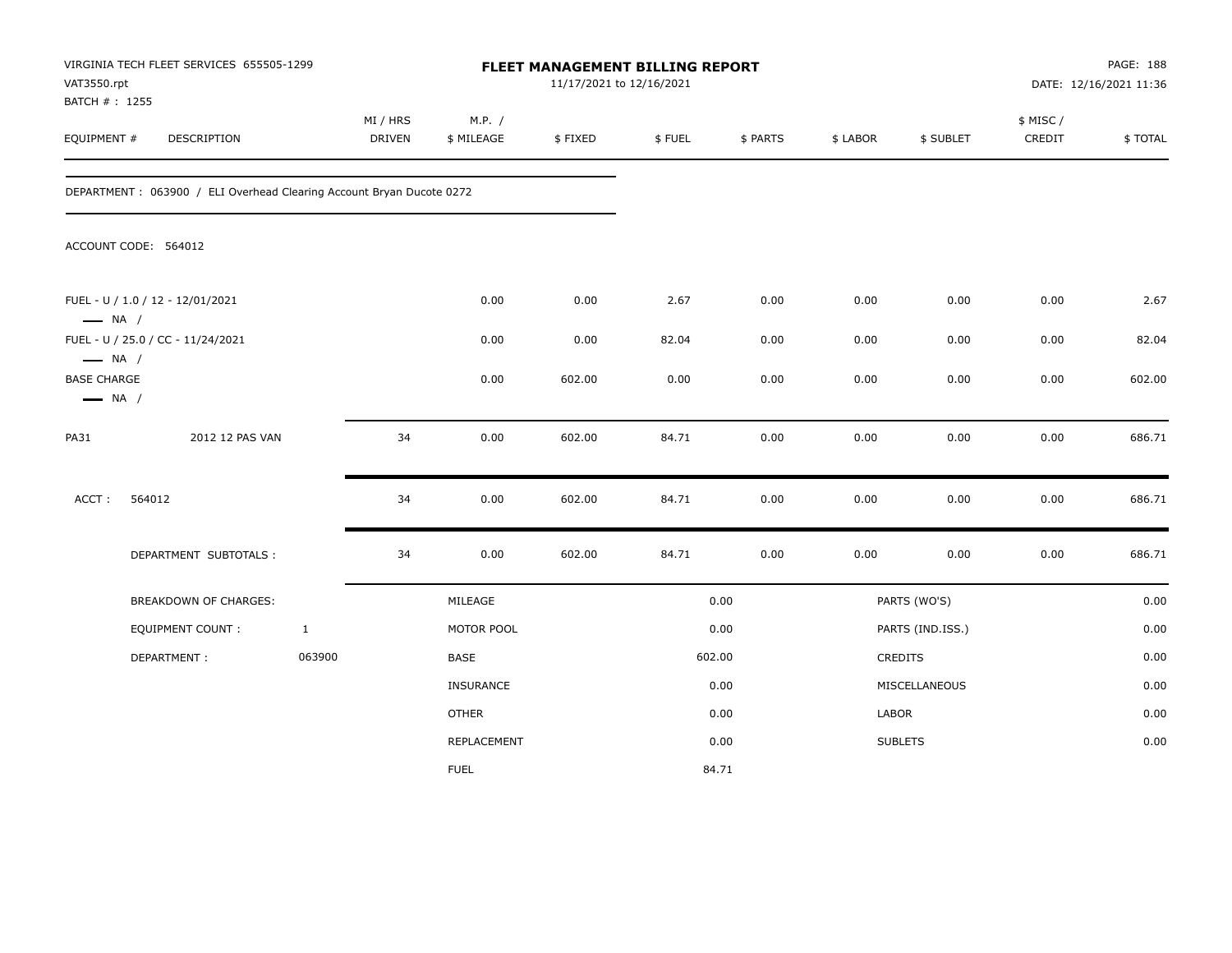VIRGINIA TECH FLEET SERVICES 655505-1299
VAT3550.rpt
BATCH # : 1255

# FLEET MANAGEMENT BILLING REPORT

11/17/2021 to 12/16/2021

PAGE: 188
DATE: 12/16/2021 11:36

| EQUIPMENT # | DESCRIPTION | MI / HRS DRIVEN | M.P. / $ MILEAGE | $ FIXED | $ FUEL | $ PARTS | $ LABOR | $ SUBLET | $ MISC / CREDIT | $ TOTAL |
|---|---|---|---|---|---|---|---|---|---|---|

DEPARTMENT : 063900 / ELI Overhead Clearing Account Bryan Ducote 0272

ACCOUNT CODE: 564012

| EQUIPMENT # | DESCRIPTION | MI / HRS DRIVEN | M.P. / $ MILEAGE | $ FIXED | $ FUEL | $ PARTS | $ LABOR | $ SUBLET | $ MISC / CREDIT | $ TOTAL |
|---|---|---|---|---|---|---|---|---|---|---|
| FUEL - U / 1.0 / 12 - 12/01/2021 — NA / | | | 0.00 | 0.00 | 2.67 | 0.00 | 0.00 | 0.00 | 0.00 | 2.67 |
| FUEL - U / 25.0 / CC - 11/24/2021 — NA / | | | 0.00 | 0.00 | 82.04 | 0.00 | 0.00 | 0.00 | 0.00 | 82.04 |
| BASE CHARGE — NA / | | | 0.00 | 602.00 | 0.00 | 0.00 | 0.00 | 0.00 | 0.00 | 602.00 |
| PA31 | 2012 12 PAS VAN | 34 | 0.00 | 602.00 | 84.71 | 0.00 | 0.00 | 0.00 | 0.00 | 686.71 |
| ACCT : 564012 | | 34 | 0.00 | 602.00 | 84.71 | 0.00 | 0.00 | 0.00 | 0.00 | 686.71 |
| | DEPARTMENT SUBTOTALS : | 34 | 0.00 | 602.00 | 84.71 | 0.00 | 0.00 | 0.00 | 0.00 | 686.71 |

| BREAKDOWN OF CHARGES: | | | | | |
|---|---|---|---|---|---|
| EQUIPMENT COUNT : | 1 | MILEAGE | 0.00 | PARTS (WO'S) | 0.00 |
| DEPARTMENT : | 063900 | MOTOR POOL | 0.00 | PARTS (IND.ISS.) | 0.00 |
| | | BASE | 602.00 | CREDITS | 0.00 |
| | | INSURANCE | 0.00 | MISCELLANEOUS | 0.00 |
| | | OTHER | 0.00 | LABOR | 0.00 |
| | | REPLACEMENT | 0.00 | SUBLETS | 0.00 |
| | | FUEL | 84.71 | | |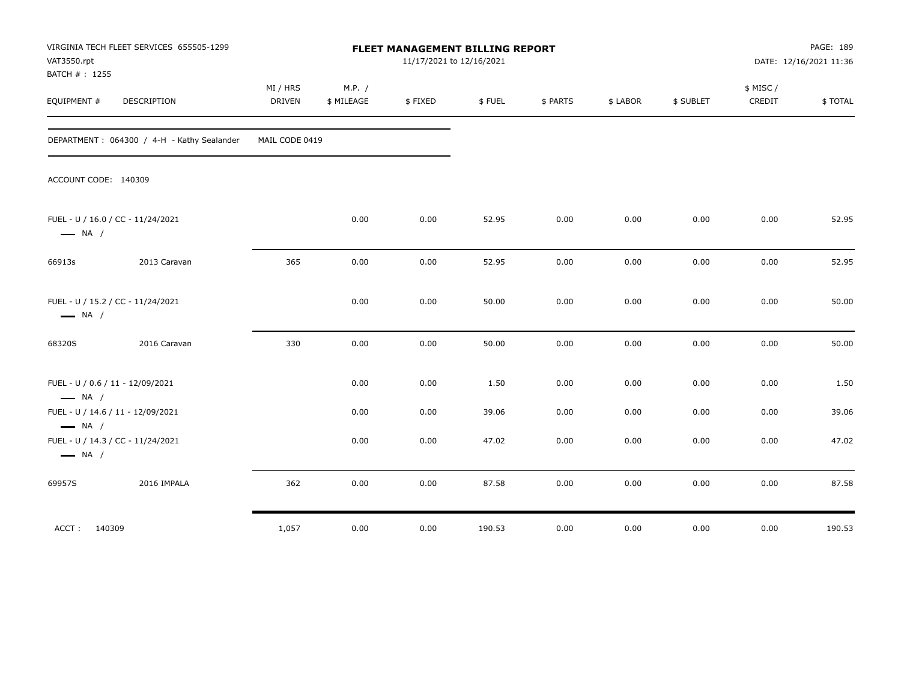VIRGINIA TECH FLEET SERVICES 655505-1299
VAT3550.rpt
BATCH # : 1255

# FLEET MANAGEMENT BILLING REPORT

11/17/2021 to 12/16/2021

DATE: 12/16/2021 11:36

| EQUIPMENT # | DESCRIPTION | MI / HRS DRIVEN | M.P. / $ MILEAGE | $ FIXED | $ FUEL | $ PARTS | $ LABOR | $ SUBLET | $ MISC / CREDIT | $ TOTAL |
|---|---|---|---|---|---|---|---|---|---|---|
| DEPARTMENT : 064300 / 4-H - Kathy Sealander | | MAIL CODE 0419 | | | | | | | | |
| ACCOUNT CODE: 140309 | | | | | | | | | | |
| FUEL - U / 16.0 / CC - 11/24/2021 — NA / | | | 0.00 | 0.00 | 52.95 | 0.00 | 0.00 | 0.00 | 0.00 | 52.95 |
| 66913s | 2013 Caravan | 365 | 0.00 | 0.00 | 52.95 | 0.00 | 0.00 | 0.00 | 0.00 | 52.95 |
| FUEL - U / 15.2 / CC - 11/24/2021 — NA / | | | 0.00 | 0.00 | 50.00 | 0.00 | 0.00 | 0.00 | 0.00 | 50.00 |
| 68320S | 2016 Caravan | 330 | 0.00 | 0.00 | 50.00 | 0.00 | 0.00 | 0.00 | 0.00 | 50.00 |
| FUEL - U / 0.6 / 11 - 12/09/2021 — NA / | | | 0.00 | 0.00 | 1.50 | 0.00 | 0.00 | 0.00 | 0.00 | 1.50 |
| FUEL - U / 14.6 / 11 - 12/09/2021 — NA / | | | 0.00 | 0.00 | 39.06 | 0.00 | 0.00 | 0.00 | 0.00 | 39.06 |
| FUEL - U / 14.3 / CC - 11/24/2021 — NA / | | | 0.00 | 0.00 | 47.02 | 0.00 | 0.00 | 0.00 | 0.00 | 47.02 |
| 69957S | 2016 IMPALA | 362 | 0.00 | 0.00 | 87.58 | 0.00 | 0.00 | 0.00 | 0.00 | 87.58 |
| ACCT : 140309 | | 1,057 | 0.00 | 0.00 | 190.53 | 0.00 | 0.00 | 0.00 | 0.00 | 190.53 |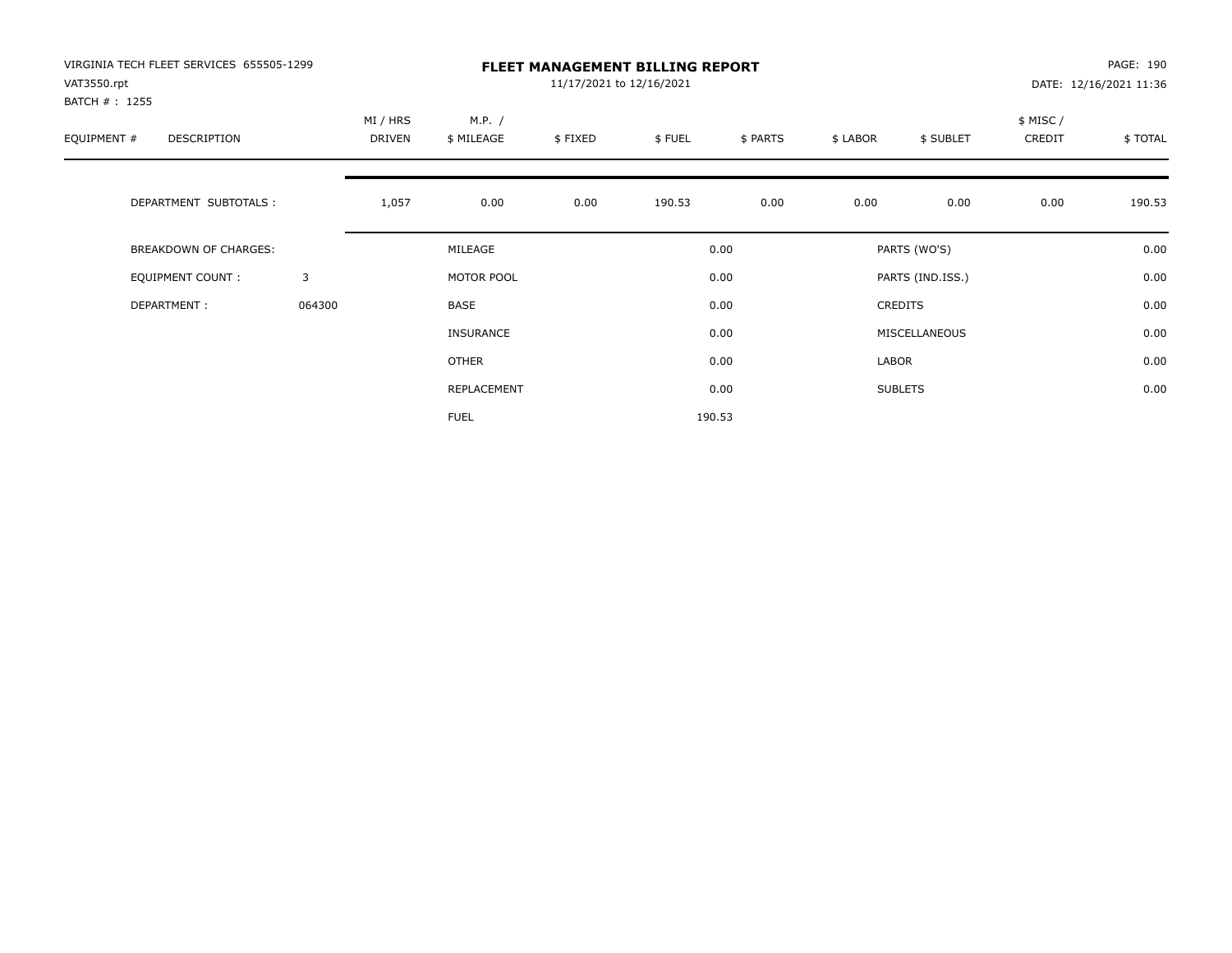VIRGINIA TECH FLEET SERVICES 655505-1299
VAT3550.rpt
BATCH # : 1255

# FLEET MANAGEMENT BILLING REPORT

11/17/2021 to 12/16/2021

PAGE: 190
DATE: 12/16/2021 11:36

| EQUIPMENT # | DESCRIPTION | | MI / HRS DRIVEN | M.P. / $ MILEAGE | $ FIXED | $ FUEL | $ PARTS | $ LABOR | $ SUBLET | $ MISC / CREDIT | $ TOTAL |
|---|---|---|---|---|---|---|---|---|---|---|---|
| | DEPARTMENT SUBTOTALS : | | 1,057 | 0.00 | 0.00 | 190.53 | 0.00 | 0.00 | 0.00 | 0.00 | 190.53 |

| | | | | | |
|---|---|---|---|---|---|
| BREAKDOWN OF CHARGES: | | MILEAGE | 0.00 | PARTS (WO'S) | 0.00 |
| EQUIPMENT COUNT : | 3 | MOTOR POOL | 0.00 | PARTS (IND.ISS.) | 0.00 |
| DEPARTMENT : | 064300 | BASE | 0.00 | CREDITS | 0.00 |
| | | INSURANCE | 0.00 | MISCELLANEOUS | 0.00 |
| | | OTHER | 0.00 | LABOR | 0.00 |
| | | REPLACEMENT | 0.00 | SUBLETS | 0.00 |
| | | FUEL | 190.53 | | |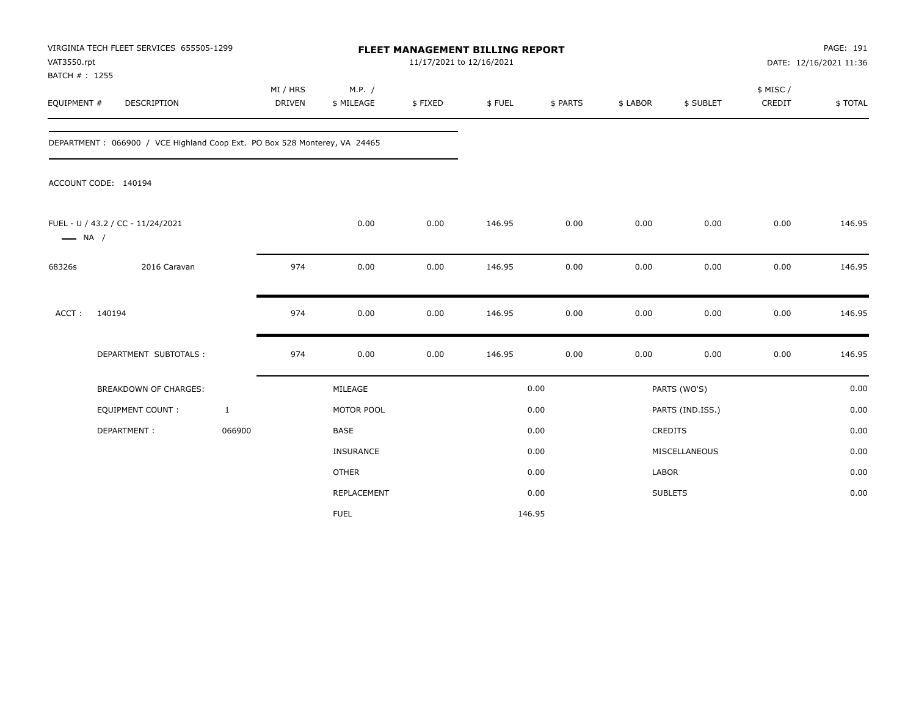VIRGINIA TECH FLEET SERVICES 655505-1299
VAT3550.rpt
BATCH # : 1255

**FLEET MANAGEMENT BILLING REPORT**
11/17/2021 to 12/16/2021

PAGE: 191
DATE: 12/16/2021 11:36

| EQUIPMENT # | DESCRIPTION | MI / HRS DRIVEN | M.P. / $ MILEAGE | $ FIXED | $ FUEL | $ PARTS | $ LABOR | $ SUBLET | $ MISC / CREDIT | $ TOTAL |
|---|---|---|---|---|---|---|---|---|---|---|

DEPARTMENT : 066900 / VCE Highland Coop Ext. PO Box 528 Monterey, VA 24465

ACCOUNT CODE: 140194

| EQUIPMENT # | DESCRIPTION | MI / HRS DRIVEN | M.P. / $ MILEAGE | $ FIXED | $ FUEL | $ PARTS | $ LABOR | $ SUBLET | $ MISC / CREDIT | $ TOTAL |
|---|---|---|---|---|---|---|---|---|---|---|
| FUEL - U / 43.2 / CC - 11/24/2021 —— NA / | | | 0.00 | 0.00 | 146.95 | 0.00 | 0.00 | 0.00 | 0.00 | 146.95 |
| 68326s | 2016 Caravan | 974 | 0.00 | 0.00 | 146.95 | 0.00 | 0.00 | 0.00 | 0.00 | 146.95 |
| ACCT : | 140194 | 974 | 0.00 | 0.00 | 146.95 | 0.00 | 0.00 | 0.00 | 0.00 | 146.95 |
| | DEPARTMENT SUBTOTALS : | 974 | 0.00 | 0.00 | 146.95 | 0.00 | 0.00 | 0.00 | 0.00 | 146.95 |

| BREAKDOWN OF CHARGES: | | | | | |
|---|---|---|---|---|---|
| EQUIPMENT COUNT : | 1 | MILEAGE | 0.00 | PARTS (WO'S) | 0.00 |
| DEPARTMENT : | 066900 | MOTOR POOL | 0.00 | PARTS (IND.ISS.) | 0.00 |
| | | BASE | 0.00 | CREDITS | 0.00 |
| | | INSURANCE | 0.00 | MISCELLANEOUS | 0.00 |
| | | OTHER | 0.00 | LABOR | 0.00 |
| | | REPLACEMENT | 0.00 | SUBLETS | 0.00 |
| | | FUEL | 146.95 | | |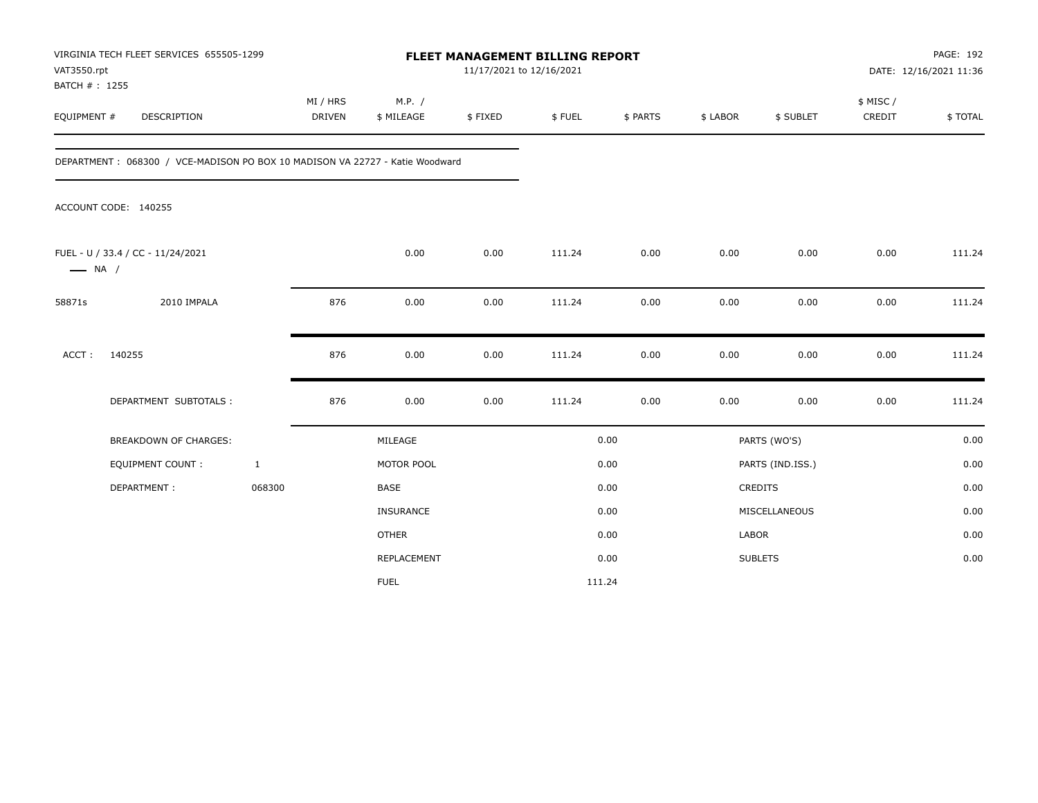VIRGINIA TECH FLEET SERVICES 655505-1299
VAT3550.rpt
BATCH # : 1255

# FLEET MANAGEMENT BILLING REPORT

11/17/2021 to 12/16/2021

PAGE: 192
DATE: 12/16/2021 11:36

| EQUIPMENT # | DESCRIPTION | MI / HRS DRIVEN | M.P. / $ MILEAGE | $ FIXED | $ FUEL | $ PARTS | $ LABOR | $ SUBLET | $ MISC / CREDIT | $ TOTAL |
|---|---|---|---|---|---|---|---|---|---|---|

DEPARTMENT : 068300 / VCE-MADISON PO BOX 10 MADISON VA 22727 - Katie Woodward

ACCOUNT CODE: 140255

| EQUIPMENT # | DESCRIPTION | MI / HRS DRIVEN | M.P. / $ MILEAGE | $ FIXED | $ FUEL | $ PARTS | $ LABOR | $ SUBLET | $ MISC / CREDIT | $ TOTAL |
|---|---|---|---|---|---|---|---|---|---|---|
| FUEL - U / 33.4 / CC - 11/24/2021 —— NA / | | | 0.00 | 0.00 | 111.24 | 0.00 | 0.00 | 0.00 | 0.00 | 111.24 |
| 58871s | 2010 IMPALA | 876 | 0.00 | 0.00 | 111.24 | 0.00 | 0.00 | 0.00 | 0.00 | 111.24 |
| ACCT : | 140255 | 876 | 0.00 | 0.00 | 111.24 | 0.00 | 0.00 | 0.00 | 0.00 | 111.24 |
| | DEPARTMENT SUBTOTALS : | 876 | 0.00 | 0.00 | 111.24 | 0.00 | 0.00 | 0.00 | 0.00 | 111.24 |

| BREAKDOWN OF CHARGES: | | | | | |
|---|---|---|---|---|---|
| EQUIPMENT COUNT : | 1 | MILEAGE | 0.00 | PARTS (WO'S) | 0.00 |
| DEPARTMENT : | 068300 | MOTOR POOL | 0.00 | PARTS (IND.ISS.) | 0.00 |
| | | BASE | 0.00 | CREDITS | 0.00 |
| | | INSURANCE | 0.00 | MISCELLANEOUS | 0.00 |
| | | OTHER | 0.00 | LABOR | 0.00 |
| | | REPLACEMENT | 0.00 | SUBLETS | 0.00 |
| | | FUEL | 111.24 | | |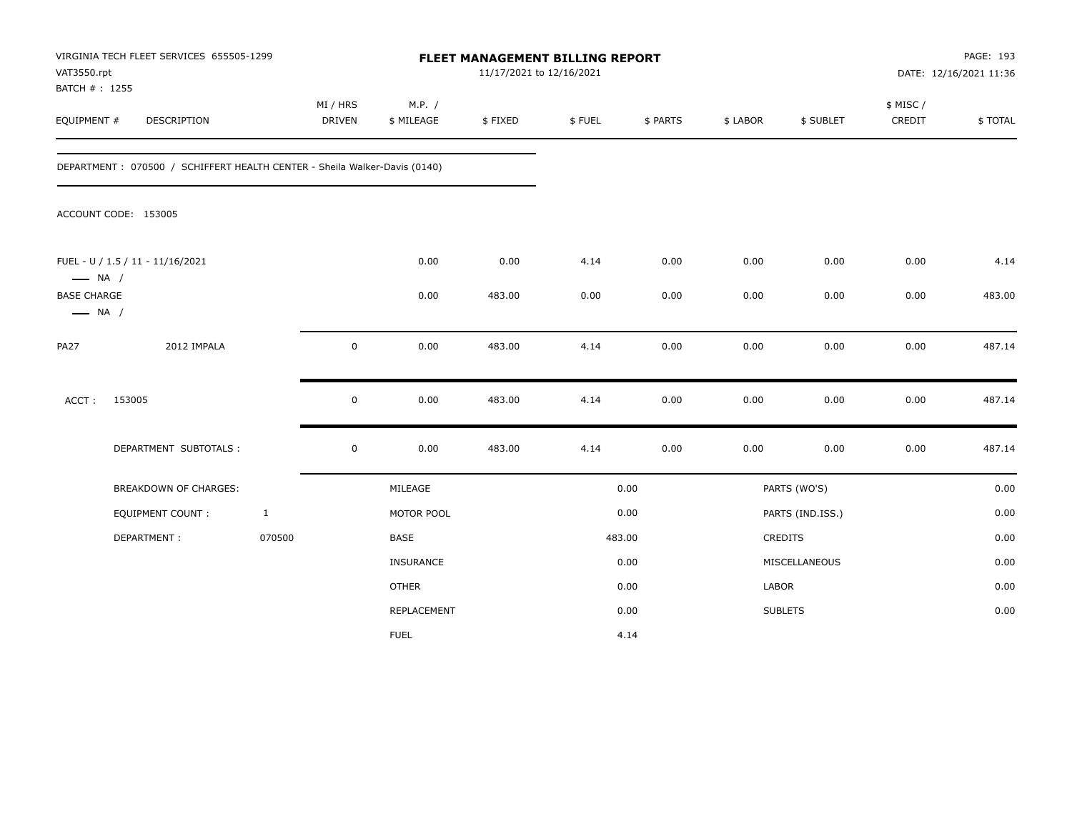VIRGINIA TECH FLEET SERVICES 655505-1299
VAT3550.rpt
BATCH # : 1255

**FLEET MANAGEMENT BILLING REPORT**
11/17/2021 to 12/16/2021

DATE: 12/16/2021 11:36

| EQUIPMENT # | DESCRIPTION | MI / HRS DRIVEN | M.P. / $ MILEAGE | $ FIXED | $ FUEL | $ PARTS | $ LABOR | $ SUBLET | $ MISC / CREDIT | $ TOTAL |
|---|---|---|---|---|---|---|---|---|---|---|

DEPARTMENT : 070500 / SCHIFFERT HEALTH CENTER - Sheila Walker-Davis (0140)

ACCOUNT CODE: 153005

| EQUIPMENT # | DESCRIPTION | MI / HRS DRIVEN | M.P. / $ MILEAGE | $ FIXED | $ FUEL | $ PARTS | $ LABOR | $ SUBLET | $ MISC / CREDIT | $ TOTAL |
|---|---|---|---|---|---|---|---|---|---|---|
| FUEL - U / 1.5 / 11 - 11/16/2021 — NA / | | | 0.00 | 0.00 | 4.14 | 0.00 | 0.00 | 0.00 | 0.00 | 4.14 |
| BASE CHARGE — NA / | | | 0.00 | 483.00 | 0.00 | 0.00 | 0.00 | 0.00 | 0.00 | 483.00 |
| PA27 | 2012 IMPALA | 0 | 0.00 | 483.00 | 4.14 | 0.00 | 0.00 | 0.00 | 0.00 | 487.14 |
| ACCT : | 153005 | 0 | 0.00 | 483.00 | 4.14 | 0.00 | 0.00 | 0.00 | 0.00 | 487.14 |
| | DEPARTMENT SUBTOTALS : | 0 | 0.00 | 483.00 | 4.14 | 0.00 | 0.00 | 0.00 | 0.00 | 487.14 |

| BREAKDOWN OF CHARGES: | | | | | |
|---|---|---|---|---|---|
| EQUIPMENT COUNT : | 1 | MILEAGE | 0.00 | PARTS (WO'S) | 0.00 |
| DEPARTMENT : | 070500 | MOTOR POOL | 0.00 | PARTS (IND.ISS.) | 0.00 |
| | | BASE | 483.00 | CREDITS | 0.00 |
| | | INSURANCE | 0.00 | MISCELLANEOUS | 0.00 |
| | | OTHER | 0.00 | LABOR | 0.00 |
| | | REPLACEMENT | 0.00 | SUBLETS | 0.00 |
| | | FUEL | 4.14 | | |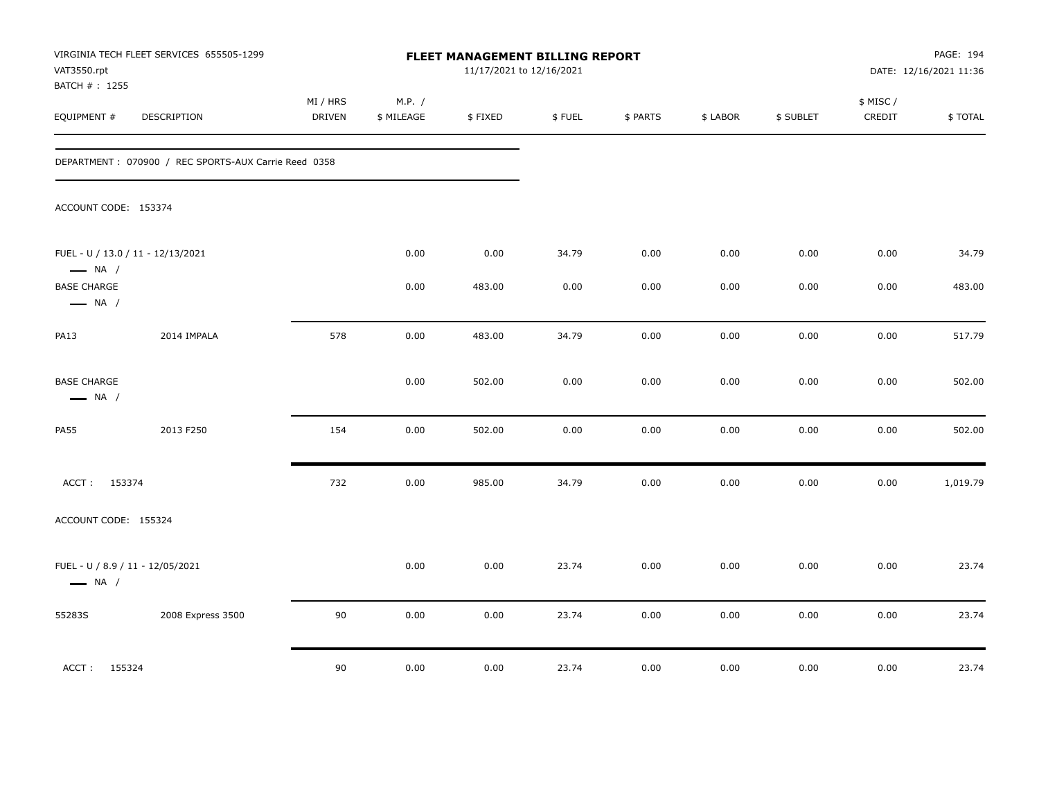VIRGINIA TECH FLEET SERVICES 655505-1299
VAT3550.rpt
BATCH # : 1255

# FLEET MANAGEMENT BILLING REPORT

11/17/2021 to 12/16/2021

PAGE: 194
DATE: 12/16/2021 11:36

| EQUIPMENT # | DESCRIPTION | MI / HRS DRIVEN | M.P. / $ MILEAGE | $ FIXED | $ FUEL | $ PARTS | $ LABOR | $ SUBLET | $ MISC / CREDIT | $ TOTAL |
|---|---|---|---|---|---|---|---|---|---|---|
| DEPARTMENT : 070900 / REC SPORTS-AUX Carrie Reed 0358 | | | | | | | | | | |
| ACCOUNT CODE: 153374 | | | | | | | | | | |
| FUEL - U / 13.0 / 11 - 12/13/2021 — NA / | | | 0.00 | 0.00 | 34.79 | 0.00 | 0.00 | 0.00 | 0.00 | 34.79 |
| BASE CHARGE — NA / | | | 0.00 | 483.00 | 0.00 | 0.00 | 0.00 | 0.00 | 0.00 | 483.00 |
| PA13 | 2014 IMPALA | 578 | 0.00 | 483.00 | 34.79 | 0.00 | 0.00 | 0.00 | 0.00 | 517.79 |
| BASE CHARGE — NA / | | | 0.00 | 502.00 | 0.00 | 0.00 | 0.00 | 0.00 | 0.00 | 502.00 |
| PA55 | 2013 F250 | 154 | 0.00 | 502.00 | 0.00 | 0.00 | 0.00 | 0.00 | 0.00 | 502.00 |
| ACCT : 153374 | | 732 | 0.00 | 985.00 | 34.79 | 0.00 | 0.00 | 0.00 | 0.00 | 1,019.79 |
| ACCOUNT CODE: 155324 | | | | | | | | | | |
| FUEL - U / 8.9 / 11 - 12/05/2021 — NA / | | | 0.00 | 0.00 | 23.74 | 0.00 | 0.00 | 0.00 | 0.00 | 23.74 |
| 55283S | 2008 Express 3500 | 90 | 0.00 | 0.00 | 23.74 | 0.00 | 0.00 | 0.00 | 0.00 | 23.74 |
| ACCT : 155324 | | 90 | 0.00 | 0.00 | 23.74 | 0.00 | 0.00 | 0.00 | 0.00 | 23.74 |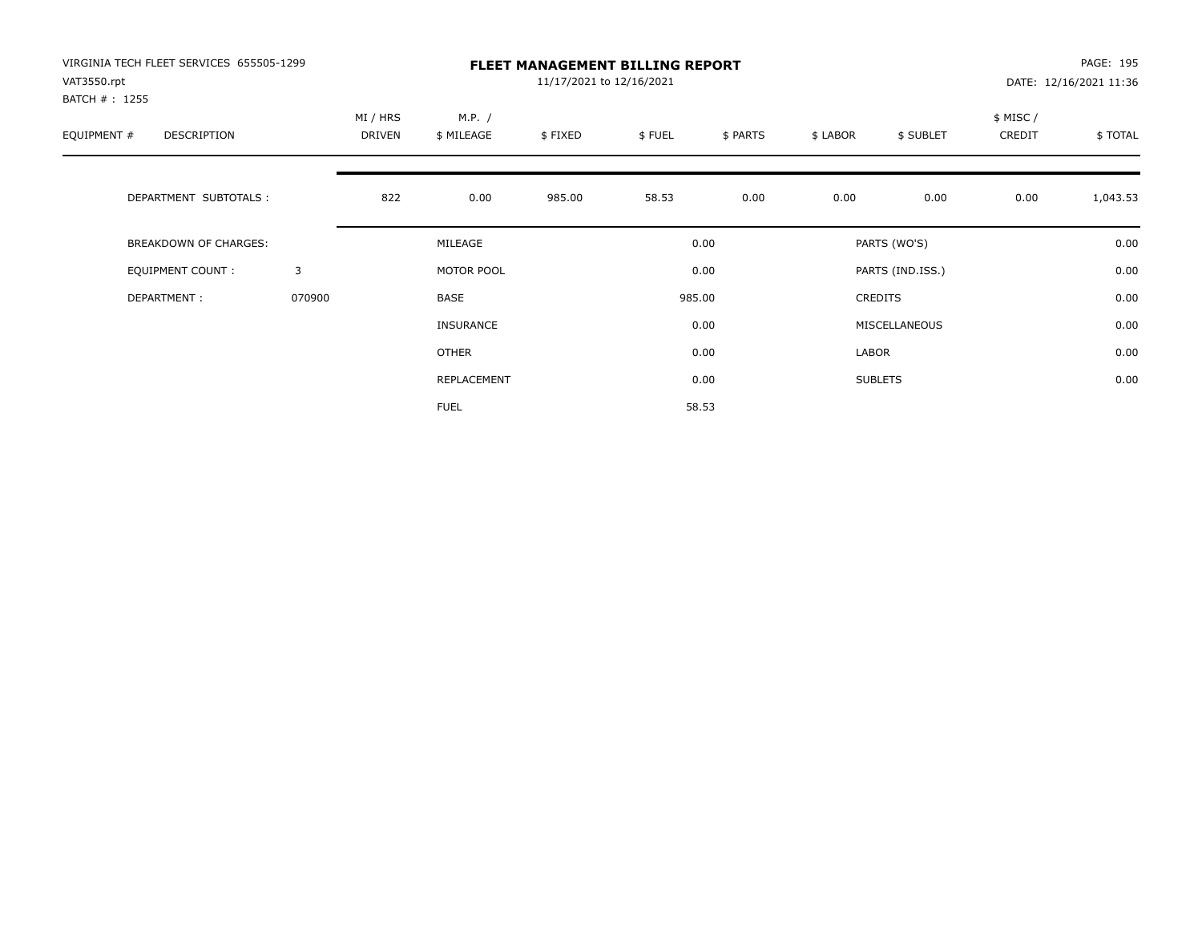VIRGINIA TECH FLEET SERVICES 655505-1299
VAT3550.rpt
BATCH # : 1255

# FLEET MANAGEMENT BILLING REPORT

11/17/2021 to 12/16/2021

DATE: 12/16/2021 11:36

| EQUIPMENT # | DESCRIPTION | MI / HRS DRIVEN | M.P. / $ MILEAGE | $ FIXED | $ FUEL | $ PARTS | $ LABOR | $ SUBLET | $ MISC / CREDIT | $ TOTAL |
|---|---|---|---|---|---|---|---|---|---|---|
| | DEPARTMENT SUBTOTALS : | 822 | 0.00 | 985.00 | 58.53 | 0.00 | 0.00 | 0.00 | 0.00 | 1,043.53 |

| | | | | | |
|---|---|---|---|---|---|
| BREAKDOWN OF CHARGES: | | MILEAGE | 0.00 | PARTS (WO'S) | 0.00 |
| EQUIPMENT COUNT : | 3 | MOTOR POOL | 0.00 | PARTS (IND.ISS.) | 0.00 |
| DEPARTMENT : | 070900 | BASE | 985.00 | CREDITS | 0.00 |
| | | INSURANCE | 0.00 | MISCELLANEOUS | 0.00 |
| | | OTHER | 0.00 | LABOR | 0.00 |
| | | REPLACEMENT | 0.00 | SUBLETS | 0.00 |
| | | FUEL | 58.53 | | |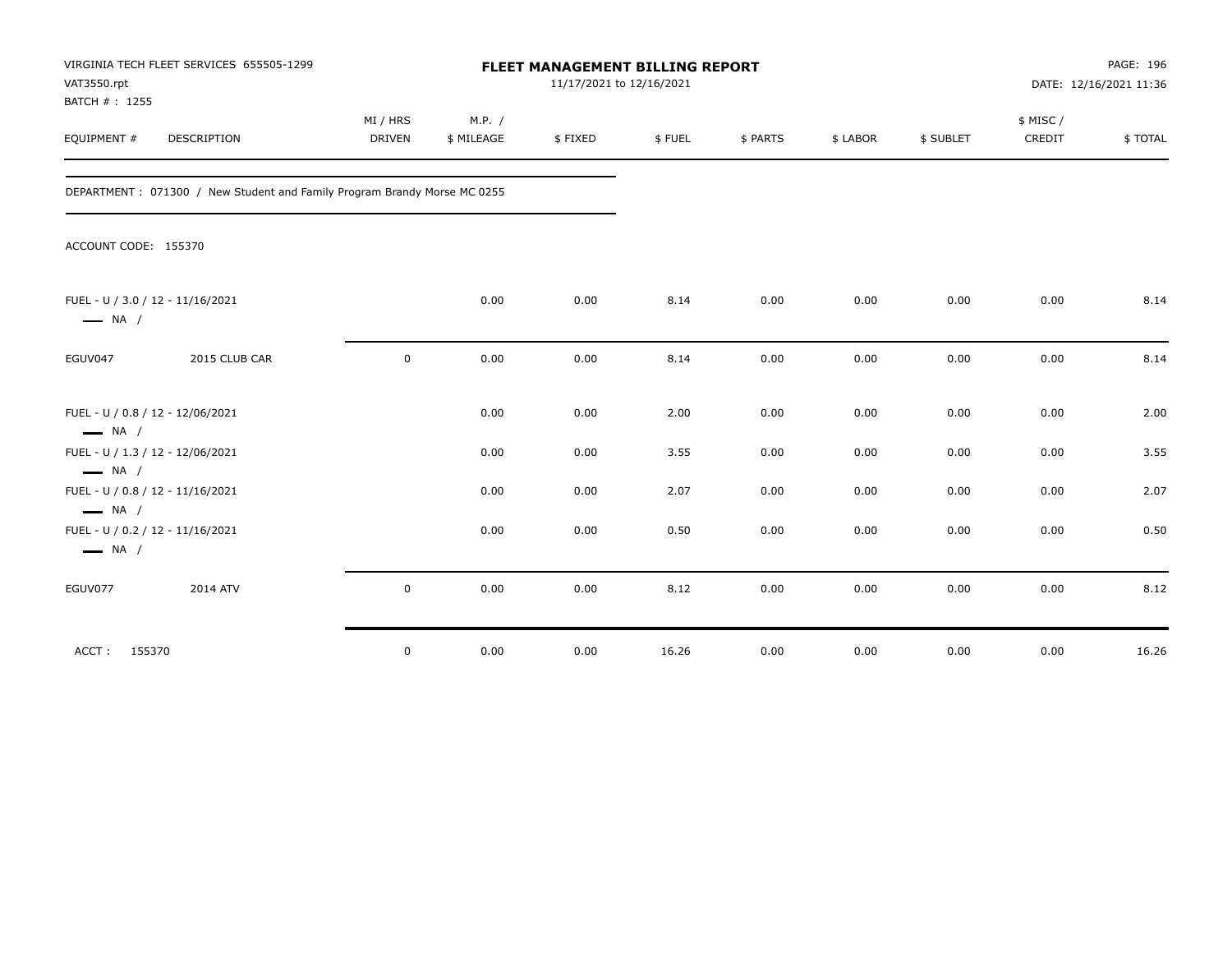VIRGINIA TECH FLEET SERVICES 655505-1299
VAT3550.rpt
BATCH # : 1255

# FLEET MANAGEMENT BILLING REPORT

11/17/2021 to 12/16/2021

PAGE: 196
DATE: 12/16/2021 11:36

| EQUIPMENT # | DESCRIPTION | MI / HRS DRIVEN | M.P. / $ MILEAGE | $ FIXED | $ FUEL | $ PARTS | $ LABOR | $ SUBLET | $ MISC / CREDIT | $ TOTAL |
|---|---|---|---|---|---|---|---|---|---|---|

DEPARTMENT : 071300 / New Student and Family Program Brandy Morse MC 0255

ACCOUNT CODE: 155370

| EQUIPMENT # | DESCRIPTION | MI / HRS DRIVEN | M.P. / $ MILEAGE | $ FIXED | $ FUEL | $ PARTS | $ LABOR | $ SUBLET | $ MISC / CREDIT | $ TOTAL |
|---|---|---|---|---|---|---|---|---|---|---|
| FUEL - U / 3.0 / 12 - 11/16/2021 — NA / | | | 0.00 | 0.00 | 8.14 | 0.00 | 0.00 | 0.00 | 0.00 | 8.14 |
| EGUV047 | 2015 CLUB CAR | 0 | 0.00 | 0.00 | 8.14 | 0.00 | 0.00 | 0.00 | 0.00 | 8.14 |
| FUEL - U / 0.8 / 12 - 12/06/2021 — NA / | | | 0.00 | 0.00 | 2.00 | 0.00 | 0.00 | 0.00 | 0.00 | 2.00 |
| FUEL - U / 1.3 / 12 - 12/06/2021 — NA / | | | 0.00 | 0.00 | 3.55 | 0.00 | 0.00 | 0.00 | 0.00 | 3.55 |
| FUEL - U / 0.8 / 12 - 11/16/2021 — NA / | | | 0.00 | 0.00 | 2.07 | 0.00 | 0.00 | 0.00 | 0.00 | 2.07 |
| FUEL - U / 0.2 / 12 - 11/16/2021 — NA / | | | 0.00 | 0.00 | 0.50 | 0.00 | 0.00 | 0.00 | 0.00 | 0.50 |
| EGUV077 | 2014 ATV | 0 | 0.00 | 0.00 | 8.12 | 0.00 | 0.00 | 0.00 | 0.00 | 8.12 |
| ACCT : 155370 | | 0 | 0.00 | 0.00 | 16.26 | 0.00 | 0.00 | 0.00 | 0.00 | 16.26 |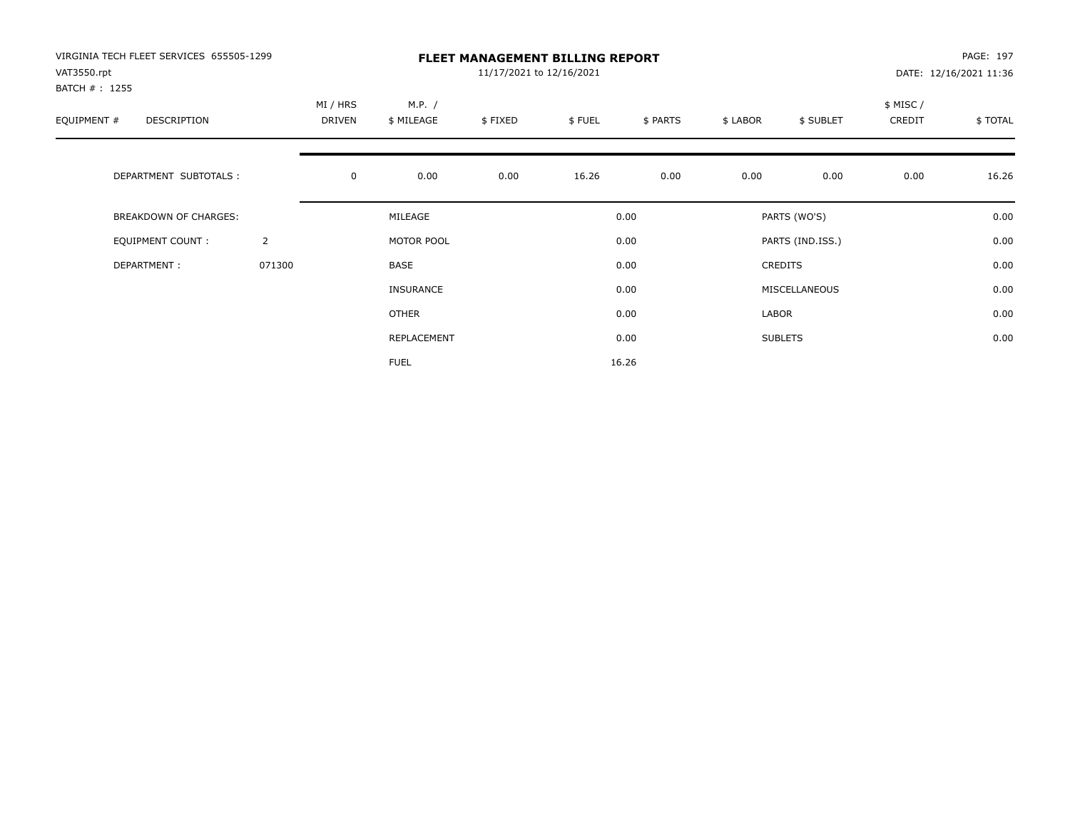VIRGINIA TECH FLEET SERVICES 655505-1299
VAT3550.rpt
BATCH # : 1255

# FLEET MANAGEMENT BILLING REPORT

11/17/2021 to 12/16/2021

PAGE: 197
DATE: 12/16/2021 11:36

| EQUIPMENT # | DESCRIPTION | MI / HRS DRIVEN | M.P. / $ MILEAGE | $ FIXED | $ FUEL | $ PARTS | $ LABOR | $ SUBLET | $ MISC / CREDIT | $ TOTAL |
|---|---|---|---|---|---|---|---|---|---|---|
| | DEPARTMENT SUBTOTALS : | 0 | 0.00 | 0.00 | 16.26 | 0.00 | 0.00 | 0.00 | 0.00 | 16.26 |

| | | | | | |
|---|---|---|---|---|---|
| BREAKDOWN OF CHARGES: | | MILEAGE | 0.00 | PARTS (WO'S) | 0.00 |
| EQUIPMENT COUNT : | 2 | MOTOR POOL | 0.00 | PARTS (IND.ISS.) | 0.00 |
| DEPARTMENT : | 071300 | BASE | 0.00 | CREDITS | 0.00 |
| | | INSURANCE | 0.00 | MISCELLANEOUS | 0.00 |
| | | OTHER | 0.00 | LABOR | 0.00 |
| | | REPLACEMENT | 0.00 | SUBLETS | 0.00 |
| | | FUEL | 16.26 | | |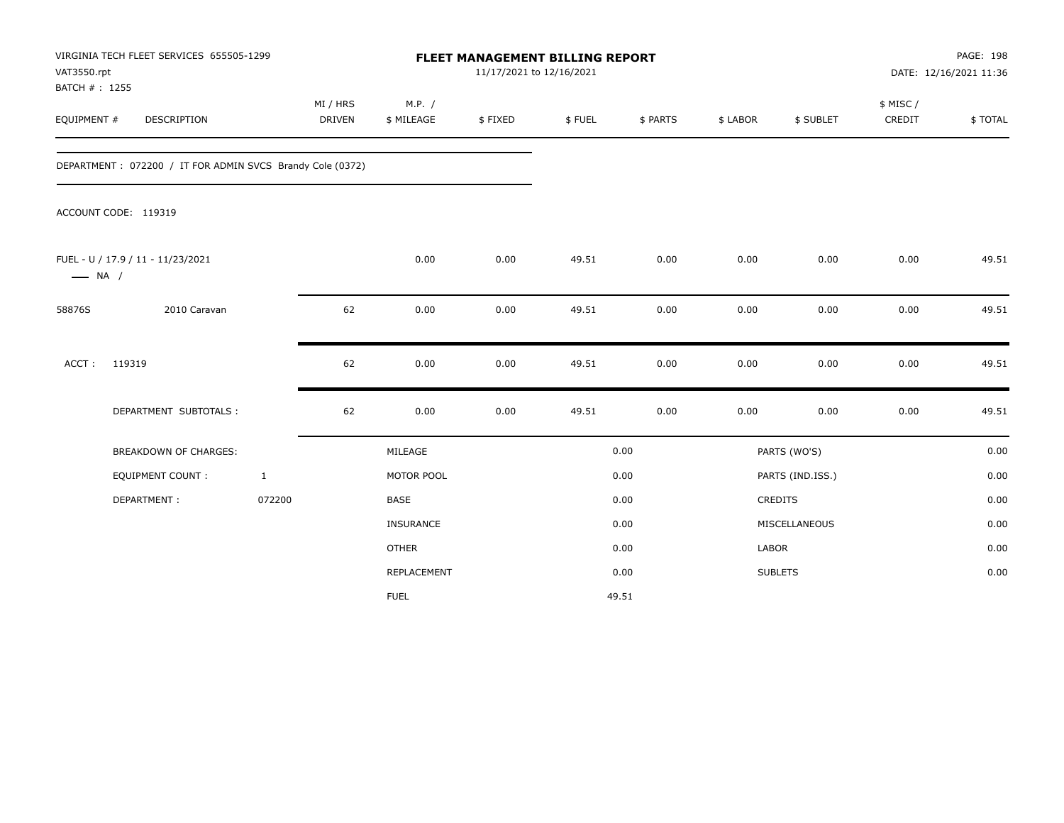VIRGINIA TECH FLEET SERVICES 655505-1299
VAT3550.rpt
BATCH # : 1255

# FLEET MANAGEMENT BILLING REPORT

11/17/2021 to 12/16/2021

DATE: 12/16/2021 11:36

| EQUIPMENT # | DESCRIPTION | MI / HRS DRIVEN | M.P. / $ MILEAGE | $ FIXED | $ FUEL | $ PARTS | $ LABOR | $ SUBLET | $ MISC / CREDIT | $ TOTAL |
|---|---|---|---|---|---|---|---|---|---|---|

DEPARTMENT : 072200 / IT FOR ADMIN SVCS Brandy Cole (0372)

ACCOUNT CODE: 119319

| EQUIPMENT # | DESCRIPTION | MI / HRS DRIVEN | M.P. / $ MILEAGE | $ FIXED | $ FUEL | $ PARTS | $ LABOR | $ SUBLET | $ MISC / CREDIT | $ TOTAL |
|---|---|---|---|---|---|---|---|---|---|---|
| FUEL - U / 17.9 / 11 - 11/23/2021 — NA / | | | 0.00 | 0.00 | 49.51 | 0.00 | 0.00 | 0.00 | 0.00 | 49.51 |
| 58876S | 2010 Caravan | 62 | 0.00 | 0.00 | 49.51 | 0.00 | 0.00 | 0.00 | 0.00 | 49.51 |
| ACCT : | 119319 | 62 | 0.00 | 0.00 | 49.51 | 0.00 | 0.00 | 0.00 | 0.00 | 49.51 |
| | DEPARTMENT SUBTOTALS : | 62 | 0.00 | 0.00 | 49.51 | 0.00 | 0.00 | 0.00 | 0.00 | 49.51 |

| BREAKDOWN OF CHARGES: | | | | | |
|---|---|---|---|---|---|
| EQUIPMENT COUNT : | 1 | MILEAGE | 0.00 | PARTS (WO'S) | 0.00 |
| DEPARTMENT : | 072200 | MOTOR POOL | 0.00 | PARTS (IND.ISS.) | 0.00 |
| | | BASE | 0.00 | CREDITS | 0.00 |
| | | INSURANCE | 0.00 | MISCELLANEOUS | 0.00 |
| | | OTHER | 0.00 | LABOR | 0.00 |
| | | REPLACEMENT | 0.00 | SUBLETS | 0.00 |
| | | FUEL | 49.51 | | |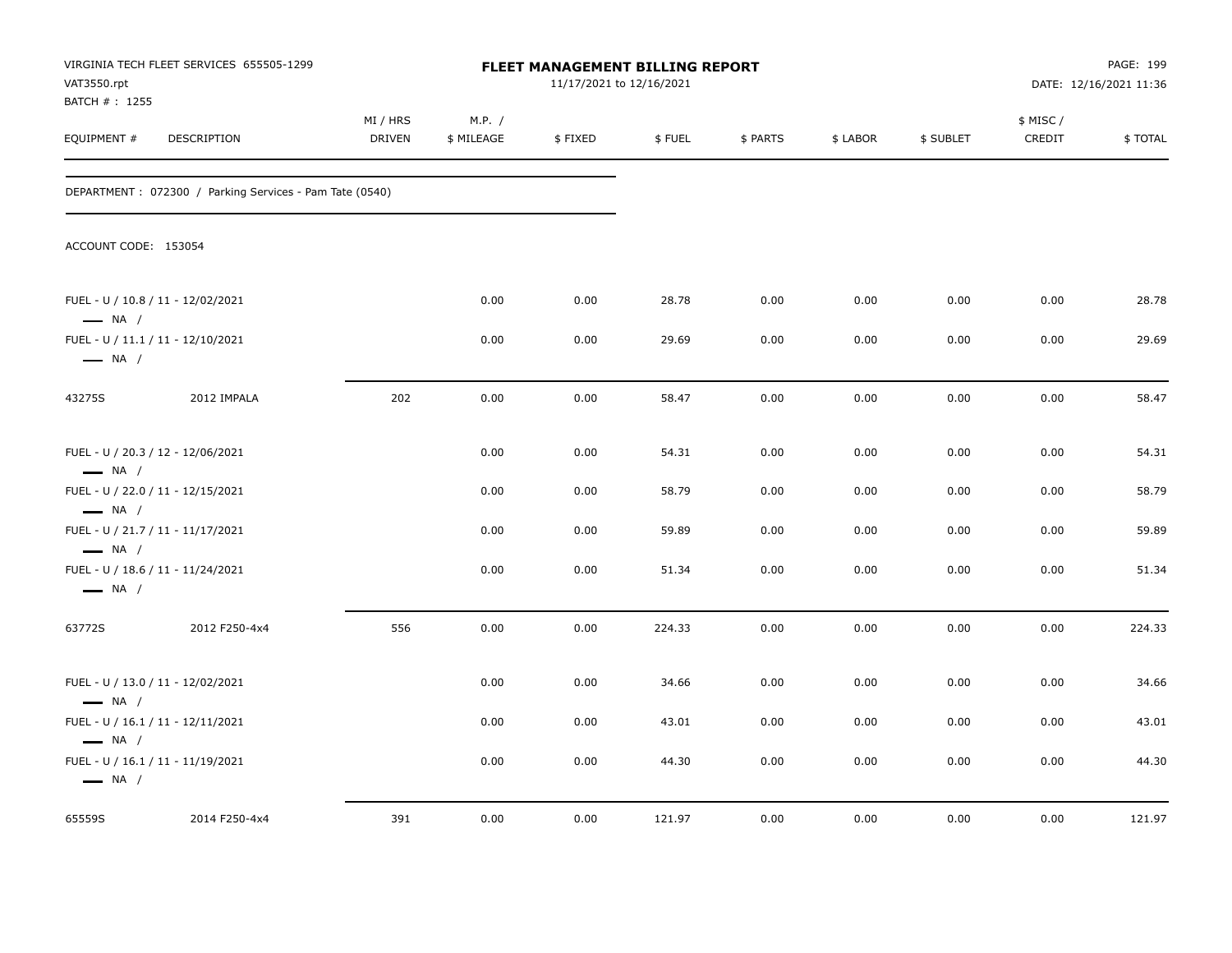VIRGINIA TECH FLEET SERVICES 655505-1299
VAT3550.rpt
BATCH # : 1255

# FLEET MANAGEMENT BILLING REPORT

11/17/2021 to 12/16/2021

DATE: 12/16/2021 11:36

| EQUIPMENT # | DESCRIPTION | MI / HRS DRIVEN | M.P. / $ MILEAGE | $ FIXED | $ FUEL | $ PARTS | $ LABOR | $ SUBLET | $ MISC / CREDIT | $ TOTAL |
|---|---|---|---|---|---|---|---|---|---|---|

DEPARTMENT : 072300 / Parking Services - Pam Tate (0540)

ACCOUNT CODE: 153054

| EQUIPMENT # | DESCRIPTION | MI / HRS DRIVEN | M.P. / $ MILEAGE | $ FIXED | $ FUEL | $ PARTS | $ LABOR | $ SUBLET | $ MISC / CREDIT | $ TOTAL |
|---|---|---|---|---|---|---|---|---|---|---|
| FUEL - U / 10.8 / 11 - 12/02/2021 — NA / | | | 0.00 | 0.00 | 28.78 | 0.00 | 0.00 | 0.00 | 0.00 | 28.78 |
| FUEL - U / 11.1 / 11 - 12/10/2021 — NA / | | | 0.00 | 0.00 | 29.69 | 0.00 | 0.00 | 0.00 | 0.00 | 29.69 |
| 43275S | 2012 IMPALA | 202 | 0.00 | 0.00 | 58.47 | 0.00 | 0.00 | 0.00 | 0.00 | 58.47 |
| FUEL - U / 20.3 / 12 - 12/06/2021 — NA / | | | 0.00 | 0.00 | 54.31 | 0.00 | 0.00 | 0.00 | 0.00 | 54.31 |
| FUEL - U / 22.0 / 11 - 12/15/2021 — NA / | | | 0.00 | 0.00 | 58.79 | 0.00 | 0.00 | 0.00 | 0.00 | 58.79 |
| FUEL - U / 21.7 / 11 - 11/17/2021 — NA / | | | 0.00 | 0.00 | 59.89 | 0.00 | 0.00 | 0.00 | 0.00 | 59.89 |
| FUEL - U / 18.6 / 11 - 11/24/2021 — NA / | | | 0.00 | 0.00 | 51.34 | 0.00 | 0.00 | 0.00 | 0.00 | 51.34 |
| 63772S | 2012 F250-4x4 | 556 | 0.00 | 0.00 | 224.33 | 0.00 | 0.00 | 0.00 | 0.00 | 224.33 |
| FUEL - U / 13.0 / 11 - 12/02/2021 — NA / | | | 0.00 | 0.00 | 34.66 | 0.00 | 0.00 | 0.00 | 0.00 | 34.66 |
| FUEL - U / 16.1 / 11 - 12/11/2021 — NA / | | | 0.00 | 0.00 | 43.01 | 0.00 | 0.00 | 0.00 | 0.00 | 43.01 |
| FUEL - U / 16.1 / 11 - 11/19/2021 — NA / | | | 0.00 | 0.00 | 44.30 | 0.00 | 0.00 | 0.00 | 0.00 | 44.30 |
| 65559S | 2014 F250-4x4 | 391 | 0.00 | 0.00 | 121.97 | 0.00 | 0.00 | 0.00 | 0.00 | 121.97 |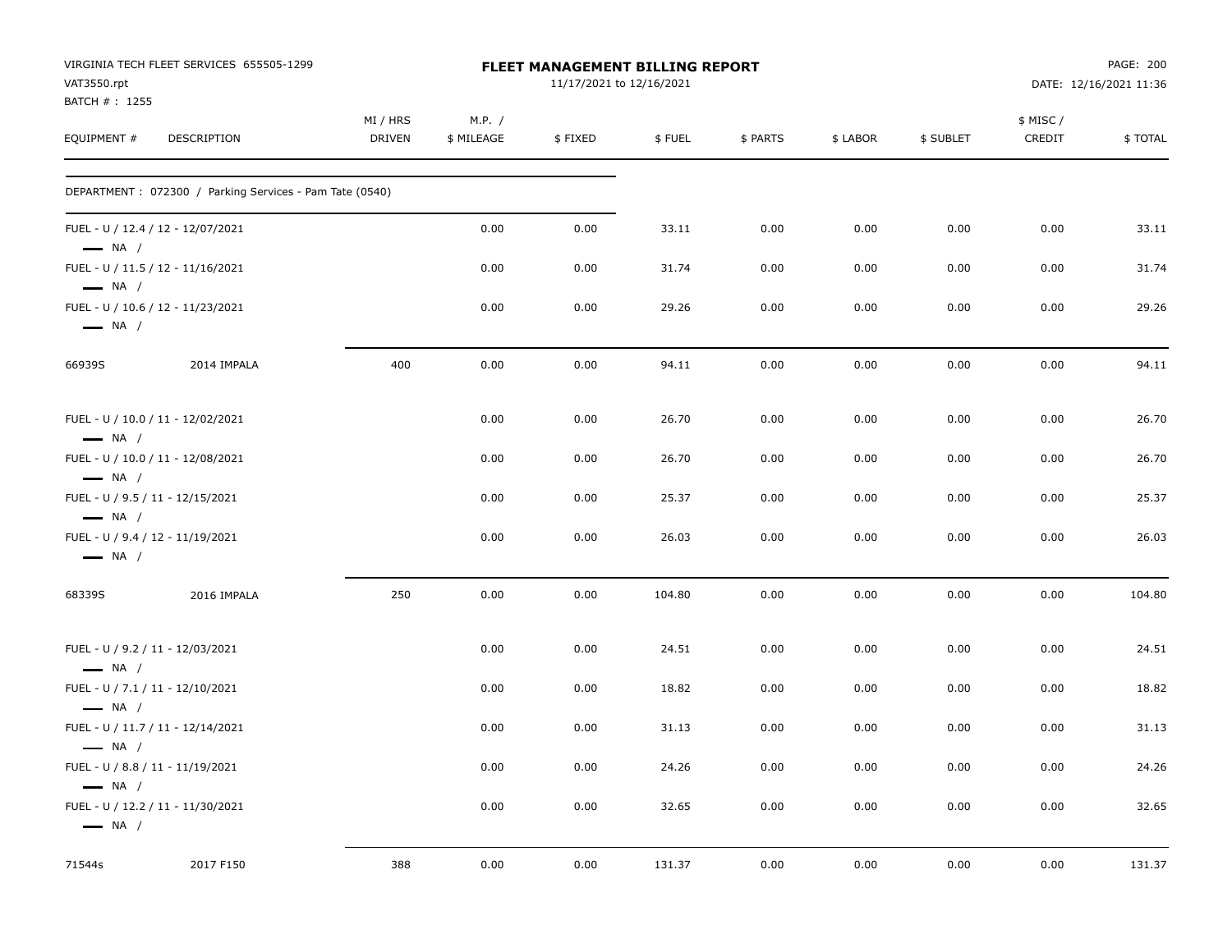VIRGINIA TECH FLEET SERVICES 655505-1299
VAT3550.rpt
BATCH # : 1255

# FLEET MANAGEMENT BILLING REPORT

11/17/2021 to 12/16/2021

DATE: 12/16/2021 11:36

| EQUIPMENT # | DESCRIPTION | MI / HRS DRIVEN | M.P. / $ MILEAGE | $ FIXED | $ FUEL | $ PARTS | $ LABOR | $ SUBLET | $ MISC / CREDIT | $ TOTAL |
|---|---|---|---|---|---|---|---|---|---|---|
| DEPARTMENT : 072300 / Parking Services - Pam Tate (0540) | | | | | | | | | | |
| FUEL - U / 12.4 / 12 - 12/07/2021 — NA / | | | 0.00 | 0.00 | 33.11 | 0.00 | 0.00 | 0.00 | 0.00 | 33.11 |
| FUEL - U / 11.5 / 12 - 11/16/2021 — NA / | | | 0.00 | 0.00 | 31.74 | 0.00 | 0.00 | 0.00 | 0.00 | 31.74 |
| FUEL - U / 10.6 / 12 - 11/23/2021 — NA / | | | 0.00 | 0.00 | 29.26 | 0.00 | 0.00 | 0.00 | 0.00 | 29.26 |
| 66939S | 2014 IMPALA | 400 | 0.00 | 0.00 | 94.11 | 0.00 | 0.00 | 0.00 | 0.00 | 94.11 |
| FUEL - U / 10.0 / 11 - 12/02/2021 — NA / | | | 0.00 | 0.00 | 26.70 | 0.00 | 0.00 | 0.00 | 0.00 | 26.70 |
| FUEL - U / 10.0 / 11 - 12/08/2021 — NA / | | | 0.00 | 0.00 | 26.70 | 0.00 | 0.00 | 0.00 | 0.00 | 26.70 |
| FUEL - U / 9.5 / 11 - 12/15/2021 — NA / | | | 0.00 | 0.00 | 25.37 | 0.00 | 0.00 | 0.00 | 0.00 | 25.37 |
| FUEL - U / 9.4 / 12 - 11/19/2021 — NA / | | | 0.00 | 0.00 | 26.03 | 0.00 | 0.00 | 0.00 | 0.00 | 26.03 |
| 68339S | 2016 IMPALA | 250 | 0.00 | 0.00 | 104.80 | 0.00 | 0.00 | 0.00 | 0.00 | 104.80 |
| FUEL - U / 9.2 / 11 - 12/03/2021 — NA / | | | 0.00 | 0.00 | 24.51 | 0.00 | 0.00 | 0.00 | 0.00 | 24.51 |
| FUEL - U / 7.1 / 11 - 12/10/2021 — NA / | | | 0.00 | 0.00 | 18.82 | 0.00 | 0.00 | 0.00 | 0.00 | 18.82 |
| FUEL - U / 11.7 / 11 - 12/14/2021 — NA / | | | 0.00 | 0.00 | 31.13 | 0.00 | 0.00 | 0.00 | 0.00 | 31.13 |
| FUEL - U / 8.8 / 11 - 11/19/2021 — NA / | | | 0.00 | 0.00 | 24.26 | 0.00 | 0.00 | 0.00 | 0.00 | 24.26 |
| FUEL - U / 12.2 / 11 - 11/30/2021 — NA / | | | 0.00 | 0.00 | 32.65 | 0.00 | 0.00 | 0.00 | 0.00 | 32.65 |
| 71544s | 2017 F150 | 388 | 0.00 | 0.00 | 131.37 | 0.00 | 0.00 | 0.00 | 0.00 | 131.37 |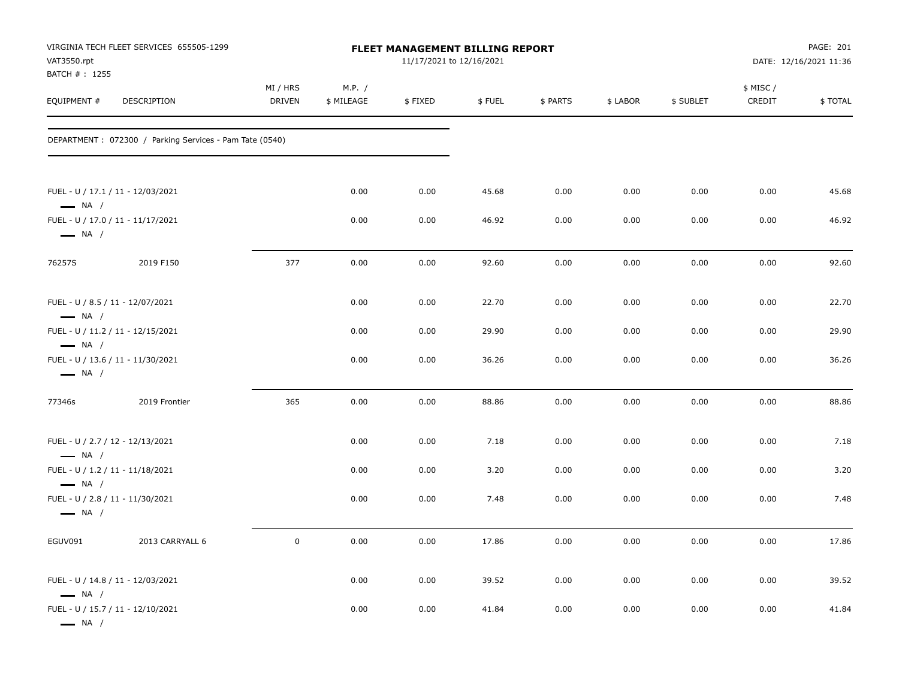VIRGINIA TECH FLEET SERVICES 655505-1299
VAT3550.rpt
BATCH # : 1255

**FLEET MANAGEMENT BILLING REPORT**
11/17/2021 to 12/16/2021

DATE: 12/16/2021 11:36

| EQUIPMENT # | DESCRIPTION | MI / HRS DRIVEN | M.P. / $ MILEAGE | $ FIXED | $ FUEL | $ PARTS | $ LABOR | $ SUBLET | $ MISC / CREDIT | $ TOTAL |
|---|---|---|---|---|---|---|---|---|---|---|
| DEPARTMENT : 072300 / Parking Services - Pam Tate (0540) | | | | | | | | | | |
| FUEL - U / 17.1 / 11 - 12/03/2021 — NA / | | | 0.00 | 0.00 | 45.68 | 0.00 | 0.00 | 0.00 | 0.00 | 45.68 |
| FUEL - U / 17.0 / 11 - 11/17/2021 — NA / | | | 0.00 | 0.00 | 46.92 | 0.00 | 0.00 | 0.00 | 0.00 | 46.92 |
| 76257S | 2019 F150 | 377 | 0.00 | 0.00 | 92.60 | 0.00 | 0.00 | 0.00 | 0.00 | 92.60 |
| FUEL - U / 8.5 / 11 - 12/07/2021 — NA / | | | 0.00 | 0.00 | 22.70 | 0.00 | 0.00 | 0.00 | 0.00 | 22.70 |
| FUEL - U / 11.2 / 11 - 12/15/2021 — NA / | | | 0.00 | 0.00 | 29.90 | 0.00 | 0.00 | 0.00 | 0.00 | 29.90 |
| FUEL - U / 13.6 / 11 - 11/30/2021 — NA / | | | 0.00 | 0.00 | 36.26 | 0.00 | 0.00 | 0.00 | 0.00 | 36.26 |
| 77346s | 2019 Frontier | 365 | 0.00 | 0.00 | 88.86 | 0.00 | 0.00 | 0.00 | 0.00 | 88.86 |
| FUEL - U / 2.7 / 12 - 12/13/2021 — NA / | | | 0.00 | 0.00 | 7.18 | 0.00 | 0.00 | 0.00 | 0.00 | 7.18 |
| FUEL - U / 1.2 / 11 - 11/18/2021 — NA / | | | 0.00 | 0.00 | 3.20 | 0.00 | 0.00 | 0.00 | 0.00 | 3.20 |
| FUEL - U / 2.8 / 11 - 11/30/2021 — NA / | | | 0.00 | 0.00 | 7.48 | 0.00 | 0.00 | 0.00 | 0.00 | 7.48 |
| EGUV091 | 2013 CARRYALL 6 | 0 | 0.00 | 0.00 | 17.86 | 0.00 | 0.00 | 0.00 | 0.00 | 17.86 |
| FUEL - U / 14.8 / 11 - 12/03/2021 — NA / | | | 0.00 | 0.00 | 39.52 | 0.00 | 0.00 | 0.00 | 0.00 | 39.52 |
| FUEL - U / 15.7 / 11 - 12/10/2021 — NA / | | | 0.00 | 0.00 | 41.84 | 0.00 | 0.00 | 0.00 | 0.00 | 41.84 |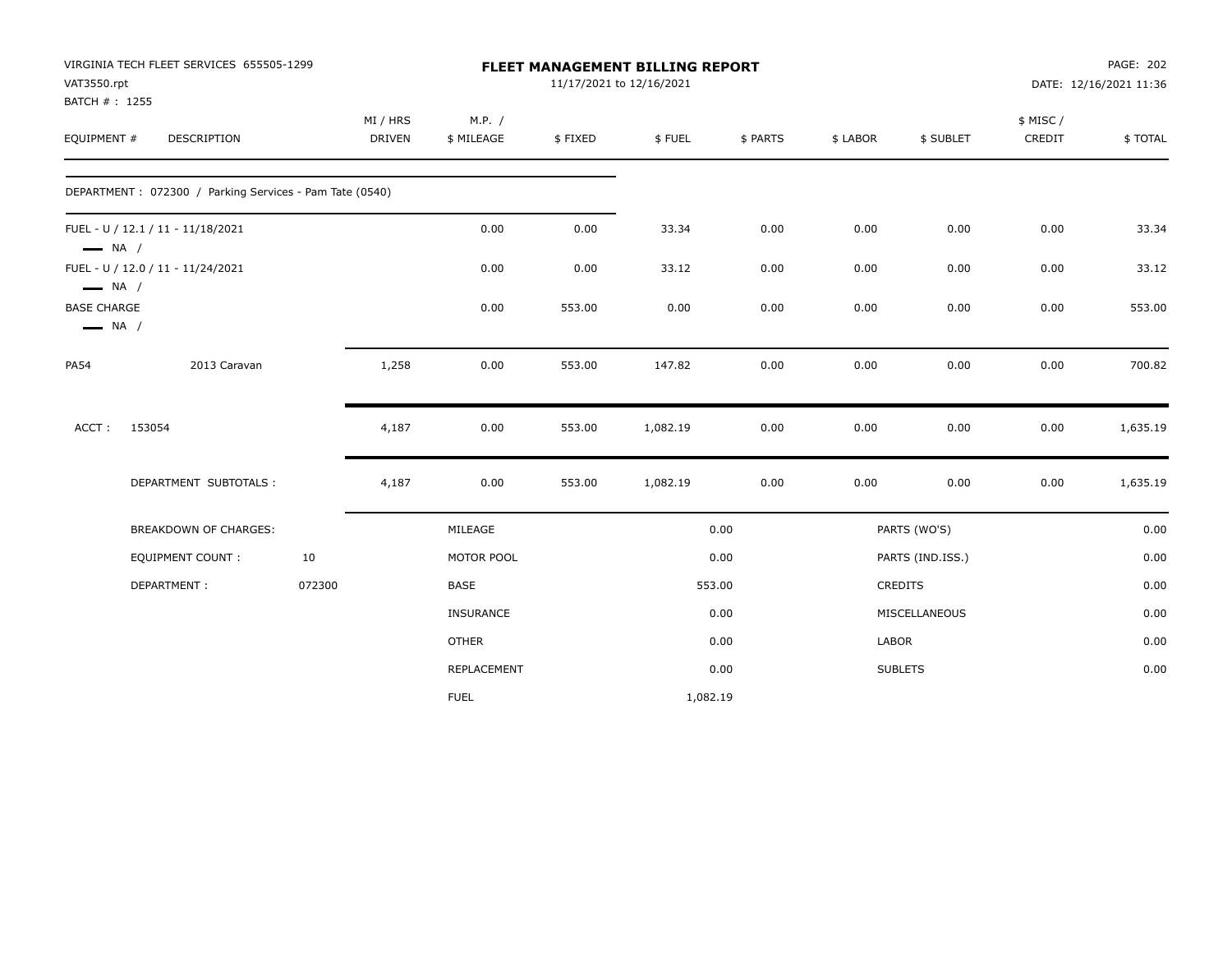VIRGINIA TECH FLEET SERVICES 655505-1299
VAT3550.rpt
BATCH # : 1255

**FLEET MANAGEMENT BILLING REPORT**
11/17/2021 to 12/16/2021

PAGE: 202
DATE: 12/16/2021 11:36

| EQUIPMENT # | DESCRIPTION | MI / HRS DRIVEN | M.P. / $ MILEAGE | $ FIXED | $ FUEL | $ PARTS | $ LABOR | $ SUBLET | $ MISC / CREDIT | $ TOTAL |
|---|---|---|---|---|---|---|---|---|---|---|
| DEPARTMENT : 072300 / Parking Services - Pam Tate (0540) | | | | | | | | | | |
| FUEL - U / 12.1 / 11 - 11/18/2021 — NA / | | | 0.00 | 0.00 | 33.34 | 0.00 | 0.00 | 0.00 | 0.00 | 33.34 |
| FUEL - U / 12.0 / 11 - 11/24/2021 — NA / | | | 0.00 | 0.00 | 33.12 | 0.00 | 0.00 | 0.00 | 0.00 | 33.12 |
| BASE CHARGE — NA / | | | 0.00 | 553.00 | 0.00 | 0.00 | 0.00 | 0.00 | 0.00 | 553.00 |
| PA54 | 2013 Caravan | 1,258 | 0.00 | 553.00 | 147.82 | 0.00 | 0.00 | 0.00 | 0.00 | 700.82 |
| ACCT : | 153054 | 4,187 | 0.00 | 553.00 | 1,082.19 | 0.00 | 0.00 | 0.00 | 0.00 | 1,635.19 |
| | DEPARTMENT SUBTOTALS : | 4,187 | 0.00 | 553.00 | 1,082.19 | 0.00 | 0.00 | 0.00 | 0.00 | 1,635.19 |

| BREAKDOWN OF CHARGES: | | | | | |
|---|---|---|---|---|---|
| EQUIPMENT COUNT : | 10 | MILEAGE | 0.00 | PARTS (WO'S) | 0.00 |
| DEPARTMENT : | 072300 | MOTOR POOL | 0.00 | PARTS (IND.ISS.) | 0.00 |
| | | BASE | 553.00 | CREDITS | 0.00 |
| | | INSURANCE | 0.00 | MISCELLANEOUS | 0.00 |
| | | OTHER | 0.00 | LABOR | 0.00 |
| | | REPLACEMENT | 0.00 | SUBLETS | 0.00 |
| | | FUEL | 1,082.19 | | |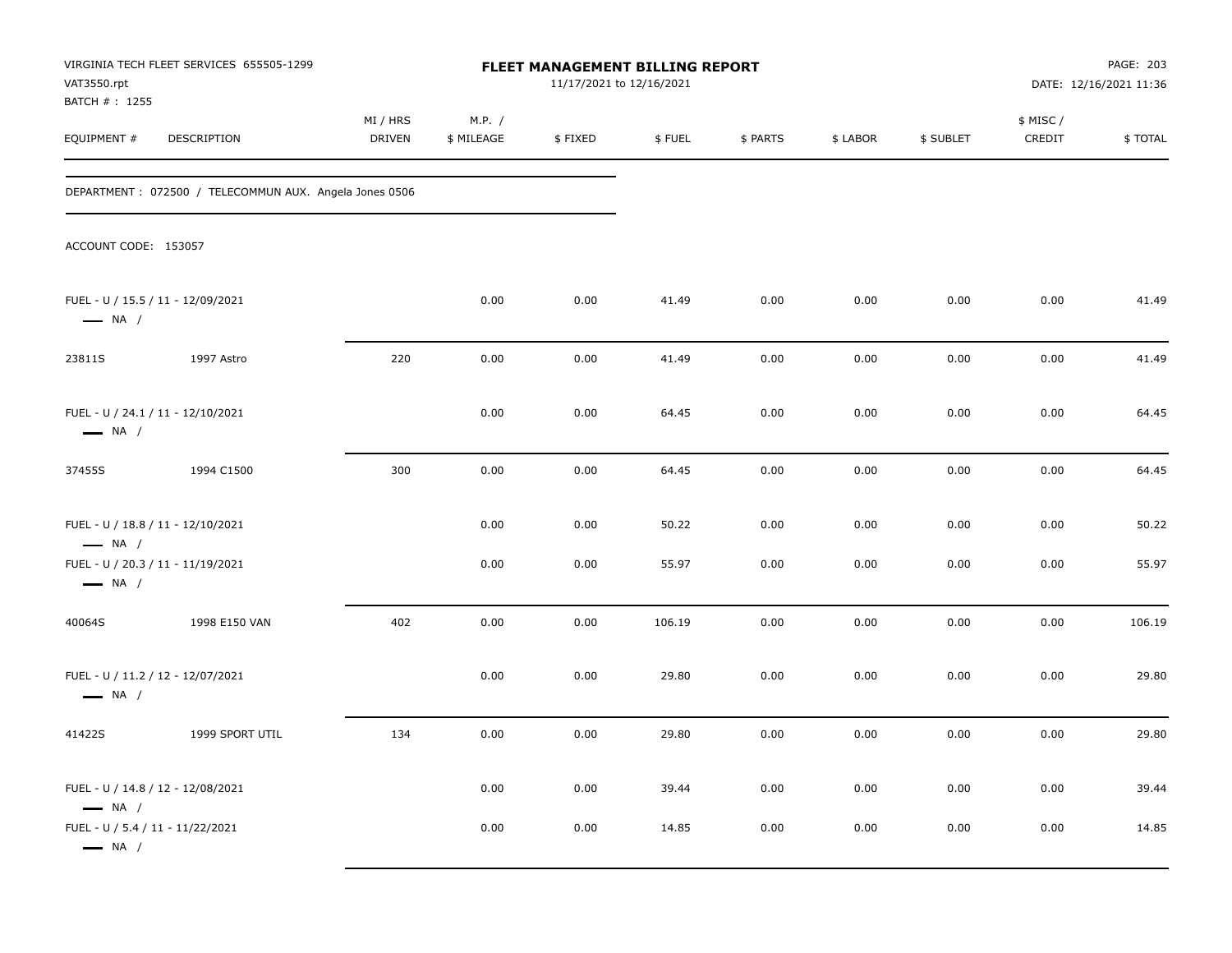VIRGINIA TECH FLEET SERVICES 655505-1299
VAT3550.rpt
BATCH # : 1255

# FLEET MANAGEMENT BILLING REPORT

11/17/2021 to 12/16/2021

PAGE: 203
DATE: 12/16/2021 11:36

| EQUIPMENT # | DESCRIPTION | MI / HRS DRIVEN | M.P. / $ MILEAGE | $ FIXED | $ FUEL | $ PARTS | $ LABOR | $ SUBLET | $ MISC / CREDIT | $ TOTAL |
|---|---|---|---|---|---|---|---|---|---|---|
| DEPARTMENT : 072500 / TELECOMMUN AUX. Angela Jones 0506 | | | | | | | | | | |
| ACCOUNT CODE: 153057 | | | | | | | | | | |
| FUEL - U / 15.5 / 11 - 12/09/2021 — NA / | | | 0.00 | 0.00 | 41.49 | 0.00 | 0.00 | 0.00 | 0.00 | 41.49 |
| 23811S | 1997 Astro | 220 | 0.00 | 0.00 | 41.49 | 0.00 | 0.00 | 0.00 | 0.00 | 41.49 |
| FUEL - U / 24.1 / 11 - 12/10/2021 — NA / | | | 0.00 | 0.00 | 64.45 | 0.00 | 0.00 | 0.00 | 0.00 | 64.45 |
| 37455S | 1994 C1500 | 300 | 0.00 | 0.00 | 64.45 | 0.00 | 0.00 | 0.00 | 0.00 | 64.45 |
| FUEL - U / 18.8 / 11 - 12/10/2021 — NA / | | | 0.00 | 0.00 | 50.22 | 0.00 | 0.00 | 0.00 | 0.00 | 50.22 |
| FUEL - U / 20.3 / 11 - 11/19/2021 — NA / | | | 0.00 | 0.00 | 55.97 | 0.00 | 0.00 | 0.00 | 0.00 | 55.97 |
| 40064S | 1998 E150 VAN | 402 | 0.00 | 0.00 | 106.19 | 0.00 | 0.00 | 0.00 | 0.00 | 106.19 |
| FUEL - U / 11.2 / 12 - 12/07/2021 — NA / | | | 0.00 | 0.00 | 29.80 | 0.00 | 0.00 | 0.00 | 0.00 | 29.80 |
| 41422S | 1999 SPORT UTIL | 134 | 0.00 | 0.00 | 29.80 | 0.00 | 0.00 | 0.00 | 0.00 | 29.80 |
| FUEL - U / 14.8 / 12 - 12/08/2021 — NA / | | | 0.00 | 0.00 | 39.44 | 0.00 | 0.00 | 0.00 | 0.00 | 39.44 |
| FUEL - U / 5.4 / 11 - 11/22/2021 — NA / | | | 0.00 | 0.00 | 14.85 | 0.00 | 0.00 | 0.00 | 0.00 | 14.85 |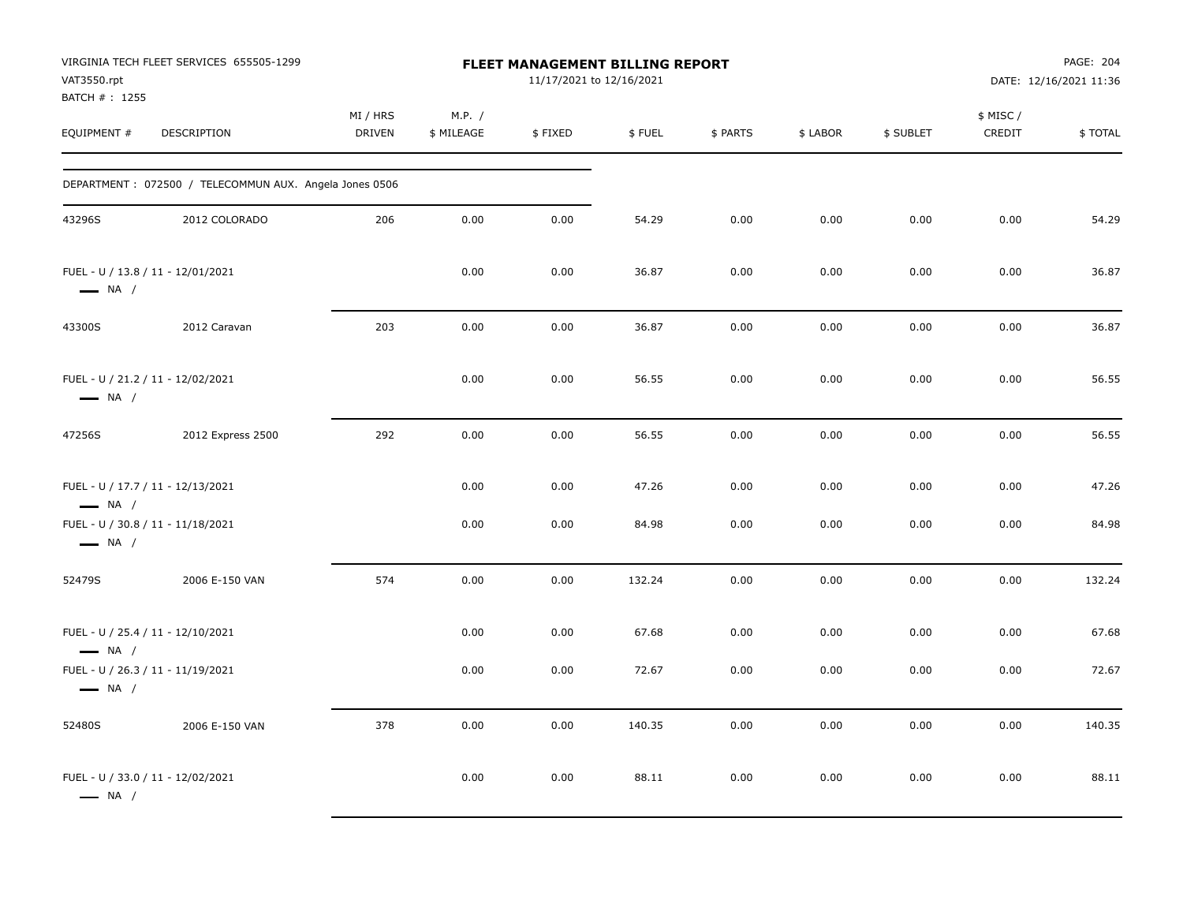VIRGINIA TECH FLEET SERVICES 655505-1299
VAT3550.rpt
BATCH # : 1255

# FLEET MANAGEMENT BILLING REPORT

11/17/2021 to 12/16/2021

PAGE: 204
DATE: 12/16/2021 11:36

| EQUIPMENT # | DESCRIPTION | MI / HRS DRIVEN | M.P. / $ MILEAGE | $ FIXED | $ FUEL | $ PARTS | $ LABOR | $ SUBLET | $ MISC / CREDIT | $ TOTAL |
|---|---|---|---|---|---|---|---|---|---|---|
| DEPARTMENT : 072500 / TELECOMMUN AUX. Angela Jones 0506 | | | | | | | | | | |
| 43296S | 2012 COLORADO | 206 | 0.00 | 0.00 | 54.29 | 0.00 | 0.00 | 0.00 | 0.00 | 54.29 |
| FUEL - U / 13.8 / 11 - 12/01/2021 — NA / | | | 0.00 | 0.00 | 36.87 | 0.00 | 0.00 | 0.00 | 0.00 | 36.87 |
| 43300S | 2012 Caravan | 203 | 0.00 | 0.00 | 36.87 | 0.00 | 0.00 | 0.00 | 0.00 | 36.87 |
| FUEL - U / 21.2 / 11 - 12/02/2021 — NA / | | | 0.00 | 0.00 | 56.55 | 0.00 | 0.00 | 0.00 | 0.00 | 56.55 |
| 47256S | 2012 Express 2500 | 292 | 0.00 | 0.00 | 56.55 | 0.00 | 0.00 | 0.00 | 0.00 | 56.55 |
| FUEL - U / 17.7 / 11 - 12/13/2021 — NA / | | | 0.00 | 0.00 | 47.26 | 0.00 | 0.00 | 0.00 | 0.00 | 47.26 |
| FUEL - U / 30.8 / 11 - 11/18/2021 — NA / | | | 0.00 | 0.00 | 84.98 | 0.00 | 0.00 | 0.00 | 0.00 | 84.98 |
| 52479S | 2006 E-150 VAN | 574 | 0.00 | 0.00 | 132.24 | 0.00 | 0.00 | 0.00 | 0.00 | 132.24 |
| FUEL - U / 25.4 / 11 - 12/10/2021 — NA / | | | 0.00 | 0.00 | 67.68 | 0.00 | 0.00 | 0.00 | 0.00 | 67.68 |
| FUEL - U / 26.3 / 11 - 11/19/2021 — NA / | | | 0.00 | 0.00 | 72.67 | 0.00 | 0.00 | 0.00 | 0.00 | 72.67 |
| 52480S | 2006 E-150 VAN | 378 | 0.00 | 0.00 | 140.35 | 0.00 | 0.00 | 0.00 | 0.00 | 140.35 |
| FUEL - U / 33.0 / 11 - 12/02/2021 — NA / | | | 0.00 | 0.00 | 88.11 | 0.00 | 0.00 | 0.00 | 0.00 | 88.11 |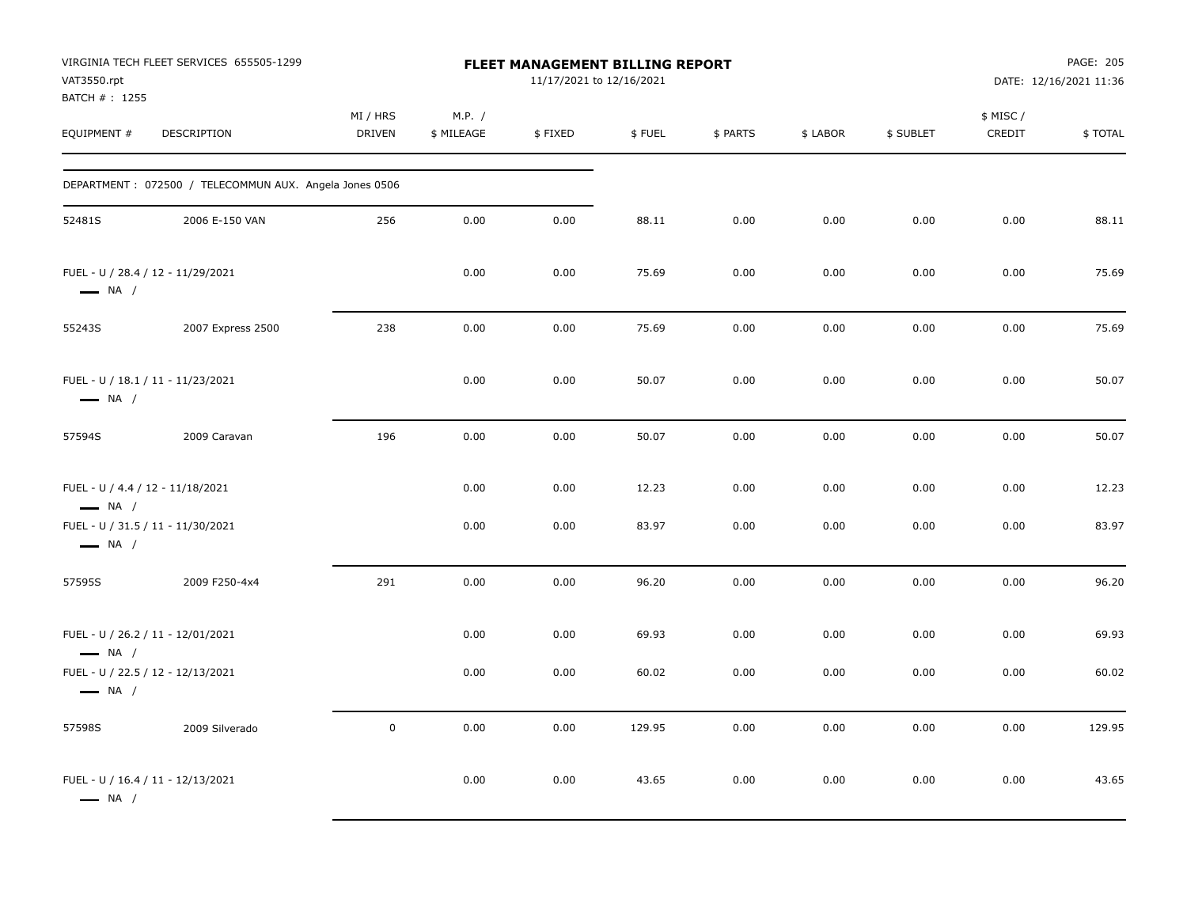VIRGINIA TECH FLEET SERVICES 655505-1299
VAT3550.rpt
BATCH # : 1255

**FLEET MANAGEMENT BILLING REPORT**
11/17/2021 to 12/16/2021

DATE: 12/16/2021 11:36

| EQUIPMENT # | DESCRIPTION | MI / HRS DRIVEN | M.P. / $ MILEAGE | $ FIXED | $ FUEL | $ PARTS | $ LABOR | $ SUBLET | $ MISC / CREDIT | $ TOTAL |
|---|---|---|---|---|---|---|---|---|---|---|
| DEPARTMENT : 072500 / TELECOMMUN AUX. Angela Jones 0506 | | | | | | | | | | |
| 52481S | 2006 E-150 VAN | 256 | 0.00 | 0.00 | 88.11 | 0.00 | 0.00 | 0.00 | 0.00 | 88.11 |
| FUEL - U / 28.4 / 12 - 11/29/2021 — NA / | | | 0.00 | 0.00 | 75.69 | 0.00 | 0.00 | 0.00 | 0.00 | 75.69 |
| 55243S | 2007 Express 2500 | 238 | 0.00 | 0.00 | 75.69 | 0.00 | 0.00 | 0.00 | 0.00 | 75.69 |
| FUEL - U / 18.1 / 11 - 11/23/2021 — NA / | | | 0.00 | 0.00 | 50.07 | 0.00 | 0.00 | 0.00 | 0.00 | 50.07 |
| 57594S | 2009 Caravan | 196 | 0.00 | 0.00 | 50.07 | 0.00 | 0.00 | 0.00 | 0.00 | 50.07 |
| FUEL - U / 4.4 / 12 - 11/18/2021 — NA / | | | 0.00 | 0.00 | 12.23 | 0.00 | 0.00 | 0.00 | 0.00 | 12.23 |
| FUEL - U / 31.5 / 11 - 11/30/2021 — NA / | | | 0.00 | 0.00 | 83.97 | 0.00 | 0.00 | 0.00 | 0.00 | 83.97 |
| 57595S | 2009 F250-4x4 | 291 | 0.00 | 0.00 | 96.20 | 0.00 | 0.00 | 0.00 | 0.00 | 96.20 |
| FUEL - U / 26.2 / 11 - 12/01/2021 — NA / | | | 0.00 | 0.00 | 69.93 | 0.00 | 0.00 | 0.00 | 0.00 | 69.93 |
| FUEL - U / 22.5 / 12 - 12/13/2021 — NA / | | | 0.00 | 0.00 | 60.02 | 0.00 | 0.00 | 0.00 | 0.00 | 60.02 |
| 57598S | 2009 Silverado | 0 | 0.00 | 0.00 | 129.95 | 0.00 | 0.00 | 0.00 | 0.00 | 129.95 |
| FUEL - U / 16.4 / 11 - 12/13/2021 — NA / | | | 0.00 | 0.00 | 43.65 | 0.00 | 0.00 | 0.00 | 0.00 | 43.65 |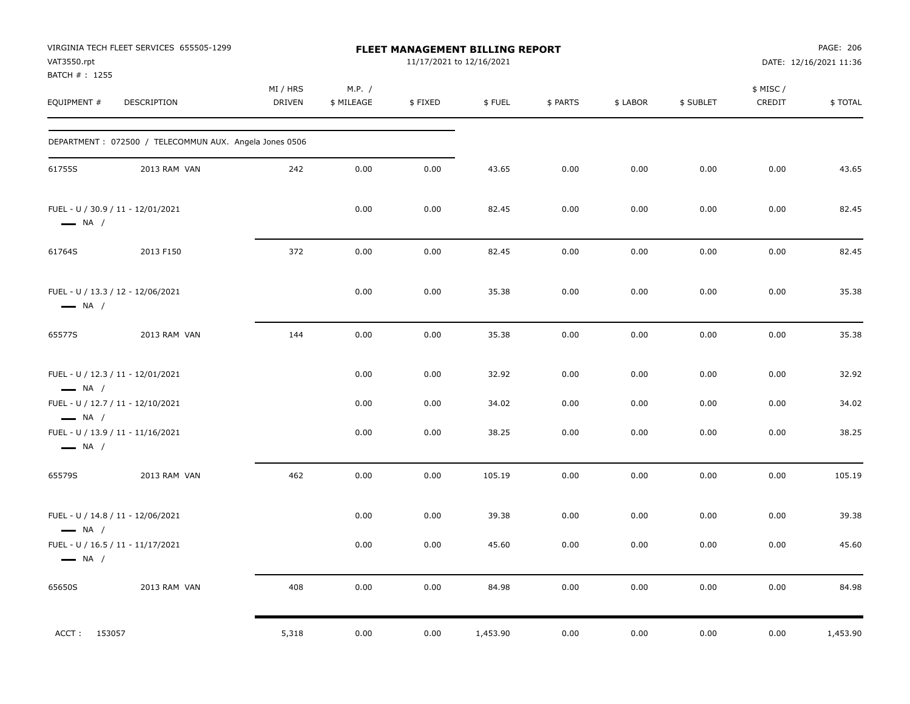VIRGINIA TECH FLEET SERVICES 655505-1299
VAT3550.rpt
BATCH # : 1255

# FLEET MANAGEMENT BILLING REPORT

11/17/2021 to 12/16/2021

DATE: 12/16/2021 11:36

| EQUIPMENT # | DESCRIPTION | MI / HRS DRIVEN | M.P. / $ MILEAGE | $ FIXED | $ FUEL | $ PARTS | $ LABOR | $ SUBLET | $ MISC / CREDIT | $ TOTAL |
|---|---|---|---|---|---|---|---|---|---|---|
| DEPARTMENT : 072500 / TELECOMMUN AUX. Angela Jones 0506 | | | | | | | | | | |
| 61755S | 2013 RAM VAN | 242 | 0.00 | 0.00 | 43.65 | 0.00 | 0.00 | 0.00 | 0.00 | 43.65 |
| FUEL - U / 30.9 / 11 - 12/01/2021 NA / | | | 0.00 | 0.00 | 82.45 | 0.00 | 0.00 | 0.00 | 0.00 | 82.45 |
| 61764S | 2013 F150 | 372 | 0.00 | 0.00 | 82.45 | 0.00 | 0.00 | 0.00 | 0.00 | 82.45 |
| FUEL - U / 13.3 / 12 - 12/06/2021 NA / | | | 0.00 | 0.00 | 35.38 | 0.00 | 0.00 | 0.00 | 0.00 | 35.38 |
| 65577S | 2013 RAM VAN | 144 | 0.00 | 0.00 | 35.38 | 0.00 | 0.00 | 0.00 | 0.00 | 35.38 |
| FUEL - U / 12.3 / 11 - 12/01/2021 NA / | | | 0.00 | 0.00 | 32.92 | 0.00 | 0.00 | 0.00 | 0.00 | 32.92 |
| FUEL - U / 12.7 / 11 - 12/10/2021 NA / | | | 0.00 | 0.00 | 34.02 | 0.00 | 0.00 | 0.00 | 0.00 | 34.02 |
| FUEL - U / 13.9 / 11 - 11/16/2021 NA / | | | 0.00 | 0.00 | 38.25 | 0.00 | 0.00 | 0.00 | 0.00 | 38.25 |
| 65579S | 2013 RAM VAN | 462 | 0.00 | 0.00 | 105.19 | 0.00 | 0.00 | 0.00 | 0.00 | 105.19 |
| FUEL - U / 14.8 / 11 - 12/06/2021 NA / | | | 0.00 | 0.00 | 39.38 | 0.00 | 0.00 | 0.00 | 0.00 | 39.38 |
| FUEL - U / 16.5 / 11 - 11/17/2021 NA / | | | 0.00 | 0.00 | 45.60 | 0.00 | 0.00 | 0.00 | 0.00 | 45.60 |
| 65650S | 2013 RAM VAN | 408 | 0.00 | 0.00 | 84.98 | 0.00 | 0.00 | 0.00 | 0.00 | 84.98 |
| ACCT : 153057 | | 5,318 | 0.00 | 0.00 | 1,453.90 | 0.00 | 0.00 | 0.00 | 0.00 | 1,453.90 |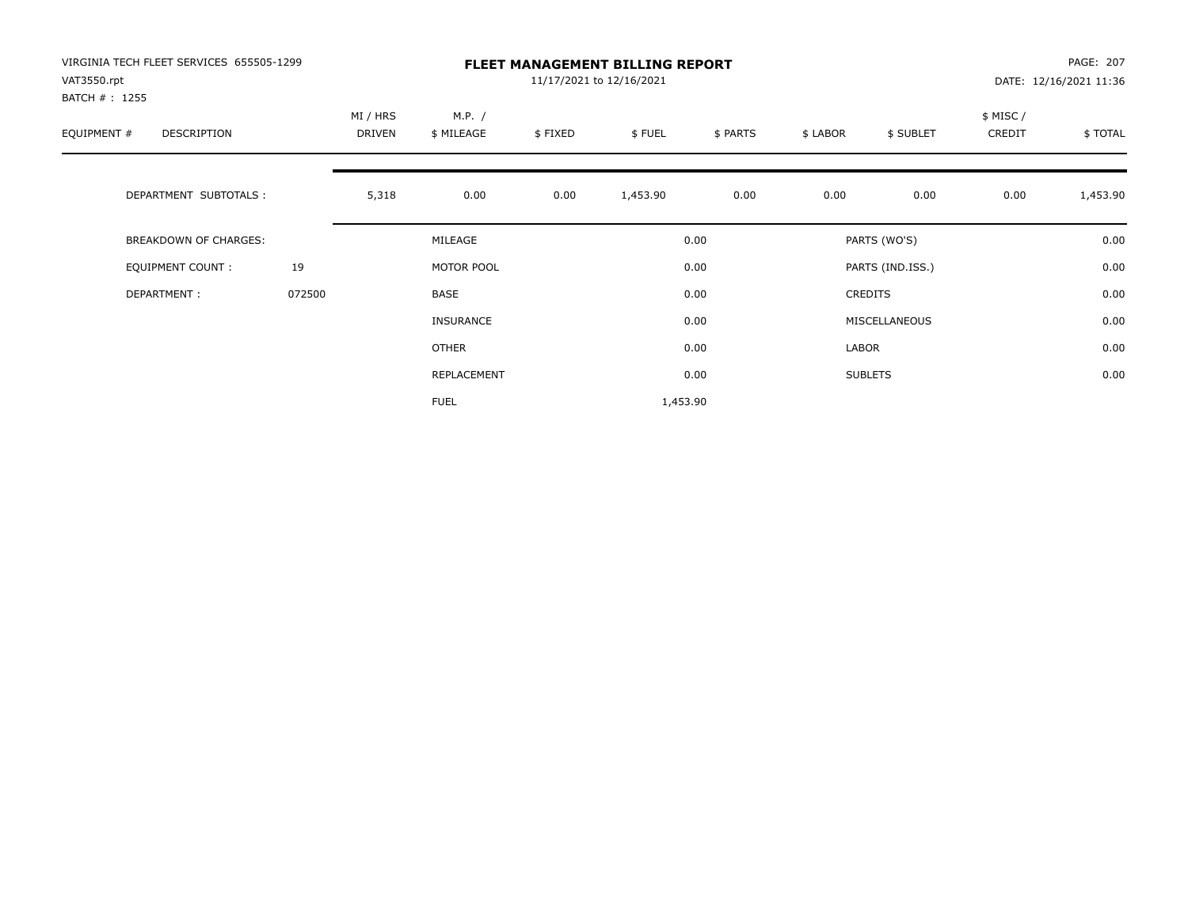VIRGINIA TECH FLEET SERVICES 655505-1299
VAT3550.rpt
BATCH # : 1255

# FLEET MANAGEMENT BILLING REPORT

11/17/2021 to 12/16/2021

DATE: 12/16/2021 11:36

| EQUIPMENT # | DESCRIPTION | MI / HRS DRIVEN | M.P. / $ MILEAGE | $ FIXED | $ FUEL | $ PARTS | $ LABOR | $ SUBLET | $ MISC / CREDIT | $ TOTAL |
|---|---|---|---|---|---|---|---|---|---|---|
| | DEPARTMENT SUBTOTALS : | 5,318 | 0.00 | 0.00 | 1,453.90 | 0.00 | 0.00 | 0.00 | 0.00 | 1,453.90 |

| BREAKDOWN OF CHARGES: | | | | | |
|---|---|---|---|---|---|
| | | MILEAGE | 0.00 | PARTS (WO'S) | 0.00 |
| EQUIPMENT COUNT : | 19 | MOTOR POOL | 0.00 | PARTS (IND.ISS.) | 0.00 |
| DEPARTMENT : | 072500 | BASE | 0.00 | CREDITS | 0.00 |
| | | INSURANCE | 0.00 | MISCELLANEOUS | 0.00 |
| | | OTHER | 0.00 | LABOR | 0.00 |
| | | REPLACEMENT | 0.00 | SUBLETS | 0.00 |
| | | FUEL | 1,453.90 | | |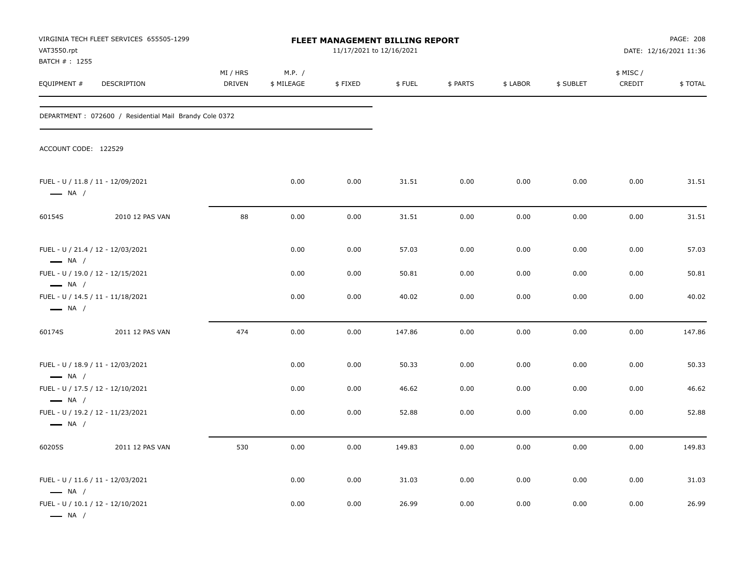VIRGINIA TECH FLEET SERVICES 655505-1299
VAT3550.rpt
BATCH # : 1255

**FLEET MANAGEMENT BILLING REPORT**
11/17/2021 to 12/16/2021

DATE: 12/16/2021 11:36

DEPARTMENT : 072600 / Residential Mail Brandy Cole 0372

ACCOUNT CODE: 122529

| EQUIPMENT # | DESCRIPTION | MI / HRS DRIVEN | M.P. / $ MILEAGE | $ FIXED | $ FUEL | $ PARTS | $ LABOR | $ SUBLET | $ MISC / CREDIT | $ TOTAL |
|---|---|---|---|---|---|---|---|---|---|---|
| FUEL - U / 11.8 / 11 - 12/09/2021 — NA / | | | 0.00 | 0.00 | 31.51 | 0.00 | 0.00 | 0.00 | 0.00 | 31.51 |
| 60154S | 2010 12 PAS VAN | 88 | 0.00 | 0.00 | 31.51 | 0.00 | 0.00 | 0.00 | 0.00 | 31.51 |
| FUEL - U / 21.4 / 12 - 12/03/2021 — NA / | | | 0.00 | 0.00 | 57.03 | 0.00 | 0.00 | 0.00 | 0.00 | 57.03 |
| FUEL - U / 19.0 / 12 - 12/15/2021 — NA / | | | 0.00 | 0.00 | 50.81 | 0.00 | 0.00 | 0.00 | 0.00 | 50.81 |
| FUEL - U / 14.5 / 11 - 11/18/2021 — NA / | | | 0.00 | 0.00 | 40.02 | 0.00 | 0.00 | 0.00 | 0.00 | 40.02 |
| 60174S | 2011 12 PAS VAN | 474 | 0.00 | 0.00 | 147.86 | 0.00 | 0.00 | 0.00 | 0.00 | 147.86 |
| FUEL - U / 18.9 / 11 - 12/03/2021 — NA / | | | 0.00 | 0.00 | 50.33 | 0.00 | 0.00 | 0.00 | 0.00 | 50.33 |
| FUEL - U / 17.5 / 12 - 12/10/2021 — NA / | | | 0.00 | 0.00 | 46.62 | 0.00 | 0.00 | 0.00 | 0.00 | 46.62 |
| FUEL - U / 19.2 / 12 - 11/23/2021 — NA / | | | 0.00 | 0.00 | 52.88 | 0.00 | 0.00 | 0.00 | 0.00 | 52.88 |
| 60205S | 2011 12 PAS VAN | 530 | 0.00 | 0.00 | 149.83 | 0.00 | 0.00 | 0.00 | 0.00 | 149.83 |
| FUEL - U / 11.6 / 11 - 12/03/2021 — NA / | | | 0.00 | 0.00 | 31.03 | 0.00 | 0.00 | 0.00 | 0.00 | 31.03 |
| FUEL - U / 10.1 / 12 - 12/10/2021 — NA / | | | 0.00 | 0.00 | 26.99 | 0.00 | 0.00 | 0.00 | 0.00 | 26.99 |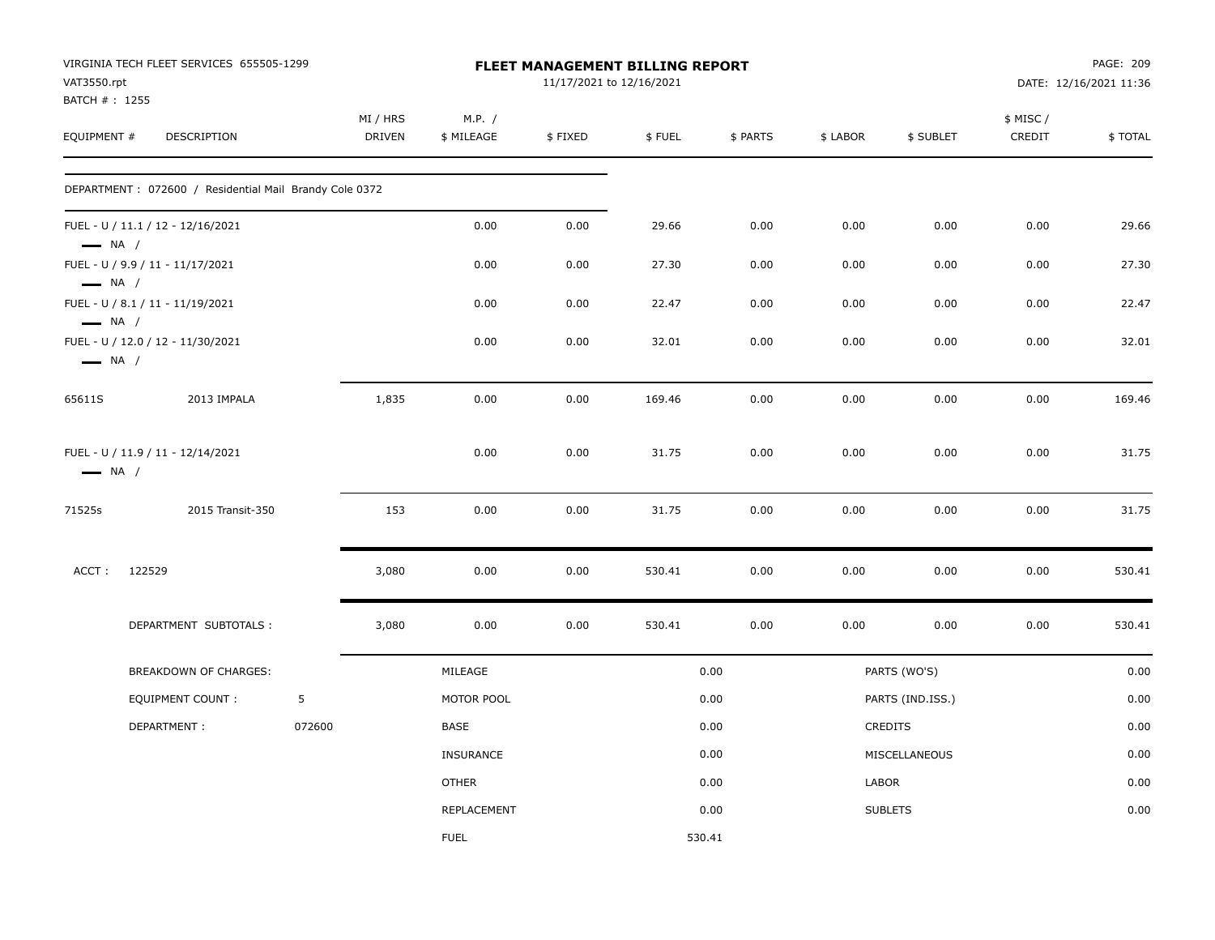VIRGINIA TECH FLEET SERVICES 655505-1299
VAT3550.rpt
BATCH # : 1255

**FLEET MANAGEMENT BILLING REPORT**
11/17/2021 to 12/16/2021

DATE: 12/16/2021 11:36

| EQUIPMENT # | DESCRIPTION | MI / HRS DRIVEN | M.P. / $ MILEAGE | $ FIXED | $ FUEL | $ PARTS | $ LABOR | $ SUBLET | $ MISC / CREDIT | $ TOTAL |
|---|---|---|---|---|---|---|---|---|---|---|
| DEPARTMENT : 072600 / Residential Mail Brandy Cole 0372 | | | | | | | | | | |
| FUEL - U / 11.1 / 12 - 12/16/2021 — NA / | | | 0.00 | 0.00 | 29.66 | 0.00 | 0.00 | 0.00 | 0.00 | 29.66 |
| FUEL - U / 9.9 / 11 - 11/17/2021 — NA / | | | 0.00 | 0.00 | 27.30 | 0.00 | 0.00 | 0.00 | 0.00 | 27.30 |
| FUEL - U / 8.1 / 11 - 11/19/2021 — NA / | | | 0.00 | 0.00 | 22.47 | 0.00 | 0.00 | 0.00 | 0.00 | 22.47 |
| FUEL - U / 12.0 / 12 - 11/30/2021 — NA / | | | 0.00 | 0.00 | 32.01 | 0.00 | 0.00 | 0.00 | 0.00 | 32.01 |
| 65611S | 2013 IMPALA | 1,835 | 0.00 | 0.00 | 169.46 | 0.00 | 0.00 | 0.00 | 0.00 | 169.46 |
| FUEL - U / 11.9 / 11 - 12/14/2021 — NA / | | | 0.00 | 0.00 | 31.75 | 0.00 | 0.00 | 0.00 | 0.00 | 31.75 |
| 71525s | 2015 Transit-350 | 153 | 0.00 | 0.00 | 31.75 | 0.00 | 0.00 | 0.00 | 0.00 | 31.75 |
| ACCT : 122529 | | 3,080 | 0.00 | 0.00 | 530.41 | 0.00 | 0.00 | 0.00 | 0.00 | 530.41 |
| DEPARTMENT SUBTOTALS : | | 3,080 | 0.00 | 0.00 | 530.41 | 0.00 | 0.00 | 0.00 | 0.00 | 530.41 |

| BREAKDOWN OF CHARGES: | | | | | |
|---|---|---|---|---|---|
| EQUIPMENT COUNT : | 5 | MILEAGE | 0.00 | PARTS (WO'S) | 0.00 |
| DEPARTMENT : | 072600 | MOTOR POOL | 0.00 | PARTS (IND.ISS.) | 0.00 |
| | | BASE | 0.00 | CREDITS | 0.00 |
| | | INSURANCE | 0.00 | MISCELLANEOUS | 0.00 |
| | | OTHER | 0.00 | LABOR | 0.00 |
| | | REPLACEMENT | 0.00 | SUBLETS | 0.00 |
| | | FUEL | 530.41 | | |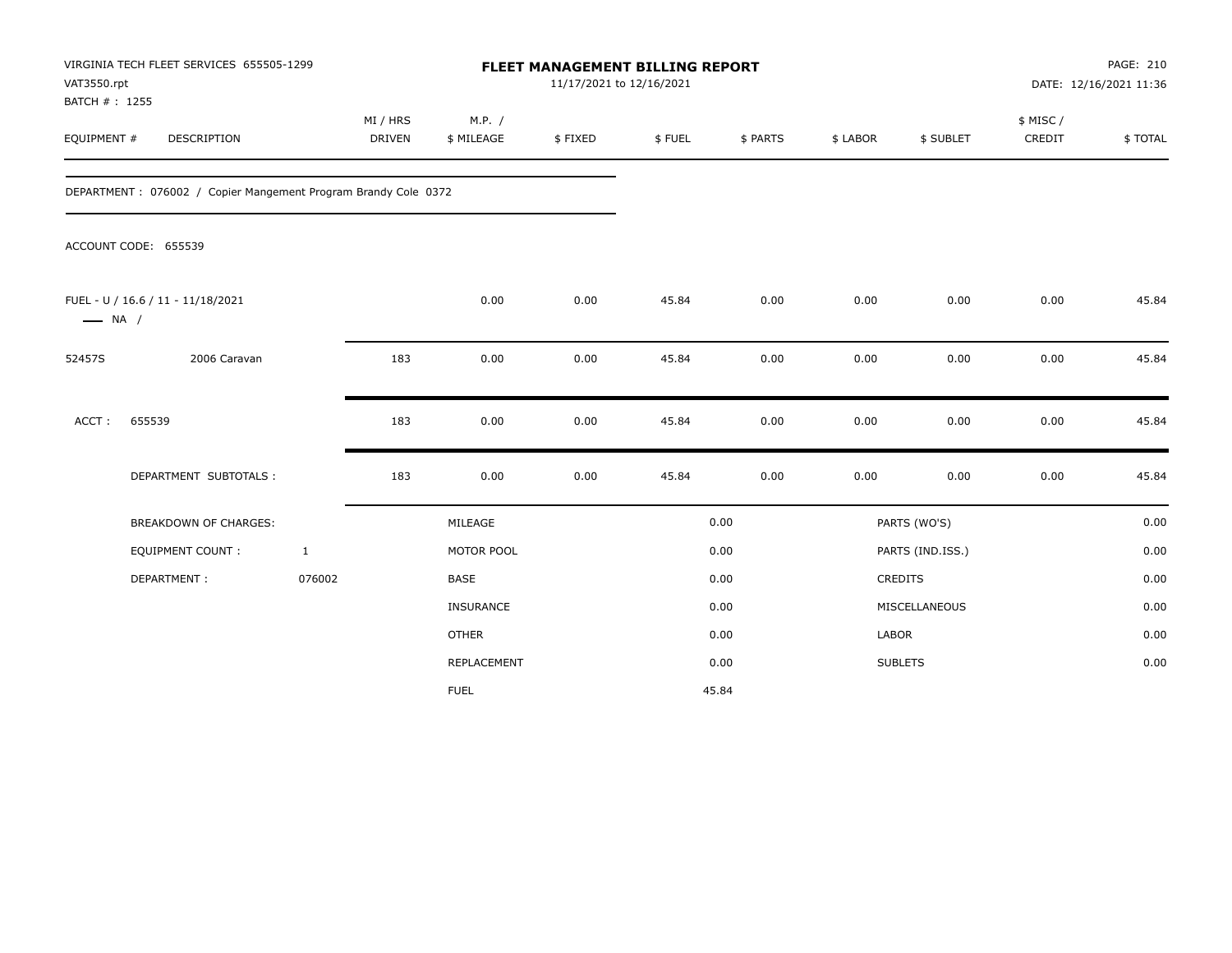VIRGINIA TECH FLEET SERVICES 655505-1299
VAT3550.rpt
BATCH # : 1255

# FLEET MANAGEMENT BILLING REPORT

11/17/2021 to 12/16/2021

DATE: 12/16/2021 11:36

| EQUIPMENT # | DESCRIPTION | MI / HRS DRIVEN | M.P. / $ MILEAGE | $ FIXED | $ FUEL | $ PARTS | $ LABOR | $ SUBLET | $ MISC / CREDIT | $ TOTAL |
|---|---|---|---|---|---|---|---|---|---|---|

DEPARTMENT : 076002 / Copier Mangement Program Brandy Cole 0372

ACCOUNT CODE: 655539

| EQUIPMENT # | DESCRIPTION | MI / HRS DRIVEN | M.P. / $ MILEAGE | $ FIXED | $ FUEL | $ PARTS | $ LABOR | $ SUBLET | $ MISC / CREDIT | $ TOTAL |
|---|---|---|---|---|---|---|---|---|---|---|
| FUEL - U / 16.6 / 11 - 11/18/2021 —— NA / | | | 0.00 | 0.00 | 45.84 | 0.00 | 0.00 | 0.00 | 0.00 | 45.84 |
| 52457S | 2006 Caravan | 183 | 0.00 | 0.00 | 45.84 | 0.00 | 0.00 | 0.00 | 0.00 | 45.84 |
| ACCT : | 655539 | 183 | 0.00 | 0.00 | 45.84 | 0.00 | 0.00 | 0.00 | 0.00 | 45.84 |
| | DEPARTMENT SUBTOTALS : | 183 | 0.00 | 0.00 | 45.84 | 0.00 | 0.00 | 0.00 | 0.00 | 45.84 |

| BREAKDOWN OF CHARGES: | | | | | |
|---|---|---|---|---|---|
| EQUIPMENT COUNT : | 1 | MILEAGE | 0.00 | PARTS (WO'S) | 0.00 |
| DEPARTMENT : | 076002 | MOTOR POOL | 0.00 | PARTS (IND.ISS.) | 0.00 |
| | | BASE | 0.00 | CREDITS | 0.00 |
| | | INSURANCE | 0.00 | MISCELLANEOUS | 0.00 |
| | | OTHER | 0.00 | LABOR | 0.00 |
| | | REPLACEMENT | 0.00 | SUBLETS | 0.00 |
| | | FUEL | 45.84 | | |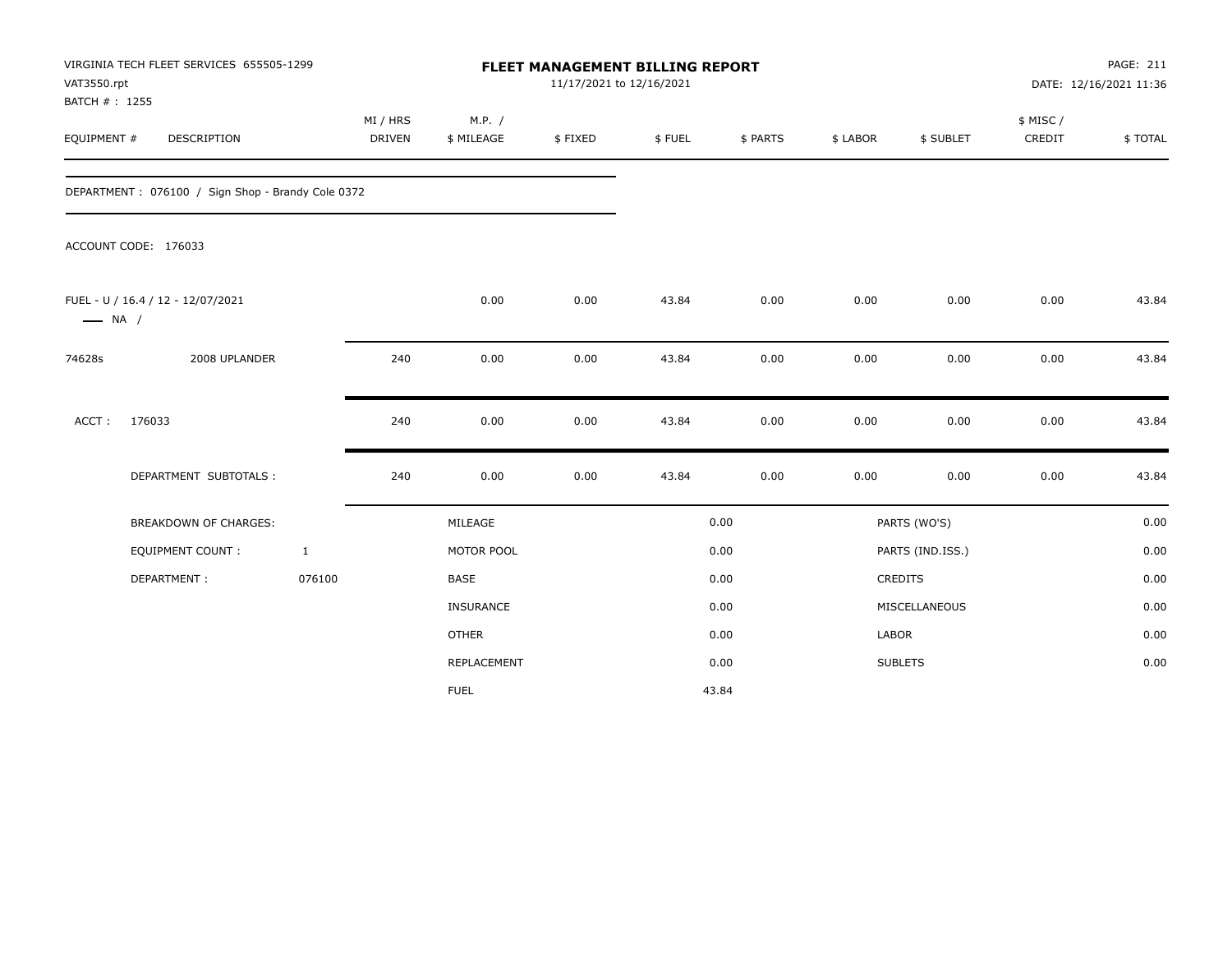VIRGINIA TECH FLEET SERVICES 655505-1299
VAT3550.rpt
BATCH # : 1255

# FLEET MANAGEMENT BILLING REPORT

11/17/2021 to 12/16/2021

DATE: 12/16/2021 11:36

| EQUIPMENT # | DESCRIPTION | MI / HRS DRIVEN | M.P. / $ MILEAGE | $ FIXED | $ FUEL | $ PARTS | $ LABOR | $ SUBLET | $ MISC / CREDIT | $ TOTAL |
|---|---|---|---|---|---|---|---|---|---|---|
| DEPARTMENT : 076100 / Sign Shop - Brandy Cole 0372 | | | | | | | | | | |
| ACCOUNT CODE: 176033 | | | | | | | | | | |
| FUEL - U / 16.4 / 12 - 12/07/2021 —— NA / | | | 0.00 | 0.00 | 43.84 | 0.00 | 0.00 | 0.00 | 0.00 | 43.84 |
| 74628s | 2008 UPLANDER | 240 | 0.00 | 0.00 | 43.84 | 0.00 | 0.00 | 0.00 | 0.00 | 43.84 |
| ACCT : | 176033 | 240 | 0.00 | 0.00 | 43.84 | 0.00 | 0.00 | 0.00 | 0.00 | 43.84 |
| | DEPARTMENT SUBTOTALS : | 240 | 0.00 | 0.00 | 43.84 | 0.00 | 0.00 | 0.00 | 0.00 | 43.84 |

| BREAKDOWN OF CHARGES: | | MILEAGE | 0.00 | PARTS (WO'S) | 0.00 |
|---|---|---|---|---|---|
| EQUIPMENT COUNT : | 1 | MOTOR POOL | 0.00 | PARTS (IND.ISS.) | 0.00 |
| DEPARTMENT : | 076100 | BASE | 0.00 | CREDITS | 0.00 |
| | | INSURANCE | 0.00 | MISCELLANEOUS | 0.00 |
| | | OTHER | 0.00 | LABOR | 0.00 |
| | | REPLACEMENT | 0.00 | SUBLETS | 0.00 |
| | | FUEL | 43.84 | | |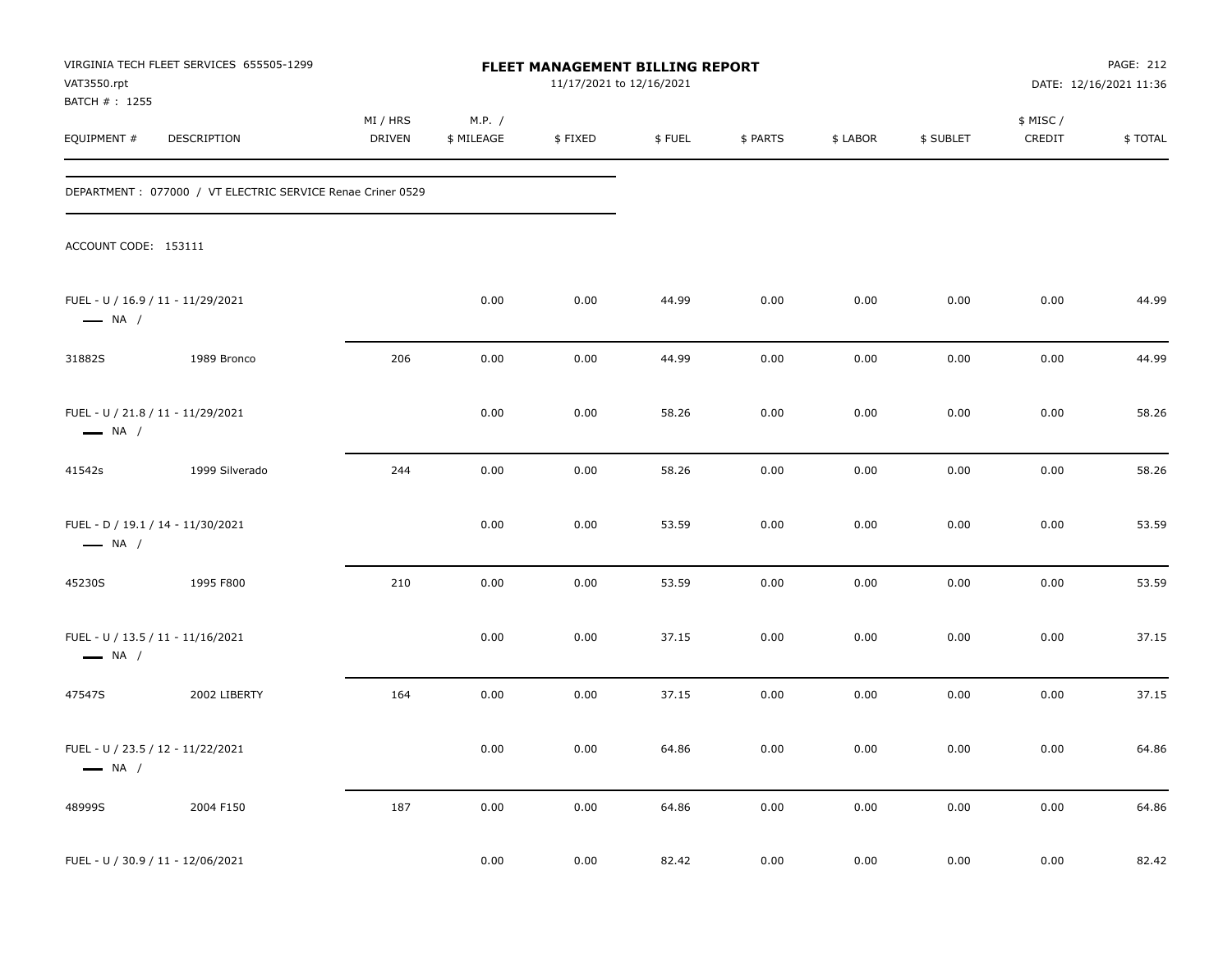VIRGINIA TECH FLEET SERVICES 655505-1299
VAT3550.rpt
BATCH # : 1255

# FLEET MANAGEMENT BILLING REPORT

11/17/2021 to 12/16/2021

DATE: 12/16/2021 11:36

DEPARTMENT : 077000 / VT ELECTRIC SERVICE Renae Criner 0529

ACCOUNT CODE: 153111

| EQUIPMENT # | DESCRIPTION | MI / HRS DRIVEN | M.P. / $ MILEAGE | $ FIXED | $ FUEL | $ PARTS | $ LABOR | $ SUBLET | $ MISC / CREDIT | $ TOTAL |
|---|---|---|---|---|---|---|---|---|---|---|
| FUEL - U / 16.9 / 11 - 11/29/2021 — NA / | | | 0.00 | 0.00 | 44.99 | 0.00 | 0.00 | 0.00 | 0.00 | 44.99 |
| 31882S | 1989 Bronco | 206 | 0.00 | 0.00 | 44.99 | 0.00 | 0.00 | 0.00 | 0.00 | 44.99 |
| FUEL - U / 21.8 / 11 - 11/29/2021 — NA / | | | 0.00 | 0.00 | 58.26 | 0.00 | 0.00 | 0.00 | 0.00 | 58.26 |
| 41542s | 1999 Silverado | 244 | 0.00 | 0.00 | 58.26 | 0.00 | 0.00 | 0.00 | 0.00 | 58.26 |
| FUEL - D / 19.1 / 14 - 11/30/2021 — NA / | | | 0.00 | 0.00 | 53.59 | 0.00 | 0.00 | 0.00 | 0.00 | 53.59 |
| 45230S | 1995 F800 | 210 | 0.00 | 0.00 | 53.59 | 0.00 | 0.00 | 0.00 | 0.00 | 53.59 |
| FUEL - U / 13.5 / 11 - 11/16/2021 — NA / | | | 0.00 | 0.00 | 37.15 | 0.00 | 0.00 | 0.00 | 0.00 | 37.15 |
| 47547S | 2002 LIBERTY | 164 | 0.00 | 0.00 | 37.15 | 0.00 | 0.00 | 0.00 | 0.00 | 37.15 |
| FUEL - U / 23.5 / 12 - 11/22/2021 — NA / | | | 0.00 | 0.00 | 64.86 | 0.00 | 0.00 | 0.00 | 0.00 | 64.86 |
| 48999S | 2004 F150 | 187 | 0.00 | 0.00 | 64.86 | 0.00 | 0.00 | 0.00 | 0.00 | 64.86 |
| FUEL - U / 30.9 / 11 - 12/06/2021 | | | 0.00 | 0.00 | 82.42 | 0.00 | 0.00 | 0.00 | 0.00 | 82.42 |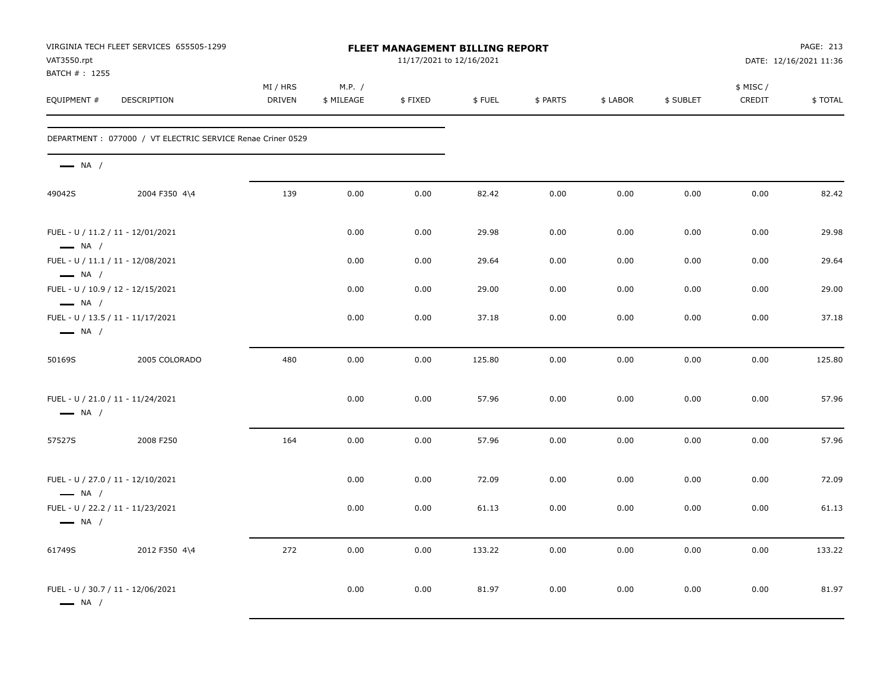VIRGINIA TECH FLEET SERVICES 655505-1299
VAT3550.rpt
BATCH # : 1255

**FLEET MANAGEMENT BILLING REPORT**
11/17/2021 to 12/16/2021

DATE: 12/16/2021 11:36

| EQUIPMENT # | DESCRIPTION | MI / HRS DRIVEN | M.P. / $ MILEAGE | $ FIXED | $ FUEL | $ PARTS | $ LABOR | $ SUBLET | $ MISC / CREDIT | $ TOTAL |
|---|---|---|---|---|---|---|---|---|---|---|
| DEPARTMENT : 077000 / VT ELECTRIC SERVICE Renae Criner 0529 | | | | | | | | | | |
| — NA / | | | | | | | | | | |
| 49042S | 2004 F350 4\4 | 139 | 0.00 | 0.00 | 82.42 | 0.00 | 0.00 | 0.00 | 0.00 | 82.42 |
| FUEL - U / 11.2 / 11 - 12/01/2021 — NA / | | | 0.00 | 0.00 | 29.98 | 0.00 | 0.00 | 0.00 | 0.00 | 29.98 |
| FUEL - U / 11.1 / 11 - 12/08/2021 — NA / | | | 0.00 | 0.00 | 29.64 | 0.00 | 0.00 | 0.00 | 0.00 | 29.64 |
| FUEL - U / 10.9 / 12 - 12/15/2021 — NA / | | | 0.00 | 0.00 | 29.00 | 0.00 | 0.00 | 0.00 | 0.00 | 29.00 |
| FUEL - U / 13.5 / 11 - 11/17/2021 — NA / | | | 0.00 | 0.00 | 37.18 | 0.00 | 0.00 | 0.00 | 0.00 | 37.18 |
| 50169S | 2005 COLORADO | 480 | 0.00 | 0.00 | 125.80 | 0.00 | 0.00 | 0.00 | 0.00 | 125.80 |
| FUEL - U / 21.0 / 11 - 11/24/2021 — NA / | | | 0.00 | 0.00 | 57.96 | 0.00 | 0.00 | 0.00 | 0.00 | 57.96 |
| 57527S | 2008 F250 | 164 | 0.00 | 0.00 | 57.96 | 0.00 | 0.00 | 0.00 | 0.00 | 57.96 |
| FUEL - U / 27.0 / 11 - 12/10/2021 — NA / | | | 0.00 | 0.00 | 72.09 | 0.00 | 0.00 | 0.00 | 0.00 | 72.09 |
| FUEL - U / 22.2 / 11 - 11/23/2021 — NA / | | | 0.00 | 0.00 | 61.13 | 0.00 | 0.00 | 0.00 | 0.00 | 61.13 |
| 61749S | 2012 F350 4\4 | 272 | 0.00 | 0.00 | 133.22 | 0.00 | 0.00 | 0.00 | 0.00 | 133.22 |
| FUEL - U / 30.7 / 11 - 12/06/2021 — NA / | | | 0.00 | 0.00 | 81.97 | 0.00 | 0.00 | 0.00 | 0.00 | 81.97 |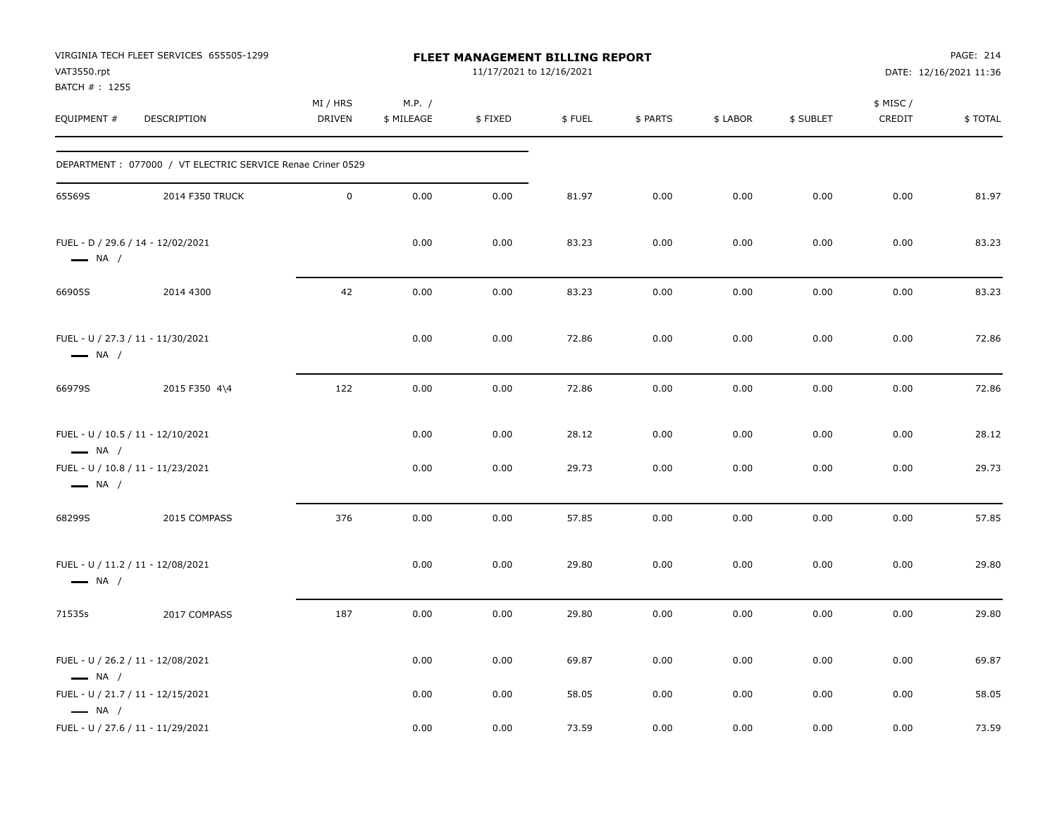VIRGINIA TECH FLEET SERVICES 655505-1299
VAT3550.rpt
BATCH # : 1255

# FLEET MANAGEMENT BILLING REPORT

11/17/2021 to 12/16/2021

DATE: 12/16/2021 11:36

| EQUIPMENT # | DESCRIPTION | MI / HRS DRIVEN | M.P. / $ MILEAGE | $ FIXED | $ FUEL | $ PARTS | $ LABOR | $ SUBLET | $ MISC / CREDIT | $ TOTAL |
|---|---|---|---|---|---|---|---|---|---|---|
| DEPARTMENT : 077000 / VT ELECTRIC SERVICE Renae Criner 0529 | | | | | | | | | | |
| 65569S | 2014 F350 TRUCK | 0 | 0.00 | 0.00 | 81.97 | 0.00 | 0.00 | 0.00 | 0.00 | 81.97 |
| FUEL - D / 29.6 / 14 - 12/02/2021 — NA / | | | 0.00 | 0.00 | 83.23 | 0.00 | 0.00 | 0.00 | 0.00 | 83.23 |
| 66905S | 2014 4300 | 42 | 0.00 | 0.00 | 83.23 | 0.00 | 0.00 | 0.00 | 0.00 | 83.23 |
| FUEL - U / 27.3 / 11 - 11/30/2021 — NA / | | | 0.00 | 0.00 | 72.86 | 0.00 | 0.00 | 0.00 | 0.00 | 72.86 |
| 66979S | 2015 F350 4\4 | 122 | 0.00 | 0.00 | 72.86 | 0.00 | 0.00 | 0.00 | 0.00 | 72.86 |
| FUEL - U / 10.5 / 11 - 12/10/2021 — NA / | | | 0.00 | 0.00 | 28.12 | 0.00 | 0.00 | 0.00 | 0.00 | 28.12 |
| FUEL - U / 10.8 / 11 - 11/23/2021 — NA / | | | 0.00 | 0.00 | 29.73 | 0.00 | 0.00 | 0.00 | 0.00 | 29.73 |
| 68299S | 2015 COMPASS | 376 | 0.00 | 0.00 | 57.85 | 0.00 | 0.00 | 0.00 | 0.00 | 57.85 |
| FUEL - U / 11.2 / 11 - 12/08/2021 — NA / | | | 0.00 | 0.00 | 29.80 | 0.00 | 0.00 | 0.00 | 0.00 | 29.80 |
| 71535s | 2017 COMPASS | 187 | 0.00 | 0.00 | 29.80 | 0.00 | 0.00 | 0.00 | 0.00 | 29.80 |
| FUEL - U / 26.2 / 11 - 12/08/2021 — NA / | | | 0.00 | 0.00 | 69.87 | 0.00 | 0.00 | 0.00 | 0.00 | 69.87 |
| FUEL - U / 21.7 / 11 - 12/15/2021 — NA / | | | 0.00 | 0.00 | 58.05 | 0.00 | 0.00 | 0.00 | 0.00 | 58.05 |
| FUEL - U / 27.6 / 11 - 11/29/2021 | | | 0.00 | 0.00 | 73.59 | 0.00 | 0.00 | 0.00 | 0.00 | 73.59 |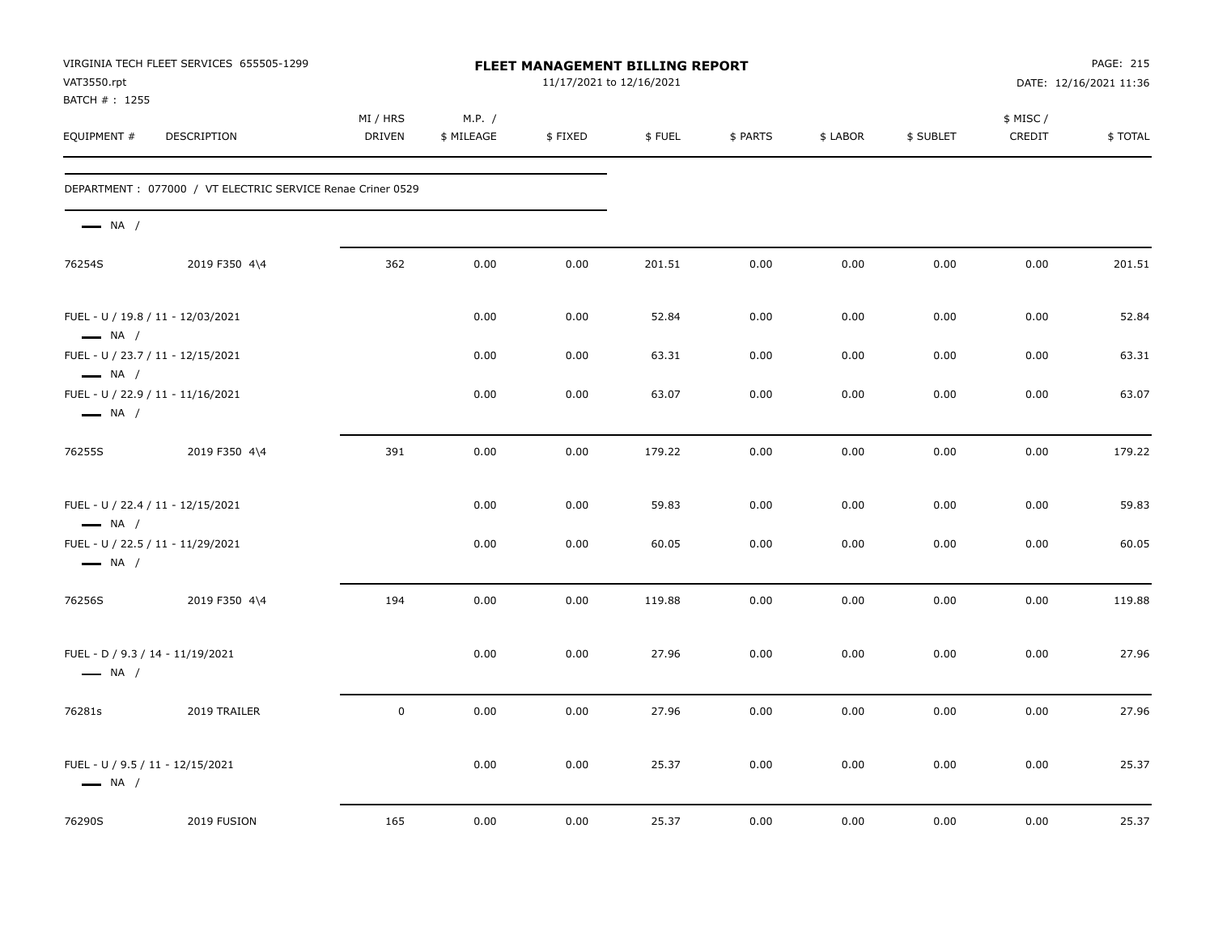VIRGINIA TECH FLEET SERVICES 655505-1299
VAT3550.rpt
BATCH # : 1255

**FLEET MANAGEMENT BILLING REPORT**
11/17/2021 to 12/16/2021

PAGE: 215
DATE: 12/16/2021 11:36

DEPARTMENT : 077000 / VT ELECTRIC SERVICE Renae Criner 0529

| EQUIPMENT # | DESCRIPTION | MI / HRS DRIVEN | M.P. / $ MILEAGE | $ FIXED | $ FUEL | $ PARTS | $ LABOR | $ SUBLET | $ MISC / CREDIT | $ TOTAL |
|---|---|---|---|---|---|---|---|---|---|---|
| — NA / | | | | | | | | | | |
| 76254S | 2019 F350 4\4 | 362 | 0.00 | 0.00 | 201.51 | 0.00 | 0.00 | 0.00 | 0.00 | 201.51 |
| FUEL - U / 19.8 / 11 - 12/03/2021<br>— NA / | | | 0.00 | 0.00 | 52.84 | 0.00 | 0.00 | 0.00 | 0.00 | 52.84 |
| FUEL - U / 23.7 / 11 - 12/15/2021<br>— NA / | | | 0.00 | 0.00 | 63.31 | 0.00 | 0.00 | 0.00 | 0.00 | 63.31 |
| FUEL - U / 22.9 / 11 - 11/16/2021<br>— NA / | | | 0.00 | 0.00 | 63.07 | 0.00 | 0.00 | 0.00 | 0.00 | 63.07 |
| 76255S | 2019 F350 4\4 | 391 | 0.00 | 0.00 | 179.22 | 0.00 | 0.00 | 0.00 | 0.00 | 179.22 |
| FUEL - U / 22.4 / 11 - 12/15/2021<br>— NA / | | | 0.00 | 0.00 | 59.83 | 0.00 | 0.00 | 0.00 | 0.00 | 59.83 |
| FUEL - U / 22.5 / 11 - 11/29/2021<br>— NA / | | | 0.00 | 0.00 | 60.05 | 0.00 | 0.00 | 0.00 | 0.00 | 60.05 |
| 76256S | 2019 F350 4\4 | 194 | 0.00 | 0.00 | 119.88 | 0.00 | 0.00 | 0.00 | 0.00 | 119.88 |
| FUEL - D / 9.3 / 14 - 11/19/2021<br>— NA / | | | 0.00 | 0.00 | 27.96 | 0.00 | 0.00 | 0.00 | 0.00 | 27.96 |
| 76281s | 2019 TRAILER | 0 | 0.00 | 0.00 | 27.96 | 0.00 | 0.00 | 0.00 | 0.00 | 27.96 |
| FUEL - U / 9.5 / 11 - 12/15/2021<br>— NA / | | | 0.00 | 0.00 | 25.37 | 0.00 | 0.00 | 0.00 | 0.00 | 25.37 |
| 76290S | 2019 FUSION | 165 | 0.00 | 0.00 | 25.37 | 0.00 | 0.00 | 0.00 | 0.00 | 25.37 |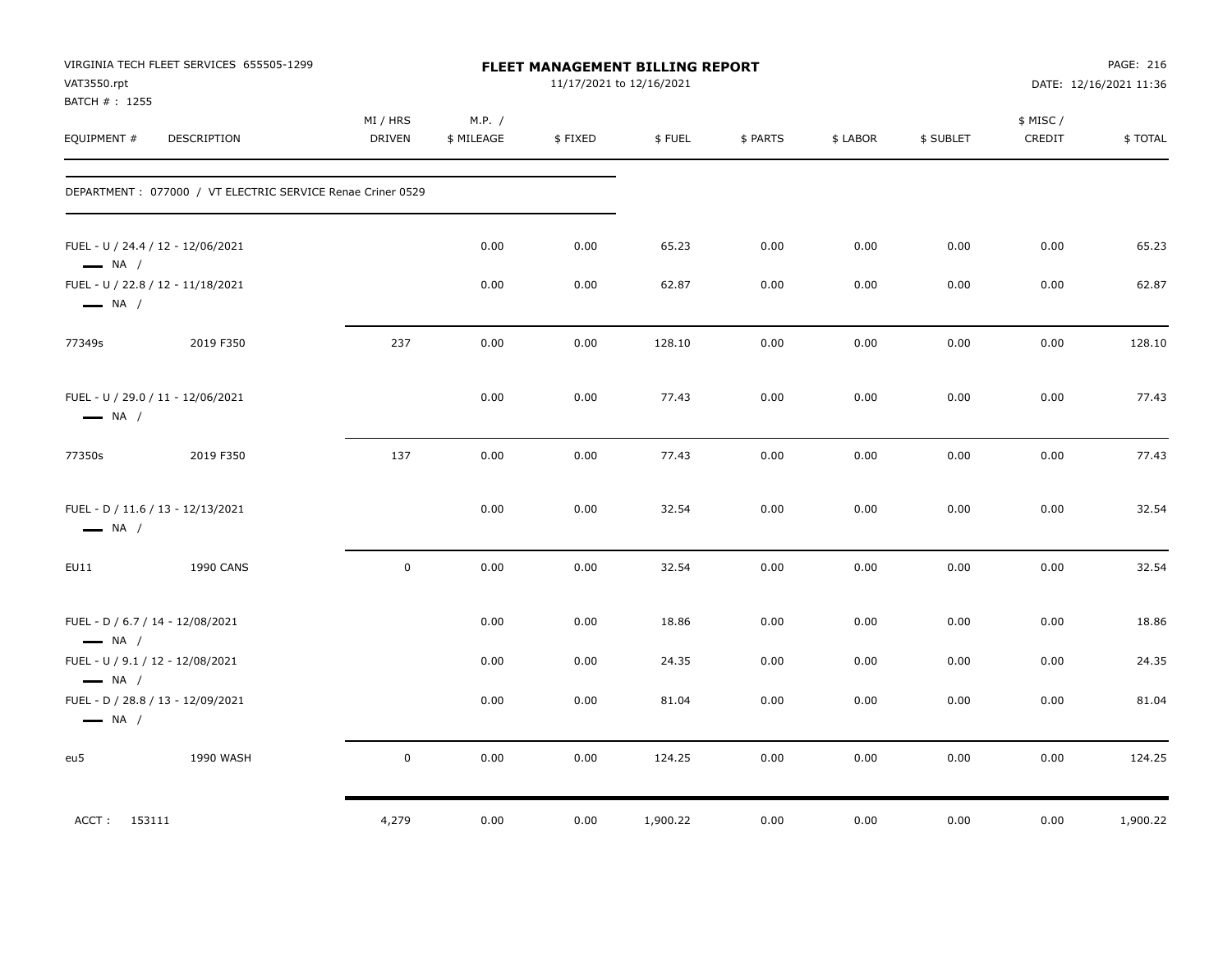VIRGINIA TECH FLEET SERVICES 655505-1299
VAT3550.rpt
BATCH # : 1255

**FLEET MANAGEMENT BILLING REPORT**
11/17/2021 to 12/16/2021

DATE: 12/16/2021 11:36

| EQUIPMENT # | DESCRIPTION | MI / HRS DRIVEN | M.P. / $ MILEAGE | $ FIXED | $ FUEL | $ PARTS | $ LABOR | $ SUBLET | $ MISC / CREDIT | $ TOTAL |
|---|---|---|---|---|---|---|---|---|---|---|
| DEPARTMENT : 077000 / VT ELECTRIC SERVICE Renae Criner 0529 | | | | | | | | | | |
| FUEL - U / 24.4 / 12 - 12/06/2021 — NA / | | | 0.00 | 0.00 | 65.23 | 0.00 | 0.00 | 0.00 | 0.00 | 65.23 |
| FUEL - U / 22.8 / 12 - 11/18/2021 — NA / | | | 0.00 | 0.00 | 62.87 | 0.00 | 0.00 | 0.00 | 0.00 | 62.87 |
| 77349s | 2019 F350 | 237 | 0.00 | 0.00 | 128.10 | 0.00 | 0.00 | 0.00 | 0.00 | 128.10 |
| FUEL - U / 29.0 / 11 - 12/06/2021 — NA / | | | 0.00 | 0.00 | 77.43 | 0.00 | 0.00 | 0.00 | 0.00 | 77.43 |
| 77350s | 2019 F350 | 137 | 0.00 | 0.00 | 77.43 | 0.00 | 0.00 | 0.00 | 0.00 | 77.43 |
| FUEL - D / 11.6 / 13 - 12/13/2021 — NA / | | | 0.00 | 0.00 | 32.54 | 0.00 | 0.00 | 0.00 | 0.00 | 32.54 |
| EU11 | 1990 CANS | 0 | 0.00 | 0.00 | 32.54 | 0.00 | 0.00 | 0.00 | 0.00 | 32.54 |
| FUEL - D / 6.7 / 14 - 12/08/2021 — NA / | | | 0.00 | 0.00 | 18.86 | 0.00 | 0.00 | 0.00 | 0.00 | 18.86 |
| FUEL - U / 9.1 / 12 - 12/08/2021 — NA / | | | 0.00 | 0.00 | 24.35 | 0.00 | 0.00 | 0.00 | 0.00 | 24.35 |
| FUEL - D / 28.8 / 13 - 12/09/2021 — NA / | | | 0.00 | 0.00 | 81.04 | 0.00 | 0.00 | 0.00 | 0.00 | 81.04 |
| eu5 | 1990 WASH | 0 | 0.00 | 0.00 | 124.25 | 0.00 | 0.00 | 0.00 | 0.00 | 124.25 |
| ACCT : 153111 | | 4,279 | 0.00 | 0.00 | 1,900.22 | 0.00 | 0.00 | 0.00 | 0.00 | 1,900.22 |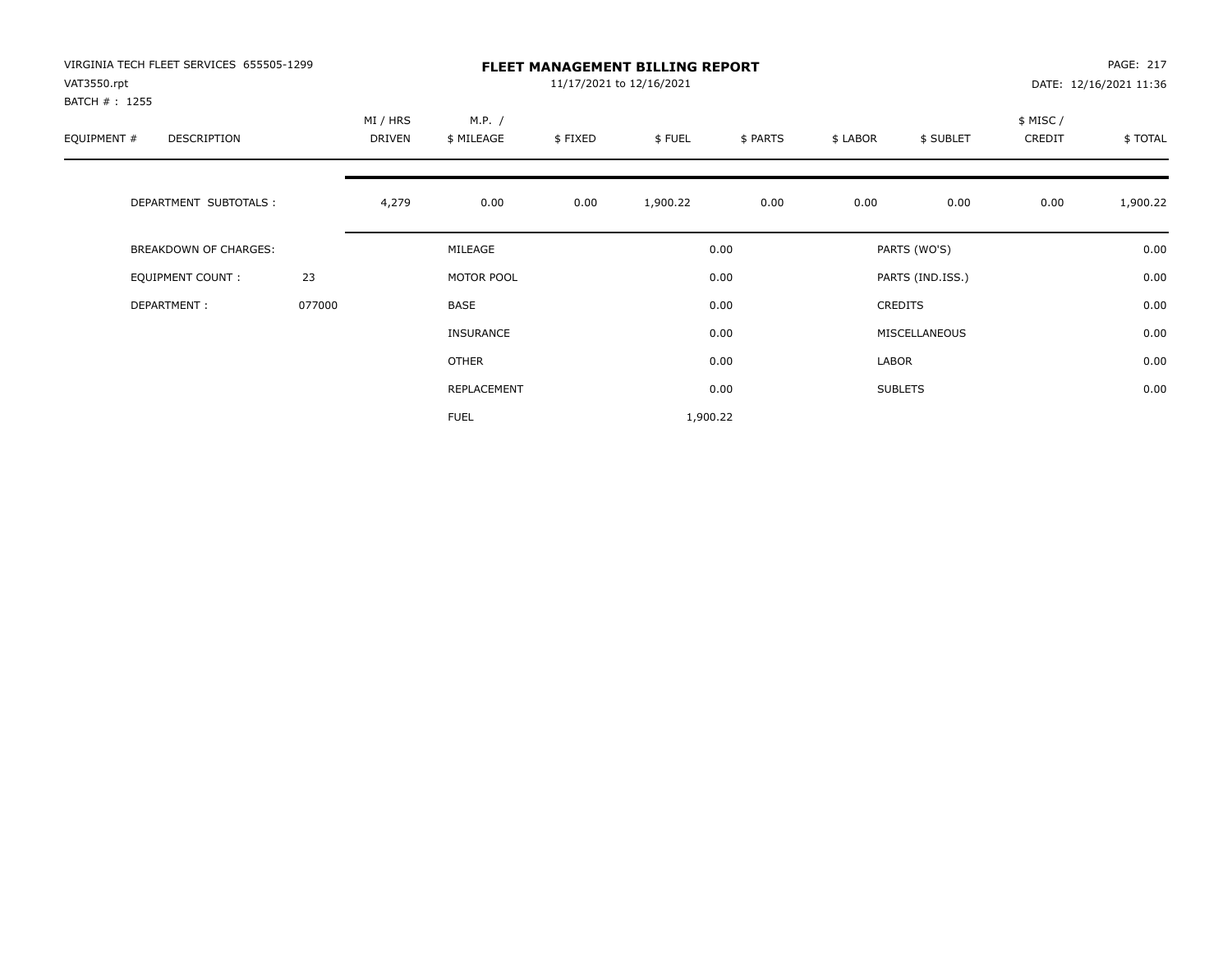VIRGINIA TECH FLEET SERVICES 655505-1299
VAT3550.rpt
BATCH # : 1255

# FLEET MANAGEMENT BILLING REPORT

11/17/2021 to 12/16/2021

DATE: 12/16/2021 11:36

| EQUIPMENT # | DESCRIPTION | MI / HRS DRIVEN | M.P. / $ MILEAGE | $ FIXED | $ FUEL | $ PARTS | $ LABOR | $ SUBLET | $ MISC / CREDIT | $ TOTAL |
|---|---|---|---|---|---|---|---|---|---|---|
| | DEPARTMENT SUBTOTALS : | 4,279 | 0.00 | 0.00 | 1,900.22 | 0.00 | 0.00 | 0.00 | 0.00 | 1,900.22 |

| BREAKDOWN OF CHARGES: | | | | | |
|---|---|---|---|---|---|
| EQUIPMENT COUNT : | 23 | MOTOR POOL | 0.00 | PARTS (IND.ISS.) | 0.00 |
| DEPARTMENT : | 077000 | BASE | 0.00 | CREDITS | 0.00 |
| | | MILEAGE | 0.00 | PARTS (WO'S) | 0.00 |
| | | INSURANCE | 0.00 | MISCELLANEOUS | 0.00 |
| | | OTHER | 0.00 | LABOR | 0.00 |
| | | REPLACEMENT | 0.00 | SUBLETS | 0.00 |
| | | FUEL | 1,900.22 | | |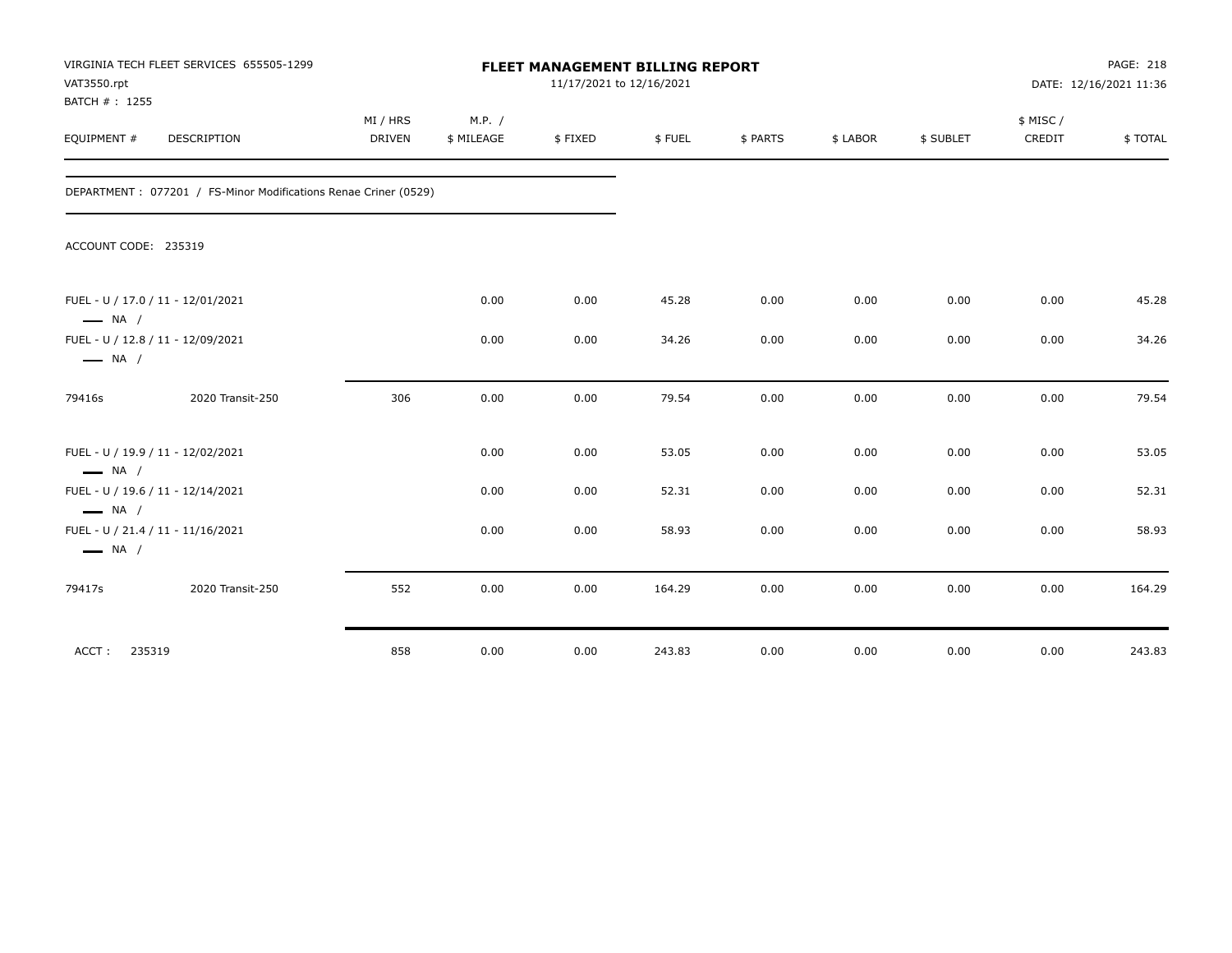VIRGINIA TECH FLEET SERVICES 655505-1299
VAT3550.rpt
BATCH # : 1255

**FLEET MANAGEMENT BILLING REPORT**
11/17/2021 to 12/16/2021

DATE: 12/16/2021 11:36

| EQUIPMENT # | DESCRIPTION | MI / HRS DRIVEN | M.P. / $ MILEAGE | $ FIXED | $ FUEL | $ PARTS | $ LABOR | $ SUBLET | $ MISC / CREDIT | $ TOTAL |
|---|---|---|---|---|---|---|---|---|---|---|
| DEPARTMENT : 077201 / FS-Minor Modifications Renae Criner (0529) | | | | | | | | | | |
| ACCOUNT CODE: 235319 | | | | | | | | | | |
| FUEL - U / 17.0 / 11 - 12/01/2021 — NA / | | | 0.00 | 0.00 | 45.28 | 0.00 | 0.00 | 0.00 | 0.00 | 45.28 |
| FUEL - U / 12.8 / 11 - 12/09/2021 — NA / | | | 0.00 | 0.00 | 34.26 | 0.00 | 0.00 | 0.00 | 0.00 | 34.26 |
| 79416s | 2020 Transit-250 | 306 | 0.00 | 0.00 | 79.54 | 0.00 | 0.00 | 0.00 | 0.00 | 79.54 |
| FUEL - U / 19.9 / 11 - 12/02/2021 — NA / | | | 0.00 | 0.00 | 53.05 | 0.00 | 0.00 | 0.00 | 0.00 | 53.05 |
| FUEL - U / 19.6 / 11 - 12/14/2021 — NA / | | | 0.00 | 0.00 | 52.31 | 0.00 | 0.00 | 0.00 | 0.00 | 52.31 |
| FUEL - U / 21.4 / 11 - 11/16/2021 — NA / | | | 0.00 | 0.00 | 58.93 | 0.00 | 0.00 | 0.00 | 0.00 | 58.93 |
| 79417s | 2020 Transit-250 | 552 | 0.00 | 0.00 | 164.29 | 0.00 | 0.00 | 0.00 | 0.00 | 164.29 |
| ACCT : 235319 | | 858 | 0.00 | 0.00 | 243.83 | 0.00 | 0.00 | 0.00 | 0.00 | 243.83 |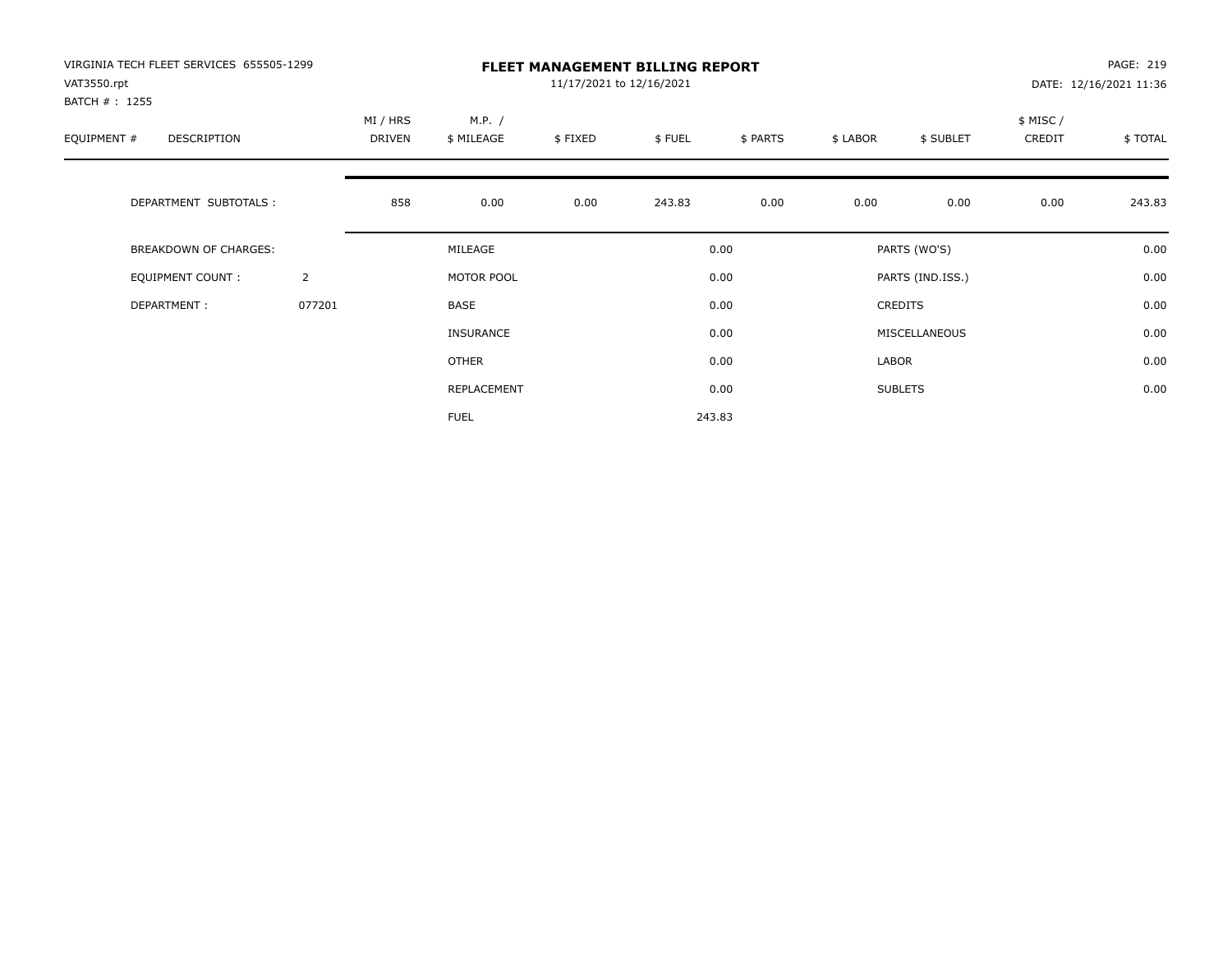VIRGINIA TECH FLEET SERVICES 655505-1299
VAT3550.rpt
BATCH # : 1255

# FLEET MANAGEMENT BILLING REPORT

11/17/2021 to 12/16/2021

PAGE: 219
DATE: 12/16/2021 11:36

| EQUIPMENT # | DESCRIPTION | MI / HRS DRIVEN | M.P. / $ MILEAGE | $ FIXED | $ FUEL | $ PARTS | $ LABOR | $ SUBLET | $ MISC / CREDIT | $ TOTAL |
|---|---|---|---|---|---|---|---|---|---|---|
| | DEPARTMENT SUBTOTALS : | 858 | 0.00 | 0.00 | 243.83 | 0.00 | 0.00 | 0.00 | 0.00 | 243.83 |

| | | | | | |
|---|---|---|---|---|---|
| BREAKDOWN OF CHARGES: | | MILEAGE | 0.00 | PARTS (WO'S) | 0.00 |
| EQUIPMENT COUNT : | 2 | MOTOR POOL | 0.00 | PARTS (IND.ISS.) | 0.00 |
| DEPARTMENT : | 077201 | BASE | 0.00 | CREDITS | 0.00 |
| | | INSURANCE | 0.00 | MISCELLANEOUS | 0.00 |
| | | OTHER | 0.00 | LABOR | 0.00 |
| | | REPLACEMENT | 0.00 | SUBLETS | 0.00 |
| | | FUEL | 243.83 | | |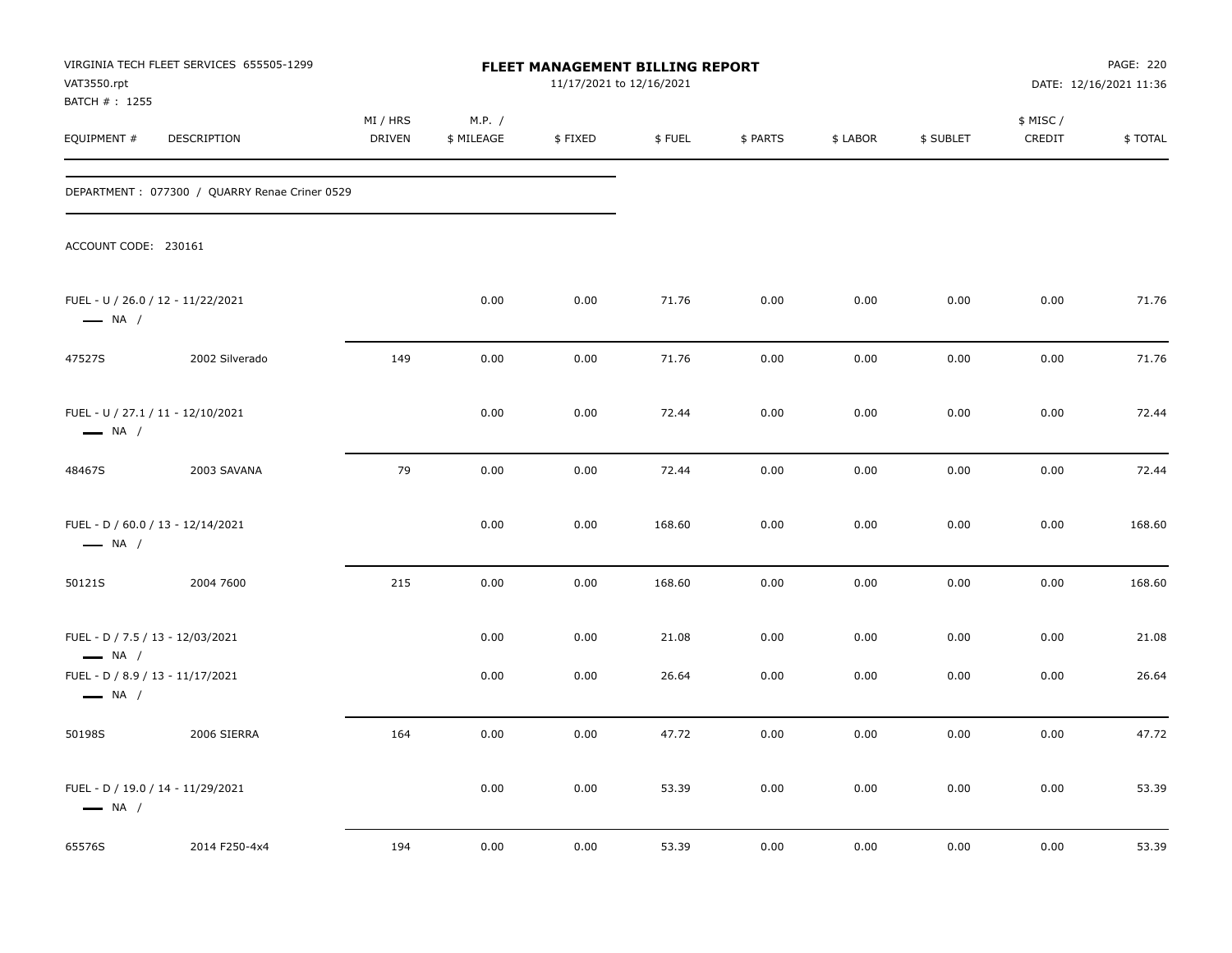VIRGINIA TECH FLEET SERVICES 655505-1299
VAT3550.rpt
BATCH # : 1255

**FLEET MANAGEMENT BILLING REPORT**
11/17/2021 to 12/16/2021

DATE: 12/16/2021 11:36

| EQUIPMENT # | DESCRIPTION | MI / HRS DRIVEN | M.P. / $ MILEAGE | $ FIXED | $ FUEL | $ PARTS | $ LABOR | $ SUBLET | $ MISC / CREDIT | $ TOTAL |
|---|---|---|---|---|---|---|---|---|---|---|

DEPARTMENT : 077300 / QUARRY Renae Criner 0529

ACCOUNT CODE: 230161

| EQUIPMENT # | DESCRIPTION | MI / HRS DRIVEN | M.P. / $ MILEAGE | $ FIXED | $ FUEL | $ PARTS | $ LABOR | $ SUBLET | $ MISC / CREDIT | $ TOTAL |
|---|---|---|---|---|---|---|---|---|---|---|
| FUEL - U / 26.0 / 12 - 11/22/2021 — NA / | | | 0.00 | 0.00 | 71.76 | 0.00 | 0.00 | 0.00 | 0.00 | 71.76 |
| 47527S | 2002 Silverado | 149 | 0.00 | 0.00 | 71.76 | 0.00 | 0.00 | 0.00 | 0.00 | 71.76 |
| FUEL - U / 27.1 / 11 - 12/10/2021 — NA / | | | 0.00 | 0.00 | 72.44 | 0.00 | 0.00 | 0.00 | 0.00 | 72.44 |
| 48467S | 2003 SAVANA | 79 | 0.00 | 0.00 | 72.44 | 0.00 | 0.00 | 0.00 | 0.00 | 72.44 |
| FUEL - D / 60.0 / 13 - 12/14/2021 — NA / | | | 0.00 | 0.00 | 168.60 | 0.00 | 0.00 | 0.00 | 0.00 | 168.60 |
| 50121S | 2004 7600 | 215 | 0.00 | 0.00 | 168.60 | 0.00 | 0.00 | 0.00 | 0.00 | 168.60 |
| FUEL - D / 7.5 / 13 - 12/03/2021 — NA / | | | 0.00 | 0.00 | 21.08 | 0.00 | 0.00 | 0.00 | 0.00 | 21.08 |
| FUEL - D / 8.9 / 13 - 11/17/2021 — NA / | | | 0.00 | 0.00 | 26.64 | 0.00 | 0.00 | 0.00 | 0.00 | 26.64 |
| 50198S | 2006 SIERRA | 164 | 0.00 | 0.00 | 47.72 | 0.00 | 0.00 | 0.00 | 0.00 | 47.72 |
| FUEL - D / 19.0 / 14 - 11/29/2021 — NA / | | | 0.00 | 0.00 | 53.39 | 0.00 | 0.00 | 0.00 | 0.00 | 53.39 |
| 65576S | 2014 F250-4x4 | 194 | 0.00 | 0.00 | 53.39 | 0.00 | 0.00 | 0.00 | 0.00 | 53.39 |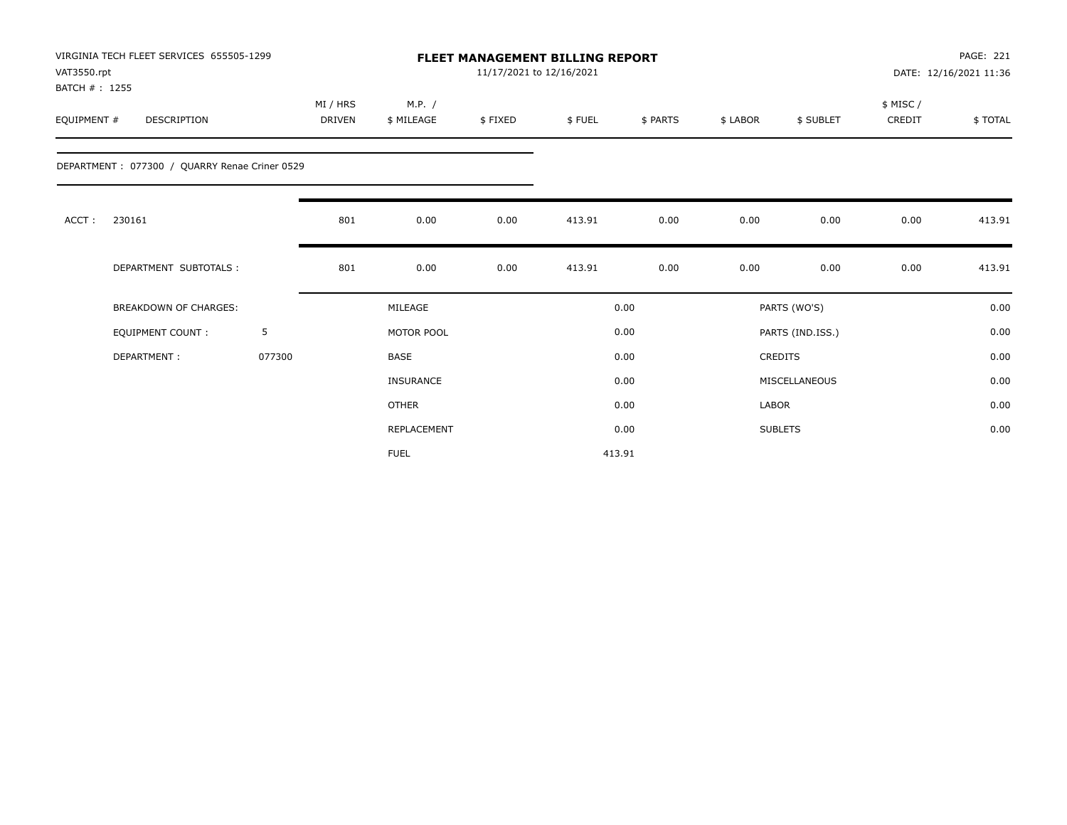VIRGINIA TECH FLEET SERVICES 655505-1299
VAT3550.rpt
BATCH # : 1255

# FLEET MANAGEMENT BILLING REPORT

11/17/2021 to 12/16/2021

DATE: 12/16/2021 11:36

| EQUIPMENT # | DESCRIPTION | MI / HRS DRIVEN | M.P. / $ MILEAGE | $ FIXED | $ FUEL | $ PARTS | $ LABOR | $ SUBLET | $ MISC / CREDIT | $ TOTAL |
|---|---|---|---|---|---|---|---|---|---|---|
| DEPARTMENT : 077300 / QUARRY Renae Criner 0529 | | | | | | | | | | |
| ACCT : | 230161 | 801 | 0.00 | 0.00 | 413.91 | 0.00 | 0.00 | 0.00 | 0.00 | 413.91 |
| | DEPARTMENT SUBTOTALS : | 801 | 0.00 | 0.00 | 413.91 | 0.00 | 0.00 | 0.00 | 0.00 | 413.91 |

| | | | | | |
|---|---|---|---|---|---|
| BREAKDOWN OF CHARGES: | | MILEAGE | 0.00 | PARTS (WO'S) | 0.00 |
| EQUIPMENT COUNT : | 5 | MOTOR POOL | 0.00 | PARTS (IND.ISS.) | 0.00 |
| DEPARTMENT : | 077300 | BASE | 0.00 | CREDITS | 0.00 |
| | | INSURANCE | 0.00 | MISCELLANEOUS | 0.00 |
| | | OTHER | 0.00 | LABOR | 0.00 |
| | | REPLACEMENT | 0.00 | SUBLETS | 0.00 |
| | | FUEL | 413.91 | | |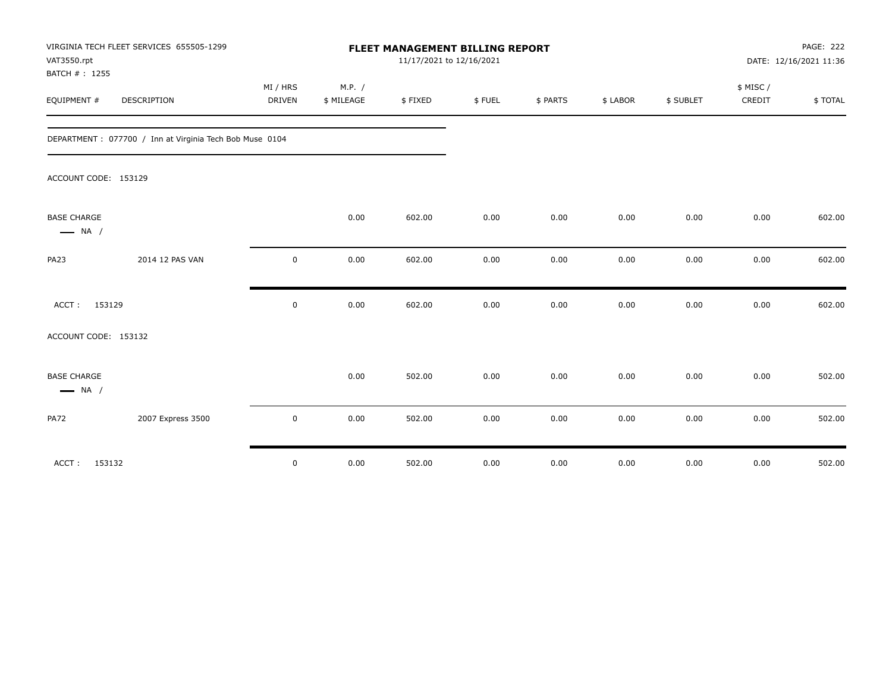VIRGINIA TECH FLEET SERVICES 655505-1299
VAT3550.rpt
BATCH # : 1255

**FLEET MANAGEMENT BILLING REPORT**
11/17/2021 to 12/16/2021

PAGE: 222
DATE: 12/16/2021 11:36

| EQUIPMENT # | DESCRIPTION | MI / HRS DRIVEN | M.P. / $ MILEAGE | $ FIXED | $ FUEL | $ PARTS | $ LABOR | $ SUBLET | $ MISC / CREDIT | $ TOTAL |
|---|---|---|---|---|---|---|---|---|---|---|
| DEPARTMENT : 077700 / Inn at Virginia Tech Bob Muse 0104 | | | | | | | | | | |
| ACCOUNT CODE: 153129 | | | | | | | | | | |
| BASE CHARGE — NA / | | | 0.00 | 602.00 | 0.00 | 0.00 | 0.00 | 0.00 | 0.00 | 602.00 |
| PA23 | 2014 12 PAS VAN | 0 | 0.00 | 602.00 | 0.00 | 0.00 | 0.00 | 0.00 | 0.00 | 602.00 |
| ACCT : 153129 | | 0 | 0.00 | 602.00 | 0.00 | 0.00 | 0.00 | 0.00 | 0.00 | 602.00 |
| ACCOUNT CODE: 153132 | | | | | | | | | | |
| BASE CHARGE — NA / | | | 0.00 | 502.00 | 0.00 | 0.00 | 0.00 | 0.00 | 0.00 | 502.00 |
| PA72 | 2007 Express 3500 | 0 | 0.00 | 502.00 | 0.00 | 0.00 | 0.00 | 0.00 | 0.00 | 502.00 |
| ACCT : 153132 | | 0 | 0.00 | 502.00 | 0.00 | 0.00 | 0.00 | 0.00 | 0.00 | 502.00 |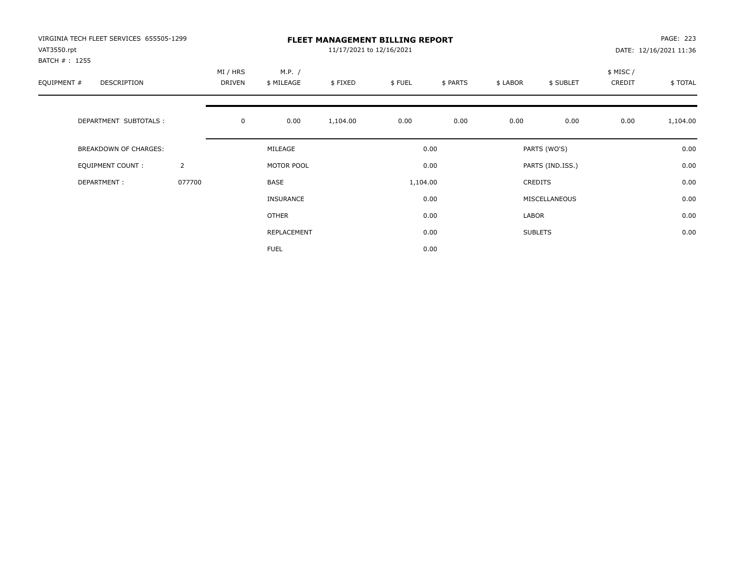VIRGINIA TECH FLEET SERVICES 655505-1299
VAT3550.rpt
BATCH # : 1255

# FLEET MANAGEMENT BILLING REPORT

11/17/2021 to 12/16/2021

PAGE: 223
DATE: 12/16/2021 11:36

| EQUIPMENT # | DESCRIPTION | MI / HRS DRIVEN | M.P. / $ MILEAGE | $ FIXED | $ FUEL | $ PARTS | $ LABOR | $ SUBLET | $ MISC / CREDIT | $ TOTAL |
|---|---|---|---|---|---|---|---|---|---|---|
| | DEPARTMENT SUBTOTALS : | 0 | 0.00 | 1,104.00 | 0.00 | 0.00 | 0.00 | 0.00 | 0.00 | 1,104.00 |

| | | | | | |
|---|---|---|---|---|---|
| BREAKDOWN OF CHARGES: | | MILEAGE | 0.00 | PARTS (WO'S) | 0.00 |
| EQUIPMENT COUNT : | 2 | MOTOR POOL | 0.00 | PARTS (IND.ISS.) | 0.00 |
| DEPARTMENT : | 077700 | BASE | 1,104.00 | CREDITS | 0.00 |
| | | INSURANCE | 0.00 | MISCELLANEOUS | 0.00 |
| | | OTHER | 0.00 | LABOR | 0.00 |
| | | REPLACEMENT | 0.00 | SUBLETS | 0.00 |
| | | FUEL | 0.00 | | |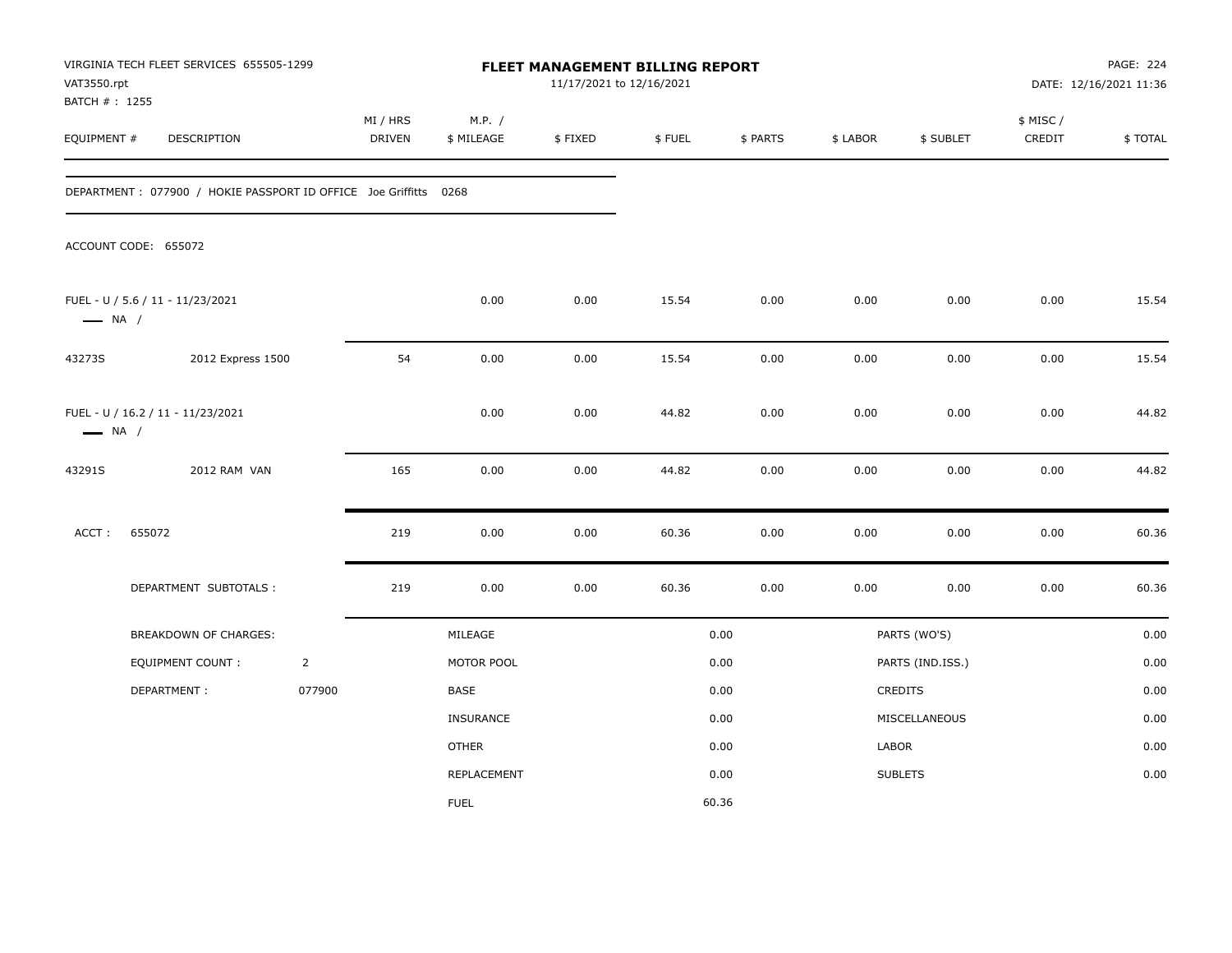VIRGINIA TECH FLEET SERVICES 655505-1299
VAT3550.rpt
BATCH # : 1255

# FLEET MANAGEMENT BILLING REPORT

11/17/2021 to 12/16/2021

PAGE: 224
DATE: 12/16/2021 11:36

| EQUIPMENT # | DESCRIPTION | MI / HRS DRIVEN | M.P. / $ MILEAGE | $ FIXED | $ FUEL | $ PARTS | $ LABOR | $ SUBLET | $ MISC / CREDIT | $ TOTAL |
|---|---|---|---|---|---|---|---|---|---|---|

DEPARTMENT : 077900 / HOKIE PASSPORT ID OFFICE Joe Griffitts 0268

ACCOUNT CODE: 655072

| EQUIPMENT # | DESCRIPTION | MI / HRS DRIVEN | M.P. / $ MILEAGE | $ FIXED | $ FUEL | $ PARTS | $ LABOR | $ SUBLET | $ MISC / CREDIT | $ TOTAL |
|---|---|---|---|---|---|---|---|---|---|---|
| FUEL - U / 5.6 / 11 - 11/23/2021 —— NA / | | | 0.00 | 0.00 | 15.54 | 0.00 | 0.00 | 0.00 | 0.00 | 15.54 |
| 43273S | 2012 Express 1500 | 54 | 0.00 | 0.00 | 15.54 | 0.00 | 0.00 | 0.00 | 0.00 | 15.54 |
| FUEL - U / 16.2 / 11 - 11/23/2021 —— NA / | | | 0.00 | 0.00 | 44.82 | 0.00 | 0.00 | 0.00 | 0.00 | 44.82 |
| 43291S | 2012 RAM VAN | 165 | 0.00 | 0.00 | 44.82 | 0.00 | 0.00 | 0.00 | 0.00 | 44.82 |
| ACCT : 655072 | | 219 | 0.00 | 0.00 | 60.36 | 0.00 | 0.00 | 0.00 | 0.00 | 60.36 |
| | DEPARTMENT SUBTOTALS : | 219 | 0.00 | 0.00 | 60.36 | 0.00 | 0.00 | 0.00 | 0.00 | 60.36 |

| BREAKDOWN OF CHARGES: | | | | | |
|---|---|---|---|---|---|
| EQUIPMENT COUNT : | 2 | MILEAGE | 0.00 | PARTS (WO'S) | 0.00 |
| DEPARTMENT : | 077900 | MOTOR POOL | 0.00 | PARTS (IND.ISS.) | 0.00 |
| | | BASE | 0.00 | CREDITS | 0.00 |
| | | INSURANCE | 0.00 | MISCELLANEOUS | 0.00 |
| | | OTHER | 0.00 | LABOR | 0.00 |
| | | REPLACEMENT | 0.00 | SUBLETS | 0.00 |
| | | FUEL | 60.36 | | |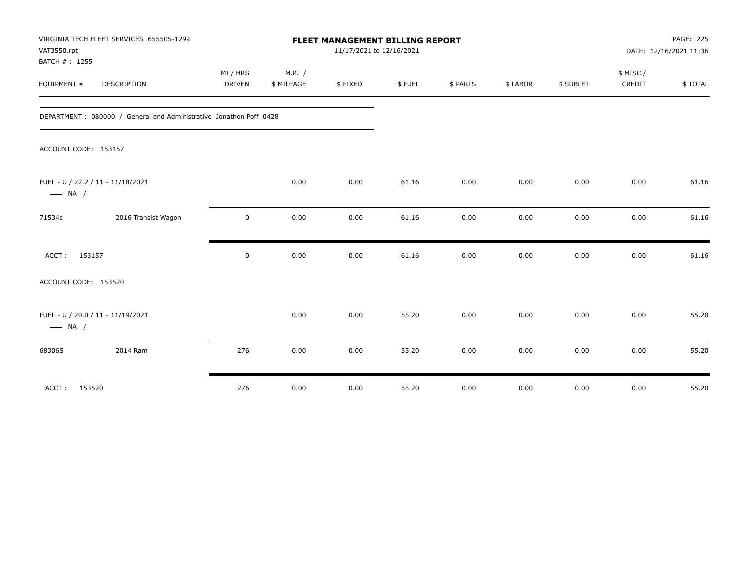VIRGINIA TECH FLEET SERVICES 655505-1299
VAT3550.rpt
BATCH # : 1255

**FLEET MANAGEMENT BILLING REPORT**
11/17/2021 to 12/16/2021

PAGE: 225
DATE: 12/16/2021 11:36

| EQUIPMENT # | DESCRIPTION | MI / HRS DRIVEN | M.P. / $ MILEAGE | $ FIXED | $ FUEL | $ PARTS | $ LABOR | $ SUBLET | $ MISC / CREDIT | $ TOTAL |
|---|---|---|---|---|---|---|---|---|---|---|
| DEPARTMENT : 080000 / General and Administrative Jonathon Poff 0428 | | | | | | | | | | |
| ACCOUNT CODE: 153157 | | | | | | | | | | |
| FUEL - U / 22.2 / 11 - 11/18/2021 — NA / | | | 0.00 | 0.00 | 61.16 | 0.00 | 0.00 | 0.00 | 0.00 | 61.16 |
| 71534s | 2016 Transist Wagon | 0 | 0.00 | 0.00 | 61.16 | 0.00 | 0.00 | 0.00 | 0.00 | 61.16 |
| ACCT : 153157 | | 0 | 0.00 | 0.00 | 61.16 | 0.00 | 0.00 | 0.00 | 0.00 | 61.16 |
| ACCOUNT CODE: 153520 | | | | | | | | | | |
| FUEL - U / 20.0 / 11 - 11/19/2021 — NA / | | | 0.00 | 0.00 | 55.20 | 0.00 | 0.00 | 0.00 | 0.00 | 55.20 |
| 68306S | 2014 Ram | 276 | 0.00 | 0.00 | 55.20 | 0.00 | 0.00 | 0.00 | 0.00 | 55.20 |
| ACCT : 153520 | | 276 | 0.00 | 0.00 | 55.20 | 0.00 | 0.00 | 0.00 | 0.00 | 55.20 |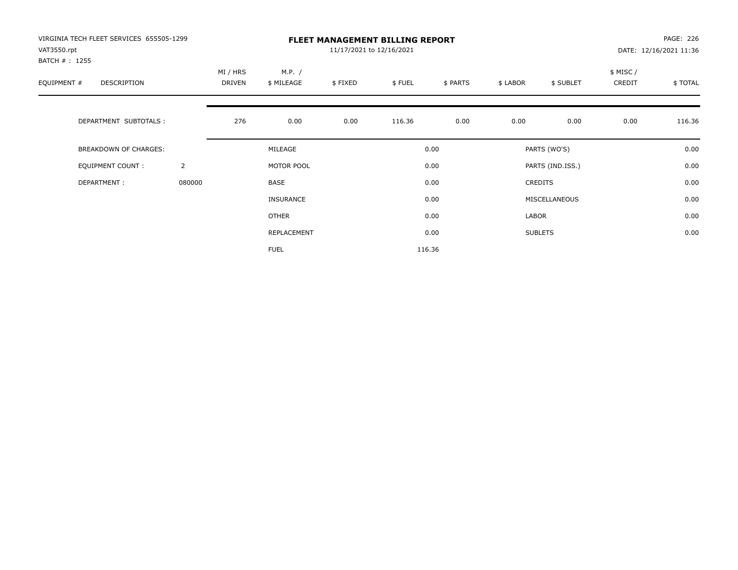VIRGINIA TECH FLEET SERVICES 655505-1299
VAT3550.rpt
BATCH # : 1255

**FLEET MANAGEMENT BILLING REPORT**
11/17/2021 to 12/16/2021

DATE: 12/16/2021 11:36

| EQUIPMENT # | DESCRIPTION | MI / HRS DRIVEN | M.P. / $ MILEAGE | $ FIXED | $ FUEL | $ PARTS | $ LABOR | $ SUBLET | $ MISC / CREDIT | $ TOTAL |
|---|---|---|---|---|---|---|---|---|---|---|
| | DEPARTMENT SUBTOTALS : | 276 | 0.00 | 0.00 | 116.36 | 0.00 | 0.00 | 0.00 | 0.00 | 116.36 |

| BREAKDOWN OF CHARGES: | | | | | |
|---|---|---|---|---|---|
| EQUIPMENT COUNT : | 2 | MILEAGE | 0.00 | PARTS (WO'S) | 0.00 |
| DEPARTMENT : | 080000 | MOTOR POOL | 0.00 | PARTS (IND.ISS.) | 0.00 |
| | | BASE | 0.00 | CREDITS | 0.00 |
| | | INSURANCE | 0.00 | MISCELLANEOUS | 0.00 |
| | | OTHER | 0.00 | LABOR | 0.00 |
| | | REPLACEMENT | 0.00 | SUBLETS | 0.00 |
| | | FUEL | 116.36 | | |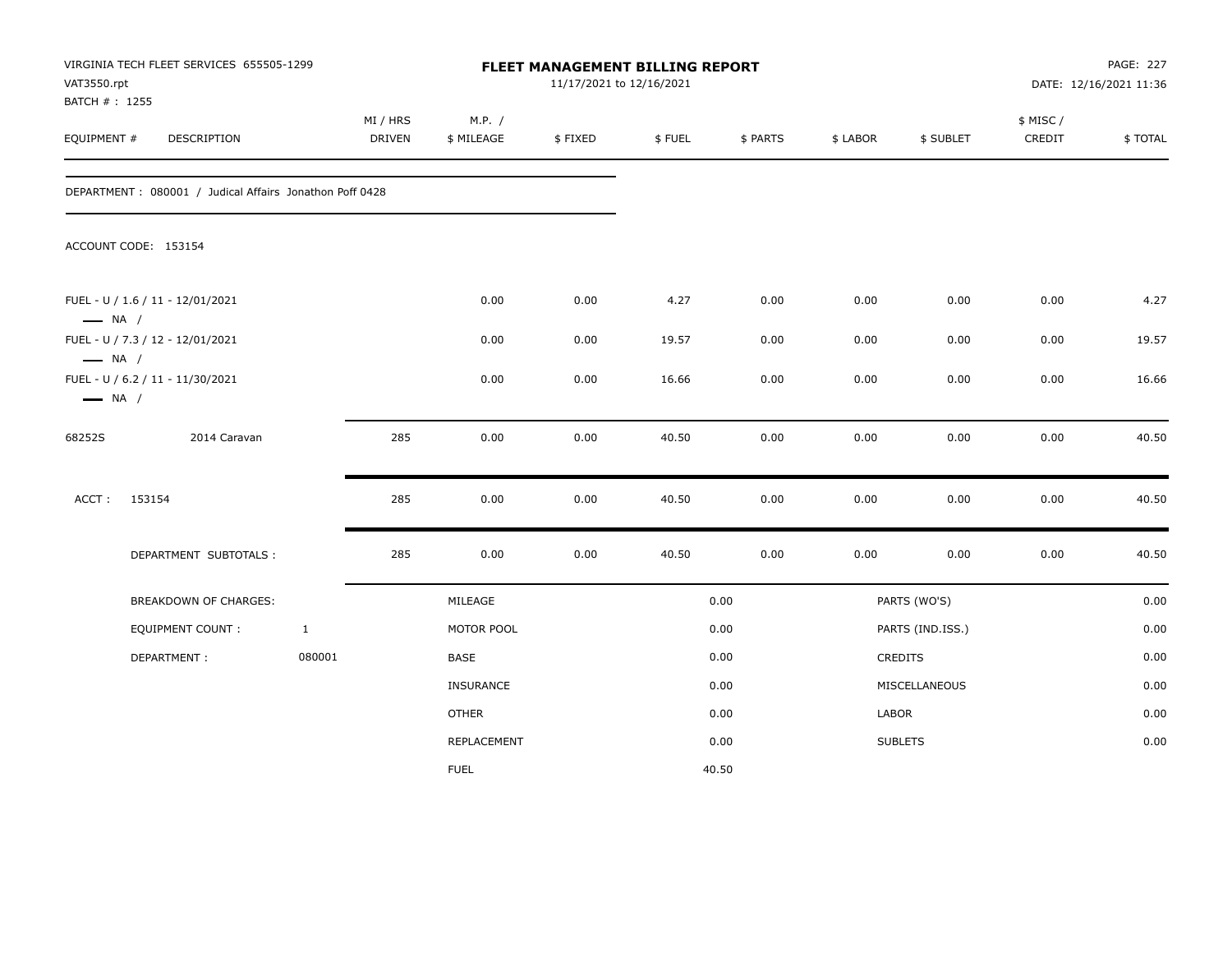VIRGINIA TECH FLEET SERVICES 655505-1299
VAT3550.rpt
BATCH # : 1255

# FLEET MANAGEMENT BILLING REPORT

11/17/2021 to 12/16/2021

PAGE: 227
DATE: 12/16/2021 11:36

| EQUIPMENT # | DESCRIPTION | MI / HRS DRIVEN | M.P. / $ MILEAGE | $ FIXED | $ FUEL | $ PARTS | $ LABOR | $ SUBLET | $ MISC / CREDIT | $ TOTAL |
|---|---|---|---|---|---|---|---|---|---|---|

DEPARTMENT : 080001 / Judical Affairs Jonathon Poff 0428

ACCOUNT CODE: 153154

| EQUIPMENT # | DESCRIPTION | MI / HRS DRIVEN | M.P. / $ MILEAGE | $ FIXED | $ FUEL | $ PARTS | $ LABOR | $ SUBLET | $ MISC / CREDIT | $ TOTAL |
|---|---|---|---|---|---|---|---|---|---|---|
| FUEL - U / 1.6 / 11 - 12/01/2021 — NA / | | | 0.00 | 0.00 | 4.27 | 0.00 | 0.00 | 0.00 | 0.00 | 4.27 |
| FUEL - U / 7.3 / 12 - 12/01/2021 — NA / | | | 0.00 | 0.00 | 19.57 | 0.00 | 0.00 | 0.00 | 0.00 | 19.57 |
| FUEL - U / 6.2 / 11 - 11/30/2021 — NA / | | | 0.00 | 0.00 | 16.66 | 0.00 | 0.00 | 0.00 | 0.00 | 16.66 |
| 68252S | 2014 Caravan | 285 | 0.00 | 0.00 | 40.50 | 0.00 | 0.00 | 0.00 | 0.00 | 40.50 |
| ACCT : 153154 | | 285 | 0.00 | 0.00 | 40.50 | 0.00 | 0.00 | 0.00 | 0.00 | 40.50 |
| DEPARTMENT SUBTOTALS : | | 285 | 0.00 | 0.00 | 40.50 | 0.00 | 0.00 | 0.00 | 0.00 | 40.50 |

| BREAKDOWN OF CHARGES: | | | | | |
|---|---|---|---|---|---|
| EQUIPMENT COUNT : | 1 | MILEAGE | 0.00 | PARTS (WO'S) | 0.00 |
| DEPARTMENT : | 080001 | MOTOR POOL | 0.00 | PARTS (IND.ISS.) | 0.00 |
| | | BASE | 0.00 | CREDITS | 0.00 |
| | | INSURANCE | 0.00 | MISCELLANEOUS | 0.00 |
| | | OTHER | 0.00 | LABOR | 0.00 |
| | | REPLACEMENT | 0.00 | SUBLETS | 0.00 |
| | | FUEL | 40.50 | | |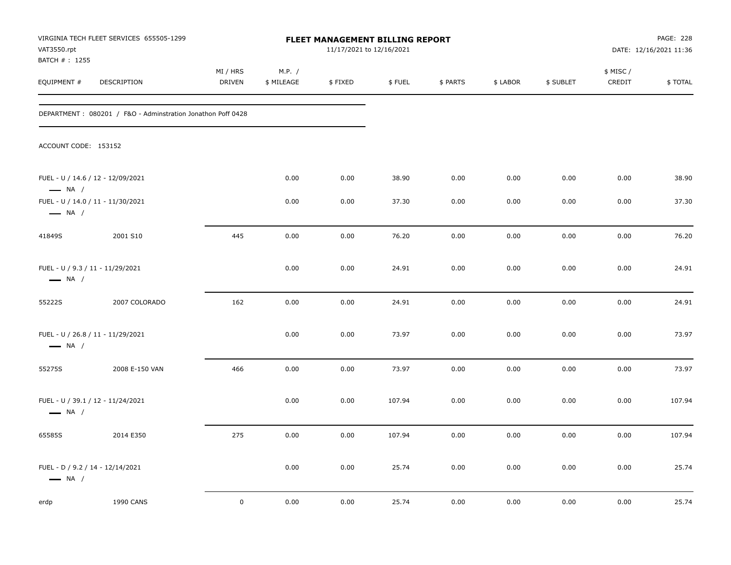VIRGINIA TECH FLEET SERVICES 655505-1299
VAT3550.rpt
BATCH # : 1255

**FLEET MANAGEMENT BILLING REPORT**
11/17/2021 to 12/16/2021

DATE: 12/16/2021 11:36

| EQUIPMENT # | DESCRIPTION | MI / HRS DRIVEN | M.P. / $ MILEAGE | $ FIXED | $ FUEL | $ PARTS | $ LABOR | $ SUBLET | $ MISC / CREDIT | $ TOTAL |
|---|---|---|---|---|---|---|---|---|---|---|

DEPARTMENT : 080201 / F&O - Adminstration Jonathon Poff 0428

ACCOUNT CODE: 153152

| EQUIPMENT # | DESCRIPTION | MI / HRS DRIVEN | M.P. / $ MILEAGE | $ FIXED | $ FUEL | $ PARTS | $ LABOR | $ SUBLET | $ MISC / CREDIT | $ TOTAL |
|---|---|---|---|---|---|---|---|---|---|---|
| FUEL - U / 14.6 / 12 - 12/09/2021 — NA / | | | 0.00 | 0.00 | 38.90 | 0.00 | 0.00 | 0.00 | 0.00 | 38.90 |
| FUEL - U / 14.0 / 11 - 11/30/2021 — NA / | | | 0.00 | 0.00 | 37.30 | 0.00 | 0.00 | 0.00 | 0.00 | 37.30 |
| 41849S | 2001 S10 | 445 | 0.00 | 0.00 | 76.20 | 0.00 | 0.00 | 0.00 | 0.00 | 76.20 |
| FUEL - U / 9.3 / 11 - 11/29/2021 — NA / | | | 0.00 | 0.00 | 24.91 | 0.00 | 0.00 | 0.00 | 0.00 | 24.91 |
| 55222S | 2007 COLORADO | 162 | 0.00 | 0.00 | 24.91 | 0.00 | 0.00 | 0.00 | 0.00 | 24.91 |
| FUEL - U / 26.8 / 11 - 11/29/2021 — NA / | | | 0.00 | 0.00 | 73.97 | 0.00 | 0.00 | 0.00 | 0.00 | 73.97 |
| 55275S | 2008 E-150 VAN | 466 | 0.00 | 0.00 | 73.97 | 0.00 | 0.00 | 0.00 | 0.00 | 73.97 |
| FUEL - U / 39.1 / 12 - 11/24/2021 — NA / | | | 0.00 | 0.00 | 107.94 | 0.00 | 0.00 | 0.00 | 0.00 | 107.94 |
| 65585S | 2014 E350 | 275 | 0.00 | 0.00 | 107.94 | 0.00 | 0.00 | 0.00 | 0.00 | 107.94 |
| FUEL - D / 9.2 / 14 - 12/14/2021 — NA / | | | 0.00 | 0.00 | 25.74 | 0.00 | 0.00 | 0.00 | 0.00 | 25.74 |
| erdp | 1990 CANS | 0 | 0.00 | 0.00 | 25.74 | 0.00 | 0.00 | 0.00 | 0.00 | 25.74 |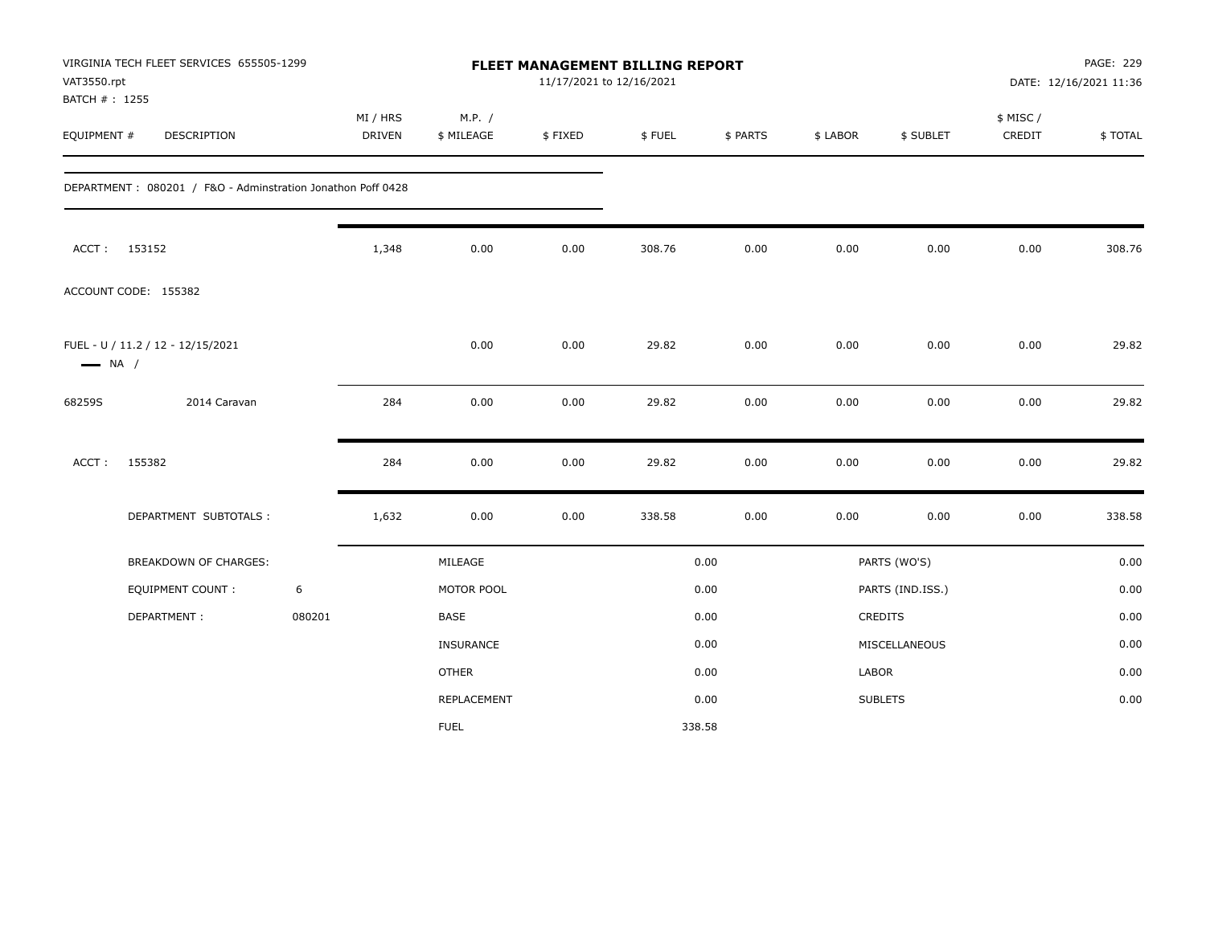VIRGINIA TECH FLEET SERVICES 655505-1299
VAT3550.rpt
BATCH # : 1255

# FLEET MANAGEMENT BILLING REPORT

11/17/2021 to 12/16/2021

DATE: 12/16/2021 11:36

| EQUIPMENT # | DESCRIPTION | MI / HRS DRIVEN | M.P. / $ MILEAGE | $ FIXED | $ FUEL | $ PARTS | $ LABOR | $ SUBLET | $ MISC / CREDIT | $ TOTAL |
|---|---|---|---|---|---|---|---|---|---|---|
| DEPARTMENT : 080201 / F&O - Adminstration Jonathon Poff 0428 | | | | | | | | | | |
| ACCT : 153152 | | 1,348 | 0.00 | 0.00 | 308.76 | 0.00 | 0.00 | 0.00 | 0.00 | 308.76 |
| ACCOUNT CODE: 155382 | | | | | | | | | | |
| FUEL - U / 11.2 / 12 - 12/15/2021 — NA / | | | 0.00 | 0.00 | 29.82 | 0.00 | 0.00 | 0.00 | 0.00 | 29.82 |
| 68259S | 2014 Caravan | 284 | 0.00 | 0.00 | 29.82 | 0.00 | 0.00 | 0.00 | 0.00 | 29.82 |
| ACCT : 155382 | | 284 | 0.00 | 0.00 | 29.82 | 0.00 | 0.00 | 0.00 | 0.00 | 29.82 |
| | DEPARTMENT SUBTOTALS : | 1,632 | 0.00 | 0.00 | 338.58 | 0.00 | 0.00 | 0.00 | 0.00 | 338.58 |

| BREAKDOWN OF CHARGES: | | | | | |
|---|---|---|---|---|---|
| EQUIPMENT COUNT : | 6 | MILEAGE | 0.00 | PARTS (WO'S) | 0.00 |
| DEPARTMENT : | 080201 | MOTOR POOL | 0.00 | PARTS (IND.ISS.) | 0.00 |
| | | BASE | 0.00 | CREDITS | 0.00 |
| | | INSURANCE | 0.00 | MISCELLANEOUS | 0.00 |
| | | OTHER | 0.00 | LABOR | 0.00 |
| | | REPLACEMENT | 0.00 | SUBLETS | 0.00 |
| | | FUEL | 338.58 | | |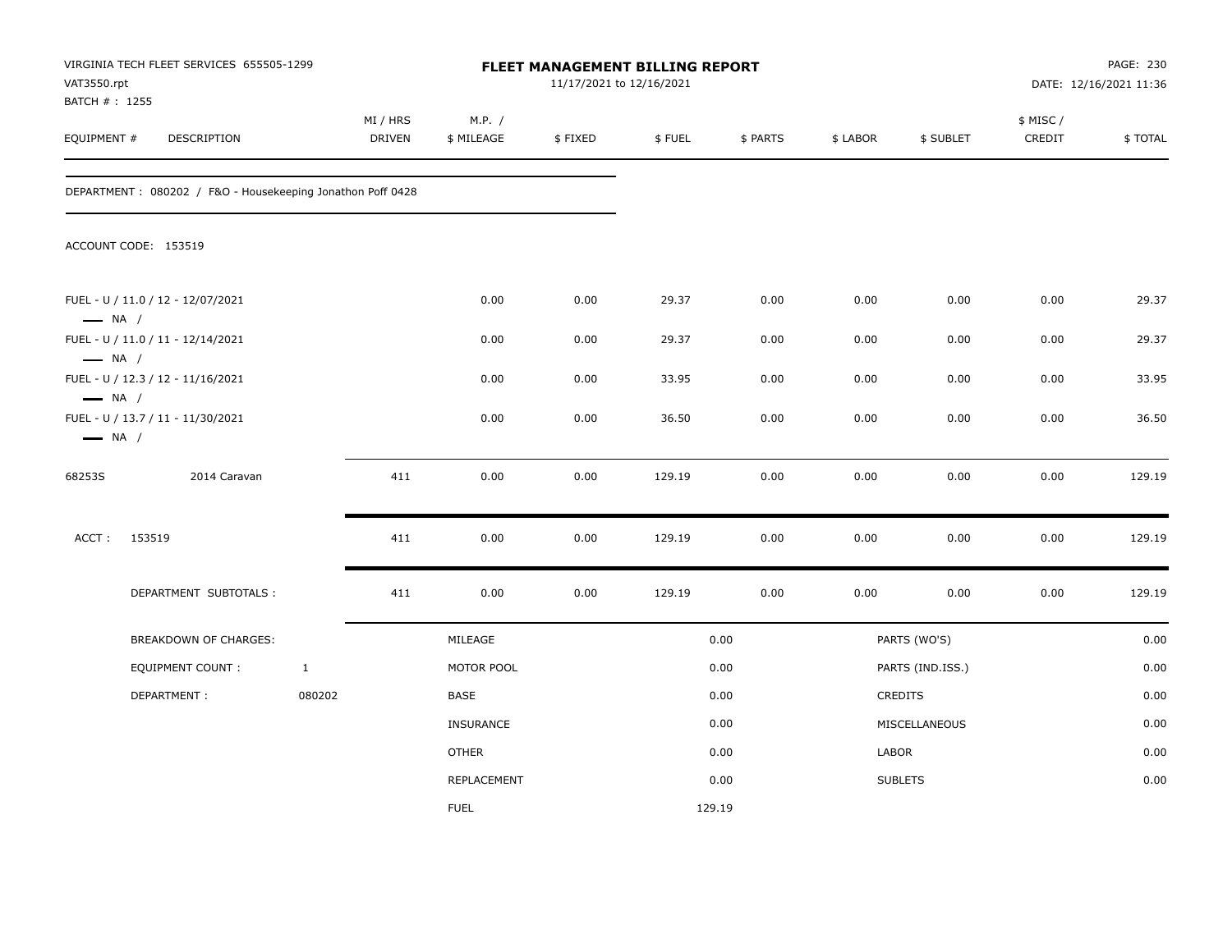VIRGINIA TECH FLEET SERVICES 655505-1299
VAT3550.rpt
BATCH # : 1255

**FLEET MANAGEMENT BILLING REPORT**
11/17/2021 to 12/16/2021

PAGE: 230
DATE: 12/16/2021 11:36

| EQUIPMENT # | DESCRIPTION | MI / HRS DRIVEN | M.P. / $ MILEAGE | $ FIXED | $ FUEL | $ PARTS | $ LABOR | $ SUBLET | $ MISC / CREDIT | $ TOTAL |
|---|---|---|---|---|---|---|---|---|---|---|

DEPARTMENT : 080202 / F&O - Housekeeping Jonathon Poff 0428

ACCOUNT CODE: 153519

| EQUIPMENT # | DESCRIPTION | MI / HRS DRIVEN | M.P. / $ MILEAGE | $ FIXED | $ FUEL | $ PARTS | $ LABOR | $ SUBLET | $ MISC / CREDIT | $ TOTAL |
|---|---|---|---|---|---|---|---|---|---|---|
| FUEL - U / 11.0 / 12 - 12/07/2021 — NA / | | | 0.00 | 0.00 | 29.37 | 0.00 | 0.00 | 0.00 | 0.00 | 29.37 |
| FUEL - U / 11.0 / 11 - 12/14/2021 — NA / | | | 0.00 | 0.00 | 29.37 | 0.00 | 0.00 | 0.00 | 0.00 | 29.37 |
| FUEL - U / 12.3 / 12 - 11/16/2021 — NA / | | | 0.00 | 0.00 | 33.95 | 0.00 | 0.00 | 0.00 | 0.00 | 33.95 |
| FUEL - U / 13.7 / 11 - 11/30/2021 — NA / | | | 0.00 | 0.00 | 36.50 | 0.00 | 0.00 | 0.00 | 0.00 | 36.50 |
| 68253S | 2014 Caravan | 411 | 0.00 | 0.00 | 129.19 | 0.00 | 0.00 | 0.00 | 0.00 | 129.19 |
| ACCT : 153519 | | 411 | 0.00 | 0.00 | 129.19 | 0.00 | 0.00 | 0.00 | 0.00 | 129.19 |
| DEPARTMENT SUBTOTALS : | | 411 | 0.00 | 0.00 | 129.19 | 0.00 | 0.00 | 0.00 | 0.00 | 129.19 |

| BREAKDOWN OF CHARGES: | | | | | |
|---|---|---|---|---|---|
| | | MILEAGE | 0.00 | PARTS (WO'S) | 0.00 |
| EQUIPMENT COUNT : | 1 | MOTOR POOL | 0.00 | PARTS (IND.ISS.) | 0.00 |
| DEPARTMENT : | 080202 | BASE | 0.00 | CREDITS | 0.00 |
| | | INSURANCE | 0.00 | MISCELLANEOUS | 0.00 |
| | | OTHER | 0.00 | LABOR | 0.00 |
| | | REPLACEMENT | 0.00 | SUBLETS | 0.00 |
| | | FUEL | 129.19 | | |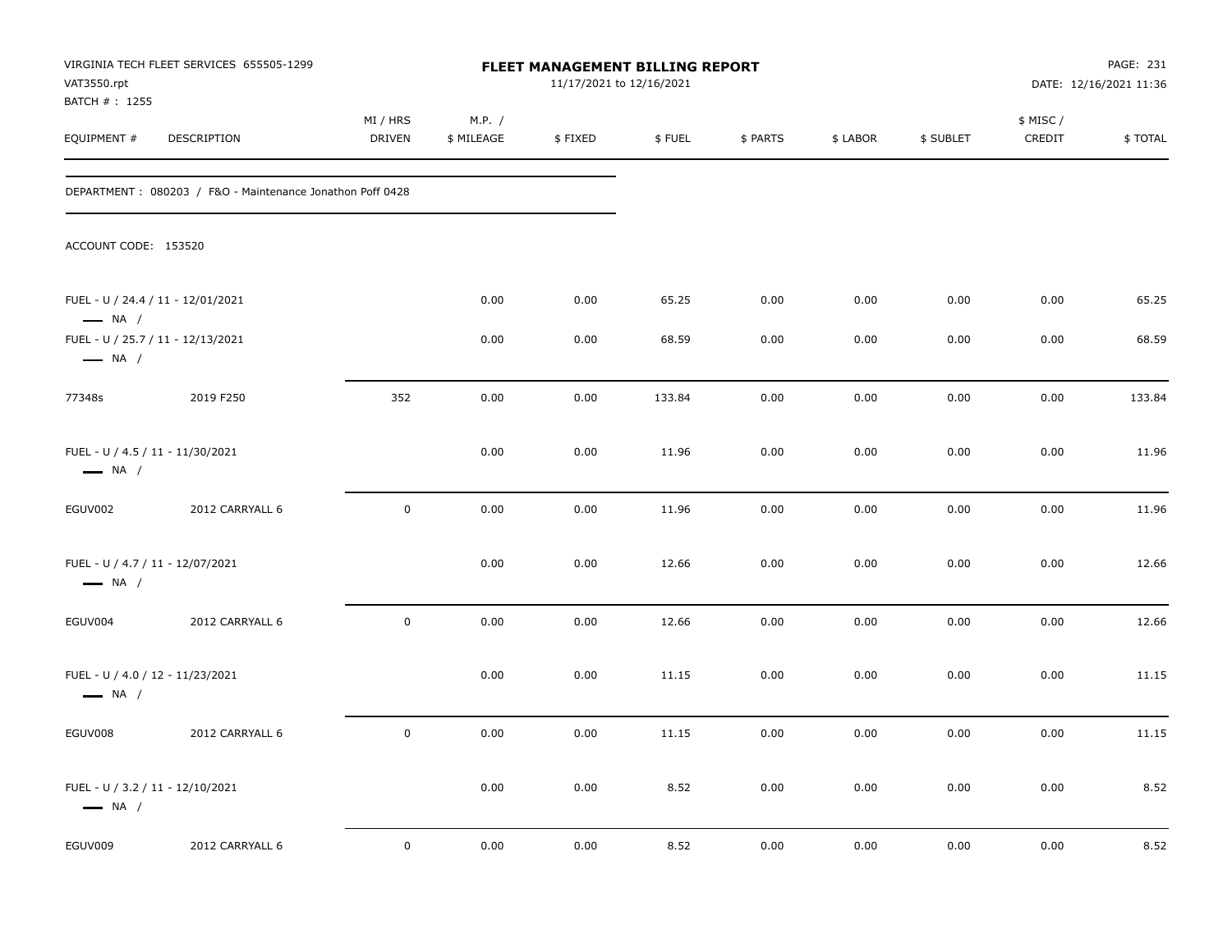VIRGINIA TECH FLEET SERVICES 655505-1299
VAT3550.rpt
BATCH # : 1255

# FLEET MANAGEMENT BILLING REPORT

11/17/2021 to 12/16/2021

DATE: 12/16/2021 11:36

DEPARTMENT : 080203 / F&O - Maintenance Jonathon Poff 0428

ACCOUNT CODE: 153520

| EQUIPMENT # | DESCRIPTION | MI / HRS DRIVEN | M.P. / $ MILEAGE | $ FIXED | $ FUEL | $ PARTS | $ LABOR | $ SUBLET | $ MISC / CREDIT | $ TOTAL |
|---|---|---|---|---|---|---|---|---|---|---|
| FUEL - U / 24.4 / 11 - 12/01/2021 — NA / | | | 0.00 | 0.00 | 65.25 | 0.00 | 0.00 | 0.00 | 0.00 | 65.25 |
| FUEL - U / 25.7 / 11 - 12/13/2021 — NA / | | | 0.00 | 0.00 | 68.59 | 0.00 | 0.00 | 0.00 | 0.00 | 68.59 |
| 77348s | 2019 F250 | 352 | 0.00 | 0.00 | 133.84 | 0.00 | 0.00 | 0.00 | 0.00 | 133.84 |
| FUEL - U / 4.5 / 11 - 11/30/2021 — NA / | | | 0.00 | 0.00 | 11.96 | 0.00 | 0.00 | 0.00 | 0.00 | 11.96 |
| EGUV002 | 2012 CARRYALL 6 | 0 | 0.00 | 0.00 | 11.96 | 0.00 | 0.00 | 0.00 | 0.00 | 11.96 |
| FUEL - U / 4.7 / 11 - 12/07/2021 — NA / | | | 0.00 | 0.00 | 12.66 | 0.00 | 0.00 | 0.00 | 0.00 | 12.66 |
| EGUV004 | 2012 CARRYALL 6 | 0 | 0.00 | 0.00 | 12.66 | 0.00 | 0.00 | 0.00 | 0.00 | 12.66 |
| FUEL - U / 4.0 / 12 - 11/23/2021 — NA / | | | 0.00 | 0.00 | 11.15 | 0.00 | 0.00 | 0.00 | 0.00 | 11.15 |
| EGUV008 | 2012 CARRYALL 6 | 0 | 0.00 | 0.00 | 11.15 | 0.00 | 0.00 | 0.00 | 0.00 | 11.15 |
| FUEL - U / 3.2 / 11 - 12/10/2021 — NA / | | | 0.00 | 0.00 | 8.52 | 0.00 | 0.00 | 0.00 | 0.00 | 8.52 |
| EGUV009 | 2012 CARRYALL 6 | 0 | 0.00 | 0.00 | 8.52 | 0.00 | 0.00 | 0.00 | 0.00 | 8.52 |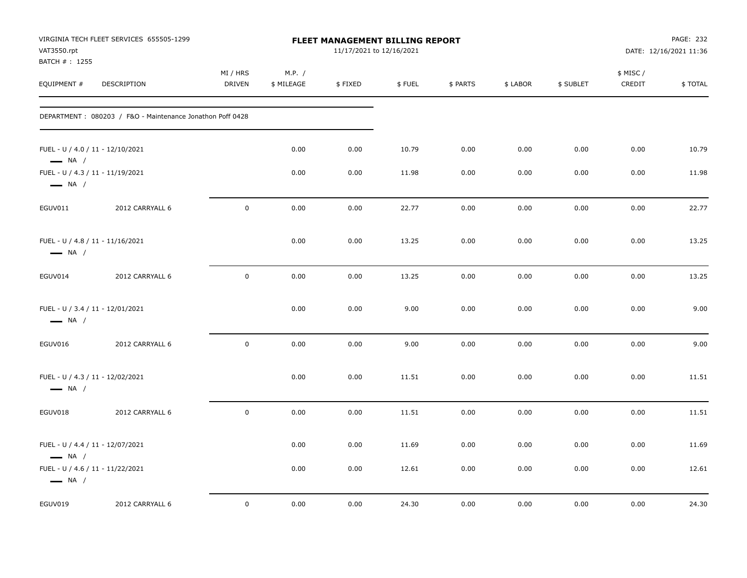VIRGINIA TECH FLEET SERVICES 655505-1299
VAT3550.rpt
BATCH # : 1255

# FLEET MANAGEMENT BILLING REPORT

11/17/2021 to 12/16/2021

DATE: 12/16/2021 11:36

| EQUIPMENT # | DESCRIPTION | MI / HRS DRIVEN | M.P. / $ MILEAGE | $ FIXED | $ FUEL | $ PARTS | $ LABOR | $ SUBLET | $ MISC / CREDIT | $ TOTAL |
|---|---|---|---|---|---|---|---|---|---|---|
| DEPARTMENT : 080203 / F&O - Maintenance Jonathon Poff 0428 | | | | | | | | | | |
| FUEL - U / 4.0 / 11 - 12/10/2021 — NA / | | | 0.00 | 0.00 | 10.79 | 0.00 | 0.00 | 0.00 | 0.00 | 10.79 |
| FUEL - U / 4.3 / 11 - 11/19/2021 — NA / | | | 0.00 | 0.00 | 11.98 | 0.00 | 0.00 | 0.00 | 0.00 | 11.98 |
| EGUV011 | 2012 CARRYALL 6 | 0 | 0.00 | 0.00 | 22.77 | 0.00 | 0.00 | 0.00 | 0.00 | 22.77 |
| FUEL - U / 4.8 / 11 - 11/16/2021 — NA / | | | 0.00 | 0.00 | 13.25 | 0.00 | 0.00 | 0.00 | 0.00 | 13.25 |
| EGUV014 | 2012 CARRYALL 6 | 0 | 0.00 | 0.00 | 13.25 | 0.00 | 0.00 | 0.00 | 0.00 | 13.25 |
| FUEL - U / 3.4 / 11 - 12/01/2021 — NA / | | | 0.00 | 0.00 | 9.00 | 0.00 | 0.00 | 0.00 | 0.00 | 9.00 |
| EGUV016 | 2012 CARRYALL 6 | 0 | 0.00 | 0.00 | 9.00 | 0.00 | 0.00 | 0.00 | 0.00 | 9.00 |
| FUEL - U / 4.3 / 11 - 12/02/2021 — NA / | | | 0.00 | 0.00 | 11.51 | 0.00 | 0.00 | 0.00 | 0.00 | 11.51 |
| EGUV018 | 2012 CARRYALL 6 | 0 | 0.00 | 0.00 | 11.51 | 0.00 | 0.00 | 0.00 | 0.00 | 11.51 |
| FUEL - U / 4.4 / 11 - 12/07/2021 — NA / | | | 0.00 | 0.00 | 11.69 | 0.00 | 0.00 | 0.00 | 0.00 | 11.69 |
| FUEL - U / 4.6 / 11 - 11/22/2021 — NA / | | | 0.00 | 0.00 | 12.61 | 0.00 | 0.00 | 0.00 | 0.00 | 12.61 |
| EGUV019 | 2012 CARRYALL 6 | 0 | 0.00 | 0.00 | 24.30 | 0.00 | 0.00 | 0.00 | 0.00 | 24.30 |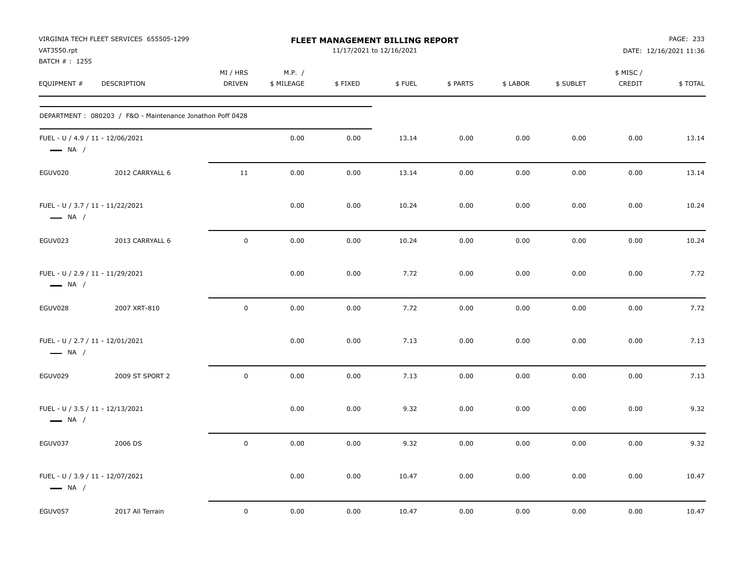VIRGINIA TECH FLEET SERVICES 655505-1299
VAT3550.rpt
BATCH # : 1255

**FLEET MANAGEMENT BILLING REPORT**
11/17/2021 to 12/16/2021

DATE: 12/16/2021 11:36

| EQUIPMENT # | DESCRIPTION | MI / HRS DRIVEN | M.P. / $ MILEAGE | $ FIXED | $ FUEL | $ PARTS | $ LABOR | $ SUBLET | $ MISC / CREDIT | $ TOTAL |
|---|---|---|---|---|---|---|---|---|---|---|
| DEPARTMENT : 080203 / F&O - Maintenance Jonathon Poff 0428 | | | | | | | | | | |
| FUEL - U / 4.9 / 11 - 12/06/2021 — NA / | | | 0.00 | 0.00 | 13.14 | 0.00 | 0.00 | 0.00 | 0.00 | 13.14 |
| EGUV020 | 2012 CARRYALL 6 | 11 | 0.00 | 0.00 | 13.14 | 0.00 | 0.00 | 0.00 | 0.00 | 13.14 |
| FUEL - U / 3.7 / 11 - 11/22/2021 — NA / | | | 0.00 | 0.00 | 10.24 | 0.00 | 0.00 | 0.00 | 0.00 | 10.24 |
| EGUV023 | 2013 CARRYALL 6 | 0 | 0.00 | 0.00 | 10.24 | 0.00 | 0.00 | 0.00 | 0.00 | 10.24 |
| FUEL - U / 2.9 / 11 - 11/29/2021 — NA / | | | 0.00 | 0.00 | 7.72 | 0.00 | 0.00 | 0.00 | 0.00 | 7.72 |
| EGUV028 | 2007 XRT-810 | 0 | 0.00 | 0.00 | 7.72 | 0.00 | 0.00 | 0.00 | 0.00 | 7.72 |
| FUEL - U / 2.7 / 11 - 12/01/2021 — NA / | | | 0.00 | 0.00 | 7.13 | 0.00 | 0.00 | 0.00 | 0.00 | 7.13 |
| EGUV029 | 2009 ST SPORT 2 | 0 | 0.00 | 0.00 | 7.13 | 0.00 | 0.00 | 0.00 | 0.00 | 7.13 |
| FUEL - U / 3.5 / 11 - 12/13/2021 — NA / | | | 0.00 | 0.00 | 9.32 | 0.00 | 0.00 | 0.00 | 0.00 | 9.32 |
| EGUV037 | 2006 DS | 0 | 0.00 | 0.00 | 9.32 | 0.00 | 0.00 | 0.00 | 0.00 | 9.32 |
| FUEL - U / 3.9 / 11 - 12/07/2021 — NA / | | | 0.00 | 0.00 | 10.47 | 0.00 | 0.00 | 0.00 | 0.00 | 10.47 |
| EGUV057 | 2017 All Terrain | 0 | 0.00 | 0.00 | 10.47 | 0.00 | 0.00 | 0.00 | 0.00 | 10.47 |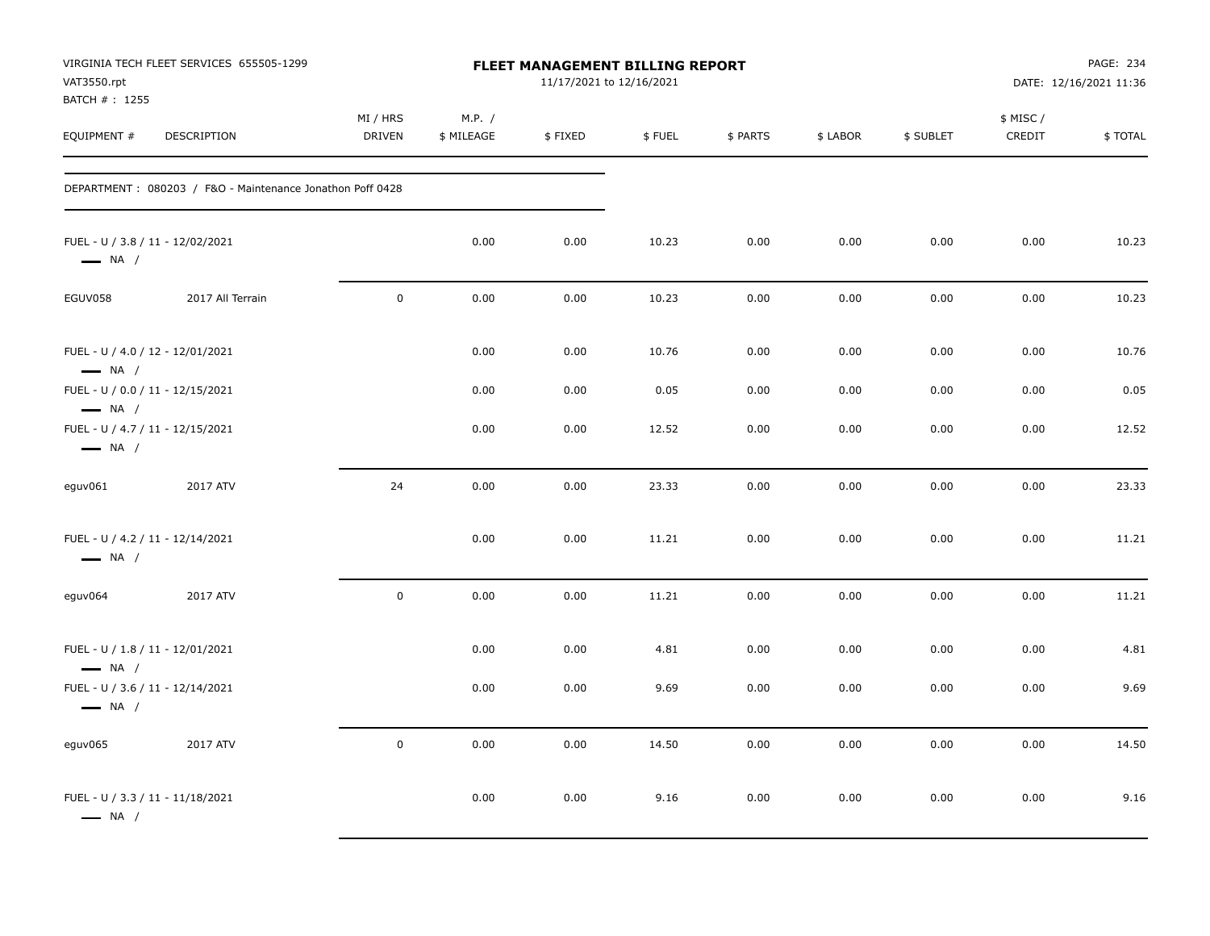VIRGINIA TECH FLEET SERVICES 655505-1299
VAT3550.rpt
BATCH # : 1255

**FLEET MANAGEMENT BILLING REPORT**
11/17/2021 to 12/16/2021

PAGE: 234
DATE: 12/16/2021 11:36

| EQUIPMENT # | DESCRIPTION | MI / HRS DRIVEN | M.P. / $ MILEAGE | $ FIXED | $ FUEL | $ PARTS | $ LABOR | $ SUBLET | $ MISC / CREDIT | $ TOTAL |
|---|---|---|---|---|---|---|---|---|---|---|
| DEPARTMENT : 080203 / F&O - Maintenance Jonathon Poff 0428 | | | | | | | | | | |
| FUEL - U / 3.8 / 11 - 12/02/2021 — NA / | | | 0.00 | 0.00 | 10.23 | 0.00 | 0.00 | 0.00 | 0.00 | 10.23 |
| EGUV058 | 2017 All Terrain | 0 | 0.00 | 0.00 | 10.23 | 0.00 | 0.00 | 0.00 | 0.00 | 10.23 |
| FUEL - U / 4.0 / 12 - 12/01/2021 — NA / | | | 0.00 | 0.00 | 10.76 | 0.00 | 0.00 | 0.00 | 0.00 | 10.76 |
| FUEL - U / 0.0 / 11 - 12/15/2021 — NA / | | | 0.00 | 0.00 | 0.05 | 0.00 | 0.00 | 0.00 | 0.00 | 0.05 |
| FUEL - U / 4.7 / 11 - 12/15/2021 — NA / | | | 0.00 | 0.00 | 12.52 | 0.00 | 0.00 | 0.00 | 0.00 | 12.52 |
| eguv061 | 2017 ATV | 24 | 0.00 | 0.00 | 23.33 | 0.00 | 0.00 | 0.00 | 0.00 | 23.33 |
| FUEL - U / 4.2 / 11 - 12/14/2021 — NA / | | | 0.00 | 0.00 | 11.21 | 0.00 | 0.00 | 0.00 | 0.00 | 11.21 |
| eguv064 | 2017 ATV | 0 | 0.00 | 0.00 | 11.21 | 0.00 | 0.00 | 0.00 | 0.00 | 11.21 |
| FUEL - U / 1.8 / 11 - 12/01/2021 — NA / | | | 0.00 | 0.00 | 4.81 | 0.00 | 0.00 | 0.00 | 0.00 | 4.81 |
| FUEL - U / 3.6 / 11 - 12/14/2021 — NA / | | | 0.00 | 0.00 | 9.69 | 0.00 | 0.00 | 0.00 | 0.00 | 9.69 |
| eguv065 | 2017 ATV | 0 | 0.00 | 0.00 | 14.50 | 0.00 | 0.00 | 0.00 | 0.00 | 14.50 |
| FUEL - U / 3.3 / 11 - 11/18/2021 — NA / | | | 0.00 | 0.00 | 9.16 | 0.00 | 0.00 | 0.00 | 0.00 | 9.16 |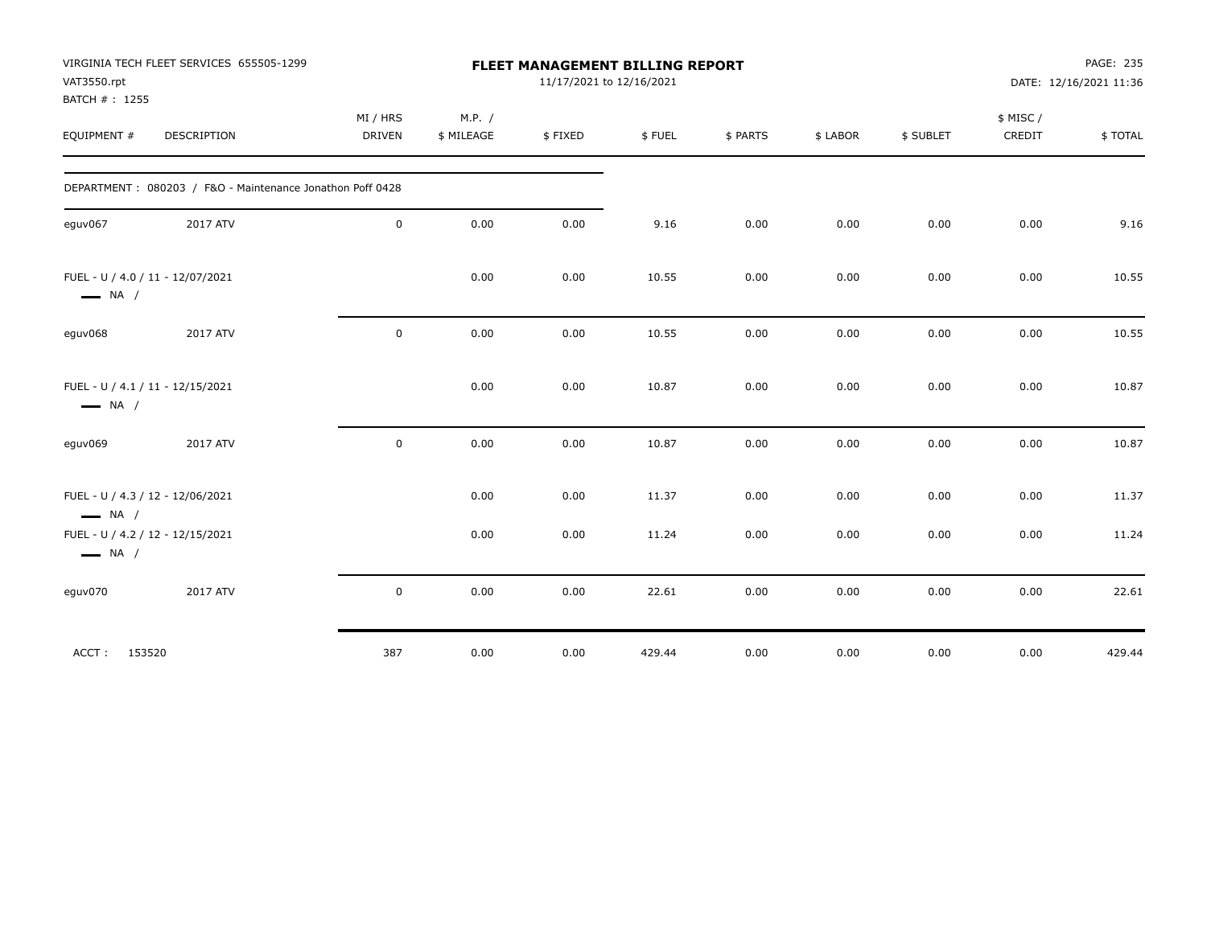VIRGINIA TECH FLEET SERVICES 655505-1299
VAT3550.rpt
BATCH # : 1255

# FLEET MANAGEMENT BILLING REPORT

11/17/2021 to 12/16/2021

DATE: 12/16/2021 11:36

| EQUIPMENT # | DESCRIPTION | MI / HRS DRIVEN | M.P. / $ MILEAGE | $ FIXED | $ FUEL | $ PARTS | $ LABOR | $ SUBLET | $ MISC / CREDIT | $ TOTAL |
|---|---|---|---|---|---|---|---|---|---|---|
| DEPARTMENT : 080203 / F&O - Maintenance Jonathon Poff 0428 | | | | | | | | | | |
| eguv067 | 2017 ATV | 0 | 0.00 | 0.00 | 9.16 | 0.00 | 0.00 | 0.00 | 0.00 | 9.16 |
| FUEL - U / 4.0 / 11 - 12/07/2021 NA / | | | 0.00 | 0.00 | 10.55 | 0.00 | 0.00 | 0.00 | 0.00 | 10.55 |
| eguv068 | 2017 ATV | 0 | 0.00 | 0.00 | 10.55 | 0.00 | 0.00 | 0.00 | 0.00 | 10.55 |
| FUEL - U / 4.1 / 11 - 12/15/2021 NA / | | | 0.00 | 0.00 | 10.87 | 0.00 | 0.00 | 0.00 | 0.00 | 10.87 |
| eguv069 | 2017 ATV | 0 | 0.00 | 0.00 | 10.87 | 0.00 | 0.00 | 0.00 | 0.00 | 10.87 |
| FUEL - U / 4.3 / 12 - 12/06/2021 NA / | | | 0.00 | 0.00 | 11.37 | 0.00 | 0.00 | 0.00 | 0.00 | 11.37 |
| FUEL - U / 4.2 / 12 - 12/15/2021 NA / | | | 0.00 | 0.00 | 11.24 | 0.00 | 0.00 | 0.00 | 0.00 | 11.24 |
| eguv070 | 2017 ATV | 0 | 0.00 | 0.00 | 22.61 | 0.00 | 0.00 | 0.00 | 0.00 | 22.61 |
| ACCT : 153520 | | 387 | 0.00 | 0.00 | 429.44 | 0.00 | 0.00 | 0.00 | 0.00 | 429.44 |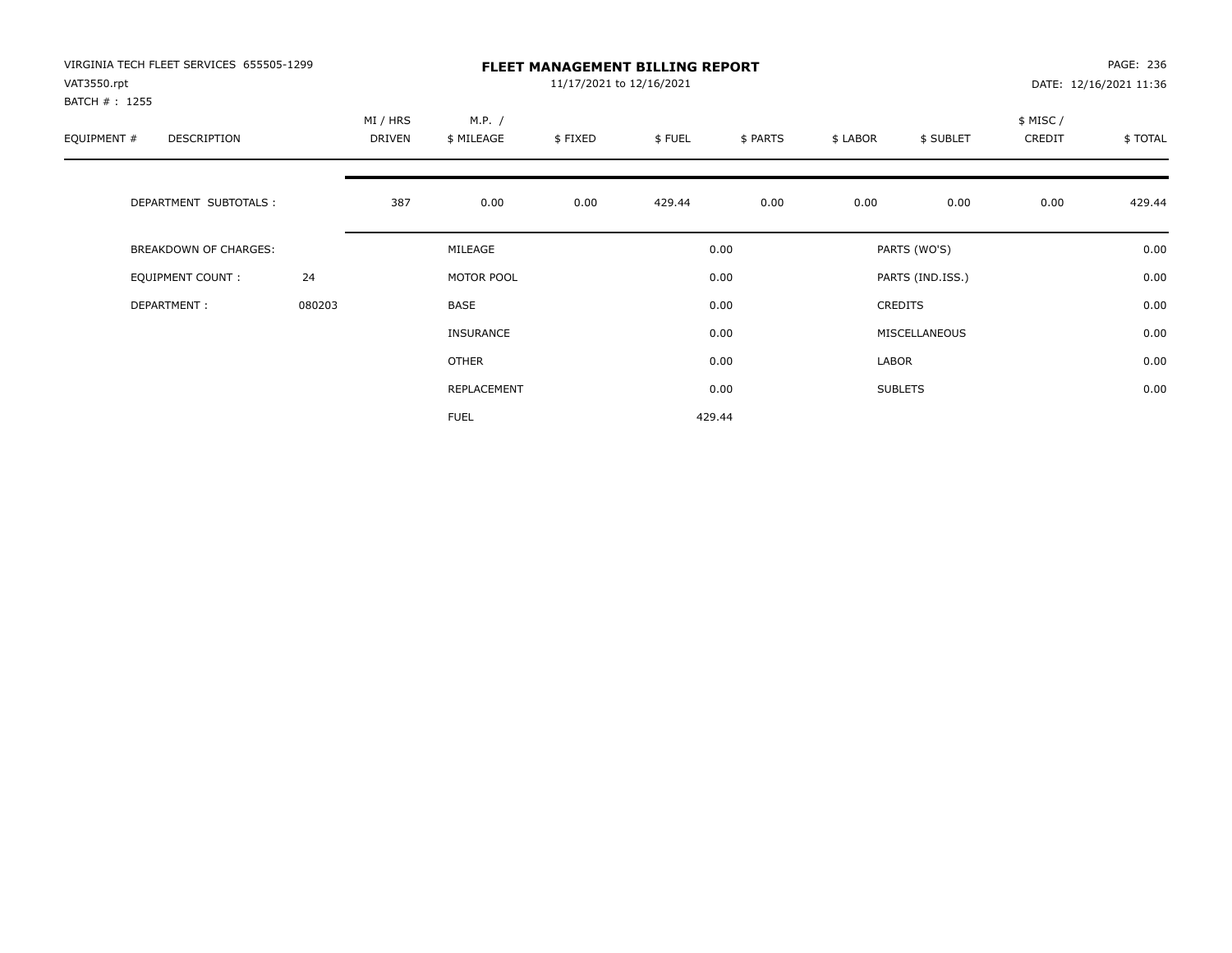VIRGINIA TECH FLEET SERVICES 655505-1299
VAT3550.rpt
BATCH # : 1255

# FLEET MANAGEMENT BILLING REPORT

11/17/2021 to 12/16/2021

DATE: 12/16/2021 11:36

| EQUIPMENT # | DESCRIPTION | MI / HRS DRIVEN | M.P. / $ MILEAGE | $ FIXED | $ FUEL | $ PARTS | $ LABOR | $ SUBLET | $ MISC / CREDIT | $ TOTAL |
|---|---|---|---|---|---|---|---|---|---|---|
| | DEPARTMENT SUBTOTALS : | 387 | 0.00 | 0.00 | 429.44 | 0.00 | 0.00 | 0.00 | 0.00 | 429.44 |

| BREAKDOWN OF CHARGES: | | | | | |
|---|---|---|---|---|---|
| EQUIPMENT COUNT : | 24 | MILEAGE | 0.00 | PARTS (WO'S) | 0.00 |
| DEPARTMENT : | 080203 | MOTOR POOL | 0.00 | PARTS (IND.ISS.) | 0.00 |
| | | BASE | 0.00 | CREDITS | 0.00 |
| | | INSURANCE | 0.00 | MISCELLANEOUS | 0.00 |
| | | OTHER | 0.00 | LABOR | 0.00 |
| | | REPLACEMENT | 0.00 | SUBLETS | 0.00 |
| | | FUEL | 429.44 | | |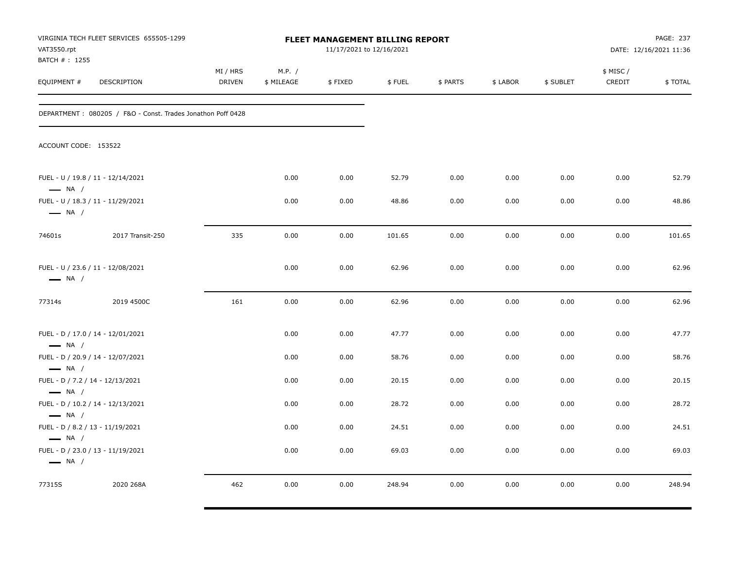VIRGINIA TECH FLEET SERVICES 655505-1299
VAT3550.rpt
BATCH # : 1255

**FLEET MANAGEMENT BILLING REPORT**
11/17/2021 to 12/16/2021

PAGE: 237
DATE: 12/16/2021 11:36

DEPARTMENT : 080205 / F&O - Const. Trades Jonathon Poff 0428

ACCOUNT CODE: 153522

| EQUIPMENT # | DESCRIPTION | MI / HRS DRIVEN | M.P. / $ MILEAGE | $ FIXED | $ FUEL | $ PARTS | $ LABOR | $ SUBLET | $ MISC / CREDIT | $ TOTAL |
|---|---|---|---|---|---|---|---|---|---|---|
| FUEL - U / 19.8 / 11 - 12/14/2021 — NA / | | | 0.00 | 0.00 | 52.79 | 0.00 | 0.00 | 0.00 | 0.00 | 52.79 |
| FUEL - U / 18.3 / 11 - 11/29/2021 — NA / | | | 0.00 | 0.00 | 48.86 | 0.00 | 0.00 | 0.00 | 0.00 | 48.86 |
| 74601s | 2017 Transit-250 | 335 | 0.00 | 0.00 | 101.65 | 0.00 | 0.00 | 0.00 | 0.00 | 101.65 |
| FUEL - U / 23.6 / 11 - 12/08/2021 — NA / | | | 0.00 | 0.00 | 62.96 | 0.00 | 0.00 | 0.00 | 0.00 | 62.96 |
| 77314s | 2019 4500C | 161 | 0.00 | 0.00 | 62.96 | 0.00 | 0.00 | 0.00 | 0.00 | 62.96 |
| FUEL - D / 17.0 / 14 - 12/01/2021 — NA / | | | 0.00 | 0.00 | 47.77 | 0.00 | 0.00 | 0.00 | 0.00 | 47.77 |
| FUEL - D / 20.9 / 14 - 12/07/2021 — NA / | | | 0.00 | 0.00 | 58.76 | 0.00 | 0.00 | 0.00 | 0.00 | 58.76 |
| FUEL - D / 7.2 / 14 - 12/13/2021 — NA / | | | 0.00 | 0.00 | 20.15 | 0.00 | 0.00 | 0.00 | 0.00 | 20.15 |
| FUEL - D / 10.2 / 14 - 12/13/2021 — NA / | | | 0.00 | 0.00 | 28.72 | 0.00 | 0.00 | 0.00 | 0.00 | 28.72 |
| FUEL - D / 8.2 / 13 - 11/19/2021 — NA / | | | 0.00 | 0.00 | 24.51 | 0.00 | 0.00 | 0.00 | 0.00 | 24.51 |
| FUEL - D / 23.0 / 13 - 11/19/2021 — NA / | | | 0.00 | 0.00 | 69.03 | 0.00 | 0.00 | 0.00 | 0.00 | 69.03 |
| 77315S | 2020 268A | 462 | 0.00 | 0.00 | 248.94 | 0.00 | 0.00 | 0.00 | 0.00 | 248.94 |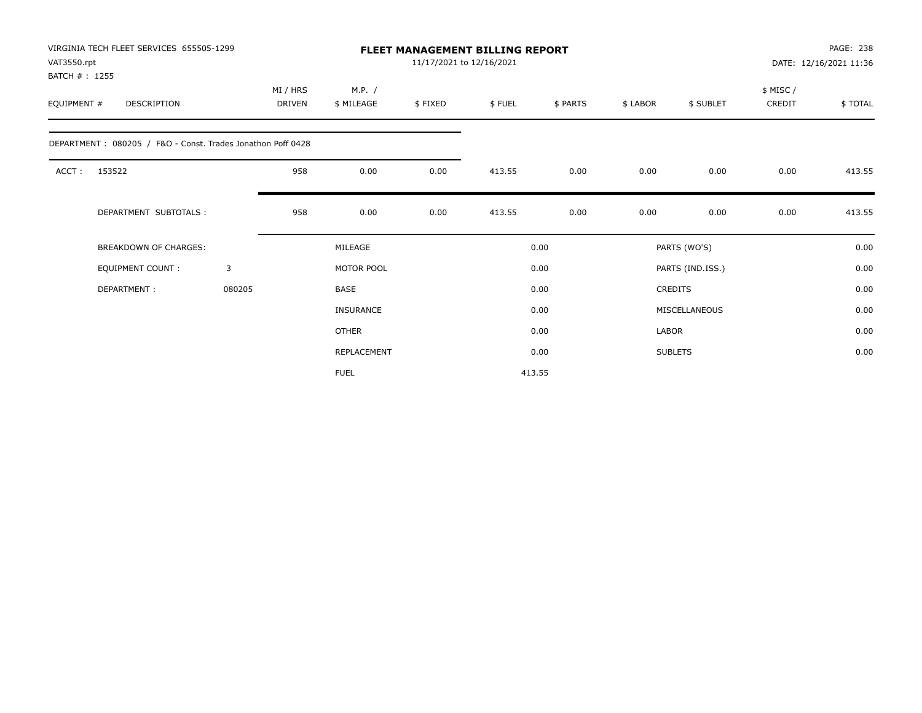VIRGINIA TECH FLEET SERVICES 655505-1299
VAT3550.rpt
BATCH # : 1255

**FLEET MANAGEMENT BILLING REPORT**
11/17/2021 to 12/16/2021

DATE: 12/16/2021 11:36

| EQUIPMENT # | DESCRIPTION | MI / HRS DRIVEN | M.P. / $ MILEAGE | $ FIXED | $ FUEL | $ PARTS | $ LABOR | $ SUBLET | $ MISC / CREDIT | $ TOTAL |
|---|---|---|---|---|---|---|---|---|---|---|
| DEPARTMENT : 080205 / F&O - Const. Trades Jonathon Poff 0428 | | | | | | | | | | |
| ACCT : | 153522 | 958 | 0.00 | 0.00 | 413.55 | 0.00 | 0.00 | 0.00 | 0.00 | 413.55 |
| | DEPARTMENT SUBTOTALS : | 958 | 0.00 | 0.00 | 413.55 | 0.00 | 0.00 | 0.00 | 0.00 | 413.55 |

| BREAKDOWN OF CHARGES: | | MILEAGE | 0.00 | PARTS (WO'S) | 0.00 |
|---|---|---|---|---|---|
| EQUIPMENT COUNT : | 3 | MOTOR POOL | 0.00 | PARTS (IND.ISS.) | 0.00 |
| DEPARTMENT : | 080205 | BASE | 0.00 | CREDITS | 0.00 |
| | | INSURANCE | 0.00 | MISCELLANEOUS | 0.00 |
| | | OTHER | 0.00 | LABOR | 0.00 |
| | | REPLACEMENT | 0.00 | SUBLETS | 0.00 |
| | | FUEL | 413.55 | | |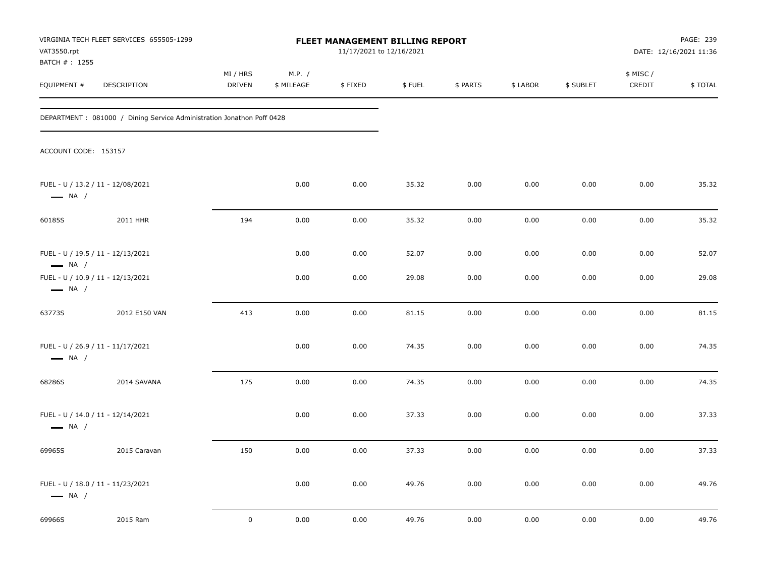VIRGINIA TECH FLEET SERVICES 655505-1299
VAT3550.rpt
BATCH # : 1255

# FLEET MANAGEMENT BILLING REPORT

11/17/2021 to 12/16/2021

DATE: 12/16/2021 11:36

| EQUIPMENT # | DESCRIPTION | MI / HRS DRIVEN | M.P. / $ MILEAGE | $ FIXED | $ FUEL | $ PARTS | $ LABOR | $ SUBLET | $ MISC / CREDIT | $ TOTAL |
|---|---|---|---|---|---|---|---|---|---|---|

DEPARTMENT : 081000 / Dining Service Administration Jonathon Poff 0428

ACCOUNT CODE: 153157

| EQUIPMENT # | DESCRIPTION | MI / HRS DRIVEN | M.P. / $ MILEAGE | $ FIXED | $ FUEL | $ PARTS | $ LABOR | $ SUBLET | $ MISC / CREDIT | $ TOTAL |
|---|---|---|---|---|---|---|---|---|---|---|
| FUEL - U / 13.2 / 11 - 12/08/2021 — NA / | | | 0.00 | 0.00 | 35.32 | 0.00 | 0.00 | 0.00 | 0.00 | 35.32 |
| 60185S | 2011 HHR | 194 | 0.00 | 0.00 | 35.32 | 0.00 | 0.00 | 0.00 | 0.00 | 35.32 |
| FUEL - U / 19.5 / 11 - 12/13/2021 — NA / | | | 0.00 | 0.00 | 52.07 | 0.00 | 0.00 | 0.00 | 0.00 | 52.07 |
| FUEL - U / 10.9 / 11 - 12/13/2021 — NA / | | | 0.00 | 0.00 | 29.08 | 0.00 | 0.00 | 0.00 | 0.00 | 29.08 |
| 63773S | 2012 E150 VAN | 413 | 0.00 | 0.00 | 81.15 | 0.00 | 0.00 | 0.00 | 0.00 | 81.15 |
| FUEL - U / 26.9 / 11 - 11/17/2021 — NA / | | | 0.00 | 0.00 | 74.35 | 0.00 | 0.00 | 0.00 | 0.00 | 74.35 |
| 68286S | 2014 SAVANA | 175 | 0.00 | 0.00 | 74.35 | 0.00 | 0.00 | 0.00 | 0.00 | 74.35 |
| FUEL - U / 14.0 / 11 - 12/14/2021 — NA / | | | 0.00 | 0.00 | 37.33 | 0.00 | 0.00 | 0.00 | 0.00 | 37.33 |
| 69965S | 2015 Caravan | 150 | 0.00 | 0.00 | 37.33 | 0.00 | 0.00 | 0.00 | 0.00 | 37.33 |
| FUEL - U / 18.0 / 11 - 11/23/2021 — NA / | | | 0.00 | 0.00 | 49.76 | 0.00 | 0.00 | 0.00 | 0.00 | 49.76 |
| 69966S | 2015 Ram | 0 | 0.00 | 0.00 | 49.76 | 0.00 | 0.00 | 0.00 | 0.00 | 49.76 |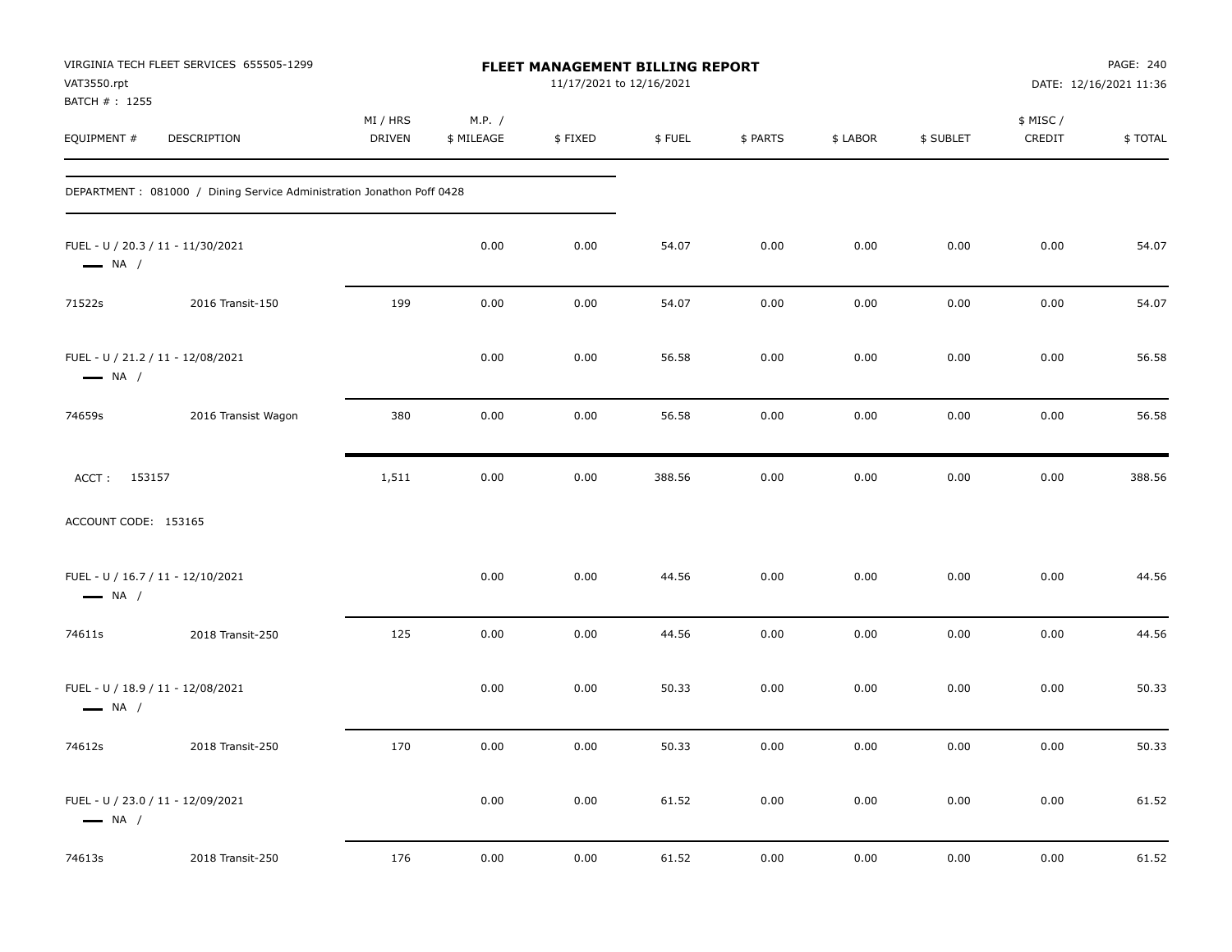VIRGINIA TECH FLEET SERVICES 655505-1299
VAT3550.rpt
BATCH # : 1255

**FLEET MANAGEMENT BILLING REPORT**
11/17/2021 to 12/16/2021

DATE: 12/16/2021 11:36

| EQUIPMENT # | DESCRIPTION | MI / HRS DRIVEN | M.P. / $ MILEAGE | $ FIXED | $ FUEL | $ PARTS | $ LABOR | $ SUBLET | $ MISC / CREDIT | $ TOTAL |
|---|---|---|---|---|---|---|---|---|---|---|
| DEPARTMENT : 081000 / Dining Service Administration Jonathon Poff 0428 | | | | | | | | | | |
| FUEL - U / 20.3 / 11 - 11/30/2021 — NA / | | | 0.00 | 0.00 | 54.07 | 0.00 | 0.00 | 0.00 | 0.00 | 54.07 |
| 71522s | 2016 Transit-150 | 199 | 0.00 | 0.00 | 54.07 | 0.00 | 0.00 | 0.00 | 0.00 | 54.07 |
| FUEL - U / 21.2 / 11 - 12/08/2021 — NA / | | | 0.00 | 0.00 | 56.58 | 0.00 | 0.00 | 0.00 | 0.00 | 56.58 |
| 74659s | 2016 Transist Wagon | 380 | 0.00 | 0.00 | 56.58 | 0.00 | 0.00 | 0.00 | 0.00 | 56.58 |
| ACCT : 153157 | | 1,511 | 0.00 | 0.00 | 388.56 | 0.00 | 0.00 | 0.00 | 0.00 | 388.56 |
| ACCOUNT CODE: 153165 | | | | | | | | | | |
| FUEL - U / 16.7 / 11 - 12/10/2021 — NA / | | | 0.00 | 0.00 | 44.56 | 0.00 | 0.00 | 0.00 | 0.00 | 44.56 |
| 74611s | 2018 Transit-250 | 125 | 0.00 | 0.00 | 44.56 | 0.00 | 0.00 | 0.00 | 0.00 | 44.56 |
| FUEL - U / 18.9 / 11 - 12/08/2021 — NA / | | | 0.00 | 0.00 | 50.33 | 0.00 | 0.00 | 0.00 | 0.00 | 50.33 |
| 74612s | 2018 Transit-250 | 170 | 0.00 | 0.00 | 50.33 | 0.00 | 0.00 | 0.00 | 0.00 | 50.33 |
| FUEL - U / 23.0 / 11 - 12/09/2021 — NA / | | | 0.00 | 0.00 | 61.52 | 0.00 | 0.00 | 0.00 | 0.00 | 61.52 |
| 74613s | 2018 Transit-250 | 176 | 0.00 | 0.00 | 61.52 | 0.00 | 0.00 | 0.00 | 0.00 | 61.52 |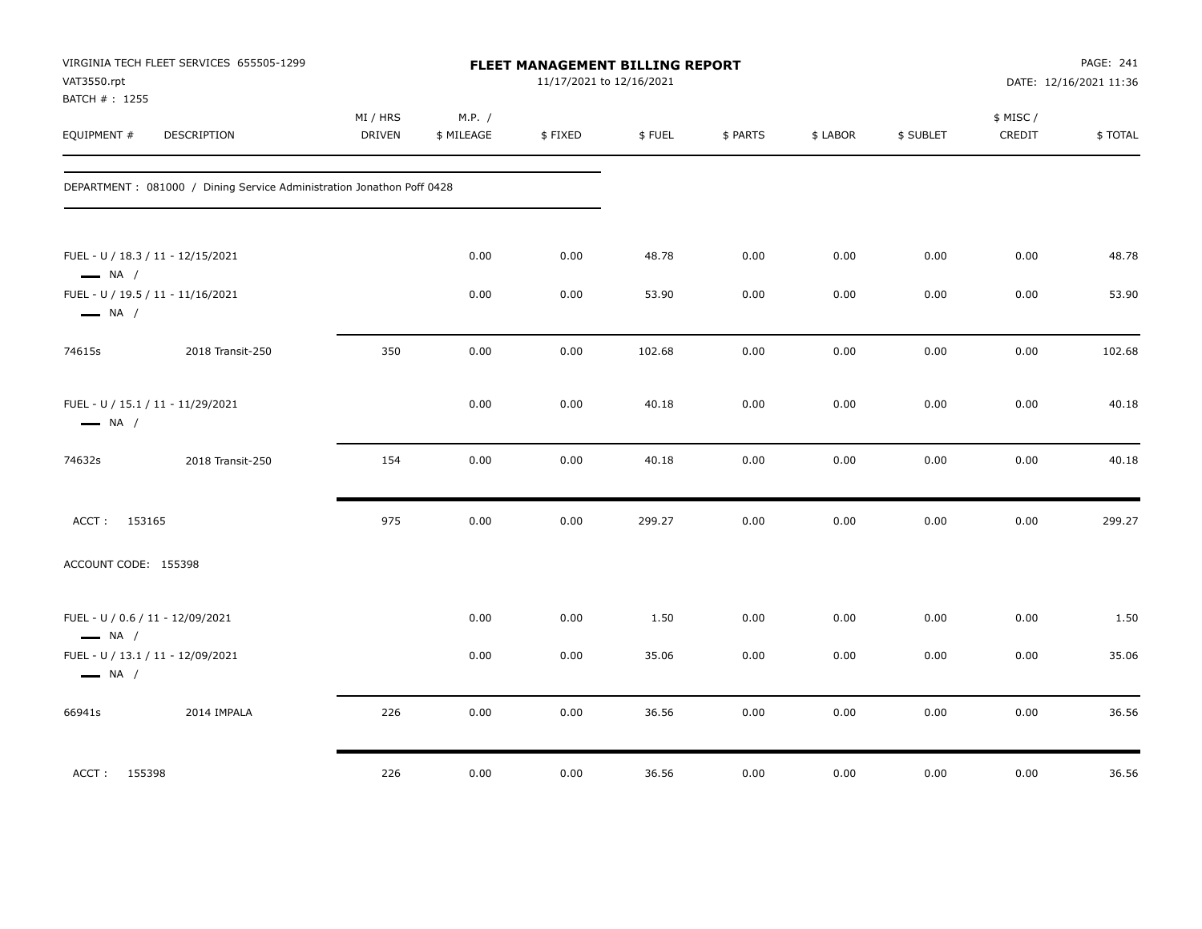VIRGINIA TECH FLEET SERVICES 655505-1299
VAT3550.rpt
BATCH # : 1255

**FLEET MANAGEMENT BILLING REPORT**
11/17/2021 to 12/16/2021

DATE: 12/16/2021 11:36

| EQUIPMENT # | DESCRIPTION | MI / HRS DRIVEN | M.P. / $ MILEAGE | $ FIXED | $ FUEL | $ PARTS | $ LABOR | $ SUBLET | $ MISC / CREDIT | $ TOTAL |
|---|---|---|---|---|---|---|---|---|---|---|
| DEPARTMENT : 081000 / Dining Service Administration Jonathon Poff 0428 | | | | | | | | | | |
| FUEL - U / 18.3 / 11 - 12/15/2021 NA / | | | 0.00 | 0.00 | 48.78 | 0.00 | 0.00 | 0.00 | 0.00 | 48.78 |
| FUEL - U / 19.5 / 11 - 11/16/2021 NA / | | | 0.00 | 0.00 | 53.90 | 0.00 | 0.00 | 0.00 | 0.00 | 53.90 |
| 74615s | 2018 Transit-250 | 350 | 0.00 | 0.00 | 102.68 | 0.00 | 0.00 | 0.00 | 0.00 | 102.68 |
| FUEL - U / 15.1 / 11 - 11/29/2021 NA / | | | 0.00 | 0.00 | 40.18 | 0.00 | 0.00 | 0.00 | 0.00 | 40.18 |
| 74632s | 2018 Transit-250 | 154 | 0.00 | 0.00 | 40.18 | 0.00 | 0.00 | 0.00 | 0.00 | 40.18 |
| ACCT : 153165 | | 975 | 0.00 | 0.00 | 299.27 | 0.00 | 0.00 | 0.00 | 0.00 | 299.27 |
| ACCOUNT CODE: 155398 | | | | | | | | | | |
| FUEL - U / 0.6 / 11 - 12/09/2021 NA / | | | 0.00 | 0.00 | 1.50 | 0.00 | 0.00 | 0.00 | 0.00 | 1.50 |
| FUEL - U / 13.1 / 11 - 12/09/2021 NA / | | | 0.00 | 0.00 | 35.06 | 0.00 | 0.00 | 0.00 | 0.00 | 35.06 |
| 66941s | 2014 IMPALA | 226 | 0.00 | 0.00 | 36.56 | 0.00 | 0.00 | 0.00 | 0.00 | 36.56 |
| ACCT : 155398 | | 226 | 0.00 | 0.00 | 36.56 | 0.00 | 0.00 | 0.00 | 0.00 | 36.56 |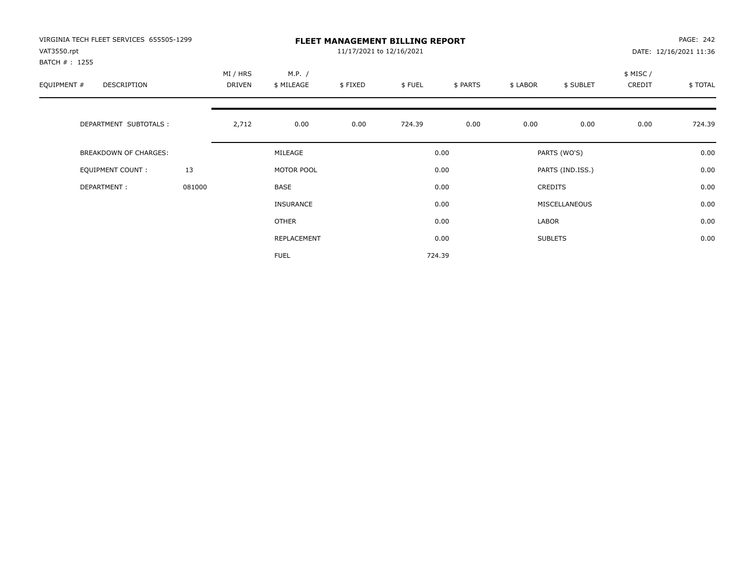VIRGINIA TECH FLEET SERVICES 655505-1299
VAT3550.rpt
BATCH # : 1255

# FLEET MANAGEMENT BILLING REPORT

11/17/2021 to 12/16/2021

PAGE: 242
DATE: 12/16/2021 11:36

| EQUIPMENT # | DESCRIPTION | MI / HRS DRIVEN | M.P. / $ MILEAGE | $ FIXED | $ FUEL | $ PARTS | $ LABOR | $ SUBLET | $ MISC / CREDIT | $ TOTAL |
|---|---|---|---|---|---|---|---|---|---|---|
| | DEPARTMENT SUBTOTALS : | 2,712 | 0.00 | 0.00 | 724.39 | 0.00 | 0.00 | 0.00 | 0.00 | 724.39 |

| | | | | | |
|---|---|---|---|---|---|
| BREAKDOWN OF CHARGES: | | MILEAGE | 0.00 | PARTS (WO'S) | 0.00 |
| EQUIPMENT COUNT : | 13 | MOTOR POOL | 0.00 | PARTS (IND.ISS.) | 0.00 |
| DEPARTMENT : | 081000 | BASE | 0.00 | CREDITS | 0.00 |
| | | INSURANCE | 0.00 | MISCELLANEOUS | 0.00 |
| | | OTHER | 0.00 | LABOR | 0.00 |
| | | REPLACEMENT | 0.00 | SUBLETS | 0.00 |
| | | FUEL | 724.39 | | |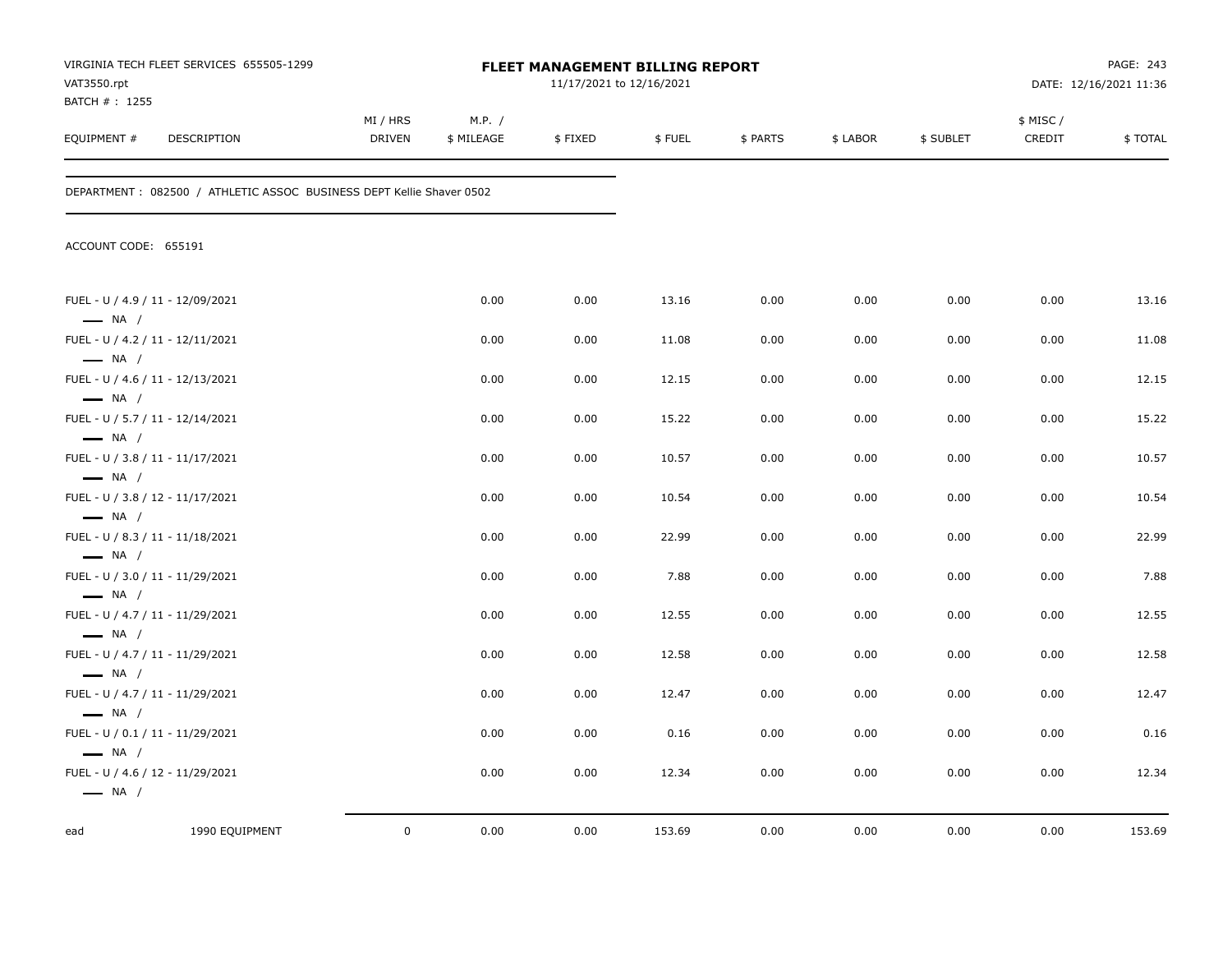VIRGINIA TECH FLEET SERVICES 655505-1299
VAT3550.rpt
BATCH # : 1255

# FLEET MANAGEMENT BILLING REPORT

11/17/2021 to 12/16/2021

DATE: 12/16/2021 11:36

| EQUIPMENT # | DESCRIPTION | MI / HRS DRIVEN | M.P. / $ MILEAGE | $ FIXED | $ FUEL | $ PARTS | $ LABOR | $ SUBLET | $ MISC / CREDIT | $ TOTAL |
|---|---|---|---|---|---|---|---|---|---|---|

DEPARTMENT : 082500 / ATHLETIC ASSOC BUSINESS DEPT Kellie Shaver 0502

ACCOUNT CODE: 655191

| EQUIPMENT # | DESCRIPTION | MI / HRS DRIVEN | M.P. / $ MILEAGE | $ FIXED | $ FUEL | $ PARTS | $ LABOR | $ SUBLET | $ MISC / CREDIT | $ TOTAL |
|---|---|---|---|---|---|---|---|---|---|---|
| FUEL - U / 4.9 / 11 - 12/09/2021 — NA / | | | 0.00 | 0.00 | 13.16 | 0.00 | 0.00 | 0.00 | 0.00 | 13.16 |
| FUEL - U / 4.2 / 11 - 12/11/2021 — NA / | | | 0.00 | 0.00 | 11.08 | 0.00 | 0.00 | 0.00 | 0.00 | 11.08 |
| FUEL - U / 4.6 / 11 - 12/13/2021 — NA / | | | 0.00 | 0.00 | 12.15 | 0.00 | 0.00 | 0.00 | 0.00 | 12.15 |
| FUEL - U / 5.7 / 11 - 12/14/2021 — NA / | | | 0.00 | 0.00 | 15.22 | 0.00 | 0.00 | 0.00 | 0.00 | 15.22 |
| FUEL - U / 3.8 / 11 - 11/17/2021 — NA / | | | 0.00 | 0.00 | 10.57 | 0.00 | 0.00 | 0.00 | 0.00 | 10.57 |
| FUEL - U / 3.8 / 12 - 11/17/2021 — NA / | | | 0.00 | 0.00 | 10.54 | 0.00 | 0.00 | 0.00 | 0.00 | 10.54 |
| FUEL - U / 8.3 / 11 - 11/18/2021 — NA / | | | 0.00 | 0.00 | 22.99 | 0.00 | 0.00 | 0.00 | 0.00 | 22.99 |
| FUEL - U / 3.0 / 11 - 11/29/2021 — NA / | | | 0.00 | 0.00 | 7.88 | 0.00 | 0.00 | 0.00 | 0.00 | 7.88 |
| FUEL - U / 4.7 / 11 - 11/29/2021 — NA / | | | 0.00 | 0.00 | 12.55 | 0.00 | 0.00 | 0.00 | 0.00 | 12.55 |
| FUEL - U / 4.7 / 11 - 11/29/2021 — NA / | | | 0.00 | 0.00 | 12.58 | 0.00 | 0.00 | 0.00 | 0.00 | 12.58 |
| FUEL - U / 4.7 / 11 - 11/29/2021 — NA / | | | 0.00 | 0.00 | 12.47 | 0.00 | 0.00 | 0.00 | 0.00 | 12.47 |
| FUEL - U / 0.1 / 11 - 11/29/2021 — NA / | | | 0.00 | 0.00 | 0.16 | 0.00 | 0.00 | 0.00 | 0.00 | 0.16 |
| FUEL - U / 4.6 / 12 - 11/29/2021 — NA / | | | 0.00 | 0.00 | 12.34 | 0.00 | 0.00 | 0.00 | 0.00 | 12.34 |
| ead | 1990 EQUIPMENT | 0 | 0.00 | 0.00 | 153.69 | 0.00 | 0.00 | 0.00 | 0.00 | 153.69 |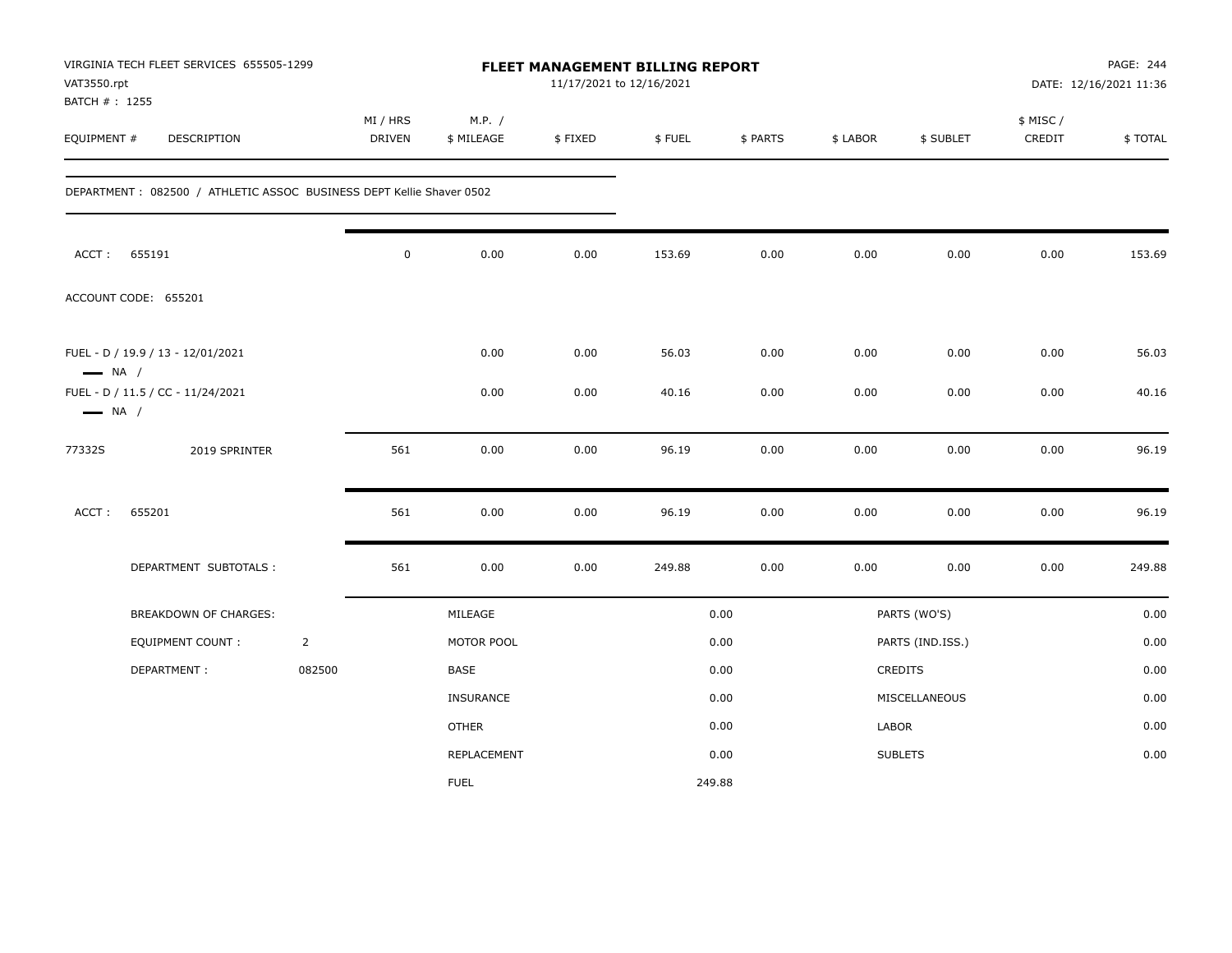VIRGINIA TECH FLEET SERVICES 655505-1299
VAT3550.rpt
BATCH # : 1255

# FLEET MANAGEMENT BILLING REPORT

11/17/2021 to 12/16/2021

PAGE: 244
DATE: 12/16/2021 11:36

| EQUIPMENT # | DESCRIPTION | MI / HRS DRIVEN | M.P. / $ MILEAGE | $ FIXED | $ FUEL | $ PARTS | $ LABOR | $ SUBLET | $ MISC / CREDIT | $ TOTAL |
|---|---|---|---|---|---|---|---|---|---|---|
| DEPARTMENT : 082500 / ATHLETIC ASSOC BUSINESS DEPT Kellie Shaver 0502 | | | | | | | | | | |
| ACCT : 655191 | | 0 | 0.00 | 0.00 | 153.69 | 0.00 | 0.00 | 0.00 | 0.00 | 153.69 |
| ACCOUNT CODE: 655201 | | | | | | | | | | |
| FUEL - D / 19.9 / 13 - 12/01/2021 — NA / | | | 0.00 | 0.00 | 56.03 | 0.00 | 0.00 | 0.00 | 0.00 | 56.03 |
| FUEL - D / 11.5 / CC - 11/24/2021 — NA / | | | 0.00 | 0.00 | 40.16 | 0.00 | 0.00 | 0.00 | 0.00 | 40.16 |
| 77332S | 2019 SPRINTER | 561 | 0.00 | 0.00 | 96.19 | 0.00 | 0.00 | 0.00 | 0.00 | 96.19 |
| ACCT : 655201 | | 561 | 0.00 | 0.00 | 96.19 | 0.00 | 0.00 | 0.00 | 0.00 | 96.19 |
| DEPARTMENT SUBTOTALS : | | 561 | 0.00 | 0.00 | 249.88 | 0.00 | 0.00 | 0.00 | 0.00 | 249.88 |

| BREAKDOWN OF CHARGES: | | | | | |
|---|---|---|---|---|---|
| EQUIPMENT COUNT : | 2 | MILEAGE | 0.00 | PARTS (WO'S) | 0.00 |
| DEPARTMENT : | 082500 | MOTOR POOL | 0.00 | PARTS (IND.ISS.) | 0.00 |
| | | BASE | 0.00 | CREDITS | 0.00 |
| | | INSURANCE | 0.00 | MISCELLANEOUS | 0.00 |
| | | OTHER | 0.00 | LABOR | 0.00 |
| | | REPLACEMENT | 0.00 | SUBLETS | 0.00 |
| | | FUEL | 249.88 | | |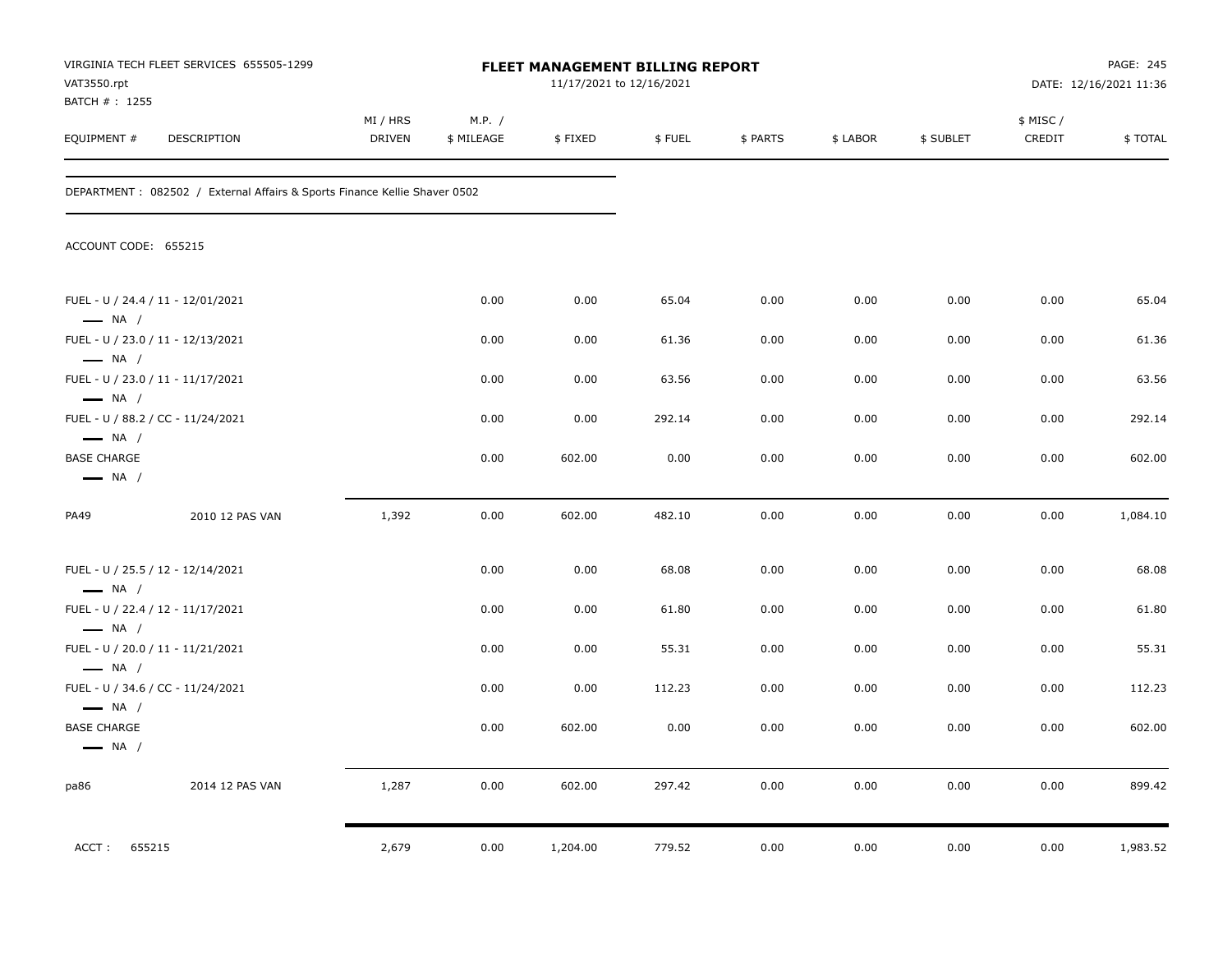VIRGINIA TECH FLEET SERVICES 655505-1299
VAT3550.rpt
BATCH # : 1255

# FLEET MANAGEMENT BILLING REPORT

11/17/2021 to 12/16/2021

DATE: 12/16/2021 11:36

| EQUIPMENT # | DESCRIPTION | MI / HRS DRIVEN | M.P. / $ MILEAGE | $ FIXED | $ FUEL | $ PARTS | $ LABOR | $ SUBLET | $ MISC / CREDIT | $ TOTAL |
|---|---|---|---|---|---|---|---|---|---|---|

DEPARTMENT : 082502 / External Affairs & Sports Finance Kellie Shaver 0502

ACCOUNT CODE: 655215

| EQUIPMENT # | DESCRIPTION | MI / HRS DRIVEN | M.P. / $ MILEAGE | $ FIXED | $ FUEL | $ PARTS | $ LABOR | $ SUBLET | $ MISC / CREDIT | $ TOTAL |
|---|---|---|---|---|---|---|---|---|---|---|
| FUEL - U / 24.4 / 11 - 12/01/2021 — NA / | | | 0.00 | 0.00 | 65.04 | 0.00 | 0.00 | 0.00 | 0.00 | 65.04 |
| FUEL - U / 23.0 / 11 - 12/13/2021 — NA / | | | 0.00 | 0.00 | 61.36 | 0.00 | 0.00 | 0.00 | 0.00 | 61.36 |
| FUEL - U / 23.0 / 11 - 11/17/2021 — NA / | | | 0.00 | 0.00 | 63.56 | 0.00 | 0.00 | 0.00 | 0.00 | 63.56 |
| FUEL - U / 88.2 / CC - 11/24/2021 — NA / | | | 0.00 | 0.00 | 292.14 | 0.00 | 0.00 | 0.00 | 0.00 | 292.14 |
| BASE CHARGE — NA / | | | 0.00 | 602.00 | 0.00 | 0.00 | 0.00 | 0.00 | 0.00 | 602.00 |
| PA49 | 2010 12 PAS VAN | 1,392 | 0.00 | 602.00 | 482.10 | 0.00 | 0.00 | 0.00 | 0.00 | 1,084.10 |
| FUEL - U / 25.5 / 12 - 12/14/2021 — NA / | | | 0.00 | 0.00 | 68.08 | 0.00 | 0.00 | 0.00 | 0.00 | 68.08 |
| FUEL - U / 22.4 / 12 - 11/17/2021 — NA / | | | 0.00 | 0.00 | 61.80 | 0.00 | 0.00 | 0.00 | 0.00 | 61.80 |
| FUEL - U / 20.0 / 11 - 11/21/2021 — NA / | | | 0.00 | 0.00 | 55.31 | 0.00 | 0.00 | 0.00 | 0.00 | 55.31 |
| FUEL - U / 34.6 / CC - 11/24/2021 — NA / | | | 0.00 | 0.00 | 112.23 | 0.00 | 0.00 | 0.00 | 0.00 | 112.23 |
| BASE CHARGE — NA / | | | 0.00 | 602.00 | 0.00 | 0.00 | 0.00 | 0.00 | 0.00 | 602.00 |
| pa86 | 2014 12 PAS VAN | 1,287 | 0.00 | 602.00 | 297.42 | 0.00 | 0.00 | 0.00 | 0.00 | 899.42 |
| ACCT : 655215 | | 2,679 | 0.00 | 1,204.00 | 779.52 | 0.00 | 0.00 | 0.00 | 0.00 | 1,983.52 |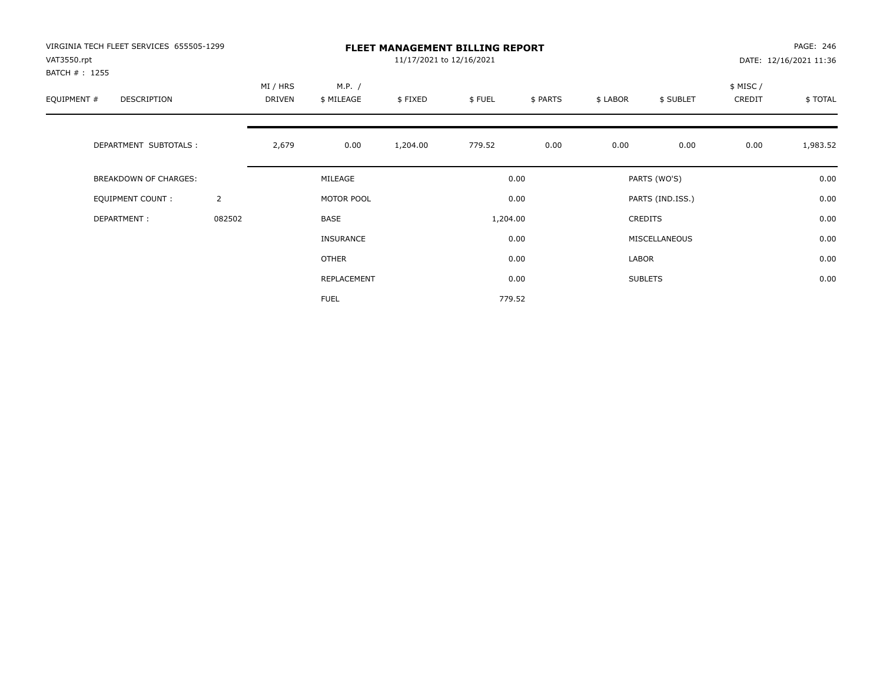VIRGINIA TECH FLEET SERVICES 655505-1299
VAT3550.rpt
BATCH # : 1255

# FLEET MANAGEMENT BILLING REPORT

11/17/2021 to 12/16/2021

DATE: 12/16/2021 11:36

| EQUIPMENT # | DESCRIPTION | MI / HRS DRIVEN | M.P. / $ MILEAGE | $ FIXED | $ FUEL | $ PARTS | $ LABOR | $ SUBLET | $ MISC / CREDIT | $ TOTAL |
|---|---|---|---|---|---|---|---|---|---|---|
| | DEPARTMENT SUBTOTALS : | 2,679 | 0.00 | 1,204.00 | 779.52 | 0.00 | 0.00 | 0.00 | 0.00 | 1,983.52 |

| BREAKDOWN OF CHARGES: | | | | | |
|---|---|---|---|---|---|
| EQUIPMENT COUNT : | 2 | MILEAGE | 0.00 | PARTS (WO'S) | 0.00 |
| DEPARTMENT : | 082502 | MOTOR POOL | 0.00 | PARTS (IND.ISS.) | 0.00 |
| | | BASE | 1,204.00 | CREDITS | 0.00 |
| | | INSURANCE | 0.00 | MISCELLANEOUS | 0.00 |
| | | OTHER | 0.00 | LABOR | 0.00 |
| | | REPLACEMENT | 0.00 | SUBLETS | 0.00 |
| | | FUEL | 779.52 | | |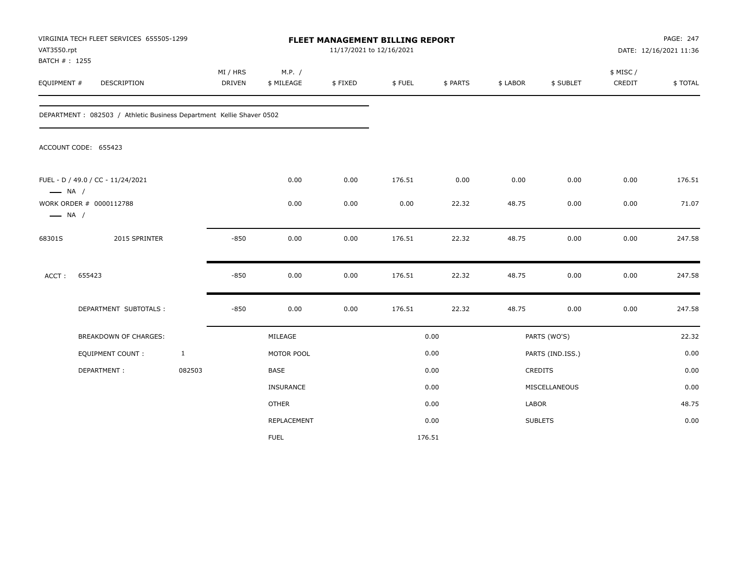VIRGINIA TECH FLEET SERVICES 655505-1299
VAT3550.rpt
BATCH # : 1255

# FLEET MANAGEMENT BILLING REPORT

11/17/2021 to 12/16/2021

PAGE: 247
DATE: 12/16/2021 11:36

| EQUIPMENT # | DESCRIPTION | MI / HRS DRIVEN | M.P. / $ MILEAGE | $ FIXED | $ FUEL | $ PARTS | $ LABOR | $ SUBLET | $ MISC / CREDIT | $ TOTAL |
|---|---|---|---|---|---|---|---|---|---|---|
| DEPARTMENT : 082503 / Athletic Business Department Kellie Shaver 0502 | | | | | | | | | | |
| ACCOUNT CODE: 655423 | | | | | | | | | | |
| FUEL - D / 49.0 / CC - 11/24/2021 — NA / | | | 0.00 | 0.00 | 176.51 | 0.00 | 0.00 | 0.00 | 0.00 | 176.51 |
| WORK ORDER # 0000112788 — NA / | | | 0.00 | 0.00 | 0.00 | 22.32 | 48.75 | 0.00 | 0.00 | 71.07 |
| 68301S | 2015 SPRINTER | -850 | 0.00 | 0.00 | 176.51 | 22.32 | 48.75 | 0.00 | 0.00 | 247.58 |
| ACCT : | 655423 | -850 | 0.00 | 0.00 | 176.51 | 22.32 | 48.75 | 0.00 | 0.00 | 247.58 |
| | DEPARTMENT SUBTOTALS : | -850 | 0.00 | 0.00 | 176.51 | 22.32 | 48.75 | 0.00 | 0.00 | 247.58 |

| BREAKDOWN OF CHARGES: | | | | | |
|---|---|---|---|---|---|
| EQUIPMENT COUNT : | 1 | MILEAGE | 0.00 | PARTS (WO'S) | 22.32 |
| DEPARTMENT : | 082503 | MOTOR POOL | 0.00 | PARTS (IND.ISS.) | 0.00 |
| | | BASE | 0.00 | CREDITS | 0.00 |
| | | INSURANCE | 0.00 | MISCELLANEOUS | 0.00 |
| | | OTHER | 0.00 | LABOR | 48.75 |
| | | REPLACEMENT | 0.00 | SUBLETS | 0.00 |
| | | FUEL | 176.51 | | |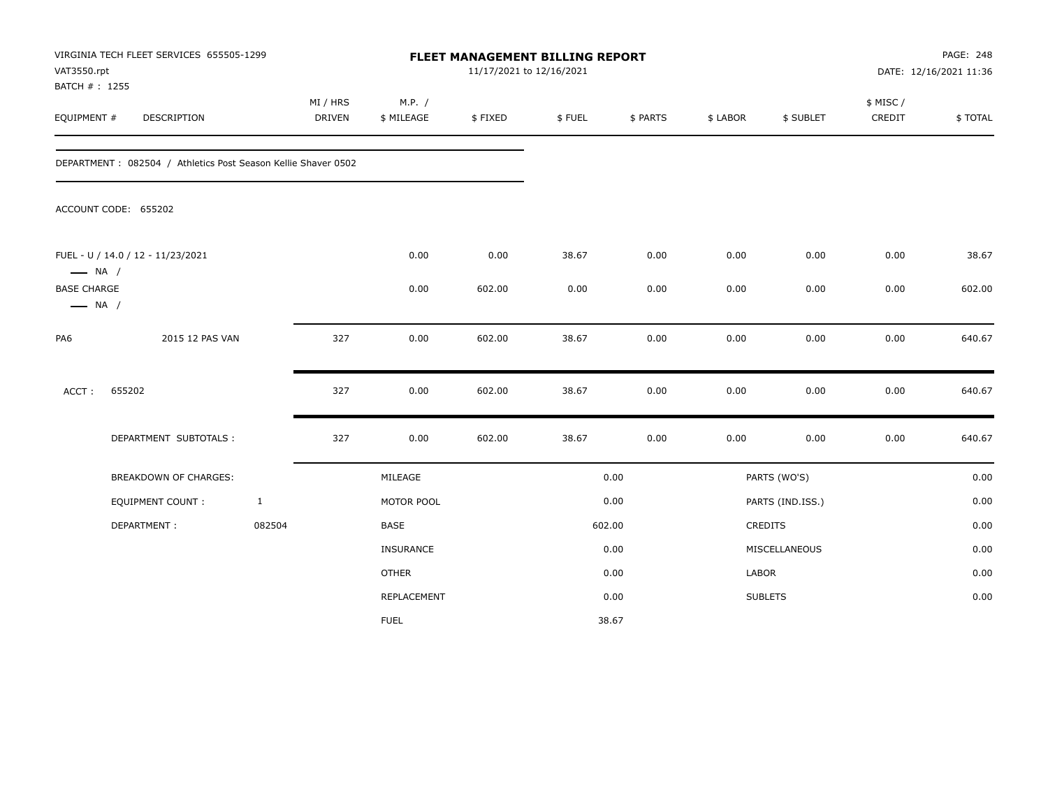VIRGINIA TECH FLEET SERVICES 655505-1299
VAT3550.rpt
BATCH # : 1255

# FLEET MANAGEMENT BILLING REPORT

11/17/2021 to 12/16/2021

DATE: 12/16/2021 11:36

| EQUIPMENT # | DESCRIPTION | MI / HRS DRIVEN | M.P. / $ MILEAGE | $ FIXED | $ FUEL | $ PARTS | $ LABOR | $ SUBLET | $ MISC / CREDIT | $ TOTAL |
|---|---|---|---|---|---|---|---|---|---|---|
| DEPARTMENT : 082504 / Athletics Post Season Kellie Shaver 0502 | | | | | | | | | | |
| ACCOUNT CODE: 655202 | | | | | | | | | | |
| FUEL - U / 14.0 / 12 - 11/23/2021 — NA / | | | 0.00 | 0.00 | 38.67 | 0.00 | 0.00 | 0.00 | 0.00 | 38.67 |
| BASE CHARGE — NA / | | | 0.00 | 602.00 | 0.00 | 0.00 | 0.00 | 0.00 | 0.00 | 602.00 |
| PA6 | 2015 12 PAS VAN | 327 | 0.00 | 602.00 | 38.67 | 0.00 | 0.00 | 0.00 | 0.00 | 640.67 |
| ACCT : | 655202 | 327 | 0.00 | 602.00 | 38.67 | 0.00 | 0.00 | 0.00 | 0.00 | 640.67 |
| | DEPARTMENT SUBTOTALS : | 327 | 0.00 | 602.00 | 38.67 | 0.00 | 0.00 | 0.00 | 0.00 | 640.67 |

| BREAKDOWN OF CHARGES: | | | | | |
|---|---|---|---|---|---|
| | | MILEAGE | 0.00 | PARTS (WO'S) | 0.00 |
| EQUIPMENT COUNT : | 1 | MOTOR POOL | 0.00 | PARTS (IND.ISS.) | 0.00 |
| DEPARTMENT : | 082504 | BASE | 602.00 | CREDITS | 0.00 |
| | | INSURANCE | 0.00 | MISCELLANEOUS | 0.00 |
| | | OTHER | 0.00 | LABOR | 0.00 |
| | | REPLACEMENT | 0.00 | SUBLETS | 0.00 |
| | | FUEL | 38.67 | | |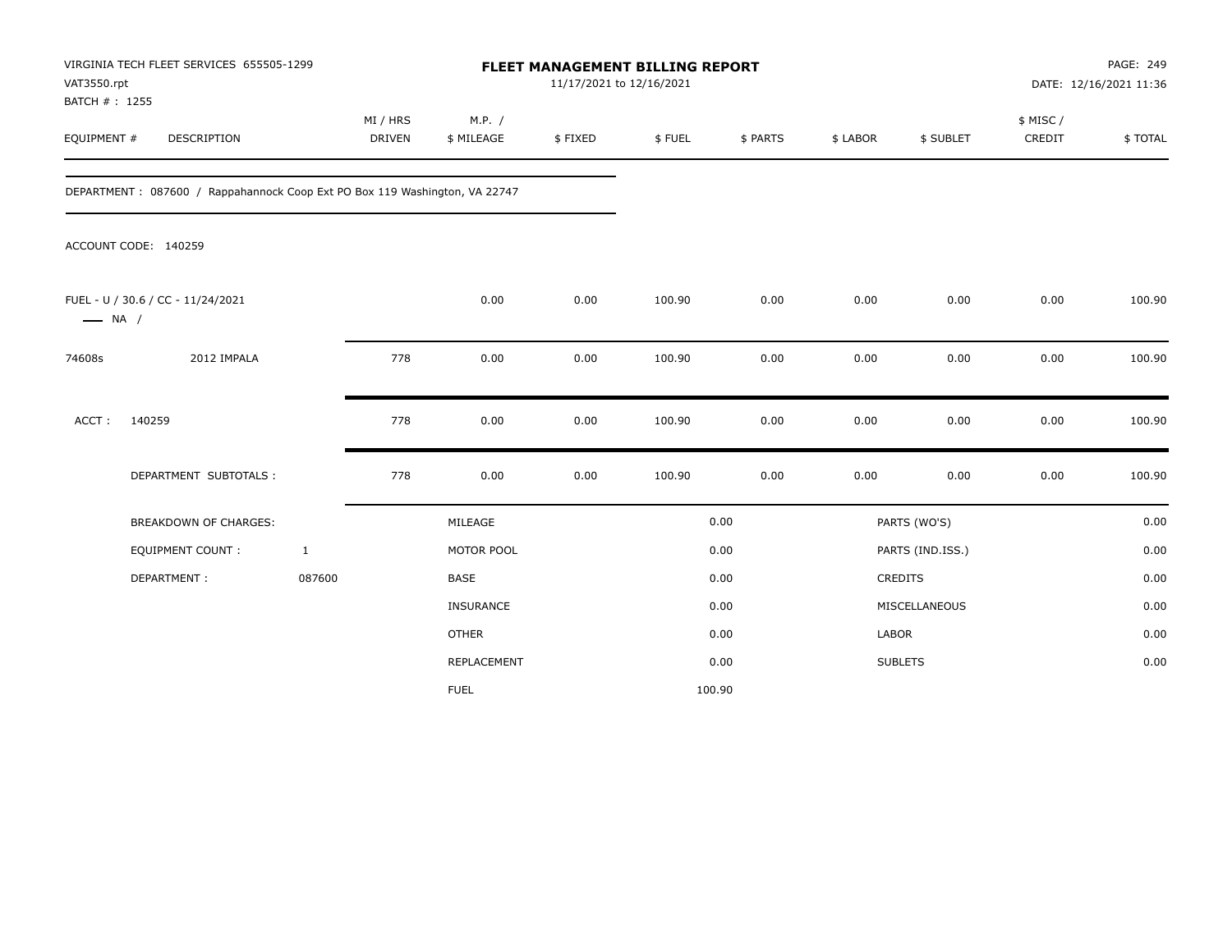VIRGINIA TECH FLEET SERVICES 655505-1299
VAT3550.rpt
BATCH # : 1255

# FLEET MANAGEMENT BILLING REPORT

11/17/2021 to 12/16/2021

PAGE: 249
DATE: 12/16/2021 11:36

| EQUIPMENT # | DESCRIPTION | MI / HRS DRIVEN | M.P. / $ MILEAGE | $ FIXED | $ FUEL | $ PARTS | $ LABOR | $ SUBLET | $ MISC / CREDIT | $ TOTAL |
|---|---|---|---|---|---|---|---|---|---|---|

DEPARTMENT : 087600 / Rappahannock Coop Ext PO Box 119 Washington, VA 22747

ACCOUNT CODE: 140259

| EQUIPMENT # | DESCRIPTION | MI / HRS DRIVEN | M.P. / $ MILEAGE | $ FIXED | $ FUEL | $ PARTS | $ LABOR | $ SUBLET | $ MISC / CREDIT | $ TOTAL |
|---|---|---|---|---|---|---|---|---|---|---|
| FUEL - U / 30.6 / CC - 11/24/2021 —— NA / | | | 0.00 | 0.00 | 100.90 | 0.00 | 0.00 | 0.00 | 0.00 | 100.90 |
| 74608s | 2012 IMPALA | 778 | 0.00 | 0.00 | 100.90 | 0.00 | 0.00 | 0.00 | 0.00 | 100.90 |
| ACCT : | 140259 | 778 | 0.00 | 0.00 | 100.90 | 0.00 | 0.00 | 0.00 | 0.00 | 100.90 |
| | DEPARTMENT SUBTOTALS : | 778 | 0.00 | 0.00 | 100.90 | 0.00 | 0.00 | 0.00 | 0.00 | 100.90 |

| | | | | | |
|---|---|---|---|---|---|
| BREAKDOWN OF CHARGES: | | MILEAGE | 0.00 | PARTS (WO'S) | 0.00 |
| EQUIPMENT COUNT : | 1 | MOTOR POOL | 0.00 | PARTS (IND.ISS.) | 0.00 |
| DEPARTMENT : | 087600 | BASE | 0.00 | CREDITS | 0.00 |
| | | INSURANCE | 0.00 | MISCELLANEOUS | 0.00 |
| | | OTHER | 0.00 | LABOR | 0.00 |
| | | REPLACEMENT | 0.00 | SUBLETS | 0.00 |
| | | FUEL | 100.90 | | |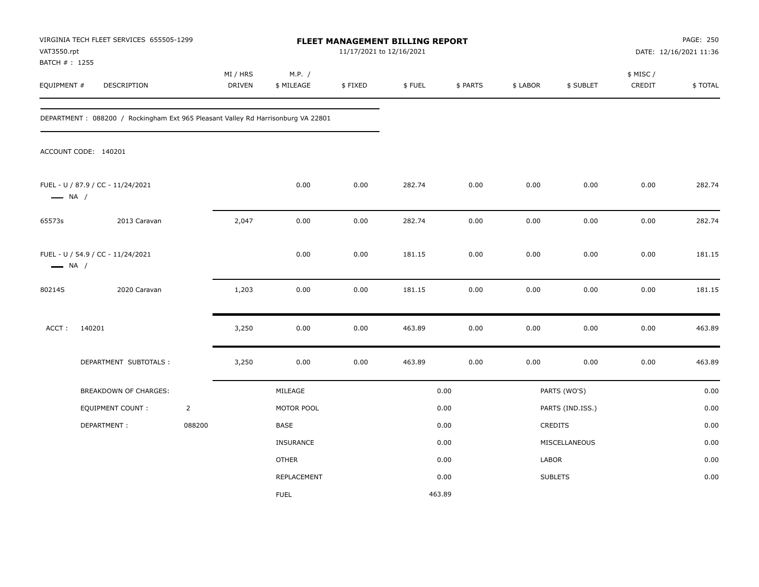VIRGINIA TECH FLEET SERVICES 655505-1299
VAT3550.rpt
BATCH # : 1255

**FLEET MANAGEMENT BILLING REPORT**
11/17/2021 to 12/16/2021

DATE: 12/16/2021 11:36

| EQUIPMENT # | DESCRIPTION | MI / HRS DRIVEN | M.P. / $ MILEAGE | $ FIXED | $ FUEL | $ PARTS | $ LABOR | $ SUBLET | $ MISC / CREDIT | $ TOTAL |
|---|---|---|---|---|---|---|---|---|---|---|

DEPARTMENT : 088200 / Rockingham Ext 965 Pleasant Valley Rd Harrisonburg VA 22801

ACCOUNT CODE: 140201

| EQUIPMENT # | DESCRIPTION | MI / HRS DRIVEN | M.P. / $ MILEAGE | $ FIXED | $ FUEL | $ PARTS | $ LABOR | $ SUBLET | $ MISC / CREDIT | $ TOTAL |
|---|---|---|---|---|---|---|---|---|---|---|
| FUEL - U / 87.9 / CC - 11/24/2021 — NA / | | | 0.00 | 0.00 | 282.74 | 0.00 | 0.00 | 0.00 | 0.00 | 282.74 |
| 65573s | 2013 Caravan | 2,047 | 0.00 | 0.00 | 282.74 | 0.00 | 0.00 | 0.00 | 0.00 | 282.74 |
| FUEL - U / 54.9 / CC - 11/24/2021 — NA / | | | 0.00 | 0.00 | 181.15 | 0.00 | 0.00 | 0.00 | 0.00 | 181.15 |
| 80214S | 2020 Caravan | 1,203 | 0.00 | 0.00 | 181.15 | 0.00 | 0.00 | 0.00 | 0.00 | 181.15 |
| ACCT : 140201 | | 3,250 | 0.00 | 0.00 | 463.89 | 0.00 | 0.00 | 0.00 | 0.00 | 463.89 |
| | DEPARTMENT SUBTOTALS : | 3,250 | 0.00 | 0.00 | 463.89 | 0.00 | 0.00 | 0.00 | 0.00 | 463.89 |

| BREAKDOWN OF CHARGES: | | | | | |
|---|---|---|---|---|---|
| EQUIPMENT COUNT : | 2 | MILEAGE | 0.00 | PARTS (WO'S) | 0.00 |
| DEPARTMENT : | 088200 | MOTOR POOL | 0.00 | PARTS (IND.ISS.) | 0.00 |
| | | BASE | 0.00 | CREDITS | 0.00 |
| | | INSURANCE | 0.00 | MISCELLANEOUS | 0.00 |
| | | OTHER | 0.00 | LABOR | 0.00 |
| | | REPLACEMENT | 0.00 | SUBLETS | 0.00 |
| | | FUEL | 463.89 | | |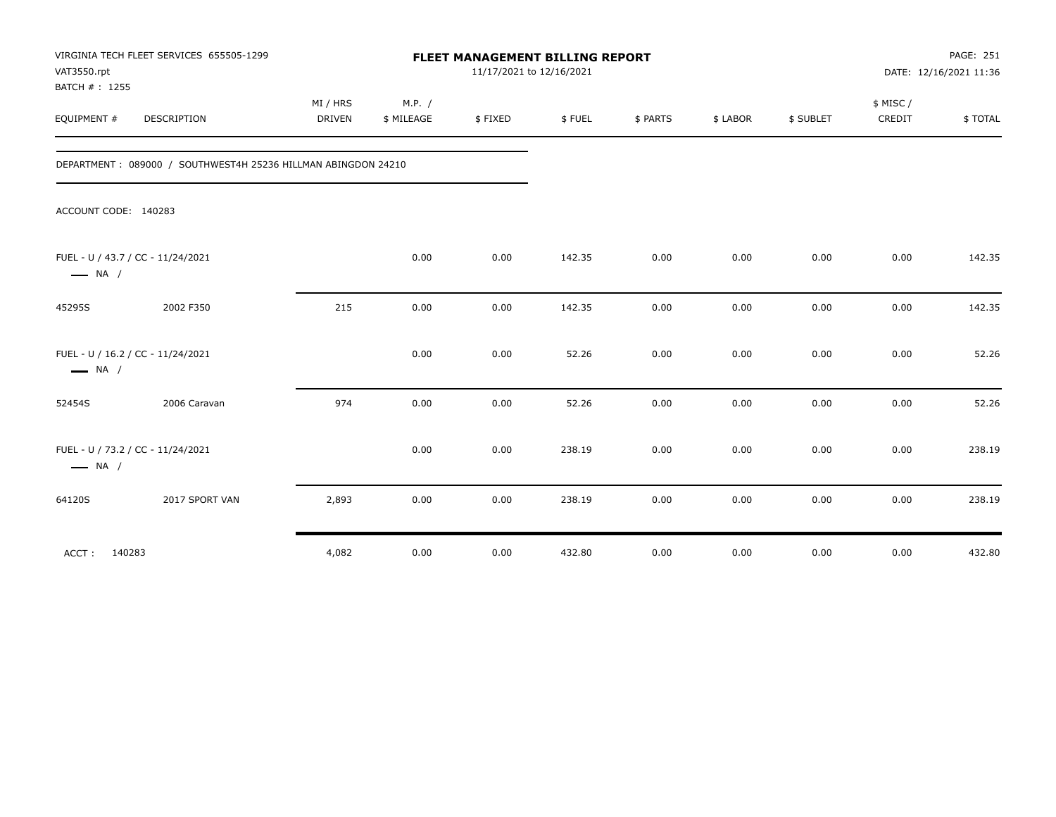VIRGINIA TECH FLEET SERVICES 655505-1299
VAT3550.rpt
BATCH # : 1255

**FLEET MANAGEMENT BILLING REPORT**
11/17/2021 to 12/16/2021

DATE: 12/16/2021 11:36

| EQUIPMENT # | DESCRIPTION | MI / HRS DRIVEN | M.P. / $ MILEAGE | $ FIXED | $ FUEL | $ PARTS | $ LABOR | $ SUBLET | $ MISC / CREDIT | $ TOTAL |
|---|---|---|---|---|---|---|---|---|---|---|
| DEPARTMENT : 089000 / SOUTHWEST4H 25236 HILLMAN ABINGDON 24210 | | | | | | | | | | |
| ACCOUNT CODE: 140283 | | | | | | | | | | |
| FUEL - U / 43.7 / CC - 11/24/2021 — NA / | | | 0.00 | 0.00 | 142.35 | 0.00 | 0.00 | 0.00 | 0.00 | 142.35 |
| 45295S | 2002 F350 | 215 | 0.00 | 0.00 | 142.35 | 0.00 | 0.00 | 0.00 | 0.00 | 142.35 |
| FUEL - U / 16.2 / CC - 11/24/2021 — NA / | | | 0.00 | 0.00 | 52.26 | 0.00 | 0.00 | 0.00 | 0.00 | 52.26 |
| 52454S | 2006 Caravan | 974 | 0.00 | 0.00 | 52.26 | 0.00 | 0.00 | 0.00 | 0.00 | 52.26 |
| FUEL - U / 73.2 / CC - 11/24/2021 — NA / | | | 0.00 | 0.00 | 238.19 | 0.00 | 0.00 | 0.00 | 0.00 | 238.19 |
| 64120S | 2017 SPORT VAN | 2,893 | 0.00 | 0.00 | 238.19 | 0.00 | 0.00 | 0.00 | 0.00 | 238.19 |
| ACCT : 140283 | | 4,082 | 0.00 | 0.00 | 432.80 | 0.00 | 0.00 | 0.00 | 0.00 | 432.80 |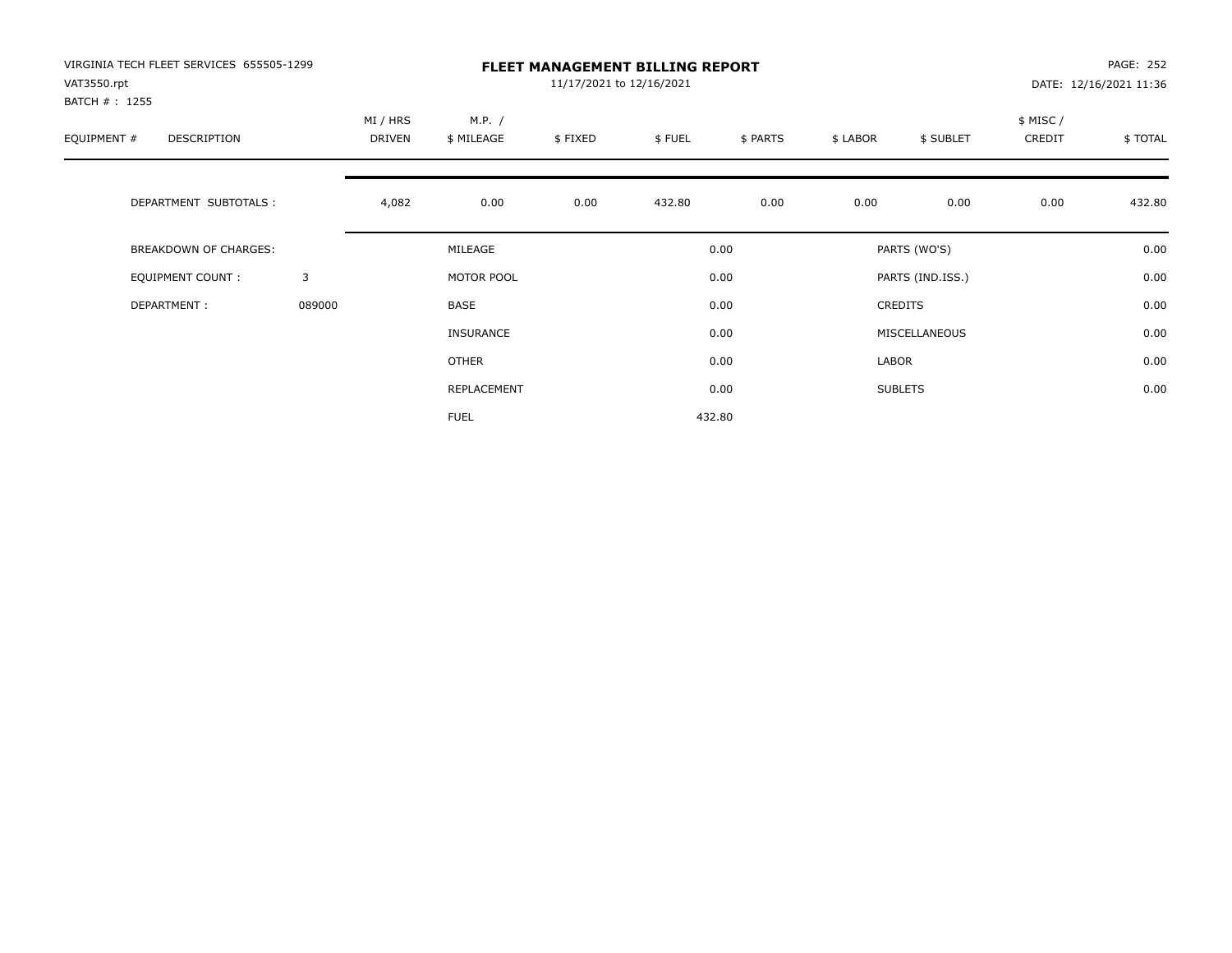VIRGINIA TECH FLEET SERVICES 655505-1299
VAT3550.rpt
BATCH # : 1255

# FLEET MANAGEMENT BILLING REPORT

11/17/2021 to 12/16/2021

DATE: 12/16/2021 11:36

| EQUIPMENT # | DESCRIPTION | MI / HRS DRIVEN | M.P. / $ MILEAGE | $ FIXED | $ FUEL | $ PARTS | $ LABOR | $ SUBLET | $ MISC / CREDIT | $ TOTAL |
|---|---|---|---|---|---|---|---|---|---|---|
| | DEPARTMENT SUBTOTALS : | 4,082 | 0.00 | 0.00 | 432.80 | 0.00 | 0.00 | 0.00 | 0.00 | 432.80 |

| BREAKDOWN OF CHARGES: | | | | | |
|---|---|---|---|---|---|
| EQUIPMENT COUNT : | 3 | MILEAGE | 0.00 | PARTS (WO'S) | 0.00 |
| DEPARTMENT : | 089000 | MOTOR POOL | 0.00 | PARTS (IND.ISS.) | 0.00 |
| | | BASE | 0.00 | CREDITS | 0.00 |
| | | INSURANCE | 0.00 | MISCELLANEOUS | 0.00 |
| | | OTHER | 0.00 | LABOR | 0.00 |
| | | REPLACEMENT | 0.00 | SUBLETS | 0.00 |
| | | FUEL | 432.80 | | |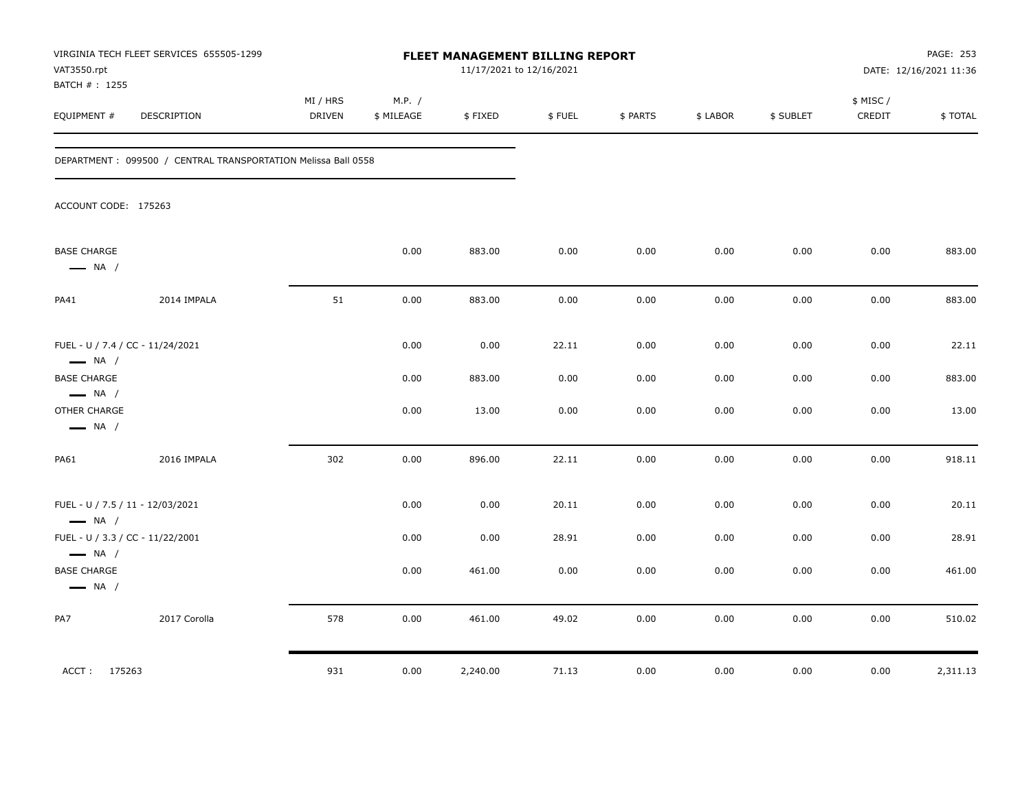VIRGINIA TECH FLEET SERVICES 655505-1299
VAT3550.rpt
BATCH # : 1255

# FLEET MANAGEMENT BILLING REPORT

11/17/2021 to 12/16/2021

DATE: 12/16/2021 11:36

DEPARTMENT : 099500 / CENTRAL TRANSPORTATION Melissa Ball 0558

ACCOUNT CODE: 175263

| EQUIPMENT # | DESCRIPTION | MI / HRS DRIVEN | M.P. / $ MILEAGE | $ FIXED | $ FUEL | $ PARTS | $ LABOR | $ SUBLET | $ MISC / CREDIT | $ TOTAL |
|---|---|---|---|---|---|---|---|---|---|---|
| BASE CHARGE — NA / | | | 0.00 | 883.00 | 0.00 | 0.00 | 0.00 | 0.00 | 0.00 | 883.00 |
| PA41 | 2014 IMPALA | 51 | 0.00 | 883.00 | 0.00 | 0.00 | 0.00 | 0.00 | 0.00 | 883.00 |
| FUEL - U / 7.4 / CC - 11/24/2021 — NA / | | | 0.00 | 0.00 | 22.11 | 0.00 | 0.00 | 0.00 | 0.00 | 22.11 |
| BASE CHARGE — NA / | | | 0.00 | 883.00 | 0.00 | 0.00 | 0.00 | 0.00 | 0.00 | 883.00 |
| OTHER CHARGE — NA / | | | 0.00 | 13.00 | 0.00 | 0.00 | 0.00 | 0.00 | 0.00 | 13.00 |
| PA61 | 2016 IMPALA | 302 | 0.00 | 896.00 | 22.11 | 0.00 | 0.00 | 0.00 | 0.00 | 918.11 |
| FUEL - U / 7.5 / 11 - 12/03/2021 — NA / | | | 0.00 | 0.00 | 20.11 | 0.00 | 0.00 | 0.00 | 0.00 | 20.11 |
| FUEL - U / 3.3 / CC - 11/22/2001 — NA / | | | 0.00 | 0.00 | 28.91 | 0.00 | 0.00 | 0.00 | 0.00 | 28.91 |
| BASE CHARGE — NA / | | | 0.00 | 461.00 | 0.00 | 0.00 | 0.00 | 0.00 | 0.00 | 461.00 |
| PA7 | 2017 Corolla | 578 | 0.00 | 461.00 | 49.02 | 0.00 | 0.00 | 0.00 | 0.00 | 510.02 |
| ACCT : 175263 | | 931 | 0.00 | 2,240.00 | 71.13 | 0.00 | 0.00 | 0.00 | 0.00 | 2,311.13 |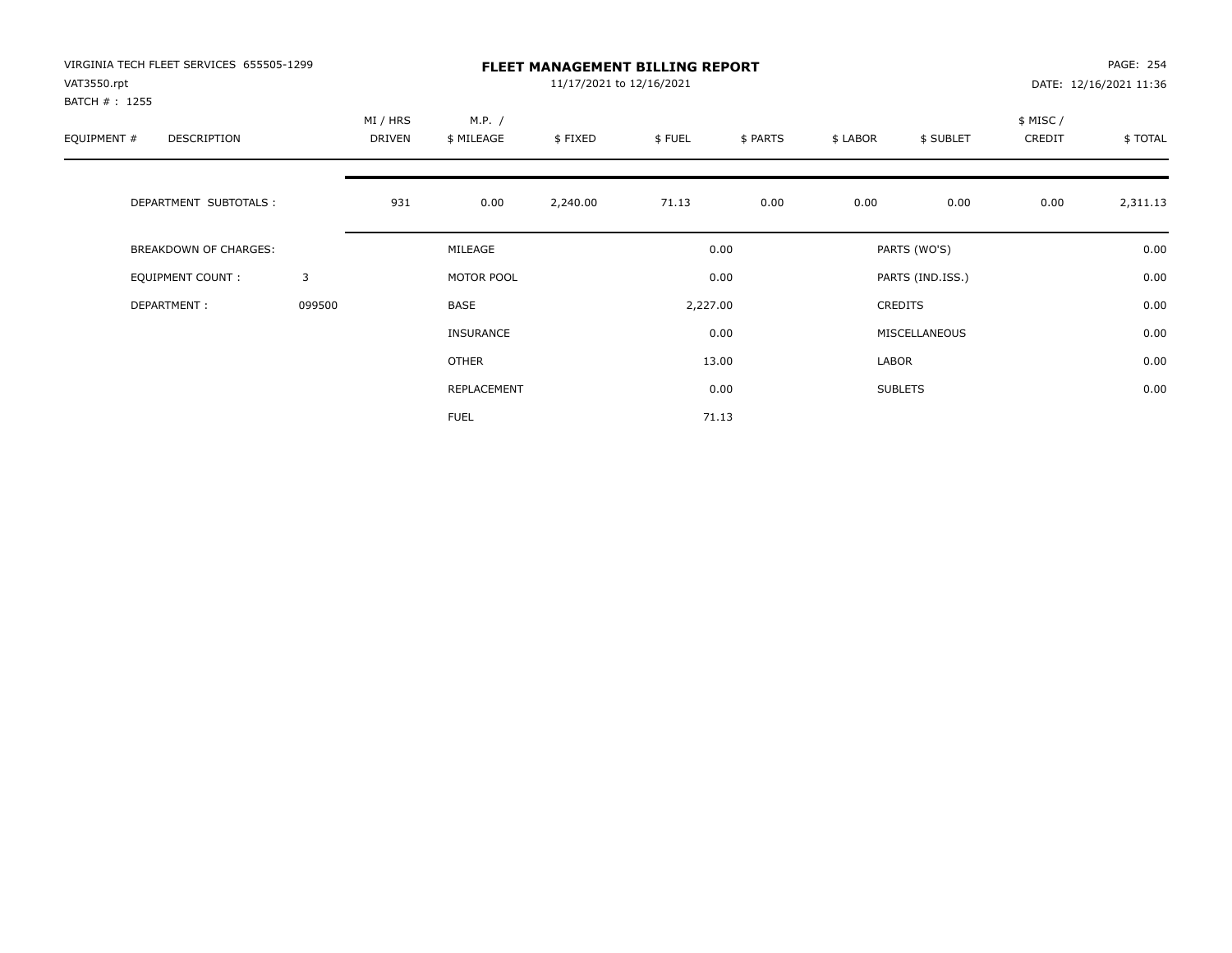VIRGINIA TECH FLEET SERVICES 655505-1299
VAT3550.rpt
BATCH # : 1255

# FLEET MANAGEMENT BILLING REPORT

11/17/2021 to 12/16/2021

PAGE: 254
DATE: 12/16/2021 11:36

| EQUIPMENT # | DESCRIPTION | MI / HRS DRIVEN | M.P. / $ MILEAGE | $ FIXED | $ FUEL | $ PARTS | $ LABOR | $ SUBLET | $ MISC / CREDIT | $ TOTAL |
|---|---|---|---|---|---|---|---|---|---|---|
| | DEPARTMENT SUBTOTALS : | 931 | 0.00 | 2,240.00 | 71.13 | 0.00 | 0.00 | 0.00 | 0.00 | 2,311.13 |

| | | | | | |
|---|---|---|---|---|---|
| BREAKDOWN OF CHARGES: | | MILEAGE | 0.00 | PARTS (WO'S) | 0.00 |
| EQUIPMENT COUNT : | 3 | MOTOR POOL | 0.00 | PARTS (IND.ISS.) | 0.00 |
| DEPARTMENT : | 099500 | BASE | 2,227.00 | CREDITS | 0.00 |
| | | INSURANCE | 0.00 | MISCELLANEOUS | 0.00 |
| | | OTHER | 13.00 | LABOR | 0.00 |
| | | REPLACEMENT | 0.00 | SUBLETS | 0.00 |
| | | FUEL | 71.13 | | |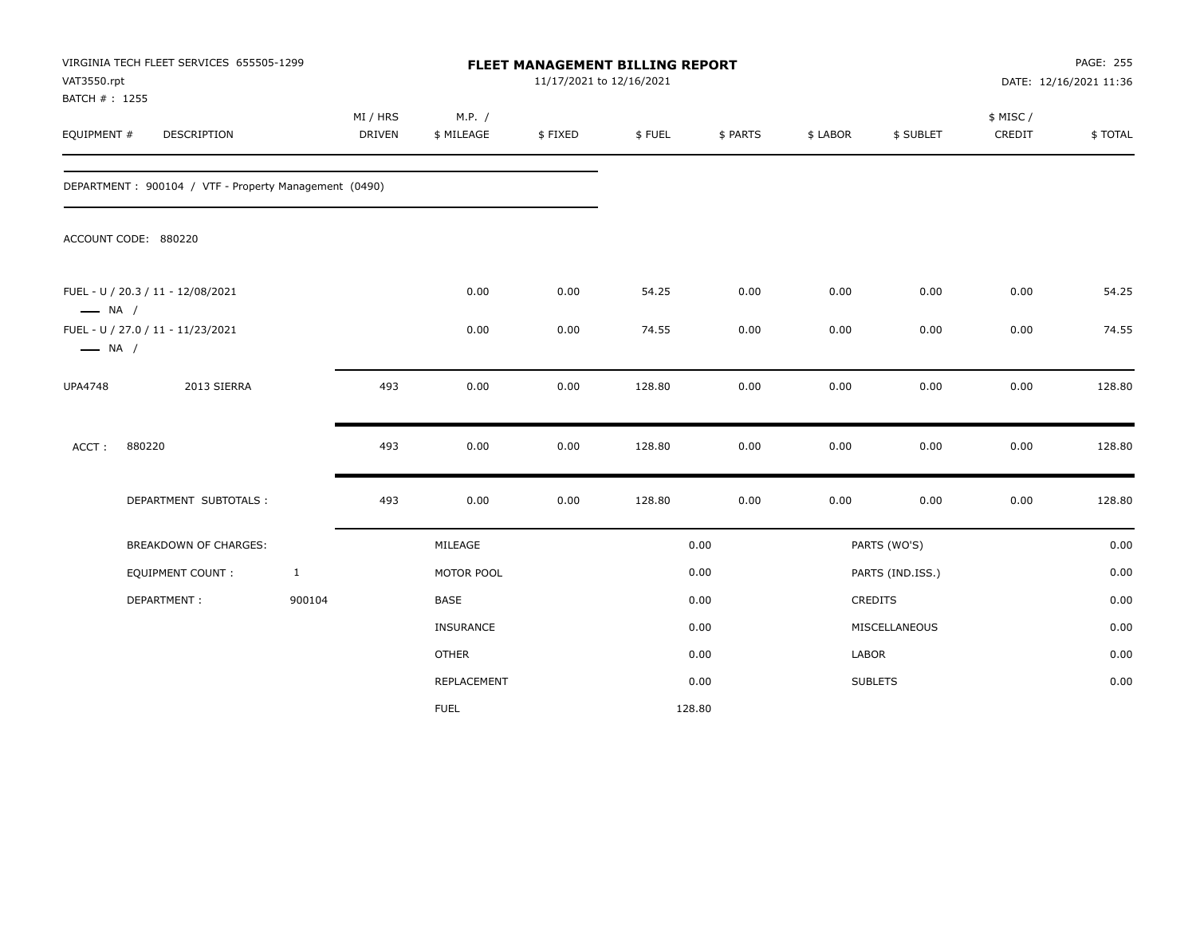VIRGINIA TECH FLEET SERVICES 655505-1299
VAT3550.rpt
BATCH # : 1255

# FLEET MANAGEMENT BILLING REPORT

11/17/2021 to 12/16/2021

DATE: 12/16/2021 11:36

| EQUIPMENT # | DESCRIPTION | MI / HRS DRIVEN | M.P. / $ MILEAGE | $ FIXED | $ FUEL | $ PARTS | $ LABOR | $ SUBLET | $ MISC / CREDIT | $ TOTAL |
|---|---|---|---|---|---|---|---|---|---|---|

DEPARTMENT : 900104 / VTF - Property Management (0490)

ACCOUNT CODE: 880220

| EQUIPMENT # | DESCRIPTION | MI / HRS DRIVEN | M.P. / $ MILEAGE | $ FIXED | $ FUEL | $ PARTS | $ LABOR | $ SUBLET | $ MISC / CREDIT | $ TOTAL |
|---|---|---|---|---|---|---|---|---|---|---|
| FUEL - U / 20.3 / 11 - 12/08/2021 —— NA / | | | 0.00 | 0.00 | 54.25 | 0.00 | 0.00 | 0.00 | 0.00 | 54.25 |
| FUEL - U / 27.0 / 11 - 11/23/2021 —— NA / | | | 0.00 | 0.00 | 74.55 | 0.00 | 0.00 | 0.00 | 0.00 | 74.55 |
| UPA4748 | 2013 SIERRA | 493 | 0.00 | 0.00 | 128.80 | 0.00 | 0.00 | 0.00 | 0.00 | 128.80 |
| ACCT : | 880220 | 493 | 0.00 | 0.00 | 128.80 | 0.00 | 0.00 | 0.00 | 0.00 | 128.80 |
| | DEPARTMENT SUBTOTALS : | 493 | 0.00 | 0.00 | 128.80 | 0.00 | 0.00 | 0.00 | 0.00 | 128.80 |

| BREAKDOWN OF CHARGES: | | | | | |
|---|---|---|---|---|---|
| EQUIPMENT COUNT : | 1 | MILEAGE | 0.00 | PARTS (WO'S) | 0.00 |
| DEPARTMENT : | 900104 | MOTOR POOL | 0.00 | PARTS (IND.ISS.) | 0.00 |
| | | BASE | 0.00 | CREDITS | 0.00 |
| | | INSURANCE | 0.00 | MISCELLANEOUS | 0.00 |
| | | OTHER | 0.00 | LABOR | 0.00 |
| | | REPLACEMENT | 0.00 | SUBLETS | 0.00 |
| | | FUEL | 128.80 | | |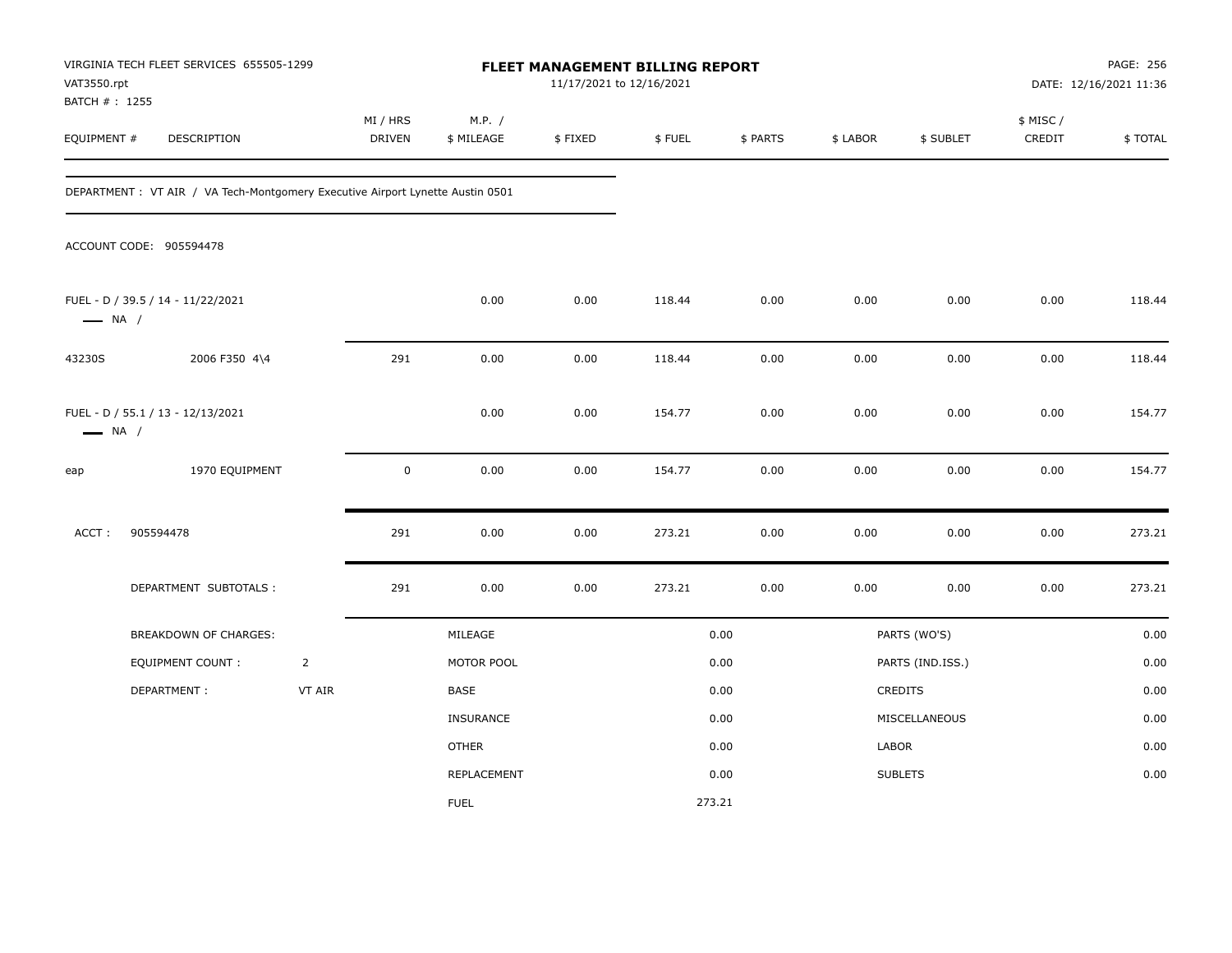VIRGINIA TECH FLEET SERVICES 655505-1299
VAT3550.rpt
BATCH # : 1255

# FLEET MANAGEMENT BILLING REPORT

11/17/2021 to 12/16/2021

PAGE: 256
DATE: 12/16/2021 11:36

| EQUIPMENT # | DESCRIPTION | MI / HRS DRIVEN | M.P. / $ MILEAGE | $ FIXED | $ FUEL | $ PARTS | $ LABOR | $ SUBLET | $ MISC / CREDIT | $ TOTAL |
|---|---|---|---|---|---|---|---|---|---|---|
| DEPARTMENT : VT AIR / VA Tech-Montgomery Executive Airport Lynette Austin 0501 | | | | | | | | | | |
| ACCOUNT CODE: 905594478 | | | | | | | | | | |
| FUEL - D / 39.5 / 14 - 11/22/2021 — NA / | | | 0.00 | 0.00 | 118.44 | 0.00 | 0.00 | 0.00 | 0.00 | 118.44 |
| 43230S | 2006 F350 4\4 | 291 | 0.00 | 0.00 | 118.44 | 0.00 | 0.00 | 0.00 | 0.00 | 118.44 |
| FUEL - D / 55.1 / 13 - 12/13/2021 — NA / | | | 0.00 | 0.00 | 154.77 | 0.00 | 0.00 | 0.00 | 0.00 | 154.77 |
| eap | 1970 EQUIPMENT | 0 | 0.00 | 0.00 | 154.77 | 0.00 | 0.00 | 0.00 | 0.00 | 154.77 |
| ACCT : | 905594478 | 291 | 0.00 | 0.00 | 273.21 | 0.00 | 0.00 | 0.00 | 0.00 | 273.21 |
| | DEPARTMENT SUBTOTALS : | 291 | 0.00 | 0.00 | 273.21 | 0.00 | 0.00 | 0.00 | 0.00 | 273.21 |

| BREAKDOWN OF CHARGES: | | | | | |
|---|---|---|---|---|---|
| | | MILEAGE | 0.00 | PARTS (WO'S) | 0.00 |
| EQUIPMENT COUNT : | 2 | MOTOR POOL | 0.00 | PARTS (IND.ISS.) | 0.00 |
| DEPARTMENT : | VT AIR | BASE | 0.00 | CREDITS | 0.00 |
| | | INSURANCE | 0.00 | MISCELLANEOUS | 0.00 |
| | | OTHER | 0.00 | LABOR | 0.00 |
| | | REPLACEMENT | 0.00 | SUBLETS | 0.00 |
| | | FUEL | 273.21 | | |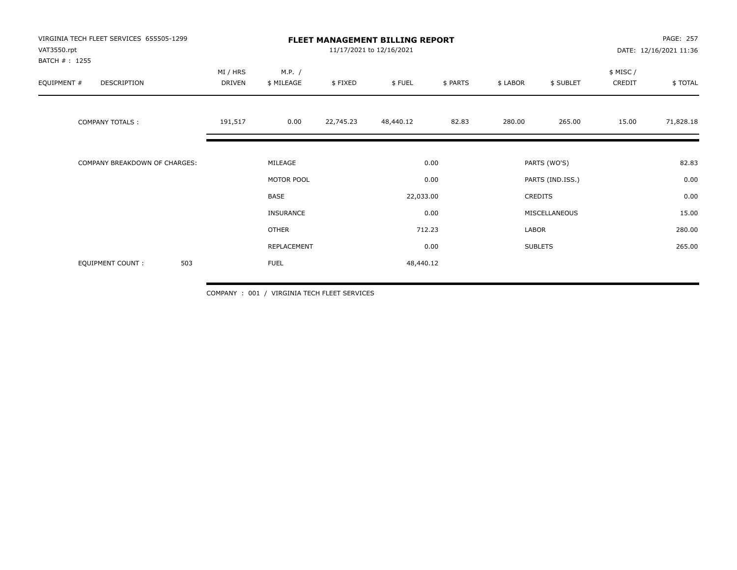VIRGINIA TECH FLEET SERVICES 655505-1299
VAT3550.rpt
BATCH # : 1255

# FLEET MANAGEMENT BILLING REPORT

11/17/2021 to 12/16/2021

DATE: 12/16/2021 11:36

| EQUIPMENT # | DESCRIPTION | MI / HRS DRIVEN | M.P. / $ MILEAGE | $ FIXED | $ FUEL | $ PARTS | $ LABOR | $ SUBLET | $ MISC / CREDIT | $ TOTAL |
|---|---|---|---|---|---|---|---|---|---|---|
| COMPANY TOTALS : | | 191,517 | 0.00 | 22,745.23 | 48,440.12 | 82.83 | 280.00 | 265.00 | 15.00 | 71,828.18 |

| COMPANY BREAKDOWN OF CHARGES: | | | | |
|---|---|---|---|---|
| | MILEAGE | 0.00 | PARTS (WO'S) | 82.83 |
| | MOTOR POOL | 0.00 | PARTS (IND.ISS.) | 0.00 |
| | BASE | 22,033.00 | CREDITS | 0.00 |
| | INSURANCE | 0.00 | MISCELLANEOUS | 15.00 |
| | OTHER | 712.23 | LABOR | 280.00 |
| | REPLACEMENT | 0.00 | SUBLETS | 265.00 |
| EQUIPMENT COUNT : 503 | FUEL | 48,440.12 | | |

COMPANY : 001 / VIRGINIA TECH FLEET SERVICES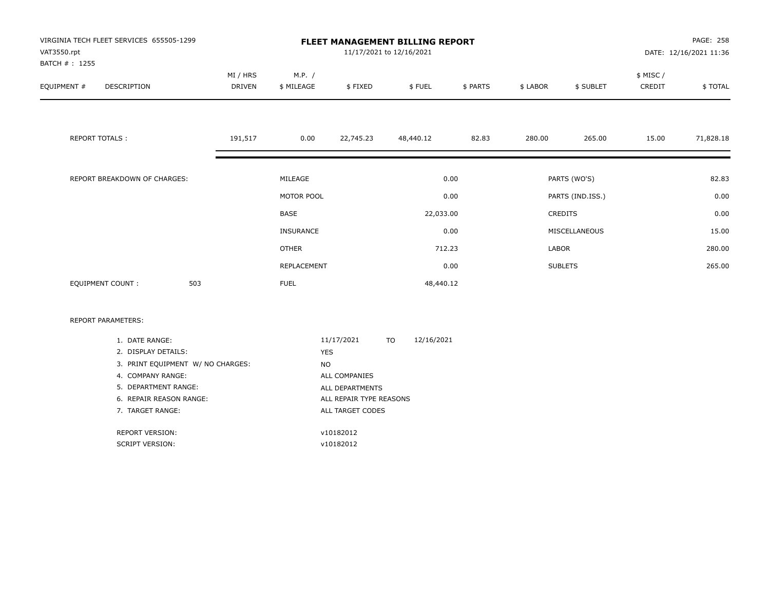VIRGINIA TECH FLEET SERVICES 655505-1299
VAT3550.rpt
BATCH # : 1255

# FLEET MANAGEMENT BILLING REPORT

11/17/2021 to 12/16/2021

DATE: 12/16/2021 11:36

| EQUIPMENT # | DESCRIPTION | MI / HRS DRIVEN | M.P. / $ MILEAGE | $ FIXED | $ FUEL | $ PARTS | $ LABOR | $ SUBLET | $ MISC / CREDIT | $ TOTAL |
|---|---|---|---|---|---|---|---|---|---|---|
| REPORT TOTALS : | | 191,517 | 0.00 | 22,745.23 | 48,440.12 | 82.83 | 280.00 | 265.00 | 15.00 | 71,828.18 |

| | | | | | |
|---|---|---|---|---|---|
| REPORT BREAKDOWN OF CHARGES: | | MILEAGE | 0.00 | PARTS (WO'S) | 82.83 |
| | | MOTOR POOL | 0.00 | PARTS (IND.ISS.) | 0.00 |
| | | BASE | 22,033.00 | CREDITS | 0.00 |
| | | INSURANCE | 0.00 | MISCELLANEOUS | 15.00 |
| | | OTHER | 712.23 | LABOR | 280.00 |
| | | REPLACEMENT | 0.00 | SUBLETS | 265.00 |
| EQUIPMENT COUNT : | 503 | FUEL | 48,440.12 | | |

REPORT PARAMETERS:

1. DATE RANGE: 11/17/2021 TO 12/16/2021
2. DISPLAY DETAILS: YES
3. PRINT EQUIPMENT W/ NO CHARGES: NO
4. COMPANY RANGE: ALL COMPANIES
5. DEPARTMENT RANGE: ALL DEPARTMENTS
6. REPAIR REASON RANGE: ALL REPAIR TYPE REASONS
7. TARGET RANGE: ALL TARGET CODES

REPORT VERSION: v10182012
SCRIPT VERSION: v10182012